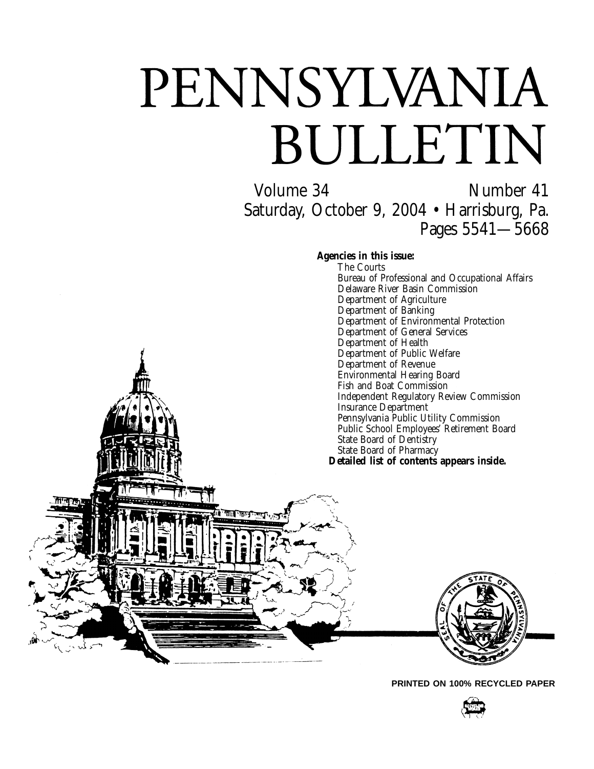# PENNSYLVANIA BULLETIN

Volume 34 Number 41

Saturday, October 9, 2004 • Harrisburg, Pa.

Pages 5541—5668

**Agencies in this issue:**

The Courts
Bureau of Professional and Occupational Affairs
Delaware River Basin Commission
Department of Agriculture
Department of Banking
Department of Environmental Protection
Department of General Services
Department of Health
Department of Public Welfare
Department of Revenue
Environmental Hearing Board
Fish and Boat Commission
Independent Regulatory Review Commission
Insurance Department
Pennsylvania Public Utility Commission
Public School Employees' Retirement Board
State Board of Dentistry
State Board of Pharmacy

**Detailed list of contents appears inside.**

**PRINTED ON 100% RECYCLED PAPER**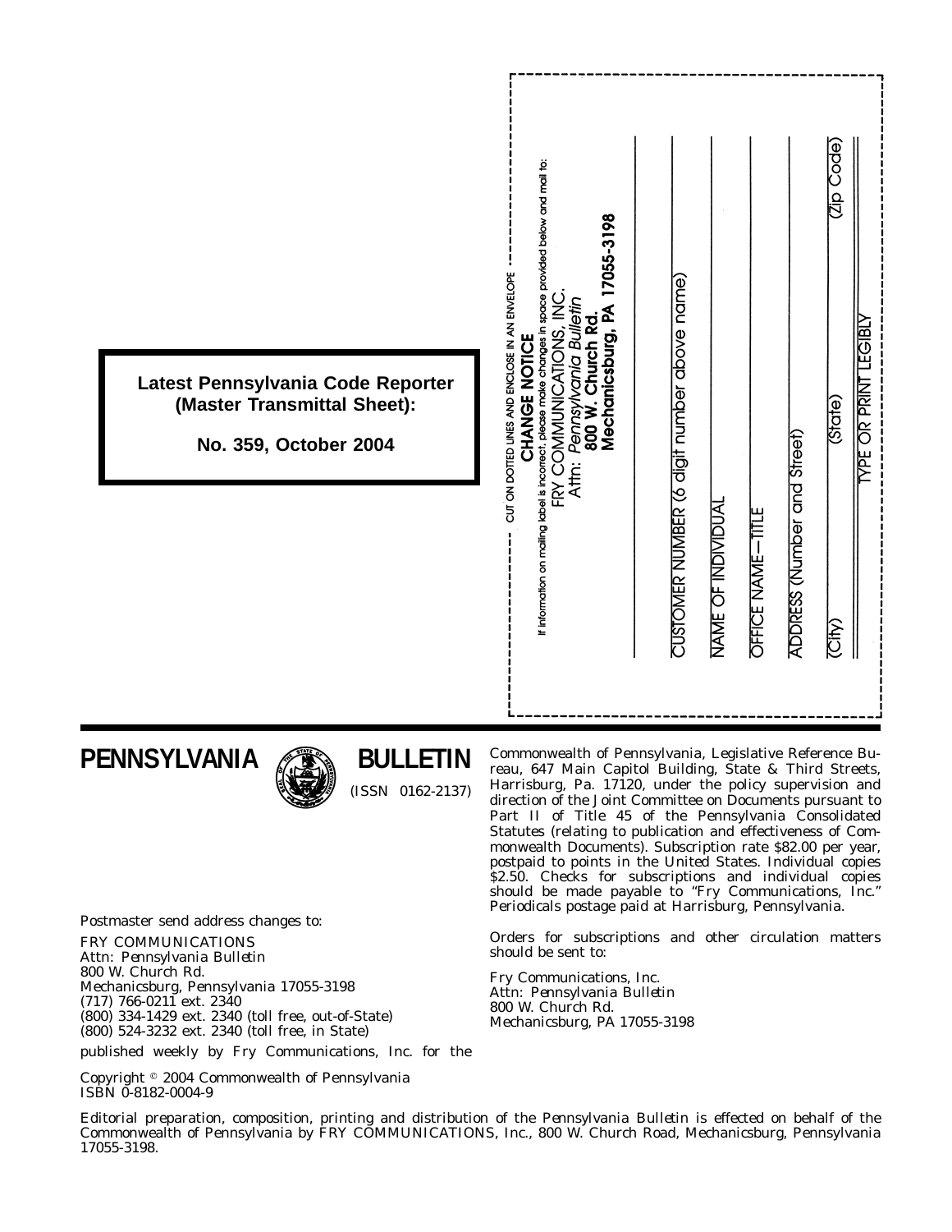**Latest Pennsylvania Code Reporter (Master Transmittal Sheet):**

**No. 359, October 2004**

CUT ON DOTTED LINES AND ENCLOSE IN AN ENVELOPE

**CHANGE NOTICE**

If information on mailing label is incorrect, please make changes in space provided below and mail to:

FRY COMMUNICATIONS, INC.
Attn: *Pennsylvania Bulletin*
**800 W. Church Rd.**
**Mechanicsburg, PA 17055-3198**

CUSTOMER NUMBER (6 digit number above name)

NAME OF INDIVIDUAL

OFFICE NAME—TITLE

ADDRESS (Number and Street)

(City) (State) (Zip Code)

TYPE OR PRINT LEGIBLY

# PENNSYLVANIA BULLETIN

(ISSN 0162-2137)

Postmaster send address changes to:

FRY COMMUNICATIONS
Attn: *Pennsylvania Bulletin*
800 W. Church Rd.
Mechanicsburg, Pennsylvania 17055-3198
(717) 766-0211 ext. 2340
(800) 334-1429 ext. 2340 (toll free, out-of-State)
(800) 524-3232 ext. 2340 (toll free, in State)

published weekly by Fry Communications, Inc. for the Commonwealth of Pennsylvania, Legislative Reference Bureau, 647 Main Capitol Building, State & Third Streets, Harrisburg, Pa. 17120, under the policy supervision and direction of the Joint Committee on Documents pursuant to Part II of Title 45 of the Pennsylvania Consolidated Statutes (relating to publication and effectiveness of Commonwealth Documents). Subscription rate $82.00 per year, postpaid to points in the United States. Individual copies $2.50. Checks for subscriptions and individual copies should be made payable to "Fry Communications, Inc." Periodicals postage paid at Harrisburg, Pennsylvania.

Orders for subscriptions and other circulation matters should be sent to:

Fry Communications, Inc.
Attn: *Pennsylvania Bulletin*
800 W. Church Rd.
Mechanicsburg, PA 17055-3198

Copyright © 2004 Commonwealth of Pennsylvania
ISBN 0-8182-0004-9

Editorial preparation, composition, printing and distribution of the *Pennsylvania Bulletin* is effected on behalf of the Commonwealth of Pennsylvania by FRY COMMUNICATIONS, Inc., 800 W. Church Road, Mechanicsburg, Pennsylvania 17055-3198.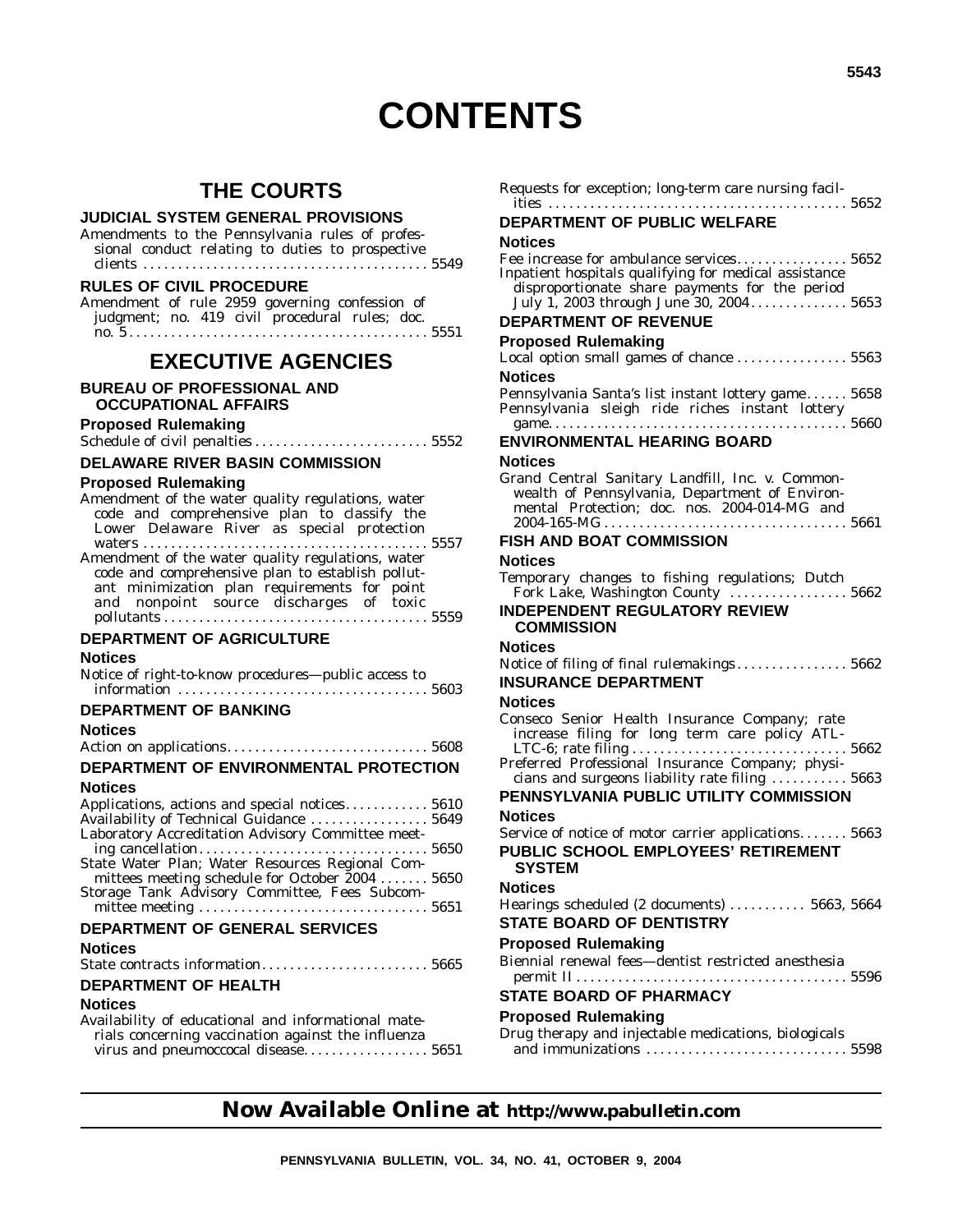# CONTENTS

## THE COURTS

### JUDICIAL SYSTEM GENERAL PROVISIONS

Amendments to the Pennsylvania rules of professional conduct relating to duties to prospective clients . . . . . . . . . . . . . . . . . . . . . . . . . . . . . . . . . . . . . . . . 5549

### RULES OF CIVIL PROCEDURE

Amendment of rule 2959 governing confession of judgment; no. 419 civil procedural rules; doc. no. 5 . . . . . . . . . . . . . . . . . . . . . . . . . . . . . . . . . . . . . . . . . . 5551

## EXECUTIVE AGENCIES

### BUREAU OF PROFESSIONAL AND OCCUPATIONAL AFFAIRS

**Proposed Rulemaking**

Schedule of civil penalties . . . . . . . . . . . . . . . . . . . . . . . . 5552

### DELAWARE RIVER BASIN COMMISSION

**Proposed Rulemaking**

Amendment of the water quality regulations, water code and comprehensive plan to classify the Lower Delaware River as special protection waters . . . . . . . . . . . . . . . . . . . . . . . . . . . . . . . . . . . . . . . . 5557

Amendment of the water quality regulations, water code and comprehensive plan to establish pollutant minimization plan requirements for point and nonpoint source discharges of toxic pollutants . . . . . . . . . . . . . . . . . . . . . . . . . . . . . . . . . . . . . 5559

### DEPARTMENT OF AGRICULTURE

**Notices**

Notice of right-to-know procedures—public access to information . . . . . . . . . . . . . . . . . . . . . . . . . . . . . . . . . . . 5603

### DEPARTMENT OF BANKING

**Notices**

Action on applications. . . . . . . . . . . . . . . . . . . . . . . . . . . . 5608

### DEPARTMENT OF ENVIRONMENTAL PROTECTION

**Notices**

Applications, actions and special notices. . . . . . . . . . . . 5610

Availability of Technical Guidance . . . . . . . . . . . . . . . . 5649

Laboratory Accreditation Advisory Committee meeting cancellation. . . . . . . . . . . . . . . . . . . . . . . . . . . . . . . . . 5650

State Water Plan; Water Resources Regional Committees meeting schedule for October 2004 . . . . . . . 5650

Storage Tank Advisory Committee, Fees Subcommittee meeting . . . . . . . . . . . . . . . . . . . . . . . . . . . . . . . . 5651

### DEPARTMENT OF GENERAL SERVICES

**Notices**

State contracts information. . . . . . . . . . . . . . . . . . . . . . . . 5665

### DEPARTMENT OF HEALTH

**Notices**

Availability of educational and informational materials concerning vaccination against the influenza virus and pneumoccocal disease. . . . . . . . . . . . . . . . . . 5651

Requests for exception; long-term care nursing facilities . . . . . . . . . . . . . . . . . . . . . . . . . . . . . . . . . . . . . . . . . . 5652

### DEPARTMENT OF PUBLIC WELFARE

**Notices**

Fee increase for ambulance services. . . . . . . . . . . . . . . . 5652

Inpatient hospitals qualifying for medical assistance disproportionate share payments for the period July 1, 2003 through June 30, 2004. . . . . . . . . . . . . . 5653

### DEPARTMENT OF REVENUE

**Proposed Rulemaking**

Local option small games of chance . . . . . . . . . . . . . . . . 5563

**Notices**

Pennsylvania Santa's list instant lottery game. . . . . . 5658

Pennsylvania sleigh ride riches instant lottery game. . . . . . . . . . . . . . . . . . . . . . . . . . . . . . . . . . . . . . . . . . . 5660

### ENVIRONMENTAL HEARING BOARD

**Notices**

Grand Central Sanitary Landfill, Inc. v. Commonwealth of Pennsylvania, Department of Environmental Protection; doc. nos. 2004-014-MG and 2004-165-MG . . . . . . . . . . . . . . . . . . . . . . . . . . . . . . . . . . . 5661

### FISH AND BOAT COMMISSION

**Notices**

Temporary changes to fishing regulations; Dutch Fork Lake, Washington County . . . . . . . . . . . . . . . . . 5662

### INDEPENDENT REGULATORY REVIEW COMMISSION

**Notices**

Notice of filing of final rulemakings. . . . . . . . . . . . . . . . 5662

### INSURANCE DEPARTMENT

**Notices**

Conseco Senior Health Insurance Company; rate increase filing for long term care policy ATL-LTC-6; rate filing . . . . . . . . . . . . . . . . . . . . . . . . . . . . . . . 5662

Preferred Professional Insurance Company; physicians and surgeons liability rate filing . . . . . . . . . . . 5663

### PENNSYLVANIA PUBLIC UTILITY COMMISSION

**Notices**

Service of notice of motor carrier applications. . . . . . . 5663

### PUBLIC SCHOOL EMPLOYEES' RETIREMENT SYSTEM

**Notices**

Hearings scheduled (2 documents) . . . . . . . . . . . 5663, 5664

### STATE BOARD OF DENTISTRY

**Proposed Rulemaking**

Biennial renewal fees—dentist restricted anesthesia permit II . . . . . . . . . . . . . . . . . . . . . . . . . . . . . . . . . . . . . . 5596

### STATE BOARD OF PHARMACY

**Proposed Rulemaking**

Drug therapy and injectable medications, biologicals and immunizations . . . . . . . . . . . . . . . . . . . . . . . . . . . . 5598

**Now Available Online at http://www.pabulletin.com**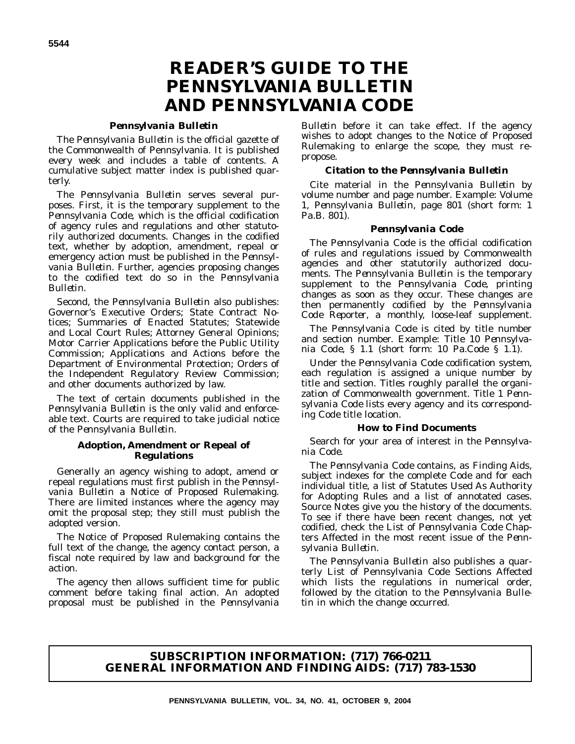# READER'S GUIDE TO THE PENNSYLVANIA BULLETIN AND PENNSYLVANIA CODE

### *Pennsylvania Bulletin*

The *Pennsylvania Bulletin* is the official gazette of the Commonwealth of Pennsylvania. It is published every week and includes a table of contents. A cumulative subject matter index is published quarterly.

The *Pennsylvania Bulletin* serves several purposes. First, it is the temporary supplement to the *Pennsylvania Code*, which is the official codification of agency rules and regulations and other statutorily authorized documents. Changes in the codified text, whether by adoption, amendment, repeal or emergency action must be published in the *Pennsylvania Bulletin*. Further, agencies proposing changes to the codified text do so in the *Pennsylvania Bulletin*.

Second, the *Pennsylvania Bulletin* also publishes: Governor's Executive Orders; State Contract Notices; Summaries of Enacted Statutes; Statewide and Local Court Rules; Attorney General Opinions; Motor Carrier Applications before the Public Utility Commission; Applications and Actions before the Department of Environmental Protection; Orders of the Independent Regulatory Review Commission; and other documents authorized by law.

The text of certain documents published in the *Pennsylvania Bulletin* is the only valid and enforceable text. Courts are required to take judicial notice of the *Pennsylvania Bulletin*.

### Adoption, Amendment or Repeal of Regulations

Generally an agency wishing to adopt, amend or repeal regulations must first publish in the *Pennsylvania Bulletin* a Notice of Proposed Rulemaking. There are limited instances where the agency may omit the proposal step; they still must publish the adopted version.

The Notice of Proposed Rulemaking contains the full text of the change, the agency contact person, a fiscal note required by law and background for the action.

The agency then allows sufficient time for public comment before taking final action. An adopted proposal must be published in the *Pennsylvania Bulletin* before it can take effect. If the agency wishes to adopt changes to the Notice of Proposed Rulemaking to enlarge the scope, they must repropose.

### Citation to the *Pennsylvania Bulletin*

Cite material in the *Pennsylvania Bulletin* by volume number and page number. Example: Volume 1, *Pennsylvania Bulletin*, page 801 (short form: 1 Pa.B. 801).

### *Pennsylvania Code*

The *Pennsylvania Code* is the official codification of rules and regulations issued by Commonwealth agencies and other statutorily authorized documents. The *Pennsylvania Bulletin* is the temporary supplement to the *Pennsylvania Code*, printing changes as soon as they occur. These changes are then permanently codified by the *Pennsylvania Code Reporter*, a monthly, loose-leaf supplement.

The *Pennsylvania Code* is cited by title number and section number. Example: Title 10 *Pennsylvania Code*, § 1.1 (short form: 10 Pa.Code § 1.1).

Under the *Pennsylvania Code* codification system, each regulation is assigned a unique number by title and section. Titles roughly parallel the organization of Commonwealth government. Title 1 *Pennsylvania Code* lists every agency and its corresponding Code title location.

### How to Find Documents

Search for your area of interest in the *Pennsylvania Code*.

The *Pennsylvania Code* contains, as Finding Aids, subject indexes for the complete Code and for each individual title, a list of Statutes Used As Authority for Adopting Rules and a list of annotated cases. Source Notes give you the history of the documents. To see if there have been recent changes, not yet codified, check the List of *Pennsylvania Code* Chapters Affected in the most recent issue of the *Pennsylvania Bulletin*.

The *Pennsylvania Bulletin* also publishes a quarterly List of Pennsylvania Code Sections Affected which lists the regulations in numerical order, followed by the citation to the *Pennsylvania Bulletin* in which the change occurred.

**SUBSCRIPTION INFORMATION: (717) 766-0211**
**GENERAL INFORMATION AND FINDING AIDS: (717) 783-1530**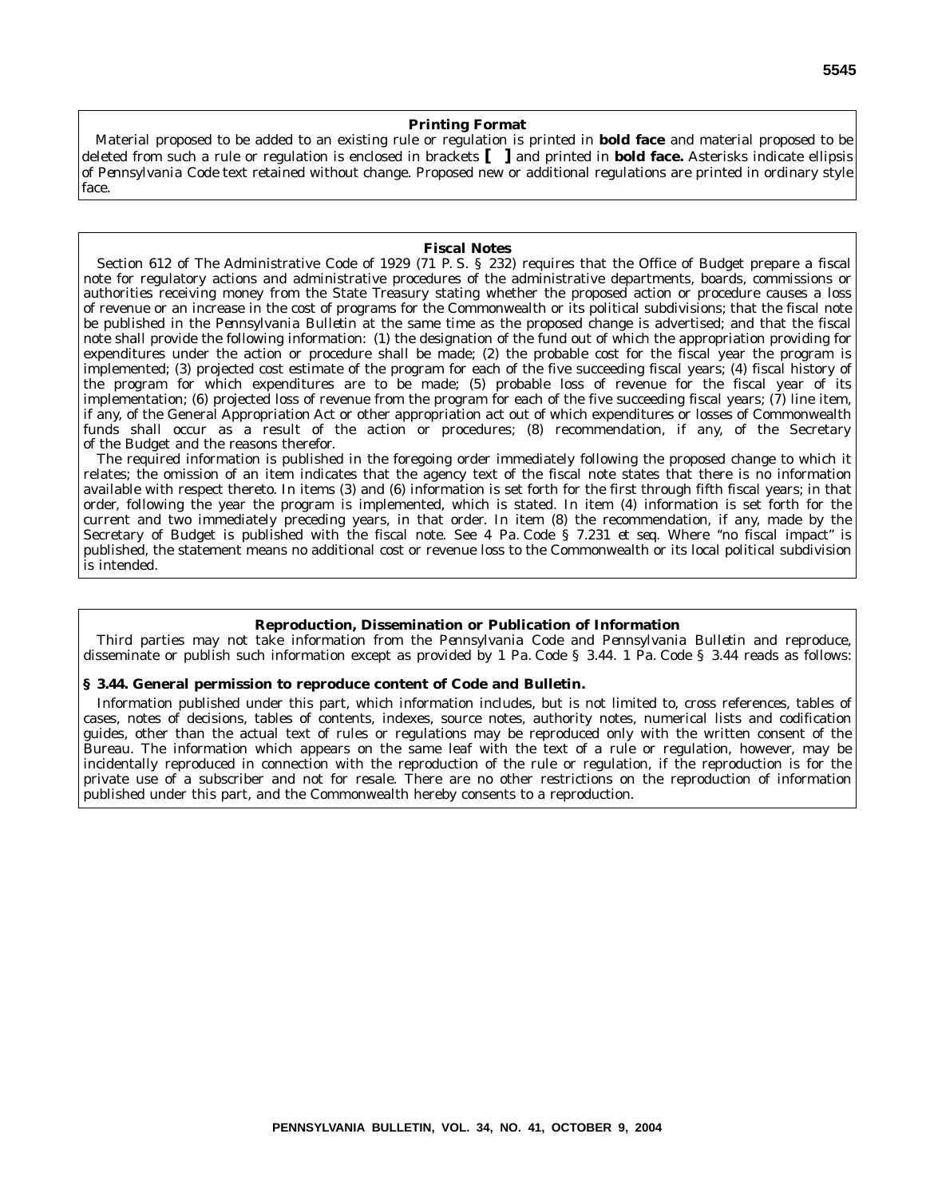## Printing Format

Material proposed to be added to an existing rule or regulation is printed in **bold face** and material proposed to be deleted from such a rule or regulation is enclosed in brackets **[ ]** and printed in **bold face.** Asterisks indicate ellipsis of *Pennsylvania Code* text retained without change. Proposed new or additional regulations are printed in ordinary style face.

## Fiscal Notes

Section 612 of The Administrative Code of 1929 (71 P. S. § 232) requires that the Office of Budget prepare a fiscal note for regulatory actions and administrative procedures of the administrative departments, boards, commissions or authorities receiving money from the State Treasury stating whether the proposed action or procedure causes a loss of revenue or an increase in the cost of programs for the Commonwealth or its political subdivisions; that the fiscal note be published in the *Pennsylvania Bulletin* at the same time as the proposed change is advertised; and that the fiscal note shall provide the following information: (1) the designation of the fund out of which the appropriation providing for expenditures under the action or procedure shall be made; (2) the probable cost for the fiscal year the program is implemented; (3) projected cost estimate of the program for each of the five succeeding fiscal years; (4) fiscal history of the program for which expenditures are to be made; (5) probable loss of revenue for the fiscal year of its implementation; (6) projected loss of revenue from the program for each of the five succeeding fiscal years; (7) line item, if any, of the General Appropriation Act or other appropriation act out of which expenditures or losses of Commonwealth funds shall occur as a result of the action or procedures; (8) recommendation, if any, of the Secretary of the Budget and the reasons therefor.

The required information is published in the foregoing order immediately following the proposed change to which it relates; the omission of an item indicates that the agency text of the fiscal note states that there is no information available with respect thereto. In items (3) and (6) information is set forth for the first through fifth fiscal years; in that order, following the year the program is implemented, which is stated. In item (4) information is set forth for the current and two immediately preceding years, in that order. In item (8) the recommendation, if any, made by the Secretary of Budget is published with the fiscal note. See 4 Pa. Code § 7.231 *et seq.* Where "no fiscal impact" is published, the statement means no additional cost or revenue loss to the Commonwealth or its local political subdivision is intended.

## Reproduction, Dissemination or Publication of Information

Third parties may not take information from the *Pennsylvania Code* and *Pennsylvania Bulletin* and reproduce, disseminate or publish such information except as provided by 1 Pa. Code § 3.44. 1 Pa. Code § 3.44 reads as follows:

### § 3.44. General permission to reproduce content of Code and Bulletin.

Information published under this part, which information includes, but is not limited to, cross references, tables of cases, notes of decisions, tables of contents, indexes, source notes, authority notes, numerical lists and codification guides, other than the actual text of rules or regulations may be reproduced only with the written consent of the Bureau. The information which appears on the same leaf with the text of a rule or regulation, however, may be incidentally reproduced in connection with the reproduction of the rule or regulation, if the reproduction is for the private use of a subscriber and not for resale. There are no other restrictions on the reproduction of information published under this part, and the Commonwealth hereby consents to a reproduction.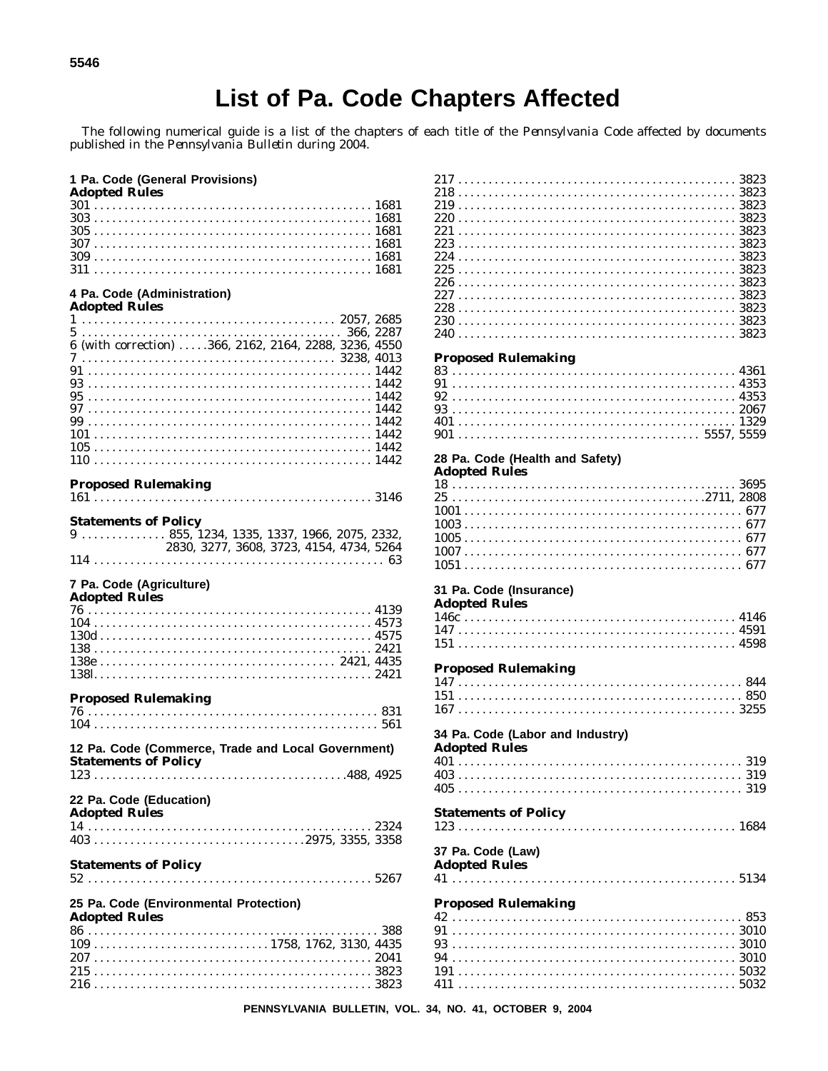# List of Pa. Code Chapters Affected

The following numerical guide is a list of the chapters of each title of the *Pennsylvania Code* affected by documents published in the *Pennsylvania Bulletin* during 2004.

**1 Pa. Code (General Provisions)**

**Adopted Rules**

301 . . . . . 1681
303 . . . . . 1681
305 . . . . . 1681
307 . . . . . 1681
309 . . . . . 1681
311 . . . . . 1681

**4 Pa. Code (Administration)**

**Adopted Rules**

1 . . . . . 2057, 2685
5 . . . . . 366, 2287
6 (with correction) . . . . . 366, 2162, 2164, 2288, 3236, 4550
7 . . . . . 3238, 4013
91 . . . . . 1442
93 . . . . . 1442
95 . . . . . 1442
97 . . . . . 1442
99 . . . . . 1442
101 . . . . . 1442
105 . . . . . 1442
110 . . . . . 1442

**Proposed Rulemaking**

161 . . . . . 3146

**Statements of Policy**

9 . . . . . 855, 1234, 1335, 1337, 1966, 2075, 2332, 2830, 3277, 3608, 3723, 4154, 4734, 5264
114 . . . . . 63

**7 Pa. Code (Agriculture)**

**Adopted Rules**

76 . . . . . 4139
104 . . . . . 4573
130d . . . . . 4575
138 . . . . . 2421
138e . . . . . 2421, 4435
138l . . . . . 2421

**Proposed Rulemaking**

76 . . . . . 831
104 . . . . . 561

**12 Pa. Code (Commerce, Trade and Local Government)**

**Statements of Policy**

123 . . . . . 488, 4925

**22 Pa. Code (Education)**

**Adopted Rules**

14 . . . . . 2324
403 . . . . . 2975, 3355, 3358

**Statements of Policy**

52 . . . . . 5267

**25 Pa. Code (Environmental Protection)**

**Adopted Rules**

86 . . . . . 388
109 . . . . . 1758, 1762, 3130, 4435
207 . . . . . 2041
215 . . . . . 3823
216 . . . . . 3823
217 . . . . . 3823
218 . . . . . 3823
219 . . . . . 3823
220 . . . . . 3823
221 . . . . . 3823
223 . . . . . 3823
224 . . . . . 3823
225 . . . . . 3823
226 . . . . . 3823
227 . . . . . 3823
228 . . . . . 3823
230 . . . . . 3823
240 . . . . . 3823

**Proposed Rulemaking**

83 . . . . . 4361
91 . . . . . 4353
92 . . . . . 4353
93 . . . . . 2067
401 . . . . . 1329
901 . . . . . 5557, 5559

**28 Pa. Code (Health and Safety)**

**Adopted Rules**

18 . . . . . 3695
25 . . . . . 2711, 2808
1001 . . . . . 677
1003 . . . . . 677
1005 . . . . . 677
1007 . . . . . 677
1051 . . . . . 677

**31 Pa. Code (Insurance)**

**Adopted Rules**

146c . . . . . 4146
147 . . . . . 4591
151 . . . . . 4598

**Proposed Rulemaking**

147 . . . . . 844
151 . . . . . 850
167 . . . . . 3255

**34 Pa. Code (Labor and Industry)**

**Adopted Rules**

401 . . . . . 319
403 . . . . . 319
405 . . . . . 319

**Statements of Policy**

123 . . . . . 1684

**37 Pa. Code (Law)**

**Adopted Rules**

41 . . . . . 5134

**Proposed Rulemaking**

42 . . . . . 853
91 . . . . . 3010
93 . . . . . 3010
94 . . . . . 3010
191 . . . . . 5032
411 . . . . . 5032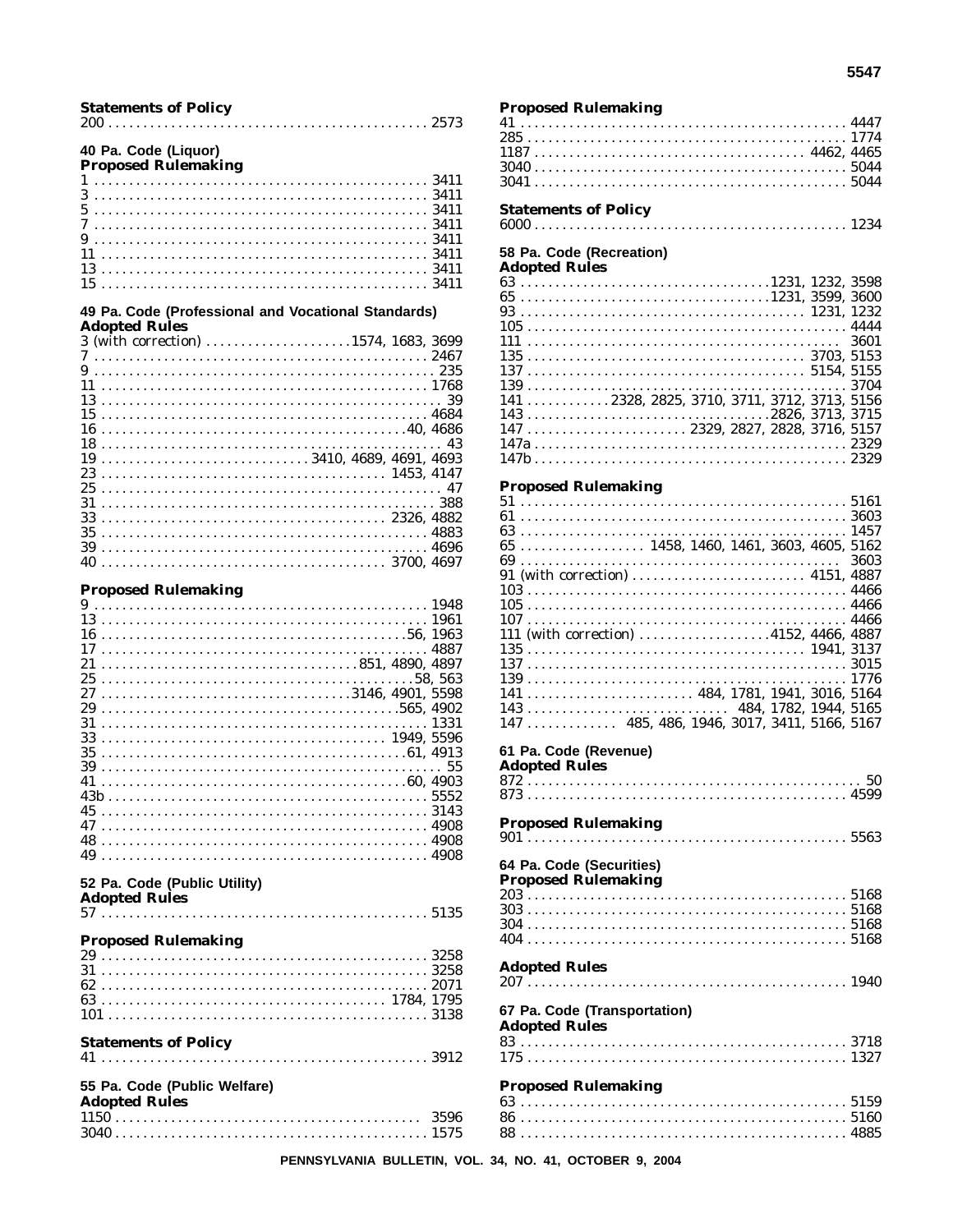**Statements of Policy**

200 . . . . . . . . . . . . . . . . . . . . . . . . . . . . . . . . . . . . . . . . . . . . . 2573

**40 Pa. Code (Liquor)**

**Proposed Rulemaking**

1 . . . . . . . . . . . . . . . . . . . . . . . . . . . . . . . . . . . . . . . . . . . . . . . 3411
3 . . . . . . . . . . . . . . . . . . . . . . . . . . . . . . . . . . . . . . . . . . . . . . . 3411
5 . . . . . . . . . . . . . . . . . . . . . . . . . . . . . . . . . . . . . . . . . . . . . . . 3411
7 . . . . . . . . . . . . . . . . . . . . . . . . . . . . . . . . . . . . . . . . . . . . . . . 3411
9 . . . . . . . . . . . . . . . . . . . . . . . . . . . . . . . . . . . . . . . . . . . . . . . 3411
11 . . . . . . . . . . . . . . . . . . . . . . . . . . . . . . . . . . . . . . . . . . . . . . 3411
13 . . . . . . . . . . . . . . . . . . . . . . . . . . . . . . . . . . . . . . . . . . . . . . 3411
15 . . . . . . . . . . . . . . . . . . . . . . . . . . . . . . . . . . . . . . . . . . . . . . 3411

**49 Pa. Code (Professional and Vocational Standards)**

**Adopted Rules**

3 (with correction) . . . . . . . . . . . . . . . . . . . . .1574, 1683, 3699
7 . . . . . . . . . . . . . . . . . . . . . . . . . . . . . . . . . . . . . . . . . . . . . . . 2467
9 . . . . . . . . . . . . . . . . . . . . . . . . . . . . . . . . . . . . . . . . . . . . . . . . 235
11 . . . . . . . . . . . . . . . . . . . . . . . . . . . . . . . . . . . . . . . . . . . . . . 1768
13 . . . . . . . . . . . . . . . . . . . . . . . . . . . . . . . . . . . . . . . . . . . . . . . . 39
15 . . . . . . . . . . . . . . . . . . . . . . . . . . . . . . . . . . . . . . . . . . . . . . 4684
16 . . . . . . . . . . . . . . . . . . . . . . . . . . . . . . . . . . . . . . . . . . . .40, 4686
18 . . . . . . . . . . . . . . . . . . . . . . . . . . . . . . . . . . . . . . . . . . . . . . . . 43
19 . . . . . . . . . . . . . . . . . . . . . . . . . . . .3410, 4689, 4691, 4693
23 . . . . . . . . . . . . . . . . . . . . . . . . . . . . . . . . . . . . . . . . . 1453, 4147
25 . . . . . . . . . . . . . . . . . . . . . . . . . . . . . . . . . . . . . . . . . . . . . . . . 47
31 . . . . . . . . . . . . . . . . . . . . . . . . . . . . . . . . . . . . . . . . . . . . . . . 388
33 . . . . . . . . . . . . . . . . . . . . . . . . . . . . . . . . . . . . . . . . . 2326, 4882
35 . . . . . . . . . . . . . . . . . . . . . . . . . . . . . . . . . . . . . . . . . . . . . . 4883
39 . . . . . . . . . . . . . . . . . . . . . . . . . . . . . . . . . . . . . . . . . . . . . . 4696
40 . . . . . . . . . . . . . . . . . . . . . . . . . . . . . . . . . . . . . . . . . 3700, 4697

**Proposed Rulemaking**

9 . . . . . . . . . . . . . . . . . . . . . . . . . . . . . . . . . . . . . . . . . . . . . . . 1948
13 . . . . . . . . . . . . . . . . . . . . . . . . . . . . . . . . . . . . . . . . . . . . . . 1961
16 . . . . . . . . . . . . . . . . . . . . . . . . . . . . . . . . . . . . . . . . . . . .56, 1963
17 . . . . . . . . . . . . . . . . . . . . . . . . . . . . . . . . . . . . . . . . . . . . . . 4887
21 . . . . . . . . . . . . . . . . . . . . . . . . . . . . . . . . . . . .851, 4890, 4897
25 . . . . . . . . . . . . . . . . . . . . . . . . . . . . . . . . . . . . . . . . . . . . .58, 563
27 . . . . . . . . . . . . . . . . . . . . . . . . . . . . . . . . . . .3146, 4901, 5598
29 . . . . . . . . . . . . . . . . . . . . . . . . . . . . . . . . . . . . . . . . . . . .565, 4902
31 . . . . . . . . . . . . . . . . . . . . . . . . . . . . . . . . . . . . . . . . . . . . . . 1331
33 . . . . . . . . . . . . . . . . . . . . . . . . . . . . . . . . . . . . . . . . . 1949, 5596
35 . . . . . . . . . . . . . . . . . . . . . . . . . . . . . . . . . . . . . . . . . . . .61, 4913
39 . . . . . . . . . . . . . . . . . . . . . . . . . . . . . . . . . . . . . . . . . . . . . . . . 55
41 . . . . . . . . . . . . . . . . . . . . . . . . . . . . . . . . . . . . . . . . . . . .60, 4903
43b . . . . . . . . . . . . . . . . . . . . . . . . . . . . . . . . . . . . . . . . . . . . . 5552
45 . . . . . . . . . . . . . . . . . . . . . . . . . . . . . . . . . . . . . . . . . . . . . . 3143
47 . . . . . . . . . . . . . . . . . . . . . . . . . . . . . . . . . . . . . . . . . . . . . . 4908
48 . . . . . . . . . . . . . . . . . . . . . . . . . . . . . . . . . . . . . . . . . . . . . . 4908
49 . . . . . . . . . . . . . . . . . . . . . . . . . . . . . . . . . . . . . . . . . . . . . . 4908

**52 Pa. Code (Public Utility)**

**Adopted Rules**

57 . . . . . . . . . . . . . . . . . . . . . . . . . . . . . . . . . . . . . . . . . . . . . . 5135

**Proposed Rulemaking**

29 . . . . . . . . . . . . . . . . . . . . . . . . . . . . . . . . . . . . . . . . . . . . . . 3258
31 . . . . . . . . . . . . . . . . . . . . . . . . . . . . . . . . . . . . . . . . . . . . . . 3258
62 . . . . . . . . . . . . . . . . . . . . . . . . . . . . . . . . . . . . . . . . . . . . . . 2071
63 . . . . . . . . . . . . . . . . . . . . . . . . . . . . . . . . . . . . . . . . . 1784, 1795
101 . . . . . . . . . . . . . . . . . . . . . . . . . . . . . . . . . . . . . . . . . . . . . 3138

**Statements of Policy**

41 . . . . . . . . . . . . . . . . . . . . . . . . . . . . . . . . . . . . . . . . . . . . . . 3912

**55 Pa. Code (Public Welfare)**

**Adopted Rules**

1150 . . . . . . . . . . . . . . . . . . . . . . . . . . . . . . . . . . . . . . . . . . . . 3596
3040 . . . . . . . . . . . . . . . . . . . . . . . . . . . . . . . . . . . . . . . . . . . . 1575

**Proposed Rulemaking**

41 . . . . . . . . . . . . . . . . . . . . . . . . . . . . . . . . . . . . . . . . . . . . . . 4447
285 . . . . . . . . . . . . . . . . . . . . . . . . . . . . . . . . . . . . . . . . . . . . . 1774
1187 . . . . . . . . . . . . . . . . . . . . . . . . . . . . . . . . . . . . . . . . 4462, 4465
3040 . . . . . . . . . . . . . . . . . . . . . . . . . . . . . . . . . . . . . . . . . . . . 5044
3041 . . . . . . . . . . . . . . . . . . . . . . . . . . . . . . . . . . . . . . . . . . . . 5044

**Statements of Policy**

6000 . . . . . . . . . . . . . . . . . . . . . . . . . . . . . . . . . . . . . . . . . . . . 1234

**58 Pa. Code (Recreation)**

**Adopted Rules**

63 . . . . . . . . . . . . . . . . . . . . . . . . . . . . . . . . . . . .1231, 1232, 3598
65 . . . . . . . . . . . . . . . . . . . . . . . . . . . . . . . . . . . .1231, 3599, 3600
93 . . . . . . . . . . . . . . . . . . . . . . . . . . . . . . . . . . . . . . . . . 1231, 1232
105 . . . . . . . . . . . . . . . . . . . . . . . . . . . . . . . . . . . . . . . . . . . . . 4444
111 . . . . . . . . . . . . . . . . . . . . . . . . . . . . . . . . . . . . . . . . . . . . . 3601
135 . . . . . . . . . . . . . . . . . . . . . . . . . . . . . . . . . . . . . . . . . 3703, 5153
137 . . . . . . . . . . . . . . . . . . . . . . . . . . . . . . . . . . . . . . . . . 5154, 5155
139 . . . . . . . . . . . . . . . . . . . . . . . . . . . . . . . . . . . . . . . . . . . . . 3704
141 . . . . . . . . . . . .2328, 2825, 3710, 3711, 3712, 3713, 5156
143 . . . . . . . . . . . . . . . . . . . . . . . . . . . . . . . . . . .2826, 3713, 3715
147 . . . . . . . . . . . . . . . . . . . . . . . 2329, 2827, 2828, 3716, 5157
147a . . . . . . . . . . . . . . . . . . . . . . . . . . . . . . . . . . . . . . . . . . . . 2329
147b . . . . . . . . . . . . . . . . . . . . . . . . . . . . . . . . . . . . . . . . . . . . 2329

**Proposed Rulemaking**

51 . . . . . . . . . . . . . . . . . . . . . . . . . . . . . . . . . . . . . . . . . . . . . . 5161
61 . . . . . . . . . . . . . . . . . . . . . . . . . . . . . . . . . . . . . . . . . . . . . . 3603
63 . . . . . . . . . . . . . . . . . . . . . . . . . . . . . . . . . . . . . . . . . . . . . . 1457
65 . . . . . . . . . . . . . . . . . 1458, 1460, 1461, 3603, 4605, 5162
69 . . . . . . . . . . . . . . . . . . . . . . . . . . . . . . . . . . . . . . . . . . . . . . 3603
91 (with correction) . . . . . . . . . . . . . . . . . . . . . . . . . 4151, 4887
103 . . . . . . . . . . . . . . . . . . . . . . . . . . . . . . . . . . . . . . . . . . . . . 4466
105 . . . . . . . . . . . . . . . . . . . . . . . . . . . . . . . . . . . . . . . . . . . . . 4466
107 . . . . . . . . . . . . . . . . . . . . . . . . . . . . . . . . . . . . . . . . . . . . . 4466
111 (with correction) . . . . . . . . . . . . . . . . . . .4152, 4466, 4887
135 . . . . . . . . . . . . . . . . . . . . . . . . . . . . . . . . . . . . . . . . . 1941, 3137
137 . . . . . . . . . . . . . . . . . . . . . . . . . . . . . . . . . . . . . . . . . . . . . 3015
139 . . . . . . . . . . . . . . . . . . . . . . . . . . . . . . . . . . . . . . . . . . . . . 1776
141 . . . . . . . . . . . . . . . . . . . . . . . . 484, 1781, 1941, 3016, 5164
143 . . . . . . . . . . . . . . . . . . . . . . . . . . . . . 484, 1782, 1944, 5165
147 . . . . . . . . . . . . 485, 486, 1946, 3017, 3411, 5166, 5167

**61 Pa. Code (Revenue)**

**Adopted Rules**

872 . . . . . . . . . . . . . . . . . . . . . . . . . . . . . . . . . . . . . . . . . . . . . . . 50
873 . . . . . . . . . . . . . . . . . . . . . . . . . . . . . . . . . . . . . . . . . . . . . 4599

**Proposed Rulemaking**

901 . . . . . . . . . . . . . . . . . . . . . . . . . . . . . . . . . . . . . . . . . . . . . 5563

**64 Pa. Code (Securities)**

**Proposed Rulemaking**

203 . . . . . . . . . . . . . . . . . . . . . . . . . . . . . . . . . . . . . . . . . . . . . 5168
303 . . . . . . . . . . . . . . . . . . . . . . . . . . . . . . . . . . . . . . . . . . . . . 5168
304 . . . . . . . . . . . . . . . . . . . . . . . . . . . . . . . . . . . . . . . . . . . . . 5168
404 . . . . . . . . . . . . . . . . . . . . . . . . . . . . . . . . . . . . . . . . . . . . . 5168

**Adopted Rules**

207 . . . . . . . . . . . . . . . . . . . . . . . . . . . . . . . . . . . . . . . . . . . . . 1940

**67 Pa. Code (Transportation)**

**Adopted Rules**

83 . . . . . . . . . . . . . . . . . . . . . . . . . . . . . . . . . . . . . . . . . . . . . . 3718
175 . . . . . . . . . . . . . . . . . . . . . . . . . . . . . . . . . . . . . . . . . . . . . 1327

**Proposed Rulemaking**

63 . . . . . . . . . . . . . . . . . . . . . . . . . . . . . . . . . . . . . . . . . . . . . . 5159
86 . . . . . . . . . . . . . . . . . . . . . . . . . . . . . . . . . . . . . . . . . . . . . . 5160
88 . . . . . . . . . . . . . . . . . . . . . . . . . . . . . . . . . . . . . . . . . . . . . . 4885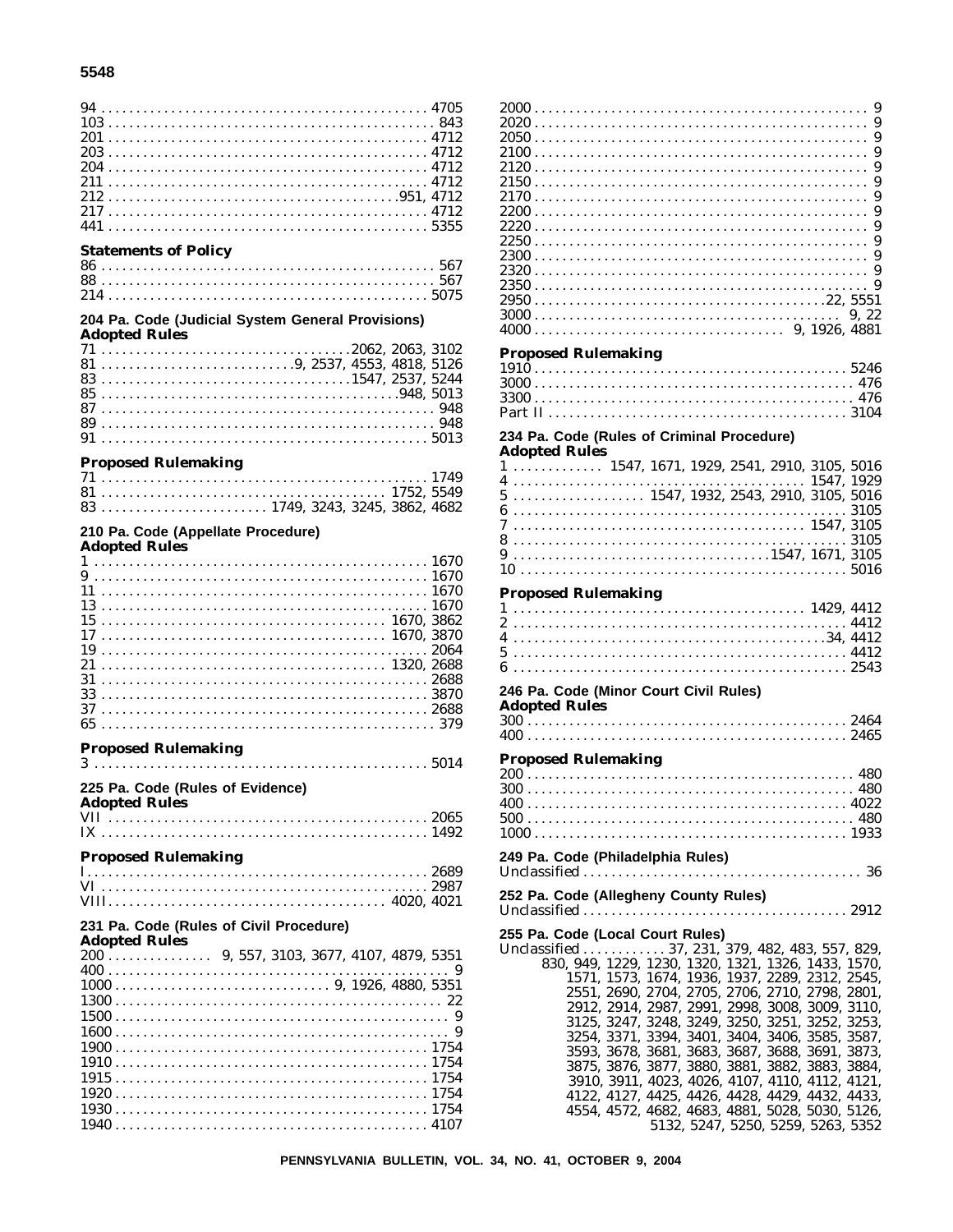94 . . . . . . . . . . . . . . . . . . . . . . . . . . . . . . . . . . . . . . . . . . . . . 4705
103 . . . . . . . . . . . . . . . . . . . . . . . . . . . . . . . . . . . . . . . . . . . . 843
201 . . . . . . . . . . . . . . . . . . . . . . . . . . . . . . . . . . . . . . . . . . . . 4712
203 . . . . . . . . . . . . . . . . . . . . . . . . . . . . . . . . . . . . . . . . . . . . 4712
204 . . . . . . . . . . . . . . . . . . . . . . . . . . . . . . . . . . . . . . . . . . . . 4712
211 . . . . . . . . . . . . . . . . . . . . . . . . . . . . . . . . . . . . . . . . . . . . 4712
212 . . . . . . . . . . . . . . . . . . . . . . . . . . . . . . . . . . . . . . . 951, 4712
217 . . . . . . . . . . . . . . . . . . . . . . . . . . . . . . . . . . . . . . . . . . . . 4712
441 . . . . . . . . . . . . . . . . . . . . . . . . . . . . . . . . . . . . . . . . . . . . 5355

**Statements of Policy**

86 . . . . . . . . . . . . . . . . . . . . . . . . . . . . . . . . . . . . . . . . . . . . . 567
88 . . . . . . . . . . . . . . . . . . . . . . . . . . . . . . . . . . . . . . . . . . . . . 567
214 . . . . . . . . . . . . . . . . . . . . . . . . . . . . . . . . . . . . . . . . . . . . 5075

**204 Pa. Code (Judicial System General Provisions)**
**Adopted Rules**

71 . . . . . . . . . . . . . . . . . . . . . . . . . . . . . . . . . . . 2062, 2063, 3102
81 . . . . . . . . . . . . . . . . . . . . . . . . . . . 9, 2537, 4553, 4818, 5126
83 . . . . . . . . . . . . . . . . . . . . . . . . . . . . . . . . . . 1547, 2537, 5244
85 . . . . . . . . . . . . . . . . . . . . . . . . . . . . . . . . . . . . . . . . . 948, 5013
87 . . . . . . . . . . . . . . . . . . . . . . . . . . . . . . . . . . . . . . . . . . . . . 948
89 . . . . . . . . . . . . . . . . . . . . . . . . . . . . . . . . . . . . . . . . . . . . . 948
91 . . . . . . . . . . . . . . . . . . . . . . . . . . . . . . . . . . . . . . . . . . . . . 5013

**Proposed Rulemaking**

71 . . . . . . . . . . . . . . . . . . . . . . . . . . . . . . . . . . . . . . . . . . . . . 1749
81 . . . . . . . . . . . . . . . . . . . . . . . . . . . . . . . . . . . . . . . 1752, 5549
83 . . . . . . . . . . . . . . . . . . . . . . . 1749, 3243, 3245, 3862, 4682

**210 Pa. Code (Appellate Procedure)**
**Adopted Rules**

1 . . . . . . . . . . . . . . . . . . . . . . . . . . . . . . . . . . . . . . . . . . . . . . 1670
9 . . . . . . . . . . . . . . . . . . . . . . . . . . . . . . . . . . . . . . . . . . . . . . 1670
11 . . . . . . . . . . . . . . . . . . . . . . . . . . . . . . . . . . . . . . . . . . . . . 1670
13 . . . . . . . . . . . . . . . . . . . . . . . . . . . . . . . . . . . . . . . . . . . . . 1670
15 . . . . . . . . . . . . . . . . . . . . . . . . . . . . . . . . . . . . . . . 1670, 3862
17 . . . . . . . . . . . . . . . . . . . . . . . . . . . . . . . . . . . . . . . 1670, 3870
19 . . . . . . . . . . . . . . . . . . . . . . . . . . . . . . . . . . . . . . . . . . . . . 2064
21 . . . . . . . . . . . . . . . . . . . . . . . . . . . . . . . . . . . . . . . 1320, 2688
31 . . . . . . . . . . . . . . . . . . . . . . . . . . . . . . . . . . . . . . . . . . . . . 2688
33 . . . . . . . . . . . . . . . . . . . . . . . . . . . . . . . . . . . . . . . . . . . . . 3870
37 . . . . . . . . . . . . . . . . . . . . . . . . . . . . . . . . . . . . . . . . . . . . . 2688
65 . . . . . . . . . . . . . . . . . . . . . . . . . . . . . . . . . . . . . . . . . . . . . 379

**Proposed Rulemaking**

3 . . . . . . . . . . . . . . . . . . . . . . . . . . . . . . . . . . . . . . . . . . . . . . 5014

**225 Pa. Code (Rules of Evidence)**
**Adopted Rules**

VII . . . . . . . . . . . . . . . . . . . . . . . . . . . . . . . . . . . . . . . . . . . . 2065
IX . . . . . . . . . . . . . . . . . . . . . . . . . . . . . . . . . . . . . . . . . . . . . 1492

**Proposed Rulemaking**

I . . . . . . . . . . . . . . . . . . . . . . . . . . . . . . . . . . . . . . . . . . . . . . . 2689
VI . . . . . . . . . . . . . . . . . . . . . . . . . . . . . . . . . . . . . . . . . . . . . 2987
VIII. . . . . . . . . . . . . . . . . . . . . . . . . . . . . . . . . . . . . . . 4020, 4021

**231 Pa. Code (Rules of Civil Procedure)**
**Adopted Rules**

200 . . . . . . . . . . . . . . . 9, 557, 3103, 3677, 4107, 4879, 5351
400 . . . . . . . . . . . . . . . . . . . . . . . . . . . . . . . . . . . . . . . . . . . . . . 9
1000 . . . . . . . . . . . . . . . . . . . . . . . . . . . . . . 9, 1926, 4880, 5351
1300 . . . . . . . . . . . . . . . . . . . . . . . . . . . . . . . . . . . . . . . . . . . . . 22
1500 . . . . . . . . . . . . . . . . . . . . . . . . . . . . . . . . . . . . . . . . . . . . . . 9
1600 . . . . . . . . . . . . . . . . . . . . . . . . . . . . . . . . . . . . . . . . . . . . . . 9
1900 . . . . . . . . . . . . . . . . . . . . . . . . . . . . . . . . . . . . . . . . . . . . 1754
1910 . . . . . . . . . . . . . . . . . . . . . . . . . . . . . . . . . . . . . . . . . . . . 1754
1915 . . . . . . . . . . . . . . . . . . . . . . . . . . . . . . . . . . . . . . . . . . . . 1754
1920 . . . . . . . . . . . . . . . . . . . . . . . . . . . . . . . . . . . . . . . . . . . . 1754
1930 . . . . . . . . . . . . . . . . . . . . . . . . . . . . . . . . . . . . . . . . . . . . 1754
1940 . . . . . . . . . . . . . . . . . . . . . . . . . . . . . . . . . . . . . . . . . . . . 4107
2000 . . . . . . . . . . . . . . . . . . . . . . . . . . . . . . . . . . . . . . . . . . . . . . 9
2020 . . . . . . . . . . . . . . . . . . . . . . . . . . . . . . . . . . . . . . . . . . . . . . 9
2050 . . . . . . . . . . . . . . . . . . . . . . . . . . . . . . . . . . . . . . . . . . . . . . 9
2100 . . . . . . . . . . . . . . . . . . . . . . . . . . . . . . . . . . . . . . . . . . . . . . 9
2120 . . . . . . . . . . . . . . . . . . . . . . . . . . . . . . . . . . . . . . . . . . . . . . 9
2150 . . . . . . . . . . . . . . . . . . . . . . . . . . . . . . . . . . . . . . . . . . . . . . 9
2170 . . . . . . . . . . . . . . . . . . . . . . . . . . . . . . . . . . . . . . . . . . . . . . 9
2200 . . . . . . . . . . . . . . . . . . . . . . . . . . . . . . . . . . . . . . . . . . . . . . 9
2220 . . . . . . . . . . . . . . . . . . . . . . . . . . . . . . . . . . . . . . . . . . . . . . 9
2250 . . . . . . . . . . . . . . . . . . . . . . . . . . . . . . . . . . . . . . . . . . . . . . 9
2300 . . . . . . . . . . . . . . . . . . . . . . . . . . . . . . . . . . . . . . . . . . . . . . 9
2320 . . . . . . . . . . . . . . . . . . . . . . . . . . . . . . . . . . . . . . . . . . . . . . 9
2350 . . . . . . . . . . . . . . . . . . . . . . . . . . . . . . . . . . . . . . . . . . . . . . 9
2950 . . . . . . . . . . . . . . . . . . . . . . . . . . . . . . . . . . . . . . . . . . 22, 5551
3000 . . . . . . . . . . . . . . . . . . . . . . . . . . . . . . . . . . . . . . . . . . . 9, 22
4000 . . . . . . . . . . . . . . . . . . . . . . . . . . . . . . . . . . . . 9, 1926, 4881

**Proposed Rulemaking**

1910 . . . . . . . . . . . . . . . . . . . . . . . . . . . . . . . . . . . . . . . . . . . . 5246
3000 . . . . . . . . . . . . . . . . . . . . . . . . . . . . . . . . . . . . . . . . . . . . . 476
3300 . . . . . . . . . . . . . . . . . . . . . . . . . . . . . . . . . . . . . . . . . . . . . 476
Part II . . . . . . . . . . . . . . . . . . . . . . . . . . . . . . . . . . . . . . . . . . . 3104

**234 Pa. Code (Rules of Criminal Procedure)**
**Adopted Rules**

1 . . . . . . . . . . . . 1547, 1671, 1929, 2541, 2910, 3105, 5016
4 . . . . . . . . . . . . . . . . . . . . . . . . . . . . . . . . . . . . . . . . . . 1547, 1929
5 . . . . . . . . . . . . . . . . . . 1547, 1932, 2543, 2910, 3105, 5016
6 . . . . . . . . . . . . . . . . . . . . . . . . . . . . . . . . . . . . . . . . . . . . . . 3105
7 . . . . . . . . . . . . . . . . . . . . . . . . . . . . . . . . . . . . . . . . . . 1547, 3105
8 . . . . . . . . . . . . . . . . . . . . . . . . . . . . . . . . . . . . . . . . . . . . . . 3105
9 . . . . . . . . . . . . . . . . . . . . . . . . . . . . . . . . . . . . 1547, 1671, 3105
10 . . . . . . . . . . . . . . . . . . . . . . . . . . . . . . . . . . . . . . . . . . . . . 5016

**Proposed Rulemaking**

1 . . . . . . . . . . . . . . . . . . . . . . . . . . . . . . . . . . . . . . . . . . 1429, 4412
2 . . . . . . . . . . . . . . . . . . . . . . . . . . . . . . . . . . . . . . . . . . . . . . 4412
4 . . . . . . . . . . . . . . . . . . . . . . . . . . . . . . . . . . . . . . . . . . . . 34, 4412
5 . . . . . . . . . . . . . . . . . . . . . . . . . . . . . . . . . . . . . . . . . . . . . . 4412
6 . . . . . . . . . . . . . . . . . . . . . . . . . . . . . . . . . . . . . . . . . . . . . . 2543

**246 Pa. Code (Minor Court Civil Rules)**
**Adopted Rules**

300 . . . . . . . . . . . . . . . . . . . . . . . . . . . . . . . . . . . . . . . . . . . . 2464
400 . . . . . . . . . . . . . . . . . . . . . . . . . . . . . . . . . . . . . . . . . . . . 2465

**Proposed Rulemaking**

200 . . . . . . . . . . . . . . . . . . . . . . . . . . . . . . . . . . . . . . . . . . . . . 480
300 . . . . . . . . . . . . . . . . . . . . . . . . . . . . . . . . . . . . . . . . . . . . . 480
400 . . . . . . . . . . . . . . . . . . . . . . . . . . . . . . . . . . . . . . . . . . . . 4022
500 . . . . . . . . . . . . . . . . . . . . . . . . . . . . . . . . . . . . . . . . . . . . . 480
1000 . . . . . . . . . . . . . . . . . . . . . . . . . . . . . . . . . . . . . . . . . . . . 1933

**249 Pa. Code (Philadelphia Rules)**

Unclassified . . . . . . . . . . . . . . . . . . . . . . . . . . . . . . . . . . . . . . . 36

**252 Pa. Code (Allegheny County Rules)**

Unclassified . . . . . . . . . . . . . . . . . . . . . . . . . . . . . . . . . . . . . 2912

**255 Pa. Code (Local Court Rules)**

Unclassified . . . . . . . . . . . . 37, 231, 379, 482, 483, 557, 829, 830, 949, 1229, 1230, 1320, 1321, 1326, 1433, 1570, 1571, 1573, 1674, 1936, 1937, 2289, 2312, 2545, 2551, 2690, 2704, 2705, 2706, 2710, 2798, 2801, 2912, 2914, 2987, 2991, 2998, 3008, 3009, 3110, 3125, 3247, 3248, 3249, 3250, 3251, 3252, 3253, 3254, 3371, 3394, 3401, 3404, 3406, 3585, 3587, 3593, 3678, 3681, 3683, 3687, 3688, 3691, 3873, 3875, 3876, 3877, 3880, 3881, 3882, 3883, 3884, 3910, 3911, 4023, 4026, 4107, 4110, 4112, 4121, 4122, 4127, 4425, 4426, 4428, 4429, 4432, 4433, 4554, 4572, 4682, 4683, 4881, 5028, 5030, 5126, 5132, 5247, 5250, 5259, 5263, 5352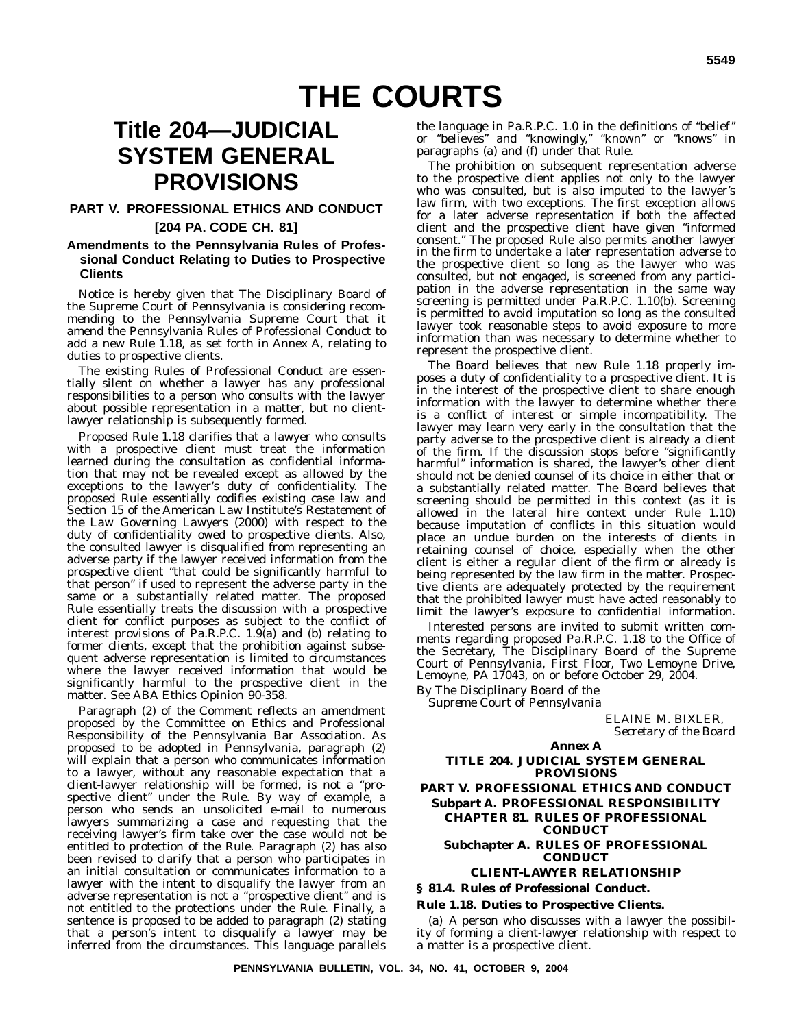# THE COURTS

## Title 204—JUDICIAL SYSTEM GENERAL PROVISIONS

### PART V. PROFESSIONAL ETHICS AND CONDUCT

### [204 PA. CODE CH. 81]

### Amendments to the Pennsylvania Rules of Professional Conduct Relating to Duties to Prospective Clients

Notice is hereby given that The Disciplinary Board of the Supreme Court of Pennsylvania is considering recommending to the Pennsylvania Supreme Court that it amend the Pennsylvania Rules of Professional Conduct to add a new Rule 1.18, as set forth in Annex A, relating to duties to prospective clients.

The existing Rules of Professional Conduct are essentially silent on whether a lawyer has any professional responsibilities to a person who consults with the lawyer about possible representation in a matter, but no client-lawyer relationship is subsequently formed.

Proposed Rule 1.18 clarifies that a lawyer who consults with a prospective client must treat the information learned during the consultation as confidential information that may not be revealed except as allowed by the exceptions to the lawyer's duty of confidentiality. The proposed Rule essentially codifies existing case law and Section 15 of the American Law Institute's *Restatement of the Law Governing Lawyers* (2000) with respect to the duty of confidentiality owed to prospective clients. Also, the consulted lawyer is disqualified from representing an adverse party if the lawyer received information from the prospective client "that could be significantly harmful to that person" if used to represent the adverse party in the same or a substantially related matter. The proposed Rule essentially treats the discussion with a prospective client for conflict purposes as subject to the conflict of interest provisions of Pa.R.P.C. 1.9(a) and (b) relating to former clients, except that the prohibition against subsequent adverse representation is limited to circumstances where the lawyer received information that would be significantly harmful to the prospective client in the matter. See ABA Ethics Opinion 90-358.

Paragraph (2) of the Comment reflects an amendment proposed by the Committee on Ethics and Professional Responsibility of the Pennsylvania Bar Association. As proposed to be adopted in Pennsylvania, paragraph (2) will explain that a person who communicates information to a lawyer, without any reasonable expectation that a client-lawyer relationship will be formed, is not a "prospective client" under the Rule. By way of example, a person who sends an unsolicited e-mail to numerous lawyers summarizing a case and requesting that the receiving lawyer's firm take over the case would not be entitled to protection of the Rule. Paragraph (2) has also been revised to clarify that a person who participates in an initial consultation or communicates information to a lawyer with the intent to disqualify the lawyer from an adverse representation is not a "prospective client" and is not entitled to the protections under the Rule. Finally, a sentence is proposed to be added to paragraph (2) stating that a person's intent to disqualify a lawyer may be inferred from the circumstances. This language parallels the language in Pa.R.P.C. 1.0 in the definitions of "belief" or "believes" and "knowingly," "known" or "knows" in paragraphs (a) and (f) under that Rule.

The prohibition on subsequent representation adverse to the prospective client applies not only to the lawyer who was consulted, but is also imputed to the lawyer's law firm, with two exceptions. The first exception allows for a later adverse representation if both the affected client and the prospective client have given "informed consent." The proposed Rule also permits another lawyer in the firm to undertake a later representation adverse to the prospective client so long as the lawyer who was consulted, but not engaged, is screened from any participation in the adverse representation in the same way screening is permitted under Pa.R.P.C. 1.10(b). Screening is permitted to avoid imputation so long as the consulted lawyer took reasonable steps to avoid exposure to more information than was necessary to determine whether to represent the prospective client.

The Board believes that new Rule 1.18 properly imposes a duty of confidentiality to a prospective client. It is in the interest of the prospective client to share enough information with the lawyer to determine whether there is a conflict of interest or simple incompatibility. The lawyer may learn very early in the consultation that the party adverse to the prospective client is already a client of the firm. If the discussion stops before "significantly harmful" information is shared, the lawyer's other client should not be denied counsel of its choice in either that or a substantially related matter. The Board believes that screening should be permitted in this context (as it is allowed in the lateral hire context under Rule 1.10) because imputation of conflicts in this situation would place an undue burden on the interests of clients in retaining counsel of choice, especially when the other client is either a regular client of the firm or already is being represented by the law firm in the matter. Prospective clients are adequately protected by the requirement that the prohibited lawyer must have acted reasonably to limit the lawyer's exposure to confidential information.

Interested persons are invited to submit written comments regarding proposed Pa.R.P.C. 1.18 to the Office of the Secretary, The Disciplinary Board of the Supreme Court of Pennsylvania, First Floor, Two Lemoyne Drive, Lemoyne, PA 17043, on or before October 29, 2004.

*By The Disciplinary Board of the Supreme Court of Pennsylvania*

ELAINE M. BIXLER,
*Secretary of the Board*

**Annex A**

**TITLE 204. JUDICIAL SYSTEM GENERAL PROVISIONS**

**PART V. PROFESSIONAL ETHICS AND CONDUCT**

**Subpart A. PROFESSIONAL RESPONSIBILITY**

**CHAPTER 81. RULES OF PROFESSIONAL CONDUCT**

**Subchapter A. RULES OF PROFESSIONAL CONDUCT**

**CLIENT-LAWYER RELATIONSHIP**

**§ 81.4. Rules of Professional Conduct.**

**Rule 1.18. Duties to Prospective Clients.**

(a) A person who discusses with a lawyer the possibility of forming a client-lawyer relationship with respect to a matter is a prospective client.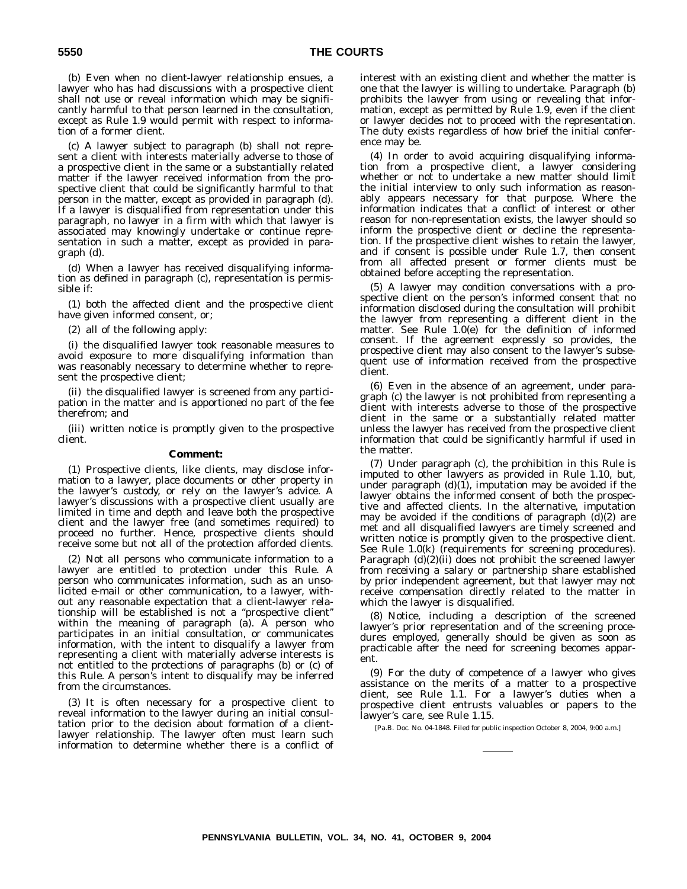(b) Even when no client-lawyer relationship ensues, a lawyer who has had discussions with a prospective client shall not use or reveal information which may be significantly harmful to that person learned in the consultation, except as Rule 1.9 would permit with respect to information of a former client.

(c) A lawyer subject to paragraph (b) shall not represent a client with interests materially adverse to those of a prospective client in the same or a substantially related matter if the lawyer received information from the prospective client that could be significantly harmful to that person in the matter, except as provided in paragraph (d). If a lawyer is disqualified from representation under this paragraph, no lawyer in a firm with which that lawyer is associated may knowingly undertake or continue representation in such a matter, except as provided in paragraph (d).

(d) When a lawyer has received disqualifying information as defined in paragraph (c), representation is permissible if:

(1) both the affected client and the prospective client have given informed consent, or;

(2) all of the following apply:

(i) the disqualified lawyer took reasonable measures to avoid exposure to more disqualifying information than was reasonably necessary to determine whether to represent the prospective client;

(ii) the disqualified lawyer is screened from any participation in the matter and is apportioned no part of the fee therefrom; and

(iii) written notice is promptly given to the prospective client.

**Comment:**

(1) Prospective clients, like clients, may disclose information to a lawyer, place documents or other property in the lawyer's custody, or rely on the lawyer's advice. A lawyer's discussions with a prospective client usually are limited in time and depth and leave both the prospective client and the lawyer free (and sometimes required) to proceed no further. Hence, prospective clients should receive some but not all of the protection afforded clients.

(2) Not all persons who communicate information to a lawyer are entitled to protection under this Rule. A person who communicates information, such as an unsolicited e-mail or other communication, to a lawyer, without any reasonable expectation that a client-lawyer relationship will be established is not a "prospective client" within the meaning of paragraph (a). A person who participates in an initial consultation, or communicates information, with the intent to disqualify a lawyer from representing a client with materially adverse interests is not entitled to the protections of paragraphs (b) or (c) of this Rule. A person's intent to disqualify may be inferred from the circumstances.

(3) It is often necessary for a prospective client to reveal information to the lawyer during an initial consultation prior to the decision about formation of a client-lawyer relationship. The lawyer often must learn such information to determine whether there is a conflict of interest with an existing client and whether the matter is one that the lawyer is willing to undertake. Paragraph (b) prohibits the lawyer from using or revealing that information, except as permitted by Rule 1.9, even if the client or lawyer decides not to proceed with the representation. The duty exists regardless of how brief the initial conference may be.

(4) In order to avoid acquiring disqualifying information from a prospective client, a lawyer considering whether or not to undertake a new matter should limit the initial interview to only such information as reasonably appears necessary for that purpose. Where the information indicates that a conflict of interest or other reason for non-representation exists, the lawyer should so inform the prospective client or decline the representation. If the prospective client wishes to retain the lawyer, and if consent is possible under Rule 1.7, then consent from all affected present or former clients must be obtained before accepting the representation.

(5) A lawyer may condition conversations with a prospective client on the person's informed consent that no information disclosed during the consultation will prohibit the lawyer from representing a different client in the matter. See Rule 1.0(e) for the definition of informed consent. If the agreement expressly so provides, the prospective client may also consent to the lawyer's subsequent use of information received from the prospective client.

(6) Even in the absence of an agreement, under paragraph (c) the lawyer is not prohibited from representing a client with interests adverse to those of the prospective client in the same or a substantially related matter unless the lawyer has received from the prospective client information that could be significantly harmful if used in the matter.

(7) Under paragraph (c), the prohibition in this Rule is imputed to other lawyers as provided in Rule 1.10, but, under paragraph (d)(1), imputation may be avoided if the lawyer obtains the informed consent of both the prospective and affected clients. In the alternative, imputation may be avoided if the conditions of paragraph (d)(2) are met and all disqualified lawyers are timely screened and written notice is promptly given to the prospective client. See Rule 1.0(k) (requirements for screening procedures). Paragraph (d)(2)(ii) does not prohibit the screened lawyer from receiving a salary or partnership share established by prior independent agreement, but that lawyer may not receive compensation directly related to the matter in which the lawyer is disqualified.

(8) Notice, including a description of the screened lawyer's prior representation and of the screening procedures employed, generally should be given as soon as practicable after the need for screening becomes apparent.

(9) For the duty of competence of a lawyer who gives assistance on the merits of a matter to a prospective client, see Rule 1.1. For a lawyer's duties when a prospective client entrusts valuables or papers to the lawyer's care, see Rule 1.15.

[Pa.B. Doc. No. 04-1848. Filed for public inspection October 8, 2004, 9:00 a.m.]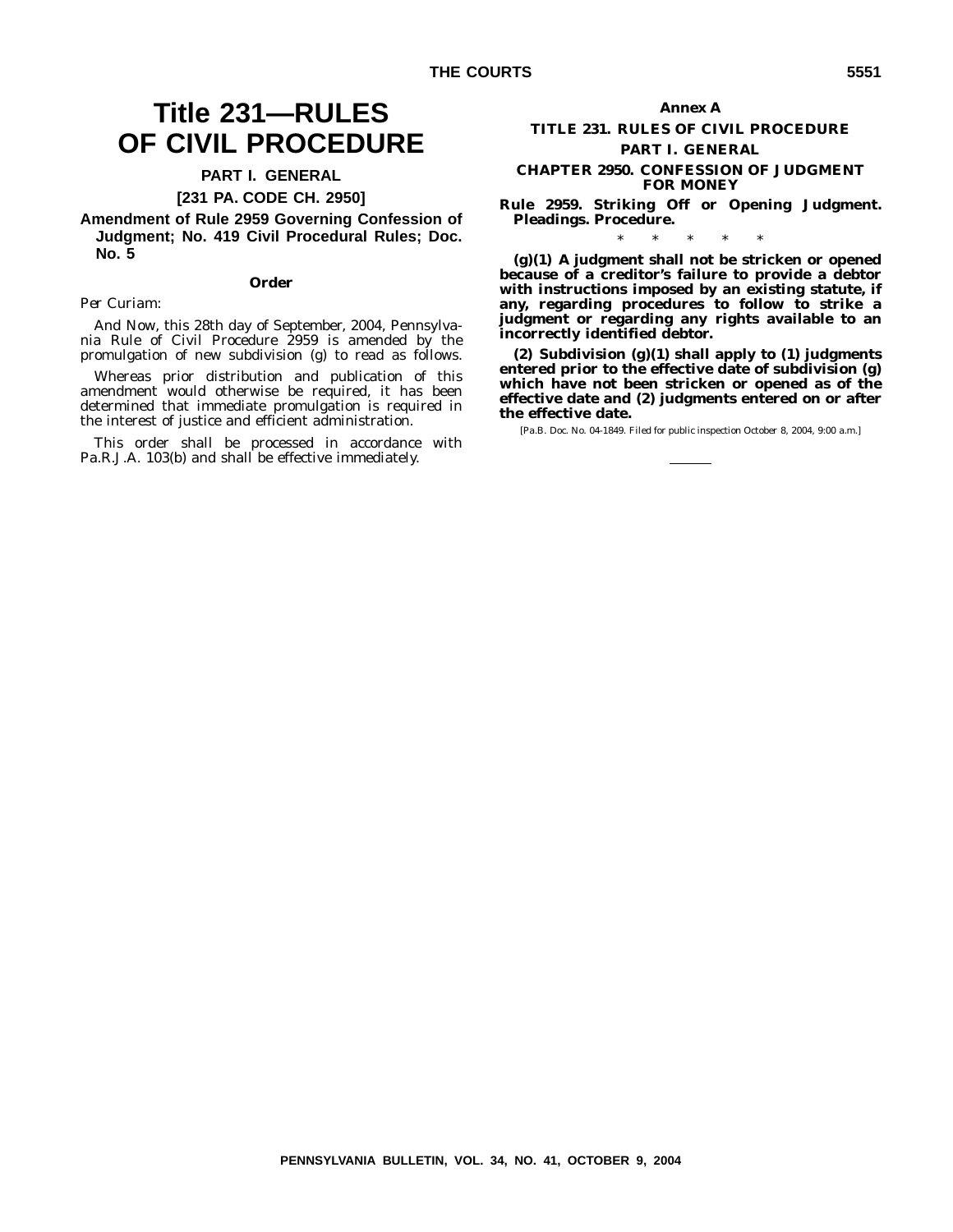# Title 231—RULES OF CIVIL PROCEDURE

## PART I. GENERAL

## [231 PA. CODE CH. 2950]

### Amendment of Rule 2959 Governing Confession of Judgment; No. 419 Civil Procedural Rules; Doc. No. 5

**Order**

*Per Curiam:*

And Now, this 28th day of September, 2004, Pennsylvania Rule of Civil Procedure 2959 is amended by the promulgation of new subdivision (g) to read as follows.

Whereas prior distribution and publication of this amendment would otherwise be required, it has been determined that immediate promulgation is required in the interest of justice and efficient administration.

This order shall be processed in accordance with Pa.R.J.A. 103(b) and shall be effective immediately.

**Annex A**

**TITLE 231. RULES OF CIVIL PROCEDURE**

**PART I. GENERAL**

**CHAPTER 2950. CONFESSION OF JUDGMENT FOR MONEY**

**Rule 2959. Striking Off or Opening Judgment. Pleadings. Procedure.**

\* \* \* \* \*

**(g)(1) A judgment shall not be stricken or opened because of a creditor's failure to provide a debtor with instructions imposed by an existing statute, if any, regarding procedures to follow to strike a judgment or regarding any rights available to an incorrectly identified debtor.**

**(2) Subdivision (g)(1) shall apply to (1) judgments entered prior to the effective date of subdivision (g) which have not been stricken or opened as of the effective date and (2) judgments entered on or after the effective date.**

[Pa.B. Doc. No. 04-1849. Filed for public inspection October 8, 2004, 9:00 a.m.]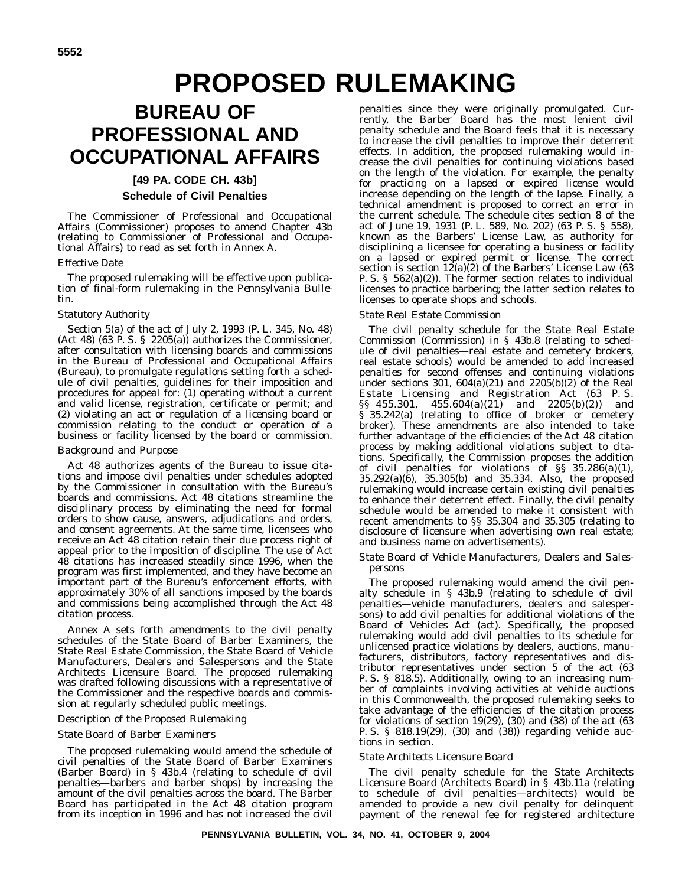# PROPOSED RULEMAKING

## BUREAU OF PROFESSIONAL AND OCCUPATIONAL AFFAIRS

### [49 PA. CODE CH. 43b]

### Schedule of Civil Penalties

The Commissioner of Professional and Occupational Affairs (Commissioner) proposes to amend Chapter 43b (relating to Commissioner of Professional and Occupational Affairs) to read as set forth in Annex A.

*Effective Date*

The proposed rulemaking will be effective upon publication of final-form rulemaking in the *Pennsylvania Bulletin*.

*Statutory Authority*

Section 5(a) of the act of July 2, 1993 (P. L. 345, No. 48) (Act 48) (63 P. S. § 2205(a)) authorizes the Commissioner, after consultation with licensing boards and commissions in the Bureau of Professional and Occupational Affairs (Bureau), to promulgate regulations setting forth a schedule of civil penalties, guidelines for their imposition and procedures for appeal for: (1) operating without a current and valid license, registration, certificate or permit; and (2) violating an act or regulation of a licensing board or commission relating to the conduct or operation of a business or facility licensed by the board or commission.

*Background and Purpose*

Act 48 authorizes agents of the Bureau to issue citations and impose civil penalties under schedules adopted by the Commissioner in consultation with the Bureau's boards and commissions. Act 48 citations streamline the disciplinary process by eliminating the need for formal orders to show cause, answers, adjudications and orders, and consent agreements. At the same time, licensees who receive an Act 48 citation retain their due process right of appeal prior to the imposition of discipline. The use of Act 48 citations has increased steadily since 1996, when the program was first implemented, and they have become an important part of the Bureau's enforcement efforts, with approximately 30% of all sanctions imposed by the boards and commissions being accomplished through the Act 48 citation process.

Annex A sets forth amendments to the civil penalty schedules of the State Board of Barber Examiners, the State Real Estate Commission, the State Board of Vehicle Manufacturers, Dealers and Salespersons and the State Architects Licensure Board. The proposed rulemaking was drafted following discussions with a representative of the Commissioner and the respective boards and commission at regularly scheduled public meetings.

*Description of the Proposed Rulemaking*

*State Board of Barber Examiners*

The proposed rulemaking would amend the schedule of civil penalties of the State Board of Barber Examiners (Barber Board) in § 43b.4 (relating to schedule of civil penalties—barbers and barber shops) by increasing the amount of the civil penalties across the board. The Barber Board has participated in the Act 48 citation program from its inception in 1996 and has not increased the civil penalties since they were originally promulgated. Currently, the Barber Board has the most lenient civil penalty schedule and the Board feels that it is necessary to increase the civil penalties to improve their deterrent effects. In addition, the proposed rulemaking would increase the civil penalties for continuing violations based on the length of the violation. For example, the penalty for practicing on a lapsed or expired license would increase depending on the length of the lapse. Finally, a technical amendment is proposed to correct an error in the current schedule. The schedule cites section 8 of the act of June 19, 1931 (P. L. 589, No. 202) (63 P. S. § 558), known as the Barbers' License Law, as authority for disciplining a licensee for operating a business or facility on a lapsed or expired permit or license. The correct section is section 12(a)(2) of the Barbers' License Law (63 P. S. § 562(a)(2)). The former section relates to individual licenses to practice barbering; the latter section relates to licenses to operate shops and schools.

*State Real Estate Commission*

The civil penalty schedule for the State Real Estate Commission (Commission) in § 43b.8 (relating to schedule of civil penalties—real estate and cemetery brokers, real estate schools) would be amended to add increased penalties for second offenses and continuing violations under sections 301, 604(a)(21) and 2205(b)(2) of the Real Estate Licensing and Registration Act (63 P. S. §§ 455.301, 455.604(a)(21) and 2205(b)(2)) and § 35.242(a) (relating to office of broker or cemetery broker). These amendments are also intended to take further advantage of the efficiencies of the Act 48 citation process by making additional violations subject to citations. Specifically, the Commission proposes the addition of civil penalties for violations of §§ 35.286(a)(1), 35.292(a)(6), 35.305(b) and 35.334. Also, the proposed rulemaking would increase certain existing civil penalties to enhance their deterrent effect. Finally, the civil penalty schedule would be amended to make it consistent with recent amendments to §§ 35.304 and 35.305 (relating to disclosure of licensure when advertising own real estate; and business name on advertisements).

*State Board of Vehicle Manufacturers, Dealers and Salespersons*

The proposed rulemaking would amend the civil penalty schedule in § 43b.9 (relating to schedule of civil penalties—vehicle manufacturers, dealers and salespersons) to add civil penalties for additional violations of the Board of Vehicles Act (act). Specifically, the proposed rulemaking would add civil penalties to its schedule for unlicensed practice violations by dealers, auctions, manufacturers, distributors, factory representatives and distributor representatives under section 5 of the act (63 P. S. § 818.5). Additionally, owing to an increasing number of complaints involving activities at vehicle auctions in this Commonwealth, the proposed rulemaking seeks to take advantage of the efficiencies of the citation process for violations of section 19(29), (30) and (38) of the act (63 P. S. § 818.19(29), (30) and (38)) regarding vehicle auctions in section.

*State Architects Licensure Board*

The civil penalty schedule for the State Architects Licensure Board (Architects Board) in § 43b.11a (relating to schedule of civil penalties—architects) would be amended to provide a new civil penalty for delinquent payment of the renewal fee for registered architecture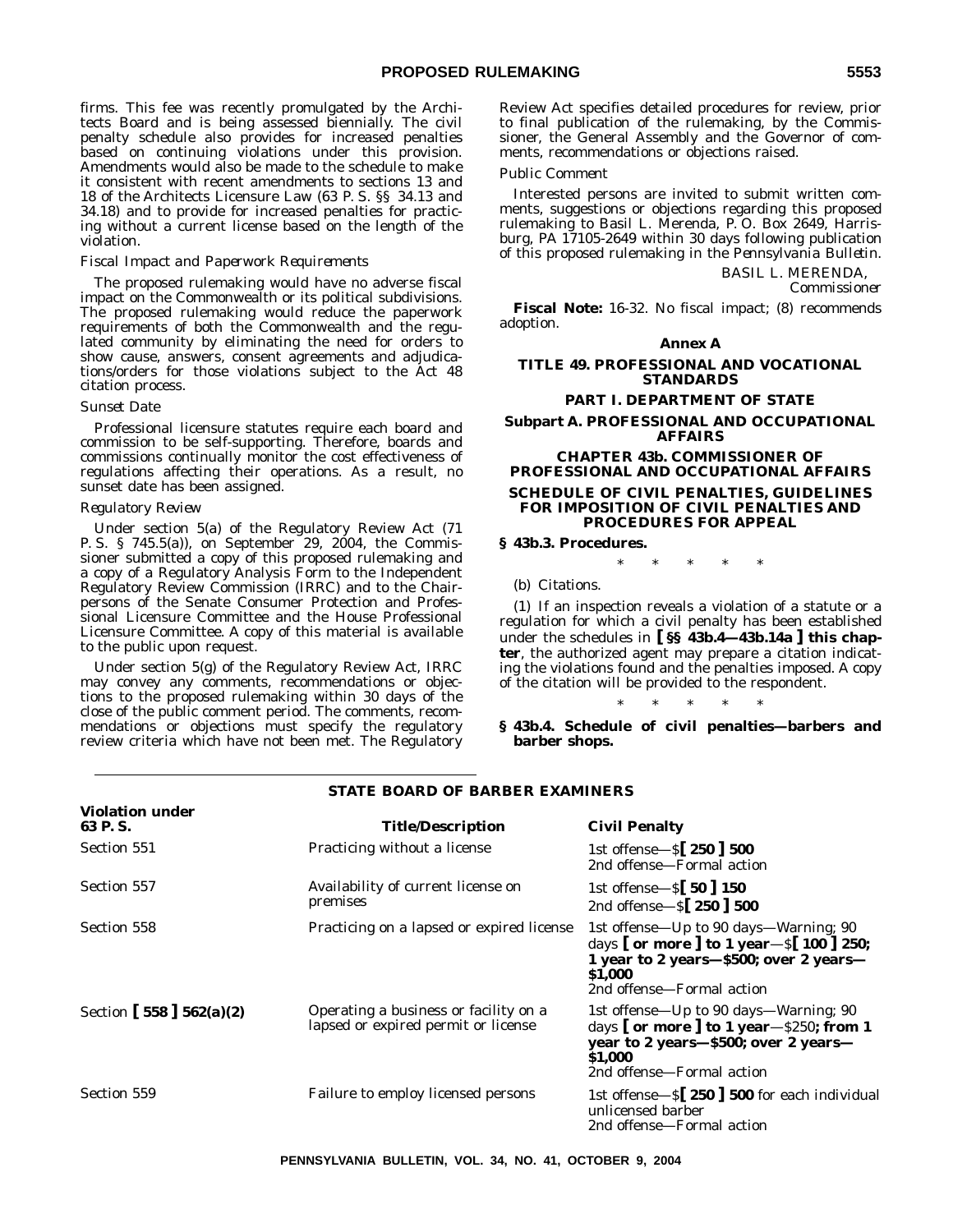firms. This fee was recently promulgated by the Architects Board and is being assessed biennially. The civil penalty schedule also provides for increased penalties based on continuing violations under this provision. Amendments would also be made to the schedule to make it consistent with recent amendments to sections 13 and 18 of the Architects Licensure Law (63 P. S. §§ 34.13 and 34.18) and to provide for increased penalties for practicing without a current license based on the length of the violation.

*Fiscal Impact and Paperwork Requirements*

The proposed rulemaking would have no adverse fiscal impact on the Commonwealth or its political subdivisions. The proposed rulemaking would reduce the paperwork requirements of both the Commonwealth and the regulated community by eliminating the need for orders to show cause, answers, consent agreements and adjudications/orders for those violations subject to the Act 48 citation process.

*Sunset Date*

Professional licensure statutes require each board and commission to be self-supporting. Therefore, boards and commissions continually monitor the cost effectiveness of regulations affecting their operations. As a result, no sunset date has been assigned.

*Regulatory Review*

Under section 5(a) of the Regulatory Review Act (71 P. S. § 745.5(a)), on September 29, 2004, the Commissioner submitted a copy of this proposed rulemaking and a copy of a Regulatory Analysis Form to the Independent Regulatory Review Commission (IRRC) and to the Chairpersons of the Senate Consumer Protection and Professional Licensure Committee and the House Professional Licensure Committee. A copy of this material is available to the public upon request.

Under section 5(g) of the Regulatory Review Act, IRRC may convey any comments, recommendations or objections to the proposed rulemaking within 30 days of the close of the public comment period. The comments, recommendations or objections must specify the regulatory review criteria which have not been met. The Regulatory Review Act specifies detailed procedures for review, prior to final publication of the rulemaking, by the Commissioner, the General Assembly and the Governor of comments, recommendations or objections raised.

*Public Comment*

Interested persons are invited to submit written comments, suggestions or objections regarding this proposed rulemaking to Basil L. Merenda, P. O. Box 2649, Harrisburg, PA 17105-2649 within 30 days following publication of this proposed rulemaking in the *Pennsylvania Bulletin*.

BASIL L. MERENDA,
*Commissioner*

**Fiscal Note:** 16-32. No fiscal impact; (8) recommends adoption.

**Annex A**

**TITLE 49. PROFESSIONAL AND VOCATIONAL STANDARDS**

**PART I. DEPARTMENT OF STATE**

**Subpart A. PROFESSIONAL AND OCCUPATIONAL AFFAIRS**

**CHAPTER 43b. COMMISSIONER OF PROFESSIONAL AND OCCUPATIONAL AFFAIRS**

**SCHEDULE OF CIVIL PENALTIES, GUIDELINES FOR IMPOSITION OF CIVIL PENALTIES AND PROCEDURES FOR APPEAL**

**§ 43b.3. Procedures.**

\* \* \* \* \*

(b) *Citations.*

(1) If an inspection reveals a violation of a statute or a regulation for which a civil penalty has been established under the schedules in **[ §§ 43b.4—43b.14a ] this chapter**, the authorized agent may prepare a citation indicating the violations found and the penalties imposed. A copy of the citation will be provided to the respondent.

\* \* \* \* \*

**§ 43b.4. Schedule of civil penalties—barbers and barber shops.**

**STATE BOARD OF BARBER EXAMINERS**

| Violation under 63 P. S. | Title/Description | Civil Penalty |
|---|---|---|
| Section 551 | Practicing without a license | 1st offense—$**[ 250 ] 500**<br>2nd offense—Formal action |
| Section 557 | Availability of current license on premises | 1st offense—$**[ 50 ] 150**<br>2nd offense—$**[ 250 ] 500** |
| Section 558 | Practicing on a lapsed or expired license | 1st offense—Up to 90 days—Warning; 90 days **[ or more ] to 1 year**—$**[ 100 ] 250; 1 year to 2 years—$500; over 2 years—$1,000**<br>2nd offense—Formal action |
| Section **[ 558 ] 562(a)(2)** | Operating a business or facility on a lapsed or expired permit or license | 1st offense—Up to 90 days—Warning; 90 days **[ or more ] to 1 year**—$250**; from 1 year to 2 years—$500; over 2 years—$1,000**<br>2nd offense—Formal action |
| Section 559 | Failure to employ licensed persons | 1st offense—$**[ 250 ] 500** for each individual unlicensed barber<br>2nd offense—Formal action |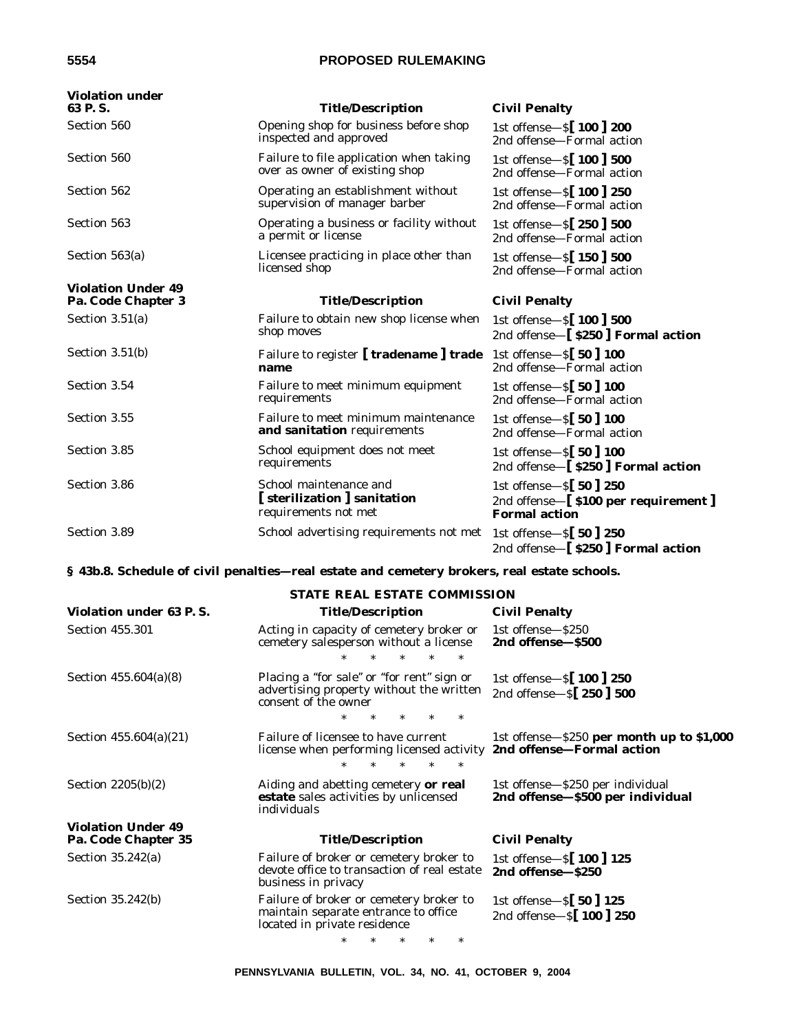| Violation under 63 P. S. | Title/Description | Civil Penalty |
|---|---|---|
| Section 560 | Opening shop for business before shop inspected and approved | 1st offense—$**[ 100 ] 200**<br>2nd offense—Formal action |
| Section 560 | Failure to file application when taking over as owner of existing shop | 1st offense—$**[ 100 ] 500**<br>2nd offense—Formal action |
| Section 562 | Operating an establishment without supervision of manager barber | 1st offense—$**[ 100 ] 250**<br>2nd offense—Formal action |
| Section 563 | Operating a business or facility without a permit or license | 1st offense—$**[ 250 ] 500**<br>2nd offense—Formal action |
| Section 563(a) | Licensee practicing in place other than licensed shop | 1st offense—$**[ 150 ] 500**<br>2nd offense—Formal action |
| **Violation Under 49 Pa. Code Chapter 3** | **Title/Description** | **Civil Penalty** |
| Section 3.51(a) | Failure to obtain new shop license when shop moves | 1st offense—$**[ 100 ] 500**<br>2nd offense—**[ $250 ] Formal action** |
| Section 3.51(b) | Failure to register **[ tradename ] trade name** | 1st offense—$**[ 50 ] 100**<br>2nd offense—Formal action |
| Section 3.54 | Failure to meet minimum equipment requirements | 1st offense—$**[ 50 ] 100**<br>2nd offense—Formal action |
| Section 3.55 | Failure to meet minimum maintenance **and sanitation** requirements | 1st offense—$**[ 50 ] 100**<br>2nd offense—Formal action |
| Section 3.85 | School equipment does not meet requirements | 1st offense—$**[ 50 ] 100**<br>2nd offense—**[ $250 ] Formal action** |
| Section 3.86 | School maintenance and **[ sterilization ] sanitation** requirements not met | 1st offense—$**[ 50 ] 250**<br>2nd offense—**[ $100 per requirement ] Formal action** |
| Section 3.89 | School advertising requirements not met | 1st offense—$**[ 50 ] 250**<br>2nd offense—**[ $250 ] Formal action** |

**§ 43b.8. Schedule of civil penalties—real estate and cemetery brokers, real estate schools.**

**STATE REAL ESTATE COMMISSION**

| Violation under 63 P. S. | Title/Description | Civil Penalty |
|---|---|---|
| Section 455.301 | Acting in capacity of cemetery broker or cemetery salesperson without a license | 1st offense—$250<br>**2nd offense—$500** |
| | * * * * * | |
| Section 455.604(a)(8) | Placing a "for sale" or "for rent" sign or advertising property without the written consent of the owner | 1st offense—$**[ 100 ] 250**<br>2nd offense—$**[ 250 ] 500** |
| | * * * * * | |
| Section 455.604(a)(21) | Failure of licensee to have current license when performing licensed activity | 1st offense—$250 **per month up to $1,000**<br>**2nd offense—Formal action** |
| | * * * * * | |
| Section 2205(b)(2) | Aiding and abetting cemetery **or real estate** sales activities by unlicensed individuals | 1st offense—$250 per individual<br>**2nd offense—$500 per individual** |
| **Violation Under 49 Pa. Code Chapter 35** | **Title/Description** | **Civil Penalty** |
| Section 35.242(a) | Failure of broker or cemetery broker to devote office to transaction of real estate business in privacy | 1st offense—$**[ 100 ] 125**<br>**2nd offense—$250** |
| Section 35.242(b) | Failure of broker or cemetery broker to maintain separate entrance to office located in private residence | 1st offense—$**[ 50 ] 125**<br>2nd offense—$**[ 100 ] 250** |

\* \* \* \* \*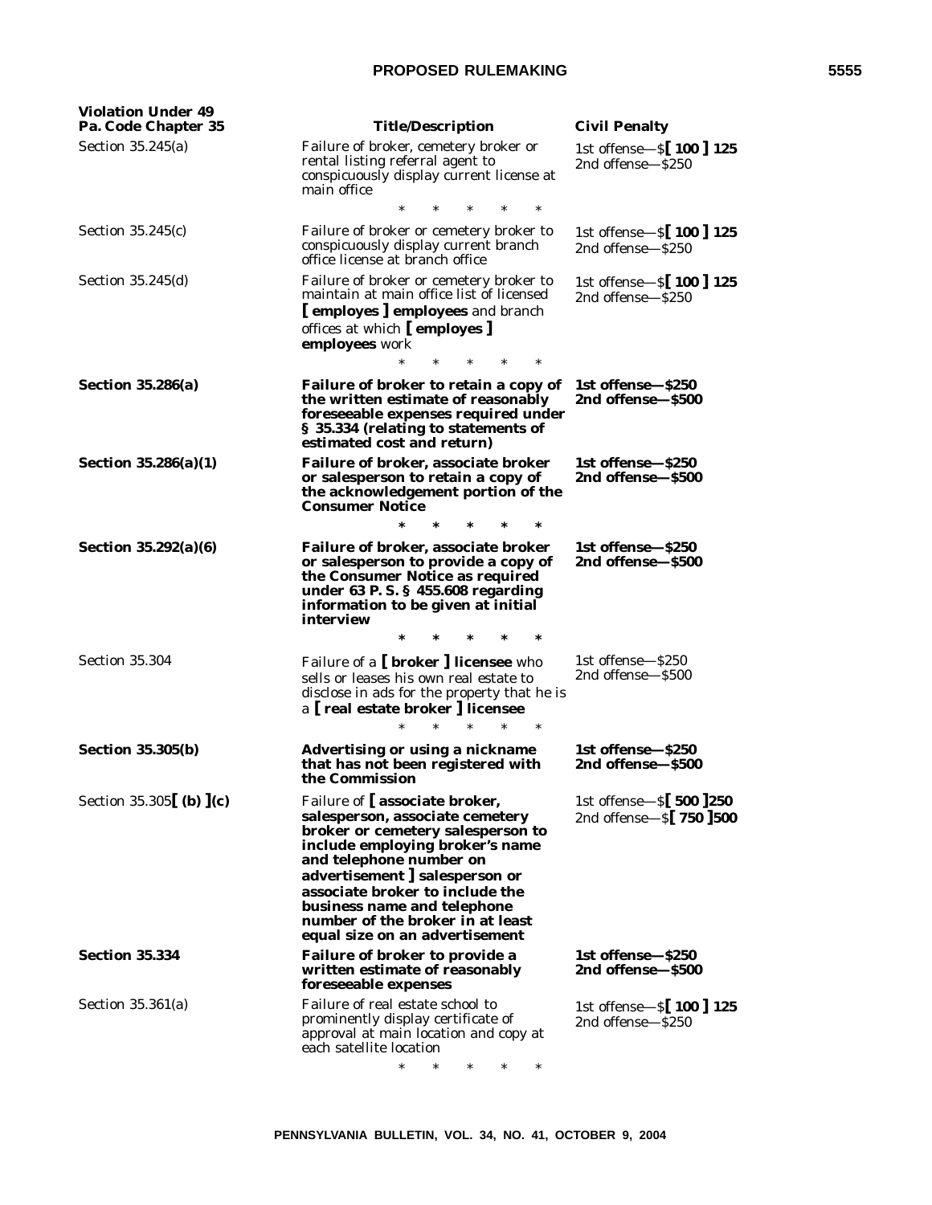| Violation Under 49 Pa. Code Chapter 35 | Title/Description | Civil Penalty |
|---|---|---|
| Section 35.245(a) | Failure of broker, cemetery broker or rental listing referral agent to conspicuously display current license at main office | 1st offense—$**[ 100 ] 125** 2nd offense—$250 |
| * * * * * | | |
| Section 35.245(c) | Failure of broker or cemetery broker to conspicuously display current branch office license at branch office | 1st offense—$**[ 100 ] 125** 2nd offense—$250 |
| Section 35.245(d) | Failure of broker or cemetery broker to maintain at main office list of licensed **[ employes ] employees** and branch offices at which **[ employes ] employees** work | 1st offense—$**[ 100 ] 125** 2nd offense—$250 |
| * * * * * | | |
| **Section 35.286(a)** | **Failure of broker to retain a copy of the written estimate of reasonably foreseeable expenses required under § 35.334 (relating to statements of estimated cost and return)** | **1st offense—$250 2nd offense—$500** |
| **Section 35.286(a)(1)** | **Failure of broker, associate broker or salesperson to retain a copy of the acknowledgement portion of the Consumer Notice** | **1st offense—$250 2nd offense—$500** |
| * * * * * | | |
| **Section 35.292(a)(6)** | **Failure of broker, associate broker or salesperson to provide a copy of the Consumer Notice as required under 63 P. S. § 455.608 regarding information to be given at initial interview** | **1st offense—$250 2nd offense—$500** |
| * * * * * | | |
| Section 35.304 | Failure of a **[ broker ] licensee** who sells or leases his own real estate to disclose in ads for the property that he is a **[ real estate broker ] licensee** | 1st offense—$250 2nd offense—$500 |
| * * * * * | | |
| **Section 35.305(b)** | **Advertising or using a nickname that has not been registered with the Commission** | **1st offense—$250 2nd offense—$500** |
| Section 35.305**[ (b) ](c)** | Failure of **[ associate broker, salesperson, associate cemetery broker or cemetery salesperson to include employing broker's name and telephone number on advertisement ] salesperson or associate broker to include the business name and telephone number of the broker in at least equal size on an advertisement** | 1st offense—$**[ 500 ]250** 2nd offense—$**[ 750 ]500** |
| **Section 35.334** | **Failure of broker to provide a written estimate of reasonably foreseeable expenses** | **1st offense—$250 2nd offense—$500** |
| Section 35.361(a) | Failure of real estate school to prominently display certificate of approval at main location and copy at each satellite location | 1st offense—$**[ 100 ] 125** 2nd offense—$250 |
| * * * * * | | |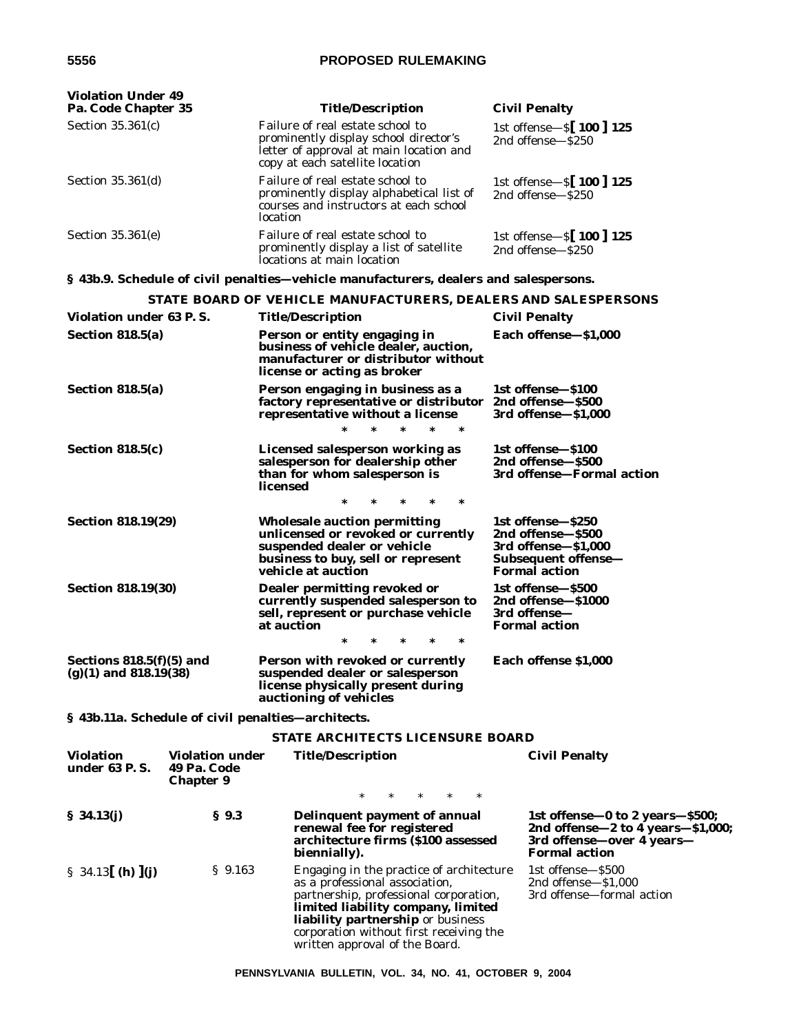| Violation Under 49 Pa. Code Chapter 35 | Title/Description | Civil Penalty |
|---|---|---|
| Section 35.361(c) | Failure of real estate school to prominently display school director's letter of approval at main location and copy at each satellite location | 1st offense—$ **[ 100 ] 125** 2nd offense—$250 |
| Section 35.361(d) | Failure of real estate school to prominently display alphabetical list of courses and instructors at each school location | 1st offense—$ **[ 100 ] 125** 2nd offense—$250 |
| Section 35.361(e) | Failure of real estate school to prominently display a list of satellite locations at main location | 1st offense—$ **[ 100 ] 125** 2nd offense—$250 |

**§ 43b.9. Schedule of civil penalties—vehicle manufacturers, dealers and salespersons.**

**STATE BOARD OF VEHICLE MANUFACTURERS, DEALERS AND SALESPERSONS**

| Violation under 63 P. S. | Title/Description | Civil Penalty |
|---|---|---|
| **Section 818.5(a)** | **Person or entity engaging in business of vehicle dealer, auction, manufacturer or distributor without license or acting as broker** | **Each offense—$1,000** |
| **Section 818.5(a)** | **Person engaging in business as a factory representative or distributor representative without a license** | **1st offense—$100 2nd offense—$500 3rd offense—$1,000** |
| | * * * * * | |
| **Section 818.5(c)** | **Licensed salesperson working as salesperson for dealership other than for whom salesperson is licensed** | **1st offense—$100 2nd offense—$500 3rd offense—Formal action** |
| | * * * * * | |
| **Section 818.19(29)** | **Wholesale auction permitting unlicensed or revoked or currently suspended dealer or vehicle business to buy, sell or represent vehicle at auction** | **1st offense—$250 2nd offense—$500 3rd offense—$1,000 Subsequent offense—Formal action** |
| **Section 818.19(30)** | **Dealer permitting revoked or currently suspended salesperson to sell, represent or purchase vehicle at auction** | **1st offense—$500 2nd offense—$1000 3rd offense—Formal action** |
| | * * * * * | |
| **Sections 818.5(f)(5) and (g)(1) and 818.19(38)** | **Person with revoked or currently suspended dealer or salesperson license physically present during auctioning of vehicles** | **Each offense $1,000** |

**§ 43b.11a. Schedule of civil penalties—architects.**

**STATE ARCHITECTS LICENSURE BOARD**

| Violation under 63 P. S. | Violation under 49 Pa. Code Chapter 9 | Title/Description | Civil Penalty |
|---|---|---|---|
| | | * * * * * | |
| **§ 34.13(j)** | **§ 9.3** | **Delinquent payment of annual renewal fee for registered architecture firms ($100 assessed biennially).** | **1st offense—0 to 2 years—$500; 2nd offense—2 to 4 years—$1,000; 3rd offense—over 4 years—Formal action** |
| § 34.13**[ (h) ](j)** | § 9.163 | Engaging in the practice of architecture as a professional association, partnership, professional corporation, **limited liability company, limited liability partnership** or business corporation without first receiving the written approval of the Board. | 1st offense—$500 2nd offense—$1,000 3rd offense—formal action |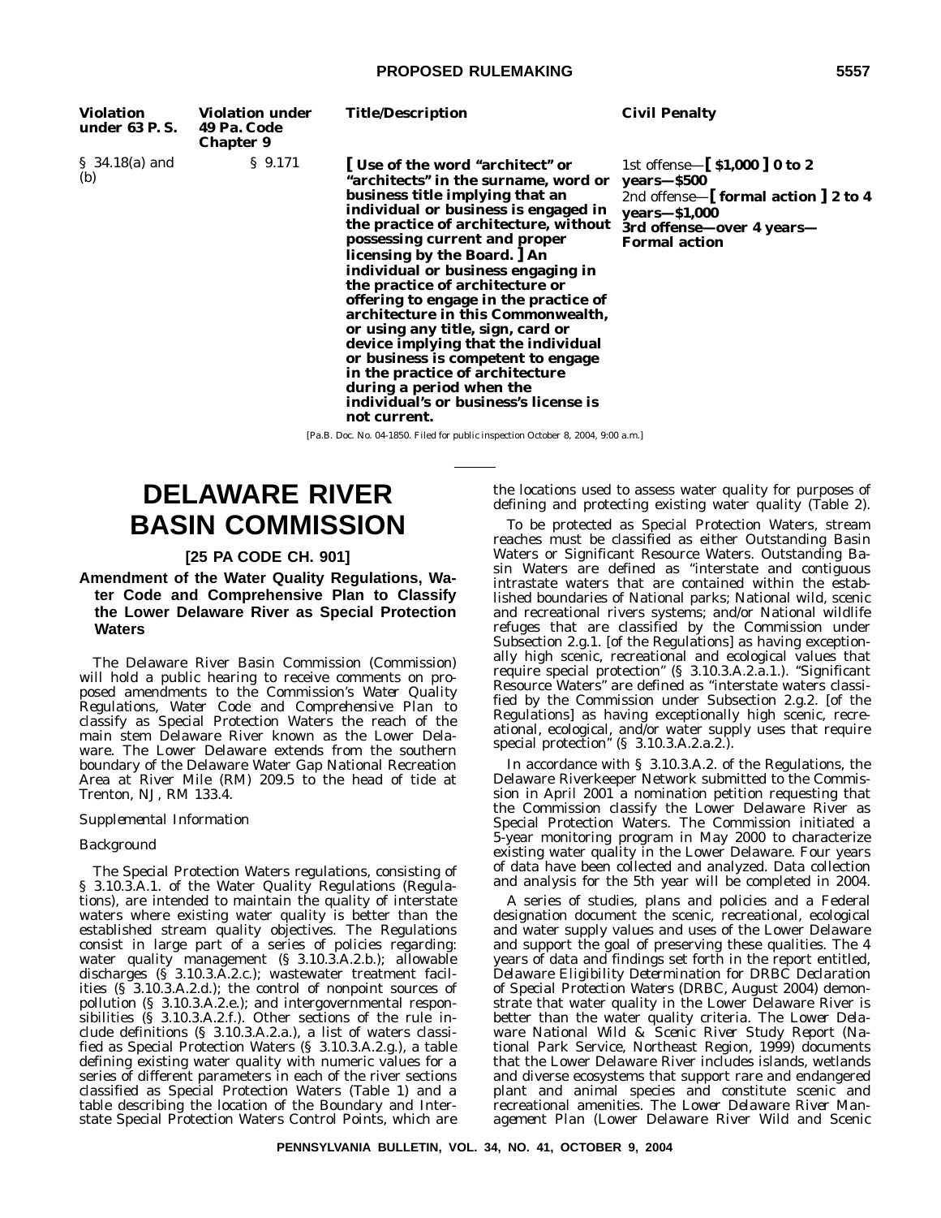| Violation under 63 P. S. | Violation under 49 Pa. Code Chapter 9 | Title/Description | Civil Penalty |
|---|---|---|---|
| § 34.18(a) and (b) | § 9.171 | **[ Use of the word "architect" or "architects" in the surname, word or business title implying that an individual or business is engaged in the practice of architecture, without possessing current and proper licensing by the Board. ] An individual or business engaging in the practice of architecture or offering to engage in the practice of architecture in this Commonwealth, or using any title, sign, card or device implying that the individual or business is competent to engage in the practice of architecture during a period when the individual's or business's license is not current.** | 1st offense—**[ $1,000 ] 0 to 2 years—$500** 2nd offense—**[ formal action ] 2 to 4 years—$1,000** **3rd offense—over 4 years—Formal action** |

[Pa.B. Doc. No. 04-1850. Filed for public inspection October 8, 2004, 9:00 a.m.]

# DELAWARE RIVER BASIN COMMISSION

## [25 PA CODE CH. 901]

### Amendment of the Water Quality Regulations, Water Code and Comprehensive Plan to Classify the Lower Delaware River as Special Protection Waters

The Delaware River Basin Commission (Commission) will hold a public hearing to receive comments on proposed amendments to the Commission's *Water Quality Regulations, Water Code and Comprehensive Plan* to classify as Special Protection Waters the reach of the main stem Delaware River known as the Lower Delaware. The Lower Delaware extends from the southern boundary of the Delaware Water Gap National Recreation Area at River Mile (RM) 209.5 to the head of tide at Trenton, NJ, RM 133.4.

*Supplemental Information*

*Background*

The Special Protection Waters regulations, consisting of § 3.10.3.A.1. of the Water Quality Regulations (Regulations), are intended to maintain the quality of interstate waters where existing water quality is better than the established stream quality objectives. The Regulations consist in large part of a series of policies regarding: water quality management (§ 3.10.3.A.2.b.); allowable discharges (§ 3.10.3.A.2.c.); wastewater treatment facilities (§ 3.10.3.A.2.d.); the control of nonpoint sources of pollution (§ 3.10.3.A.2.e.); and intergovernmental responsibilities (§ 3.10.3.A.2.f.). Other sections of the rule include definitions (§ 3.10.3.A.2.a.), a list of waters classified as Special Protection Waters (§ 3.10.3.A.2.g.), a table defining existing water quality with numeric values for a series of different parameters in each of the river sections classified as Special Protection Waters (Table 1) and a table describing the location of the Boundary and Interstate Special Protection Waters Control Points, which are the locations used to assess water quality for purposes of defining and protecting existing water quality (Table 2).

To be protected as Special Protection Waters, stream reaches must be classified as either Outstanding Basin Waters or Significant Resource Waters. Outstanding Basin Waters are defined as "interstate and contiguous intrastate waters that are contained within the established boundaries of National parks; National wild, scenic and recreational rivers systems; and/or National wildlife refuges that are classified by the Commission under Subsection 2.g.1. [of the Regulations] as having exceptionally high scenic, recreational and ecological values that require special protection" (§ 3.10.3.A.2.a.1.). "Significant Resource Waters" are defined as "interstate waters classified by the Commission under Subsection 2.g.2. [of the Regulations] as having exceptionally high scenic, recreational, ecological, and/or water supply uses that require special protection" (§ 3.10.3.A.2.a.2.).

In accordance with § 3.10.3.A.2. of the Regulations, the Delaware Riverkeeper Network submitted to the Commission in April 2001 a nomination petition requesting that the Commission classify the Lower Delaware River as Special Protection Waters. The Commission initiated a 5-year monitoring program in May 2000 to characterize existing water quality in the Lower Delaware. Four years of data have been collected and analyzed. Data collection and analysis for the 5th year will be completed in 2004.

A series of studies, plans and policies and a Federal designation document the scenic, recreational, ecological and water supply values and uses of the Lower Delaware and support the goal of preserving these qualities. The 4 years of data and findings set forth in the report entitled, *Delaware Eligibility Determination for DRBC Declaration of Special Protection Waters* (DRBC, August 2004) demonstrate that water quality in the Lower Delaware River is better than the water quality criteria. The *Lower Delaware National Wild & Scenic River Study Report* (National Park Service, Northeast Region, 1999) documents that the Lower Delaware River includes islands, wetlands and diverse ecosystems that support rare and endangered plant and animal species and constitute scenic and recreational amenities. The *Lower Delaware River Management Plan* (Lower Delaware River Wild and Scenic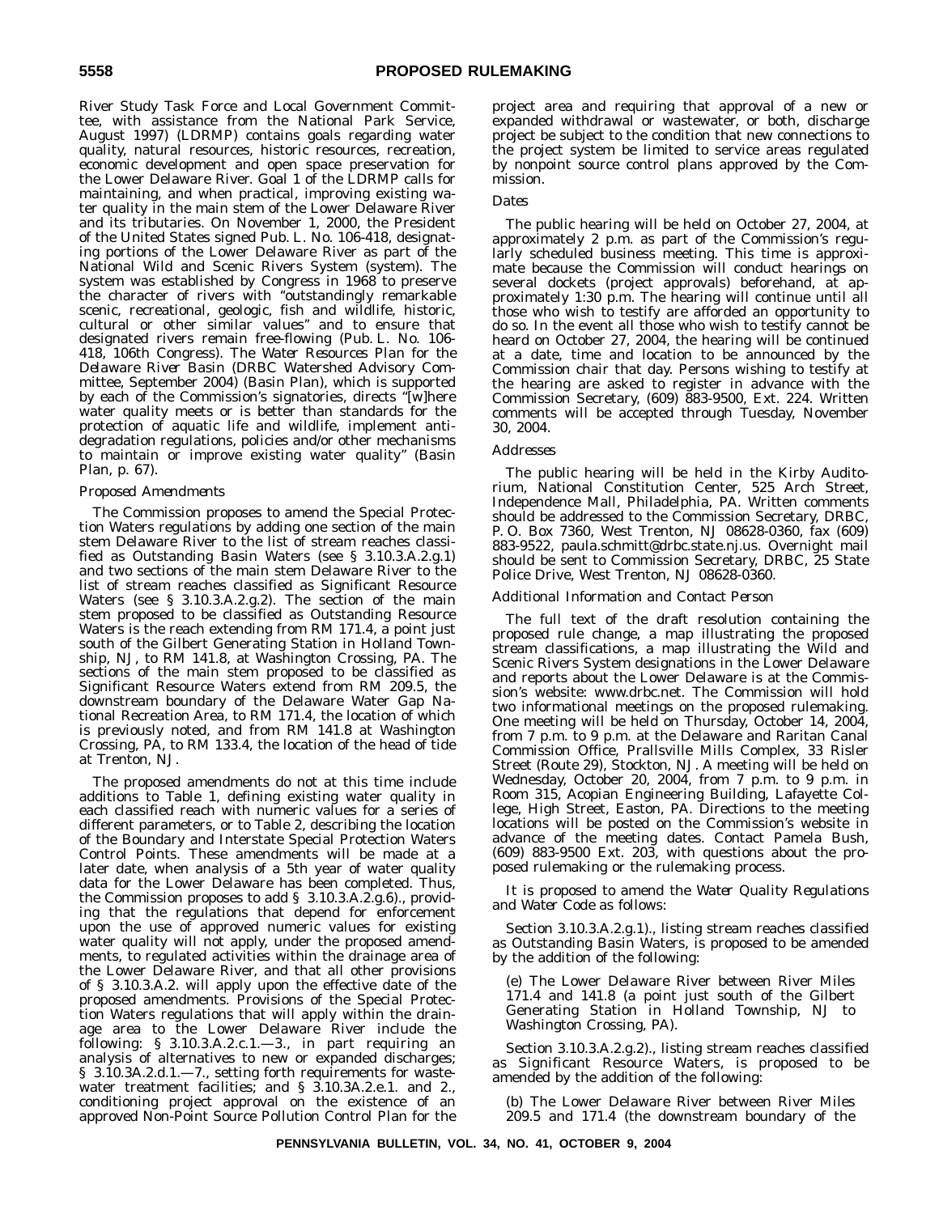River Study Task Force and Local Government Committee, with assistance from the National Park Service, August 1997) (LDRMP) contains goals regarding water quality, natural resources, historic resources, recreation, economic development and open space preservation for the Lower Delaware River. Goal 1 of the LDRMP calls for maintaining, and when practical, improving existing water quality in the main stem of the Lower Delaware River and its tributaries. On November 1, 2000, the President of the United States signed Pub. L. No. 106-418, designating portions of the Lower Delaware River as part of the National Wild and Scenic Rivers System (system). The system was established by Congress in 1968 to preserve the character of rivers with "outstandingly remarkable scenic, recreational, geologic, fish and wildlife, historic, cultural or other similar values" and to ensure that designated rivers remain free-flowing (Pub. L. No. 106-418, 106th Congress). *The Water Resources Plan for the Delaware River Basin* (DRBC Watershed Advisory Committee, September 2004) (Basin Plan), which is supported by each of the Commission's signatories, directs "[w]here water quality meets or is better than standards for the protection of aquatic life and wildlife, implement antidegradation regulations, policies and/or other mechanisms to maintain or improve existing water quality" (Basin Plan, p. 67).

*Proposed Amendments*

The Commission proposes to amend the Special Protection Waters regulations by adding one section of the main stem Delaware River to the list of stream reaches classified as Outstanding Basin Waters (see § 3.10.3.A.2.g.1) and two sections of the main stem Delaware River to the list of stream reaches classified as Significant Resource Waters (see § 3.10.3.A.2.g.2). The section of the main stem proposed to be classified as Outstanding Resource Waters is the reach extending from RM 171.4, a point just south of the Gilbert Generating Station in Holland Township, NJ, to RM 141.8, at Washington Crossing, PA. The sections of the main stem proposed to be classified as Significant Resource Waters extend from RM 209.5, the downstream boundary of the Delaware Water Gap National Recreation Area, to RM 171.4, the location of which is previously noted, and from RM 141.8 at Washington Crossing, PA, to RM 133.4, the location of the head of tide at Trenton, NJ.

The proposed amendments do not at this time include additions to Table 1, defining existing water quality in each classified reach with numeric values for a series of different parameters, or to Table 2, describing the location of the Boundary and Interstate Special Protection Waters Control Points. These amendments will be made at a later date, when analysis of a 5th year of water quality data for the Lower Delaware has been completed. Thus, the Commission proposes to add § 3.10.3.A.2.g.6)., providing that the regulations that depend for enforcement upon the use of approved numeric values for existing water quality will not apply, under the proposed amendments, to regulated activities within the drainage area of the Lower Delaware River, and that all other provisions of § 3.10.3.A.2. will apply upon the effective date of the proposed amendments. Provisions of the Special Protection Waters regulations that will apply within the drainage area to the Lower Delaware River include the following: § 3.10.3.A.2.c.1.—3., in part requiring an analysis of alternatives to new or expanded discharges; § 3.10.3A.2.d.1.—7., setting forth requirements for wastewater treatment facilities; and § 3.10.3A.2.e.1. and 2., conditioning project approval on the existence of an approved Non-Point Source Pollution Control Plan for the project area and requiring that approval of a new or expanded withdrawal or wastewater, or both, discharge project be subject to the condition that new connections to the project system be limited to service areas regulated by nonpoint source control plans approved by the Commission.

*Dates*

The public hearing will be held on October 27, 2004, at approximately 2 p.m. as part of the Commission's regularly scheduled business meeting. This time is approximate because the Commission will conduct hearings on several dockets (project approvals) beforehand, at approximately 1:30 p.m. The hearing will continue until all those who wish to testify are afforded an opportunity to do so. In the event all those who wish to testify cannot be heard on October 27, 2004, the hearing will be continued at a date, time and location to be announced by the Commission chair that day. Persons wishing to testify at the hearing are asked to register in advance with the Commission Secretary, (609) 883-9500, Ext. 224. Written comments will be accepted through Tuesday, November 30, 2004.

*Addresses*

The public hearing will be held in the Kirby Auditorium, National Constitution Center, 525 Arch Street, Independence Mall, Philadelphia, PA. Written comments should be addressed to the Commission Secretary, DRBC, P. O. Box 7360, West Trenton, NJ 08628-0360, fax (609) 883-9522, paula.schmitt@drbc.state.nj.us. Overnight mail should be sent to Commission Secretary, DRBC, 25 State Police Drive, West Trenton, NJ 08628-0360.

*Additional Information and Contact Person*

The full text of the draft resolution containing the proposed rule change, a map illustrating the proposed stream classifications, a map illustrating the Wild and Scenic Rivers System designations in the Lower Delaware and reports about the Lower Delaware is at the Commission's website: www.drbc.net. The Commission will hold two informational meetings on the proposed rulemaking. One meeting will be held on Thursday, October 14, 2004, from 7 p.m. to 9 p.m. at the Delaware and Raritan Canal Commission Office, Prallsville Mills Complex, 33 Risler Street (Route 29), Stockton, NJ. A meeting will be held on Wednesday, October 20, 2004, from 7 p.m. to 9 p.m. in Room 315, Acopian Engineering Building, Lafayette College, High Street, Easton, PA. Directions to the meeting locations will be posted on the Commission's website in advance of the meeting dates. Contact Pamela Bush, (609) 883-9500 Ext. 203, with questions about the proposed rulemaking or the rulemaking process.

It is proposed to amend the *Water Quality Regulations and Water Code* as follows:

Section 3.10.3.A.2.g.1)., listing stream reaches classified as Outstanding Basin Waters, is proposed to be amended by the addition of the following:

(e) The Lower Delaware River between River Miles 171.4 and 141.8 (a point just south of the Gilbert Generating Station in Holland Township, NJ to Washington Crossing, PA).

Section 3.10.3.A.2.g.2)., listing stream reaches classified as Significant Resource Waters, is proposed to be amended by the addition of the following:

(b) The Lower Delaware River between River Miles 209.5 and 171.4 (the downstream boundary of the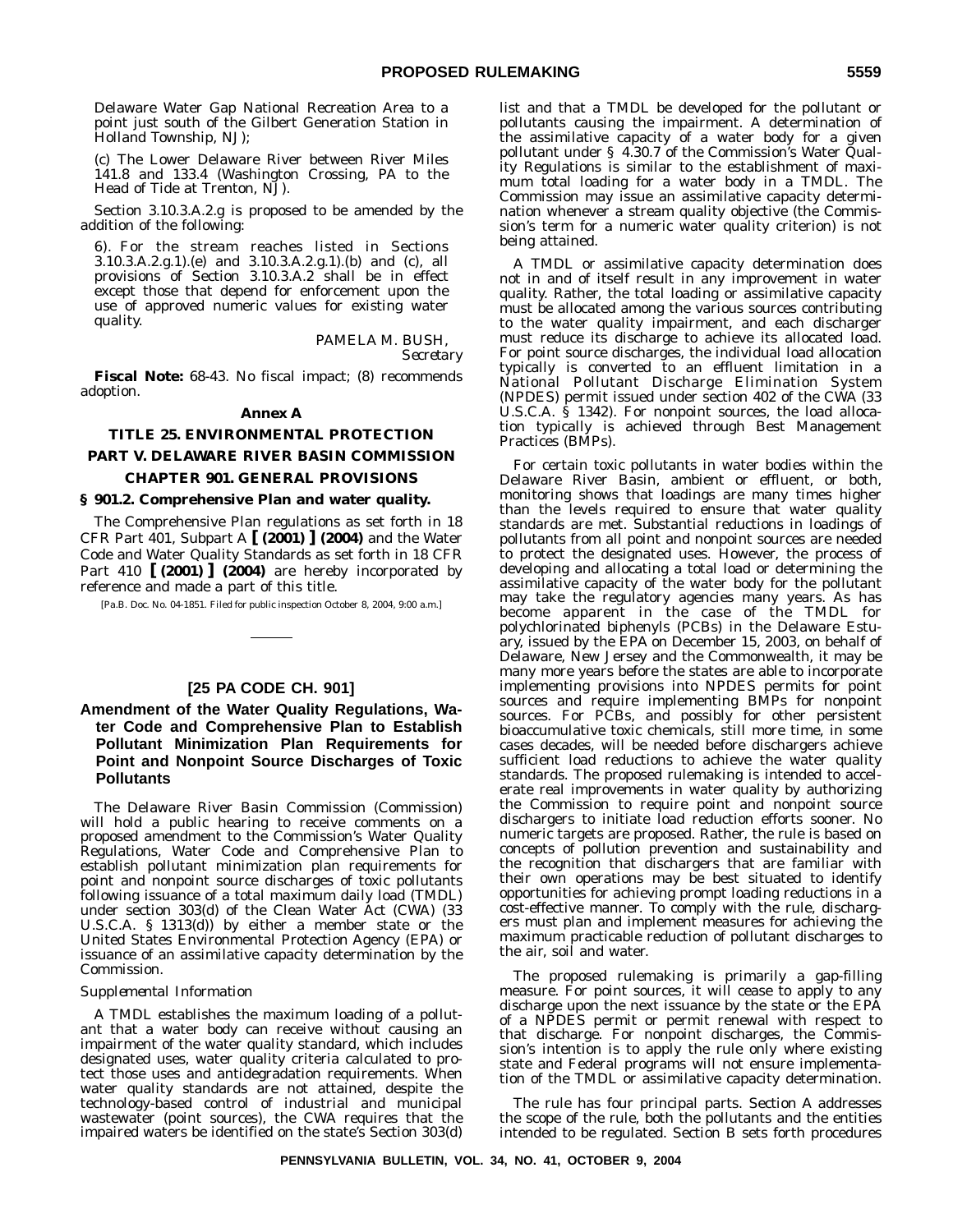Delaware Water Gap National Recreation Area to a point just south of the Gilbert Generation Station in Holland Township, NJ);

(c) The Lower Delaware River between River Miles 141.8 and 133.4 (Washington Crossing, PA to the Head of Tide at Trenton, NJ).

Section 3.10.3.A.2.g is proposed to be amended by the addition of the following:

6). For the stream reaches listed in Sections 3.10.3.A.2.g.1).(e) and 3.10.3.A.2.g.1).(b) and (c), all provisions of Section 3.10.3.A.2 shall be in effect except those that depend for enforcement upon the use of approved numeric values for existing water quality.

PAMELA M. BUSH,
*Secretary*

**Fiscal Note:** 68-43. No fiscal impact; (8) recommends adoption.

**Annex A**

**TITLE 25. ENVIRONMENTAL PROTECTION**

**PART V. DELAWARE RIVER BASIN COMMISSION**

**CHAPTER 901. GENERAL PROVISIONS**

**§ 901.2. Comprehensive Plan and water quality.**

The Comprehensive Plan regulations as set forth in 18 CFR Part 401, Subpart A **[ (2001) ] (2004)** and the Water Code and Water Quality Standards as set forth in 18 CFR Part 410 **[ (2001) ] (2004)** are hereby incorporated by reference and made a part of this title.

[Pa.B. Doc. No. 04-1851. Filed for public inspection October 8, 2004, 9:00 a.m.]

---

**[25 PA CODE CH. 901]**

## Amendment of the Water Quality Regulations, Water Code and Comprehensive Plan to Establish Pollutant Minimization Plan Requirements for Point and Nonpoint Source Discharges of Toxic Pollutants

The Delaware River Basin Commission (Commission) will hold a public hearing to receive comments on a proposed amendment to the Commission's Water Quality Regulations, Water Code and Comprehensive Plan to establish pollutant minimization plan requirements for point and nonpoint source discharges of toxic pollutants following issuance of a total maximum daily load (TMDL) under section 303(d) of the Clean Water Act (CWA) (33 U.S.C.A. § 1313(d)) by either a member state or the United States Environmental Protection Agency (EPA) or issuance of an assimilative capacity determination by the Commission.

*Supplemental Information*

A TMDL establishes the maximum loading of a pollutant that a water body can receive without causing an impairment of the water quality standard, which includes designated uses, water quality criteria calculated to protect those uses and antidegradation requirements. When water quality standards are not attained, despite the technology-based control of industrial and municipal wastewater (point sources), the CWA requires that the impaired waters be identified on the state's Section 303(d) list and that a TMDL be developed for the pollutant or pollutants causing the impairment. A determination of the assimilative capacity of a water body for a given pollutant under § 4.30.7 of the Commission's Water Quality Regulations is similar to the establishment of maximum total loading for a water body in a TMDL. The Commission may issue an assimilative capacity determination whenever a stream quality objective (the Commission's term for a numeric water quality criterion) is not being attained.

A TMDL or assimilative capacity determination does not in and of itself result in any improvement in water quality. Rather, the total loading or assimilative capacity must be allocated among the various sources contributing to the water quality impairment, and each discharger must reduce its discharge to achieve its allocated load. For point source discharges, the individual load allocation typically is converted to an effluent limitation in a National Pollutant Discharge Elimination System (NPDES) permit issued under section 402 of the CWA (33 U.S.C.A. § 1342). For nonpoint sources, the load allocation typically is achieved through Best Management Practices (BMPs).

For certain toxic pollutants in water bodies within the Delaware River Basin, ambient or effluent, or both, monitoring shows that loadings are many times higher than the levels required to ensure that water quality standards are met. Substantial reductions in loadings of pollutants from all point and nonpoint sources are needed to protect the designated uses. However, the process of developing and allocating a total load or determining the assimilative capacity of the water body for the pollutant may take the regulatory agencies many years. As has become apparent in the case of the TMDL for polychlorinated biphenyls (PCBs) in the Delaware Estuary, issued by the EPA on December 15, 2003, on behalf of Delaware, New Jersey and the Commonwealth, it may be many more years before the states are able to incorporate implementing provisions into NPDES permits for point sources and require implementing BMPs for nonpoint sources. For PCBs, and possibly for other persistent bioaccumulative toxic chemicals, still more time, in some cases decades, will be needed before dischargers achieve sufficient load reductions to achieve the water quality standards. The proposed rulemaking is intended to accelerate real improvements in water quality by authorizing the Commission to require point and nonpoint source dischargers to initiate load reduction efforts sooner. No numeric targets are proposed. Rather, the rule is based on concepts of pollution prevention and sustainability and the recognition that dischargers that are familiar with their own operations may be best situated to identify opportunities for achieving prompt loading reductions in a cost-effective manner. To comply with the rule, dischargers must plan and implement measures for achieving the maximum practicable reduction of pollutant discharges to the air, soil and water.

The proposed rulemaking is primarily a gap-filling measure. For point sources, it will cease to apply to any discharge upon the next issuance by the state or the EPA of a NPDES permit or permit renewal with respect to that discharge. For nonpoint discharges, the Commission's intention is to apply the rule only where existing state and Federal programs will not ensure implementation of the TMDL or assimilative capacity determination.

The rule has four principal parts. Section A addresses the scope of the rule, both the pollutants and the entities intended to be regulated. Section B sets forth procedures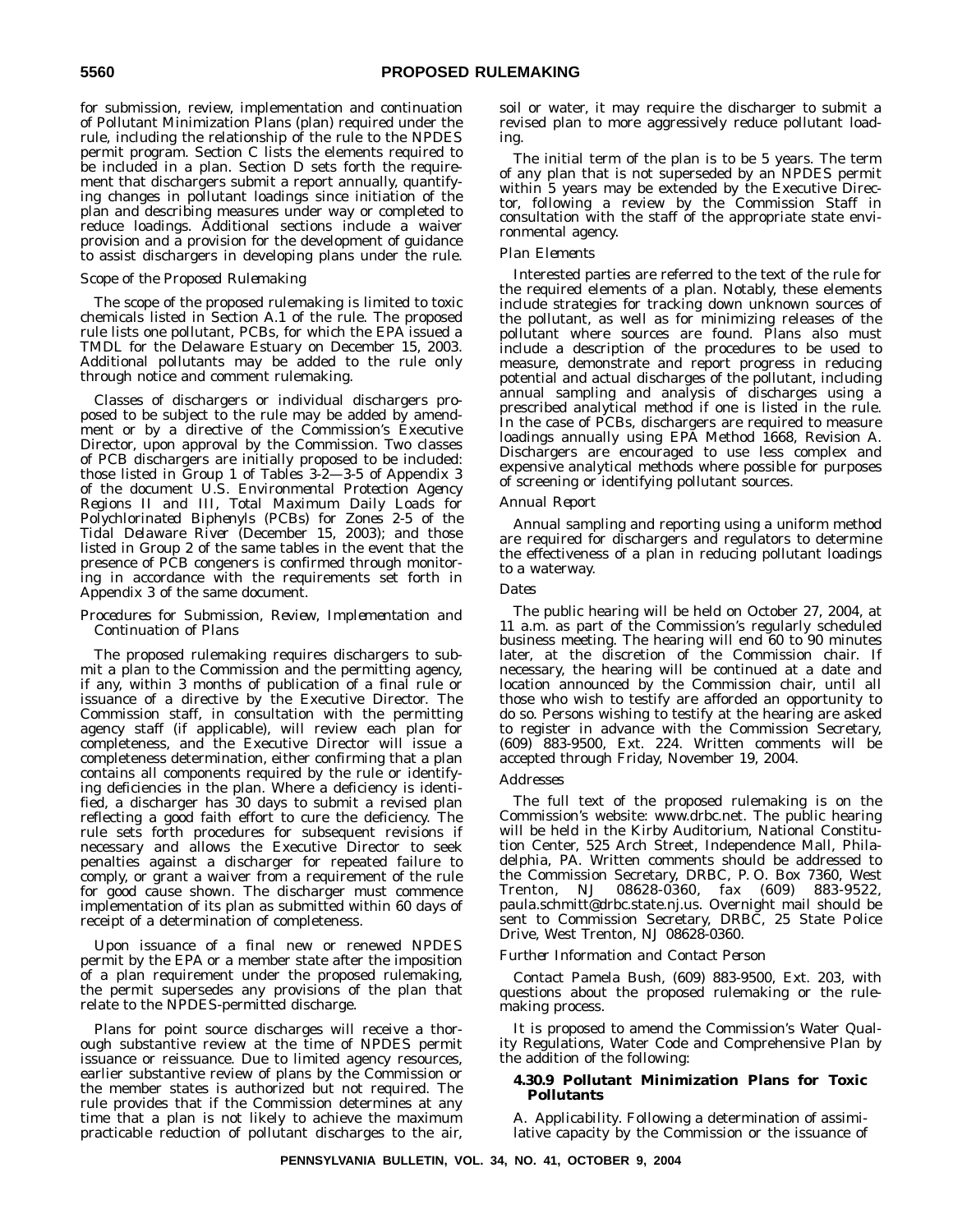for submission, review, implementation and continuation of Pollutant Minimization Plans (plan) required under the rule, including the relationship of the rule to the NPDES permit program. Section C lists the elements required to be included in a plan. Section D sets forth the requirement that dischargers submit a report annually, quantifying changes in pollutant loadings since initiation of the plan and describing measures under way or completed to reduce loadings. Additional sections include a waiver provision and a provision for the development of guidance to assist dischargers in developing plans under the rule.

*Scope of the Proposed Rulemaking*

The scope of the proposed rulemaking is limited to toxic chemicals listed in Section A.1 of the rule. The proposed rule lists one pollutant, PCBs, for which the EPA issued a TMDL for the Delaware Estuary on December 15, 2003. Additional pollutants may be added to the rule only through notice and comment rulemaking.

Classes of dischargers or individual dischargers proposed to be subject to the rule may be added by amendment or by a directive of the Commission's Executive Director, upon approval by the Commission. Two classes of PCB dischargers are initially proposed to be included: those listed in Group 1 of Tables 3-2—3-5 of Appendix 3 of the document *U.S. Environmental Protection Agency Regions II and III, Total Maximum Daily Loads for Polychlorinated Biphenyls (PCBs) for Zones 2-5 of the Tidal Delaware River* (December 15, 2003); and those listed in Group 2 of the same tables in the event that the presence of PCB congeners is confirmed through monitoring in accordance with the requirements set forth in Appendix 3 of the same document.

*Procedures for Submission, Review, Implementation and Continuation of Plans*

The proposed rulemaking requires dischargers to submit a plan to the Commission and the permitting agency, if any, within 3 months of publication of a final rule or issuance of a directive by the Executive Director. The Commission staff, in consultation with the permitting agency staff (if applicable), will review each plan for completeness, and the Executive Director will issue a completeness determination, either confirming that a plan contains all components required by the rule or identifying deficiencies in the plan. Where a deficiency is identified, a discharger has 30 days to submit a revised plan reflecting a good faith effort to cure the deficiency. The rule sets forth procedures for subsequent revisions if necessary and allows the Executive Director to seek penalties against a discharger for repeated failure to comply, or grant a waiver from a requirement of the rule for good cause shown. The discharger must commence implementation of its plan as submitted within 60 days of receipt of a determination of completeness.

Upon issuance of a final new or renewed NPDES permit by the EPA or a member state after the imposition of a plan requirement under the proposed rulemaking, the permit supersedes any provisions of the plan that relate to the NPDES-permitted discharge.

Plans for point source discharges will receive a thorough substantive review at the time of NPDES permit issuance or reissuance. Due to limited agency resources, earlier substantive review of plans by the Commission or the member states is authorized but not required. The rule provides that if the Commission determines at any time that a plan is not likely to achieve the maximum practicable reduction of pollutant discharges to the air, soil or water, it may require the discharger to submit a revised plan to more aggressively reduce pollutant loading.

The initial term of the plan is to be 5 years. The term of any plan that is not superseded by an NPDES permit within 5 years may be extended by the Executive Director, following a review by the Commission Staff in consultation with the staff of the appropriate state environmental agency.

*Plan Elements*

Interested parties are referred to the text of the rule for the required elements of a plan. Notably, these elements include strategies for tracking down unknown sources of the pollutant, as well as for minimizing releases of the pollutant where sources are found. Plans also must include a description of the procedures to be used to measure, demonstrate and report progress in reducing potential and actual discharges of the pollutant, including annual sampling and analysis of discharges using a prescribed analytical method if one is listed in the rule. In the case of PCBs, dischargers are required to measure loadings annually using EPA Method 1668, Revision A. Dischargers are encouraged to use less complex and expensive analytical methods where possible for purposes of screening or identifying pollutant sources.

*Annual Report*

Annual sampling and reporting using a uniform method are required for dischargers and regulators to determine the effectiveness of a plan in reducing pollutant loadings to a waterway.

*Dates*

The public hearing will be held on October 27, 2004, at 11 a.m. as part of the Commission's regularly scheduled business meeting. The hearing will end 60 to 90 minutes later, at the discretion of the Commission chair. If necessary, the hearing will be continued at a date and location announced by the Commission chair, until all those who wish to testify are afforded an opportunity to do so. Persons wishing to testify at the hearing are asked to register in advance with the Commission Secretary, (609) 883-9500, Ext. 224. Written comments will be accepted through Friday, November 19, 2004.

*Addresses*

The full text of the proposed rulemaking is on the Commission's website: www.drbc.net. The public hearing will be held in the Kirby Auditorium, National Constitution Center, 525 Arch Street, Independence Mall, Philadelphia, PA. Written comments should be addressed to the Commission Secretary, DRBC, P. O. Box 7360, West Trenton, NJ 08628-0360, fax (609) 883-9522, paula.schmitt@drbc.state.nj.us. Overnight mail should be sent to Commission Secretary, DRBC, 25 State Police Drive, West Trenton, NJ 08628-0360.

*Further Information and Contact Person*

Contact Pamela Bush, (609) 883-9500, Ext. 203, with questions about the proposed rulemaking or the rulemaking process.

It is proposed to amend the Commission's Water Quality Regulations, Water Code and Comprehensive Plan by the addition of the following:

**4.30.9 Pollutant Minimization Plans for Toxic Pollutants**

*A. Applicability.* Following a determination of assimilative capacity by the Commission or the issuance of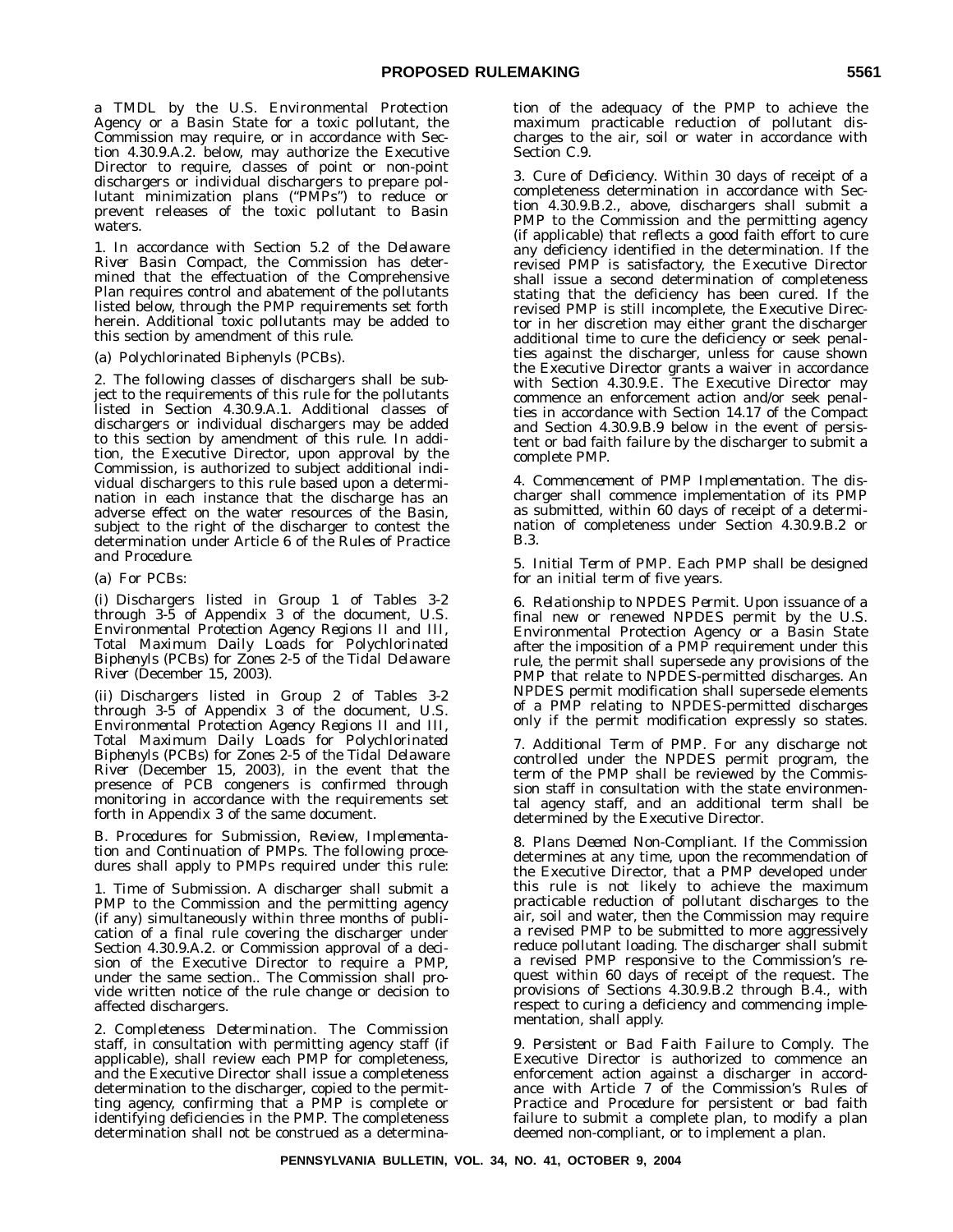a TMDL by the U.S. Environmental Protection Agency or a Basin State for a toxic pollutant, the Commission may require, or in accordance with Section 4.30.9.A.2. below, may authorize the Executive Director to require, classes of point or non-point dischargers or individual dischargers to prepare pollutant minimization plans ("PMPs") to reduce or prevent releases of the toxic pollutant to Basin waters.

1. In accordance with Section 5.2 of the Delaware River Basin Compact, the Commission has determined that the effectuation of the Comprehensive Plan requires control and abatement of the pollutants listed below, through the PMP requirements set forth herein. Additional toxic pollutants may be added to this section by amendment of this rule.

(a) Polychlorinated Biphenyls (PCBs).

2. The following classes of dischargers shall be subject to the requirements of this rule for the pollutants listed in Section 4.30.9.A.1. Additional classes of dischargers or individual dischargers may be added to this section by amendment of this rule. In addition, the Executive Director, upon approval by the Commission, is authorized to subject additional individual dischargers to this rule based upon a determination in each instance that the discharge has an adverse effect on the water resources of the Basin, subject to the right of the discharger to contest the determination under Article 6 of the *Rules of Practice and Procedure*.

(a) For PCBs:

(i) Dischargers listed in Group 1 of Tables 3-2 through 3-5 of Appendix 3 of the document, *U.S. Environmental Protection Agency Regions II and III, Total Maximum Daily Loads for Polychlorinated Biphenyls (PCBs) for Zones 2-5 of the Tidal Delaware River* (December 15, 2003).

(ii) Dischargers listed in Group 2 of Tables 3-2 through 3-5 of Appendix 3 of the document, *U.S. Environmental Protection Agency Regions II and III, Total Maximum Daily Loads for Polychlorinated Biphenyls (PCBs) for Zones 2-5 of the Tidal Delaware River* (December 15, 2003), in the event that the presence of PCB congeners is confirmed through monitoring in accordance with the requirements set forth in Appendix 3 of the same document.

*B. Procedures for Submission, Review, Implementation and Continuation of PMPs.* The following procedures shall apply to PMPs required under this rule:

1. *Time of Submission.* A discharger shall submit a PMP to the Commission and the permitting agency (if any) simultaneously within three months of publication of a final rule covering the discharger under Section 4.30.9.A.2. or Commission approval of a decision of the Executive Director to require a PMP, under the same section.. The Commission shall provide written notice of the rule change or decision to affected dischargers.

2. *Completeness Determination.* The Commission staff, in consultation with permitting agency staff (if applicable), shall review each PMP for completeness, and the Executive Director shall issue a completeness determination to the discharger, copied to the permitting agency, confirming that a PMP is complete or identifying deficiencies in the PMP. The completeness determination shall not be construed as a determination of the adequacy of the PMP to achieve the maximum practicable reduction of pollutant discharges to the air, soil or water in accordance with Section C.9.

3. *Cure of Deficiency.* Within 30 days of receipt of a completeness determination in accordance with Section 4.30.9.B.2., above, dischargers shall submit a PMP to the Commission and the permitting agency (if applicable) that reflects a good faith effort to cure any deficiency identified in the determination. If the revised PMP is satisfactory, the Executive Director shall issue a second determination of completeness stating that the deficiency has been cured. If the revised PMP is still incomplete, the Executive Director in her discretion may either grant the discharger additional time to cure the deficiency or seek penalties against the discharger, unless for cause shown the Executive Director grants a waiver in accordance with Section 4.30.9.E. The Executive Director may commence an enforcement action and/or seek penalties in accordance with Section 14.17 of the Compact and Section 4.30.9.B.9 below in the event of persistent or bad faith failure by the discharger to submit a complete PMP.

4. *Commencement of PMP Implementation.* The discharger shall commence implementation of its PMP as submitted, within 60 days of receipt of a determination of completeness under Section 4.30.9.B.2 or B.3.

5. *Initial Term of PMP.* Each PMP shall be designed for an initial term of five years.

6. *Relationship to NPDES Permit.* Upon issuance of a final new or renewed NPDES permit by the U.S. Environmental Protection Agency or a Basin State after the imposition of a PMP requirement under this rule, the permit shall supersede any provisions of the PMP that relate to NPDES-permitted discharges. An NPDES permit modification shall supersede elements of a PMP relating to NPDES-permitted discharges only if the permit modification expressly so states.

7. *Additional Term of PMP.* For any discharge not controlled under the NPDES permit program, the term of the PMP shall be reviewed by the Commission staff in consultation with the state environmental agency staff, and an additional term shall be determined by the Executive Director.

8. *Plans Deemed Non-Compliant.* If the Commission determines at any time, upon the recommendation of the Executive Director, that a PMP developed under this rule is not likely to achieve the maximum practicable reduction of pollutant discharges to the air, soil and water, then the Commission may require a revised PMP to be submitted to more aggressively reduce pollutant loading. The discharger shall submit a revised PMP responsive to the Commission's request within 60 days of receipt of the request. The provisions of Sections 4.30.9.B.2 through B.4., with respect to curing a deficiency and commencing implementation, shall apply.

9. *Persistent or Bad Faith Failure to Comply.* The Executive Director is authorized to commence an enforcement action against a discharger in accordance with Article 7 of the Commission's *Rules of Practice and Procedure* for persistent or bad faith failure to submit a complete plan, to modify a plan deemed non-compliant, or to implement a plan.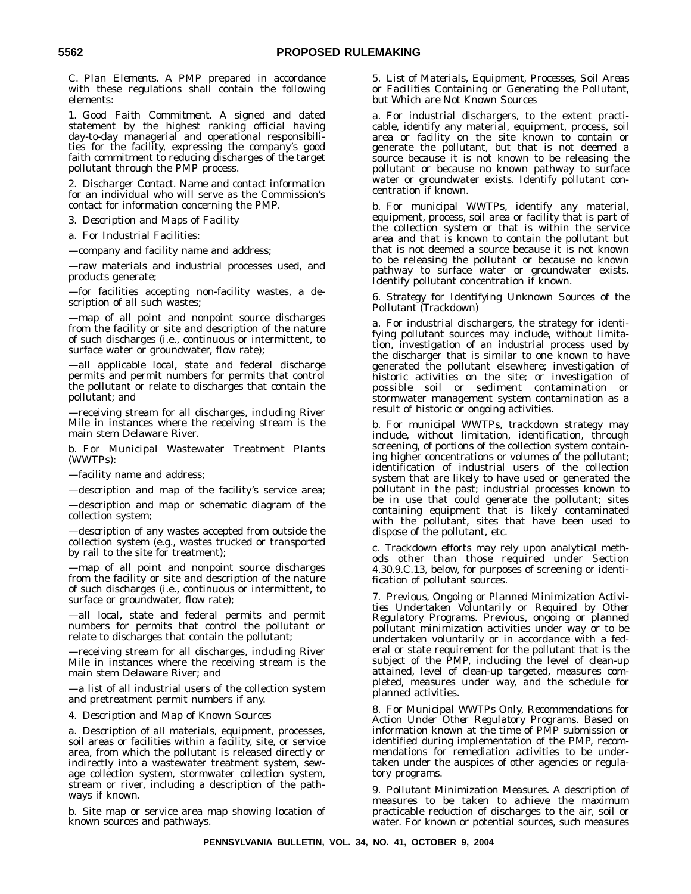C. *Plan Elements*. A PMP prepared in accordance with these regulations shall contain the following elements:

1. *Good Faith Commitment*. A signed and dated statement by the highest ranking official having day-to-day managerial and operational responsibilities for the facility, expressing the company's good faith commitment to reducing discharges of the target pollutant through the PMP process.

2. *Discharger Contact*. Name and contact information for an individual who will serve as the Commission's contact for information concerning the PMP.

3. *Description and Maps of Facility*

a. *For Industrial Facilities:*

—company and facility name and address;

—raw materials and industrial processes used, and products generate;

—for facilities accepting non-facility wastes, a description of all such wastes;

—map of all point and nonpoint source discharges from the facility or site and description of the nature of such discharges (i.e., continuous or intermittent, to surface water or groundwater, flow rate);

—all applicable local, state and federal discharge permits and permit numbers for permits that control the pollutant or relate to discharges that contain the pollutant; and

—receiving stream for all discharges, including River Mile in instances where the receiving stream is the main stem Delaware River.

b. *For Municipal Wastewater Treatment Plants (WWTPs):*

—facility name and address;

—description and map of the facility's service area;

—description and map or schematic diagram of the collection system;

—description of any wastes accepted from outside the collection system (e.g., wastes trucked or transported by rail to the site for treatment);

—map of all point and nonpoint source discharges from the facility or site and description of the nature of such discharges (i.e., continuous or intermittent, to surface or groundwater, flow rate);

—all local, state and federal permits and permit numbers for permits that control the pollutant or relate to discharges that contain the pollutant;

—receiving stream for all discharges, including River Mile in instances where the receiving stream is the main stem Delaware River; and

—a list of all industrial users of the collection system and pretreatment permit numbers if any.

4. *Description and Map of Known Sources*

a. Description of all materials, equipment, processes, soil areas or facilities within a facility, site, or service area, from which the pollutant is released directly or indirectly into a wastewater treatment system, sewage collection system, stormwater collection system, stream or river, including a description of the pathways if known.

b. Site map or service area map showing location of known sources and pathways.

5. *List of Materials, Equipment, Processes, Soil Areas or Facilities Containing or Generating the Pollutant, but Which are Not Known Sources*

a. For industrial dischargers, to the extent practicable, identify any material, equipment, process, soil area or facility on the site known to contain or generate the pollutant, but that is not deemed a source because it is not known to be releasing the pollutant or because no known pathway to surface water or groundwater exists. Identify pollutant concentration if known.

b. For municipal WWTPs, identify any material, equipment, process, soil area or facility that is part of the collection system or that is within the service area and that is known to contain the pollutant but that is not deemed a source because it is not known to be releasing the pollutant or because no known pathway to surface water or groundwater exists. Identify pollutant concentration if known.

6. *Strategy for Identifying Unknown Sources of the Pollutant (Trackdown)*

a. For industrial dischargers, the strategy for identifying pollutant sources may include, without limitation, investigation of an industrial process used by the discharger that is similar to one known to have generated the pollutant elsewhere; investigation of historic activities on the site; or investigation of possible soil or sediment contamination or stormwater management system contamination as a result of historic or ongoing activities.

b. For municipal WWTPs, trackdown strategy may include, without limitation, identification, through screening, of portions of the collection system containing higher concentrations or volumes of the pollutant; identification of industrial users of the collection system that are likely to have used or generated the pollutant in the past; industrial processes known to be in use that could generate the pollutant; sites containing equipment that is likely contaminated with the pollutant, sites that have been used to dispose of the pollutant, etc.

c. Trackdown efforts may rely upon analytical methods other than those required under Section 4.30.9.C.13, below, for purposes of screening or identification of pollutant sources.

7. *Previous, Ongoing or Planned Minimization Activities Undertaken Voluntarily or Required by Other Regulatory Programs*. Previous, ongoing or planned pollutant minimization activities under way or to be undertaken voluntarily or in accordance with a federal or state requirement for the pollutant that is the subject of the PMP, including the level of clean-up attained, level of clean-up targeted, measures completed, measures under way, and the schedule for planned activities.

8. *For Municipal WWTPs Only, Recommendations for Action Under Other Regulatory Programs*. Based on information known at the time of PMP submission or identified during implementation of the PMP, recommendations for remediation activities to be undertaken under the auspices of other agencies or regulatory programs.

9. *Pollutant Minimization Measures*. A description of measures to be taken to achieve the maximum practicable reduction of discharges to the air, soil or water. For known or potential sources, such measures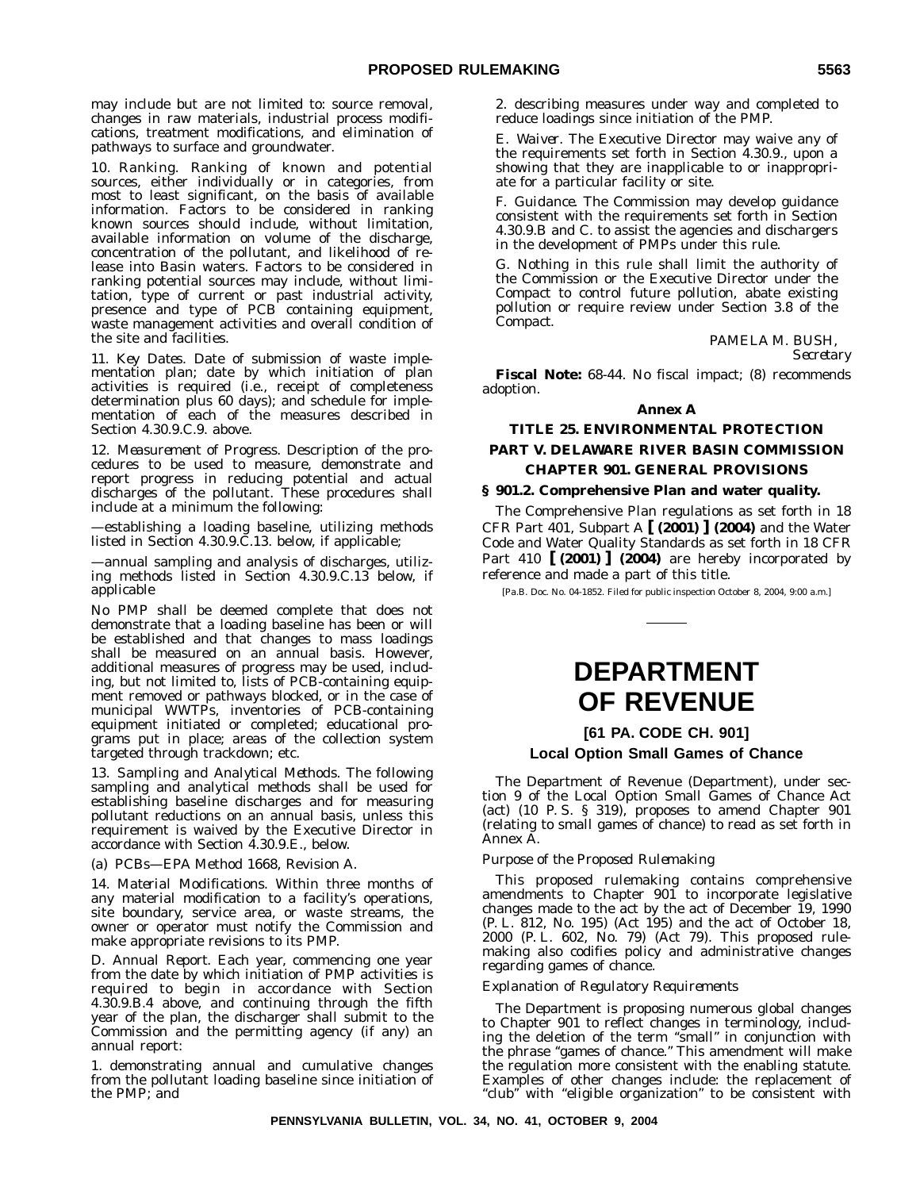may include but are not limited to: source removal, changes in raw materials, industrial process modifications, treatment modifications, and elimination of pathways to surface and groundwater.

10. *Ranking.* Ranking of known and potential sources, either individually or in categories, from most to least significant, on the basis of available information. Factors to be considered in ranking known sources should include, without limitation, available information on volume of the discharge, concentration of the pollutant, and likelihood of release into Basin waters. Factors to be considered in ranking potential sources may include, without limitation, type of current or past industrial activity, presence and type of PCB containing equipment, waste management activities and overall condition of the site and facilities.

11. *Key Dates.* Date of submission of waste implementation plan; date by which initiation of plan activities is required (i.e., receipt of completeness determination plus 60 days); and schedule for implementation of each of the measures described in Section 4.30.9.C.9. above.

12. *Measurement of Progress.* Description of the procedures to be used to measure, demonstrate and report progress in reducing potential and actual discharges of the pollutant. These procedures shall include at a minimum the following:

—establishing a loading baseline, utilizing methods listed in Section 4.30.9.C.13. below, if applicable;

—annual sampling and analysis of discharges, utilizing methods listed in Section 4.30.9.C.13 below, if applicable

No PMP shall be deemed complete that does not demonstrate that a loading baseline has been or will be established and that changes to mass loadings shall be measured on an annual basis. However, additional measures of progress may be used, including, but not limited to, lists of PCB-containing equipment removed or pathways blocked, or in the case of municipal WWTPs, inventories of PCB-containing equipment initiated or completed; educational programs put in place; areas of the collection system targeted through trackdown; etc.

13. *Sampling and Analytical Methods.* The following sampling and analytical methods shall be used for establishing baseline discharges and for measuring pollutant reductions on an annual basis, unless this requirement is waived by the Executive Director in accordance with Section 4.30.9.E., below.

(a) PCBs—EPA Method 1668, Revision A.

14. *Material Modifications.* Within three months of any material modification to a facility's operations, site boundary, service area, or waste streams, the owner or operator must notify the Commission and make appropriate revisions to its PMP.

D. *Annual Report.* Each year, commencing one year from the date by which initiation of PMP activities is required to begin in accordance with Section 4.30.9.B.4 above, and continuing through the fifth year of the plan, the discharger shall submit to the Commission and the permitting agency (if any) an annual report:

1. demonstrating annual and cumulative changes from the pollutant loading baseline since initiation of the PMP; and

2. describing measures under way and completed to reduce loadings since initiation of the PMP.

E. *Waiver.* The Executive Director may waive any of the requirements set forth in Section 4.30.9., upon a showing that they are inapplicable to or inappropriate for a particular facility or site.

F. *Guidance.* The Commission may develop guidance consistent with the requirements set forth in Section 4.30.9.B and C. to assist the agencies and dischargers in the development of PMPs under this rule.

G. Nothing in this rule shall limit the authority of the Commission or the Executive Director under the Compact to control future pollution, abate existing pollution or require review under Section 3.8 of the Compact.

PAMELA M. BUSH,
*Secretary*

**Fiscal Note:** 68-44. No fiscal impact; (8) recommends adoption.

**Annex A**

**TITLE 25. ENVIRONMENTAL PROTECTION**

**PART V. DELAWARE RIVER BASIN COMMISSION**

**CHAPTER 901. GENERAL PROVISIONS**

**§ 901.2. Comprehensive Plan and water quality.**

The Comprehensive Plan regulations as set forth in 18 CFR Part 401, Subpart A **[ (2001) ] (2004)** and the Water Code and Water Quality Standards as set forth in 18 CFR Part 410 **[ (2001) ] (2004)** are hereby incorporated by reference and made a part of this title.

[Pa.B. Doc. No. 04-1852. Filed for public inspection October 8, 2004, 9:00 a.m.]

# DEPARTMENT OF REVENUE

## [61 PA. CODE CH. 901]

## Local Option Small Games of Chance

The Department of Revenue (Department), under section 9 of the Local Option Small Games of Chance Act (act) (10 P. S. § 319), proposes to amend Chapter 901 (relating to small games of chance) to read as set forth in Annex A.

*Purpose of the Proposed Rulemaking*

This proposed rulemaking contains comprehensive amendments to Chapter 901 to incorporate legislative changes made to the act by the act of December 19, 1990 (P. L. 812, No. 195) (Act 195) and the act of October 18, 2000 (P. L. 602, No. 79) (Act 79). This proposed rulemaking also codifies policy and administrative changes regarding games of chance.

*Explanation of Regulatory Requirements*

The Department is proposing numerous global changes to Chapter 901 to reflect changes in terminology, including the deletion of the term "small" in conjunction with the phrase "games of chance." This amendment will make the regulation more consistent with the enabling statute. Examples of other changes include: the replacement of "club" with "eligible organization" to be consistent with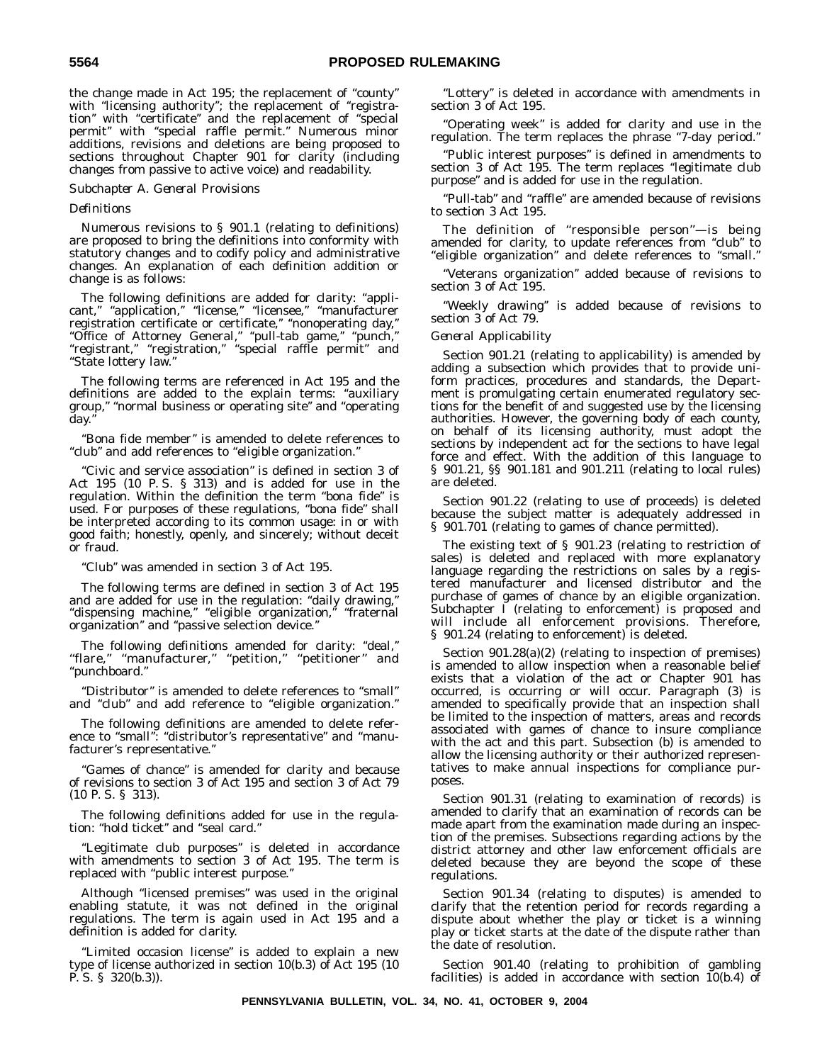the change made in Act 195; the replacement of "county" with "licensing authority"; the replacement of "registration" with "certificate" and the replacement of "special permit" with "special raffle permit." Numerous minor additions, revisions and deletions are being proposed to sections throughout Chapter 901 for clarity (including changes from passive to active voice) and readability.

*Subchapter A. General Provisions*

*Definitions*

Numerous revisions to § 901.1 (relating to definitions) are proposed to bring the definitions into conformity with statutory changes and to codify policy and administrative changes. An explanation of each definition addition or change is as follows:

The following definitions are added for clarity: "applicant," "application," "license," "licensee," "manufacturer registration certificate or certificate," "nonoperating day," "Office of Attorney General," "pull-tab game," "punch," "registrant," "registration," "special raffle permit" and "State lottery law."

The following terms are referenced in Act 195 and the definitions are added to the explain terms: "auxiliary group," "normal business or operating site" and "operating day."

"Bona fide member" is amended to delete references to "club" and add references to "eligible organization."

"Civic and service association" is defined in section 3 of Act 195 (10 P. S. § 313) and is added for use in the regulation. Within the definition the term "bona fide" is used. For purposes of these regulations, "bona fide" shall be interpreted according to its common usage: in or with good faith; honestly, openly, and sincerely; without deceit or fraud.

"Club" was amended in section 3 of Act 195.

The following terms are defined in section 3 of Act 195 and are added for use in the regulation: "daily drawing," "dispensing machine," "eligible organization," "fraternal organization" and "passive selection device."

The following definitions amended for clarity: "deal," "flare," "manufacturer," "petition," "petitioner" and "punchboard."

"Distributor" is amended to delete references to "small" and "club" and add reference to "eligible organization."

The following definitions are amended to delete reference to "small": "distributor's representative" and "manufacturer's representative."

"Games of chance" is amended for clarity and because of revisions to section 3 of Act 195 and section 3 of Act 79 (10 P. S. § 313).

The following definitions added for use in the regulation: "hold ticket" and "seal card."

"Legitimate club purposes" is deleted in accordance with amendments to section 3 of Act 195. The term is replaced with "public interest purpose."

Although "licensed premises" was used in the original enabling statute, it was not defined in the original regulations. The term is again used in Act 195 and a definition is added for clarity.

"Limited occasion license" is added to explain a new type of license authorized in section 10(b.3) of Act 195 (10 P. S. § 320(b.3)).

"Lottery" is deleted in accordance with amendments in section 3 of Act 195.

"Operating week" is added for clarity and use in the regulation. The term replaces the phrase "7-day period."

"Public interest purposes" is defined in amendments to section 3 of Act 195. The term replaces "legitimate club purpose" and is added for use in the regulation.

"Pull-tab" and "raffle" are amended because of revisions to section 3 Act 195.

The definition of "responsible person"—is being amended for clarity, to update references from "club" to "eligible organization" and delete references to "small."

"Veterans organization" added because of revisions to section 3 of Act 195.

"Weekly drawing" is added because of revisions to section 3 of Act 79.

*General Applicability*

Section 901.21 (relating to applicability) is amended by adding a subsection which provides that to provide uniform practices, procedures and standards, the Department is promulgating certain enumerated regulatory sections for the benefit of and suggested use by the licensing authorities. However, the governing body of each county, on behalf of its licensing authority, must adopt the sections by independent act for the sections to have legal force and effect. With the addition of this language to § 901.21, §§ 901.181 and 901.211 (relating to local rules) are deleted.

Section 901.22 (relating to use of proceeds) is deleted because the subject matter is adequately addressed in § 901.701 (relating to games of chance permitted).

The existing text of § 901.23 (relating to restriction of sales) is deleted and replaced with more explanatory language regarding the restrictions on sales by a registered manufacturer and licensed distributor and the purchase of games of chance by an eligible organization. Subchapter I (relating to enforcement) is proposed and will include all enforcement provisions. Therefore, § 901.24 (relating to enforcement) is deleted.

Section 901.28(a)(2) (relating to inspection of premises) is amended to allow inspection when a reasonable belief exists that a violation of the act or Chapter 901 has occurred, is occurring or will occur. Paragraph (3) is amended to specifically provide that an inspection shall be limited to the inspection of matters, areas and records associated with games of chance to insure compliance with the act and this part. Subsection (b) is amended to allow the licensing authority or their authorized representatives to make annual inspections for compliance purposes.

Section 901.31 (relating to examination of records) is amended to clarify that an examination of records can be made apart from the examination made during an inspection of the premises. Subsections regarding actions by the district attorney and other law enforcement officials are deleted because they are beyond the scope of these regulations.

Section 901.34 (relating to disputes) is amended to clarify that the retention period for records regarding a dispute about whether the play or ticket is a winning play or ticket starts at the date of the dispute rather than the date of resolution.

Section 901.40 (relating to prohibition of gambling facilities) is added in accordance with section 10(b.4) of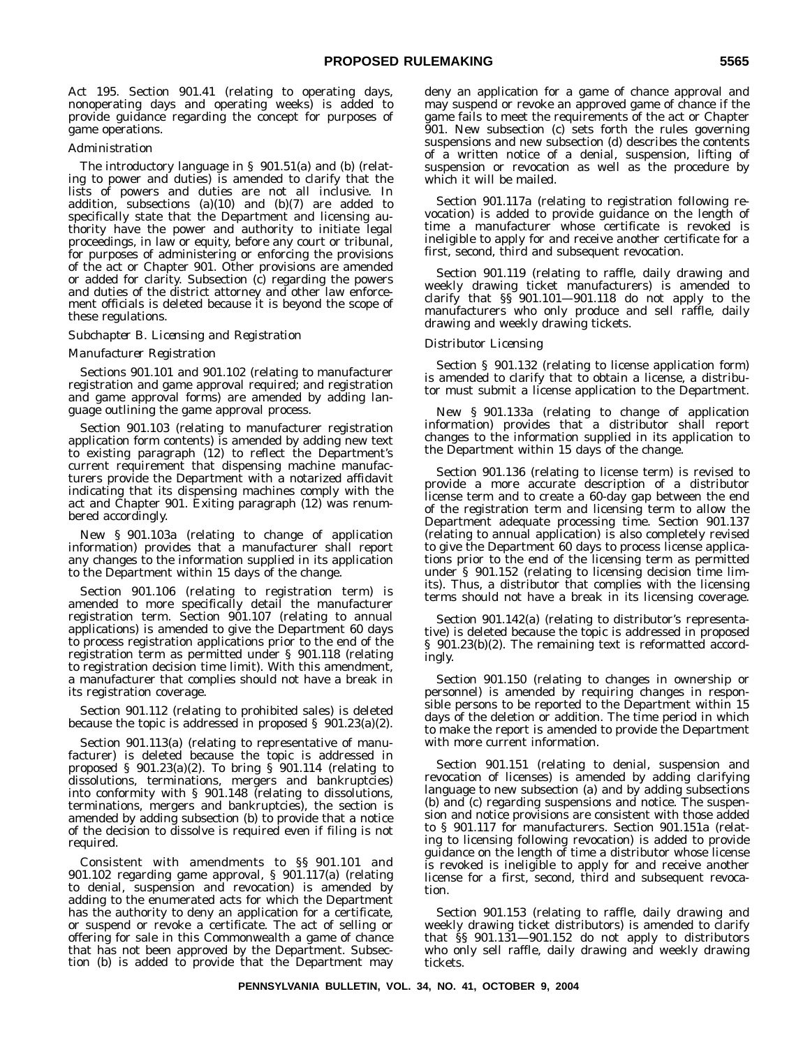Act 195. Section 901.41 (relating to operating days, nonoperating days and operating weeks) is added to provide guidance regarding the concept for purposes of game operations.

*Administration*

The introductory language in § 901.51(a) and (b) (relating to power and duties) is amended to clarify that the lists of powers and duties are not all inclusive. In addition, subsections (a)(10) and (b)(7) are added to specifically state that the Department and licensing authority have the power and authority to initiate legal proceedings, in law or equity, before any court or tribunal, for purposes of administering or enforcing the provisions of the act or Chapter 901. Other provisions are amended or added for clarity. Subsection (c) regarding the powers and duties of the district attorney and other law enforcement officials is deleted because it is beyond the scope of these regulations.

*Subchapter B. Licensing and Registration*

*Manufacturer Registration*

Sections 901.101 and 901.102 (relating to manufacturer registration and game approval required; and registration and game approval forms) are amended by adding language outlining the game approval process.

Section 901.103 (relating to manufacturer registration application form contents) is amended by adding new text to existing paragraph (12) to reflect the Department's current requirement that dispensing machine manufacturers provide the Department with a notarized affidavit indicating that its dispensing machines comply with the act and Chapter 901. Exiting paragraph (12) was renumbered accordingly.

New § 901.103a (relating to change of application information) provides that a manufacturer shall report any changes to the information supplied in its application to the Department within 15 days of the change.

Section 901.106 (relating to registration term) is amended to more specifically detail the manufacturer registration term. Section 901.107 (relating to annual applications) is amended to give the Department 60 days to process registration applications prior to the end of the registration term as permitted under § 901.118 (relating to registration decision time limit). With this amendment, a manufacturer that complies should not have a break in its registration coverage.

Section 901.112 (relating to prohibited sales) is deleted because the topic is addressed in proposed § 901.23(a)(2).

Section 901.113(a) (relating to representative of manufacturer) is deleted because the topic is addressed in proposed § 901.23(a)(2). To bring § 901.114 (relating to dissolutions, terminations, mergers and bankruptcies) into conformity with § 901.148 (relating to dissolutions, terminations, mergers and bankruptcies), the section is amended by adding subsection (b) to provide that a notice of the decision to dissolve is required even if filing is not required.

Consistent with amendments to §§ 901.101 and 901.102 regarding game approval, § 901.117(a) (relating to denial, suspension and revocation) is amended by adding to the enumerated acts for which the Department has the authority to deny an application for a certificate, or suspend or revoke a certificate. The act of selling or offering for sale in this Commonwealth a game of chance that has not been approved by the Department. Subsection (b) is added to provide that the Department may deny an application for a game of chance approval and may suspend or revoke an approved game of chance if the game fails to meet the requirements of the act or Chapter 901. New subsection (c) sets forth the rules governing suspensions and new subsection (d) describes the contents of a written notice of a denial, suspension, lifting of suspension or revocation as well as the procedure by which it will be mailed.

Section 901.117a (relating to registration following revocation) is added to provide guidance on the length of time a manufacturer whose certificate is revoked is ineligible to apply for and receive another certificate for a first, second, third and subsequent revocation.

Section 901.119 (relating to raffle, daily drawing and weekly drawing ticket manufacturers) is amended to clarify that §§ 901.101—901.118 do not apply to the manufacturers who only produce and sell raffle, daily drawing and weekly drawing tickets.

*Distributor Licensing*

Section § 901.132 (relating to license application form) is amended to clarify that to obtain a license, a distributor must submit a license application to the Department.

New § 901.133a (relating to change of application information) provides that a distributor shall report changes to the information supplied in its application to the Department within 15 days of the change.

Section 901.136 (relating to license term) is revised to provide a more accurate description of a distributor license term and to create a 60-day gap between the end of the registration term and licensing term to allow the Department adequate processing time. Section 901.137 (relating to annual application) is also completely revised to give the Department 60 days to process license applications prior to the end of the licensing term as permitted under § 901.152 (relating to licensing decision time limits). Thus, a distributor that complies with the licensing terms should not have a break in its licensing coverage.

Section 901.142(a) (relating to distributor's representative) is deleted because the topic is addressed in proposed § 901.23(b)(2). The remaining text is reformatted accordingly.

Section 901.150 (relating to changes in ownership or personnel) is amended by requiring changes in responsible persons to be reported to the Department within 15 days of the deletion or addition. The time period in which to make the report is amended to provide the Department with more current information.

Section 901.151 (relating to denial, suspension and revocation of licenses) is amended by adding clarifying language to new subsection (a) and by adding subsections (b) and (c) regarding suspensions and notice. The suspension and notice provisions are consistent with those added to § 901.117 for manufacturers. Section 901.151a (relating to licensing following revocation) is added to provide guidance on the length of time a distributor whose license is revoked is ineligible to apply for and receive another license for a first, second, third and subsequent revocation.

Section 901.153 (relating to raffle, daily drawing and weekly drawing ticket distributors) is amended to clarify that §§ 901.131—901.152 do not apply to distributors who only sell raffle, daily drawing and weekly drawing tickets.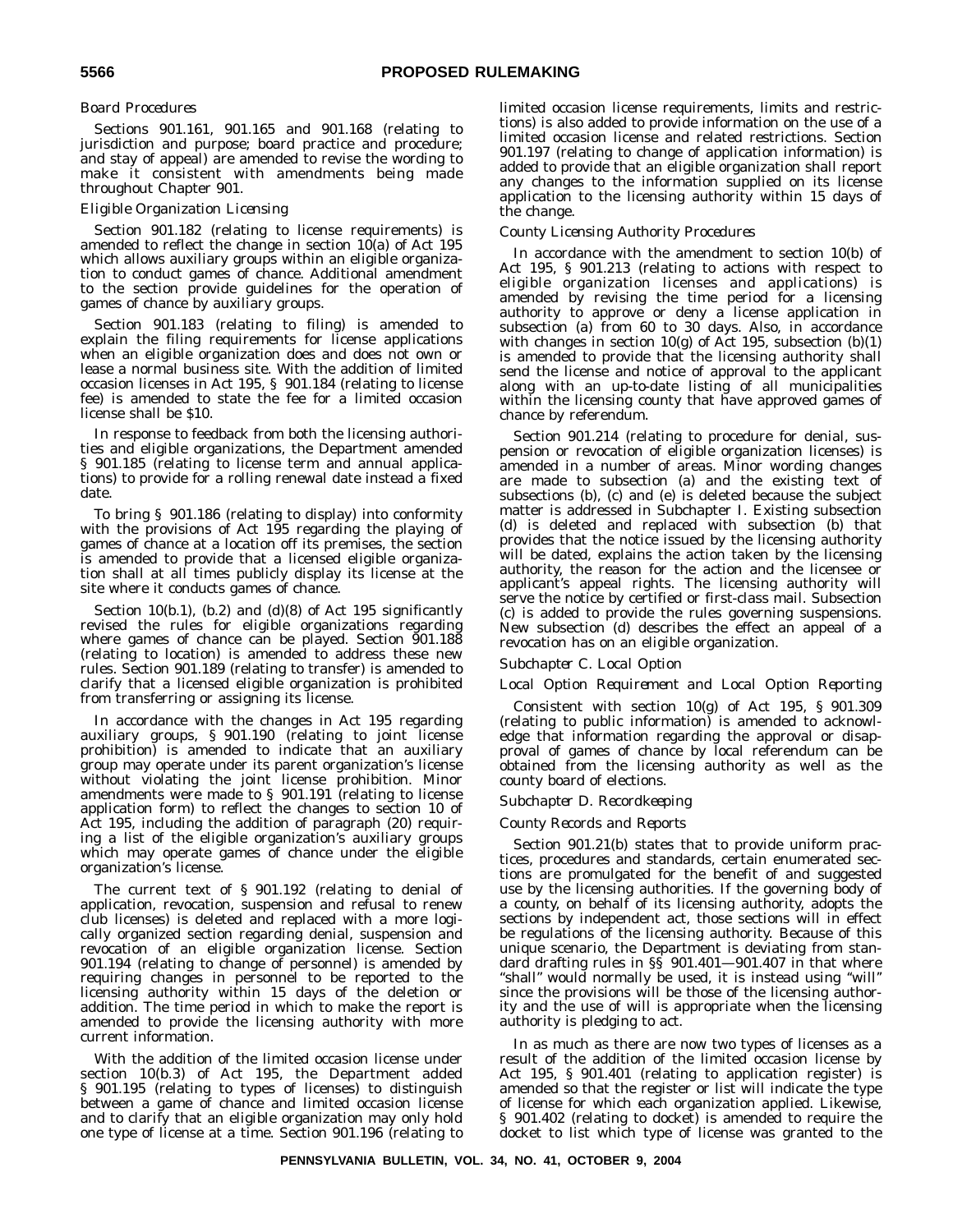*Board Procedures*

Sections 901.161, 901.165 and 901.168 (relating to jurisdiction and purpose; board practice and procedure; and stay of appeal) are amended to revise the wording to make it consistent with amendments being made throughout Chapter 901.

*Eligible Organization Licensing*

Section 901.182 (relating to license requirements) is amended to reflect the change in section 10(a) of Act 195 which allows auxiliary groups within an eligible organization to conduct games of chance. Additional amendment to the section provide guidelines for the operation of games of chance by auxiliary groups.

Section 901.183 (relating to filing) is amended to explain the filing requirements for license applications when an eligible organization does and does not own or lease a normal business site. With the addition of limited occasion licenses in Act 195, § 901.184 (relating to license fee) is amended to state the fee for a limited occasion license shall be $10.

In response to feedback from both the licensing authorities and eligible organizations, the Department amended § 901.185 (relating to license term and annual applications) to provide for a rolling renewal date instead a fixed date.

To bring § 901.186 (relating to display) into conformity with the provisions of Act 195 regarding the playing of games of chance at a location off its premises, the section is amended to provide that a licensed eligible organization shall at all times publicly display its license at the site where it conducts games of chance.

Section 10(b.1), (b.2) and (d)(8) of Act 195 significantly revised the rules for eligible organizations regarding where games of chance can be played. Section 901.188 (relating to location) is amended to address these new rules. Section 901.189 (relating to transfer) is amended to clarify that a licensed eligible organization is prohibited from transferring or assigning its license.

In accordance with the changes in Act 195 regarding auxiliary groups, § 901.190 (relating to joint license prohibition) is amended to indicate that an auxiliary group may operate under its parent organization's license without violating the joint license prohibition. Minor amendments were made to § 901.191 (relating to license application form) to reflect the changes to section 10 of Act 195, including the addition of paragraph (20) requiring a list of the eligible organization's auxiliary groups which may operate games of chance under the eligible organization's license.

The current text of § 901.192 (relating to denial of application, revocation, suspension and refusal to renew club licenses) is deleted and replaced with a more logically organized section regarding denial, suspension and revocation of an eligible organization license. Section 901.194 (relating to change of personnel) is amended by requiring changes in personnel to be reported to the licensing authority within 15 days of the deletion or addition. The time period in which to make the report is amended to provide the licensing authority with more current information.

With the addition of the limited occasion license under section 10(b.3) of Act 195, the Department added § 901.195 (relating to types of licenses) to distinguish between a game of chance and limited occasion license and to clarify that an eligible organization may only hold one type of license at a time. Section 901.196 (relating to limited occasion license requirements, limits and restrictions) is also added to provide information on the use of a limited occasion license and related restrictions. Section 901.197 (relating to change of application information) is added to provide that an eligible organization shall report any changes to the information supplied on its license application to the licensing authority within 15 days of the change.

*County Licensing Authority Procedures*

In accordance with the amendment to section 10(b) of Act 195, § 901.213 (relating to actions with respect to eligible organization licenses and applications) is amended by revising the time period for a licensing authority to approve or deny a license application in subsection (a) from 60 to 30 days. Also, in accordance with changes in section 10(g) of Act 195, subsection (b)(1) is amended to provide that the licensing authority shall send the license and notice of approval to the applicant along with an up-to-date listing of all municipalities within the licensing county that have approved games of chance by referendum.

Section 901.214 (relating to procedure for denial, suspension or revocation of eligible organization licenses) is amended in a number of areas. Minor wording changes are made to subsection (a) and the existing text of subsections (b), (c) and (e) is deleted because the subject matter is addressed in Subchapter I. Existing subsection (d) is deleted and replaced with subsection (b) that provides that the notice issued by the licensing authority will be dated, explains the action taken by the licensing authority, the reason for the action and the licensee or applicant's appeal rights. The licensing authority will serve the notice by certified or first-class mail. Subsection (c) is added to provide the rules governing suspensions. New subsection (d) describes the effect an appeal of a revocation has on an eligible organization.

*Subchapter C. Local Option*

*Local Option Requirement and Local Option Reporting*

Consistent with section 10(g) of Act 195, § 901.309 (relating to public information) is amended to acknowledge that information regarding the approval or disapproval of games of chance by local referendum can be obtained from the licensing authority as well as the county board of elections.

*Subchapter D. Recordkeeping*

*County Records and Reports*

Section 901.21(b) states that to provide uniform practices, procedures and standards, certain enumerated sections are promulgated for the benefit of and suggested use by the licensing authorities. If the governing body of a county, on behalf of its licensing authority, adopts the sections by independent act, those sections will in effect be regulations of the licensing authority. Because of this unique scenario, the Department is deviating from standard drafting rules in §§ 901.401—901.407 in that where "shall" would normally be used, it is instead using "will" since the provisions will be those of the licensing authority and the use of will is appropriate when the licensing authority is pledging to act.

In as much as there are now two types of licenses as a result of the addition of the limited occasion license by Act 195, § 901.401 (relating to application register) is amended so that the register or list will indicate the type of license for which each organization applied. Likewise, § 901.402 (relating to docket) is amended to require the docket to list which type of license was granted to the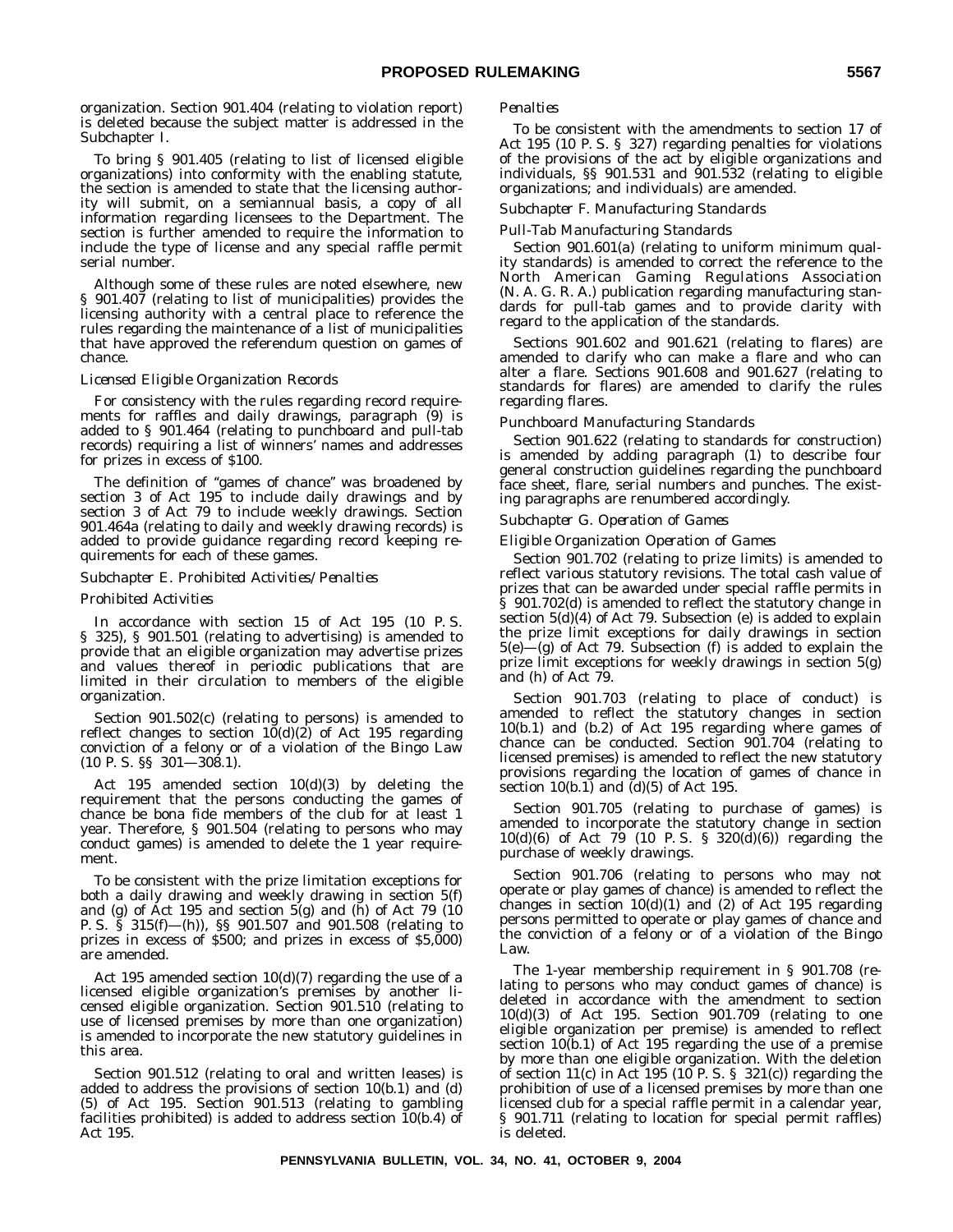organization. Section 901.404 (relating to violation report) is deleted because the subject matter is addressed in the Subchapter I.

To bring § 901.405 (relating to list of licensed eligible organizations) into conformity with the enabling statute, the section is amended to state that the licensing authority will submit, on a semiannual basis, a copy of all information regarding licensees to the Department. The section is further amended to require the information to include the type of license and any special raffle permit serial number.

Although some of these rules are noted elsewhere, new § 901.407 (relating to list of municipalities) provides the licensing authority with a central place to reference the rules regarding the maintenance of a list of municipalities that have approved the referendum question on games of chance.

*Licensed Eligible Organization Records*

For consistency with the rules regarding record requirements for raffles and daily drawings, paragraph (9) is added to § 901.464 (relating to punchboard and pull-tab records) requiring a list of winners' names and addresses for prizes in excess of $100.

The definition of "games of chance" was broadened by section 3 of Act 195 to include daily drawings and by section 3 of Act 79 to include weekly drawings. Section 901.464a (relating to daily and weekly drawing records) is added to provide guidance regarding record keeping requirements for each of these games.

*Subchapter E. Prohibited Activities/Penalties*

*Prohibited Activities*

In accordance with section 15 of Act 195 (10 P. S. § 325), § 901.501 (relating to advertising) is amended to provide that an eligible organization may advertise prizes and values thereof in periodic publications that are limited in their circulation to members of the eligible organization.

Section 901.502(c) (relating to persons) is amended to reflect changes to section 10(d)(2) of Act 195 regarding conviction of a felony or of a violation of the Bingo Law (10 P. S. §§ 301—308.1).

Act 195 amended section 10(d)(3) by deleting the requirement that the persons conducting the games of chance be bona fide members of the club for at least 1 year. Therefore, § 901.504 (relating to persons who may conduct games) is amended to delete the 1 year requirement.

To be consistent with the prize limitation exceptions for both a daily drawing and weekly drawing in section 5(f) and (g) of Act 195 and section 5(g) and (h) of Act 79 (10 P. S. § 315(f)—(h)), §§ 901.507 and 901.508 (relating to prizes in excess of $500; and prizes in excess of $5,000) are amended.

Act 195 amended section 10(d)(7) regarding the use of a licensed eligible organization's premises by another licensed eligible organization. Section 901.510 (relating to use of licensed premises by more than one organization) is amended to incorporate the new statutory guidelines in this area.

Section 901.512 (relating to oral and written leases) is added to address the provisions of section 10(b.1) and (d)(5) of Act 195. Section 901.513 (relating to gambling facilities prohibited) is added to address section 10(b.4) of Act 195.

*Penalties*

To be consistent with the amendments to section 17 of Act 195 (10 P. S. § 327) regarding penalties for violations of the provisions of the act by eligible organizations and individuals, §§ 901.531 and 901.532 (relating to eligible organizations; and individuals) are amended.

*Subchapter F. Manufacturing Standards*

*Pull-Tab Manufacturing Standards*

Section 901.601(a) (relating to uniform minimum quality standards) is amended to correct the reference to the North American Gaming Regulations Association (N. A. G. R. A.) publication regarding manufacturing standards for pull-tab games and to provide clarity with regard to the application of the standards.

Sections 901.602 and 901.621 (relating to flares) are amended to clarify who can make a flare and who can alter a flare. Sections 901.608 and 901.627 (relating to standards for flares) are amended to clarify the rules regarding flares.

*Punchboard Manufacturing Standards*

Section 901.622 (relating to standards for construction) is amended by adding paragraph (1) to describe four general construction guidelines regarding the punchboard face sheet, flare, serial numbers and punches. The existing paragraphs are renumbered accordingly.

*Subchapter G. Operation of Games*

*Eligible Organization Operation of Games*

Section 901.702 (relating to prize limits) is amended to reflect various statutory revisions. The total cash value of prizes that can be awarded under special raffle permits in § 901.702(d) is amended to reflect the statutory change in section 5(d)(4) of Act 79. Subsection (e) is added to explain the prize limit exceptions for daily drawings in section 5(e)—(g) of Act 79. Subsection (f) is added to explain the prize limit exceptions for weekly drawings in section 5(g) and (h) of Act 79.

Section 901.703 (relating to place of conduct) is amended to reflect the statutory changes in section 10(b.1) and (b.2) of Act 195 regarding where games of chance can be conducted. Section 901.704 (relating to licensed premises) is amended to reflect the new statutory provisions regarding the location of games of chance in section 10(b.1) and (d)(5) of Act 195.

Section 901.705 (relating to purchase of games) is amended to incorporate the statutory change in section 10(d)(6) of Act 79 (10 P. S. § 320(d)(6)) regarding the purchase of weekly drawings.

Section 901.706 (relating to persons who may not operate or play games of chance) is amended to reflect the changes in section 10(d)(1) and (2) of Act 195 regarding persons permitted to operate or play games of chance and the conviction of a felony or of a violation of the Bingo Law.

The 1-year membership requirement in § 901.708 (relating to persons who may conduct games of chance) is deleted in accordance with the amendment to section 10(d)(3) of Act 195. Section 901.709 (relating to one eligible organization per premise) is amended to reflect section 10(b.1) of Act 195 regarding the use of a premise by more than one eligible organization. With the deletion of section 11(c) in Act 195 (10 P. S. § 321(c)) regarding the prohibition of use of a licensed premises by more than one licensed club for a special raffle permit in a calendar year, § 901.711 (relating to location for special permit raffles) is deleted.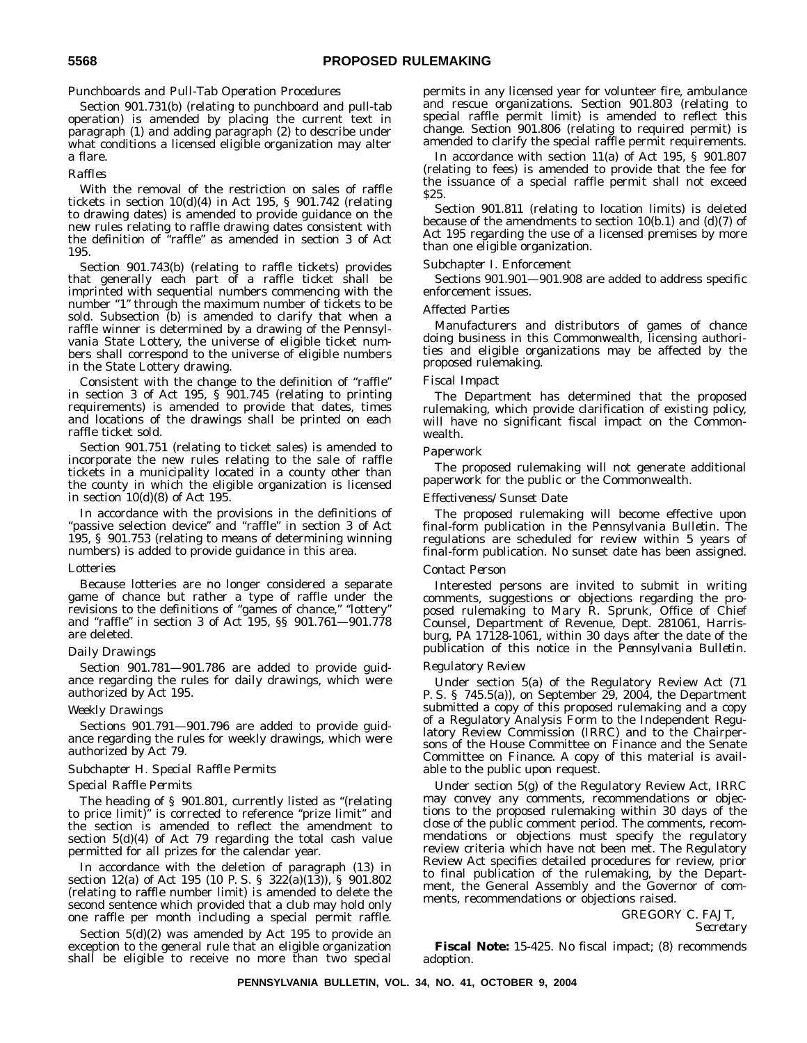*Punchboards and Pull-Tab Operation Procedures*

Section 901.731(b) (relating to punchboard and pull-tab operation) is amended by placing the current text in paragraph (1) and adding paragraph (2) to describe under what conditions a licensed eligible organization may alter a flare.

*Raffles*

With the removal of the restriction on sales of raffle tickets in section 10(d)(4) in Act 195, § 901.742 (relating to drawing dates) is amended to provide guidance on the new rules relating to raffle drawing dates consistent with the definition of "raffle" as amended in section 3 of Act 195.

Section 901.743(b) (relating to raffle tickets) provides that generally each part of a raffle ticket shall be imprinted with sequential numbers commencing with the number "1" through the maximum number of tickets to be sold. Subsection (b) is amended to clarify that when a raffle winner is determined by a drawing of the Pennsylvania State Lottery, the universe of eligible ticket numbers shall correspond to the universe of eligible numbers in the State Lottery drawing.

Consistent with the change to the definition of "raffle" in section 3 of Act 195, § 901.745 (relating to printing requirements) is amended to provide that dates, times and locations of the drawings shall be printed on each raffle ticket sold.

Section 901.751 (relating to ticket sales) is amended to incorporate the new rules relating to the sale of raffle tickets in a municipality located in a county other than the county in which the eligible organization is licensed in section 10(d)(8) of Act 195.

In accordance with the provisions in the definitions of "passive selection device" and "raffle" in section 3 of Act 195, § 901.753 (relating to means of determining winning numbers) is added to provide guidance in this area.

*Lotteries*

Because lotteries are no longer considered a separate game of chance but rather a type of raffle under the revisions to the definitions of "games of chance," "lottery" and "raffle" in section 3 of Act 195, §§ 901.761—901.778 are deleted.

*Daily Drawings*

Section 901.781—901.786 are added to provide guidance regarding the rules for daily drawings, which were authorized by Act 195.

*Weekly Drawings*

Sections 901.791—901.796 are added to provide guidance regarding the rules for weekly drawings, which were authorized by Act 79.

*Subchapter H. Special Raffle Permits*

*Special Raffle Permits*

The heading of § 901.801, currently listed as "(relating to price limit)" is corrected to reference "prize limit" and the section is amended to reflect the amendment to section 5(d)(4) of Act 79 regarding the total cash value permitted for all prizes for the calendar year.

In accordance with the deletion of paragraph (13) in section 12(a) of Act 195 (10 P. S. § 322(a)(13)), § 901.802 (relating to raffle number limit) is amended to delete the second sentence which provided that a club may hold only one raffle per month including a special permit raffle.

Section 5(d)(2) was amended by Act 195 to provide an exception to the general rule that an eligible organization shall be eligible to receive no more than two special permits in any licensed year for volunteer fire, ambulance and rescue organizations. Section 901.803 (relating to special raffle permit limit) is amended to reflect this change. Section 901.806 (relating to required permit) is amended to clarify the special raffle permit requirements.

In accordance with section 11(a) of Act 195, § 901.807 (relating to fees) is amended to provide that the fee for the issuance of a special raffle permit shall not exceed $25.

Section 901.811 (relating to location limits) is deleted because of the amendments to section 10(b.1) and (d)(7) of Act 195 regarding the use of a licensed premises by more than one eligible organization.

*Subchapter I. Enforcement*

Sections 901.901—901.908 are added to address specific enforcement issues.

*Affected Parties*

Manufacturers and distributors of games of chance doing business in this Commonwealth, licensing authorities and eligible organizations may be affected by the proposed rulemaking.

*Fiscal Impact*

The Department has determined that the proposed rulemaking, which provide clarification of existing policy, will have no significant fiscal impact on the Commonwealth.

*Paperwork*

The proposed rulemaking will not generate additional paperwork for the public or the Commonwealth.

*Effectiveness/Sunset Date*

The proposed rulemaking will become effective upon final-form publication in the *Pennsylvania Bulletin*. The regulations are scheduled for review within 5 years of final-form publication. No sunset date has been assigned.

*Contact Person*

Interested persons are invited to submit in writing comments, suggestions or objections regarding the proposed rulemaking to Mary R. Sprunk, Office of Chief Counsel, Department of Revenue, Dept. 281061, Harrisburg, PA 17128-1061, within 30 days after the date of the publication of this notice in the *Pennsylvania Bulletin*.

*Regulatory Review*

Under section 5(a) of the Regulatory Review Act (71 P. S. § 745.5(a)), on September 29, 2004, the Department submitted a copy of this proposed rulemaking and a copy of a Regulatory Analysis Form to the Independent Regulatory Review Commission (IRRC) and to the Chairpersons of the House Committee on Finance and the Senate Committee on Finance. A copy of this material is available to the public upon request.

Under section 5(g) of the Regulatory Review Act, IRRC may convey any comments, recommendations or objections to the proposed rulemaking within 30 days of the close of the public comment period. The comments, recommendations or objections must specify the regulatory review criteria which have not been met. The Regulatory Review Act specifies detailed procedures for review, prior to final publication of the rulemaking, by the Department, the General Assembly and the Governor of comments, recommendations or objections raised.

GREGORY C. FAJT,
*Secretary*

**Fiscal Note:** 15-425. No fiscal impact; (8) recommends adoption.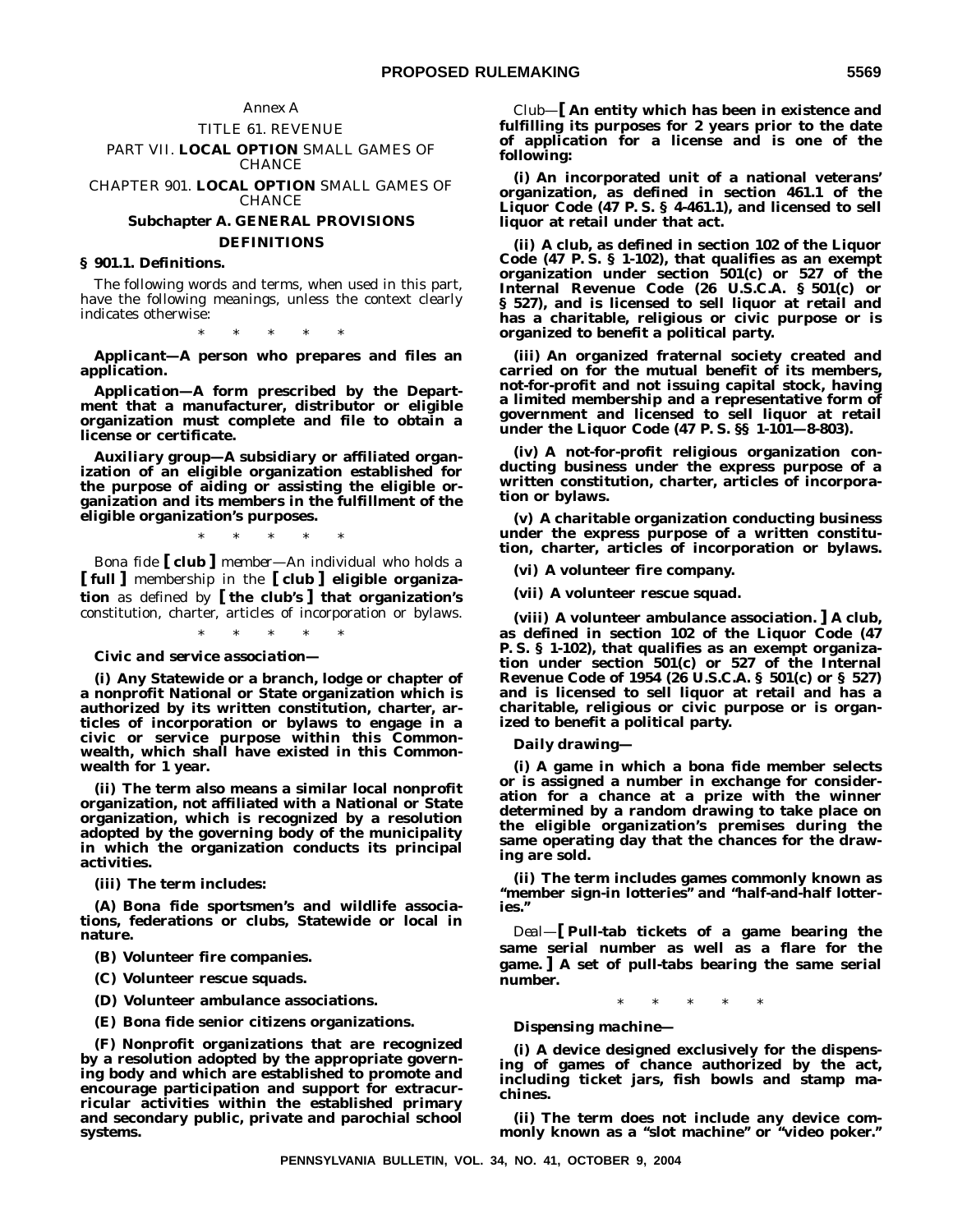Annex A

TITLE 61. REVENUE

PART VII. **LOCAL OPTION** SMALL GAMES OF CHANCE

CHAPTER 901. **LOCAL OPTION** SMALL GAMES OF CHANCE

**Subchapter A. GENERAL PROVISIONS**

**DEFINITIONS**

**§ 901.1. Definitions.**

The following words and terms, when used in this part, have the following meanings, unless the context clearly indicates otherwise:

\* \* \* \* \*

***Applicant*—A person who prepares and files an application.**

***Application*—A form prescribed by the Department that a manufacturer, distributor or eligible organization must complete and file to obtain a license or certificate.**

***Auxiliary group*—A subsidiary or affiliated organization of an eligible organization established for the purpose of aiding or assisting the eligible organization and its members in the fulfillment of the eligible organization's purposes.**

\* \* \* \* \*

*Bona fide* **[ club ]** *member*—An individual who holds a **[ full ]** membership in the **[ club ] eligible organization** as defined by **[ the club's ] that organization's** constitution, charter, articles of incorporation or bylaws.

\* \* \* \* \*

***Civic and service association*—**

**(i) Any Statewide or a branch, lodge or chapter of a nonprofit National or State organization which is authorized by its written constitution, charter, articles of incorporation or bylaws to engage in a civic or service purpose within this Commonwealth, which shall have existed in this Commonwealth for 1 year.**

**(ii) The term also means a similar local nonprofit organization, not affiliated with a National or State organization, which is recognized by a resolution adopted by the governing body of the municipality in which the organization conducts its principal activities.**

**(iii) The term includes:**

**(A) Bona fide sportsmen's and wildlife associations, federations or clubs, Statewide or local in nature.**

**(B) Volunteer fire companies.**

**(C) Volunteer rescue squads.**

**(D) Volunteer ambulance associations.**

**(E) Bona fide senior citizens organizations.**

**(F) Nonprofit organizations that are recognized by a resolution adopted by the appropriate governing body and which are established to promote and encourage participation and support for extracurricular activities within the established primary and secondary public, private and parochial school systems.**

*Club*—**[ An entity which has been in existence and fulfilling its purposes for 2 years prior to the date of application for a license and is one of the following:**

**(i) An incorporated unit of a national veterans' organization, as defined in section 461.1 of the Liquor Code (47 P. S. § 4-461.1), and licensed to sell liquor at retail under that act.**

**(ii) A club, as defined in section 102 of the Liquor Code (47 P. S. § 1-102), that qualifies as an exempt organization under section 501(c) or 527 of the Internal Revenue Code (26 U.S.C.A. § 501(c) or § 527), and is licensed to sell liquor at retail and has a charitable, religious or civic purpose or is organized to benefit a political party.**

**(iii) An organized fraternal society created and carried on for the mutual benefit of its members, not-for-profit and not issuing capital stock, having a limited membership and a representative form of government and licensed to sell liquor at retail under the Liquor Code (47 P. S. §§ 1-101—8-803).**

**(iv) A not-for-profit religious organization conducting business under the express purpose of a written constitution, charter, articles of incorporation or bylaws.**

**(v) A charitable organization conducting business under the express purpose of a written constitution, charter, articles of incorporation or bylaws.**

**(vi) A volunteer fire company.**

**(vii) A volunteer rescue squad.**

**(viii) A volunteer ambulance association. ] A club, as defined in section 102 of the Liquor Code (47 P. S. § 1-102), that qualifies as an exempt organization under section 501(c) or 527 of the Internal Revenue Code of 1954 (26 U.S.C.A. § 501(c) or § 527) and is licensed to sell liquor at retail and has a charitable, religious or civic purpose or is organized to benefit a political party.**

***Daily drawing*—**

**(i) A game in which a bona fide member selects or is assigned a number in exchange for consideration for a chance at a prize with the winner determined by a random drawing to take place on the eligible organization's premises during the same operating day that the chances for the drawing are sold.**

**(ii) The term includes games commonly known as "member sign-in lotteries" and "half-and-half lotteries."**

*Deal*—**[ Pull-tab tickets of a game bearing the same serial number as well as a flare for the game. ] A set of pull-tabs bearing the same serial number.**

\* \* \* \* \*

***Dispensing machine*—**

**(i) A device designed exclusively for the dispensing of games of chance authorized by the act, including ticket jars, fish bowls and stamp machines.**

**(ii) The term does not include any device commonly known as a "slot machine" or "video poker."**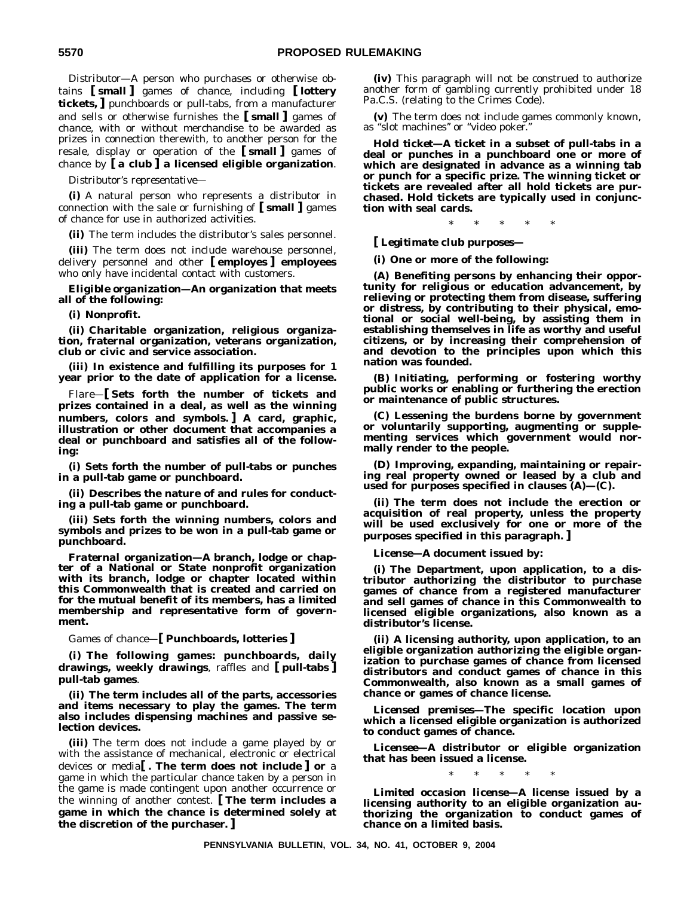*Distributor*—A person who purchases or otherwise obtains **[ small ]** games of chance, including **[ lottery tickets, ]** punchboards or pull-tabs, from a manufacturer and sells or otherwise furnishes the **[ small ]** games of chance, with or without merchandise to be awarded as prizes in connection therewith, to another person for the resale, display or operation of the **[ small ]** games of chance by **[ a club ] a licensed eligible organization**.

*Distributor's representative*—

(i) A natural person who represents a distributor in connection with the sale or furnishing of **[ small ]** games of chance for use in authorized activities.

(ii) The term includes the distributor's sales personnel.

(iii) The term does not include warehouse personnel, delivery personnel and other **[ employes ] employees** who only have incidental contact with customers.

***Eligible organization*—An organization that meets all of the following:**

**(i) Nonprofit.**

**(ii) Charitable organization, religious organization, fraternal organization, veterans organization, club or civic and service association.**

**(iii) In existence and fulfilling its purposes for 1 year prior to the date of application for a license.**

*Flare*—**[ Sets forth the number of tickets and prizes contained in a deal, as well as the winning numbers, colors and symbols. ] A card, graphic, illustration or other document that accompanies a deal or punchboard and satisfies all of the following:**

**(i) Sets forth the number of pull-tabs or punches in a pull-tab game or punchboard.**

**(ii) Describes the nature of and rules for conducting a pull-tab game or punchboard.**

**(iii) Sets forth the winning numbers, colors and symbols and prizes to be won in a pull-tab game or punchboard.**

***Fraternal organization*—A branch, lodge or chapter of a National or State nonprofit organization with its branch, lodge or chapter located within this Commonwealth that is created and carried on for the mutual benefit of its members, has a limited membership and representative form of government.**

*Games of chance*—**[ Punchboards, lotteries ]**

**(i) The following games: punchboards, daily drawings, weekly drawings**, raffles and **[ pull-tabs ] pull-tab games**.

**(ii) The term includes all of the parts, accessories and items necessary to play the games. The term also includes dispensing machines and passive selection devices.**

**(iii)** The term does not include a game played by or with the assistance of mechanical, electronic or electrical devices or media**[ . The term does not include ] or** a game in which the particular chance taken by a person in the game is made contingent upon another occurrence or the winning of another contest. **[ The term includes a game in which the chance is determined solely at the discretion of the purchaser. ]**

**(iv)** This paragraph will not be construed to authorize another form of gambling currently prohibited under 18 Pa.C.S. (relating to the Crimes Code).

**(v)** The term does not include games commonly known, as "slot machines" or "video poker."

***Hold ticket*—A ticket in a subset of pull-tabs in a deal or punches in a punchboard one or more of which are designated in advance as a winning tab or punch for a specific prize. The winning ticket or tickets are revealed after all hold tickets are purchased. Hold tickets are typically used in conjunction with seal cards.**

\* \* \* \* \*

**[ *Legitimate club purposes*—**

**(i) One or more of the following:**

**(A) Benefiting persons by enhancing their opportunity for religious or education advancement, by relieving or protecting them from disease, suffering or distress, by contributing to their physical, emotional or social well-being, by assisting them in establishing themselves in life as worthy and useful citizens, or by increasing their comprehension of and devotion to the principles upon which this nation was founded.**

**(B) Initiating, performing or fostering worthy public works or enabling or furthering the erection or maintenance of public structures.**

**(C) Lessening the burdens borne by government or voluntarily supporting, augmenting or supplementing services which government would normally render to the people.**

**(D) Improving, expanding, maintaining or repairing real property owned or leased by a club and used for purposes specified in clauses (A)—(C).**

**(ii) The term does not include the erection or acquisition of real property, unless the property will be used exclusively for one or more of the purposes specified in this paragraph. ]**

***License*—A document issued by:**

**(i) The Department, upon application, to a distributor authorizing the distributor to purchase games of chance from a registered manufacturer and sell games of chance in this Commonwealth to licensed eligible organizations, also known as a distributor's license.**

**(ii) A licensing authority, upon application, to an eligible organization authorizing the eligible organization to purchase games of chance from licensed distributors and conduct games of chance in this Commonwealth, also known as a small games of chance or games of chance license.**

***Licensed premises*—The specific location upon which a licensed eligible organization is authorized to conduct games of chance.**

***Licensee*—A distributor or eligible organization that has been issued a license.**

\* \* \* \* \*

***Limited occasion license*—A license issued by a licensing authority to an eligible organization authorizing the organization to conduct games of chance on a limited basis.**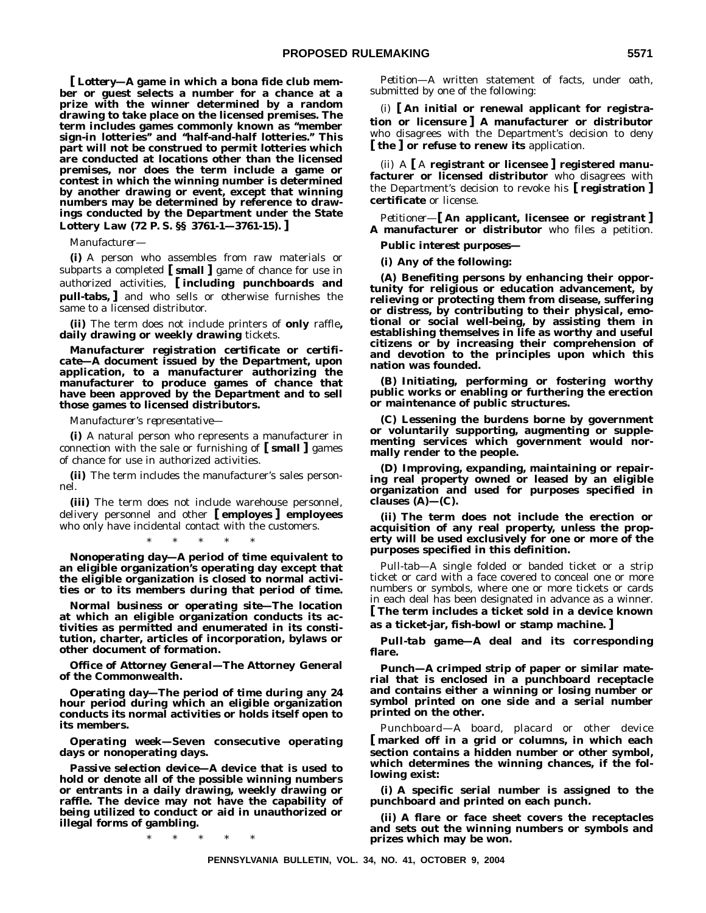**[ *Lottery*—A game in which a bona fide club member or guest selects a number for a chance at a prize with the winner determined by a random drawing to take place on the licensed premises. The term includes games commonly known as "member sign-in lotteries" and "half-and-half lotteries." This part will not be construed to permit lotteries which are conducted at locations other than the licensed premises, nor does the term include a game or contest in which the winning number is determined by another drawing or event, except that winning numbers may be determined by reference to drawings conducted by the Department under the State Lottery Law (72 P. S. §§ 3761-1—3761-15). ]**

*Manufacturer*—

**(i)** A person who assembles from raw materials or subparts a completed **[ small ]** game of chance for use in authorized activities, **[ including punchboards and pull-tabs, ]** and who sells or otherwise furnishes the same to a licensed distributor.

**(ii)** The term does not include printers of **only** raffle**, daily drawing or weekly drawing** tickets.

***Manufacturer registration certificate or certificate*—A document issued by the Department, upon application, to a manufacturer authorizing the manufacturer to produce games of chance that have been approved by the Department and to sell those games to licensed distributors.**

*Manufacturer's representative*—

**(i)** A natural person who represents a manufacturer in connection with the sale or furnishing of **[ small ]** games of chance for use in authorized activities.

**(ii)** The term includes the manufacturer's sales personnel.

**(iii)** The term does not include warehouse personnel, delivery personnel and other **[ employes ] employees** who only have incidental contact with the customers.

\* \* \* \* \*

***Nonoperating day*—A period of time equivalent to an eligible organization's operating day except that the eligible organization is closed to normal activities or to its members during that period of time.**

***Normal business or operating site*—The location at which an eligible organization conducts its activities as permitted and enumerated in its constitution, charter, articles of incorporation, bylaws or other document of formation.**

***Office of Attorney General*—The Attorney General of the Commonwealth.**

***Operating day*—The period of time during any 24 hour period during which an eligible organization conducts its normal activities or holds itself open to its members.**

***Operating week*—Seven consecutive operating days or nonoperating days.**

***Passive selection device*—A device that is used to hold or denote all of the possible winning numbers or entrants in a daily drawing, weekly drawing or raffle. The device may not have the capability of being utilized to conduct or aid in unauthorized or illegal forms of gambling.**

\* \* \* \* \*

*Petition*—A written statement of facts, under oath, submitted by one of the following:

(i) **[ An initial or renewal applicant for registration or licensure ] A manufacturer or distributor** who disagrees with the Department's decision to deny **[ the ] or refuse to renew its** application.

(ii) A **[ A registrant or licensee ] registered manufacturer or licensed distributor** who disagrees with the Department's decision to revoke his **[ registration ] certificate** or license.

*Petitioner*—**[ An applicant, licensee or registrant ] A manufacturer or distributor** who files a petition.

***Public interest purposes*—**

**(i) Any of the following:**

**(A) Benefiting persons by enhancing their opportunity for religious or education advancement, by relieving or protecting them from disease, suffering or distress, by contributing to their physical, emotional or social well-being, by assisting them in establishing themselves in life as worthy and useful citizens or by increasing their comprehension of and devotion to the principles upon which this nation was founded.**

**(B) Initiating, performing or fostering worthy public works or enabling or furthering the erection or maintenance of public structures.**

**(C) Lessening the burdens borne by government or voluntarily supporting, augmenting or supplementing services which government would normally render to the people.**

**(D) Improving, expanding, maintaining or repairing real property owned or leased by an eligible organization and used for purposes specified in clauses (A)—(C).**

**(ii) The term does not include the erection or acquisition of any real property, unless the property will be used exclusively for one or more of the purposes specified in this definition.**

*Pull-tab*—A single folded or banded ticket or a strip ticket or card with a face covered to conceal one or more numbers or symbols, where one or more tickets or cards in each deal has been designated in advance as a winner. **[ The term includes a ticket sold in a device known as a ticket-jar, fish-bowl or stamp machine. ]**

***Pull-tab game*—A deal and its corresponding flare.**

***Punch*—A crimped strip of paper or similar material that is enclosed in a punchboard receptacle and contains either a winning or losing number or symbol printed on one side and a serial number printed on the other.**

*Punchboard*—A board, placard or other device **[ marked off in a grid or columns, in which each section contains a hidden number or other symbol, which determines the winning chances, if the following exist:**

**(i) A specific serial number is assigned to the punchboard and printed on each punch.**

**(ii) A flare or face sheet covers the receptacles and sets out the winning numbers or symbols and prizes which may be won.**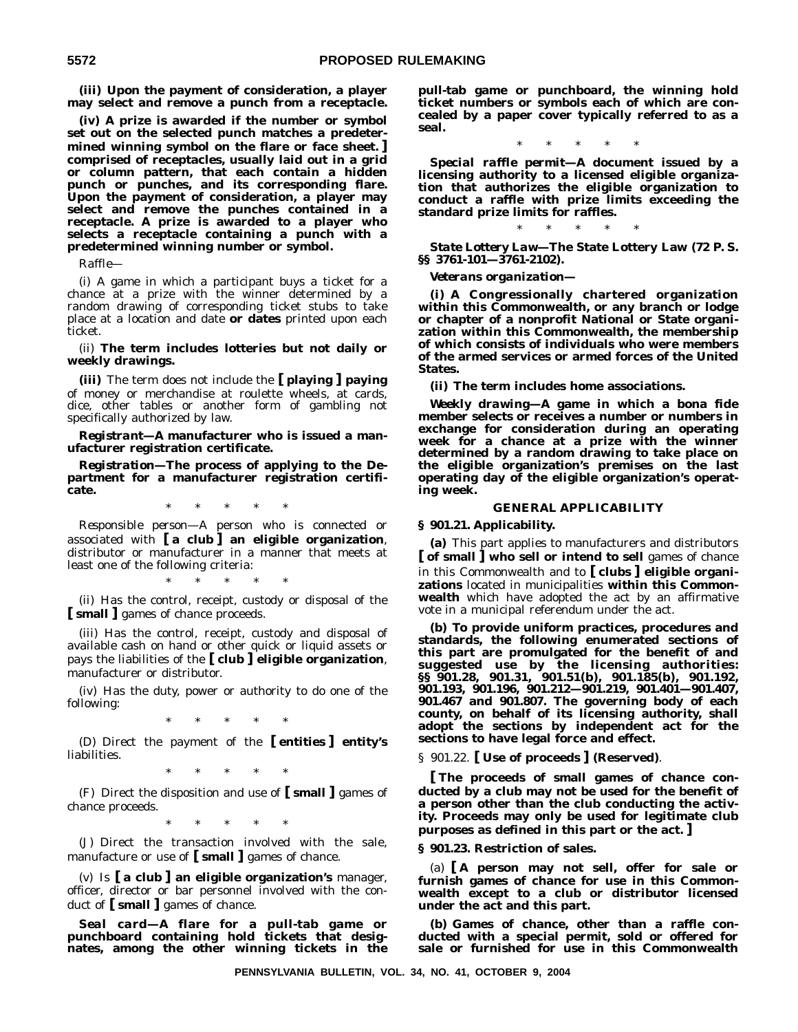**(iii) Upon the payment of consideration, a player may select and remove a punch from a receptacle.**

**(iv) A prize is awarded if the number or symbol set out on the selected punch matches a predetermined winning symbol on the flare or face sheet.]** **comprised of receptacles, usually laid out in a grid or column pattern, that each contain a hidden punch or punches, and its corresponding flare. Upon the payment of consideration, a player may select and remove the punches contained in a receptacle. A prize is awarded to a player who selects a receptacle containing a punch with a predetermined winning number or symbol.**

*Raffle*—

(i) A game in which a participant buys a ticket for a chance at a prize with the winner determined by a random drawing of corresponding ticket stubs to take place at a location and date **or dates** printed upon each ticket.

(ii) **The term includes lotteries but not daily or weekly drawings.**

**(iii)** The term does not include the **[ playing ] paying** of money or merchandise at roulette wheels, at cards, dice, other tables or another form of gambling not specifically authorized by law.

***Registrant*—A manufacturer who is issued a manufacturer registration certificate.**

***Registration*—The process of applying to the Department for a manufacturer registration certificate.**

\* \* \* \* \*

*Responsible person*—A person who is connected or associated with **[ a club ] an eligible organization**, distributor or manufacturer in a manner that meets at least one of the following criteria:

\* \* \* \* \*

(ii) Has the control, receipt, custody or disposal of the **[ small ]** games of chance proceeds.

(iii) Has the control, receipt, custody and disposal of available cash on hand or other quick or liquid assets or pays the liabilities of the **[ club ] eligible organization**, manufacturer or distributor.

(iv) Has the duty, power or authority to do one of the following:

\* \* \* \* \*

(D) Direct the payment of the **[ entities ] entity's** liabilities.

\* \* \* \* \*

(F) Direct the disposition and use of **[ small ]** games of chance proceeds.

\* \* \* \* \*

(J) Direct the transaction involved with the sale, manufacture or use of **[ small ]** games of chance.

(v) Is **[ a club ] an eligible organization's** manager, officer, director or bar personnel involved with the conduct of **[ small ]** games of chance.

***Seal card*—A flare for a pull-tab game or punchboard containing hold tickets that designates, among the other winning tickets in the pull-tab game or punchboard, the winning hold ticket numbers or symbols each of which are concealed by a paper cover typically referred to as a seal.**

\* \* \* \* \*

***Special raffle permit*—A document issued by a licensing authority to a licensed eligible organization that authorizes the eligible organization to conduct a raffle with prize limits exceeding the standard prize limits for raffles.**

\* \* \* \* \*

***State Lottery Law*—The State Lottery Law (72 P. S. §§ 3761-101—3761-2102).**

***Veterans organization*—**

**(i) A Congressionally chartered organization within this Commonwealth, or any branch or lodge or chapter of a nonprofit National or State organization within this Commonwealth, the membership of which consists of individuals who were members of the armed services or armed forces of the United States.**

**(ii) The term includes home associations.**

***Weekly drawing*—A game in which a bona fide member selects or receives a number or numbers in exchange for consideration during an operating week for a chance at a prize with the winner determined by a random drawing to take place on the eligible organization's premises on the last operating day of the eligible organization's operating week.**

## GENERAL APPLICABILITY

### § 901.21. Applicability.

**(a)** This part applies to manufacturers and distributors **[ of small ] who sell or intend to sell** games of chance in this Commonwealth and to **[ clubs ] eligible organizations** located in municipalities **within this Commonwealth** which have adopted the act by an affirmative vote in a municipal referendum under the act.

**(b) To provide uniform practices, procedures and standards, the following enumerated sections of this part are promulgated for the benefit of and suggested use by the licensing authorities: §§ 901.28, 901.31, 901.51(b), 901.185(b), 901.192, 901.193, 901.196, 901.212—901.219, 901.401—901.407, 901.467 and 901.807. The governing body of each county, on behalf of its licensing authority, shall adopt the sections by independent act for the sections to have legal force and effect.**

### § 901.22. [ Use of proceeds ] (Reserved).

**[ The proceeds of small games of chance conducted by a club may not be used for the benefit of a person other than the club conducting the activity. Proceeds may only be used for legitimate club purposes as defined in this part or the act. ]**

### § 901.23. Restriction of sales.

(a) **[ A person may not sell, offer for sale or furnish games of chance for use in this Commonwealth except to a club or distributor licensed under the act and this part.**

**(b) Games of chance, other than a raffle conducted with a special permit, sold or offered for sale or furnished for use in this Commonwealth**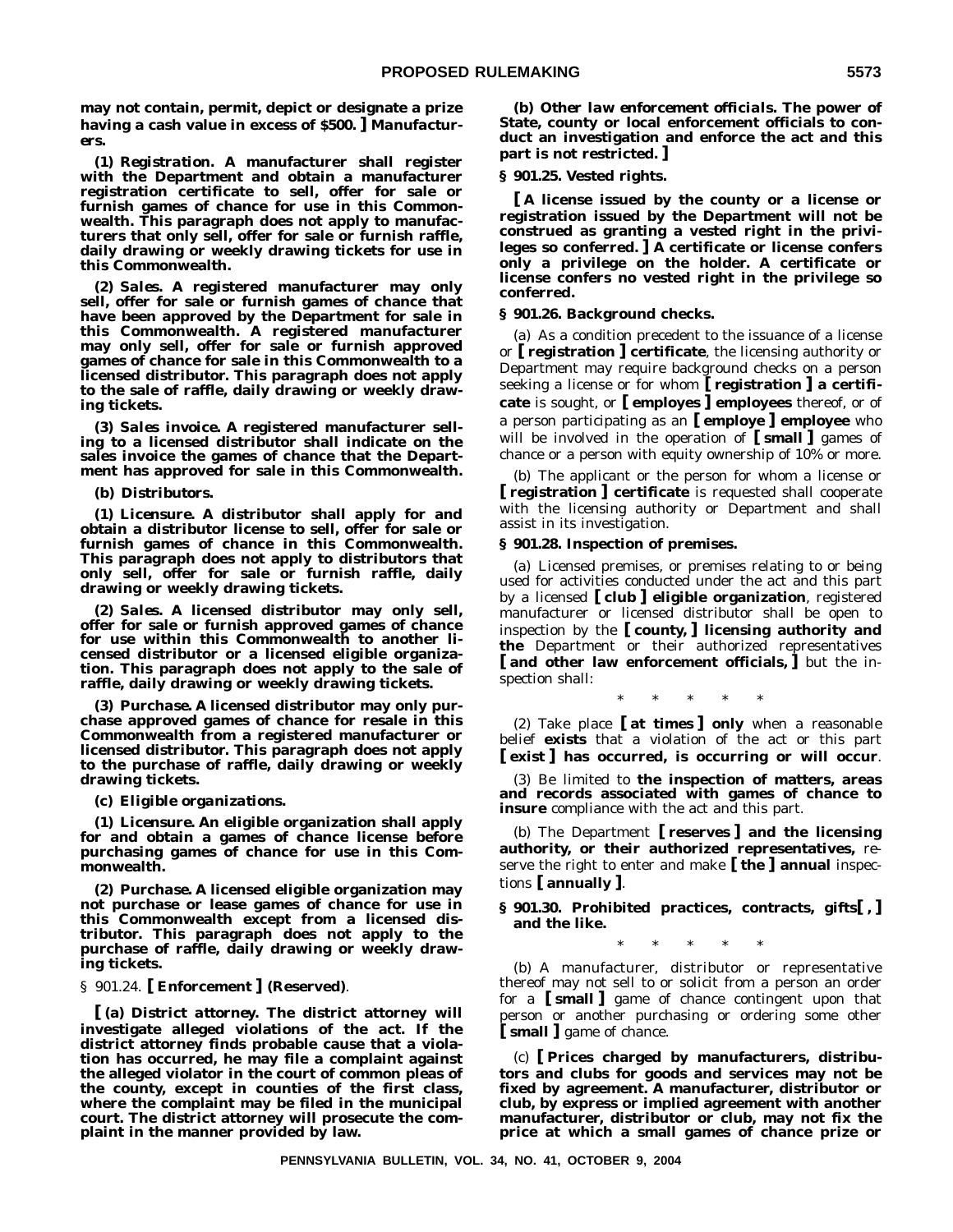**may not contain, permit, depict or designate a prize having a cash value in excess of $500. ] Manufacturers.**

***(1) Registration.* A manufacturer shall register with the Department and obtain a manufacturer registration certificate to sell, offer for sale or furnish games of chance for use in this Commonwealth. This paragraph does not apply to manufacturers that only sell, offer for sale or furnish raffle, daily drawing or weekly drawing tickets for use in this Commonwealth.**

***(2) Sales.* A registered manufacturer may only sell, offer for sale or furnish games of chance that have been approved by the Department for sale in this Commonwealth. A registered manufacturer may only sell, offer for sale or furnish approved games of chance for sale in this Commonwealth to a licensed distributor. This paragraph does not apply to the sale of raffle, daily drawing or weekly drawing tickets.**

***(3) Sales invoice.* A registered manufacturer selling to a licensed distributor shall indicate on the sales invoice the games of chance that the Department has approved for sale in this Commonwealth.**

***(b) Distributors.***

***(1) Licensure.* A distributor shall apply for and obtain a distributor license to sell, offer for sale or furnish games of chance in this Commonwealth. This paragraph does not apply to distributors that only sell, offer for sale or furnish raffle, daily drawing or weekly drawing tickets.**

***(2) Sales.* A licensed distributor may only sell, offer for sale or furnish approved games of chance for use within this Commonwealth to another licensed distributor or a licensed eligible organization. This paragraph does not apply to the sale of raffle, daily drawing or weekly drawing tickets.**

***(3) Purchase.* A licensed distributor may only purchase approved games of chance for resale in this Commonwealth from a registered manufacturer or licensed distributor. This paragraph does not apply to the purchase of raffle, daily drawing or weekly drawing tickets.**

***(c) Eligible organizations.***

***(1) Licensure.* An eligible organization shall apply for and obtain a games of chance license before purchasing games of chance for use in this Commonwealth.**

***(2) Purchase.* A licensed eligible organization may not purchase or lease games of chance for use in this Commonwealth except from a licensed distributor. This paragraph does not apply to the purchase of raffle, daily drawing or weekly drawing tickets.**

§ 901.24. **[ Enforcement ] (Reserved)**.

**[ *(a) District attorney.* The district attorney will investigate alleged violations of the act. If the district attorney finds probable cause that a violation has occurred, he may file a complaint against the alleged violator in the court of common pleas of the county, except in counties of the first class, where the complaint may be filed in the municipal court. The district attorney will prosecute the complaint in the manner provided by law.**

***(b) Other law enforcement officials.* The power of State, county or local enforcement officials to conduct an investigation and enforce the act and this part is not restricted. ]**

**§ 901.25. Vested rights.**

**[ A license issued by the county or a license or registration issued by the Department will not be construed as granting a vested right in the privileges so conferred. ] A certificate or license confers only a privilege on the holder. A certificate or license confers no vested right in the privilege so conferred.**

**§ 901.26. Background checks.**

(a) As a condition precedent to the issuance of a license or **[ registration ] certificate**, the licensing authority or Department may require background checks on a person seeking a license or for whom **[ registration ] a certificate** is sought, or **[ employes ] employees** thereof, or of a person participating as an **[ employe ] employee** who will be involved in the operation of **[ small ]** games of chance or a person with equity ownership of 10% or more.

(b) The applicant or the person for whom a license or **[ registration ] certificate** is requested shall cooperate with the licensing authority or Department and shall assist in its investigation.

**§ 901.28. Inspection of premises.**

(a) Licensed premises, or premises relating to or being used for activities conducted under the act and this part by a licensed **[ club ] eligible organization**, registered manufacturer or licensed distributor shall be open to inspection by the **[ county, ] licensing authority and the** Department or their authorized representatives **[ and other law enforcement officials, ]** but the inspection shall:

\* \* \* \* \*

(2) Take place **[ at times ] only** when a reasonable belief **exists** that a violation of the act or this part **[ exist ] has occurred, is occurring or will occur**.

(3) Be limited to **the inspection of matters, areas and records associated with games of chance to insure** compliance with the act and this part.

(b) The Department **[ reserves ] and the licensing authority, or their authorized representatives,** reserve the right to enter and make **[ the ] annual** inspections **[ annually ]**.

**§ 901.30. Prohibited practices, contracts, gifts[ , ] and the like.**

\* \* \* \* \*

(b) A manufacturer, distributor or representative thereof may not sell to or solicit from a person an order for a **[ small ]** game of chance contingent upon that person or another purchasing or ordering some other **[ small ]** game of chance.

(c) **[ Prices charged by manufacturers, distributors and clubs for goods and services may not be fixed by agreement. A manufacturer, distributor or club, by express or implied agreement with another manufacturer, distributor or club, may not fix the price at which a small games of chance prize or**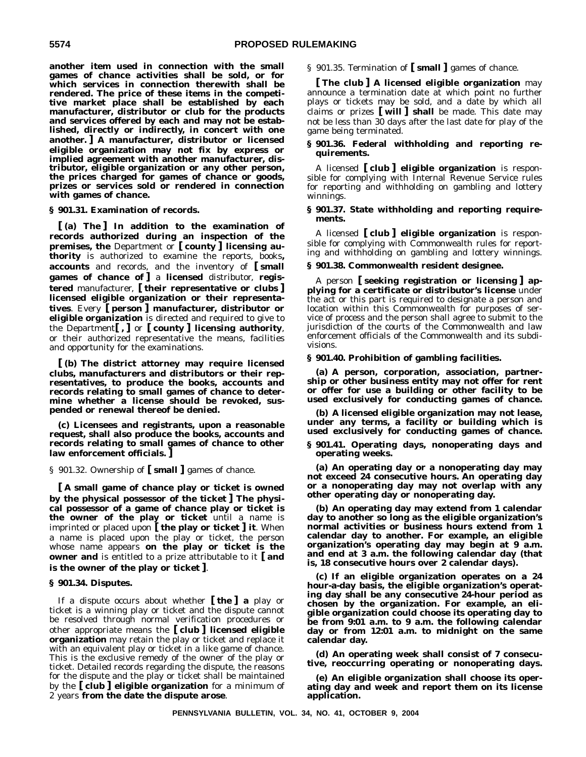**another item used in connection with the small games of chance activities shall be sold, or for which services in connection therewith shall be rendered. The price of these items in the competitive market place shall be established by each manufacturer, distributor or club for the products and services offered by each and may not be established, directly or indirectly, in concert with one another. ] A manufacturer, distributor or licensed eligible organization may not fix by express or implied agreement with another manufacturer, distributor, eligible organization or any other person, the prices charged for games of chance or goods, prizes or services sold or rendered in connection with games of chance.**

**§ 901.31. Examination of records.**

**[ (a) The ] In addition to the examination of records authorized during an inspection of the premises, the** Department or **[ county ] licensing authority** is authorized to examine the reports, books**, accounts** and records, and the inventory of **[ small games of chance of ]** a **licensed** distributor, **registered** manufacturer, **[ their representative or clubs ] licensed eligible organization or their representatives**. Every **[ person ] manufacturer, distributor or eligible organization** is directed and required to give to the Department**[ , ]** or **[ county ] licensing authority**, or their authorized representative the means, facilities and opportunity for the examinations.

**[ (b) The district attorney may require licensed clubs, manufacturers and distributors or their representatives, to produce the books, accounts and records relating to small games of chance to determine whether a license should be revoked, suspended or renewal thereof be denied.**

**(c) Licensees and registrants, upon a reasonable request, shall also produce the books, accounts and records relating to small games of chance to other law enforcement officials. ]**

§ 901.32. Ownership of **[ small ]** games of chance.

**[ A small game of chance play or ticket is owned by the physical possessor of the ticket ] The physical possessor of a game of chance play or ticket is the owner of the play or ticket** until a name is imprinted or placed upon **[ the play or ticket ] it**. When a name is placed upon the play or ticket, the person whose name appears **on the play or ticket is the owner and** is entitled to a prize attributable to it **[ and is the owner of the play or ticket ]**.

**§ 901.34. Disputes.**

If a dispute occurs about whether **[ the ] a** play or ticket is a winning play or ticket and the dispute cannot be resolved through normal verification procedures or other appropriate means the **[ club ] licensed eligible organization** may retain the play or ticket and replace it with an equivalent play or ticket in a like game of chance. This is the exclusive remedy of the owner of the play or ticket. Detailed records regarding the dispute, the reasons for the dispute and the play or ticket shall be maintained by the **[ club ] eligible organization** for a minimum of 2 years **from the date the dispute arose**.

§ 901.35. Termination of **[ small ]** games of chance.

**[ The club ] A licensed eligible organization** may announce a termination date at which point no further plays or tickets may be sold, and a date by which all claims or prizes **[ will ] shall** be made. This date may not be less than 30 days after the last date for play of the game being terminated.

**§ 901.36. Federal withholding and reporting requirements.**

A licensed **[ club ] eligible organization** is responsible for complying with Internal Revenue Service rules for reporting and withholding on gambling and lottery winnings.

**§ 901.37. State withholding and reporting requirements.**

A licensed **[ club ] eligible organization** is responsible for complying with Commonwealth rules for reporting and withholding on gambling and lottery winnings.

**§ 901.38. Commonwealth resident designee.**

A person **[ seeking registration or licensing ] applying for a certificate or distributor's license** under the act or this part is required to designate a person and location within this Commonwealth for purposes of service of process and the person shall agree to submit to the jurisdiction of the courts of the Commonwealth and law enforcement officials of the Commonwealth and its subdivisions.

**§ 901.40. Prohibition of gambling facilities.**

**(a) A person, corporation, association, partnership or other business entity may not offer for rent or offer for use a building or other facility to be used exclusively for conducting games of chance.**

**(b) A licensed eligible organization may not lease, under any terms, a facility or building which is used exclusively for conducting games of chance.**

**§ 901.41. Operating days, nonoperating days and operating weeks.**

**(a) An operating day or a nonoperating day may not exceed 24 consecutive hours. An operating day or a nonoperating day may not overlap with any other operating day or nonoperating day.**

**(b) An operating day may extend from 1 calendar day to another so long as the eligible organization's normal activities or business hours extend from 1 calendar day to another. For example, an eligible organization's operating day may begin at 9 a.m. and end at 3 a.m. the following calendar day (that is, 18 consecutive hours over 2 calendar days).**

**(c) If an eligible organization operates on a 24 hour-a-day basis, the eligible organization's operating day shall be any consecutive 24-hour period as chosen by the organization. For example, an eligible organization could choose its operating day to be from 9:01 a.m. to 9 a.m. the following calendar day or from 12:01 a.m. to midnight on the same calendar day.**

**(d) An operating week shall consist of 7 consecutive, reoccurring operating or nonoperating days.**

**(e) An eligible organization shall choose its operating day and week and report them on its license application.**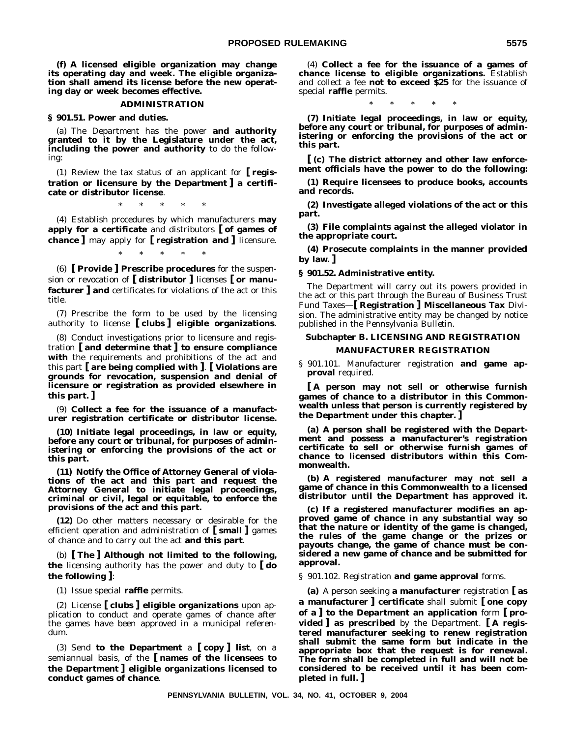**(f) A licensed eligible organization may change its operating day and week. The eligible organization shall amend its license before the new operating day or week becomes effective.**

### ADMINISTRATION

**§ 901.51. Power and duties.**

(a) The Department has the power **and authority granted to it by the Legislature under the act, including the power and authority** to do the following:

(1) Review the tax status of an applicant for **[ registration or licensure by the Department ] a certificate or distributor license**.

\* \* \* \* \*

(4) Establish procedures by which manufacturers **may apply for a certificate** and distributors **[ of games of chance ]** may apply for **[ registration and ]** licensure.

\* \* \* \* \*

(6) **[ Provide ] Prescribe procedures** for the suspension or revocation of **[ distributor ]** licenses **[ or manufacturer ] and** certificates for violations of the act or this title.

(7) Prescribe the form to be used by the licensing authority to license **[ clubs ] eligible organizations**.

(8) Conduct investigations prior to licensure and registration **[ and determine that ] to ensure compliance with** the requirements and prohibitions of the act and this part **[ are being complied with ]**. **[ Violations are grounds for revocation, suspension and denial of licensure or registration as provided elsewhere in this part. ]**

(9) **Collect a fee for the issuance of a manufacturer registration certificate or distributor license.**

**(10) Initiate legal proceedings, in law or equity, before any court or tribunal, for purposes of administering or enforcing the provisions of the act or this part.**

**(11) Notify the Office of Attorney General of violations of the act and this part and request the Attorney General to initiate legal proceedings, criminal or civil, legal or equitable, to enforce the provisions of the act and this part.**

**(12)** Do other matters necessary or desirable for the efficient operation and administration of **[ small ]** games of chance and to carry out the act **and this part**.

(b) **[ The ] Although not limited to the following, the** licensing authority has the power and duty to **[ do the following ]**:

(1) Issue special **raffle** permits.

(2) License **[ clubs ] eligible organizations** upon application to conduct and operate games of chance after the games have been approved in a municipal referendum.

(3) Send **to the Department** a **[ copy ] list**, on a semiannual basis, of the **[ names of the licensees to the Department ] eligible organizations licensed to conduct games of chance**.

(4) **Collect a fee for the issuance of a games of chance license to eligible organizations.** Establish and collect a fee **not to exceed $25** for the issuance of special **raffle** permits.

\* \* \* \* \*

**(7) Initiate legal proceedings, in law or equity, before any court or tribunal, for purposes of administering or enforcing the provisions of the act or this part.**

**[ (c) The district attorney and other law enforcement officials have the power to do the following:**

**(1) Require licensees to produce books, accounts and records.**

**(2) Investigate alleged violations of the act or this part.**

**(3) File complaints against the alleged violator in the appropriate court.**

**(4) Prosecute complaints in the manner provided by law. ]**

**§ 901.52. Administrative entity.**

The Department will carry out its powers provided in the act or this part through the Bureau of Business Trust Fund Taxes—**[ Registration ] Miscellaneous Tax** Division. The administrative entity may be changed by notice published in the *Pennsylvania Bulletin*.

## Subchapter B. LICENSING AND REGISTRATION

### MANUFACTURER REGISTRATION

§ 901.101. Manufacturer registration **and game approval** required.

**[ A person may not sell or otherwise furnish games of chance to a distributor in this Commonwealth unless that person is currently registered by the Department under this chapter. ]**

**(a) A person shall be registered with the Department and possess a manufacturer's registration certificate to sell or otherwise furnish games of chance to licensed distributors within this Commonwealth.**

**(b) A registered manufacturer may not sell a game of chance in this Commonwealth to a licensed distributor until the Department has approved it.**

**(c) If a registered manufacturer modifies an approved game of chance in any substantial way so that the nature or identity of the game is changed, the rules of the game change or the prizes or payouts change, the game of chance must be considered a new game of chance and be submitted for approval.**

§ 901.102. Registration **and game approval** forms.

**(a)** A person seeking **a manufacturer** registration **[ as a manufacturer ] certificate** shall submit **[ one copy of a ] to the Department an application** form **[ provided ] as prescribed** by the Department. **[ A registered manufacturer seeking to renew registration shall submit the same form but indicate in the appropriate box that the request is for renewal. The form shall be completed in full and will not be considered to be received until it has been completed in full. ]**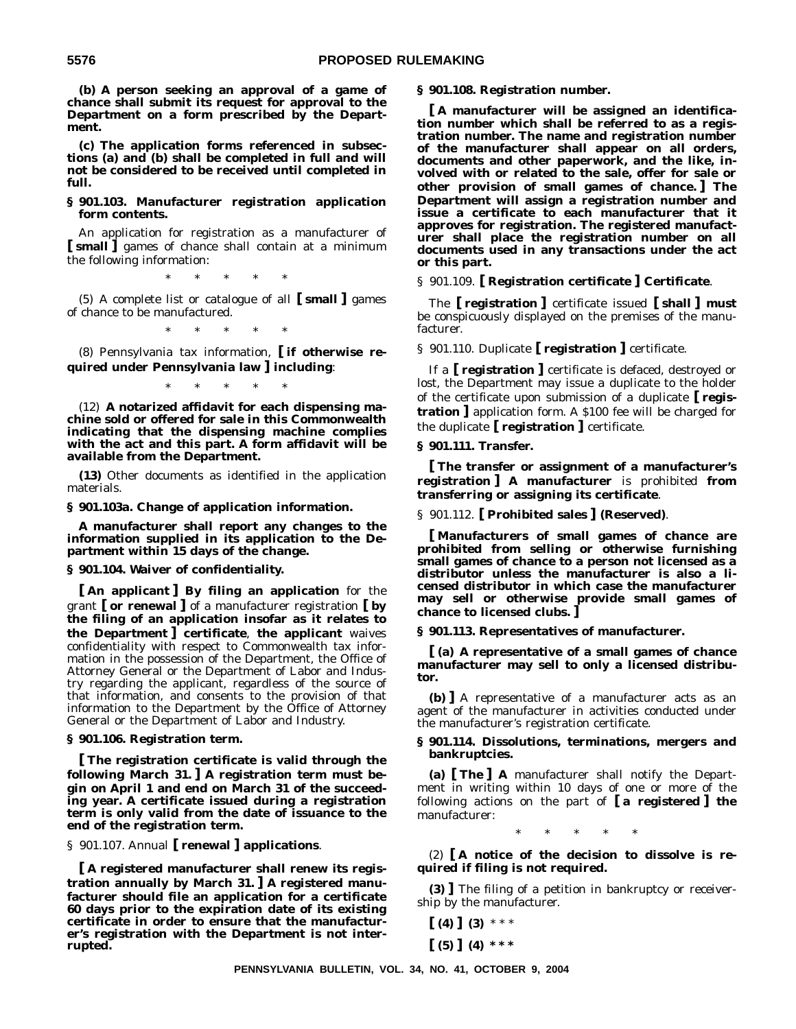**(b) A person seeking an approval of a game of chance shall submit its request for approval to the Department on a form prescribed by the Department.**

**(c) The application forms referenced in subsections (a) and (b) shall be completed in full and will not be considered to be received until completed in full.**

**§ 901.103. Manufacturer registration application form contents.**

An application for registration as a manufacturer of **[ small ]** games of chance shall contain at a minimum the following information:

\* \* \* \* \*

(5) A complete list or catalogue of all **[ small ]** games of chance to be manufactured.

\* \* \* \* \*

(8) Pennsylvania tax information, **[ if otherwise required under Pennsylvania law ] including**:

\* \* \* \* \*

(12) **A notarized affidavit for each dispensing machine sold or offered for sale in this Commonwealth indicating that the dispensing machine complies with the act and this part. A form affidavit will be available from the Department.**

**(13)** Other documents as identified in the application materials.

**§ 901.103a. Change of application information.**

**A manufacturer shall report any changes to the information supplied in its application to the Department within 15 days of the change.**

**§ 901.104. Waiver of confidentiality.**

**[ An applicant ] By filing an application** for the grant **[ or renewal ]** of a manufacturer registration **[ by the filing of an application insofar as it relates to the Department ] certificate**, **the applicant** waives confidentiality with respect to Commonwealth tax information in the possession of the Department, the Office of Attorney General or the Department of Labor and Industry regarding the applicant, regardless of the source of that information, and consents to the provision of that information to the Department by the Office of Attorney General or the Department of Labor and Industry.

**§ 901.106. Registration term.**

**[ The registration certificate is valid through the following March 31. ] A registration term must begin on April 1 and end on March 31 of the succeeding year. A certificate issued during a registration term is only valid from the date of issuance to the end of the registration term.**

§ 901.107. Annual **[ renewal ] applications**.

**[ A registered manufacturer shall renew its registration annually by March 31. ] A registered manufacturer should file an application for a certificate 60 days prior to the expiration date of its existing certificate in order to ensure that the manufacturer's registration with the Department is not interrupted.**

**§ 901.108. Registration number.**

**[ A manufacturer will be assigned an identification number which shall be referred to as a registration number. The name and registration number of the manufacturer shall appear on all orders, documents and other paperwork, and the like, involved with or related to the sale, offer for sale or other provision of small games of chance. ] The Department will assign a registration number and issue a certificate to each manufacturer that it approves for registration. The registered manufacturer shall place the registration number on all documents used in any transactions under the act or this part.**

§ 901.109. **[ Registration certificate ] Certificate**.

The **[ registration ]** certificate issued **[ shall ] must** be conspicuously displayed on the premises of the manufacturer.

§ 901.110. Duplicate **[ registration ]** certificate.

If a **[ registration ]** certificate is defaced, destroyed or lost, the Department may issue a duplicate to the holder of the certificate upon submission of a duplicate **[ registration ]** application form. A $100 fee will be charged for the duplicate **[ registration ]** certificate.

**§ 901.111. Transfer.**

**[ The transfer or assignment of a manufacturer's registration ] A manufacturer** is prohibited **from transferring or assigning its certificate**.

§ 901.112. **[ Prohibited sales ] (Reserved)**.

**[ Manufacturers of small games of chance are prohibited from selling or otherwise furnishing small games of chance to a person not licensed as a distributor unless the manufacturer is also a licensed distributor in which case the manufacturer may sell or otherwise provide small games of chance to licensed clubs. ]**

**§ 901.113. Representatives of manufacturer.**

**[ (a) A representative of a small games of chance manufacturer may sell to only a licensed distributor.**

**(b) ]** A representative of a manufacturer acts as an agent of the manufacturer in activities conducted under the manufacturer's registration certificate.

**§ 901.114. Dissolutions, terminations, mergers and bankruptcies.**

**(a) [ The ] A** manufacturer shall notify the Department in writing within 10 days of one or more of the following actions on the part of **[ a registered ] the** manufacturer:

\* \* \* \* \*

(2) **[ A notice of the decision to dissolve is required if filing is not required.**

**(3) ]** The filing of a petition in bankruptcy or receivership by the manufacturer.

**[ (4) ] (3)** \* \* \*

**[ (5) ] (4) \* \* \***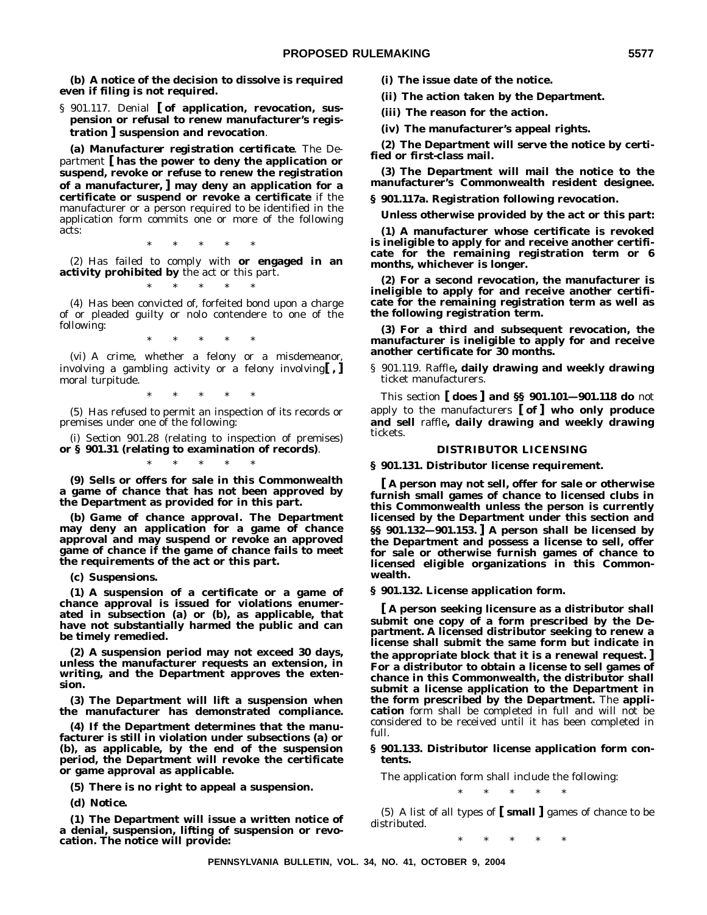**(b) A notice of the decision to dissolve is required even if filing is not required.**

§ 901.117. Denial **[ of application, revocation, suspension or refusal to renew manufacturer's registration ] suspension and revocation**.

***(a) Manufacturer registration certificate*.** The Department **[ has the power to deny the application or suspend, revoke or refuse to renew the registration of a manufacturer, ] may deny an application for a certificate or suspend or revoke a certificate** if the manufacturer or a person required to be identified in the application form commits one or more of the following acts:

\* \* \* \* \*

(2) Has failed to comply with **or engaged in an activity prohibited by** the act or this part.

\* \* \* \* \*

(4) Has been convicted of, forfeited bond upon a charge of or pleaded guilty or nolo contendere to one of the following:

\* \* \* \* \*

(vi) A crime, whether a felony or a misdemeanor, involving a gambling activity or a felony involving**[ , ]** moral turpitude.

\* \* \* \* \*

(5) Has refused to permit an inspection of its records or premises under one of the following:

(i) Section 901.28 (relating to inspection of premises) **or § 901.31 (relating to examination of records)**.

\* \* \* \* \*

**(9) Sells or offers for sale in this Commonwealth a game of chance that has not been approved by the Department as provided for in this part.**

**(b) *Game of chance approval*. The Department may deny an application for a game of chance approval and may suspend or revoke an approved game of chance if the game of chance fails to meet the requirements of the act or this part.**

**(c) *Suspensions*.**

**(1) A suspension of a certificate or a game of chance approval is issued for violations enumerated in subsection (a) or (b), as applicable, that have not substantially harmed the public and can be timely remedied.**

**(2) A suspension period may not exceed 30 days, unless the manufacturer requests an extension, in writing, and the Department approves the extension.**

**(3) The Department will lift a suspension when the manufacturer has demonstrated compliance.**

**(4) If the Department determines that the manufacturer is still in violation under subsections (a) or (b), as applicable, by the end of the suspension period, the Department will revoke the certificate or game approval as applicable.**

**(5) There is no right to appeal a suspension.**

**(d) *Notice*.**

**(1) The Department will issue a written notice of a denial, suspension, lifting of suspension or revocation. The notice will provide:**

**(i) The issue date of the notice.**

**(ii) The action taken by the Department.**

**(iii) The reason for the action.**

**(iv) The manufacturer's appeal rights.**

**(2) The Department will serve the notice by certified or first-class mail.**

**(3) The Department will mail the notice to the manufacturer's Commonwealth resident designee.**

**§ 901.117a. Registration following revocation.**

**Unless otherwise provided by the act or this part:**

**(1) A manufacturer whose certificate is revoked is ineligible to apply for and receive another certificate for the remaining registration term or 6 months, whichever is longer.**

**(2) For a second revocation, the manufacturer is ineligible to apply for and receive another certificate for the remaining registration term as well as the following registration term.**

**(3) For a third and subsequent revocation, the manufacturer is ineligible to apply for and receive another certificate for 30 months.**

§ 901.119. Raffle**, daily drawing and weekly drawing** ticket manufacturers.

This section **[ does ] and §§ 901.101—901.118 do** not apply to the manufacturers **[ of ] who only produce and sell** raffle**, daily drawing and weekly drawing** tickets.

## DISTRIBUTOR LICENSING

**§ 901.131. Distributor license requirement.**

**[ A person may not sell, offer for sale or otherwise furnish small games of chance to licensed clubs in this Commonwealth unless the person is currently licensed by the Department under this section and §§ 901.132—901.153. ] A person shall be licensed by the Department and possess a license to sell, offer for sale or otherwise furnish games of chance to licensed eligible organizations in this Commonwealth.**

**§ 901.132. License application form.**

**[ A person seeking licensure as a distributor shall submit one copy of a form prescribed by the Department. A licensed distributor seeking to renew a license shall submit the same form but indicate in the appropriate block that it is a renewal request. ] For a distributor to obtain a license to sell games of chance in this Commonwealth, the distributor shall submit a license application to the Department in the form prescribed by the Department.** The **application** form shall be completed in full and will not be considered to be received until it has been completed in full.

**§ 901.133. Distributor license application form contents.**

The application form shall include the following:

\* \* \* \* \*

(5) A list of all types of **[ small ]** games of chance to be distributed.

\* \* \* \* \*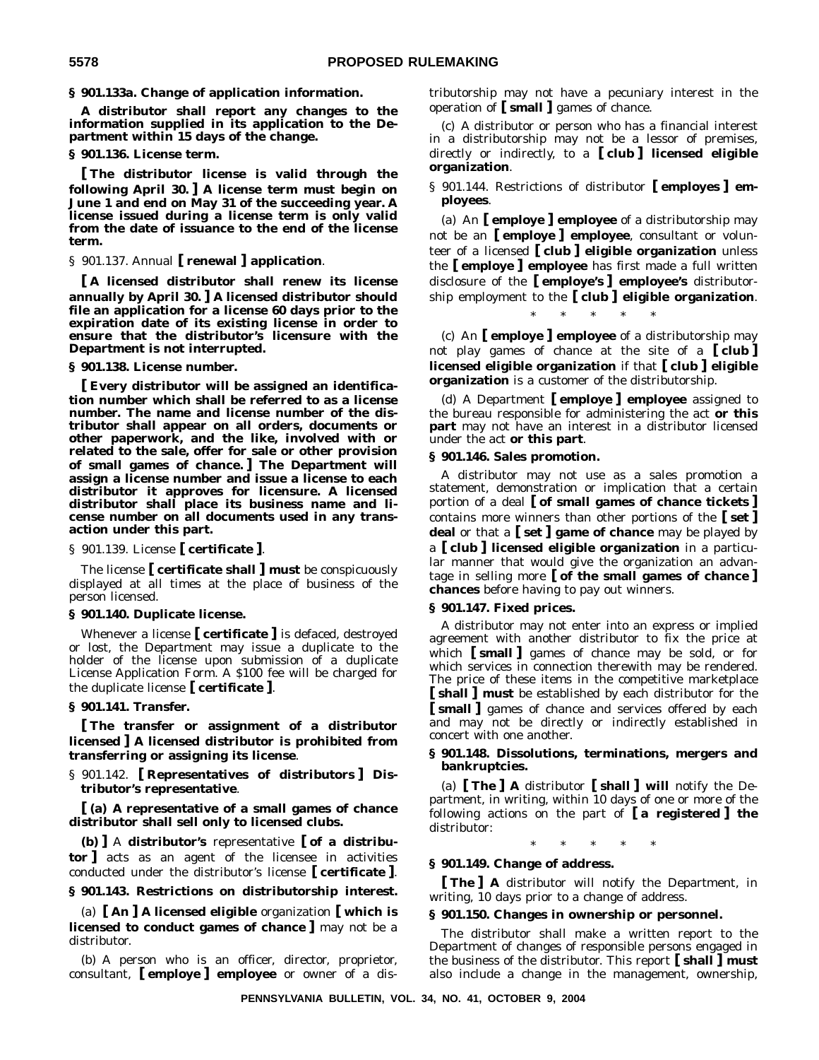**§ 901.133a. Change of application information.**

**A distributor shall report any changes to the information supplied in its application to the Department within 15 days of the change.**

**§ 901.136. License term.**

**[ The distributor license is valid through the following April 30. ] A license term must begin on June 1 and end on May 31 of the succeeding year. A license issued during a license term is only valid from the date of issuance to the end of the license term.**

§ 901.137. Annual **[ renewal ] application**.

**[ A licensed distributor shall renew its license annually by April 30. ] A licensed distributor should file an application for a license 60 days prior to the expiration date of its existing license in order to ensure that the distributor's licensure with the Department is not interrupted.**

**§ 901.138. License number.**

**[ Every distributor will be assigned an identification number which shall be referred to as a license number. The name and license number of the distributor shall appear on all orders, documents or other paperwork, and the like, involved with or related to the sale, offer for sale or other provision of small games of chance. ] The Department will assign a license number and issue a license to each distributor it approves for licensure. A licensed distributor shall place its business name and license number on all documents used in any transaction under this part.**

§ 901.139. License **[ certificate ]**.

The license **[ certificate shall ] must** be conspicuously displayed at all times at the place of business of the person licensed.

**§ 901.140. Duplicate license.**

Whenever a license **[ certificate ]** is defaced, destroyed or lost, the Department may issue a duplicate to the holder of the license upon submission of a duplicate License Application Form. A $100 fee will be charged for the duplicate license **[ certificate ]**.

**§ 901.141. Transfer.**

**[ The transfer or assignment of a distributor licensed ] A licensed distributor is prohibited from transferring or assigning its license**.

§ 901.142. **[ Representatives of distributors ] Distributor's representative**.

**[ (a) A representative of a small games of chance distributor shall sell only to licensed clubs.**

**(b) ]** A **distributor's** representative **[ of a distributor ]** acts as an agent of the licensee in activities conducted under the distributor's license **[ certificate ]**.

**§ 901.143. Restrictions on distributorship interest.**

(a) **[ An ] A licensed eligible** organization **[ which is licensed to conduct games of chance ]** may not be a distributor.

(b) A person who is an officer, director, proprietor, consultant, **[ employe ] employee** or owner of a distributorship may not have a pecuniary interest in the operation of **[ small ]** games of chance.

(c) A distributor or person who has a financial interest in a distributorship may not be a lessor of premises, directly or indirectly, to a **[ club ] licensed eligible organization**.

§ 901.144. Restrictions of distributor **[ employes ] employees**.

(a) An **[ employe ] employee** of a distributorship may not be an **[ employe ] employee**, consultant or volunteer of a licensed **[ club ] eligible organization** unless the **[ employe ] employee** has first made a full written disclosure of the **[ employe's ] employee's** distributorship employment to the **[ club ] eligible organization**.

\* \* \* \* \*

(c) An **[ employe ] employee** of a distributorship may not play games of chance at the site of a **[ club ] licensed eligible organization** if that **[ club ] eligible organization** is a customer of the distributorship.

(d) A Department **[ employe ] employee** assigned to the bureau responsible for administering the act **or this part** may not have an interest in a distributor licensed under the act **or this part**.

**§ 901.146. Sales promotion.**

A distributor may not use as a sales promotion a statement, demonstration or implication that a certain portion of a deal **[ of small games of chance tickets ]** contains more winners than other portions of the **[ set ] deal** or that a **[ set ] game of chance** may be played by a **[ club ] licensed eligible organization** in a particular manner that would give the organization an advantage in selling more **[ of the small games of chance ] chances** before having to pay out winners.

**§ 901.147. Fixed prices.**

A distributor may not enter into an express or implied agreement with another distributor to fix the price at which **[ small ]** games of chance may be sold, or for which services in connection therewith may be rendered. The price of these items in the competitive marketplace **[ shall ] must** be established by each distributor for the **[ small ]** games of chance and services offered by each and may not be directly or indirectly established in concert with one another.

**§ 901.148. Dissolutions, terminations, mergers and bankruptcies.**

(a) **[ The ] A** distributor **[ shall ] will** notify the Department, in writing, within 10 days of one or more of the following actions on the part of **[ a registered ] the** distributor:

\* \* \* \* \*

**§ 901.149. Change of address.**

**[ The ] A** distributor will notify the Department, in writing, 10 days prior to a change of address.

**§ 901.150. Changes in ownership or personnel.**

The distributor shall make a written report to the Department of changes of responsible persons engaged in the business of the distributor. This report **[ shall ] must** also include a change in the management, ownership,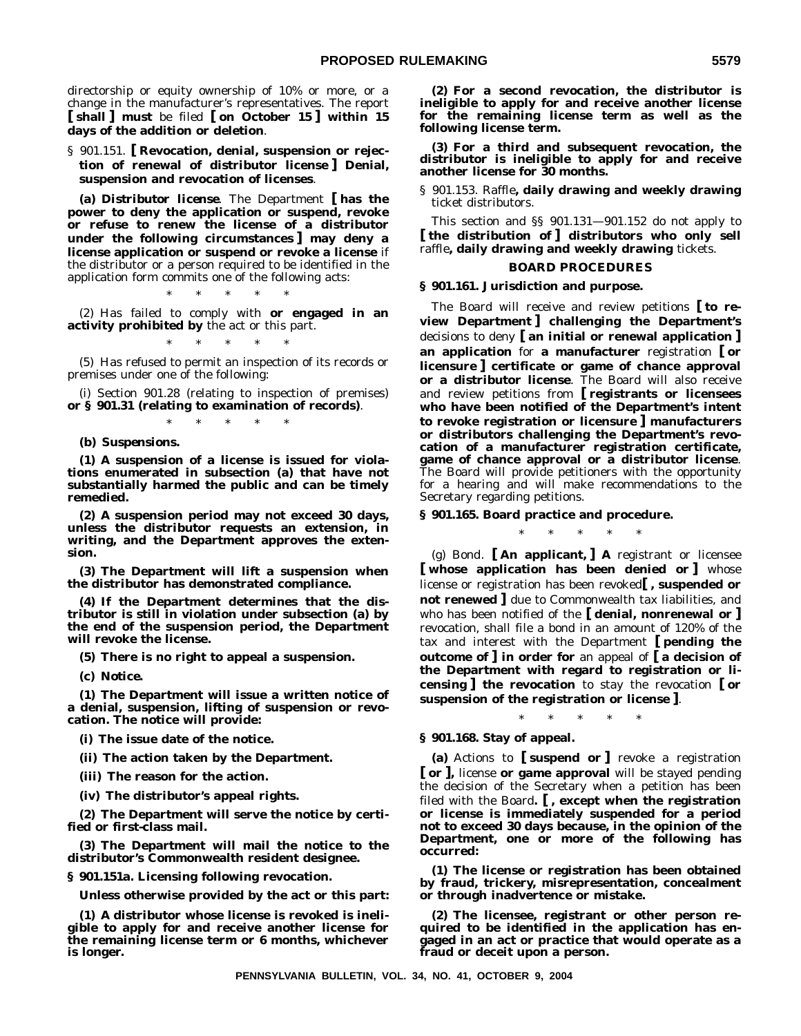directorship or equity ownership of 10% or more, or a change in the manufacturer's representatives. The report [ **shall** ] **must** be filed [ **on October 15** ] **within 15 days of the addition or deletion**.

§ 901.151. [ **Revocation, denial, suspension or rejection of renewal of distributor license** ] **Denial, suspension and revocation of licenses**.

**(a)** *Distributor license*. The Department [ **has the power to deny the application or suspend, revoke or refuse to renew the license of a distributor under the following circumstances** ] **may deny a license application or suspend or revoke a license** if the distributor or a person required to be identified in the application form commits one of the following acts:

\* \* \* \* \*

(2) Has failed to comply with **or engaged in an activity prohibited by** the act or this part.

\* \* \* \* \*

(5) Has refused to permit an inspection of its records or premises under one of the following:

(i) Section 901.28 (relating to inspection of premises) **or § 901.31 (relating to examination of records)**.

\* \* \* \* \*

**(b)** ***Suspensions.***

**(1) A suspension of a license is issued for violations enumerated in subsection (a) that have not substantially harmed the public and can be timely remedied.**

**(2) A suspension period may not exceed 30 days, unless the distributor requests an extension, in writing, and the Department approves the extension.**

**(3) The Department will lift a suspension when the distributor has demonstrated compliance.**

**(4) If the Department determines that the distributor is still in violation under subsection (a) by the end of the suspension period, the Department will revoke the license.**

**(5) There is no right to appeal a suspension.**

**(c)** ***Notice.***

**(1) The Department will issue a written notice of a denial, suspension, lifting of suspension or revocation. The notice will provide:**

**(i) The issue date of the notice.**

**(ii) The action taken by the Department.**

**(iii) The reason for the action.**

**(iv) The distributor's appeal rights.**

**(2) The Department will serve the notice by certified or first-class mail.**

**(3) The Department will mail the notice to the distributor's Commonwealth resident designee.**

**§ 901.151a. Licensing following revocation.**

**Unless otherwise provided by the act or this part:**

**(1) A distributor whose license is revoked is ineligible to apply for and receive another license for the remaining license term or 6 months, whichever is longer.**

**(2) For a second revocation, the distributor is ineligible to apply for and receive another license for the remaining license term as well as the following license term.**

**(3) For a third and subsequent revocation, the distributor is ineligible to apply for and receive another license for 30 months.**

§ 901.153. Raffle**, daily drawing and weekly drawing** ticket distributors.

This section and §§ 901.131—901.152 do not apply to [ **the distribution of** ] **distributors who only sell** raffle**, daily drawing and weekly drawing** tickets.

**BOARD PROCEDURES**

**§ 901.161. Jurisdiction and purpose.**

The Board will receive and review petitions [ **to review Department** ] **challenging the Department's** decisions to deny [ **an initial or renewal application** ] **an application** for **a manufacturer** registration [ **or licensure** ] **certificate or game of chance approval or a distributor license**. The Board will also receive and review petitions from [ **registrants or licensees who have been notified of the Department's intent to revoke registration or licensure** ] **manufacturers or distributors challenging the Department's revocation of a manufacturer registration certificate, game of chance approval or a distributor license**. The Board will provide petitioners with the opportunity for a hearing and will make recommendations to the Secretary regarding petitions.

**§ 901.165. Board practice and procedure.**

\* \* \* \* \*

(g) *Bond.* [ **An applicant,** ] **A** registrant or licensee [ **whose application has been denied or** ] whose license or registration has been revoked[ **, suspended or not renewed** ] due to Commonwealth tax liabilities, and who has been notified of the [ **denial, nonrenewal or** ] revocation, shall file a bond in an amount of 120% of the tax and interest with the Department [ **pending the outcome of** ] **in order for** an appeal of [ **a decision of the Department with regard to registration or licensing** ] **the revocation** to stay the revocation [ **or suspension of the registration or license** ].

\* \* \* \* \*

**§ 901.168. Stay of appeal.**

**(a)** Actions to [ **suspend or** ] revoke a registration [ **or** ]**,** license **or game approval** will be stayed pending the decision of the Secretary when a petition has been filed with the Board**.** [ **, except when the registration or license is immediately suspended for a period not to exceed 30 days because, in the opinion of the Department, one or more of the following has occurred:**

**(1) The license or registration has been obtained by fraud, trickery, misrepresentation, concealment or through inadvertence or mistake.**

**(2) The licensee, registrant or other person required to be identified in the application has engaged in an act or practice that would operate as a fraud or deceit upon a person.**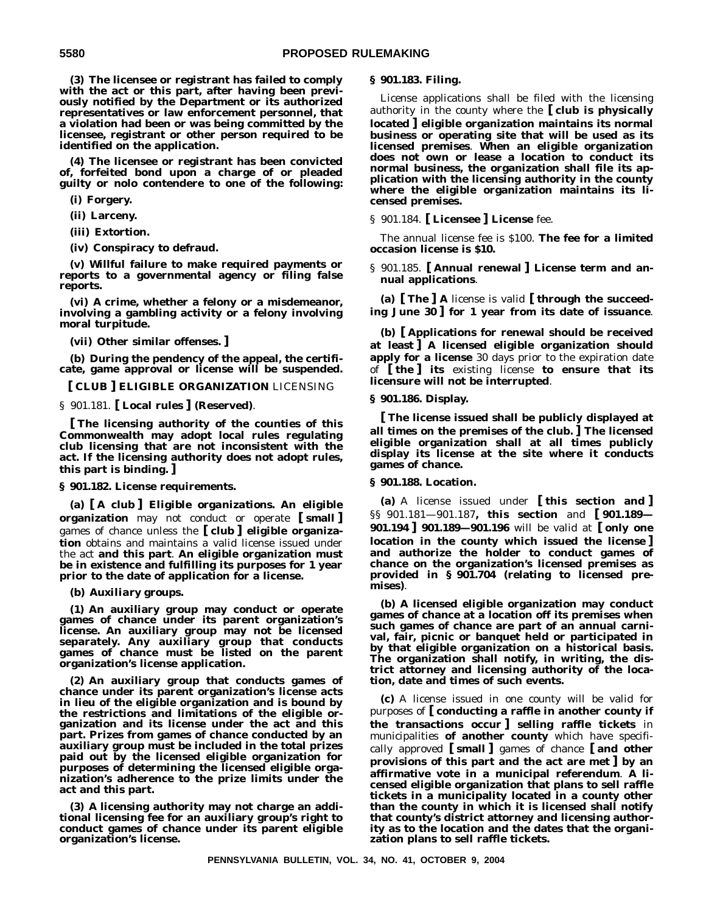**(3) The licensee or registrant has failed to comply with the act or this part, after having been previously notified by the Department or its authorized representatives or law enforcement personnel, that a violation had been or was being committed by the licensee, registrant or other person required to be identified on the application.**

**(4) The licensee or registrant has been convicted of, forfeited bond upon a charge of or pleaded guilty or nolo contendere to one of the following:**

**(i) Forgery.**

**(ii) Larceny.**

**(iii) Extortion.**

**(iv) Conspiracy to defraud.**

**(v) Willful failure to make required payments or reports to a governmental agency or filing false reports.**

**(vi) A crime, whether a felony or a misdemeanor, involving a gambling activity or a felony involving moral turpitude.**

**(vii) Other similar offenses. ]**

**(b) During the pendency of the appeal, the certificate, game approval or license will be suspended.**

**[ CLUB ] ELIGIBLE ORGANIZATION** LICENSING

§ 901.181. **[ Local rules ] (Reserved)**.

**[ The licensing authority of the counties of this Commonwealth may adopt local rules regulating club licensing that are not inconsistent with the act. If the licensing authority does not adopt rules, this part is binding. ]**

**§ 901.182. License requirements.**

**(a) [ *A club* ] *Eligible organizations.* An eligible organization** may not conduct or operate **[ small ]** games of chance unless the **[ club ] eligible organization** obtains and maintains a valid license issued under the act **and this part**. **An eligible organization must be in existence and fulfilling its purposes for 1 year prior to the date of application for a license.**

**(b) *Auxiliary groups.***

**(1) An auxiliary group may conduct or operate games of chance under its parent organization's license. An auxiliary group may not be licensed separately. Any auxiliary group that conducts games of chance must be listed on the parent organization's license application.**

**(2) An auxiliary group that conducts games of chance under its parent organization's license acts in lieu of the eligible organization and is bound by the restrictions and limitations of the eligible organization and its license under the act and this part. Prizes from games of chance conducted by an auxiliary group must be included in the total prizes paid out by the licensed eligible organization for purposes of determining the licensed eligible organization's adherence to the prize limits under the act and this part.**

**(3) A licensing authority may not charge an additional licensing fee for an auxiliary group's right to conduct games of chance under its parent eligible organization's license.**

**§ 901.183. Filing.**

License applications shall be filed with the licensing authority in the county where the **[ club is physically located ] eligible organization maintains its normal business or operating site that will be used as its licensed premises**. **When an eligible organization does not own or lease a location to conduct its normal business, the organization shall file its application with the licensing authority in the county where the eligible organization maintains its licensed premises.**

§ 901.184. **[ Licensee ] License** fee.

The annual license fee is $100. **The fee for a limited occasion license is $10.**

§ 901.185. **[ Annual renewal ] License term and annual applications**.

**(a) [ The ] A** license is valid **[ through the succeeding June 30 ] for 1 year from its date of issuance**.

**(b) [ Applications for renewal should be received at least ] A licensed eligible organization should apply for a license** 30 days prior to the expiration date of **[ the ] its** existing license **to ensure that its licensure will not be interrupted**.

**§ 901.186. Display.**

**[ The license issued shall be publicly displayed at all times on the premises of the club. ] The licensed eligible organization shall at all times publicly display its license at the site where it conducts games of chance.**

**§ 901.188. Location.**

**(a)** A license issued under **[ this section and ]** §§ 901.181—901.187**, this section** and **[ 901.189—901.194 ] 901.189—901.196** will be valid at **[ only one location in the county which issued the license ] and authorize the holder to conduct games of chance on the organization's licensed premises as provided in § 901.704 (relating to licensed premises)**.

**(b) A licensed eligible organization may conduct games of chance at a location off its premises when such games of chance are part of an annual carnival, fair, picnic or banquet held or participated in by that eligible organization on a historical basis. The organization shall notify, in writing, the district attorney and licensing authority of the location, date and times of such events.**

**(c)** A license issued in one county will be valid for purposes of **[ conducting a raffle in another county if the transactions occur ] selling raffle tickets** in municipalities **of another county** which have specifically approved **[ small ]** games of chance **[ and other provisions of this part and the act are met ] by an affirmative vote in a municipal referendum**. **A licensed eligible organization that plans to sell raffle tickets in a municipality located in a county other than the county in which it is licensed shall notify that county's district attorney and licensing authority as to the location and the dates that the organization plans to sell raffle tickets.**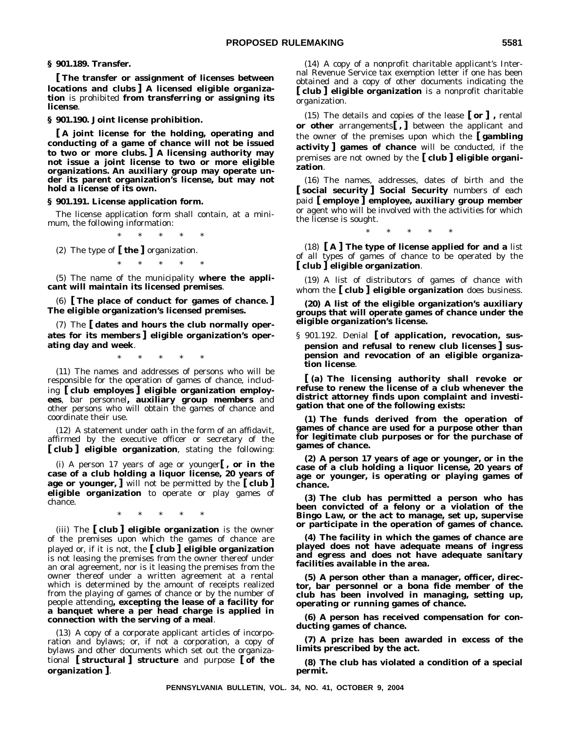**§ 901.189. Transfer.**

**[ The transfer or assignment of licenses between locations and clubs ] A licensed eligible organization** is prohibited **from transferring or assigning its license**.

**§ 901.190. Joint license prohibition.**

**[ A joint license for the holding, operating and conducting of a game of chance will not be issued to two or more clubs. ] A licensing authority may not issue a joint license to two or more eligible organizations. An auxiliary group may operate under its parent organization's license, but may not hold a license of its own.**

**§ 901.191. License application form.**

The license application form shall contain, at a minimum, the following information:

\* \* \* \* \*

(2) The type of **[ the ]** organization.

\* \* \* \* \*

(5) The name of the municipality **where the applicant will maintain its licensed premises**.

(6) **[ The place of conduct for games of chance. ] The eligible organization's licensed premises.**

(7) The **[ dates and hours the club normally operates for its members ] eligible organization's operating day and week**.

\* \* \* \* \*

(11) The names and addresses of persons who will be responsible for the operation of games of chance, including **[ club employes ] eligible organization employees**, bar personnel**, auxiliary group members** and other persons who will obtain the games of chance and coordinate their use.

(12) A statement under oath in the form of an affidavit, affirmed by the executive officer or secretary of the **[ club ] eligible organization**, stating the following:

(i) A person 17 years of age or younger**[ , or in the case of a club holding a liquor license, 20 years of age or younger, ]** will not be permitted by the **[ club ] eligible organization** to operate or play games of chance.

\* \* \* \* \*

(iii) The **[ club ] eligible organization** is the owner of the premises upon which the games of chance are played or, if it is not, the **[ club ] eligible organization** is not leasing the premises from the owner thereof under an oral agreement, nor is it leasing the premises from the owner thereof under a written agreement at a rental which is determined by the amount of receipts realized from the playing of games of chance or by the number of people attending**, excepting the lease of a facility for a banquet where a per head charge is applied in connection with the serving of a meal**.

(13) A copy of a corporate applicant articles of incorporation and bylaws; or, if not a corporation, a copy of bylaws and other documents which set out the organizational **[ structural ] structure** and purpose **[ of the organization ]**.

(14) A copy of a nonprofit charitable applicant's Internal Revenue Service tax exemption letter if one has been obtained and a copy of other documents indicating the **[ club ] eligible organization** is a nonprofit charitable organization.

(15) The details and copies of the lease **[ or ] ,** rental **or other** arrangements**[ , ]** between the applicant and the owner of the premises upon which the **[ gambling activity ] games of chance** will be conducted, if the premises are not owned by the **[ club ] eligible organization**.

(16) The names, addresses, dates of birth and the **[ social security ] Social Security** numbers of each paid **[ employe ] employee, auxiliary group member** or agent who will be involved with the activities for which the license is sought.

\* \* \* \* \*

(18) **[ A ] The type of license applied for and a** list of all types of games of chance to be operated by the **[ club ] eligible organization**.

(19) A list of distributors of games of chance with whom the **[ club ] eligible organization** does business.

**(20) A list of the eligible organization's auxiliary groups that will operate games of chance under the eligible organization's license.**

§ 901.192. Denial **[ of application, revocation, suspension and refusal to renew club licenses ] suspension and revocation of an eligible organization license**.

**[ (a) The licensing authority shall revoke or refuse to renew the license of a club whenever the district attorney finds upon complaint and investigation that one of the following exists:**

**(1) The funds derived from the operation of games of chance are used for a purpose other than for legitimate club purposes or for the purchase of games of chance.**

**(2) A person 17 years of age or younger, or in the case of a club holding a liquor license, 20 years of age or younger, is operating or playing games of chance.**

**(3) The club has permitted a person who has been convicted of a felony or a violation of the Bingo Law, or the act to manage, set up, supervise or participate in the operation of games of chance.**

**(4) The facility in which the games of chance are played does not have adequate means of ingress and egress and does not have adequate sanitary facilities available in the area.**

**(5) A person other than a manager, officer, director, bar personnel or a bona fide member of the club has been involved in managing, setting up, operating or running games of chance.**

**(6) A person has received compensation for conducting games of chance.**

**(7) A prize has been awarded in excess of the limits prescribed by the act.**

**(8) The club has violated a condition of a special permit.**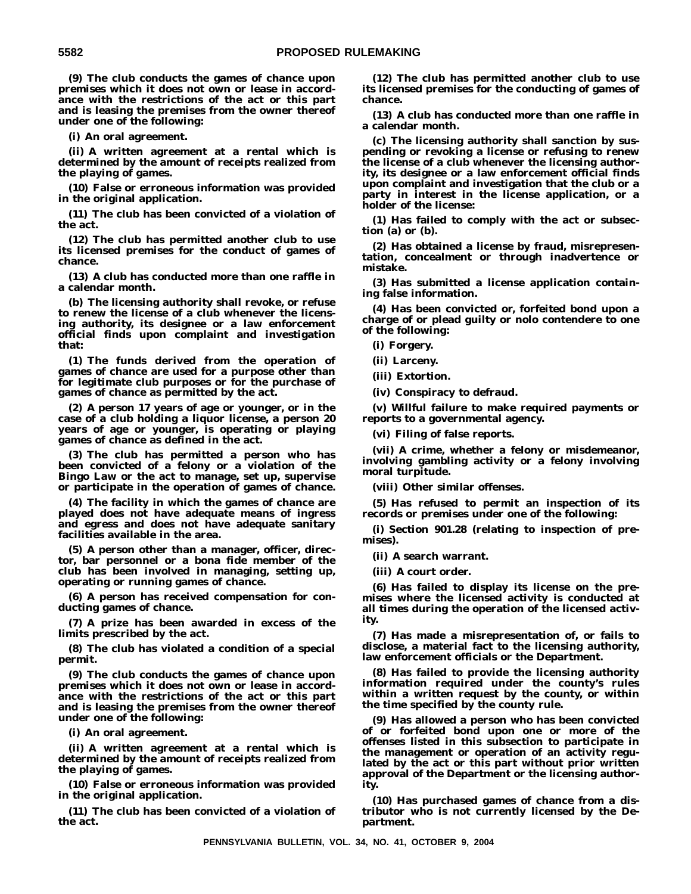**(9) The club conducts the games of chance upon premises which it does not own or lease in accordance with the restrictions of the act or this part and is leasing the premises from the owner thereof under one of the following:**

**(i) An oral agreement.**

**(ii) A written agreement at a rental which is determined by the amount of receipts realized from the playing of games.**

**(10) False or erroneous information was provided in the original application.**

**(11) The club has been convicted of a violation of the act.**

**(12) The club has permitted another club to use its licensed premises for the conduct of games of chance.**

**(13) A club has conducted more than one raffle in a calendar month.**

**(b) The licensing authority shall revoke, or refuse to renew the license of a club whenever the licensing authority, its designee or a law enforcement official finds upon complaint and investigation that:**

**(1) The funds derived from the operation of games of chance are used for a purpose other than for legitimate club purposes or for the purchase of games of chance as permitted by the act.**

**(2) A person 17 years of age or younger, or in the case of a club holding a liquor license, a person 20 years of age or younger, is operating or playing games of chance as defined in the act.**

**(3) The club has permitted a person who has been convicted of a felony or a violation of the Bingo Law or the act to manage, set up, supervise or participate in the operation of games of chance.**

**(4) The facility in which the games of chance are played does not have adequate means of ingress and egress and does not have adequate sanitary facilities available in the area.**

**(5) A person other than a manager, officer, director, bar personnel or a bona fide member of the club has been involved in managing, setting up, operating or running games of chance.**

**(6) A person has received compensation for conducting games of chance.**

**(7) A prize has been awarded in excess of the limits prescribed by the act.**

**(8) The club has violated a condition of a special permit.**

**(9) The club conducts the games of chance upon premises which it does not own or lease in accordance with the restrictions of the act or this part and is leasing the premises from the owner thereof under one of the following:**

**(i) An oral agreement.**

**(ii) A written agreement at a rental which is determined by the amount of receipts realized from the playing of games.**

**(10) False or erroneous information was provided in the original application.**

**(11) The club has been convicted of a violation of the act.**

**(12) The club has permitted another club to use its licensed premises for the conducting of games of chance.**

**(13) A club has conducted more than one raffle in a calendar month.**

**(c) The licensing authority shall sanction by suspending or revoking a license or refusing to renew the license of a club whenever the licensing authority, its designee or a law enforcement official finds upon complaint and investigation that the club or a party in interest in the license application, or a holder of the license:**

**(1) Has failed to comply with the act or subsection (a) or (b).**

**(2) Has obtained a license by fraud, misrepresentation, concealment or through inadvertence or mistake.**

**(3) Has submitted a license application containing false information.**

**(4) Has been convicted or, forfeited bond upon a charge of or plead guilty or nolo contendere to one of the following:**

**(i) Forgery.**

**(ii) Larceny.**

**(iii) Extortion.**

**(iv) Conspiracy to defraud.**

**(v) Willful failure to make required payments or reports to a governmental agency.**

**(vi) Filing of false reports.**

**(vii) A crime, whether a felony or misdemeanor, involving gambling activity or a felony involving moral turpitude.**

**(viii) Other similar offenses.**

**(5) Has refused to permit an inspection of its records or premises under one of the following:**

**(i) Section 901.28 (relating to inspection of premises).**

**(ii) A search warrant.**

**(iii) A court order.**

**(6) Has failed to display its license on the premises where the licensed activity is conducted at all times during the operation of the licensed activity.**

**(7) Has made a misrepresentation of, or fails to disclose, a material fact to the licensing authority, law enforcement officials or the Department.**

**(8) Has failed to provide the licensing authority information required under the county's rules within a written request by the county, or within the time specified by the county rule.**

**(9) Has allowed a person who has been convicted of or forfeited bond upon one or more of the offenses listed in this subsection to participate in the management or operation of an activity regulated by the act or this part without prior written approval of the Department or the licensing authority.**

**(10) Has purchased games of chance from a distributor who is not currently licensed by the Department.**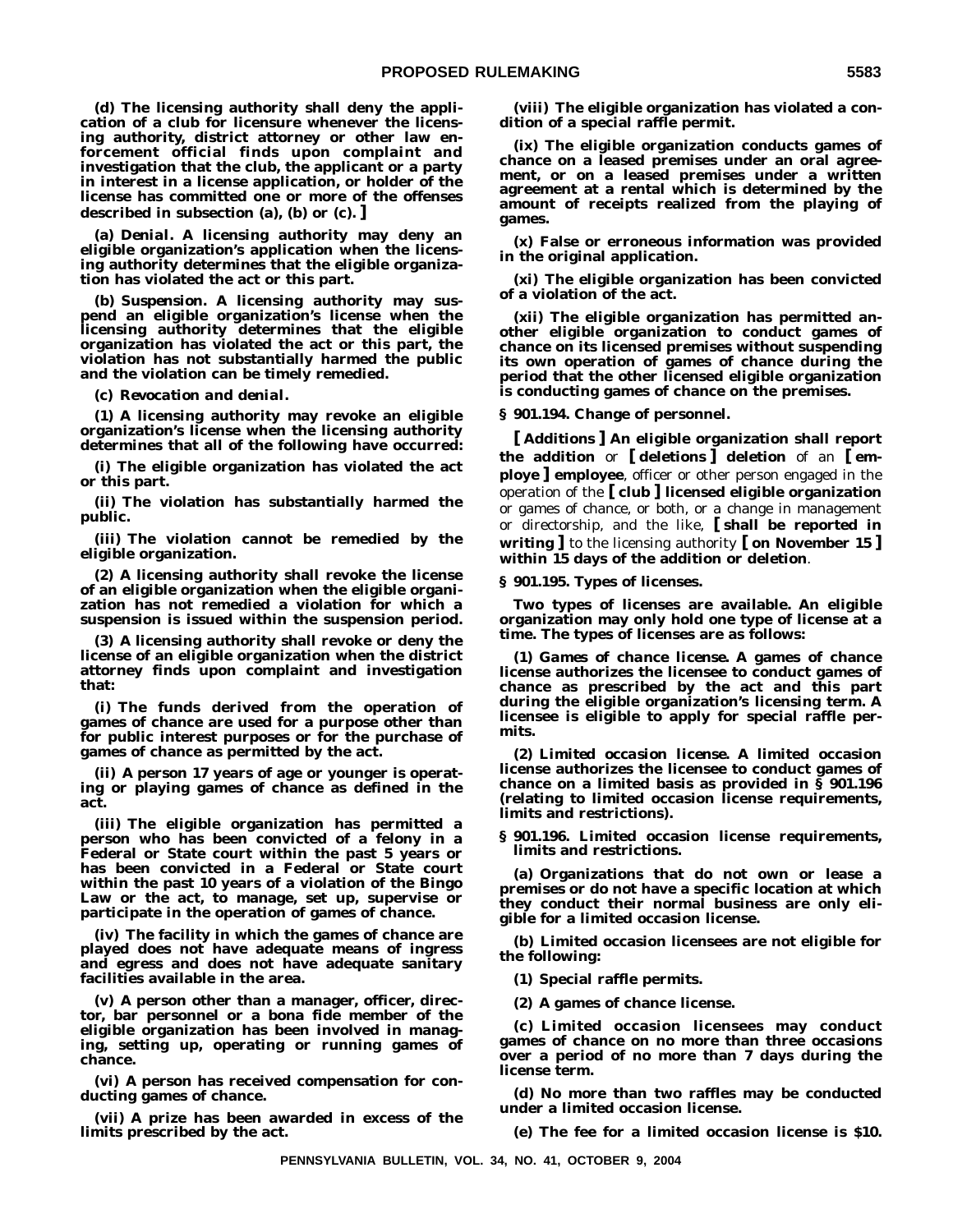**(d) The licensing authority shall deny the application of a club for licensure whenever the licensing authority, district attorney or other law enforcement official finds upon complaint and investigation that the club, the applicant or a party in interest in a license application, or holder of the license has committed one or more of the offenses described in subsection (a), (b) or (c).]**

**(a)** ***Denial.*** **A licensing authority may deny an eligible organization's application when the licensing authority determines that the eligible organization has violated the act or this part.**

**(b)** ***Suspension.*** **A licensing authority may suspend an eligible organization's license when the licensing authority determines that the eligible organization has violated the act or this part, the violation has not substantially harmed the public and the violation can be timely remedied.**

**(c)** ***Revocation and denial.***

**(1) A licensing authority may revoke an eligible organization's license when the licensing authority determines that all of the following have occurred:**

**(i) The eligible organization has violated the act or this part.**

**(ii) The violation has substantially harmed the public.**

**(iii) The violation cannot be remedied by the eligible organization.**

**(2) A licensing authority shall revoke the license of an eligible organization when the eligible organization has not remedied a violation for which a suspension is issued within the suspension period.**

**(3) A licensing authority shall revoke or deny the license of an eligible organization when the district attorney finds upon complaint and investigation that:**

**(i) The funds derived from the operation of games of chance are used for a purpose other than for public interest purposes or for the purchase of games of chance as permitted by the act.**

**(ii) A person 17 years of age or younger is operating or playing games of chance as defined in the act.**

**(iii) The eligible organization has permitted a person who has been convicted of a felony in a Federal or State court within the past 5 years or has been convicted in a Federal or State court within the past 10 years of a violation of the Bingo Law or the act, to manage, set up, supervise or participate in the operation of games of chance.**

**(iv) The facility in which the games of chance are played does not have adequate means of ingress and egress and does not have adequate sanitary facilities available in the area.**

**(v) A person other than a manager, officer, director, bar personnel or a bona fide member of the eligible organization has been involved in managing, setting up, operating or running games of chance.**

**(vi) A person has received compensation for conducting games of chance.**

**(vii) A prize has been awarded in excess of the limits prescribed by the act.**

**(viii) The eligible organization has violated a condition of a special raffle permit.**

**(ix) The eligible organization conducts games of chance on a leased premises under an oral agreement, or on a leased premises under a written agreement at a rental which is determined by the amount of receipts realized from the playing of games.**

**(x) False or erroneous information was provided in the original application.**

**(xi) The eligible organization has been convicted of a violation of the act.**

**(xii) The eligible organization has permitted another eligible organization to conduct games of chance on its licensed premises without suspending its own operation of games of chance during the period that the other licensed eligible organization is conducting games of chance on the premises.**

**§ 901.194. Change of personnel.**

**[ Additions ] An eligible organization shall report the addition** or **[ deletions ] deletion** of an **[ employe ] employee**, officer or other person engaged in the operation of the **[ club ] licensed eligible organization** or games of chance, or both, or a change in management or directorship, and the like, **[ shall be reported in writing ]** to the licensing authority **[ on November 15 ] within 15 days of the addition or deletion**.

**§ 901.195. Types of licenses.**

**Two types of licenses are available. An eligible organization may only hold one type of license at a time. The types of licenses are as follows:**

**(1)** ***Games of chance license.*** **A games of chance license authorizes the licensee to conduct games of chance as prescribed by the act and this part during the eligible organization's licensing term. A licensee is eligible to apply for special raffle permits.**

**(2)** ***Limited occasion license.*** **A limited occasion license authorizes the licensee to conduct games of chance on a limited basis as provided in § 901.196 (relating to limited occasion license requirements, limits and restrictions).**

**§ 901.196. Limited occasion license requirements, limits and restrictions.**

**(a) Organizations that do not own or lease a premises or do not have a specific location at which they conduct their normal business are only eligible for a limited occasion license.**

**(b) Limited occasion licensees are not eligible for the following:**

**(1) Special raffle permits.**

**(2) A games of chance license.**

**(c) Limited occasion licensees may conduct games of chance on no more than three occasions over a period of no more than 7 days during the license term.**

**(d) No more than two raffles may be conducted under a limited occasion license.**

**(e) The fee for a limited occasion license is $10.**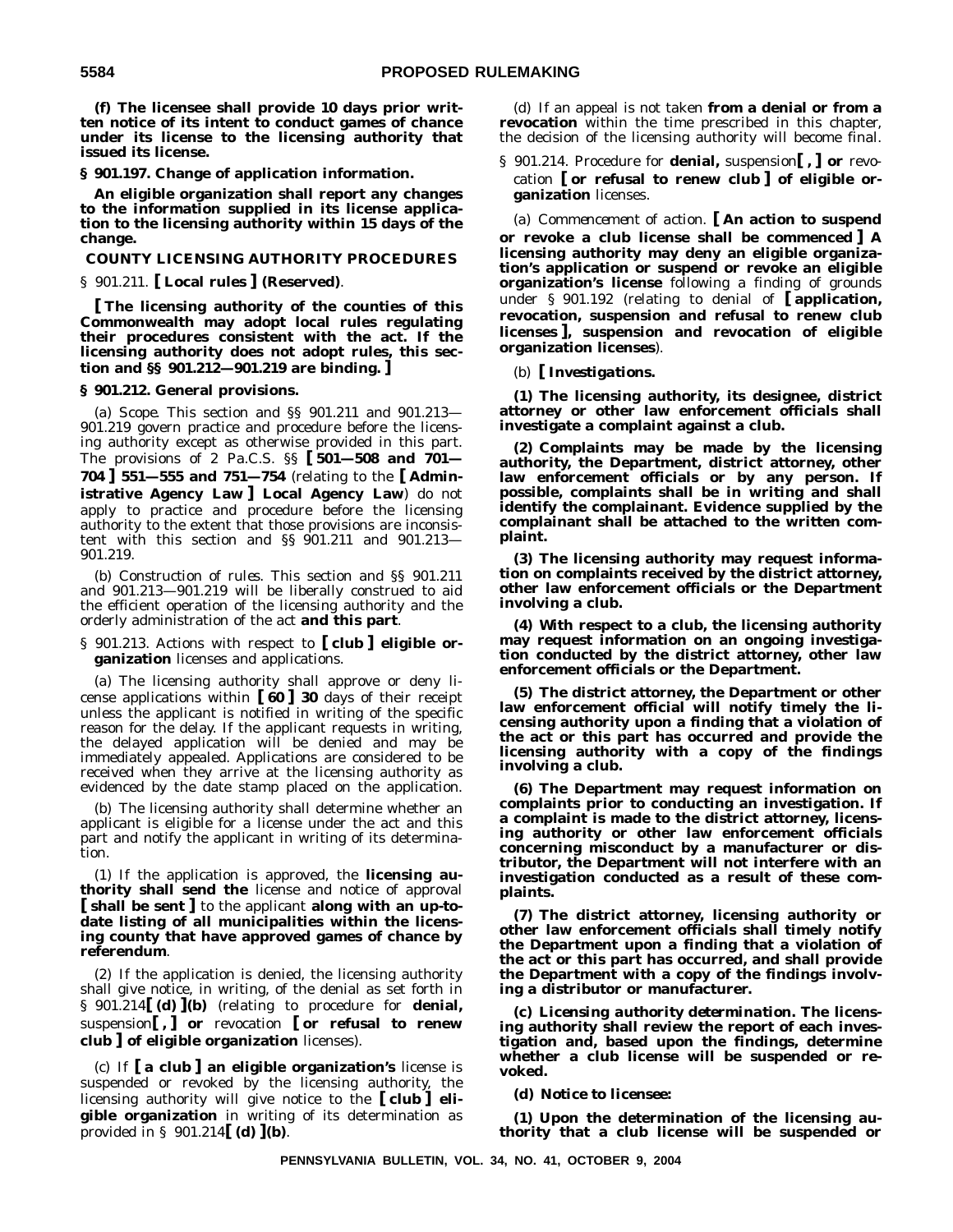**(f) The licensee shall provide 10 days prior written notice of its intent to conduct games of chance under its license to the licensing authority that issued its license.**

**§ 901.197. Change of application information.**

**An eligible organization shall report any changes to the information supplied in its license application to the licensing authority within 15 days of the change.**

**COUNTY LICENSING AUTHORITY PROCEDURES**

§ 901.211. **[ Local rules ] (Reserved)**.

**[ The licensing authority of the counties of this Commonwealth may adopt local rules regulating their procedures consistent with the act. If the licensing authority does not adopt rules, this section and §§ 901.212—901.219 are binding. ]**

**§ 901.212. General provisions.**

(a) *Scope.* This section and §§ 901.211 and 901.213—901.219 govern practice and procedure before the licensing authority except as otherwise provided in this part. The provisions of 2 Pa.C.S. §§ **[ 501—508 and 701—704 ] 551—555 and 751—754** (relating to the **[ Administrative Agency Law ] Local Agency Law**) do not apply to practice and procedure before the licensing authority to the extent that those provisions are inconsistent with this section and §§ 901.211 and 901.213—901.219.

(b) *Construction of rules.* This section and §§ 901.211 and 901.213—901.219 will be liberally construed to aid the efficient operation of the licensing authority and the orderly administration of the act **and this part**.

§ 901.213. Actions with respect to **[ club ] eligible organization** licenses and applications.

(a) The licensing authority shall approve or deny license applications within **[ 60 ] 30** days of their receipt unless the applicant is notified in writing of the specific reason for the delay. If the applicant requests in writing, the delayed application will be denied and may be immediately appealed. Applications are considered to be received when they arrive at the licensing authority as evidenced by the date stamp placed on the application.

(b) The licensing authority shall determine whether an applicant is eligible for a license under the act and this part and notify the applicant in writing of its determination.

(1) If the application is approved, the **licensing authority shall send the** license and notice of approval **[ shall be sent ]** to the applicant **along with an up-to-date listing of all municipalities within the licensing county that have approved games of chance by referendum**.

(2) If the application is denied, the licensing authority shall give notice, in writing, of the denial as set forth in § 901.214**[ (d) ](b)** (relating to procedure for **denial,** suspension**[ , ] or** revocation **[ or refusal to renew club ] of eligible organization** licenses).

(c) If **[ a club ] an eligible organization's** license is suspended or revoked by the licensing authority, the licensing authority will give notice to the **[ club ] eligible organization** in writing of its determination as provided in § 901.214**[ (d) ](b)**.

(d) If an appeal is not taken **from a denial or from a revocation** within the time prescribed in this chapter, the decision of the licensing authority will become final.

§ 901.214. Procedure for **denial,** suspension**[ , ] or** revocation **[ or refusal to renew club ] of eligible organization** licenses.

(a) *Commencement of action.* **[ An action to suspend or revoke a club license shall be commenced ] A licensing authority may deny an eligible organization's application or suspend or revoke an eligible organization's license** following a finding of grounds under § 901.192 (relating to denial of **[ application, revocation, suspension and refusal to renew club licenses ], suspension and revocation of eligible organization licenses**).

(b) **[ *Investigations.***

**(1) The licensing authority, its designee, district attorney or other law enforcement officials shall investigate a complaint against a club.**

**(2) Complaints may be made by the licensing authority, the Department, district attorney, other law enforcement officials or by any person. If possible, complaints shall be in writing and shall identify the complainant. Evidence supplied by the complainant shall be attached to the written complaint.**

**(3) The licensing authority may request information on complaints received by the district attorney, other law enforcement officials or the Department involving a club.**

**(4) With respect to a club, the licensing authority may request information on an ongoing investigation conducted by the district attorney, other law enforcement officials or the Department.**

**(5) The district attorney, the Department or other law enforcement official will notify timely the licensing authority upon a finding that a violation of the act or this part has occurred and provide the licensing authority with a copy of the findings involving a club.**

**(6) The Department may request information on complaints prior to conducting an investigation. If a complaint is made to the district attorney, licensing authority or other law enforcement officials concerning misconduct by a manufacturer or distributor, the Department will not interfere with an investigation conducted as a result of these complaints.**

**(7) The district attorney, licensing authority or other law enforcement officials shall timely notify the Department upon a finding that a violation of the act or this part has occurred, and shall provide the Department with a copy of the findings involving a distributor or manufacturer.**

**(c) *Licensing authority determination.* The licensing authority shall review the report of each investigation and, based upon the findings, determine whether a club license will be suspended or revoked.**

**(d) *Notice to licensee:***

**(1) Upon the determination of the licensing authority that a club license will be suspended or**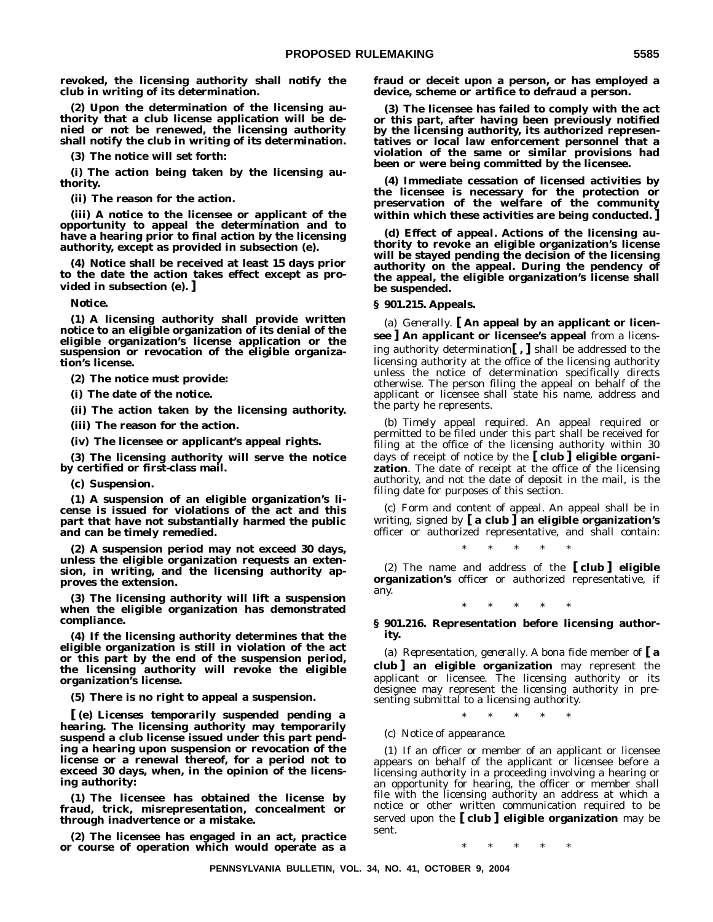**revoked, the licensing authority shall notify the club in writing of its determination.**

**(2) Upon the determination of the licensing authority that a club license application will be denied or not be renewed, the licensing authority shall notify the club in writing of its determination.**

**(3) The notice will set forth:**

**(i) The action being taken by the licensing authority.**

**(ii) The reason for the action.**

**(iii) A notice to the licensee or applicant of the opportunity to appeal the determination and to have a hearing prior to final action by the licensing authority, except as provided in subsection (e).**

**(4) Notice shall be received at least 15 days prior to the date the action takes effect except as provided in subsection (e). ]**

***Notice.***

**(1) A licensing authority shall provide written notice to an eligible organization of its denial of the eligible organization's license application or the suspension or revocation of the eligible organization's license.**

**(2) The notice must provide:**

**(i) The date of the notice.**

**(ii) The action taken by the licensing authority.**

**(iii) The reason for the action.**

**(iv) The licensee or applicant's appeal rights.**

**(3) The licensing authority will serve the notice by certified or first-class mail.**

**(c) *Suspension.***

**(1) A suspension of an eligible organization's license is issued for violations of the act and this part that have not substantially harmed the public and can be timely remedied.**

**(2) A suspension period may not exceed 30 days, unless the eligible organization requests an extension, in writing, and the licensing authority approves the extension.**

**(3) The licensing authority will lift a suspension when the eligible organization has demonstrated compliance.**

**(4) If the licensing authority determines that the eligible organization is still in violation of the act or this part by the end of the suspension period, the licensing authority will revoke the eligible organization's license.**

**(5) There is no right to appeal a suspension.**

**[ (e) *Licenses temporarily suspended pending a hearing.* The licensing authority may temporarily suspend a club license issued under this part pending a hearing upon suspension or revocation of the license or a renewal thereof, for a period not to exceed 30 days, when, in the opinion of the licensing authority:**

**(1) The licensee has obtained the license by fraud, trick, misrepresentation, concealment or through inadvertence or a mistake.**

**(2) The licensee has engaged in an act, practice or course of operation which would operate as a fraud or deceit upon a person, or has employed a device, scheme or artifice to defraud a person.**

**(3) The licensee has failed to comply with the act or this part, after having been previously notified by the licensing authority, its authorized representatives or local law enforcement personnel that a violation of the same or similar provisions had been or were being committed by the licensee.**

**(4) Immediate cessation of licensed activities by the licensee is necessary for the protection or preservation of the welfare of the community within which these activities are being conducted. ]**

**(d) *Effect of appeal.* Actions of the licensing authority to revoke an eligible organization's license will be stayed pending the decision of the licensing authority on the appeal. During the pendency of the appeal, the eligible organization's license shall be suspended.**

**§ 901.215. Appeals.**

(a) *Generally.* **[ An appeal by an applicant or licensee ] An applicant or licensee's appeal** from a licensing authority determination**[ , ]** shall be addressed to the licensing authority at the office of the licensing authority unless the notice of determination specifically directs otherwise. The person filing the appeal on behalf of the applicant or licensee shall state his name, address and the party he represents.

(b) *Timely appeal required.* An appeal required or permitted to be filed under this part shall be received for filing at the office of the licensing authority within 30 days of receipt of notice by the **[ club ] eligible organization**. The date of receipt at the office of the licensing authority, and not the date of deposit in the mail, is the filing date for purposes of this section.

(c) *Form and content of appeal.* An appeal shall be in writing, signed by **[ a club ] an eligible organization's** officer or authorized representative, and shall contain:

\* \* \* \* \*

(2) The name and address of the **[ club ] eligible organization's** officer or authorized representative, if any.

\* \* \* \* \*

**§ 901.216. Representation before licensing authority.**

(a) *Representation, generally.* A bona fide member of **[ a club ] an eligible organization** may represent the applicant or licensee. The licensing authority or its designee may represent the licensing authority in presenting submittal to a licensing authority.

\* \* \* \* \*

(c) *Notice of appearance.*

(1) If an officer or member of an applicant or licensee appears on behalf of the applicant or licensee before a licensing authority in a proceeding involving a hearing or an opportunity for hearing, the officer or member shall file with the licensing authority an address at which a notice or other written communication required to be served upon the **[ club ] eligible organization** may be sent.

\* \* \* \* \*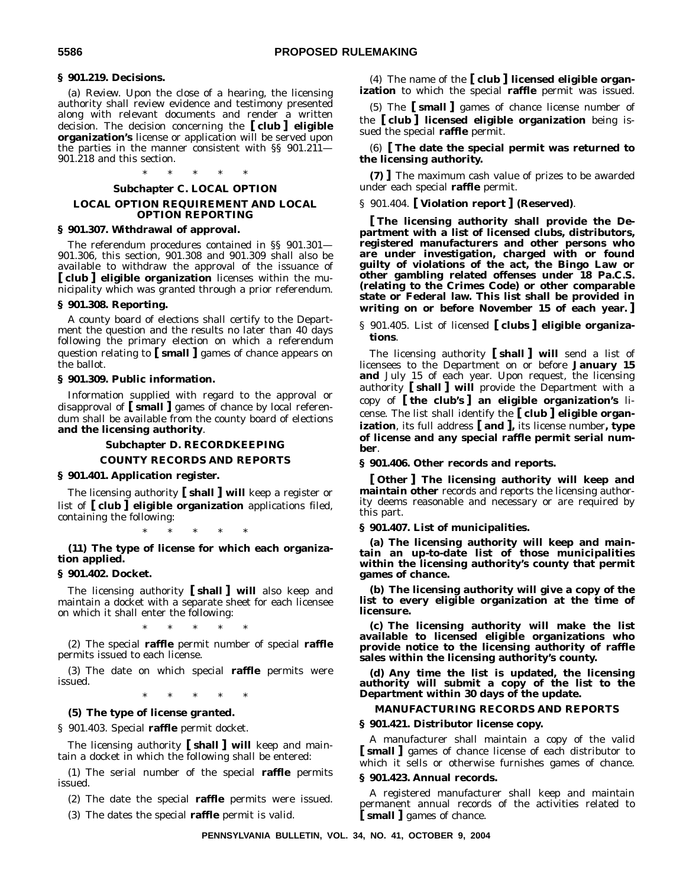### § 901.219. Decisions.

(a) *Review.* Upon the close of a hearing, the licensing authority shall review evidence and testimony presented along with relevant documents and render a written decision. The decision concerning the **[ club ] eligible organization's** license or application will be served upon the parties in the manner consistent with §§ 901.211—901.218 and this section.

\* \* \* \* \*

## Subchapter C. LOCAL OPTION

### LOCAL OPTION REQUIREMENT AND LOCAL OPTION REPORTING

### § 901.307. Withdrawal of approval.

The referendum procedures contained in §§ 901.301—901.306, this section, 901.308 and 901.309 shall also be available to withdraw the approval of the issuance of **[ club ] eligible organization** licenses within the municipality which was granted through a prior referendum.

### § 901.308. Reporting.

A county board of elections shall certify to the Department the question and the results no later than 40 days following the primary election on which a referendum question relating to **[ small ]** games of chance appears on the ballot.

### § 901.309. Public information.

Information supplied with regard to the approval or disapproval of **[ small ]** games of chance by local referendum shall be available from the county board of elections **and the licensing authority**.

## Subchapter D. RECORDKEEPING

### COUNTY RECORDS AND REPORTS

### § 901.401. Application register.

The licensing authority **[ shall ] will** keep a register or list of **[ club ] eligible organization** applications filed, containing the following:

\* \* \* \* \*

**(11) The type of license for which each organization applied.**

### § 901.402. Docket.

The licensing authority **[ shall ] will** also keep and maintain a docket with a separate sheet for each licensee on which it shall enter the following:

\* \* \* \* \*

(2) The special **raffle** permit number of special **raffle** permits issued to each license.

(3) The date on which special **raffle** permits were issued.

\* \* \* \* \*

**(5) The type of license granted.**

§ 901.403. Special **raffle** permit docket.

The licensing authority **[ shall ] will** keep and maintain a docket in which the following shall be entered:

(1) The serial number of the special **raffle** permits issued.

(2) The date the special **raffle** permits were issued.

(3) The dates the special **raffle** permit is valid.

(4) The name of the **[ club ] licensed eligible organization** to which the special **raffle** permit was issued.

(5) The **[ small ]** games of chance license number of the **[ club ] licensed eligible organization** being issued the special **raffle** permit.

(6) **[ The date the special permit was returned to the licensing authority.**

**(7) ]** The maximum cash value of prizes to be awarded under each special **raffle** permit.

§ 901.404. **[ Violation report ] (Reserved)**.

**[ The licensing authority shall provide the Department with a list of licensed clubs, distributors, registered manufacturers and other persons who are under investigation, charged with or found guilty of violations of the act, the Bingo Law or other gambling related offenses under 18 Pa.C.S. (relating to the Crimes Code) or other comparable state or Federal law. This list shall be provided in writing on or before November 15 of each year. ]**

§ 901.405. List of licensed **[ clubs ] eligible organizations**.

The licensing authority **[ shall ] will** send a list of licensees to the Department on or before **January 15 and** July 15 of each year. Upon request, the licensing authority **[ shall ] will** provide the Department with a copy of **[ the club's ] an eligible organization's** license. The list shall identify the **[ club ] eligible organization**, its full address **[ and ],** its license number**, type of license and any special raffle permit serial number**.

### § 901.406. Other records and reports.

**[ Other ] The licensing authority will keep and maintain other** records and reports the licensing authority deems reasonable and necessary or are required by this part.

### § 901.407. List of municipalities.

**(a) The licensing authority will keep and maintain an up-to-date list of those municipalities within the licensing authority's county that permit games of chance.**

**(b) The licensing authority will give a copy of the list to every eligible organization at the time of licensure.**

**(c) The licensing authority will make the list available to licensed eligible organizations who provide notice to the licensing authority of raffle sales within the licensing authority's county.**

**(d) Any time the list is updated, the licensing authority will submit a copy of the list to the Department within 30 days of the update.**

### MANUFACTURING RECORDS AND REPORTS

### § 901.421. Distributor license copy.

A manufacturer shall maintain a copy of the valid **[ small ]** games of chance license of each distributor to which it sells or otherwise furnishes games of chance.

### § 901.423. Annual records.

A registered manufacturer shall keep and maintain permanent annual records of the activities related to **[ small ]** games of chance.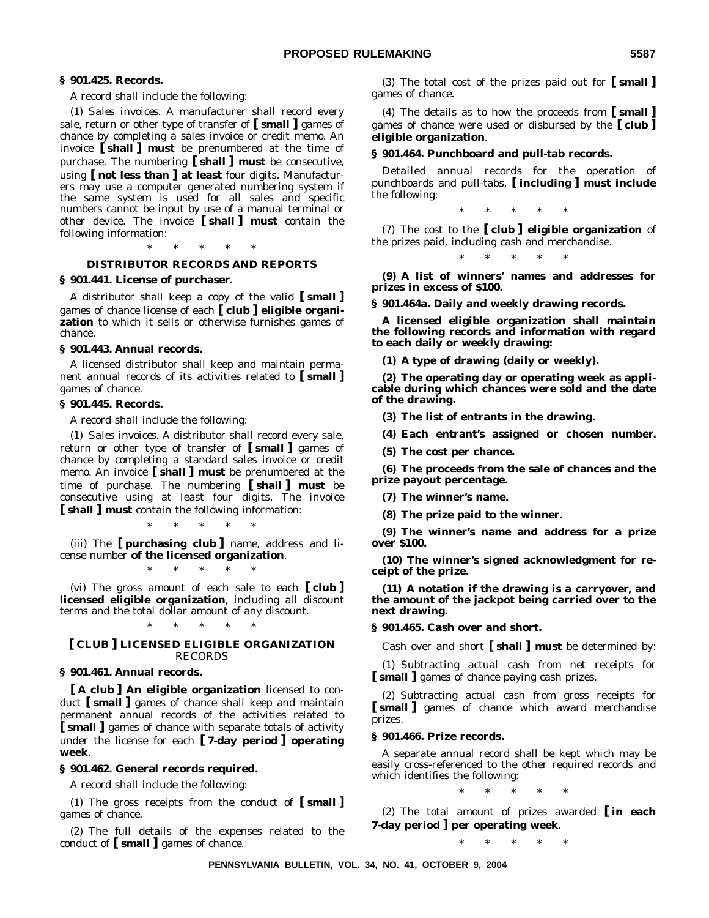**§ 901.425. Records.**

A record shall include the following:

(1) *Sales invoices*. A manufacturer shall record every sale, return or other type of transfer of **[ small ]** games of chance by completing a sales invoice or credit memo. An invoice **[ shall ] must** be prenumbered at the time of purchase. The numbering **[ shall ] must** be consecutive, using **[ not less than ] at least** four digits. Manufacturers may use a computer generated numbering system if the same system is used for all sales and specific numbers cannot be input by use of a manual terminal or other device. The invoice **[ shall ] must** contain the following information:

\* \* \* \* \*

**DISTRIBUTOR RECORDS AND REPORTS**

**§ 901.441. License of purchaser.**

A distributor shall keep a copy of the valid **[ small ]** games of chance license of each **[ club ] eligible organization** to which it sells or otherwise furnishes games of chance.

**§ 901.443. Annual records.**

A licensed distributor shall keep and maintain permanent annual records of its activities related to **[ small ]** games of chance.

**§ 901.445. Records.**

A record shall include the following:

(1) *Sales invoices*. A distributor shall record every sale, return or other type of transfer of **[ small ]** games of chance by completing a standard sales invoice or credit memo. An invoice **[ shall ] must** be prenumbered at the time of purchase. The numbering **[ shall ] must** be consecutive using at least four digits. The invoice **[ shall ] must** contain the following information:

\* \* \* \* \*

(iii) The **[ purchasing club ]** name, address and license number **of the licensed organization**.

\* \* \* \* \*

(vi) The gross amount of each sale to each **[ club ] licensed eligible organization**, including all discount terms and the total dollar amount of any discount.

\* \* \* \* \*

**[ CLUB ] LICENSED ELIGIBLE ORGANIZATION** RECORDS

**§ 901.461. Annual records.**

**[ A club ] An eligible organization** licensed to conduct **[ small ]** games of chance shall keep and maintain permanent annual records of the activities related to **[ small ]** games of chance with separate totals of activity under the license for each **[ 7-day period ] operating week**.

**§ 901.462. General records required.**

A record shall include the following:

(1) The gross receipts from the conduct of **[ small ]** games of chance.

(2) The full details of the expenses related to the conduct of **[ small ]** games of chance.

(3) The total cost of the prizes paid out for **[ small ]** games of chance.

(4) The details as to how the proceeds from **[ small ]** games of chance were used or disbursed by the **[ club ] eligible organization**.

**§ 901.464. Punchboard and pull-tab records.**

Detailed annual records for the operation of punchboards and pull-tabs, **[ including ] must include** the following:

\* \* \* \* \*

(7) The cost to the **[ club ] eligible organization** of the prizes paid, including cash and merchandise.

\* \* \* \* \*

**(9) A list of winners' names and addresses for prizes in excess of $100.**

**§ 901.464a. Daily and weekly drawing records.**

**A licensed eligible organization shall maintain the following records and information with regard to each daily or weekly drawing:**

**(1) A type of drawing (daily or weekly).**

**(2) The operating day or operating week as applicable during which chances were sold and the date of the drawing.**

**(3) The list of entrants in the drawing.**

**(4) Each entrant's assigned or chosen number.**

**(5) The cost per chance.**

**(6) The proceeds from the sale of chances and the prize payout percentage.**

**(7) The winner's name.**

**(8) The prize paid to the winner.**

**(9) The winner's name and address for a prize over $100.**

**(10) The winner's signed acknowledgment for receipt of the prize.**

**(11) A notation if the drawing is a carryover, and the amount of the jackpot being carried over to the next drawing.**

**§ 901.465. Cash over and short.**

Cash over and short **[ shall ] must** be determined by:

(1) Subtracting actual cash from net receipts for **[ small ]** games of chance paying cash prizes.

(2) Subtracting actual cash from gross receipts for **[ small ]** games of chance which award merchandise prizes.

**§ 901.466. Prize records.**

A separate annual record shall be kept which may be easily cross-referenced to the other required records and which identifies the following:

\* \* \* \* \*

(2) The total amount of prizes awarded **[ in each 7-day period ] per operating week**.

\* \* \* \* \*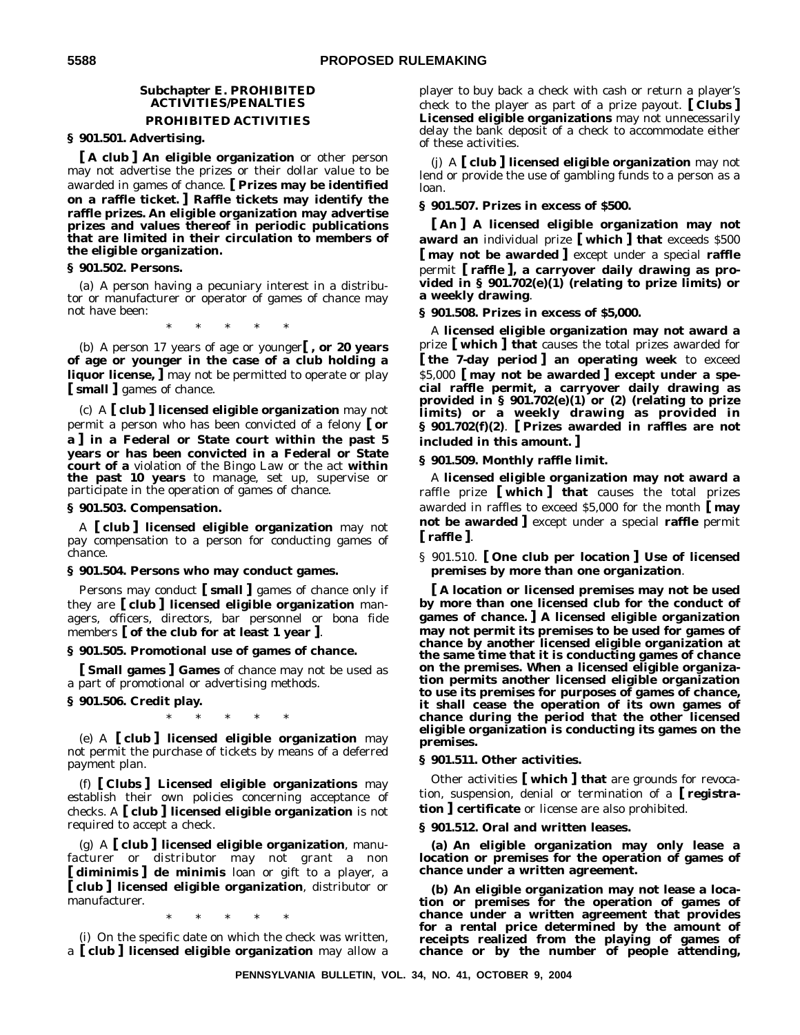## Subchapter E. PROHIBITED ACTIVITIES/PENALTIES

### PROHIBITED ACTIVITIES

**§ 901.501. Advertising.**

**[ A club ] An eligible organization** or other person may not advertise the prizes or their dollar value to be awarded in games of chance. **[ Prizes may be identified on a raffle ticket. ] Raffle tickets may identify the raffle prizes. An eligible organization may advertise prizes and values thereof in periodic publications that are limited in their circulation to members of the eligible organization.**

**§ 901.502. Persons.**

(a) A person having a pecuniary interest in a distributor or manufacturer or operator of games of chance may not have been:

\* \* \* \* \*

(b) A person 17 years of age or younger**[ , or 20 years of age or younger in the case of a club holding a liquor license, ]** may not be permitted to operate or play **[ small ]** games of chance.

(c) A **[ club ] licensed eligible organization** may not permit a person who has been convicted of a felony **[ or a ] in a Federal or State court within the past 5 years or has been convicted in a Federal or State court of a** violation of the Bingo Law or the act **within the past 10 years** to manage, set up, supervise or participate in the operation of games of chance.

**§ 901.503. Compensation.**

A **[ club ] licensed eligible organization** may not pay compensation to a person for conducting games of chance.

**§ 901.504. Persons who may conduct games.**

Persons may conduct **[ small ]** games of chance only if they are **[ club ] licensed eligible organization** managers, officers, directors, bar personnel or bona fide members **[ of the club for at least 1 year ]**.

**§ 901.505. Promotional use of games of chance.**

**[ Small games ] Games** of chance may not be used as a part of promotional or advertising methods.

**§ 901.506. Credit play.**

\* \* \* \* \*

(e) A **[ club ] licensed eligible organization** may not permit the purchase of tickets by means of a deferred payment plan.

(f) **[ Clubs ] Licensed eligible organizations** may establish their own policies concerning acceptance of checks. A **[ club ] licensed eligible organization** is not required to accept a check.

(g) A **[ club ] licensed eligible organization**, manufacturer or distributor may not grant a non **[ diminimis ] de minimis** loan or gift to a player, a **[ club ] licensed eligible organization**, distributor or manufacturer.

\* \* \* \* \*

(i) On the specific date on which the check was written, a **[ club ] licensed eligible organization** may allow a player to buy back a check with cash or return a player's check to the player as part of a prize payout. **[ Clubs ] Licensed eligible organizations** may not unnecessarily delay the bank deposit of a check to accommodate either of these activities.

(j) A **[ club ] licensed eligible organization** may not lend or provide the use of gambling funds to a person as a loan.

**§ 901.507. Prizes in excess of $500.**

**[ An ] A licensed eligible organization may not award an** individual prize **[ which ] that** exceeds $500 **[ may not be awarded ]** except under a special **raffle** permit **[ raffle ], a carryover daily drawing as provided in § 901.702(e)(1) (relating to prize limits) or a weekly drawing**.

**§ 901.508. Prizes in excess of $5,000.**

A **licensed eligible organization may not award a** prize **[ which ] that** causes the total prizes awarded for **[ the 7-day period ] an operating week** to exceed $5,000 **[ may not be awarded ] except under a special raffle permit, a carryover daily drawing as provided in § 901.702(e)(1) or (2) (relating to prize limits) or a weekly drawing as provided in § 901.702(f)(2)**. **[ Prizes awarded in raffles are not included in this amount. ]**

**§ 901.509. Monthly raffle limit.**

A **licensed eligible organization may not award a** raffle prize **[ which ] that** causes the total prizes awarded in raffles to exceed $5,000 for the month **[ may not be awarded ]** except under a special **raffle** permit **[ raffle ]**.

§ 901.510. **[ One club per location ] Use of licensed premises by more than one organization**.

**[ A location or licensed premises may not be used by more than one licensed club for the conduct of games of chance. ] A licensed eligible organization may not permit its premises to be used for games of chance by another licensed eligible organization at the same time that it is conducting games of chance on the premises. When a licensed eligible organization permits another licensed eligible organization to use its premises for purposes of games of chance, it shall cease the operation of its own games of chance during the period that the other licensed eligible organization is conducting its games on the premises.**

**§ 901.511. Other activities.**

Other activities **[ which ] that** are grounds for revocation, suspension, denial or termination of a **[ registration ] certificate** or license are also prohibited.

**§ 901.512. Oral and written leases.**

**(a) An eligible organization may only lease a location or premises for the operation of games of chance under a written agreement.**

**(b) An eligible organization may not lease a location or premises for the operation of games of chance under a written agreement that provides for a rental price determined by the amount of receipts realized from the playing of games of chance or by the number of people attending,**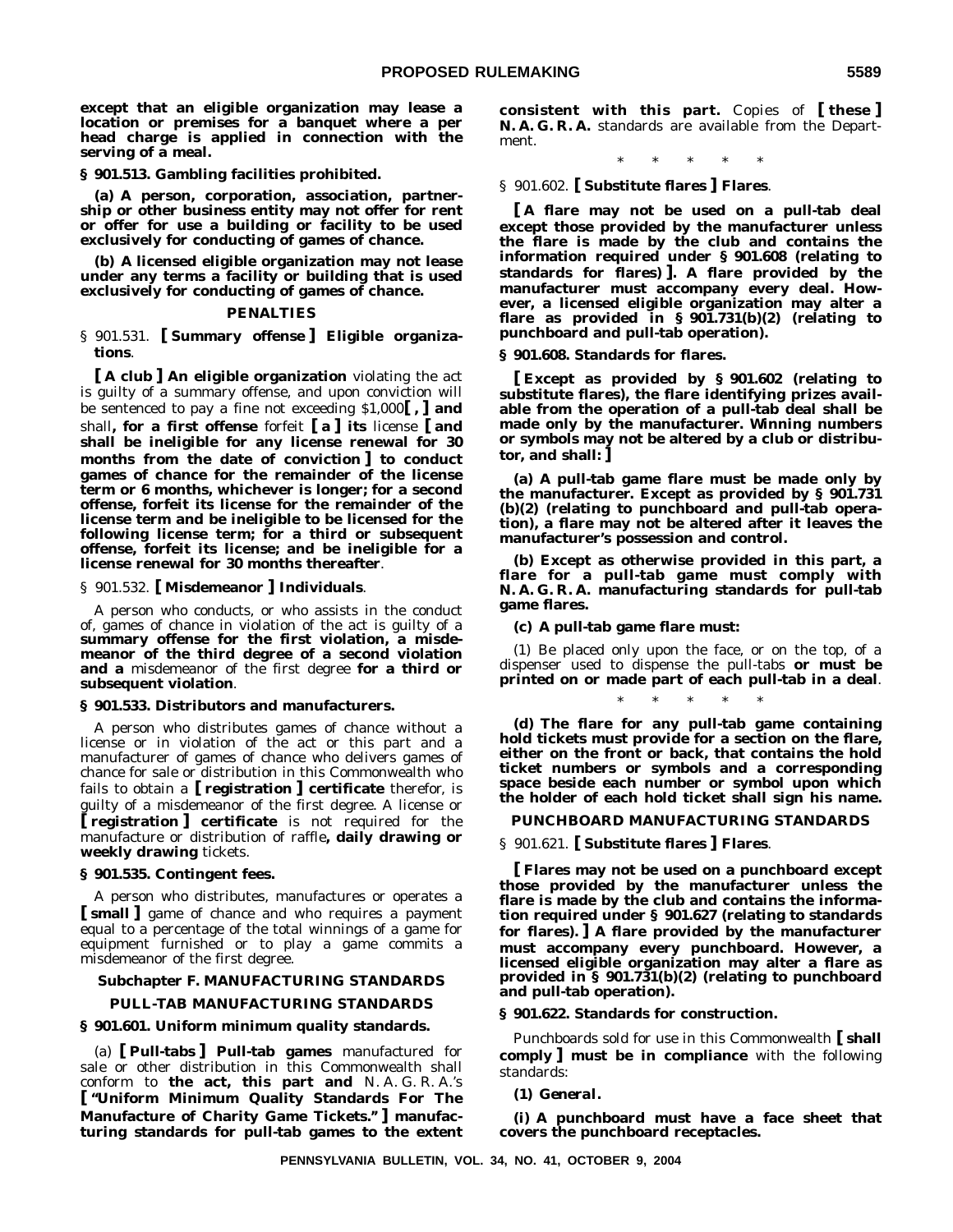**except that an eligible organization may lease a location or premises for a banquet where a per head charge is applied in connection with the serving of a meal.**

**§ 901.513. Gambling facilities prohibited.**

**(a) A person, corporation, association, partnership or other business entity may not offer for rent or offer for use a building or facility to be used exclusively for conducting of games of chance.**

**(b) A licensed eligible organization may not lease under any terms a facility or building that is used exclusively for conducting of games of chance.**

**PENALTIES**

§ 901.531. **[ Summary offense ] Eligible organizations**.

**[ A club ] An eligible organization** violating the act is guilty of a summary offense, and upon conviction will be sentenced to pay a fine not exceeding $1,000**[ , ] and** shall**, for a first offense** forfeit **[ a ] its** license **[ and shall be ineligible for any license renewal for 30 months from the date of conviction ] to conduct games of chance for the remainder of the license term or 6 months, whichever is longer; for a second offense, forfeit its license for the remainder of the license term and be ineligible to be licensed for the following license term; for a third or subsequent offense, forfeit its license; and be ineligible for a license renewal for 30 months thereafter**.

§ 901.532. **[ Misdemeanor ] Individuals**.

A person who conducts, or who assists in the conduct of, games of chance in violation of the act is guilty of a **summary offense for the first violation, a misdemeanor of the third degree of a second violation and a** misdemeanor of the first degree **for a third or subsequent violation**.

**§ 901.533. Distributors and manufacturers.**

A person who distributes games of chance without a license or in violation of the act or this part and a manufacturer of games of chance who delivers games of chance for sale or distribution in this Commonwealth who fails to obtain a **[ registration ] certificate** therefor, is guilty of a misdemeanor of the first degree. A license or **[ registration ] certificate** is not required for the manufacture or distribution of raffle**, daily drawing or weekly drawing** tickets.

**§ 901.535. Contingent fees.**

A person who distributes, manufactures or operates a **[ small ]** game of chance and who requires a payment equal to a percentage of the total winnings of a game for equipment furnished or to play a game commits a misdemeanor of the first degree.

## Subchapter F. MANUFACTURING STANDARDS

### PULL-TAB MANUFACTURING STANDARDS

**§ 901.601. Uniform minimum quality standards.**

(a) **[ Pull-tabs ] Pull-tab games** manufactured for sale or other distribution in this Commonwealth shall conform to **the act, this part and** N. A. G. R. A.'s **[ "Uniform Minimum Quality Standards For The Manufacture of Charity Game Tickets." ] manufacturing standards for pull-tab games to the extent consistent with this part.** Copies of **[ these ] N. A. G. R. A.** standards are available from the Department.

\* \* \* \* \*

§ 901.602. **[ Substitute flares ] Flares**.

**[ A flare may not be used on a pull-tab deal except those provided by the manufacturer unless the flare is made by the club and contains the information required under § 901.608 (relating to standards for flares) ]. A flare provided by the manufacturer must accompany every deal. However, a licensed eligible organization may alter a flare as provided in § 901.731(b)(2) (relating to punchboard and pull-tab operation).**

**§ 901.608. Standards for flares.**

**[ Except as provided by § 901.602 (relating to substitute flares), the flare identifying prizes available from the operation of a pull-tab deal shall be made only by the manufacturer. Winning numbers or symbols may not be altered by a club or distributor, and shall: ]**

**(a) A pull-tab game flare must be made only by the manufacturer. Except as provided by § 901.731 (b)(2) (relating to punchboard and pull-tab operation), a flare may not be altered after it leaves the manufacturer's possession and control.**

**(b) Except as otherwise provided in this part, a flare for a pull-tab game must comply with N. A. G. R. A. manufacturing standards for pull-tab game flares.**

**(c) A pull-tab game flare must:**

(1) Be placed only upon the face, or on the top, of a dispenser used to dispense the pull-tabs **or must be printed on or made part of each pull-tab in a deal**.

\* \* \* \* \*

**(d) The flare for any pull-tab game containing hold tickets must provide for a section on the flare, either on the front or back, that contains the hold ticket numbers or symbols and a corresponding space beside each number or symbol upon which the holder of each hold ticket shall sign his name.**

### PUNCHBOARD MANUFACTURING STANDARDS

§ 901.621. **[ Substitute flares ] Flares**.

**[ Flares may not be used on a punchboard except those provided by the manufacturer unless the flare is made by the club and contains the information required under § 901.627 (relating to standards for flares). ] A flare provided by the manufacturer must accompany every punchboard. However, a licensed eligible organization may alter a flare as provided in § 901.731(b)(2) (relating to punchboard and pull-tab operation).**

**§ 901.622. Standards for construction.**

Punchboards sold for use in this Commonwealth **[ shall comply ] must be in compliance** with the following standards:

***(1) General.***

**(i) A punchboard must have a face sheet that covers the punchboard receptacles.**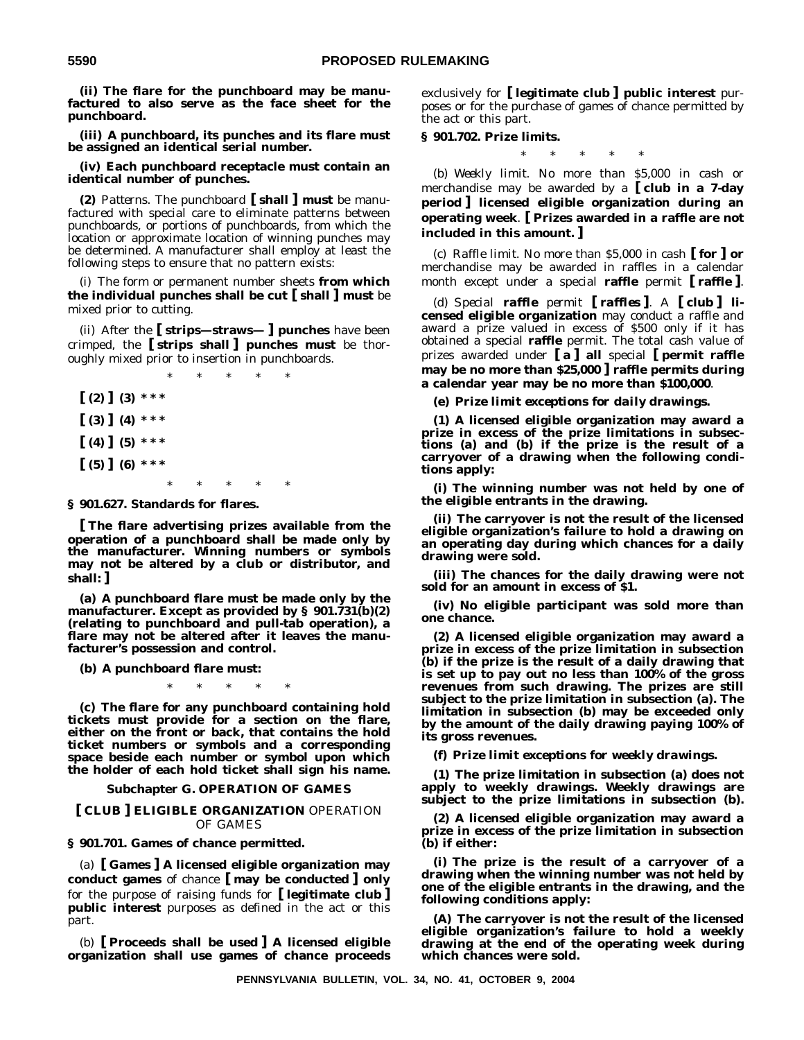**(ii) The flare for the punchboard may be manufactured to also serve as the face sheet for the punchboard.**

**(iii) A punchboard, its punches and its flare must be assigned an identical serial number.**

**(iv) Each punchboard receptacle must contain an identical number of punches.**

**(2)** *Patterns.* The punchboard **[ shall ] must** be manufactured with special care to eliminate patterns between punchboards, or portions of punchboards, from which the location or approximate location of winning punches may be determined. A manufacturer shall employ at least the following steps to ensure that no pattern exists:

(i) The form or permanent number sheets **from which the individual punches shall be cut [ shall ] must** be mixed prior to cutting.

(ii) After the **[ strips—straws— ] punches** have been crimped, the **[ strips shall ] punches must** be thoroughly mixed prior to insertion in punchboards.

\* \* \* \* \*

**[ (2) ] (3) \* \* \***

**[ (3) ] (4) \* \* \***

**[ (4) ] (5) \* \* \***

**[ (5) ] (6) \* \* \***

\* \* \* \* \*

**§ 901.627. Standards for flares.**

**[ The flare advertising prizes available from the operation of a punchboard shall be made only by the manufacturer. Winning numbers or symbols may not be altered by a club or distributor, and shall: ]**

**(a) A punchboard flare must be made only by the manufacturer. Except as provided by § 901.731(b)(2) (relating to punchboard and pull-tab operation), a flare may not be altered after it leaves the manufacturer's possession and control.**

**(b) A punchboard flare must:**

\* \* \* \* \*

**(c) The flare for any punchboard containing hold tickets must provide for a section on the flare, either on the front or back, that contains the hold ticket numbers or symbols and a corresponding space beside each number or symbol upon which the holder of each hold ticket shall sign his name.**

**Subchapter G. OPERATION OF GAMES**

**[ CLUB ] ELIGIBLE ORGANIZATION** OPERATION OF GAMES

**§ 901.701. Games of chance permitted.**

(a) **[ Games ] A licensed eligible organization may conduct games** of chance **[ may be conducted ] only** for the purpose of raising funds for **[ legitimate club ] public interest** purposes as defined in the act or this part.

(b) **[ Proceeds shall be used ] A licensed eligible organization shall use games of chance proceeds** exclusively for **[ legitimate club ] public interest** purposes or for the purchase of games of chance permitted by the act or this part.

**§ 901.702. Prize limits.**

\* \* \* \* \*

(b) *Weekly limit.* No more than $5,000 in cash or merchandise may be awarded by a **[ club in a 7-day period ] licensed eligible organization during an operating week**. **[ Prizes awarded in a raffle are not included in this amount. ]**

(c) *Raffle limit.* No more than $5,000 in cash **[ for ] or** merchandise may be awarded in raffles in a calendar month except under a special **raffle** permit **[ raffle ]**.

(d) *Special* ***raffle*** *permit* ***[ raffles ]***. A **[ club ] licensed eligible organization** may conduct a raffle and award a prize valued in excess of $500 only if it has obtained a special **raffle** permit. The total cash value of prizes awarded under **[ a ] all** special **[ permit raffle may be no more than $25,000 ] raffle permits during a calendar year may be no more than $100,000**.

***(e) Prize limit exceptions for daily drawings.***

**(1) A licensed eligible organization may award a prize in excess of the prize limitations in subsections (a) and (b) if the prize is the result of a carryover of a drawing when the following conditions apply:**

**(i) The winning number was not held by one of the eligible entrants in the drawing.**

**(ii) The carryover is not the result of the licensed eligible organization's failure to hold a drawing on an operating day during which chances for a daily drawing were sold.**

**(iii) The chances for the daily drawing were not sold for an amount in excess of $1.**

**(iv) No eligible participant was sold more than one chance.**

**(2) A licensed eligible organization may award a prize in excess of the prize limitation in subsection (b) if the prize is the result of a daily drawing that is set up to pay out no less than 100% of the gross revenues from such drawing. The prizes are still subject to the prize limitation in subsection (a). The limitation in subsection (b) may be exceeded only by the amount of the daily drawing paying 100% of its gross revenues.**

***(f) Prize limit exceptions for weekly drawings.***

**(1) The prize limitation in subsection (a) does not apply to weekly drawings. Weekly drawings are subject to the prize limitations in subsection (b).**

**(2) A licensed eligible organization may award a prize in excess of the prize limitation in subsection (b) if either:**

**(i) The prize is the result of a carryover of a drawing when the winning number was not held by one of the eligible entrants in the drawing, and the following conditions apply:**

**(A) The carryover is not the result of the licensed eligible organization's failure to hold a weekly drawing at the end of the operating week during which chances were sold.**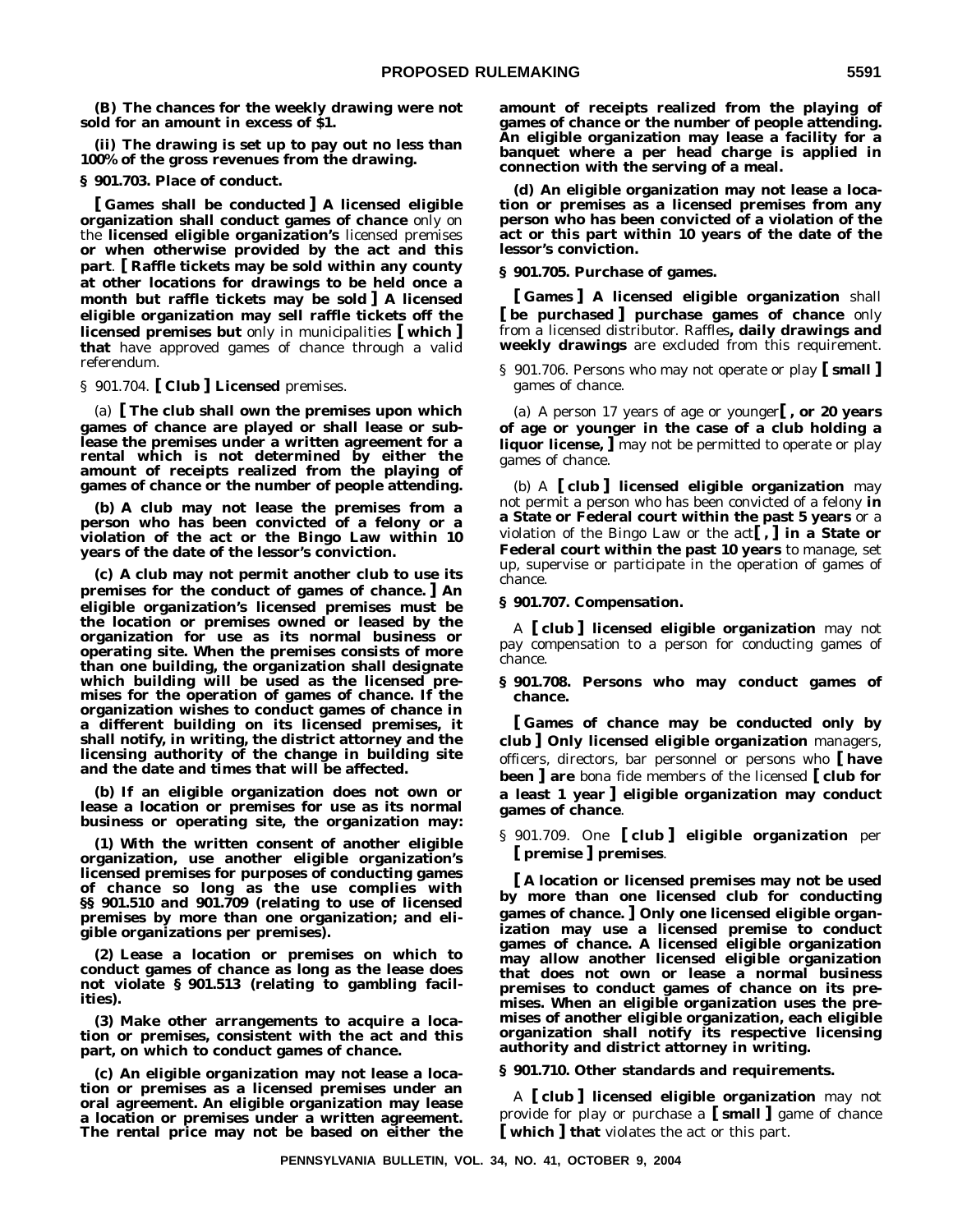**(B) The chances for the weekly drawing were not sold for an amount in excess of $1.**

**(ii) The drawing is set up to pay out no less than 100% of the gross revenues from the drawing.**

**§ 901.703. Place of conduct.**

**[ Games shall be conducted ] A licensed eligible organization shall conduct games of chance** only on the **licensed eligible organization's** licensed premises **or when otherwise provided by the act and this part**. **[ Raffle tickets may be sold within any county at other locations for drawings to be held once a month but raffle tickets may be sold ] A licensed eligible organization may sell raffle tickets off the licensed premises but** only in municipalities **[ which ] that** have approved games of chance through a valid referendum.

§ 901.704. **[ Club ] Licensed** premises.

(a) **[ The club shall own the premises upon which games of chance are played or shall lease or sublease the premises under a written agreement for a rental which is not determined by either the amount of receipts realized from the playing of games of chance or the number of people attending.**

**(b) A club may not lease the premises from a person who has been convicted of a felony or a violation of the act or the Bingo Law within 10 years of the date of the lessor's conviction.**

**(c) A club may not permit another club to use its premises for the conduct of games of chance. ] An eligible organization's licensed premises must be the location or premises owned or leased by the organization for use as its normal business or operating site. When the premises consists of more than one building, the organization shall designate which building will be used as the licensed premises for the operation of games of chance. If the organization wishes to conduct games of chance in a different building on its licensed premises, it shall notify, in writing, the district attorney and the licensing authority of the change in building site and the date and times that will be affected.**

**(b) If an eligible organization does not own or lease a location or premises for use as its normal business or operating site, the organization may:**

**(1) With the written consent of another eligible organization, use another eligible organization's licensed premises for purposes of conducting games of chance so long as the use complies with §§ 901.510 and 901.709 (relating to use of licensed premises by more than one organization; and eligible organizations per premises).**

**(2) Lease a location or premises on which to conduct games of chance as long as the lease does not violate § 901.513 (relating to gambling facilities).**

**(3) Make other arrangements to acquire a location or premises, consistent with the act and this part, on which to conduct games of chance.**

**(c) An eligible organization may not lease a location or premises as a licensed premises under an oral agreement. An eligible organization may lease a location or premises under a written agreement. The rental price may not be based on either the amount of receipts realized from the playing of games of chance or the number of people attending. An eligible organization may lease a facility for a banquet where a per head charge is applied in connection with the serving of a meal.**

**(d) An eligible organization may not lease a location or premises as a licensed premises from any person who has been convicted of a violation of the act or this part within 10 years of the date of the lessor's conviction.**

**§ 901.705. Purchase of games.**

**[ Games ] A licensed eligible organization** shall **[ be purchased ] purchase games of chance** only from a licensed distributor. Raffles**, daily drawings and weekly drawings** are excluded from this requirement.

§ 901.706. Persons who may not operate or play **[ small ]** games of chance.

(a) A person 17 years of age or younger**[ , or 20 years of age or younger in the case of a club holding a liquor license, ]** may not be permitted to operate or play games of chance.

(b) A **[ club ] licensed eligible organization** may not permit a person who has been convicted of a felony **in a State or Federal court within the past 5 years** or a violation of the Bingo Law or the act**[ , ] in a State or Federal court within the past 10 years** to manage, set up, supervise or participate in the operation of games of chance.

**§ 901.707. Compensation.**

A **[ club ] licensed eligible organization** may not pay compensation to a person for conducting games of chance.

**§ 901.708. Persons who may conduct games of chance.**

**[ Games of chance may be conducted only by club ] Only licensed eligible organization** managers, officers, directors, bar personnel or persons who **[ have been ] are** bona fide members of the licensed **[ club for a least 1 year ] eligible organization may conduct games of chance**.

§ 901.709. One **[ club ] eligible organization** per **[ premise ] premises**.

**[ A location or licensed premises may not be used by more than one licensed club for conducting games of chance. ] Only one licensed eligible organization may use a licensed premise to conduct games of chance. A licensed eligible organization may allow another licensed eligible organization that does not own or lease a normal business premises to conduct games of chance on its premises. When an eligible organization uses the premises of another eligible organization, each eligible organization shall notify its respective licensing authority and district attorney in writing.**

**§ 901.710. Other standards and requirements.**

A **[ club ] licensed eligible organization** may not provide for play or purchase a **[ small ]** game of chance **[ which ] that** violates the act or this part.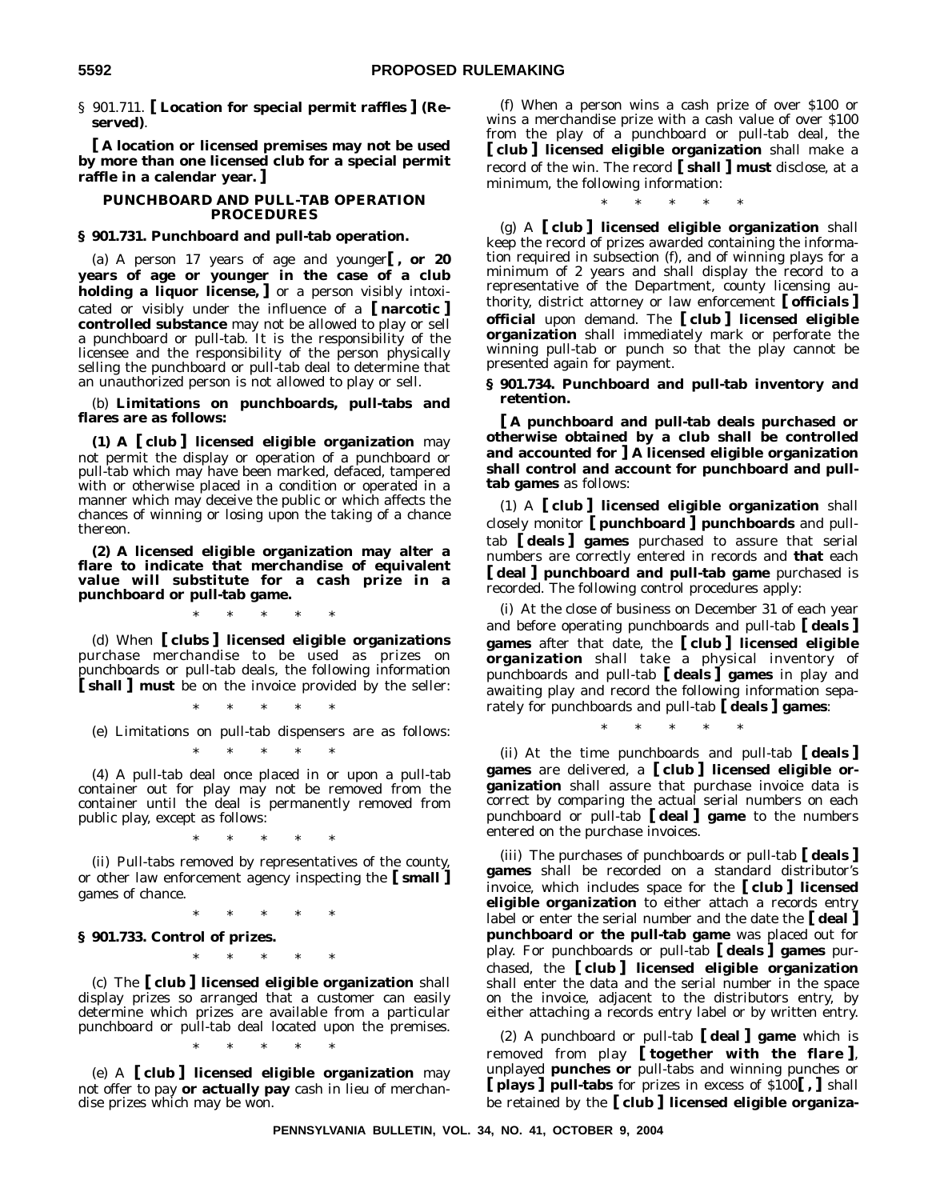§ 901.711. **[ Location for special permit raffles ] (Reserved)**.

**[ A location or licensed premises may not be used by more than one licensed club for a special permit raffle in a calendar year. ]**

### PUNCHBOARD AND PULL-TAB OPERATION PROCEDURES

### § 901.731. Punchboard and pull-tab operation.

(a) A person 17 years of age and younger**[ , or 20 years of age or younger in the case of a club holding a liquor license, ]** or a person visibly intoxicated or visibly under the influence of a **[ narcotic ] controlled substance** may not be allowed to play or sell a punchboard or pull-tab. It is the responsibility of the licensee and the responsibility of the person physically selling the punchboard or pull-tab deal to determine that an unauthorized person is not allowed to play or sell.

(b) **Limitations on punchboards, pull-tabs and flares are as follows:**

**(1) A [ club ] licensed eligible organization** may not permit the display or operation of a punchboard or pull-tab which may have been marked, defaced, tampered with or otherwise placed in a condition or operated in a manner which may deceive the public or which affects the chances of winning or losing upon the taking of a chance thereon.

**(2) A licensed eligible organization may alter a flare to indicate that merchandise of equivalent value will substitute for a cash prize in a punchboard or pull-tab game.**

\* \* \* \* \*

(d) When **[ clubs ] licensed eligible organizations** purchase merchandise to be used as prizes on punchboards or pull-tab deals, the following information **[ shall ] must** be on the invoice provided by the seller:

\* \* \* \* \*

(e) Limitations on pull-tab dispensers are as follows:

\* \* \* \* \*

(4) A pull-tab deal once placed in or upon a pull-tab container out for play may not be removed from the container until the deal is permanently removed from public play, except as follows:

\* \* \* \* \*

(ii) Pull-tabs removed by representatives of the county, or other law enforcement agency inspecting the **[ small ]** games of chance.

\* \* \* \* \*

### § 901.733. Control of prizes.

\* \* \* \* \*

(c) The **[ club ] licensed eligible organization** shall display prizes so arranged that a customer can easily determine which prizes are available from a particular punchboard or pull-tab deal located upon the premises.

\* \* \* \* \*

(e) A **[ club ] licensed eligible organization** may not offer to pay **or actually pay** cash in lieu of merchandise prizes which may be won.

(f) When a person wins a cash prize of over $100 or wins a merchandise prize with a cash value of over $100 from the play of a punchboard or pull-tab deal, the **[ club ] licensed eligible organization** shall make a record of the win. The record **[ shall ] must** disclose, at a minimum, the following information:

\* \* \* \* \*

(g) A **[ club ] licensed eligible organization** shall keep the record of prizes awarded containing the information required in subsection (f), and of winning plays for a minimum of 2 years and shall display the record to a representative of the Department, county licensing authority, district attorney or law enforcement **[ officials ] official** upon demand. The **[ club ] licensed eligible organization** shall immediately mark or perforate the winning pull-tab or punch so that the play cannot be presented again for payment.

### § 901.734. Punchboard and pull-tab inventory and retention.

**[ A punchboard and pull-tab deals purchased or otherwise obtained by a club shall be controlled and accounted for ] A licensed eligible organization shall control and account for punchboard and pull-tab games** as follows:

(1) A **[ club ] licensed eligible organization** shall closely monitor **[ punchboard ] punchboards** and pull-tab **[ deals ] games** purchased to assure that serial numbers are correctly entered in records and **that** each **[ deal ] punchboard and pull-tab game** purchased is recorded. The following control procedures apply:

(i) At the close of business on December 31 of each year and before operating punchboards and pull-tab **[ deals ] games** after that date, the **[ club ] licensed eligible organization** shall take a physical inventory of punchboards and pull-tab **[ deals ] games** in play and awaiting play and record the following information separately for punchboards and pull-tab **[ deals ] games**:

\* \* \* \* \*

(ii) At the time punchboards and pull-tab **[ deals ] games** are delivered, a **[ club ] licensed eligible organization** shall assure that purchase invoice data is correct by comparing the actual serial numbers on each punchboard or pull-tab **[ deal ] game** to the numbers entered on the purchase invoices.

(iii) The purchases of punchboards or pull-tab **[ deals ] games** shall be recorded on a standard distributor's invoice, which includes space for the **[ club ] licensed eligible organization** to either attach a records entry label or enter the serial number and the date the **[ deal ] punchboard or the pull-tab game** was placed out for play. For punchboards or pull-tab **[ deals ] games** purchased, the **[ club ] licensed eligible organization** shall enter the data and the serial number in the space on the invoice, adjacent to the distributors entry, by either attaching a records entry label or by written entry.

(2) A punchboard or pull-tab **[ deal ] game** which is removed from play **[ together with the flare ]**, unplayed **punches or** pull-tabs and winning punches or **[ plays ] pull-tabs** for prizes in excess of $100**[ , ]** shall be retained by the **[ club ] licensed eligible organiza-**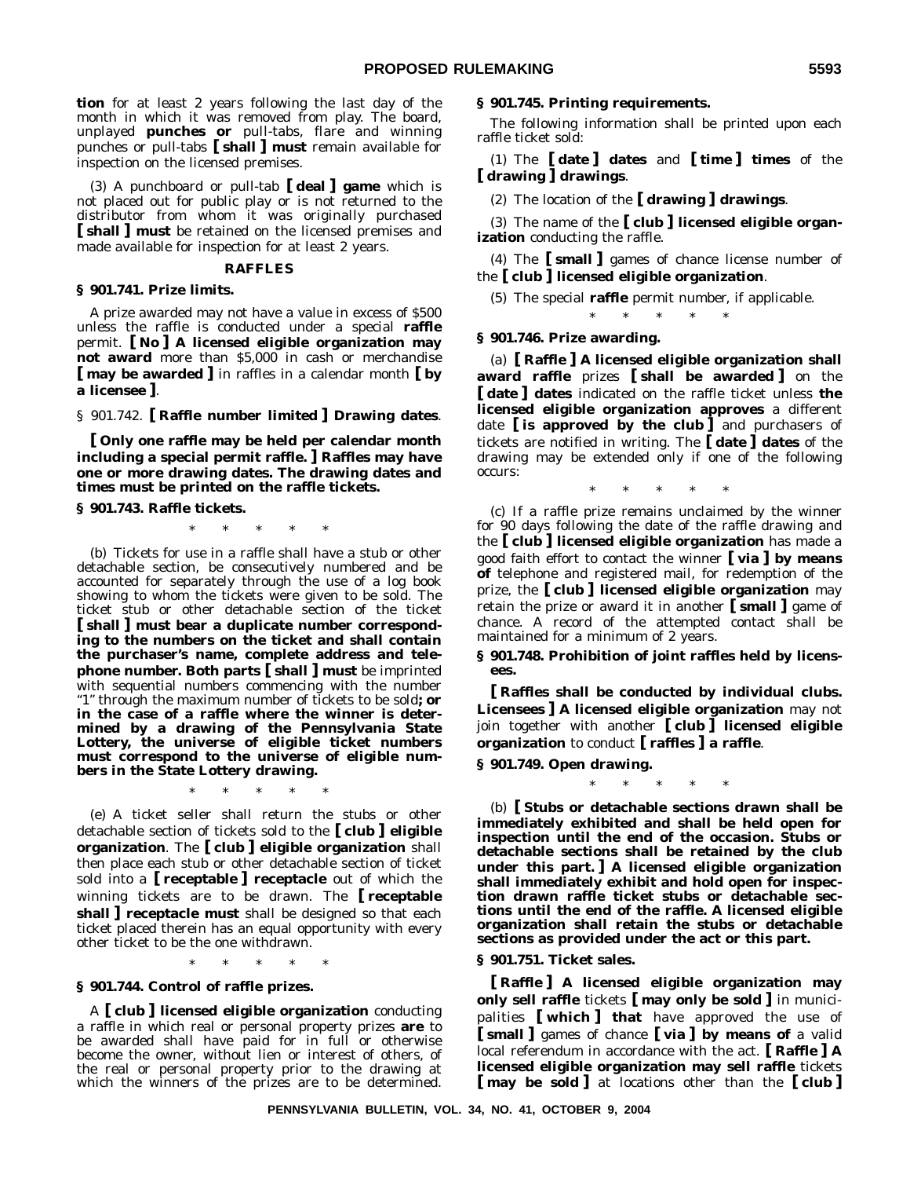**tion** for at least 2 years following the last day of the month in which it was removed from play. The board, unplayed **punches or** pull-tabs, flare and winning punches or pull-tabs **[ shall ] must** remain available for inspection on the licensed premises.

(3) A punchboard or pull-tab **[ deal ] game** which is not placed out for public play or is not returned to the distributor from whom it was originally purchased **[ shall ] must** be retained on the licensed premises and made available for inspection for at least 2 years.

## RAFFLES

### § 901.741. Prize limits.

A prize awarded may not have a value in excess of $500 unless the raffle is conducted under a special **raffle** permit. **[ No ] A licensed eligible organization may not award** more than $5,000 in cash or merchandise **[ may be awarded ]** in raffles in a calendar month **[ by a licensee ]**.

### § 901.742. **[ Raffle number limited ] Drawing dates**.

**[ Only one raffle may be held per calendar month including a special permit raffle. ] Raffles may have one or more drawing dates. The drawing dates and times must be printed on the raffle tickets.**

### § 901.743. Raffle tickets.

\* \* \* \* \*

(b) Tickets for use in a raffle shall have a stub or other detachable section, be consecutively numbered and be accounted for separately through the use of a log book showing to whom the tickets were given to be sold. The ticket stub or other detachable section of the ticket **[ shall ] must bear a duplicate number corresponding to the numbers on the ticket and shall contain the purchaser's name, complete address and telephone number. Both parts [ shall ] must** be imprinted with sequential numbers commencing with the number "1" through the maximum number of tickets to be sold**; or in the case of a raffle where the winner is determined by a drawing of the Pennsylvania State Lottery, the universe of eligible ticket numbers must correspond to the universe of eligible numbers in the State Lottery drawing.**

\* \* \* \* \*

(e) A ticket seller shall return the stubs or other detachable section of tickets sold to the **[ club ] eligible organization**. The **[ club ] eligible organization** shall then place each stub or other detachable section of ticket sold into a **[ receptable ] receptacle** out of which the winning tickets are to be drawn. The **[ receptable shall ] receptacle must** shall be designed so that each ticket placed therein has an equal opportunity with every other ticket to be the one withdrawn.

\* \* \* \* \*

### § 901.744. Control of raffle prizes.

A **[ club ] licensed eligible organization** conducting a raffle in which real or personal property prizes **are** to be awarded shall have paid for in full or otherwise become the owner, without lien or interest of others, of the real or personal property prior to the drawing at which the winners of the prizes are to be determined.

### § 901.745. Printing requirements.

The following information shall be printed upon each raffle ticket sold:

(1) The **[ date ] dates** and **[ time ] times** of the **[ drawing ] drawings**.

(2) The location of the **[ drawing ] drawings**.

(3) The name of the **[ club ] licensed eligible organization** conducting the raffle.

(4) The **[ small ]** games of chance license number of the **[ club ] licensed eligible organization**.

(5) The special **raffle** permit number, if applicable.

\* \* \* \* \*

### § 901.746. Prize awarding.

(a) **[ Raffle ] A licensed eligible organization shall award raffle** prizes **[ shall be awarded ]** on the **[ date ] dates** indicated on the raffle ticket unless **the licensed eligible organization approves** a different date **[ is approved by the club ]** and purchasers of tickets are notified in writing. The **[ date ] dates** of the drawing may be extended only if one of the following occurs:

\* \* \* \* \*

(c) If a raffle prize remains unclaimed by the winner for 90 days following the date of the raffle drawing and the **[ club ] licensed eligible organization** has made a good faith effort to contact the winner **[ via ] by means of** telephone and registered mail, for redemption of the prize, the **[ club ] licensed eligible organization** may retain the prize or award it in another **[ small ]** game of chance. A record of the attempted contact shall be maintained for a minimum of 2 years.

### § 901.748. Prohibition of joint raffles held by licensees.

**[ Raffles shall be conducted by individual clubs. Licensees ] A licensed eligible organization** may not join together with another **[ club ] licensed eligible organization** to conduct **[ raffles ] a raffle**.

### § 901.749. Open drawing.

\* \* \* \* \*

(b) **[ Stubs or detachable sections drawn shall be immediately exhibited and shall be held open for inspection until the end of the occasion. Stubs or detachable sections shall be retained by the club under this part. ] A licensed eligible organization shall immediately exhibit and hold open for inspection drawn raffle ticket stubs or detachable sections until the end of the raffle. A licensed eligible organization shall retain the stubs or detachable sections as provided under the act or this part.**

### § 901.751. Ticket sales.

**[ Raffle ] A licensed eligible organization may only sell raffle** tickets **[ may only be sold ]** in municipalities **[ which ] that** have approved the use of **[ small ]** games of chance **[ via ] by means of** a valid local referendum in accordance with the act. **[ Raffle ] A licensed eligible organization may sell raffle** tickets **[ may be sold ]** at locations other than the **[ club ]**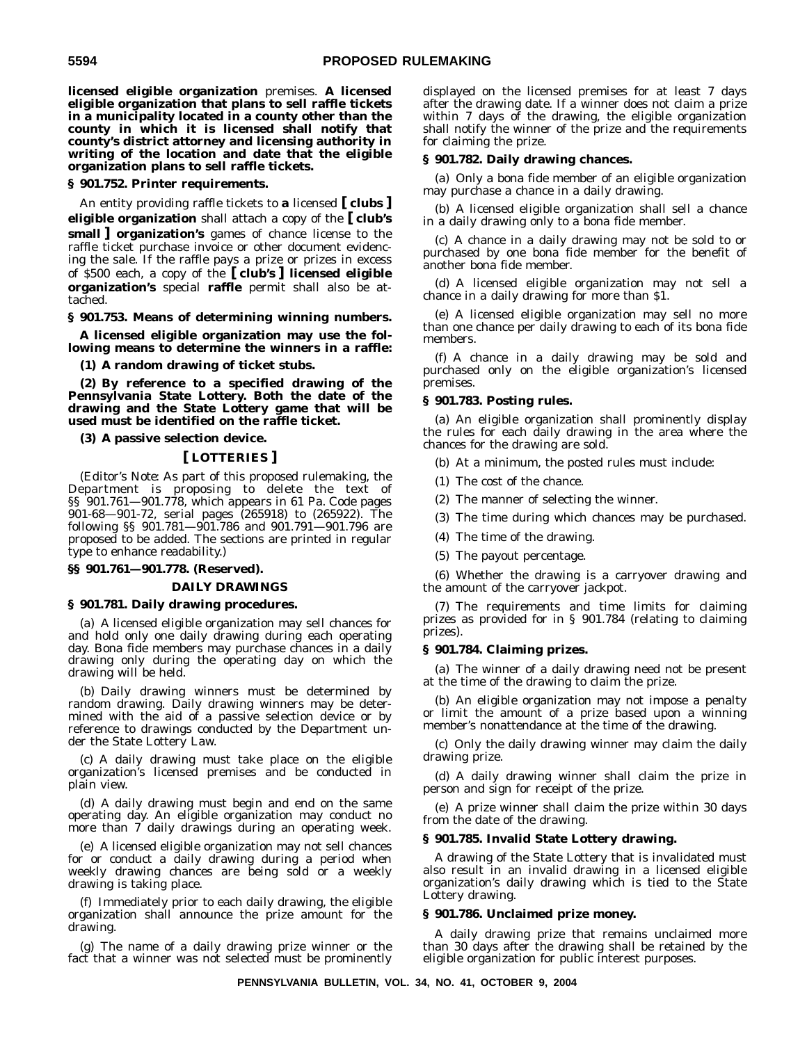**licensed eligible organization** premises. **A licensed eligible organization that plans to sell raffle tickets in a municipality located in a county other than the county in which it is licensed shall notify that county's district attorney and licensing authority in writing of the location and date that the eligible organization plans to sell raffle tickets.**

**§ 901.752. Printer requirements.**

An entity providing raffle tickets to **a** licensed **[ clubs ] eligible organization** shall attach a copy of the **[ club's small ] organization's** games of chance license to the raffle ticket purchase invoice or other document evidencing the sale. If the raffle pays a prize or prizes in excess of $500 each, a copy of the **[ club's ] licensed eligible organization's** special **raffle** permit shall also be attached.

**§ 901.753. Means of determining winning numbers.**

**A licensed eligible organization may use the following means to determine the winners in a raffle:**

**(1) A random drawing of ticket stubs.**

**(2) By reference to a specified drawing of the Pennsylvania State Lottery. Both the date of the drawing and the State Lottery game that will be used must be identified on the raffle ticket.**

**(3) A passive selection device.**

**[ LOTTERIES ]**

(*Editor's Note*: As part of this proposed rulemaking, the Department is proposing to delete the text of §§ 901.761—901.778, which appears in 61 Pa. Code pages 901-68—901-72, serial pages (265918) to (265922). The following §§ 901.781—901.786 and 901.791—901.796 are proposed to be added. The sections are printed in regular type to enhance readability.)

**§§ 901.761—901.778. (Reserved).**

**DAILY DRAWINGS**

**§ 901.781. Daily drawing procedures.**

(a) A licensed eligible organization may sell chances for and hold only one daily drawing during each operating day. Bona fide members may purchase chances in a daily drawing only during the operating day on which the drawing will be held.

(b) Daily drawing winners must be determined by random drawing. Daily drawing winners may be determined with the aid of a passive selection device or by reference to drawings conducted by the Department under the State Lottery Law.

(c) A daily drawing must take place on the eligible organization's licensed premises and be conducted in plain view.

(d) A daily drawing must begin and end on the same operating day. An eligible organization may conduct no more than 7 daily drawings during an operating week.

(e) A licensed eligible organization may not sell chances for or conduct a daily drawing during a period when weekly drawing chances are being sold or a weekly drawing is taking place.

(f) Immediately prior to each daily drawing, the eligible organization shall announce the prize amount for the drawing.

(g) The name of a daily drawing prize winner or the fact that a winner was not selected must be prominently displayed on the licensed premises for at least 7 days after the drawing date. If a winner does not claim a prize within 7 days of the drawing, the eligible organization shall notify the winner of the prize and the requirements for claiming the prize.

**§ 901.782. Daily drawing chances.**

(a) Only a bona fide member of an eligible organization may purchase a chance in a daily drawing.

(b) A licensed eligible organization shall sell a chance in a daily drawing only to a bona fide member.

(c) A chance in a daily drawing may not be sold to or purchased by one bona fide member for the benefit of another bona fide member.

(d) A licensed eligible organization may not sell a chance in a daily drawing for more than $1.

(e) A licensed eligible organization may sell no more than one chance per daily drawing to each of its bona fide members.

(f) A chance in a daily drawing may be sold and purchased only on the eligible organization's licensed premises.

**§ 901.783. Posting rules.**

(a) An eligible organization shall prominently display the rules for each daily drawing in the area where the chances for the drawing are sold.

(b) At a minimum, the posted rules must include:

(1) The cost of the chance.

(2) The manner of selecting the winner.

(3) The time during which chances may be purchased.

(4) The time of the drawing.

(5) The payout percentage.

(6) Whether the drawing is a carryover drawing and the amount of the carryover jackpot.

(7) The requirements and time limits for claiming prizes as provided for in § 901.784 (relating to claiming prizes).

**§ 901.784. Claiming prizes.**

(a) The winner of a daily drawing need not be present at the time of the drawing to claim the prize.

(b) An eligible organization may not impose a penalty or limit the amount of a prize based upon a winning member's nonattendance at the time of the drawing.

(c) Only the daily drawing winner may claim the daily drawing prize.

(d) A daily drawing winner shall claim the prize in person and sign for receipt of the prize.

(e) A prize winner shall claim the prize within 30 days from the date of the drawing.

**§ 901.785. Invalid State Lottery drawing.**

A drawing of the State Lottery that is invalidated must also result in an invalid drawing in a licensed eligible organization's daily drawing which is tied to the State Lottery drawing.

**§ 901.786. Unclaimed prize money.**

A daily drawing prize that remains unclaimed more than 30 days after the drawing shall be retained by the eligible organization for public interest purposes.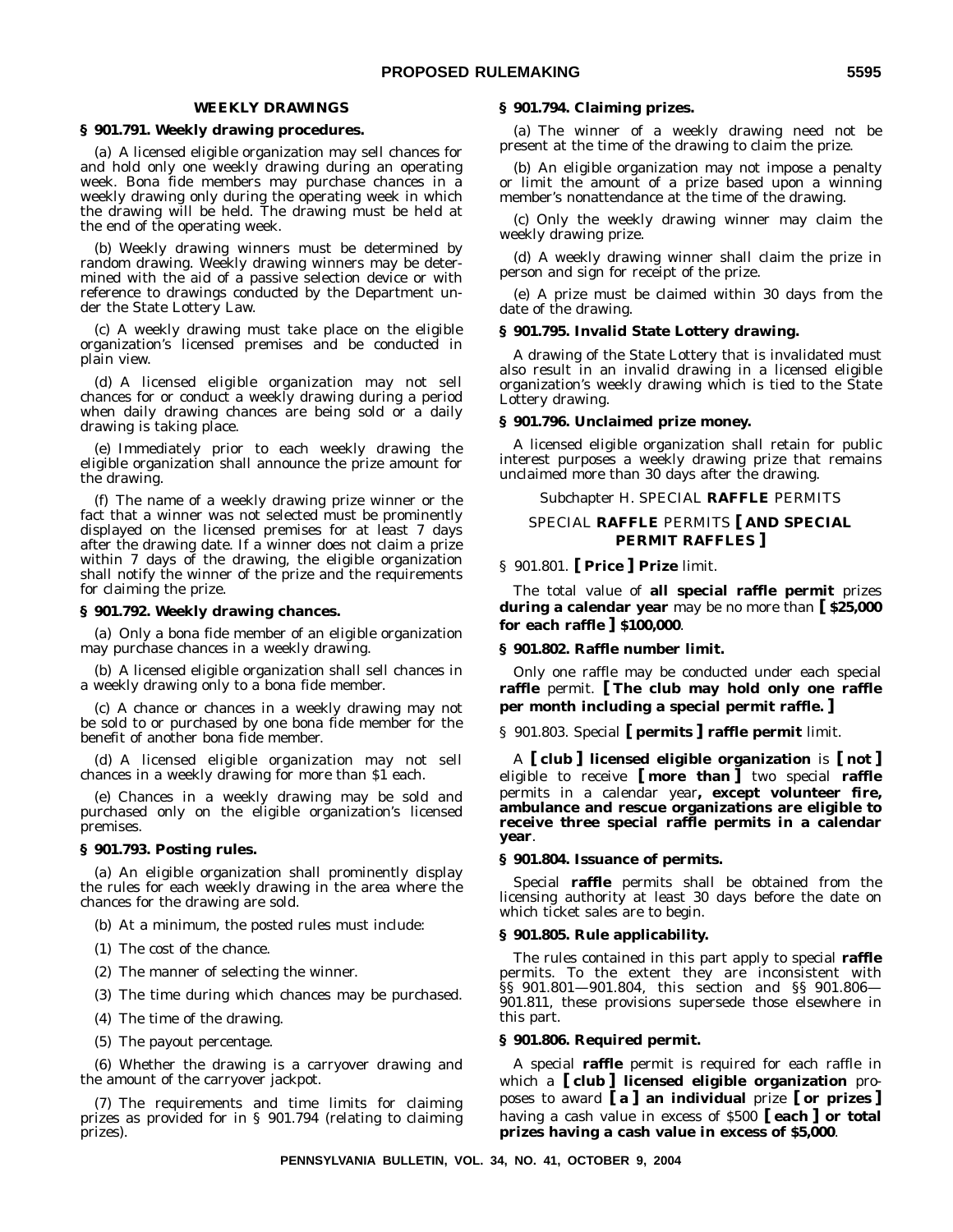### WEEKLY DRAWINGS

**§ 901.791. Weekly drawing procedures.**

(a) A licensed eligible organization may sell chances for and hold only one weekly drawing during an operating week. Bona fide members may purchase chances in a weekly drawing only during the operating week in which the drawing will be held. The drawing must be held at the end of the operating week.

(b) Weekly drawing winners must be determined by random drawing. Weekly drawing winners may be determined with the aid of a passive selection device or with reference to drawings conducted by the Department under the State Lottery Law.

(c) A weekly drawing must take place on the eligible organization's licensed premises and be conducted in plain view.

(d) A licensed eligible organization may not sell chances for or conduct a weekly drawing during a period when daily drawing chances are being sold or a daily drawing is taking place.

(e) Immediately prior to each weekly drawing the eligible organization shall announce the prize amount for the drawing.

(f) The name of a weekly drawing prize winner or the fact that a winner was not selected must be prominently displayed on the licensed premises for at least 7 days after the drawing date. If a winner does not claim a prize within 7 days of the drawing, the eligible organization shall notify the winner of the prize and the requirements for claiming the prize.

**§ 901.792. Weekly drawing chances.**

(a) Only a bona fide member of an eligible organization may purchase chances in a weekly drawing.

(b) A licensed eligible organization shall sell chances in a weekly drawing only to a bona fide member.

(c) A chance or chances in a weekly drawing may not be sold to or purchased by one bona fide member for the benefit of another bona fide member.

(d) A licensed eligible organization may not sell chances in a weekly drawing for more than $1 each.

(e) Chances in a weekly drawing may be sold and purchased only on the eligible organization's licensed premises.

**§ 901.793. Posting rules.**

(a) An eligible organization shall prominently display the rules for each weekly drawing in the area where the chances for the drawing are sold.

(b) At a minimum, the posted rules must include:

(1) The cost of the chance.

(2) The manner of selecting the winner.

(3) The time during which chances may be purchased.

(4) The time of the drawing.

(5) The payout percentage.

(6) Whether the drawing is a carryover drawing and the amount of the carryover jackpot.

(7) The requirements and time limits for claiming prizes as provided for in § 901.794 (relating to claiming prizes).

**§ 901.794. Claiming prizes.**

(a) The winner of a weekly drawing need not be present at the time of the drawing to claim the prize.

(b) An eligible organization may not impose a penalty or limit the amount of a prize based upon a winning member's nonattendance at the time of the drawing.

(c) Only the weekly drawing winner may claim the weekly drawing prize.

(d) A weekly drawing winner shall claim the prize in person and sign for receipt of the prize.

(e) A prize must be claimed within 30 days from the date of the drawing.

**§ 901.795. Invalid State Lottery drawing.**

A drawing of the State Lottery that is invalidated must also result in an invalid drawing in a licensed eligible organization's weekly drawing which is tied to the State Lottery drawing.

**§ 901.796. Unclaimed prize money.**

A licensed eligible organization shall retain for public interest purposes a weekly drawing prize that remains unclaimed more than 30 days after the drawing.

Subchapter H. SPECIAL **RAFFLE** PERMITS

SPECIAL **RAFFLE** PERMITS **[ AND SPECIAL PERMIT RAFFLES ]**

§ 901.801. **[ Price ] Prize** limit.

The total value of **all special raffle permit** prizes **during a calendar year** may be no more than **[ $25,000 for each raffle ] $100,000**.

**§ 901.802. Raffle number limit.**

Only one raffle may be conducted under each special **raffle** permit. **[ The club may hold only one raffle per month including a special permit raffle. ]**

§ 901.803. Special **[ permits ] raffle permit** limit.

A **[ club ] licensed eligible organization** is **[ not ]** eligible to receive **[ more than ]** two special **raffle** permits in a calendar year**, except volunteer fire, ambulance and rescue organizations are eligible to receive three special raffle permits in a calendar year**.

**§ 901.804. Issuance of permits.**

Special **raffle** permits shall be obtained from the licensing authority at least 30 days before the date on which ticket sales are to begin.

**§ 901.805. Rule applicability.**

The rules contained in this part apply to special **raffle** permits. To the extent they are inconsistent with §§ 901.801—901.804, this section and §§ 901.806—901.811, these provisions supersede those elsewhere in this part.

**§ 901.806. Required permit.**

A special **raffle** permit is required for each raffle in which a **[ club ] licensed eligible organization** proposes to award **[ a ] an individual** prize **[ or prizes ]** having a cash value in excess of $500 **[ each ] or total prizes having a cash value in excess of $5,000**.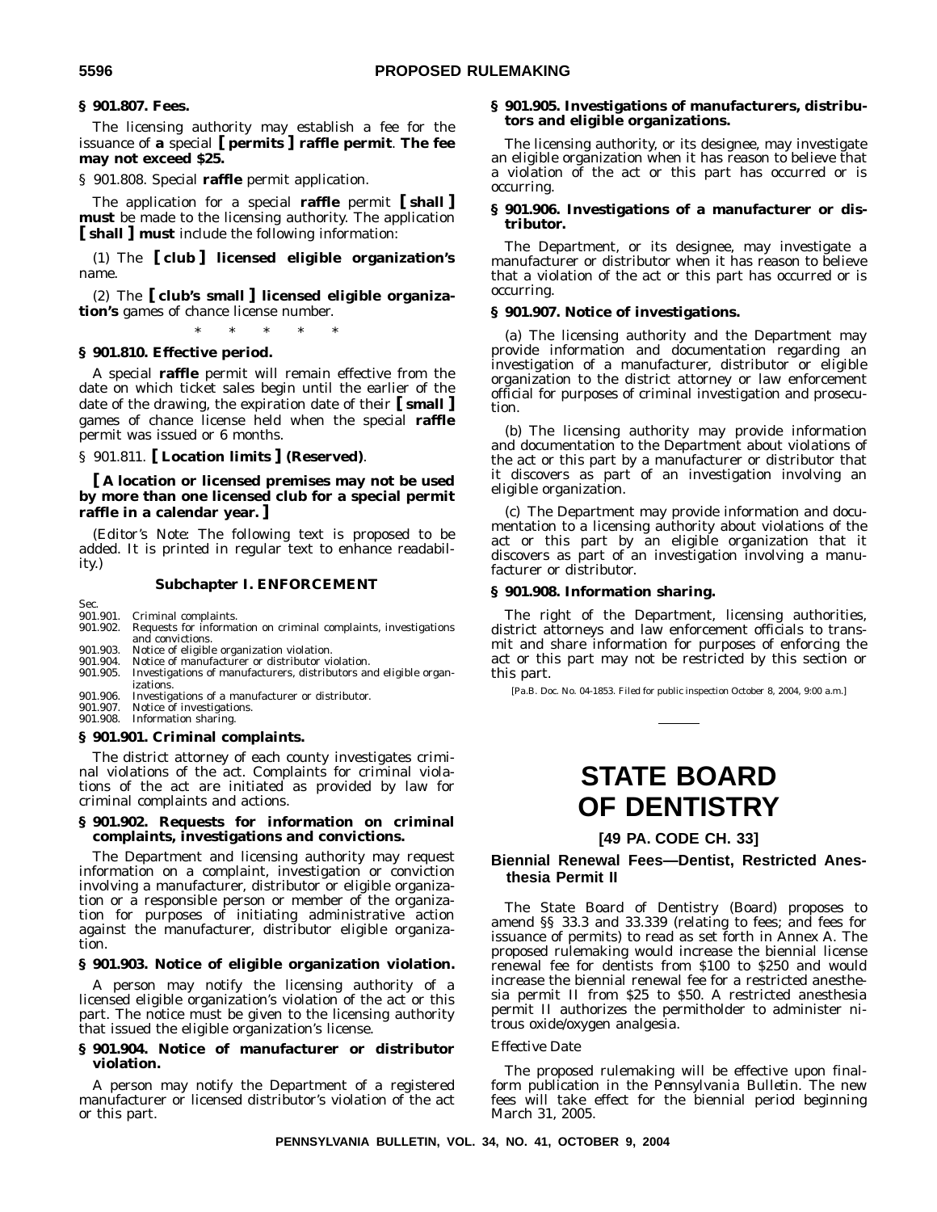**§ 901.807. Fees.**

The licensing authority may establish a fee for the issuance of **a** special **[ permits ] raffle permit**. **The fee may not exceed $25.**

§ 901.808. Special **raffle** permit application.

The application for a special **raffle** permit **[ shall ] must** be made to the licensing authority. The application **[ shall ] must** include the following information:

(1) The **[ club ] licensed eligible organization's** name.

(2) The **[ club's small ] licensed eligible organization's** games of chance license number.

\* \* \* \* \*

**§ 901.810. Effective period.**

A special **raffle** permit will remain effective from the date on which ticket sales begin until the earlier of the date of the drawing, the expiration date of their **[ small ]** games of chance license held when the special **raffle** permit was issued or 6 months.

§ 901.811. **[ Location limits ] (Reserved)**.

**[ A location or licensed premises may not be used by more than one licensed club for a special permit raffle in a calendar year. ]**

(*Editor's Note*: The following text is proposed to be added. It is printed in regular text to enhance readability.)

### Subchapter I. ENFORCEMENT

Sec.
901.901. Criminal complaints.
901.902. Requests for information on criminal complaints, investigations and convictions.
901.903. Notice of eligible organization violation.
901.904. Notice of manufacturer or distributor violation.
901.905. Investigations of manufacturers, distributors and eligible organizations.
901.906. Investigations of a manufacturer or distributor.
901.907. Notice of investigations.
901.908. Information sharing.

**§ 901.901. Criminal complaints.**

The district attorney of each county investigates criminal violations of the act. Complaints for criminal violations of the act are initiated as provided by law for criminal complaints and actions.

**§ 901.902. Requests for information on criminal complaints, investigations and convictions.**

The Department and licensing authority may request information on a complaint, investigation or conviction involving a manufacturer, distributor or eligible organization or a responsible person or member of the organization for purposes of initiating administrative action against the manufacturer, distributor eligible organization.

**§ 901.903. Notice of eligible organization violation.**

A person may notify the licensing authority of a licensed eligible organization's violation of the act or this part. The notice must be given to the licensing authority that issued the eligible organization's license.

**§ 901.904. Notice of manufacturer or distributor violation.**

A person may notify the Department of a registered manufacturer or licensed distributor's violation of the act or this part.

**§ 901.905. Investigations of manufacturers, distributors and eligible organizations.**

The licensing authority, or its designee, may investigate an eligible organization when it has reason to believe that a violation of the act or this part has occurred or is occurring.

**§ 901.906. Investigations of a manufacturer or distributor.**

The Department, or its designee, may investigate a manufacturer or distributor when it has reason to believe that a violation of the act or this part has occurred or is occurring.

**§ 901.907. Notice of investigations.**

(a) The licensing authority and the Department may provide information and documentation regarding an investigation of a manufacturer, distributor or eligible organization to the district attorney or law enforcement official for purposes of criminal investigation and prosecution.

(b) The licensing authority may provide information and documentation to the Department about violations of the act or this part by a manufacturer or distributor that it discovers as part of an investigation involving an eligible organization.

(c) The Department may provide information and documentation to a licensing authority about violations of the act or this part by an eligible organization that it discovers as part of an investigation involving a manufacturer or distributor.

**§ 901.908. Information sharing.**

The right of the Department, licensing authorities, district attorneys and law enforcement officials to transmit and share information for purposes of enforcing the act or this part may not be restricted by this section or this part.

[Pa.B. Doc. No. 04-1853. Filed for public inspection October 8, 2004, 9:00 a.m.]

# STATE BOARD OF DENTISTRY

### [49 PA. CODE CH. 33]

### Biennial Renewal Fees—Dentist, Restricted Anesthesia Permit II

The State Board of Dentistry (Board) proposes to amend §§ 33.3 and 33.339 (relating to fees; and fees for issuance of permits) to read as set forth in Annex A. The proposed rulemaking would increase the biennial license renewal fee for dentists from $100 to $250 and would increase the biennial renewal fee for a restricted anesthesia permit II from $25 to $50. A restricted anesthesia permit II authorizes the permitholder to administer nitrous oxide/oxygen analgesia.

*Effective Date*

The proposed rulemaking will be effective upon final-form publication in the *Pennsylvania Bulletin*. The new fees will take effect for the biennial period beginning March 31, 2005.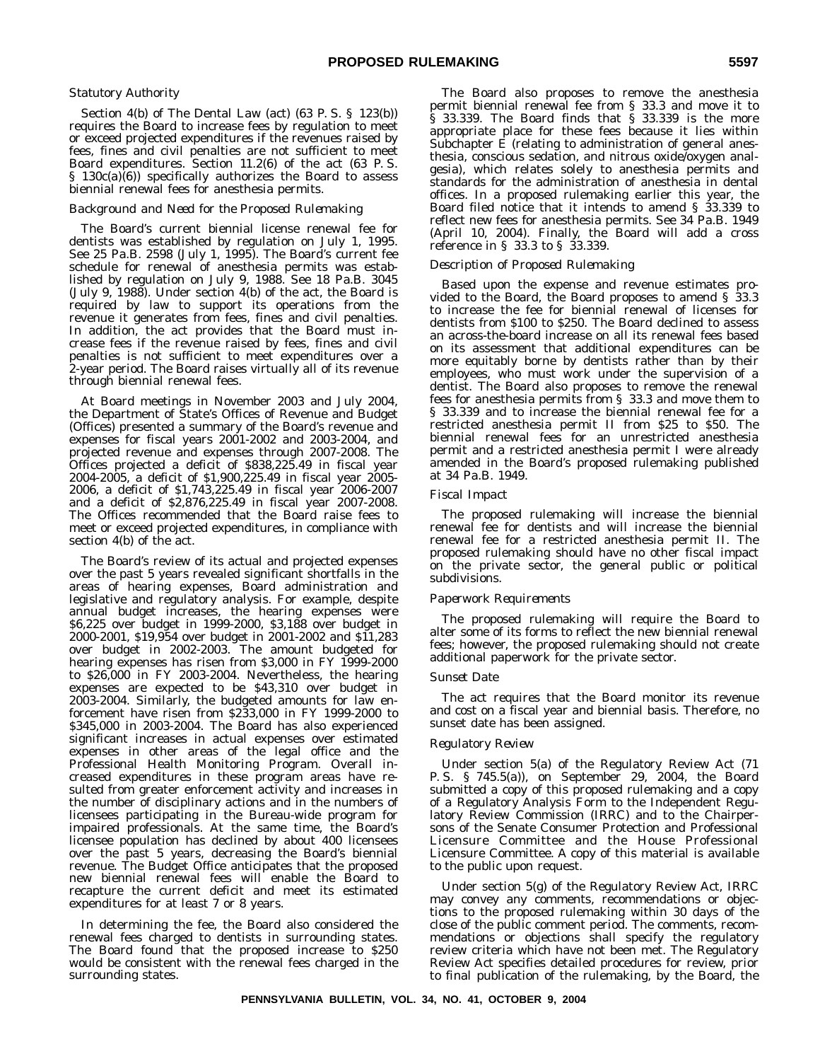*Statutory Authority*

Section 4(b) of The Dental Law (act) (63 P. S. § 123(b)) requires the Board to increase fees by regulation to meet or exceed projected expenditures if the revenues raised by fees, fines and civil penalties are not sufficient to meet Board expenditures. Section 11.2(6) of the act (63 P. S. § 130c(a)(6)) specifically authorizes the Board to assess biennial renewal fees for anesthesia permits.

*Background and Need for the Proposed Rulemaking*

The Board's current biennial license renewal fee for dentists was established by regulation on July 1, 1995. See 25 Pa.B. 2598 (July 1, 1995). The Board's current fee schedule for renewal of anesthesia permits was established by regulation on July 9, 1988. See 18 Pa.B. 3045 (July 9, 1988). Under section 4(b) of the act, the Board is required by law to support its operations from the revenue it generates from fees, fines and civil penalties. In addition, the act provides that the Board must increase fees if the revenue raised by fees, fines and civil penalties is not sufficient to meet expenditures over a 2-year period. The Board raises virtually all of its revenue through biennial renewal fees.

At Board meetings in November 2003 and July 2004, the Department of State's Offices of Revenue and Budget (Offices) presented a summary of the Board's revenue and expenses for fiscal years 2001-2002 and 2003-2004, and projected revenue and expenses through 2007-2008. The Offices projected a deficit of $838,225.49 in fiscal year 2004-2005, a deficit of $1,900,225.49 in fiscal year 2005-2006, a deficit of $1,743,225.49 in fiscal year 2006-2007 and a deficit of $2,876,225.49 in fiscal year 2007-2008. The Offices recommended that the Board raise fees to meet or exceed projected expenditures, in compliance with section 4(b) of the act.

The Board's review of its actual and projected expenses over the past 5 years revealed significant shortfalls in the areas of hearing expenses, Board administration and legislative and regulatory analysis. For example, despite annual budget increases, the hearing expenses were $6,225 over budget in 1999-2000, $3,188 over budget in 2000-2001, $19,954 over budget in 2001-2002 and $11,283 over budget in 2002-2003. The amount budgeted for hearing expenses has risen from $3,000 in FY 1999-2000 to $26,000 in FY 2003-2004. Nevertheless, the hearing expenses are expected to be $43,310 over budget in 2003-2004. Similarly, the budgeted amounts for law enforcement have risen from $233,000 in FY 1999-2000 to $345,000 in 2003-2004. The Board has also experienced significant increases in actual expenses over estimated expenses in other areas of the legal office and the Professional Health Monitoring Program. Overall increased expenditures in these program areas have resulted from greater enforcement activity and increases in the number of disciplinary actions and in the numbers of licensees participating in the Bureau-wide program for impaired professionals. At the same time, the Board's licensee population has declined by about 400 licensees over the past 5 years, decreasing the Board's biennial revenue. The Budget Office anticipates that the proposed new biennial renewal fees will enable the Board to recapture the current deficit and meet its estimated expenditures for at least 7 or 8 years.

In determining the fee, the Board also considered the renewal fees charged to dentists in surrounding states. The Board found that the proposed increase to $250 would be consistent with the renewal fees charged in the surrounding states.

The Board also proposes to remove the anesthesia permit biennial renewal fee from § 33.3 and move it to § 33.339. The Board finds that § 33.339 is the more appropriate place for these fees because it lies within Subchapter E (relating to administration of general anesthesia, conscious sedation, and nitrous oxide/oxygen analgesia), which relates solely to anesthesia permits and standards for the administration of anesthesia in dental offices. In a proposed rulemaking earlier this year, the Board filed notice that it intends to amend § 33.339 to reflect new fees for anesthesia permits. See 34 Pa.B. 1949 (April 10, 2004). Finally, the Board will add a cross reference in § 33.3 to § 33.339.

*Description of Proposed Rulemaking*

Based upon the expense and revenue estimates provided to the Board, the Board proposes to amend § 33.3 to increase the fee for biennial renewal of licenses for dentists from $100 to $250. The Board declined to assess an across-the-board increase on all its renewal fees based on its assessment that additional expenditures can be more equitably borne by dentists rather than by their employees, who must work under the supervision of a dentist. The Board also proposes to remove the renewal fees for anesthesia permits from § 33.3 and move them to § 33.339 and to increase the biennial renewal fee for a restricted anesthesia permit II from $25 to $50. The biennial renewal fees for an unrestricted anesthesia permit and a restricted anesthesia permit I were already amended in the Board's proposed rulemaking published at 34 Pa.B. 1949.

*Fiscal Impact*

The proposed rulemaking will increase the biennial renewal fee for dentists and will increase the biennial renewal fee for a restricted anesthesia permit II. The proposed rulemaking should have no other fiscal impact on the private sector, the general public or political subdivisions.

*Paperwork Requirements*

The proposed rulemaking will require the Board to alter some of its forms to reflect the new biennial renewal fees; however, the proposed rulemaking should not create additional paperwork for the private sector.

*Sunset Date*

The act requires that the Board monitor its revenue and cost on a fiscal year and biennial basis. Therefore, no sunset date has been assigned.

*Regulatory Review*

Under section 5(a) of the Regulatory Review Act (71 P. S. § 745.5(a)), on September 29, 2004, the Board submitted a copy of this proposed rulemaking and a copy of a Regulatory Analysis Form to the Independent Regulatory Review Commission (IRRC) and to the Chairpersons of the Senate Consumer Protection and Professional Licensure Committee and the House Professional Licensure Committee. A copy of this material is available to the public upon request.

Under section 5(g) of the Regulatory Review Act, IRRC may convey any comments, recommendations or objections to the proposed rulemaking within 30 days of the close of the public comment period. The comments, recommendations or objections shall specify the regulatory review criteria which have not been met. The Regulatory Review Act specifies detailed procedures for review, prior to final publication of the rulemaking, by the Board, the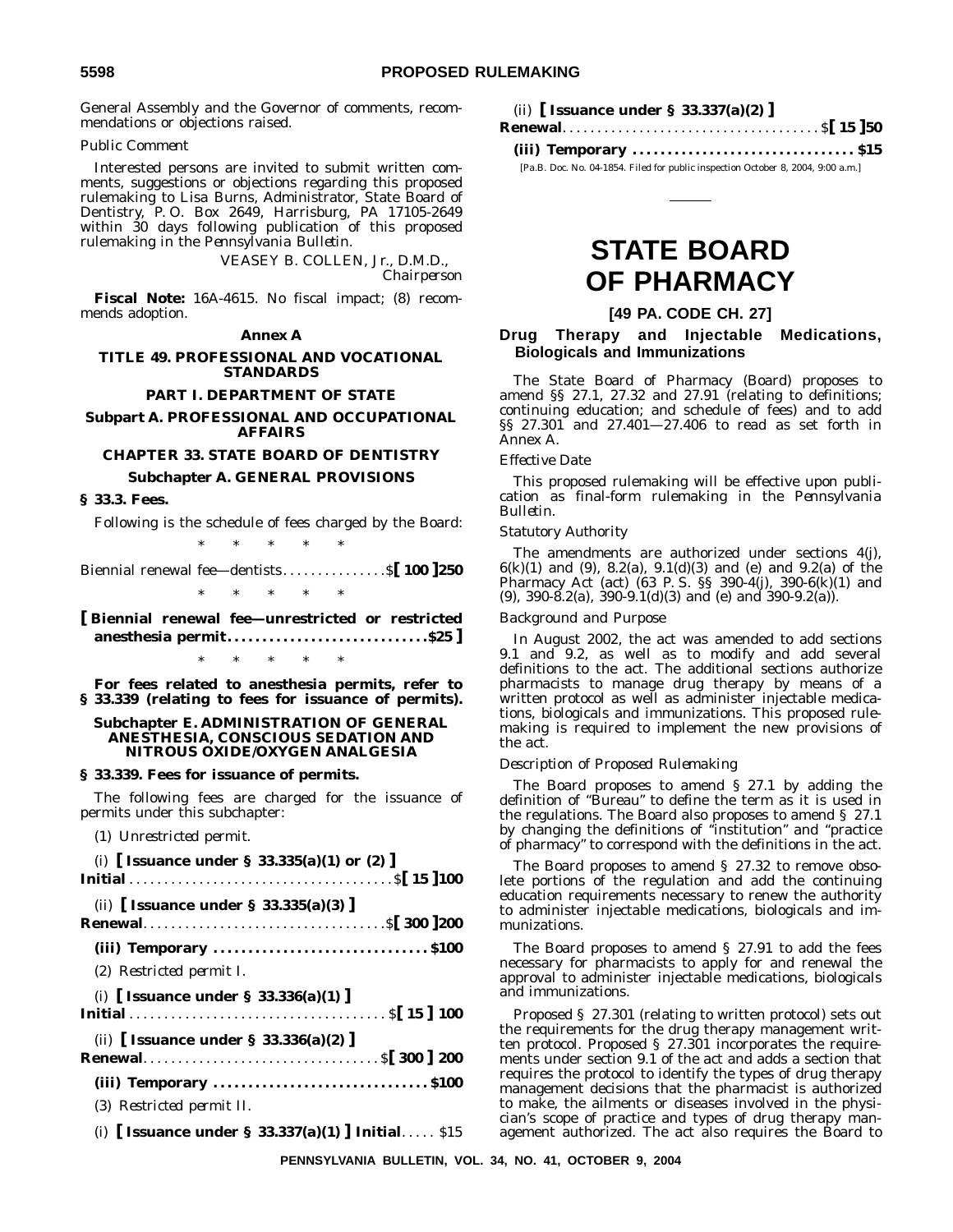General Assembly and the Governor of comments, recommendations or objections raised.

*Public Comment*

Interested persons are invited to submit written comments, suggestions or objections regarding this proposed rulemaking to Lisa Burns, Administrator, State Board of Dentistry, P. O. Box 2649, Harrisburg, PA 17105-2649 within 30 days following publication of this proposed rulemaking in the *Pennsylvania Bulletin*.

VEASEY B. COLLEN, Jr., D.M.D.,
*Chairperson*

**Fiscal Note:** 16A-4615. No fiscal impact; (8) recommends adoption.

**Annex A**

**TITLE 49. PROFESSIONAL AND VOCATIONAL STANDARDS**

**PART I. DEPARTMENT OF STATE**

**Subpart A. PROFESSIONAL AND OCCUPATIONAL AFFAIRS**

**CHAPTER 33. STATE BOARD OF DENTISTRY**

**Subchapter A. GENERAL PROVISIONS**

**§ 33.3. Fees.**

Following is the schedule of fees charged by the Board:

\* \* \* \* \*

Biennial renewal fee—dentists . . . . . . . . . . . . . . . $**[ 100 ]250**

\* \* \* \* \*

**[ Biennial renewal fee—unrestricted or restricted anesthesia permit . . . . . . . . . . . . . . . . . . . . . . . . . . . . . $25 ]**

\* \* \* \* \*

**For fees related to anesthesia permits, refer to § 33.339 (relating to fees for issuance of permits).**

**Subchapter E. ADMINISTRATION OF GENERAL ANESTHESIA, CONSCIOUS SEDATION AND NITROUS OXIDE/OXYGEN ANALGESIA**

**§ 33.339. Fees for issuance of permits.**

The following fees are charged for the issuance of permits under this subchapter:

(1) *Unrestricted permit.*

(i) **[ Issuance under § 33.335(a)(1) or (2) ] Initial** . . . . . . . . . . . . . . . . . . . . . . . . . . . . . . . . . . . . . $**[ 15 ]100**

(ii) **[ Issuance under § 33.335(a)(3) ] Renewal** . . . . . . . . . . . . . . . . . . . . . . . . . . . . . . . . . . $**[ 300 ]200**

**(iii) Temporary . . . . . . . . . . . . . . . . . . . . . . . . . . . . . . . $100**

(2) *Restricted permit I.*

(i) **[ Issuance under § 33.336(a)(1) ] Initial** . . . . . . . . . . . . . . . . . . . . . . . . . . . . . . . . . . . . $**[ 15 ] 100**

(ii) **[ Issuance under § 33.336(a)(2) ] Renewal** . . . . . . . . . . . . . . . . . . . . . . . . . . . . . . . . . $**[ 300 ] 200**

**(iii) Temporary . . . . . . . . . . . . . . . . . . . . . . . . . . . . . . . $100**

(3) *Restricted permit II.*

(i) **[ Issuance under § 33.337(a)(1) ] Initial** . . . . . $15

(ii) **[ Issuance under § 33.337(a)(2) ] Renewal** . . . . . . . . . . . . . . . . . . . . . . . . . . . . . . . . . . . . $**[ 15 ]50**

**(iii) Temporary . . . . . . . . . . . . . . . . . . . . . . . . . . . . . . . $15**

[Pa.B. Doc. No. 04-1854. Filed for public inspection October 8, 2004, 9:00 a.m.]

# STATE BOARD OF PHARMACY

**[49 PA. CODE CH. 27]**

## Drug Therapy and Injectable Medications, Biologicals and Immunizations

The State Board of Pharmacy (Board) proposes to amend §§ 27.1, 27.32 and 27.91 (relating to definitions; continuing education; and schedule of fees) and to add §§ 27.301 and 27.401—27.406 to read as set forth in Annex A.

*Effective Date*

This proposed rulemaking will be effective upon publication as final-form rulemaking in the *Pennsylvania Bulletin*.

*Statutory Authority*

The amendments are authorized under sections 4(j), 6(k)(1) and (9), 8.2(a), 9.1(d)(3) and (e) and 9.2(a) of the Pharmacy Act (act) (63 P. S. §§ 390-4(j), 390-6(k)(1) and (9), 390-8.2(a), 390-9.1(d)(3) and (e) and 390-9.2(a)).

*Background and Purpose*

In August 2002, the act was amended to add sections 9.1 and 9.2, as well as to modify and add several definitions to the act. The additional sections authorize pharmacists to manage drug therapy by means of a written protocol as well as administer injectable medications, biologicals and immunizations. This proposed rulemaking is required to implement the new provisions of the act.

*Description of Proposed Rulemaking*

The Board proposes to amend § 27.1 by adding the definition of "Bureau" to define the term as it is used in the regulations. The Board also proposes to amend § 27.1 by changing the definitions of "institution" and "practice of pharmacy" to correspond with the definitions in the act.

The Board proposes to amend § 27.32 to remove obsolete portions of the regulation and add the continuing education requirements necessary to renew the authority to administer injectable medications, biologicals and immunizations.

The Board proposes to amend § 27.91 to add the fees necessary for pharmacists to apply for and renewal the approval to administer injectable medications, biologicals and immunizations.

Proposed § 27.301 (relating to written protocol) sets out the requirements for the drug therapy management written protocol. Proposed § 27.301 incorporates the requirements under section 9.1 of the act and adds a section that requires the protocol to identify the types of drug therapy management decisions that the pharmacist is authorized to make, the ailments or diseases involved in the physician's scope of practice and types of drug therapy management authorized. The act also requires the Board to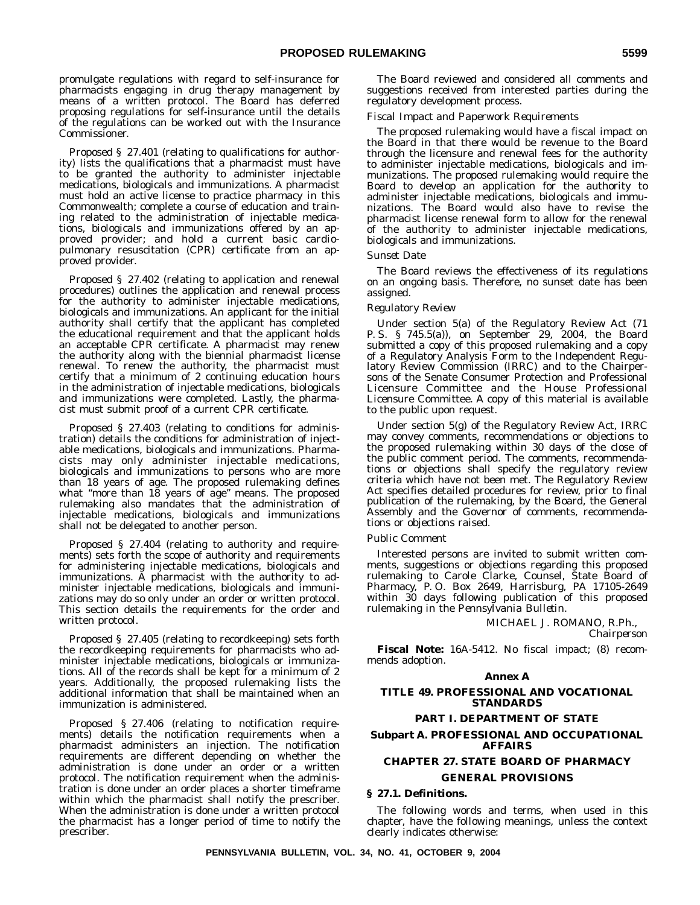promulgate regulations with regard to self-insurance for pharmacists engaging in drug therapy management by means of a written protocol. The Board has deferred proposing regulations for self-insurance until the details of the regulations can be worked out with the Insurance Commissioner.

Proposed § 27.401 (relating to qualifications for authority) lists the qualifications that a pharmacist must have to be granted the authority to administer injectable medications, biologicals and immunizations. A pharmacist must hold an active license to practice pharmacy in this Commonwealth; complete a course of education and training related to the administration of injectable medications, biologicals and immunizations offered by an approved provider; and hold a current basic cardiopulmonary resuscitation (CPR) certificate from an approved provider.

Proposed § 27.402 (relating to application and renewal procedures) outlines the application and renewal process for the authority to administer injectable medications, biologicals and immunizations. An applicant for the initial authority shall certify that the applicant has completed the educational requirement and that the applicant holds an acceptable CPR certificate. A pharmacist may renew the authority along with the biennial pharmacist license renewal. To renew the authority, the pharmacist must certify that a minimum of 2 continuing education hours in the administration of injectable medications, biologicals and immunizations were completed. Lastly, the pharmacist must submit proof of a current CPR certificate.

Proposed § 27.403 (relating to conditions for administration) details the conditions for administration of injectable medications, biologicals and immunizations. Pharmacists may only administer injectable medications, biologicals and immunizations to persons who are more than 18 years of age. The proposed rulemaking defines what "more than 18 years of age" means. The proposed rulemaking also mandates that the administration of injectable medications, biologicals and immunizations shall not be delegated to another person.

Proposed § 27.404 (relating to authority and requirements) sets forth the scope of authority and requirements for administering injectable medications, biologicals and immunizations. A pharmacist with the authority to administer injectable medications, biologicals and immunizations may do so only under an order or written protocol. This section details the requirements for the order and written protocol.

Proposed § 27.405 (relating to recordkeeping) sets forth the recordkeeping requirements for pharmacists who administer injectable medications, biologicals or immunizations. All of the records shall be kept for a minimum of 2 years. Additionally, the proposed rulemaking lists the additional information that shall be maintained when an immunization is administered.

Proposed § 27.406 (relating to notification requirements) details the notification requirements when a pharmacist administers an injection. The notification requirements are different depending on whether the administration is done under an order or a written protocol. The notification requirement when the administration is done under an order places a shorter timeframe within which the pharmacist shall notify the prescriber. When the administration is done under a written protocol the pharmacist has a longer period of time to notify the prescriber.

The Board reviewed and considered all comments and suggestions received from interested parties during the regulatory development process.

*Fiscal Impact and Paperwork Requirements*

The proposed rulemaking would have a fiscal impact on the Board in that there would be revenue to the Board through the licensure and renewal fees for the authority to administer injectable medications, biologicals and immunizations. The proposed rulemaking would require the Board to develop an application for the authority to administer injectable medications, biologicals and immunizations. The Board would also have to revise the pharmacist license renewal form to allow for the renewal of the authority to administer injectable medications, biologicals and immunizations.

*Sunset Date*

The Board reviews the effectiveness of its regulations on an ongoing basis. Therefore, no sunset date has been assigned.

*Regulatory Review*

Under section 5(a) of the Regulatory Review Act (71 P. S. § 745.5(a)), on September 29, 2004, the Board submitted a copy of this proposed rulemaking and a copy of a Regulatory Analysis Form to the Independent Regulatory Review Commission (IRRC) and to the Chairpersons of the Senate Consumer Protection and Professional Licensure Committee and the House Professional Licensure Committee. A copy of this material is available to the public upon request.

Under section 5(g) of the Regulatory Review Act, IRRC may convey comments, recommendations or objections to the proposed rulemaking within 30 days of the close of the public comment period. The comments, recommendations or objections shall specify the regulatory review criteria which have not been met. The Regulatory Review Act specifies detailed procedures for review, prior to final publication of the rulemaking, by the Board, the General Assembly and the Governor of comments, recommendations or objections raised.

*Public Comment*

Interested persons are invited to submit written comments, suggestions or objections regarding this proposed rulemaking to Carole Clarke, Counsel, State Board of Pharmacy, P. O. Box 2649, Harrisburg, PA 17105-2649 within 30 days following publication of this proposed rulemaking in the *Pennsylvania Bulletin*.

MICHAEL J. ROMANO, R.Ph.,
*Chairperson*

**Fiscal Note:** 16A-5412. No fiscal impact; (8) recommends adoption.

**Annex A**

**TITLE 49. PROFESSIONAL AND VOCATIONAL STANDARDS**

**PART I. DEPARTMENT OF STATE**

**Subpart A. PROFESSIONAL AND OCCUPATIONAL AFFAIRS**

**CHAPTER 27. STATE BOARD OF PHARMACY**

**GENERAL PROVISIONS**

**§ 27.1. Definitions.**

The following words and terms, when used in this chapter, have the following meanings, unless the context clearly indicates otherwise: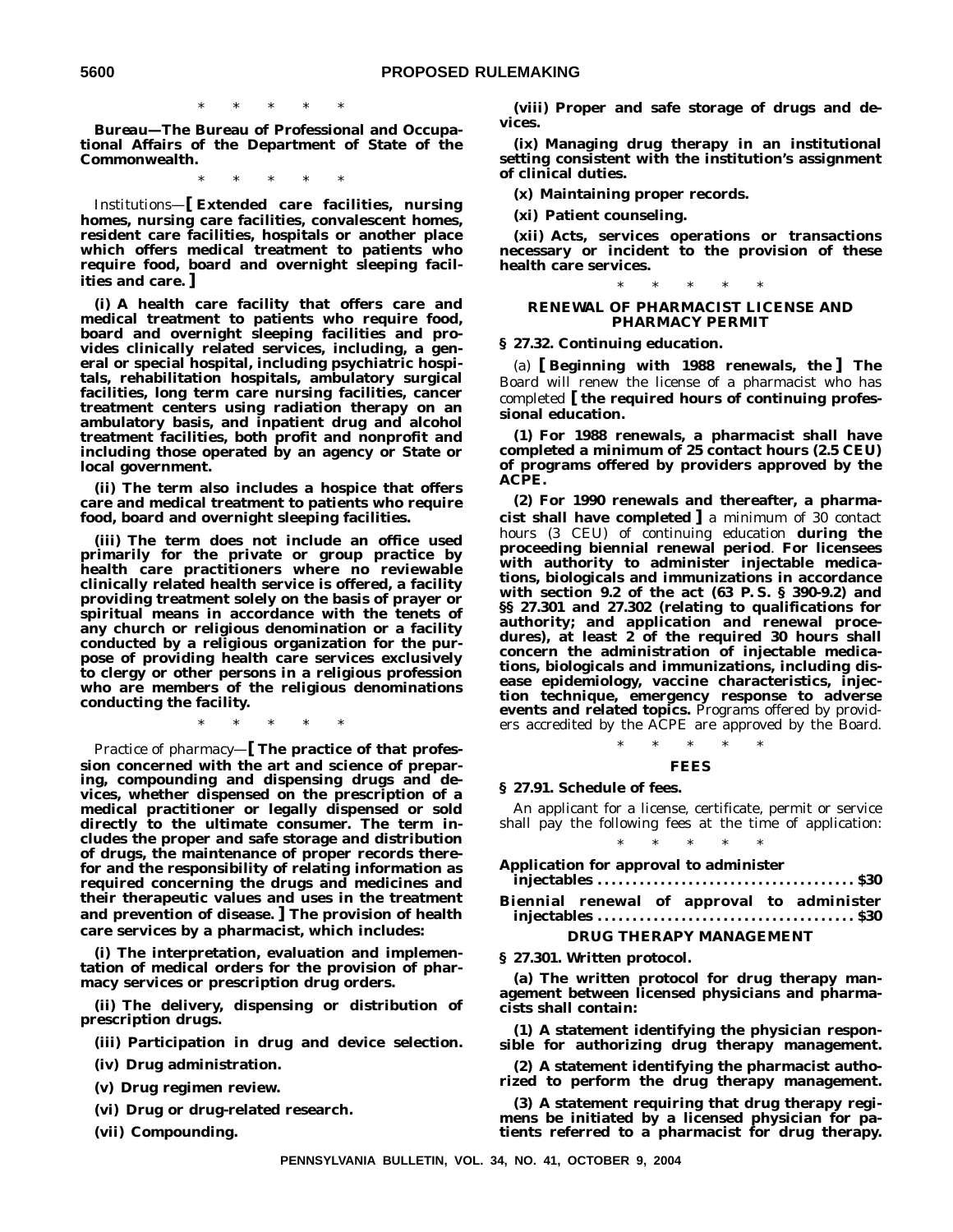\* \* \* \* \*

***Bureau*—The Bureau of Professional and Occupational Affairs of the Department of State of the Commonwealth.**

\* \* \* \* \*

*Institutions*—**[ Extended care facilities, nursing homes, nursing care facilities, convalescent homes, resident care facilities, hospitals or another place which offers medical treatment to patients who require food, board and overnight sleeping facilities and care. ]**

**(i) A health care facility that offers care and medical treatment to patients who require food, board and overnight sleeping facilities and provides clinically related services, including, a general or special hospital, including psychiatric hospitals, rehabilitation hospitals, ambulatory surgical facilities, long term care nursing facilities, cancer treatment centers using radiation therapy on an ambulatory basis, and inpatient drug and alcohol treatment facilities, both profit and nonprofit and including those operated by an agency or State or local government.**

**(ii) The term also includes a hospice that offers care and medical treatment to patients who require food, board and overnight sleeping facilities.**

**(iii) The term does not include an office used primarily for the private or group practice by health care practitioners where no reviewable clinically related health service is offered, a facility providing treatment solely on the basis of prayer or spiritual means in accordance with the tenets of any church or religious denomination or a facility conducted by a religious organization for the purpose of providing health care services exclusively to clergy or other persons in a religious profession who are members of the religious denominations conducting the facility.**

\* \* \* \* \*

*Practice of pharmacy*—**[ The practice of that profession concerned with the art and science of preparing, compounding and dispensing drugs and devices, whether dispensed on the prescription of a medical practitioner or legally dispensed or sold directly to the ultimate consumer. The term includes the proper and safe storage and distribution of drugs, the maintenance of proper records therefor and the responsibility of relating information as required concerning the drugs and medicines and their therapeutic values and uses in the treatment and prevention of disease. ] The provision of health care services by a pharmacist, which includes:**

**(i) The interpretation, evaluation and implementation of medical orders for the provision of pharmacy services or prescription drug orders.**

**(ii) The delivery, dispensing or distribution of prescription drugs.**

**(iii) Participation in drug and device selection.**

**(iv) Drug administration.**

**(v) Drug regimen review.**

**(vi) Drug or drug-related research.**

**(vii) Compounding.**

**(viii) Proper and safe storage of drugs and devices.**

**(ix) Managing drug therapy in an institutional setting consistent with the institution's assignment of clinical duties.**

**(x) Maintaining proper records.**

**(xi) Patient counseling.**

**(xii) Acts, services operations or transactions necessary or incident to the provision of these health care services.**

\* \* \* \* \*

### RENEWAL OF PHARMACIST LICENSE AND PHARMACY PERMIT

**§ 27.32. Continuing education.**

(a) **[ Beginning with 1988 renewals, the ] The** Board will renew the license of a pharmacist who has completed **[ the required hours of continuing professional education.**

**(1) For 1988 renewals, a pharmacist shall have completed a minimum of 25 contact hours (2.5 CEU) of programs offered by providers approved by the ACPE.**

**(2) For 1990 renewals and thereafter, a pharmacist shall have completed ]** a minimum of 30 contact hours (3 CEU) of continuing education **during the proceeding biennial renewal period**. **For licensees with authority to administer injectable medications, biologicals and immunizations in accordance with section 9.2 of the act (63 P. S. § 390-9.2) and §§ 27.301 and 27.302 (relating to qualifications for authority; and application and renewal procedures), at least 2 of the required 30 hours shall concern the administration of injectable medications, biologicals and immunizations, including disease epidemiology, vaccine characteristics, injection technique, emergency response to adverse events and related topics.** Programs offered by providers accredited by the ACPE are approved by the Board.

\* \* \* \* \*

### FEES

**§ 27.91. Schedule of fees.**

An applicant for a license, certificate, permit or service shall pay the following fees at the time of application:

\* \* \* \* \*

**Application for approval to administer injectables .................................... $30**

**Biennial renewal of approval to administer injectables .................................... $30**

### DRUG THERAPY MANAGEMENT

**§ 27.301. Written protocol.**

**(a) The written protocol for drug therapy management between licensed physicians and pharmacists shall contain:**

**(1) A statement identifying the physician responsible for authorizing drug therapy management.**

**(2) A statement identifying the pharmacist authorized to perform the drug therapy management.**

**(3) A statement requiring that drug therapy regimens be initiated by a licensed physician for patients referred to a pharmacist for drug therapy.**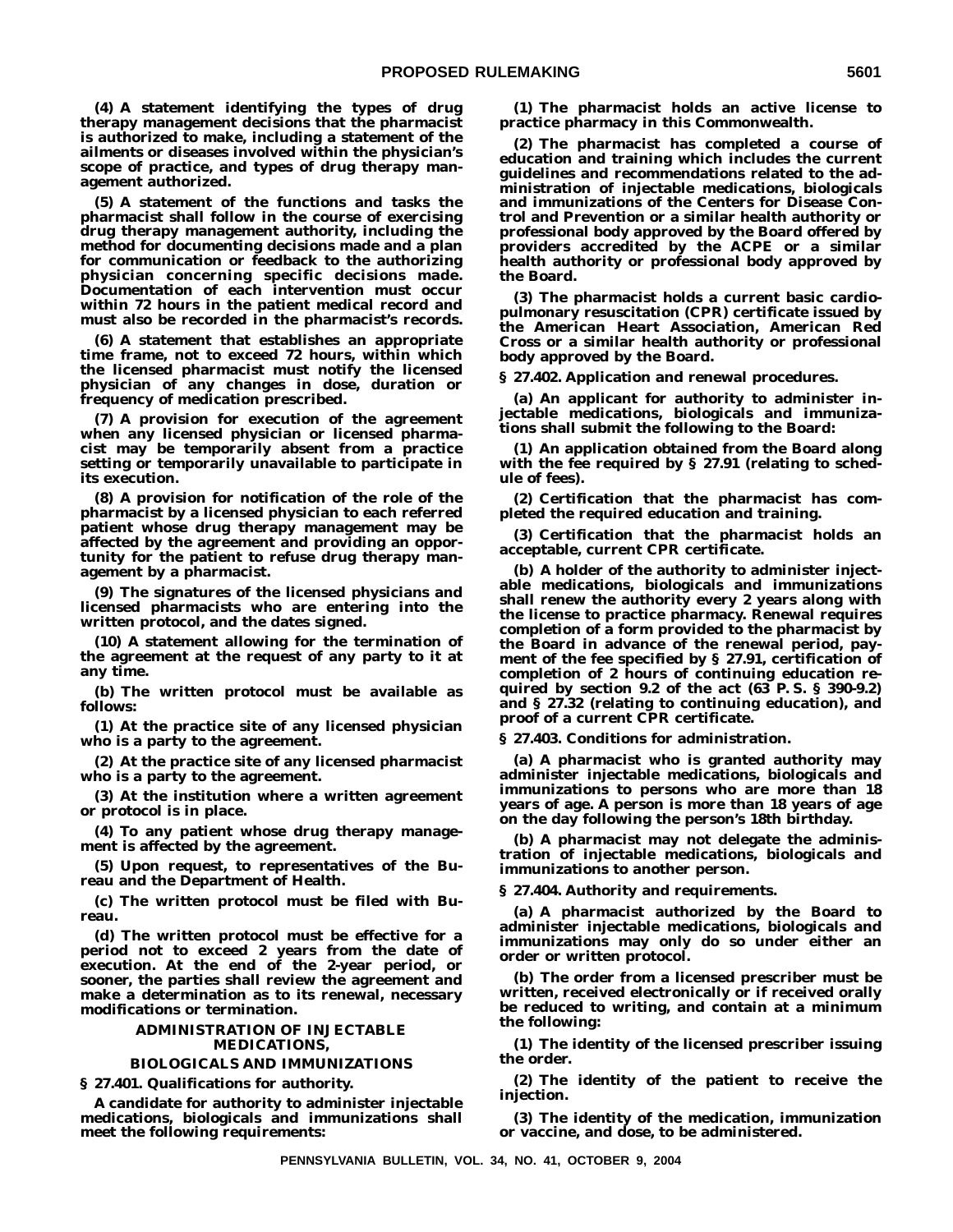**(4) A statement identifying the types of drug therapy management decisions that the pharmacist is authorized to make, including a statement of the ailments or diseases involved within the physician's scope of practice, and types of drug therapy management authorized.**

**(5) A statement of the functions and tasks the pharmacist shall follow in the course of exercising drug therapy management authority, including the method for documenting decisions made and a plan for communication or feedback to the authorizing physician concerning specific decisions made. Documentation of each intervention must occur within 72 hours in the patient medical record and must also be recorded in the pharmacist's records.**

**(6) A statement that establishes an appropriate time frame, not to exceed 72 hours, within which the licensed pharmacist must notify the licensed physician of any changes in dose, duration or frequency of medication prescribed.**

**(7) A provision for execution of the agreement when any licensed physician or licensed pharmacist may be temporarily absent from a practice setting or temporarily unavailable to participate in its execution.**

**(8) A provision for notification of the role of the pharmacist by a licensed physician to each referred patient whose drug therapy management may be affected by the agreement and providing an opportunity for the patient to refuse drug therapy management by a pharmacist.**

**(9) The signatures of the licensed physicians and licensed pharmacists who are entering into the written protocol, and the dates signed.**

**(10) A statement allowing for the termination of the agreement at the request of any party to it at any time.**

**(b) The written protocol must be available as follows:**

**(1) At the practice site of any licensed physician who is a party to the agreement.**

**(2) At the practice site of any licensed pharmacist who is a party to the agreement.**

**(3) At the institution where a written agreement or protocol is in place.**

**(4) To any patient whose drug therapy management is affected by the agreement.**

**(5) Upon request, to representatives of the Bureau and the Department of Health.**

**(c) The written protocol must be filed with Bureau.**

**(d) The written protocol must be effective for a period not to exceed 2 years from the date of execution. At the end of the 2-year period, or sooner, the parties shall review the agreement and make a determination as to its renewal, necessary modifications or termination.**

**ADMINISTRATION OF INJECTABLE MEDICATIONS, BIOLOGICALS AND IMMUNIZATIONS**

**§ 27.401. Qualifications for authority.**

**A candidate for authority to administer injectable medications, biologicals and immunizations shall meet the following requirements:**

**(1) The pharmacist holds an active license to practice pharmacy in this Commonwealth.**

**(2) The pharmacist has completed a course of education and training which includes the current guidelines and recommendations related to the administration of injectable medications, biologicals and immunizations of the Centers for Disease Control and Prevention or a similar health authority or professional body approved by the Board offered by providers accredited by the ACPE or a similar health authority or professional body approved by the Board.**

**(3) The pharmacist holds a current basic cardiopulmonary resuscitation (CPR) certificate issued by the American Heart Association, American Red Cross or a similar health authority or professional body approved by the Board.**

**§ 27.402. Application and renewal procedures.**

**(a) An applicant for authority to administer injectable medications, biologicals and immunizations shall submit the following to the Board:**

**(1) An application obtained from the Board along with the fee required by § 27.91 (relating to schedule of fees).**

**(2) Certification that the pharmacist has completed the required education and training.**

**(3) Certification that the pharmacist holds an acceptable, current CPR certificate.**

**(b) A holder of the authority to administer injectable medications, biologicals and immunizations shall renew the authority every 2 years along with the license to practice pharmacy. Renewal requires completion of a form provided to the pharmacist by the Board in advance of the renewal period, payment of the fee specified by § 27.91, certification of completion of 2 hours of continuing education required by section 9.2 of the act (63 P. S. § 390-9.2) and § 27.32 (relating to continuing education), and proof of a current CPR certificate.**

**§ 27.403. Conditions for administration.**

**(a) A pharmacist who is granted authority may administer injectable medications, biologicals and immunizations to persons who are more than 18 years of age. A person is more than 18 years of age on the day following the person's 18th birthday.**

**(b) A pharmacist may not delegate the administration of injectable medications, biologicals and immunizations to another person.**

**§ 27.404. Authority and requirements.**

**(a) A pharmacist authorized by the Board to administer injectable medications, biologicals and immunizations may only do so under either an order or written protocol.**

**(b) The order from a licensed prescriber must be written, received electronically or if received orally be reduced to writing, and contain at a minimum the following:**

**(1) The identity of the licensed prescriber issuing the order.**

**(2) The identity of the patient to receive the injection.**

**(3) The identity of the medication, immunization or vaccine, and dose, to be administered.**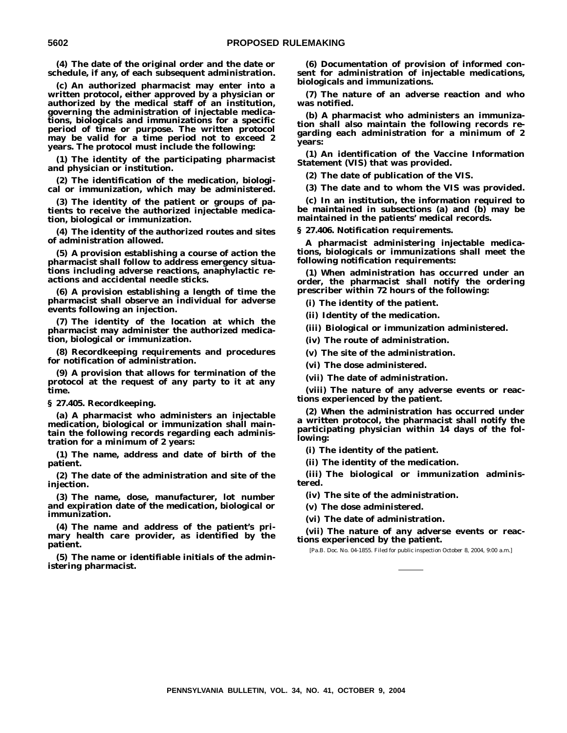**(4) The date of the original order and the date or schedule, if any, of each subsequent administration.**

**(c) An authorized pharmacist may enter into a written protocol, either approved by a physician or authorized by the medical staff of an institution, governing the administration of injectable medications, biologicals and immunizations for a specific period of time or purpose. The written protocol may be valid for a time period not to exceed 2 years. The protocol must include the following:**

**(1) The identity of the participating pharmacist and physician or institution.**

**(2) The identification of the medication, biological or immunization, which may be administered.**

**(3) The identity of the patient or groups of patients to receive the authorized injectable medication, biological or immunization.**

**(4) The identity of the authorized routes and sites of administration allowed.**

**(5) A provision establishing a course of action the pharmacist shall follow to address emergency situations including adverse reactions, anaphylactic reactions and accidental needle sticks.**

**(6) A provision establishing a length of time the pharmacist shall observe an individual for adverse events following an injection.**

**(7) The identity of the location at which the pharmacist may administer the authorized medication, biological or immunization.**

**(8) Recordkeeping requirements and procedures for notification of administration.**

**(9) A provision that allows for termination of the protocol at the request of any party to it at any time.**

**§ 27.405. Recordkeeping.**

**(a) A pharmacist who administers an injectable medication, biological or immunization shall maintain the following records regarding each administration for a minimum of 2 years:**

**(1) The name, address and date of birth of the patient.**

**(2) The date of the administration and site of the injection.**

**(3) The name, dose, manufacturer, lot number and expiration date of the medication, biological or immunization.**

**(4) The name and address of the patient's primary health care provider, as identified by the patient.**

**(5) The name or identifiable initials of the administering pharmacist.**

**(6) Documentation of provision of informed consent for administration of injectable medications, biologicals and immunizations.**

**(7) The nature of an adverse reaction and who was notified.**

**(b) A pharmacist who administers an immunization shall also maintain the following records regarding each administration for a minimum of 2 years:**

**(1) An identification of the Vaccine Information Statement (VIS) that was provided.**

**(2) The date of publication of the VIS.**

**(3) The date and to whom the VIS was provided.**

**(c) In an institution, the information required to be maintained in subsections (a) and (b) may be maintained in the patients' medical records.**

**§ 27.406. Notification requirements.**

**A pharmacist administering injectable medications, biologicals or immunizations shall meet the following notification requirements:**

**(1) When administration has occurred under an order, the pharmacist shall notify the ordering prescriber within 72 hours of the following:**

**(i) The identity of the patient.**

**(ii) Identity of the medication.**

**(iii) Biological or immunization administered.**

**(iv) The route of administration.**

**(v) The site of the administration.**

**(vi) The dose administered.**

**(vii) The date of administration.**

**(viii) The nature of any adverse events or reactions experienced by the patient.**

**(2) When the administration has occurred under a written protocol, the pharmacist shall notify the participating physician within 14 days of the following:**

**(i) The identity of the patient.**

**(ii) The identity of the medication.**

**(iii) The biological or immunization administered.**

**(iv) The site of the administration.**

**(v) The dose administered.**

**(vi) The date of administration.**

**(vii) The nature of any adverse events or reactions experienced by the patient.**

[Pa.B. Doc. No. 04-1855. Filed for public inspection October 8, 2004, 9:00 a.m.]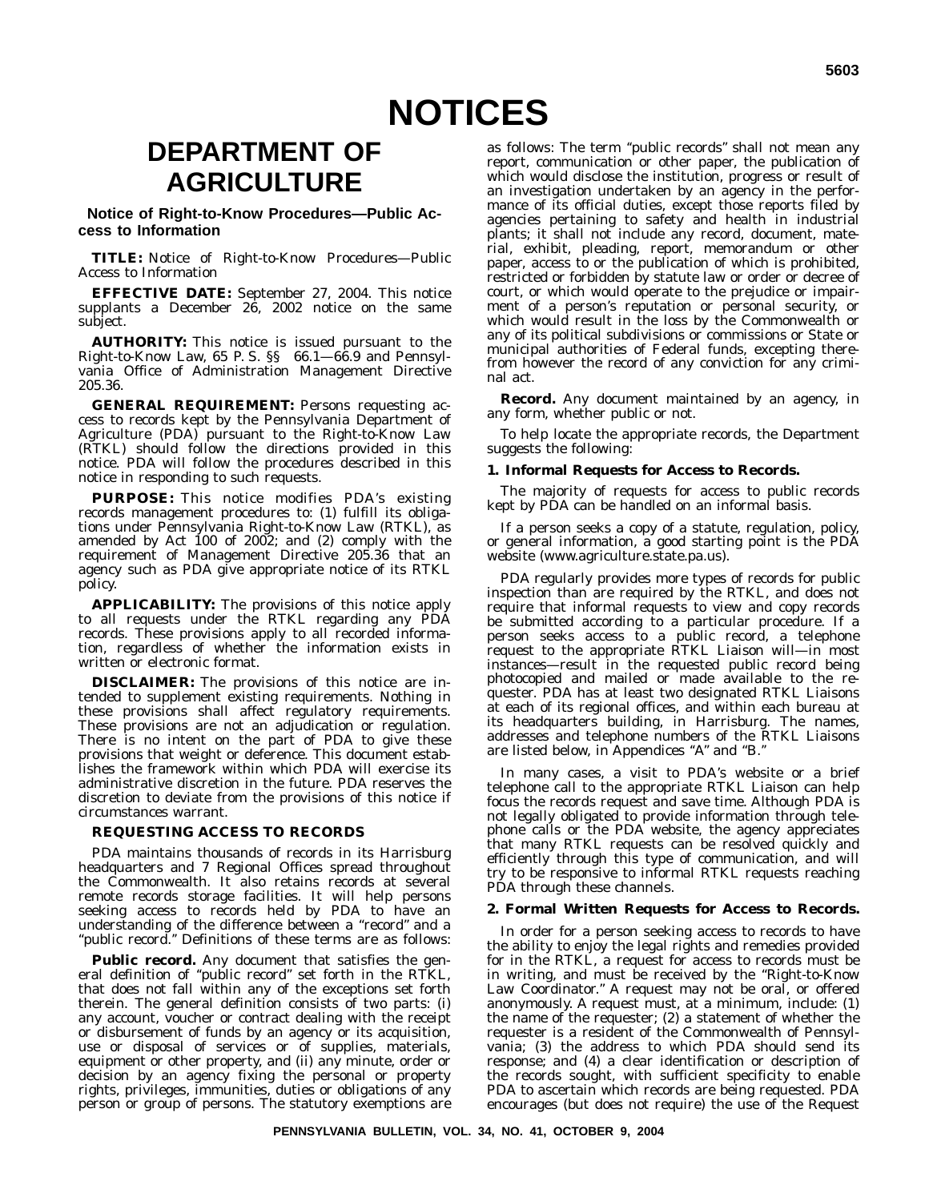# NOTICES

## DEPARTMENT OF AGRICULTURE

### Notice of Right-to-Know Procedures—Public Access to Information

**TITLE:** Notice of Right-to-Know Procedures—Public Access to Information

**EFFECTIVE DATE:** September 27, 2004. This notice supplants a December 26, 2002 notice on the same subject.

**AUTHORITY:** This notice is issued pursuant to the Right-to-Know Law, 65 P. S. §§ 66.1—66.9 and Pennsylvania Office of Administration Management Directive 205.36.

**GENERAL REQUIREMENT:** Persons requesting access to records kept by the Pennsylvania Department of Agriculture (PDA) pursuant to the Right-to-Know Law (RTKL) should follow the directions provided in this notice. PDA will follow the procedures described in this notice in responding to such requests.

**PURPOSE:** This notice modifies PDA's existing records management procedures to: (1) fulfill its obligations under Pennsylvania Right-to-Know Law (RTKL), as amended by Act 100 of 2002; and (2) comply with the requirement of Management Directive 205.36 that an agency such as PDA give appropriate notice of its RTKL policy.

**APPLICABILITY:** The provisions of this notice apply to all requests under the RTKL regarding any PDA records. These provisions apply to all recorded information, regardless of whether the information exists in written or electronic format.

**DISCLAIMER:** The provisions of this notice are intended to supplement existing requirements. Nothing in these provisions shall affect regulatory requirements. These provisions are not an adjudication or regulation. There is no intent on the part of PDA to give these provisions that weight or deference. This document establishes the framework within which PDA will exercise its administrative discretion in the future. PDA reserves the discretion to deviate from the provisions of this notice if circumstances warrant.

**REQUESTING ACCESS TO RECORDS**

PDA maintains thousands of records in its Harrisburg headquarters and 7 Regional Offices spread throughout the Commonwealth. It also retains records at several remote records storage facilities. It will help persons seeking access to records held by PDA to have an understanding of the difference between a "record" and a "public record." Definitions of these terms are as follows:

***Public record.*** Any document that satisfies the general definition of "public record" set forth in the RTKL, that does not fall within any of the exceptions set forth therein. The general definition consists of two parts: (i) any account, voucher or contract dealing with the receipt or disbursement of funds by an agency or its acquisition, use or disposal of services or of supplies, materials, equipment or other property, and (ii) any minute, order or decision by an agency fixing the personal or property rights, privileges, immunities, duties or obligations of any person or group of persons. The statutory exemptions are as follows: The term "public records" shall not mean any report, communication or other paper, the publication of which would disclose the institution, progress or result of an investigation undertaken by an agency in the performance of its official duties, except those reports filed by agencies pertaining to safety and health in industrial plants; it shall not include any record, document, material, exhibit, pleading, report, memorandum or other paper, access to or the publication of which is prohibited, restricted or forbidden by statute law or order or decree of court, or which would operate to the prejudice or impairment of a person's reputation or personal security, or which would result in the loss by the Commonwealth or any of its political subdivisions or commissions or State or municipal authorities of Federal funds, excepting therefrom however the record of any conviction for any criminal act.

***Record.*** Any document maintained by an agency, in any form, whether public or not.

To help locate the appropriate records, the Department suggests the following:

**1. Informal Requests for Access to Records.**

The majority of requests for access to public records kept by PDA can be handled on an informal basis.

If a person seeks a copy of a statute, regulation, policy, or general information, a good starting point is the PDA website (www.agriculture.state.pa.us).

PDA regularly provides more types of records for public inspection than are required by the RTKL, and does not require that informal requests to view and copy records be submitted according to a particular procedure. If a person seeks access to a public record, a telephone request to the appropriate RTKL Liaison will—in most instances—result in the requested public record being photocopied and mailed or made available to the requester. PDA has at least two designated RTKL Liaisons at each of its regional offices, and within each bureau at its headquarters building, in Harrisburg. The names, addresses and telephone numbers of the RTKL Liaisons are listed below, in Appendices "A" and "B."

In many cases, a visit to PDA's website or a brief telephone call to the appropriate RTKL Liaison can help focus the records request and save time. Although PDA is not legally obligated to provide information through telephone calls or the PDA website, the agency appreciates that many RTKL requests can be resolved quickly and efficiently through this type of communication, and will try to be responsive to informal RTKL requests reaching PDA through these channels.

**2. Formal Written Requests for Access to Records.**

In order for a person seeking access to records to have the ability to enjoy the legal rights and remedies provided for in the RTKL, a request for access to records must be in writing, and must be received by the "Right-to-Know Law Coordinator." A request may not be oral, or offered anonymously. A request must, at a minimum, include: (1) the name of the requester; (2) a statement of whether the requester is a resident of the Commonwealth of Pennsylvania; (3) the address to which PDA should send its response; and (4) a clear identification or description of the records sought, with sufficient specificity to enable PDA to ascertain which records are being requested. PDA encourages (but does not require) the use of the Request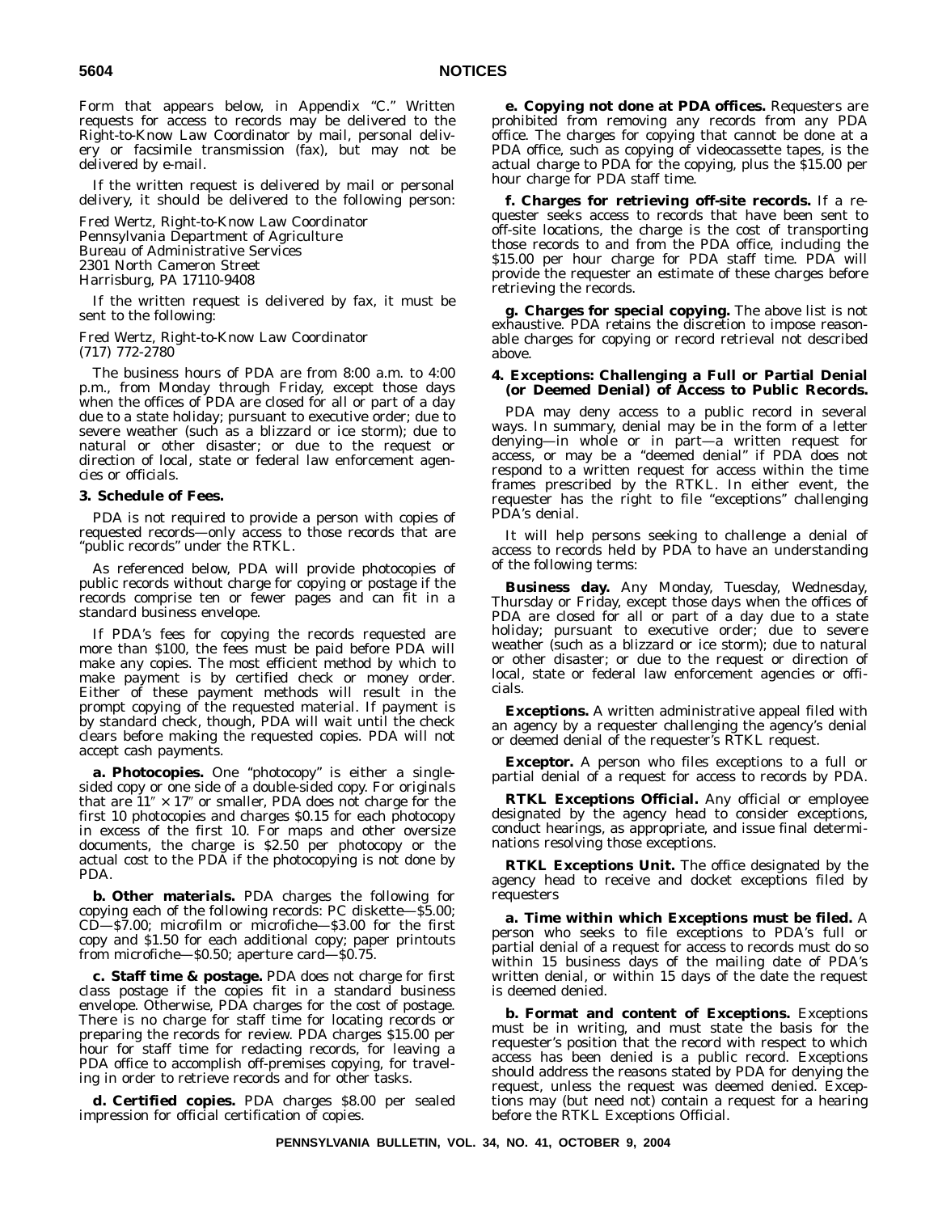Form that appears below, in Appendix "C." Written requests for access to records may be delivered to the Right-to-Know Law Coordinator by mail, personal delivery or facsimile transmission (fax), but may not be delivered by e-mail.

If the written request is delivered by mail or personal delivery, it should be delivered to the following person:

Fred Wertz, Right-to-Know Law Coordinator
Pennsylvania Department of Agriculture
Bureau of Administrative Services
2301 North Cameron Street
Harrisburg, PA 17110-9408

If the written request is delivered by fax, it must be sent to the following:

Fred Wertz, Right-to-Know Law Coordinator
(717) 772-2780

The business hours of PDA are from 8:00 a.m. to 4:00 p.m., from Monday through Friday, except those days when the offices of PDA are closed for all or part of a day due to a state holiday; pursuant to executive order; due to severe weather (such as a blizzard or ice storm); due to natural or other disaster; or due to the request or direction of local, state or federal law enforcement agencies or officials.

**3. Schedule of Fees.**

PDA is not required to provide a person with copies of requested records—only access to those records that are "public records" under the RTKL.

As referenced below, PDA will provide photocopies of public records without charge for copying or postage if the records comprise ten or fewer pages and can fit in a standard business envelope.

If PDA's fees for copying the records requested are more than $100, the fees must be paid before PDA will make any copies. The most efficient method by which to make payment is by certified check or money order. Either of these payment methods will result in the prompt copying of the requested material. If payment is by standard check, though, PDA will wait until the check clears before making the requested copies. PDA will not accept cash payments.

**a. Photocopies.** One "photocopy" is either a single-sided copy or one side of a double-sided copy. For originals that are 11″ × 17″ or smaller, PDA does not charge for the first 10 photocopies and charges $0.15 for each photocopy in excess of the first 10. For maps and other oversize documents, the charge is $2.50 per photocopy or the actual cost to the PDA if the photocopying is not done by PDA.

**b. Other materials.** PDA charges the following for copying each of the following records: PC diskette—$5.00; CD—$7.00; microfilm or microfiche—$3.00 for the first copy and $1.50 for each additional copy; paper printouts from microfiche—$0.50; aperture card—$0.75.

**c. Staff time & postage.** PDA does not charge for first class postage if the copies fit in a standard business envelope. Otherwise, PDA charges for the cost of postage. There is no charge for staff time for locating records or preparing the records for review. PDA charges $15.00 per hour for staff time for redacting records, for leaving a PDA office to accomplish off-premises copying, for traveling in order to retrieve records and for other tasks.

**d. Certified copies.** PDA charges $8.00 per sealed impression for official certification of copies.

**e. Copying not done at PDA offices.** Requesters are prohibited from removing any records from any PDA office. The charges for copying that cannot be done at a PDA office, such as copying of videocassette tapes, is the actual charge to PDA for the copying, plus the $15.00 per hour charge for PDA staff time.

**f. Charges for retrieving off-site records.** If a requester seeks access to records that have been sent to off-site locations, the charge is the cost of transporting those records to and from the PDA office, including the $15.00 per hour charge for PDA staff time. PDA will provide the requester an estimate of these charges before retrieving the records.

**g. Charges for special copying.** The above list is not exhaustive. PDA retains the discretion to impose reasonable charges for copying or record retrieval not described above.

**4. Exceptions: Challenging a Full or Partial Denial (or Deemed Denial) of Access to Public Records.**

PDA may deny access to a public record in several ways. In summary, denial may be in the form of a letter denying—in whole or in part—a written request for access, or may be a "deemed denial" if PDA does not respond to a written request for access within the time frames prescribed by the RTKL. In either event, the requester has the right to file "exceptions" challenging PDA's denial.

It will help persons seeking to challenge a denial of access to records held by PDA to have an understanding of the following terms:

**Business day.** Any Monday, Tuesday, Wednesday, Thursday or Friday, except those days when the offices of PDA are closed for all or part of a day due to a state holiday; pursuant to executive order; due to severe weather (such as a blizzard or ice storm); due to natural or other disaster; or due to the request or direction of local, state or federal law enforcement agencies or officials.

**Exceptions.** A written administrative appeal filed with an agency by a requester challenging the agency's denial or deemed denial of the requester's RTKL request.

**Exceptor.** A person who files exceptions to a full or partial denial of a request for access to records by PDA.

**RTKL Exceptions Official.** Any official or employee designated by the agency head to consider exceptions, conduct hearings, as appropriate, and issue final determinations resolving those exceptions.

**RTKL Exceptions Unit.** The office designated by the agency head to receive and docket exceptions filed by requesters

**a. Time within which Exceptions must be filed.** A person who seeks to file exceptions to PDA's full or partial denial of a request for access to records must do so within 15 business days of the mailing date of PDA's written denial, or within 15 days of the date the request is deemed denied.

**b. Format and content of Exceptions.** Exceptions must be in writing, and must state the basis for the requester's position that the record with respect to which access has been denied is a public record. Exceptions should address the reasons stated by PDA for denying the request, unless the request was deemed denied. Exceptions may (but need not) contain a request for a hearing before the RTKL Exceptions Official.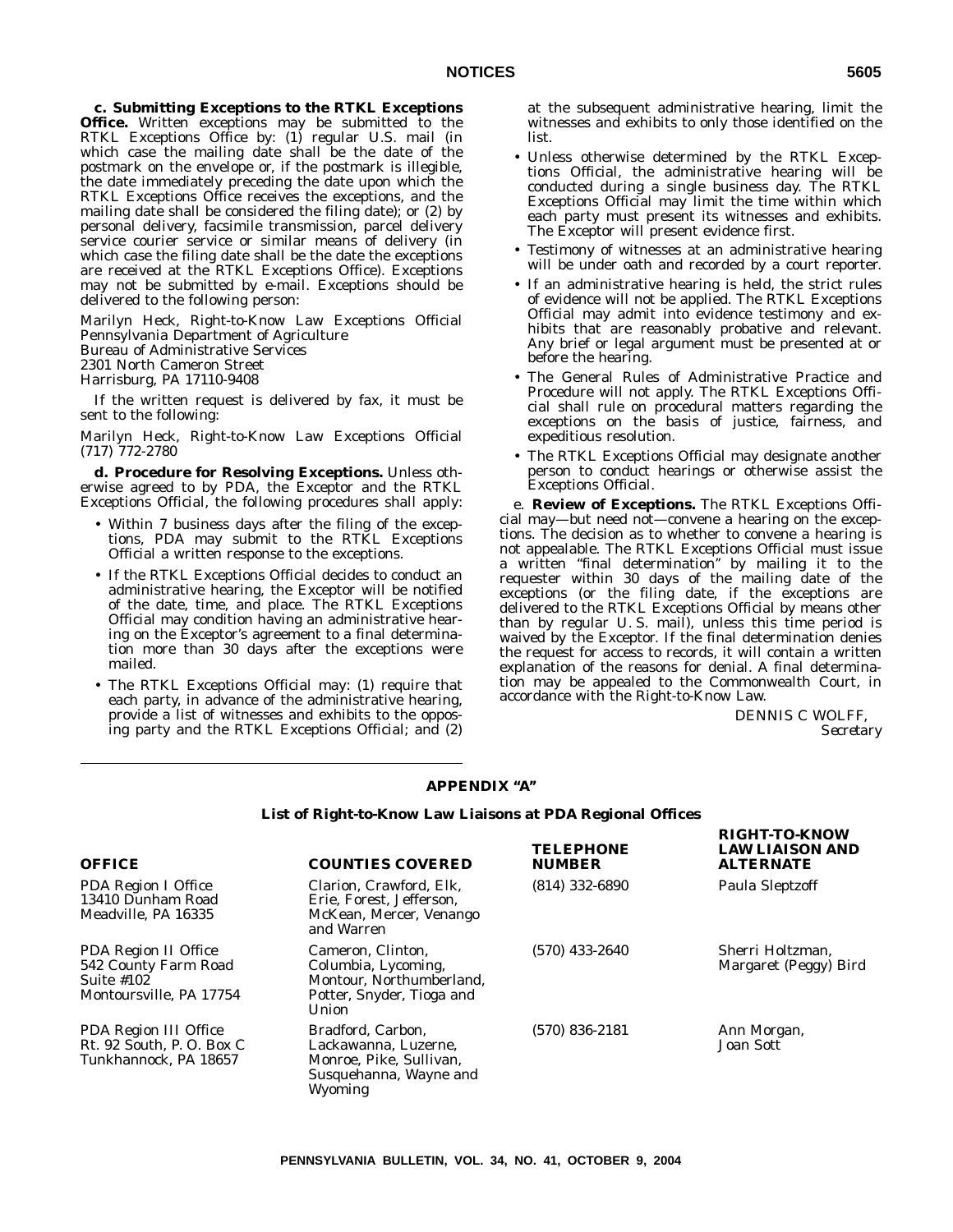**c. Submitting Exceptions to the RTKL Exceptions Office.** Written exceptions may be submitted to the RTKL Exceptions Office by: (1) regular U.S. mail (in which case the mailing date shall be the date of the postmark on the envelope or, if the postmark is illegible, the date immediately preceding the date upon which the RTKL Exceptions Office receives the exceptions, and the mailing date shall be considered the filing date); or (2) by personal delivery, facsimile transmission, parcel delivery service courier service or similar means of delivery (in which case the filing date shall be the date the exceptions are received at the RTKL Exceptions Office). Exceptions may not be submitted by e-mail. Exceptions should be delivered to the following person:

Marilyn Heck, Right-to-Know Law Exceptions Official
Pennsylvania Department of Agriculture
Bureau of Administrative Services
2301 North Cameron Street
Harrisburg, PA 17110-9408

If the written request is delivered by fax, it must be sent to the following:

Marilyn Heck, Right-to-Know Law Exceptions Official
(717) 772-2780

**d. Procedure for Resolving Exceptions.** Unless otherwise agreed to by PDA, the Exceptor and the RTKL Exceptions Official, the following procedures shall apply:

- Within 7 business days after the filing of the exceptions, PDA may submit to the RTKL Exceptions Official a written response to the exceptions.
- If the RTKL Exceptions Official decides to conduct an administrative hearing, the Exceptor will be notified of the date, time, and place. The RTKL Exceptions Official may condition having an administrative hearing on the Exceptor's agreement to a final determination more than 30 days after the exceptions were mailed.
- The RTKL Exceptions Official may: (1) require that each party, in advance of the administrative hearing, provide a list of witnesses and exhibits to the opposing party and the RTKL Exceptions Official; and (2) at the subsequent administrative hearing, limit the witnesses and exhibits to only those identified on the list.
- Unless otherwise determined by the RTKL Exceptions Official, the administrative hearing will be conducted during a single business day. The RTKL Exceptions Official may limit the time within which each party must present its witnesses and exhibits. The Exceptor will present evidence first.
- Testimony of witnesses at an administrative hearing will be under oath and recorded by a court reporter.
- If an administrative hearing is held, the strict rules of evidence will not be applied. The RTKL Exceptions Official may admit into evidence testimony and exhibits that are reasonably probative and relevant. Any brief or legal argument must be presented at or before the hearing.
- The General Rules of Administrative Practice and Procedure will not apply. The RTKL Exceptions Official shall rule on procedural matters regarding the exceptions on the basis of justice, fairness, and expeditious resolution.
- The RTKL Exceptions Official may designate another person to conduct hearings or otherwise assist the Exceptions Official.

e. **Review of Exceptions.** The RTKL Exceptions Official may—but need not—convene a hearing on the exceptions. The decision as to whether to convene a hearing is not appealable. The RTKL Exceptions Official must issue a written "final determination" by mailing it to the requester within 30 days of the mailing date of the exceptions (or the filing date, if the exceptions are delivered to the RTKL Exceptions Official by means other than by regular U. S. mail), unless this time period is waived by the Exceptor. If the final determination denies the request for access to records, it will contain a written explanation of the reasons for denial. A final determination may be appealed to the Commonwealth Court, in accordance with the Right-to-Know Law.

DENNIS C WOLFF,
*Secretary*

## APPENDIX "A"

### List of Right-to-Know Law Liaisons at PDA Regional Offices

| OFFICE | COUNTIES COVERED | TELEPHONE NUMBER | RIGHT-TO-KNOW LAW LIAISON AND ALTERNATE |
|---|---|---|---|
| PDA Region I Office 13410 Dunham Road Meadville, PA 16335 | Clarion, Crawford, Elk, Erie, Forest, Jefferson, McKean, Mercer, Venango and Warren | (814) 332-6890 | Paula Sleptzoff |
| PDA Region II Office 542 County Farm Road Suite #102 Montoursville, PA 17754 | Cameron, Clinton, Columbia, Lycoming, Montour, Northumberland, Potter, Snyder, Tioga and Union | (570) 433-2640 | Sherri Holtzman, Margaret (Peggy) Bird |
| PDA Region III Office Rt. 92 South, P. O. Box C Tunkhannock, PA 18657 | Bradford, Carbon, Lackawanna, Luzerne, Monroe, Pike, Sullivan, Susquehanna, Wayne and Wyoming | (570) 836-2181 | Ann Morgan, Joan Sott |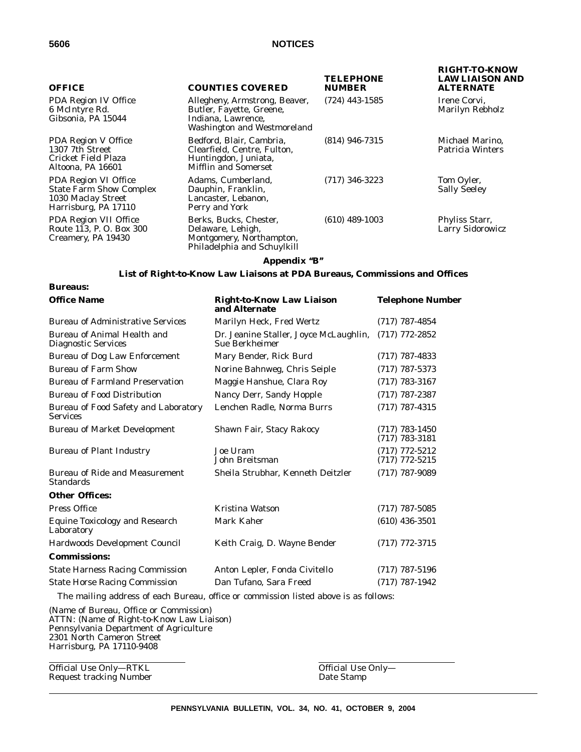| OFFICE | COUNTIES COVERED | TELEPHONE NUMBER | RIGHT-TO-KNOW LAW LIAISON AND ALTERNATE |
|---|---|---|---|
| PDA Region IV Office<br>6 McIntyre Rd.<br>Gibsonia, PA 15044 | Allegheny, Armstrong, Beaver, Butler, Fayette, Greene, Indiana, Lawrence, Washington and Westmoreland | (724) 443-1585 | Irene Corvi, Marilyn Rebholz |
| PDA Region V Office<br>1307 7th Street<br>Cricket Field Plaza<br>Altoona, PA 16601 | Bedford, Blair, Cambria, Clearfield, Centre, Fulton, Huntingdon, Juniata, Mifflin and Somerset | (814) 946-7315 | Michael Marino, Patricia Winters |
| PDA Region VI Office<br>State Farm Show Complex<br>1030 Maclay Street<br>Harrisburg, PA 17110 | Adams, Cumberland, Dauphin, Franklin, Lancaster, Lebanon, Perry and York | (717) 346-3223 | Tom Oyler, Sally Seeley |
| PDA Region VII Office<br>Route 113, P. O. Box 300<br>Creamery, PA 19430 | Berks, Bucks, Chester, Delaware, Lehigh, Montgomery, Northampton, Philadelphia and Schuylkill | (610) 489-1003 | Phyliss Starr, Larry Sidorowicz |

## Appendix "B"

### List of Right-to-Know Law Liaisons at PDA Bureaus, Commissions and Offices

**Bureaus:**

| Office Name | Right-to-Know Law Liaison and Alternate | Telephone Number |
|---|---|---|
| Bureau of Administrative Services | Marilyn Heck, Fred Wertz | (717) 787-4854 |
| Bureau of Animal Health and Diagnostic Services | Dr. Jeanine Staller, Joyce McLaughlin, Sue Berkheimer | (717) 772-2852 |
| Bureau of Dog Law Enforcement | Mary Bender, Rick Burd | (717) 787-4833 |
| Bureau of Farm Show | Norine Bahnweg, Chris Seiple | (717) 787-5373 |
| Bureau of Farmland Preservation | Maggie Hanshue, Clara Roy | (717) 783-3167 |
| Bureau of Food Distribution | Nancy Derr, Sandy Hopple | (717) 787-2387 |
| Bureau of Food Safety and Laboratory Services | Lenchen Radle, Norma Burrs | (717) 787-4315 |
| Bureau of Market Development | Shawn Fair, Stacy Rakocy | (717) 783-1450<br>(717) 783-3181 |
| Bureau of Plant Industry | Joe Uram<br>John Breitsman | (717) 772-5212<br>(717) 772-5215 |
| Bureau of Ride and Measurement Standards | Sheila Strubhar, Kenneth Deitzler | (717) 787-9089 |
| **Other Offices:** | | |
| Press Office | Kristina Watson | (717) 787-5085 |
| Equine Toxicology and Research Laboratory | Mark Kaher | (610) 436-3501 |
| Hardwoods Development Council | Keith Craig, D. Wayne Bender | (717) 772-3715 |
| **Commissions:** | | |
| State Harness Racing Commission | Anton Lepler, Fonda Civitello | (717) 787-5196 |
| State Horse Racing Commission | Dan Tufano, Sara Freed | (717) 787-1942 |

The mailing address of each Bureau, office or commission listed above is as follows:

(Name of Bureau, Office or Commission)
ATTN: (Name of Right-to-Know Law Liaison)
Pennsylvania Department of Agriculture
2301 North Cameron Street
Harrisburg, PA 17110-9408

| Official Use Only—RTKL Request tracking Number | Official Use Only— Date Stamp |
|---|---|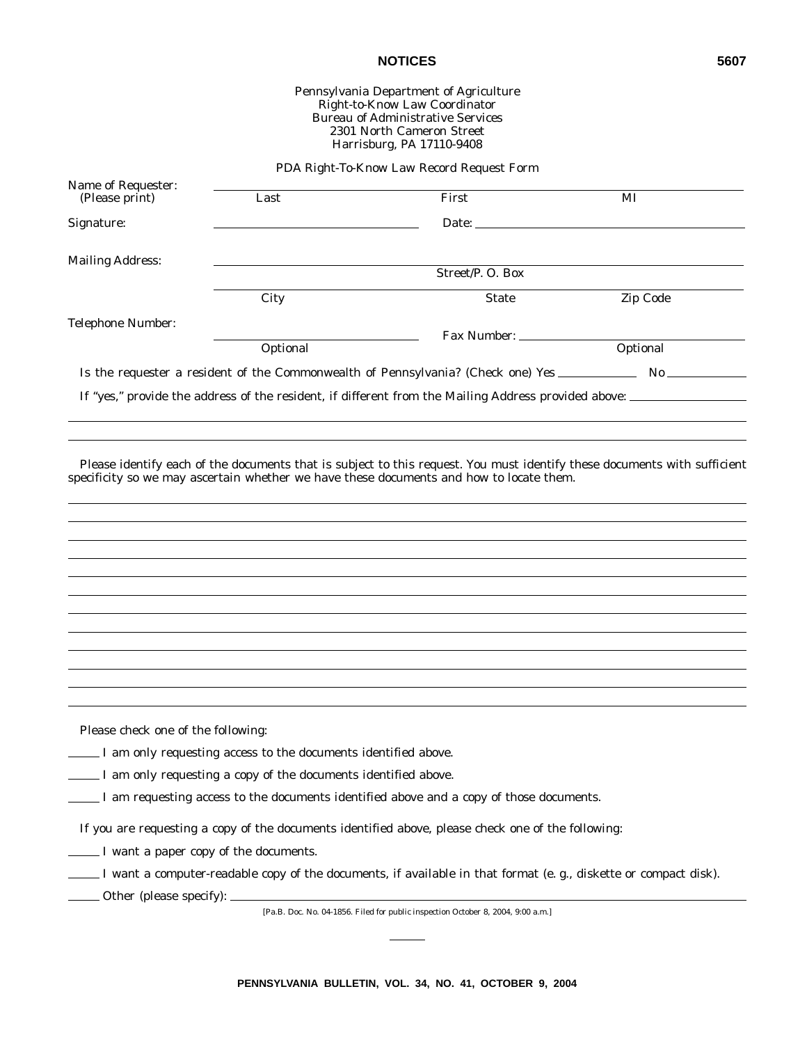Pennsylvania Department of Agriculture
Right-to-Know Law Coordinator
Bureau of Administrative Services
2301 North Cameron Street
Harrisburg, PA 17110-9408

PDA Right-To-Know Law Record Request Form

Name of Requester: (Please print) ______________________________________________
Last First MI

Signature: ______________________ Date: ______________________

Mailing Address: ______________________________________________
Street/P. O. Box

______________________________________________
City State Zip Code

Telephone Number: ______________________ Fax Number: ______________________
Optional Optional

Is the requester a resident of the Commonwealth of Pennsylvania? (Check one) Yes ________ No ________

If "yes," provide the address of the resident, if different from the Mailing Address provided above: ______________________

______________________________________________

______________________________________________

Please identify each of the documents that is subject to this request. You must identify these documents with sufficient specificity so we may ascertain whether we have these documents and how to locate them.

______________________________________________

______________________________________________

______________________________________________

______________________________________________

______________________________________________

______________________________________________

______________________________________________

______________________________________________

______________________________________________

______________________________________________

______________________________________________

______________________________________________

Please check one of the following:

_____ I am only requesting access to the documents identified above.

_____ I am only requesting a copy of the documents identified above.

_____ I am requesting access to the documents identified above and a copy of those documents.

If you are requesting a copy of the documents identified above, please check one of the following:

_____ I want a paper copy of the documents.

_____ I want a computer-readable copy of the documents, if available in that format (e. g., diskette or compact disk).

_____ Other (please specify): ______________________________________________

[Pa.B. Doc. No. 04-1856. Filed for public inspection October 8, 2004, 9:00 a.m.]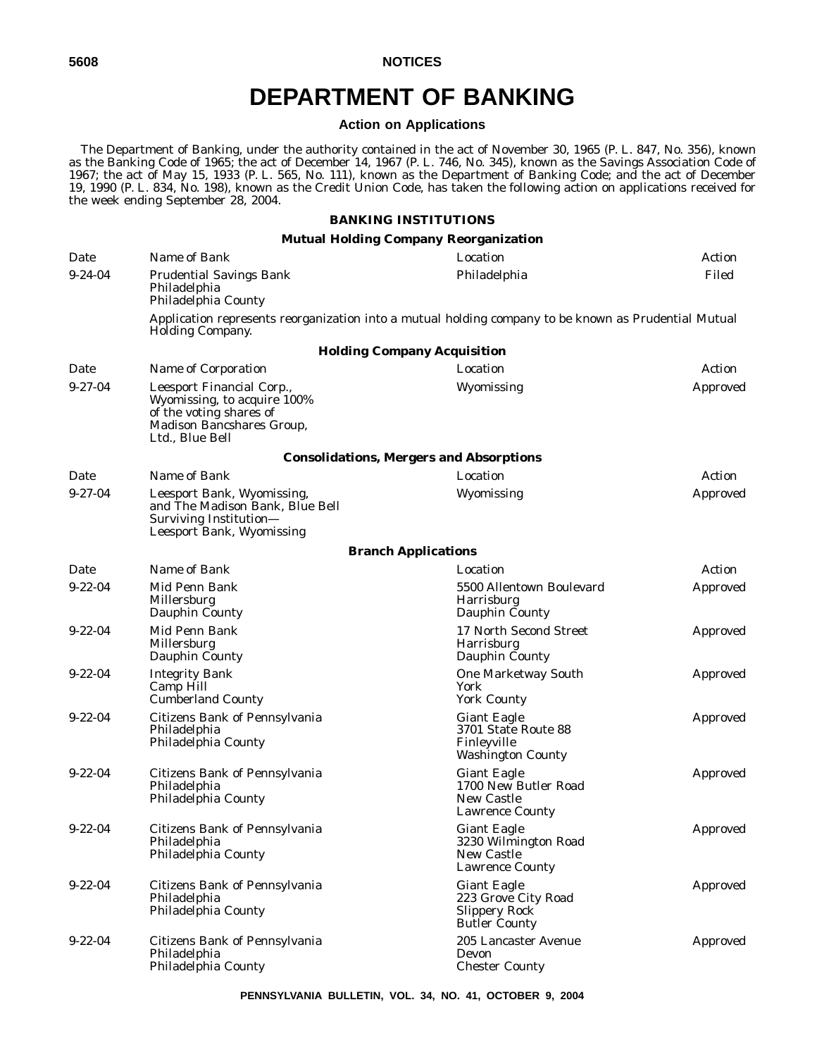# DEPARTMENT OF BANKING

## Action on Applications

The Department of Banking, under the authority contained in the act of November 30, 1965 (P. L. 847, No. 356), known as the Banking Code of 1965; the act of December 14, 1967 (P. L. 746, No. 345), known as the Savings Association Code of 1967; the act of May 15, 1933 (P. L. 565, No. 111), known as the Department of Banking Code; and the act of December 19, 1990 (P. L. 834, No. 198), known as the Credit Union Code, has taken the following action on applications received for the week ending September 28, 2004.

### BANKING INSTITUTIONS

#### Mutual Holding Company Reorganization

| Date | Name of Bank | Location | Action |
|---|---|---|---|
| 9-24-04 | Prudential Savings Bank<br>Philadelphia<br>Philadelphia County | Philadelphia | Filed |

Application represents reorganization into a mutual holding company to be known as Prudential Mutual Holding Company.

#### Holding Company Acquisition

| Date | Name of Corporation | Location | Action |
|---|---|---|---|
| 9-27-04 | Leesport Financial Corp., Wyomissing, to acquire 100% of the voting shares of Madison Bancshares Group, Ltd., Blue Bell | Wyomissing | Approved |

#### Consolidations, Mergers and Absorptions

| Date | Name of Bank | Location | Action |
|---|---|---|---|
| 9-27-04 | Leesport Bank, Wyomissing, and The Madison Bank, Blue Bell<br>Surviving Institution—<br>Leesport Bank, Wyomissing | Wyomissing | Approved |

#### Branch Applications

| Date | Name of Bank | Location | Action |
|---|---|---|---|
| 9-22-04 | Mid Penn Bank<br>Millersburg<br>Dauphin County | 5500 Allentown Boulevard<br>Harrisburg<br>Dauphin County | Approved |
| 9-22-04 | Mid Penn Bank<br>Millersburg<br>Dauphin County | 17 North Second Street<br>Harrisburg<br>Dauphin County | Approved |
| 9-22-04 | Integrity Bank<br>Camp Hill<br>Cumberland County | One Marketway South<br>York<br>York County | Approved |
| 9-22-04 | Citizens Bank of Pennsylvania<br>Philadelphia<br>Philadelphia County | Giant Eagle<br>3701 State Route 88<br>Finleyville<br>Washington County | Approved |
| 9-22-04 | Citizens Bank of Pennsylvania<br>Philadelphia<br>Philadelphia County | Giant Eagle<br>1700 New Butler Road<br>New Castle<br>Lawrence County | Approved |
| 9-22-04 | Citizens Bank of Pennsylvania<br>Philadelphia<br>Philadelphia County | Giant Eagle<br>3230 Wilmington Road<br>New Castle<br>Lawrence County | Approved |
| 9-22-04 | Citizens Bank of Pennsylvania<br>Philadelphia<br>Philadelphia County | Giant Eagle<br>223 Grove City Road<br>Slippery Rock<br>Butler County | Approved |
| 9-22-04 | Citizens Bank of Pennsylvania<br>Philadelphia<br>Philadelphia County | 205 Lancaster Avenue<br>Devon<br>Chester County | Approved |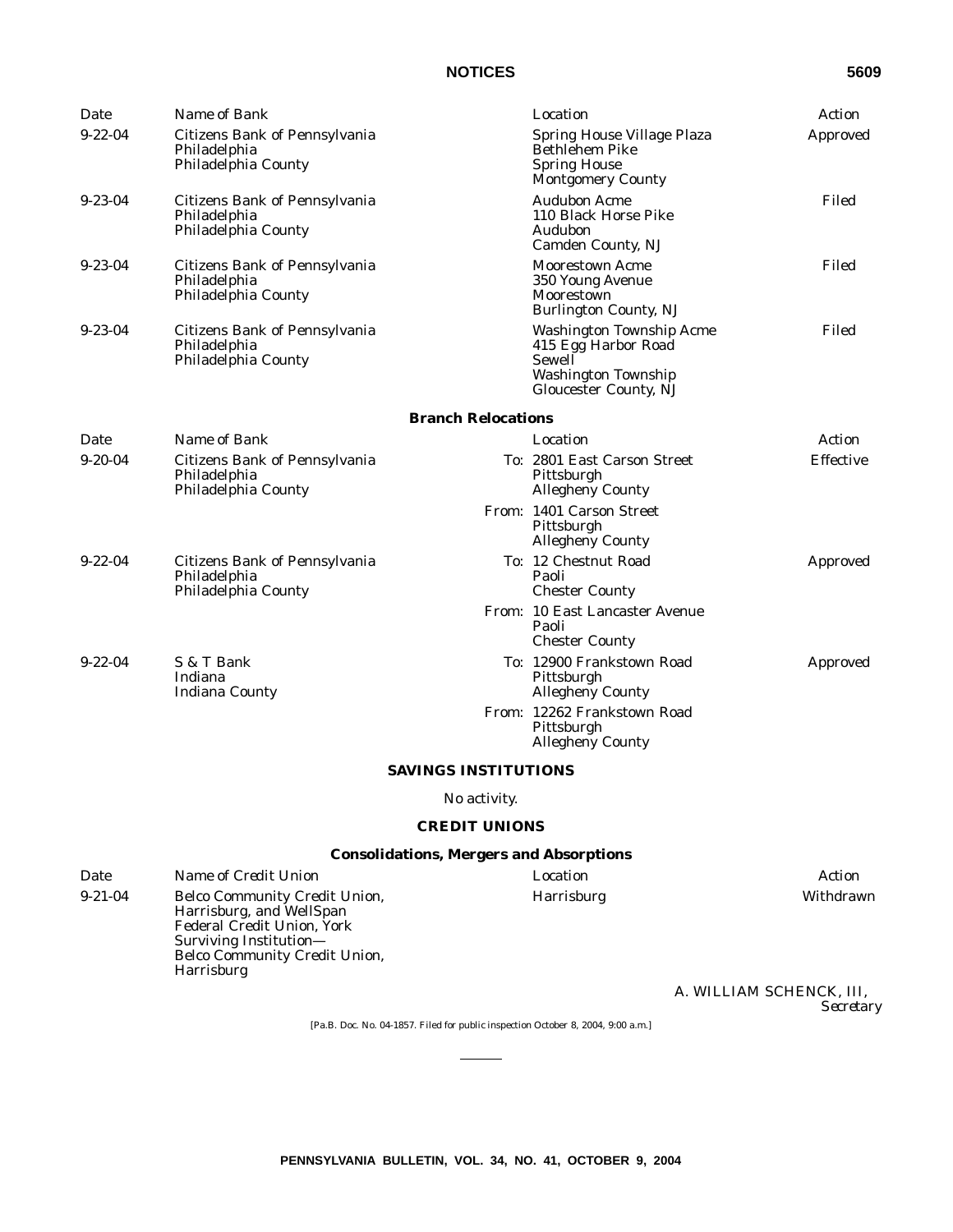| Date | Name of Bank | Location | Action |
|---|---|---|---|
| 9-22-04 | Citizens Bank of Pennsylvania<br>Philadelphia<br>Philadelphia County | Spring House Village Plaza<br>Bethlehem Pike<br>Spring House<br>Montgomery County | Approved |
| 9-23-04 | Citizens Bank of Pennsylvania<br>Philadelphia<br>Philadelphia County | Audubon Acme<br>110 Black Horse Pike<br>Audubon<br>Camden County, NJ | Filed |
| 9-23-04 | Citizens Bank of Pennsylvania<br>Philadelphia<br>Philadelphia County | Moorestown Acme<br>350 Young Avenue<br>Moorestown<br>Burlington County, NJ | Filed |
| 9-23-04 | Citizens Bank of Pennsylvania<br>Philadelphia<br>Philadelphia County | Washington Township Acme<br>415 Egg Harbor Road<br>Sewell<br>Washington Township<br>Gloucester County, NJ | Filed |

**Branch Relocations**

| Date | Name of Bank | Location | Action |
|---|---|---|---|
| 9-20-04 | Citizens Bank of Pennsylvania<br>Philadelphia<br>Philadelphia County | To: 2801 East Carson Street<br>Pittsburgh<br>Allegheny County | Effective |
| | | From: 1401 Carson Street<br>Pittsburgh<br>Allegheny County | |
| 9-22-04 | Citizens Bank of Pennsylvania<br>Philadelphia<br>Philadelphia County | To: 12 Chestnut Road<br>Paoli<br>Chester County | Approved |
| | | From: 10 East Lancaster Avenue<br>Paoli<br>Chester County | |
| 9-22-04 | S & T Bank<br>Indiana<br>Indiana County | To: 12900 Frankstown Road<br>Pittsburgh<br>Allegheny County | Approved |
| | | From: 12262 Frankstown Road<br>Pittsburgh<br>Allegheny County | |

## SAVINGS INSTITUTIONS

No activity.

## CREDIT UNIONS

**Consolidations, Mergers and Absorptions**

| Date | Name of Credit Union | Location | Action |
|---|---|---|---|
| 9-21-04 | Belco Community Credit Union,<br>Harrisburg, and WellSpan<br>Federal Credit Union, York<br>Surviving Institution—<br>Belco Community Credit Union,<br>Harrisburg | Harrisburg | Withdrawn |

A. WILLIAM SCHENCK, III,
*Secretary*

[Pa.B. Doc. No. 04-1857. Filed for public inspection October 8, 2004, 9:00 a.m.]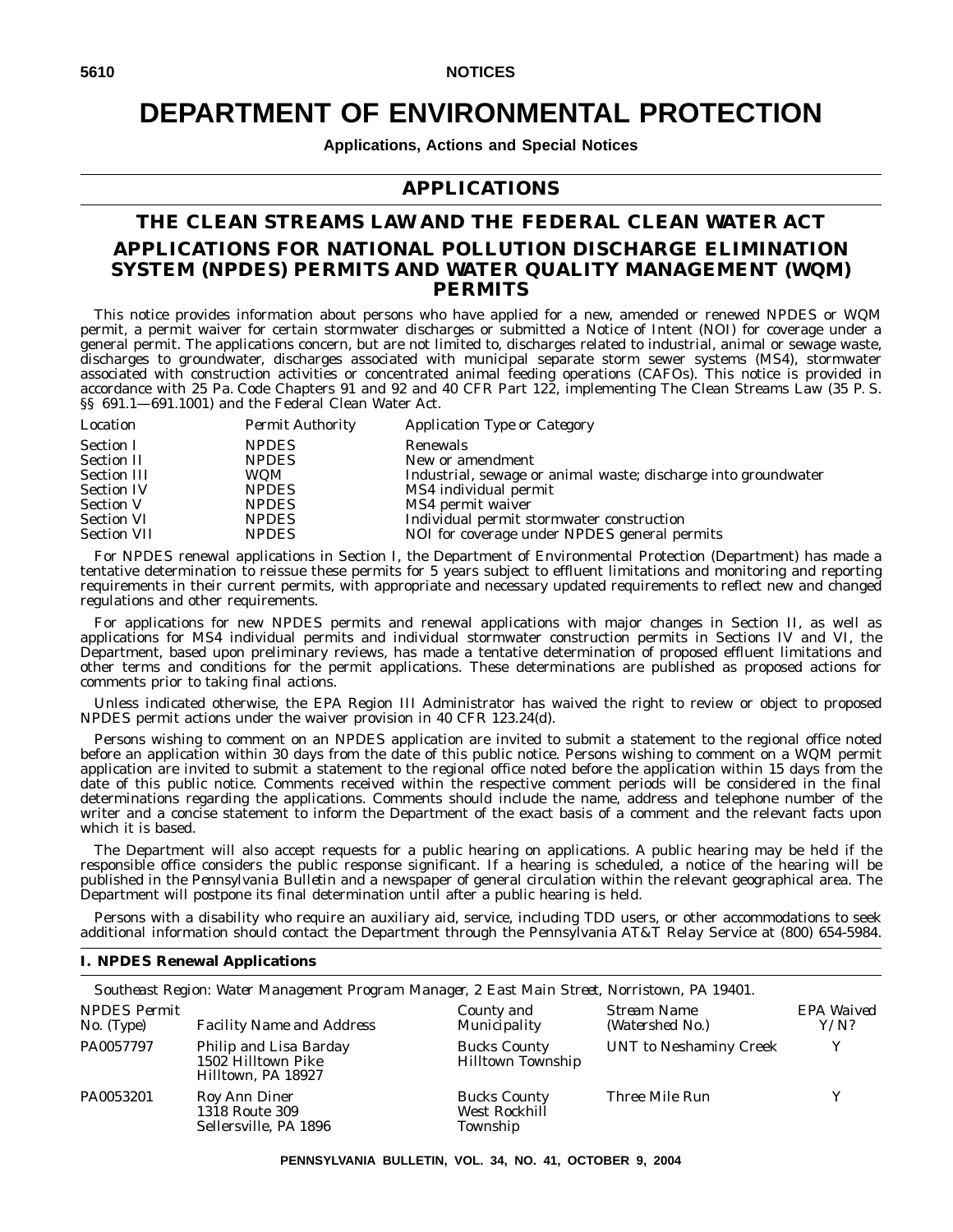# DEPARTMENT OF ENVIRONMENTAL PROTECTION

**Applications, Actions and Special Notices**

## APPLICATIONS

## THE CLEAN STREAMS LAW AND THE FEDERAL CLEAN WATER ACT

## APPLICATIONS FOR NATIONAL POLLUTION DISCHARGE ELIMINATION SYSTEM (NPDES) PERMITS AND WATER QUALITY MANAGEMENT (WQM) PERMITS

This notice provides information about persons who have applied for a new, amended or renewed NPDES or WQM permit, a permit waiver for certain stormwater discharges or submitted a Notice of Intent (NOI) for coverage under a general permit. The applications concern, but are not limited to, discharges related to industrial, animal or sewage waste, discharges to groundwater, discharges associated with municipal separate storm sewer systems (MS4), stormwater associated with construction activities or concentrated animal feeding operations (CAFOs). This notice is provided in accordance with 25 Pa. Code Chapters 91 and 92 and 40 CFR Part 122, implementing The Clean Streams Law (35 P. S. §§ 691.1—691.1001) and the Federal Clean Water Act.

| *Location* | *Permit Authority* | *Application Type or Category* |
|---|---|---|
| Section I | NPDES | Renewals |
| Section II | NPDES | New or amendment |
| Section III | WQM | Industrial, sewage or animal waste; discharge into groundwater |
| Section IV | NPDES | MS4 individual permit |
| Section V | NPDES | MS4 permit waiver |
| Section VI | NPDES | Individual permit stormwater construction |
| Section VII | NPDES | NOI for coverage under NPDES general permits |

For NPDES renewal applications in Section I, the Department of Environmental Protection (Department) has made a tentative determination to reissue these permits for 5 years subject to effluent limitations and monitoring and reporting requirements in their current permits, with appropriate and necessary updated requirements to reflect new and changed regulations and other requirements.

For applications for new NPDES permits and renewal applications with major changes in Section II, as well as applications for MS4 individual permits and individual stormwater construction permits in Sections IV and VI, the Department, based upon preliminary reviews, has made a tentative determination of proposed effluent limitations and other terms and conditions for the permit applications. These determinations are published as proposed actions for comments prior to taking final actions.

Unless indicated otherwise, the EPA Region III Administrator has waived the right to review or object to proposed NPDES permit actions under the waiver provision in 40 CFR 123.24(d).

Persons wishing to comment on an NPDES application are invited to submit a statement to the regional office noted before an application within 30 days from the date of this public notice. Persons wishing to comment on a WQM permit application are invited to submit a statement to the regional office noted before the application within 15 days from the date of this public notice. Comments received within the respective comment periods will be considered in the final determinations regarding the applications. Comments should include the name, address and telephone number of the writer and a concise statement to inform the Department of the exact basis of a comment and the relevant facts upon which it is based.

The Department will also accept requests for a public hearing on applications. A public hearing may be held if the responsible office considers the public response significant. If a hearing is scheduled, a notice of the hearing will be published in the *Pennsylvania Bulletin* and a newspaper of general circulation within the relevant geographical area. The Department will postpone its final determination until after a public hearing is held.

Persons with a disability who require an auxiliary aid, service, including TDD users, or other accommodations to seek additional information should contact the Department through the Pennsylvania AT&T Relay Service at (800) 654-5984.

### I. NPDES Renewal Applications

*Southeast Region: Water Management Program Manager, 2 East Main Street, Norristown, PA 19401.*

| *NPDES Permit No. (Type)* | *Facility Name and Address* | *County and Municipality* | *Stream Name (Watershed No.)* | *EPA Waived Y/N?* |
|---|---|---|---|---|
| PA0057797 | Philip and Lisa Barday<br>1502 Hilltown Pike<br>Hilltown, PA 18927 | Bucks County<br>Hilltown Township | UNT to Neshaminy Creek | Y |
| PA0053201 | Roy Ann Diner<br>1318 Route 309<br>Sellersville, PA 1896 | Bucks County<br>West Rockhill Township | Three Mile Run | Y |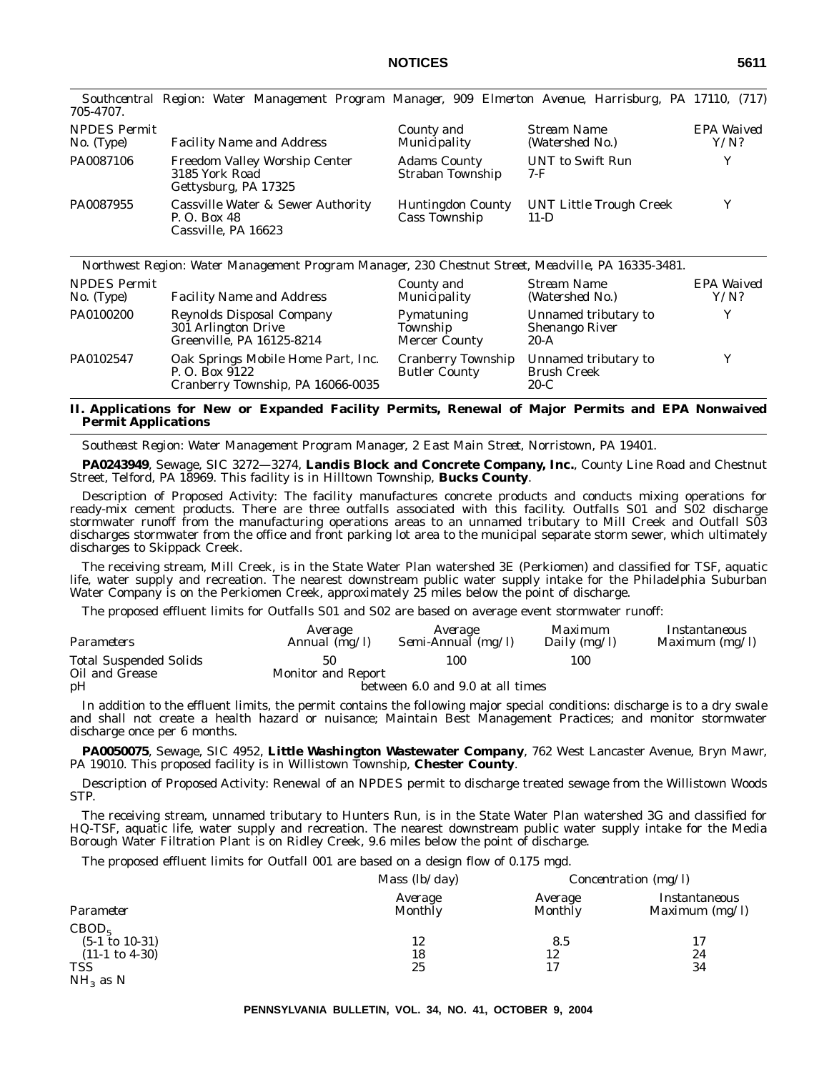*Southcentral Region: Water Management Program Manager, 909 Elmerton Avenue, Harrisburg, PA 17110, (717) 705-4707.*

| *NPDES Permit No. (Type)* | *Facility Name and Address* | *County and Municipality* | *Stream Name (Watershed No.)* | *EPA Waived Y/N?* |
|---|---|---|---|---|
| PA0087106 | Freedom Valley Worship Center 3185 York Road Gettysburg, PA 17325 | Adams County Straban Township | UNT to Swift Run 7-F | Y |
| PA0087955 | Cassville Water & Sewer Authority P. O. Box 48 Cassville, PA 16623 | Huntingdon County Cass Township | UNT Little Trough Creek 11-D | Y |

*Northwest Region: Water Management Program Manager, 230 Chestnut Street, Meadville, PA 16335-3481.*

| *NPDES Permit No. (Type)* | *Facility Name and Address* | *County and Municipality* | *Stream Name (Watershed No.)* | *EPA Waived Y/N?* |
|---|---|---|---|---|
| PA0100200 | Reynolds Disposal Company 301 Arlington Drive Greenville, PA 16125-8214 | Pymatuning Township Mercer County | Unnamed tributary to Shenango River 20-A | Y |
| PA0102547 | Oak Springs Mobile Home Part, Inc. P. O. Box 9122 Cranberry Township, PA 16066-0035 | Cranberry Township Butler County | Unnamed tributary to Brush Creek 20-C | Y |

## II. Applications for New or Expanded Facility Permits, Renewal of Major Permits and EPA Nonwaived Permit Applications

*Southeast Region: Water Management Program Manager, 2 East Main Street, Norristown, PA 19401.*

**PA0243949**, Sewage, SIC 3272—3274, **Landis Block and Concrete Company, Inc.**, County Line Road and Chestnut Street, Telford, PA 18969. This facility is in Hilltown Township, **Bucks County**.

Description of Proposed Activity: The facility manufactures concrete products and conducts mixing operations for ready-mix cement products. There are three outfalls associated with this facility. Outfalls S01 and S02 discharge stormwater runoff from the manufacturing operations areas to an unnamed tributary to Mill Creek and Outfall S03 discharges stormwater from the office and front parking lot area to the municipal separate storm sewer, which ultimately discharges to Skippack Creek.

The receiving stream, Mill Creek, is in the State Water Plan watershed 3E (Perkiomen) and classified for TSF, aquatic life, water supply and recreation. The nearest downstream public water supply intake for the Philadelphia Suburban Water Company is on the Perkiomen Creek, approximately 25 miles below the point of discharge.

The proposed effluent limits for Outfalls S01 and S02 are based on average event stormwater runoff:

| *Parameters* | *Average Annual (mg/l)* | *Average Semi-Annual (mg/l)* | *Maximum Daily (mg/l)* | *Instantaneous Maximum (mg/l)* |
|---|---|---|---|---|
| Total Suspended Solids | 50 | 100 | 100 | |
| Oil and Grease | Monitor and Report | | | |
| pH | between 6.0 and 9.0 at all times | | | |

In addition to the effluent limits, the permit contains the following major special conditions: discharge is to a dry swale and shall not create a health hazard or nuisance; Maintain Best Management Practices; and monitor stormwater discharge once per 6 months.

**PA0050075**, Sewage, SIC 4952, **Little Washington Wastewater Company**, 762 West Lancaster Avenue, Bryn Mawr, PA 19010. This proposed facility is in Willistown Township, **Chester County**.

Description of Proposed Activity: Renewal of an NPDES permit to discharge treated sewage from the Willistown Woods STP.

The receiving stream, unnamed tributary to Hunters Run, is in the State Water Plan watershed 3G and classified for HQ-TSF, aquatic life, water supply and recreation. The nearest downstream public water supply intake for the Media Borough Water Filtration Plant is on Ridley Creek, 9.6 miles below the point of discharge.

The proposed effluent limits for Outfall 001 are based on a design flow of 0.175 mgd.

| | *Mass (lb/day)* | *Concentration (mg/l)* | |
|---|---|---|---|
| *Parameter* | *Average Monthly* | *Average Monthly* | *Instantaneous Maximum (mg/l)* |
| $CBOD_5$ | | | |
| (5-1 to 10-31) | 12 | 8.5 | 17 |
| (11-1 to 4-30) | 18 | 12 | 24 |
| TSS | 25 | 17 | 34 |
| $NH_3$ as N | | | |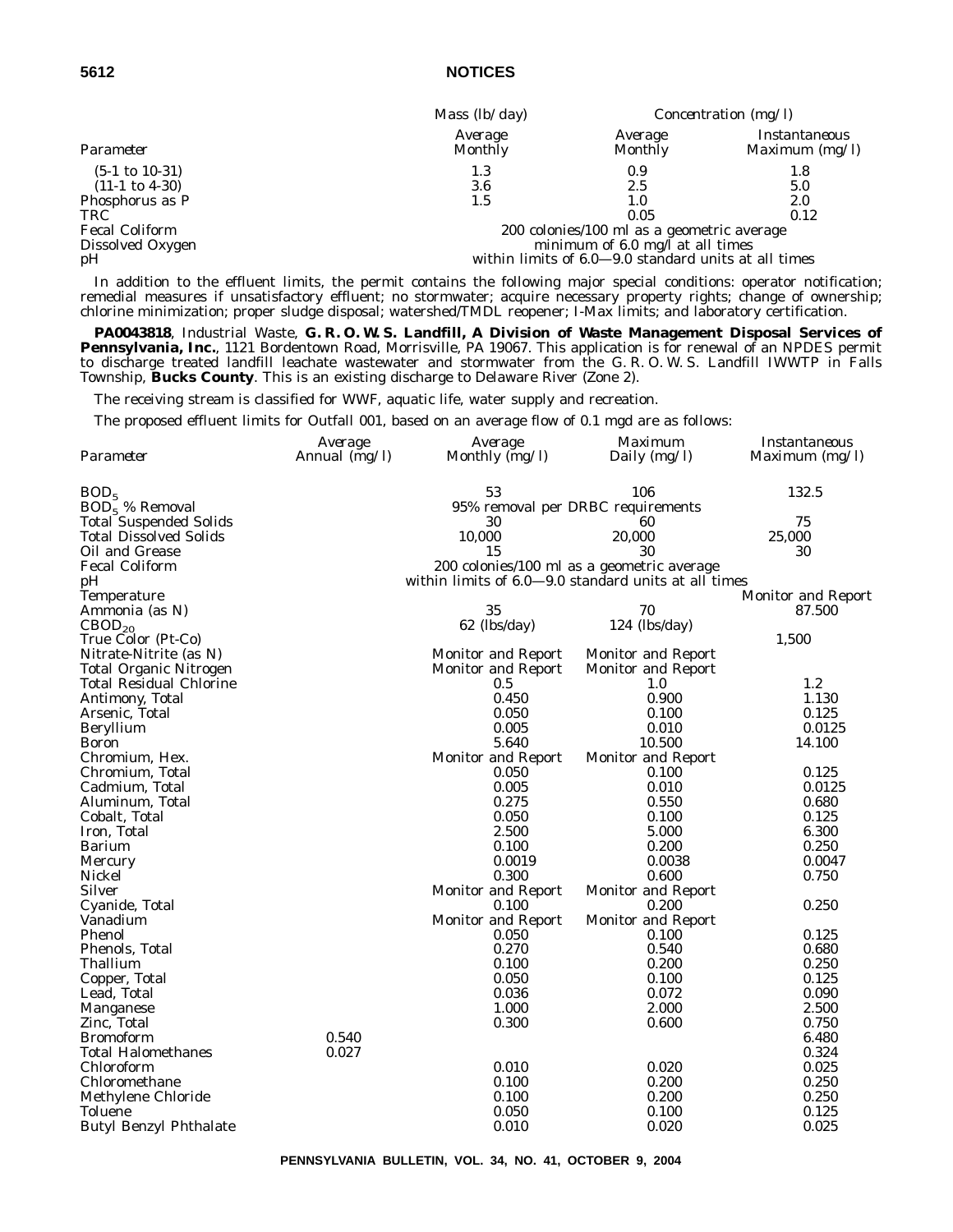| Parameter | Mass (lb/day) Average Monthly | Concentration (mg/l) Average Monthly | Instantaneous Maximum (mg/l) |
|---|---|---|---|
| (5-1 to 10-31) | 1.3 | 0.9 | 1.8 |
| (11-1 to 4-30) | 3.6 | 2.5 | 5.0 |
| Phosphorus as P | 1.5 | 1.0 | 2.0 |
| TRC | | 0.05 | 0.12 |
| Fecal Coliform | 200 colonies/100 ml as a geometric average | | |
| Dissolved Oxygen | minimum of 6.0 mg/l at all times | | |
| pH | within limits of 6.0—9.0 standard units at all times | | |

In addition to the effluent limits, the permit contains the following major special conditions: operator notification; remedial measures if unsatisfactory effluent; no stormwater; acquire necessary property rights; change of ownership; chlorine minimization; proper sludge disposal; watershed/TMDL reopener; I-Max limits; and laboratory certification.

**PA0043818**, Industrial Waste, **G. R. O. W. S. Landfill, A Division of Waste Management Disposal Services of Pennsylvania, Inc.**, 1121 Bordentown Road, Morrisville, PA 19067. This application is for renewal of an NPDES permit to discharge treated landfill leachate wastewater and stormwater from the G. R. O. W. S. Landfill IWWTP in Falls Township, **Bucks County**. This is an existing discharge to Delaware River (Zone 2).

The receiving stream is classified for WWF, aquatic life, water supply and recreation.

The proposed effluent limits for Outfall 001, based on an average flow of 0.1 mgd are as follows:

| Parameter | Average Annual (mg/l) | Average Monthly (mg/l) | Maximum Daily (mg/l) | Instantaneous Maximum (mg/l) |
|---|---|---|---|---|
| $BOD_5$ | | 53 | 106 | 132.5 |
| $BOD_5$ % Removal | | 95% removal per DRBC requirements | | |
| Total Suspended Solids | | 30 | 60 | 75 |
| Total Dissolved Solids | | 10,000 | 20,000 | 25,000 |
| Oil and Grease | | 15 | 30 | 30 |
| Fecal Coliform | | 200 colonies/100 ml as a geometric average | | |
| pH | | within limits of 6.0—9.0 standard units at all times | | |
| Temperature | | | | Monitor and Report |
| Ammonia (as N) | | 35 | 70 | 87.500 |
| $CBOD_{20}$ | | 62 (lbs/day) | 124 (lbs/day) | |
| True Color (Pt-Co) | | | | 1,500 |
| Nitrate-Nitrite (as N) | | Monitor and Report | Monitor and Report | |
| Total Organic Nitrogen | | Monitor and Report | Monitor and Report | |
| Total Residual Chlorine | | 0.5 | 1.0 | 1.2 |
| Antimony, Total | | 0.450 | 0.900 | 1.130 |
| Arsenic, Total | | 0.050 | 0.100 | 0.125 |
| Beryllium | | 0.005 | 0.010 | 0.0125 |
| Boron | | 5.640 | 10.500 | 14.100 |
| Chromium, Hex. | | Monitor and Report | Monitor and Report | |
| Chromium, Total | | 0.050 | 0.100 | 0.125 |
| Cadmium, Total | | 0.005 | 0.010 | 0.0125 |
| Aluminum, Total | | 0.275 | 0.550 | 0.680 |
| Cobalt, Total | | 0.050 | 0.100 | 0.125 |
| Iron, Total | | 2.500 | 5.000 | 6.300 |
| Barium | | 0.100 | 0.200 | 0.250 |
| Mercury | | 0.0019 | 0.0038 | 0.0047 |
| Nickel | | 0.300 | 0.600 | 0.750 |
| Silver | | Monitor and Report | Monitor and Report | |
| Cyanide, Total | | 0.100 | 0.200 | 0.250 |
| Vanadium | | Monitor and Report | Monitor and Report | |
| Phenol | | 0.050 | 0.100 | 0.125 |
| Phenols, Total | | 0.270 | 0.540 | 0.680 |
| Thallium | | 0.100 | 0.200 | 0.250 |
| Copper, Total | | 0.050 | 0.100 | 0.125 |
| Lead, Total | | 0.036 | 0.072 | 0.090 |
| Manganese | | 1.000 | 2.000 | 2.500 |
| Zinc, Total | | 0.300 | 0.600 | 0.750 |
| Bromoform | 0.540 | | | 6.480 |
| Total Halomethanes | 0.027 | | | 0.324 |
| Chloroform | | 0.010 | 0.020 | 0.025 |
| Chloromethane | | 0.100 | 0.200 | 0.250 |
| Methylene Chloride | | 0.100 | 0.200 | 0.250 |
| Toluene | | 0.050 | 0.100 | 0.125 |
| Butyl Benzyl Phthalate | | 0.010 | 0.020 | 0.025 |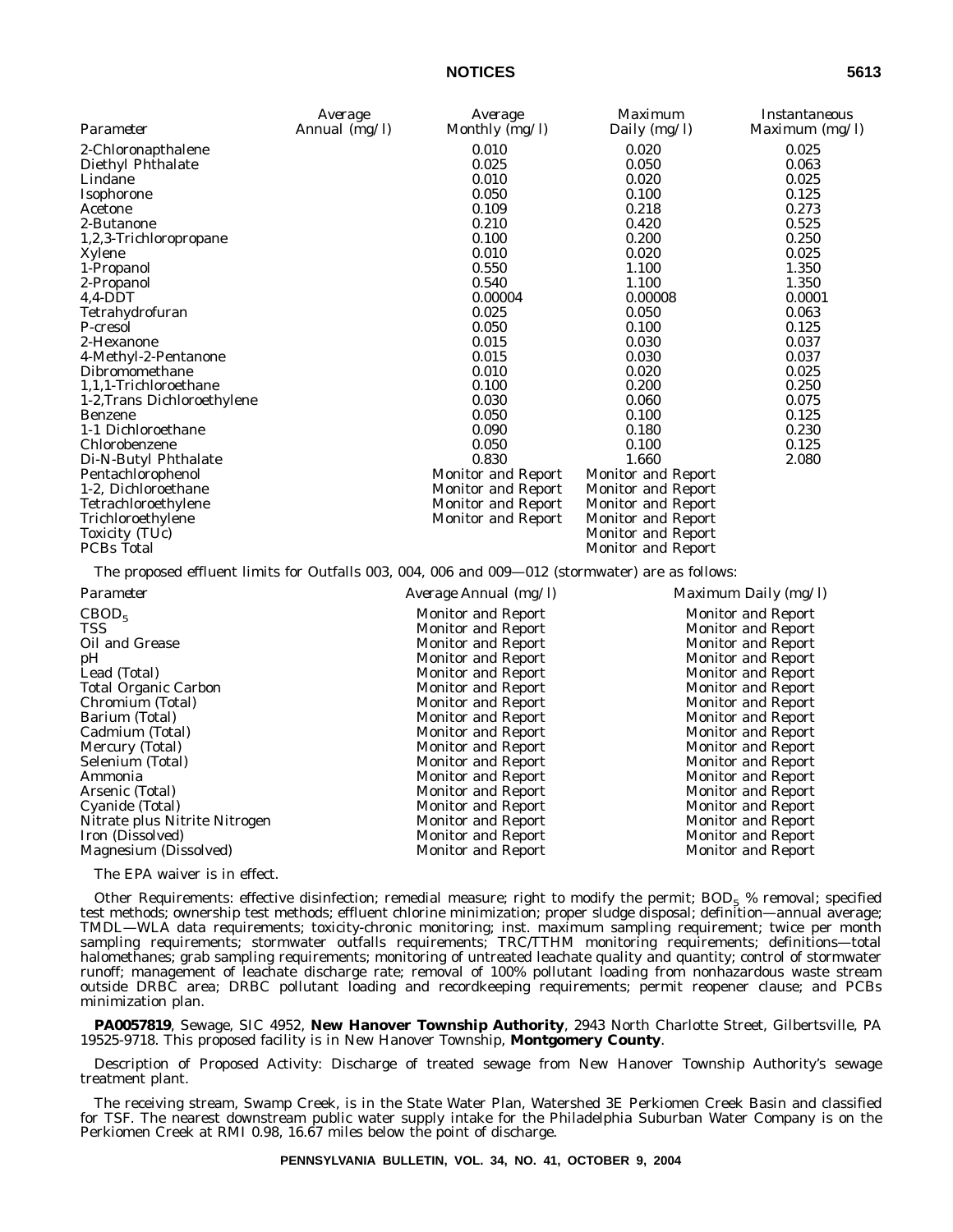| Parameter | Average Annual (mg/l) | Average Monthly (mg/l) | Maximum Daily (mg/l) | Instantaneous Maximum (mg/l) |
|---|---|---|---|---|
| 2-Chloronapthalene | | 0.010 | 0.020 | 0.025 |
| Diethyl Phthalate | | 0.025 | 0.050 | 0.063 |
| Lindane | | 0.010 | 0.020 | 0.025 |
| Isophorone | | 0.050 | 0.100 | 0.125 |
| Acetone | | 0.109 | 0.218 | 0.273 |
| 2-Butanone | | 0.210 | 0.420 | 0.525 |
| 1,2,3-Trichloropropane | | 0.100 | 0.200 | 0.250 |
| Xylene | | 0.010 | 0.020 | 0.025 |
| 1-Propanol | | 0.550 | 1.100 | 1.350 |
| 2-Propanol | | 0.540 | 1.100 | 1.350 |
| 4,4-DDT | | 0.00004 | 0.00008 | 0.0001 |
| Tetrahydrofuran | | 0.025 | 0.050 | 0.063 |
| P-cresol | | 0.050 | 0.100 | 0.125 |
| 2-Hexanone | | 0.015 | 0.030 | 0.037 |
| 4-Methyl-2-Pentanone | | 0.015 | 0.030 | 0.037 |
| Dibromomethane | | 0.010 | 0.020 | 0.025 |
| 1,1,1-Trichloroethane | | 0.100 | 0.200 | 0.250 |
| 1-2,Trans Dichloroethylene | | 0.030 | 0.060 | 0.075 |
| Benzene | | 0.050 | 0.100 | 0.125 |
| 1-1 Dichloroethane | | 0.090 | 0.180 | 0.230 |
| Chlorobenzene | | 0.050 | 0.100 | 0.125 |
| Di-N-Butyl Phthalate | | 0.830 | 1.660 | 2.080 |
| Pentachlorophenol | | Monitor and Report | Monitor and Report | |
| 1-2, Dichloroethane | | Monitor and Report | Monitor and Report | |
| Tetrachloroethylene | | Monitor and Report | Monitor and Report | |
| Trichloroethylene | | Monitor and Report | Monitor and Report | |
| Toxicity (TUc) | | | Monitor and Report | |
| PCBs Total | | | Monitor and Report | |

The proposed effluent limits for Outfalls 003, 004, 006 and 009—012 (stormwater) are as follows:

| Parameter | Average Annual (mg/l) | Maximum Daily (mg/l) |
|---|---|---|
| $CBOD_5$ | Monitor and Report | Monitor and Report |
| TSS | Monitor and Report | Monitor and Report |
| Oil and Grease | Monitor and Report | Monitor and Report |
| pH | Monitor and Report | Monitor and Report |
| Lead (Total) | Monitor and Report | Monitor and Report |
| Total Organic Carbon | Monitor and Report | Monitor and Report |
| Chromium (Total) | Monitor and Report | Monitor and Report |
| Barium (Total) | Monitor and Report | Monitor and Report |
| Cadmium (Total) | Monitor and Report | Monitor and Report |
| Mercury (Total) | Monitor and Report | Monitor and Report |
| Selenium (Total) | Monitor and Report | Monitor and Report |
| Ammonia | Monitor and Report | Monitor and Report |
| Arsenic (Total) | Monitor and Report | Monitor and Report |
| Cyanide (Total) | Monitor and Report | Monitor and Report |
| Nitrate plus Nitrite Nitrogen | Monitor and Report | Monitor and Report |
| Iron (Dissolved) | Monitor and Report | Monitor and Report |
| Magnesium (Dissolved) | Monitor and Report | Monitor and Report |

The EPA waiver is in effect.

Other Requirements: effective disinfection; remedial measure; right to modify the permit; $BOD_5$ % removal; specified test methods; ownership test methods; effluent chlorine minimization; proper sludge disposal; definition—annual average; TMDL—WLA data requirements; toxicity-chronic monitoring; inst. maximum sampling requirement; twice per month sampling requirements; stormwater outfalls requirements; TRC/TTHM monitoring requirements; definitions—total halomethanes; grab sampling requirements; monitoring of untreated leachate quality and quantity; control of stormwater runoff; management of leachate discharge rate; removal of 100% pollutant loading from nonhazardous waste stream outside DRBC area; DRBC pollutant loading and recordkeeping requirements; permit reopener clause; and PCBs minimization plan.

**PA0057819**, Sewage, SIC 4952, **New Hanover Township Authority**, 2943 North Charlotte Street, Gilbertsville, PA 19525-9718. This proposed facility is in New Hanover Township, **Montgomery County**.

Description of Proposed Activity: Discharge of treated sewage from New Hanover Township Authority's sewage treatment plant.

The receiving stream, Swamp Creek, is in the State Water Plan, Watershed 3E Perkiomen Creek Basin and classified for TSF. The nearest downstream public water supply intake for the Philadelphia Suburban Water Company is on the Perkiomen Creek at RMI 0.98, 16.67 miles below the point of discharge.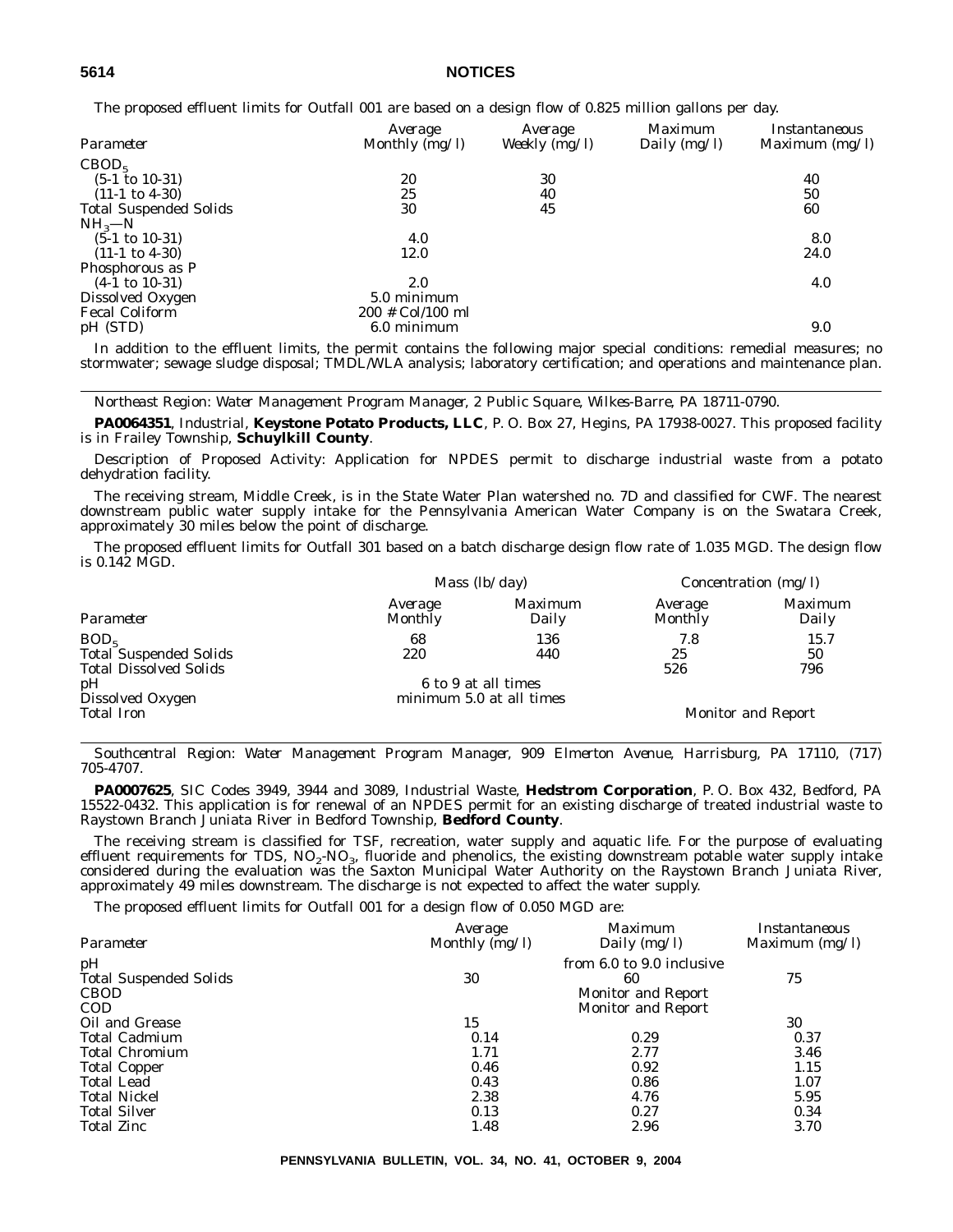The proposed effluent limits for Outfall 001 are based on a design flow of 0.825 million gallons per day.

| Parameter | Average Monthly (mg/l) | Average Weekly (mg/l) | Maximum Daily (mg/l) | Instantaneous Maximum (mg/l) |
|---|---|---|---|---|
| $CBOD_5$ | | | | |
| (5-1 to 10-31) | 20 | 30 | | 40 |
| (11-1 to 4-30) | 25 | 40 | | 50 |
| Total Suspended Solids | 30 | 45 | | 60 |
| $NH_3$—N | | | | |
| (5-1 to 10-31) | 4.0 | | | 8.0 |
| (11-1 to 4-30) | 12.0 | | | 24.0 |
| Phosphorous as P | | | | |
| (4-1 to 10-31) | 2.0 | | | 4.0 |
| Dissolved Oxygen | 5.0 minimum | | | |
| Fecal Coliform | 200 # Col/100 ml | | | |
| pH (STD) | 6.0 minimum | | | 9.0 |

In addition to the effluent limits, the permit contains the following major special conditions: remedial measures; no stormwater; sewage sludge disposal; TMDL/WLA analysis; laboratory certification; and operations and maintenance plan.

---

*Northeast Region: Water Management Program Manager, 2 Public Square, Wilkes-Barre, PA 18711-0790.*

**PA0064351**, Industrial, **Keystone Potato Products, LLC**, P. O. Box 27, Hegins, PA 17938-0027. This proposed facility is in Frailey Township, **Schuylkill County**.

Description of Proposed Activity: Application for NPDES permit to discharge industrial waste from a potato dehydration facility.

The receiving stream, Middle Creek, is in the State Water Plan watershed no. 7D and classified for CWF. The nearest downstream public water supply intake for the Pennsylvania American Water Company is on the Swatara Creek, approximately 30 miles below the point of discharge.

The proposed effluent limits for Outfall 301 based on a batch discharge design flow rate of 1.035 MGD. The design flow is 0.142 MGD.

| | Mass (lb/day) | | Concentration (mg/l) | |
|---|---|---|---|---|
| Parameter | Average Monthly | Maximum Daily | Average Monthly | Maximum Daily |
| $BOD_5$ | 68 | 136 | 7.8 | 15.7 |
| Total Suspended Solids | 220 | 440 | 25 | 50 |
| Total Dissolved Solids | | | 526 | 796 |
| pH | 6 to 9 at all times | | | |
| Dissolved Oxygen | minimum 5.0 at all times | | | |
| Total Iron | | | Monitor and Report | |

---

*Southcentral Region: Water Management Program Manager, 909 Elmerton Avenue, Harrisburg, PA 17110, (717) 705-4707.*

**PA0007625**, SIC Codes 3949, 3944 and 3089, Industrial Waste, **Hedstrom Corporation**, P. O. Box 432, Bedford, PA 15522-0432. This application is for renewal of an NPDES permit for an existing discharge of treated industrial waste to Raystown Branch Juniata River in Bedford Township, **Bedford County**.

The receiving stream is classified for TSF, recreation, water supply and aquatic life. For the purpose of evaluating effluent requirements for TDS, $NO_2$-$NO_3$, fluoride and phenolics, the existing downstream potable water supply intake considered during the evaluation was the Saxton Municipal Water Authority on the Raystown Branch Juniata River, approximately 49 miles downstream. The discharge is not expected to affect the water supply.

The proposed effluent limits for Outfall 001 for a design flow of 0.050 MGD are:

| Parameter | Average Monthly (mg/l) | Maximum Daily (mg/l) | Instantaneous Maximum (mg/l) |
|---|---|---|---|
| pH | | from 6.0 to 9.0 inclusive | |
| Total Suspended Solids | 30 | 60 | 75 |
| CBOD | | Monitor and Report | |
| COD | | Monitor and Report | |
| Oil and Grease | 15 | | 30 |
| Total Cadmium | 0.14 | 0.29 | 0.37 |
| Total Chromium | 1.71 | 2.77 | 3.46 |
| Total Copper | 0.46 | 0.92 | 1.15 |
| Total Lead | 0.43 | 0.86 | 1.07 |
| Total Nickel | 2.38 | 4.76 | 5.95 |
| Total Silver | 0.13 | 0.27 | 0.34 |
| Total Zinc | 1.48 | 2.96 | 3.70 |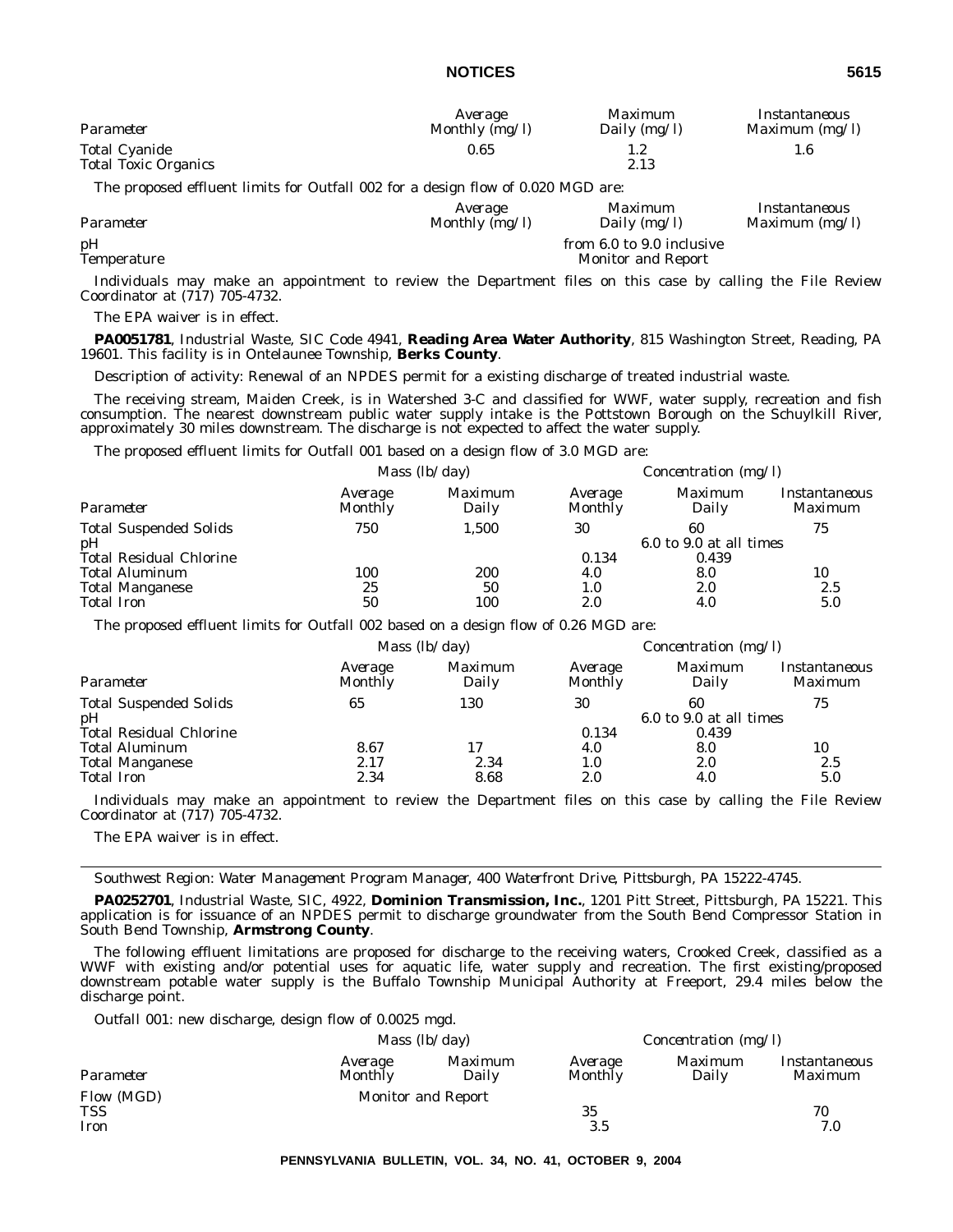| Parameter | Average Monthly (mg/l) | Maximum Daily (mg/l) | Instantaneous Maximum (mg/l) |
|---|---|---|---|
| Total Cyanide | 0.65 | 1.2 | 1.6 |
| Total Toxic Organics | | 2.13 | |

The proposed effluent limits for Outfall 002 for a design flow of 0.020 MGD are:

| Parameter | Average Monthly (mg/l) | Maximum Daily (mg/l) | Instantaneous Maximum (mg/l) |
|---|---|---|---|
| pH | | from 6.0 to 9.0 inclusive | |
| Temperature | | Monitor and Report | |

Individuals may make an appointment to review the Department files on this case by calling the File Review Coordinator at (717) 705-4732.

The EPA waiver is in effect.

**PA0051781**, Industrial Waste, SIC Code 4941, **Reading Area Water Authority**, 815 Washington Street, Reading, PA 19601. This facility is in Ontelaunee Township, **Berks County**.

Description of activity: Renewal of an NPDES permit for a existing discharge of treated industrial waste.

The receiving stream, Maiden Creek, is in Watershed 3-C and classified for WWF, water supply, recreation and fish consumption. The nearest downstream public water supply intake is the Pottstown Borough on the Schuylkill River, approximately 30 miles downstream. The discharge is not expected to affect the water supply.

The proposed effluent limits for Outfall 001 based on a design flow of 3.0 MGD are:

| | Mass (lb/day) | | Concentration (mg/l) | | |
|---|---|---|---|---|---|
| Parameter | Average Monthly | Maximum Daily | Average Monthly | Maximum Daily | Instantaneous Maximum |
| Total Suspended Solids | 750 | 1,500 | 30 | 60 | 75 |
| pH | | | | 6.0 to 9.0 at all times | |
| Total Residual Chlorine | | | 0.134 | 0.439 | |
| Total Aluminum | 100 | 200 | 4.0 | 8.0 | 10 |
| Total Manganese | 25 | 50 | 1.0 | 2.0 | 2.5 |
| Total Iron | 50 | 100 | 2.0 | 4.0 | 5.0 |

The proposed effluent limits for Outfall 002 based on a design flow of 0.26 MGD are:

| | Mass (lb/day) | | Concentration (mg/l) | | |
|---|---|---|---|---|---|
| Parameter | Average Monthly | Maximum Daily | Average Monthly | Maximum Daily | Instantaneous Maximum |
| Total Suspended Solids | 65 | 130 | 30 | 60 | 75 |
| pH | | | | 6.0 to 9.0 at all times | |
| Total Residual Chlorine | | | 0.134 | 0.439 | |
| Total Aluminum | 8.67 | 17 | 4.0 | 8.0 | 10 |
| Total Manganese | 2.17 | 2.34 | 1.0 | 2.0 | 2.5 |
| Total Iron | 2.34 | 8.68 | 2.0 | 4.0 | 5.0 |

Individuals may make an appointment to review the Department files on this case by calling the File Review Coordinator at (717) 705-4732.

The EPA waiver is in effect.

---

*Southwest Region: Water Management Program Manager, 400 Waterfront Drive, Pittsburgh, PA 15222-4745.*

**PA0252701**, Industrial Waste, SIC, 4922, **Dominion Transmission, Inc.**, 1201 Pitt Street, Pittsburgh, PA 15221. This application is for issuance of an NPDES permit to discharge groundwater from the South Bend Compressor Station in South Bend Township, **Armstrong County**.

The following effluent limitations are proposed for discharge to the receiving waters, Crooked Creek, classified as a WWF with existing and/or potential uses for aquatic life, water supply and recreation. The first existing/proposed downstream potable water supply is the Buffalo Township Municipal Authority at Freeport, 29.4 miles below the discharge point.

Outfall 001: new discharge, design flow of 0.0025 mgd.

| | Mass (lb/day) | | Concentration (mg/l) | | |
|---|---|---|---|---|---|
| Parameter | Average Monthly | Maximum Daily | Average Monthly | Maximum Daily | Instantaneous Maximum |
| Flow (MGD) | Monitor and Report | | | | |
| TSS | | | 35 | | 70 |
| Iron | | | 3.5 | | 7.0 |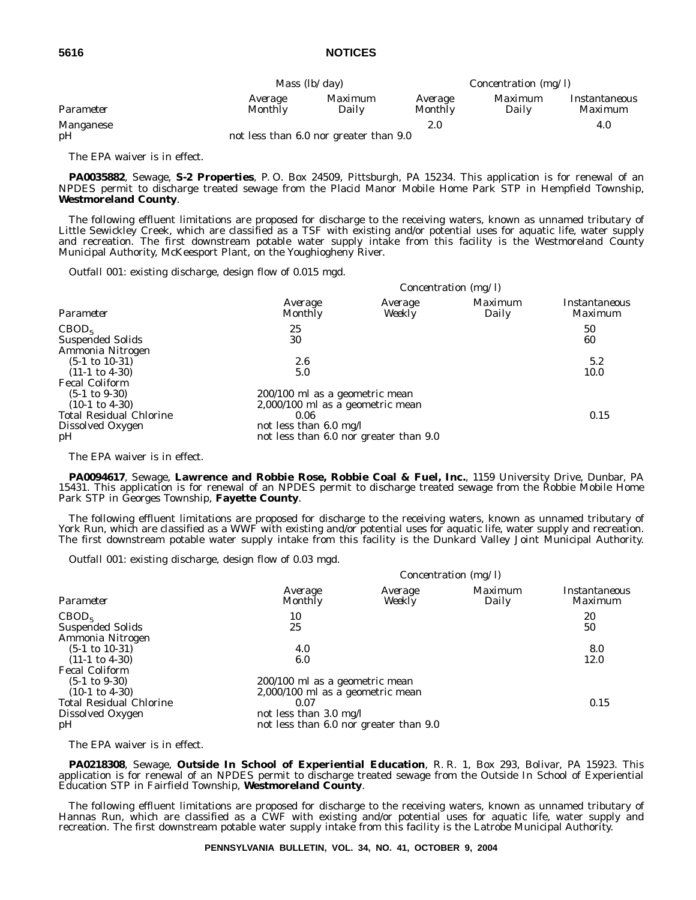| | Mass (lb/day) | | Concentration (mg/l) | | |
|---|---|---|---|---|---|
| Parameter | Average Monthly | Maximum Daily | Average Monthly | Maximum Daily | Instantaneous Maximum |
| Manganese | | | 2.0 | | 4.0 |
| pH | not less than 6.0 nor greater than 9.0 | | | | |

The EPA waiver is in effect.

**PA0035882**, Sewage, **S-2 Properties**, P. O. Box 24509, Pittsburgh, PA 15234. This application is for renewal of an NPDES permit to discharge treated sewage from the Placid Manor Mobile Home Park STP in Hempfield Township, **Westmoreland County**.

The following effluent limitations are proposed for discharge to the receiving waters, known as unnamed tributary of Little Sewickley Creek, which are classified as a TSF with existing and/or potential uses for aquatic life, water supply and recreation. The first downstream potable water supply intake from this facility is the Westmoreland County Municipal Authority, McKeesport Plant, on the Youghiogheny River.

Outfall 001: existing discharge, design flow of 0.015 mgd.

| | Concentration (mg/l) | | | |
|---|---|---|---|---|
| Parameter | Average Monthly | Average Weekly | Maximum Daily | Instantaneous Maximum |
| $CBOD_5$ | 25 | | | 50 |
| Suspended Solids | 30 | | | 60 |
| Ammonia Nitrogen | | | | |
| (5-1 to 10-31) | 2.6 | | | 5.2 |
| (11-1 to 4-30) | 5.0 | | | 10.0 |
| Fecal Coliform | | | | |
| (5-1 to 9-30) | 200/100 ml as a geometric mean | | | |
| (10-1 to 4-30) | 2,000/100 ml as a geometric mean | | | |
| Total Residual Chlorine | 0.06 | | | 0.15 |
| Dissolved Oxygen | not less than 6.0 mg/l | | | |
| pH | not less than 6.0 nor greater than 9.0 | | | |

The EPA waiver is in effect.

**PA0094617**, Sewage, **Lawrence and Robbie Rose, Robbie Coal & Fuel, Inc.**, 1159 University Drive, Dunbar, PA 15431. This application is for renewal of an NPDES permit to discharge treated sewage from the Robbie Mobile Home Park STP in Georges Township, **Fayette County**.

The following effluent limitations are proposed for discharge to the receiving waters, known as unnamed tributary of York Run, which are classified as a WWF with existing and/or potential uses for aquatic life, water supply and recreation. The first downstream potable water supply intake from this facility is the Dunkard Valley Joint Municipal Authority.

Outfall 001: existing discharge, design flow of 0.03 mgd.

| | Concentration (mg/l) | | | |
|---|---|---|---|---|
| Parameter | Average Monthly | Average Weekly | Maximum Daily | Instantaneous Maximum |
| $CBOD_5$ | 10 | | | 20 |
| Suspended Solids | 25 | | | 50 |
| Ammonia Nitrogen | | | | |
| (5-1 to 10-31) | 4.0 | | | 8.0 |
| (11-1 to 4-30) | 6.0 | | | 12.0 |
| Fecal Coliform | | | | |
| (5-1 to 9-30) | 200/100 ml as a geometric mean | | | |
| (10-1 to 4-30) | 2,000/100 ml as a geometric mean | | | |
| Total Residual Chlorine | 0.07 | | | 0.15 |
| Dissolved Oxygen | not less than 3.0 mg/l | | | |
| pH | not less than 6.0 nor greater than 9.0 | | | |

The EPA waiver is in effect.

**PA0218308**, Sewage, **Outside In School of Experiential Education**, R. R. 1, Box 293, Bolivar, PA 15923. This application is for renewal of an NPDES permit to discharge treated sewage from the Outside In School of Experiential Education STP in Fairfield Township, **Westmoreland County**.

The following effluent limitations are proposed for discharge to the receiving waters, known as unnamed tributary of Hannas Run, which are classified as a CWF with existing and/or potential uses for aquatic life, water supply and recreation. The first downstream potable water supply intake from this facility is the Latrobe Municipal Authority.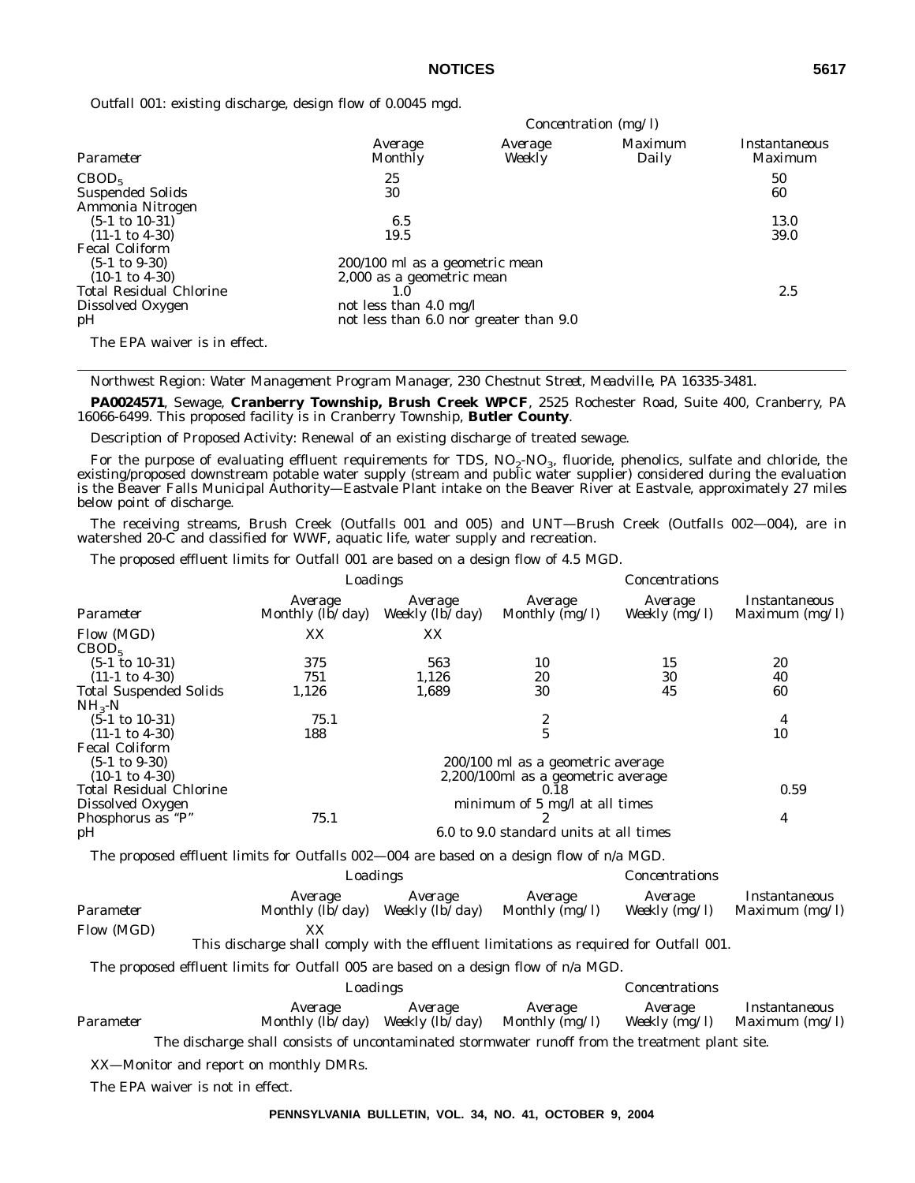Outfall 001: existing discharge, design flow of 0.0045 mgd.

| | Concentration (mg/l) | | | |
|---|---|---|---|---|
| *Parameter* | *Average Monthly* | *Average Weekly* | *Maximum Daily* | *Instantaneous Maximum* |
| $CBOD_5$ | 25 | | | 50 |
| Suspended Solids | 30 | | | 60 |
| Ammonia Nitrogen | | | | |
| (5-1 to 10-31) | 6.5 | | | 13.0 |
| (11-1 to 4-30) | 19.5 | | | 39.0 |
| Fecal Coliform | | | | |
| (5-1 to 9-30) | 200/100 ml as a geometric mean | | | |
| (10-1 to 4-30) | 2,000 as a geometric mean | | | |
| Total Residual Chlorine | 1.0 | | | 2.5 |
| Dissolved Oxygen | not less than 4.0 mg/l | | | |
| pH | not less than 6.0 nor greater than 9.0 | | | |

The EPA waiver is in effect.

---

*Northwest Region: Water Management Program Manager, 230 Chestnut Street, Meadville, PA 16335-3481.*

**PA0024571**, Sewage, **Cranberry Township, Brush Creek WPCF**, 2525 Rochester Road, Suite 400, Cranberry, PA 16066-6499. This proposed facility is in Cranberry Township, **Butler County**.

Description of Proposed Activity: Renewal of an existing discharge of treated sewage.

For the purpose of evaluating effluent requirements for TDS, $NO_2$-$NO_3$, fluoride, phenolics, sulfate and chloride, the existing/proposed downstream potable water supply (stream and public water supplier) considered during the evaluation is the Beaver Falls Municipal Authority—Eastvale Plant intake on the Beaver River at Eastvale, approximately 27 miles below point of discharge.

The receiving streams, Brush Creek (Outfalls 001 and 005) and UNT—Brush Creek (Outfalls 002—004), are in watershed 20-C and classified for WWF, aquatic life, water supply and recreation.

The proposed effluent limits for Outfall 001 are based on a design flow of 4.5 MGD.

| | Loadings | | Concentrations | | |
|---|---|---|---|---|---|
| *Parameter* | *Average Monthly (lb/day)* | *Average Weekly (lb/day)* | *Average Monthly (mg/l)* | *Average Weekly (mg/l)* | *Instantaneous Maximum (mg/l)* |
| Flow (MGD) | XX | XX | | | |
| $CBOD_5$ | | | | | |
| (5-1 to 10-31) | 375 | 563 | 10 | 15 | 20 |
| (11-1 to 4-30) | 751 | 1,126 | 20 | 30 | 40 |
| Total Suspended Solids | 1,126 | 1,689 | 30 | 45 | 60 |
| $NH_3$-N | | | | | |
| (5-1 to 10-31) | 75.1 | | 2 | | 4 |
| (11-1 to 4-30) | 188 | | 5 | | 10 |
| Fecal Coliform | | | | | |
| (5-1 to 9-30) | | | 200/100 ml as a geometric average | | |
| (10-1 to 4-30) | | | 2,200/100ml as a geometric average | | |
| Total Residual Chlorine | | | 0.18 | | 0.59 |
| Dissolved Oxygen | | | minimum of 5 mg/l at all times | | |
| Phosphorus as "P" | 75.1 | | 2 | | 4 |
| pH | | | 6.0 to 9.0 standard units at all times | | |

The proposed effluent limits for Outfalls 002—004 are based on a design flow of n/a MGD.

| | Loadings | | Concentrations | | |
|---|---|---|---|---|---|
| *Parameter* | *Average Monthly (lb/day)* | *Average Weekly (lb/day)* | *Average Monthly (mg/l)* | *Average Weekly (mg/l)* | *Instantaneous Maximum (mg/l)* |
| Flow (MGD) | XX | | | | |

This discharge shall comply with the effluent limitations as required for Outfall 001.

The proposed effluent limits for Outfall 005 are based on a design flow of n/a MGD.

| | Loadings | | Concentrations | | |
|---|---|---|---|---|---|
| *Parameter* | *Average Monthly (lb/day)* | *Average Weekly (lb/day)* | *Average Monthly (mg/l)* | *Average Weekly (mg/l)* | *Instantaneous Maximum (mg/l)* |

The discharge shall consists of uncontaminated stormwater runoff from the treatment plant site.

XX—Monitor and report on monthly DMRs.

The EPA waiver is not in effect.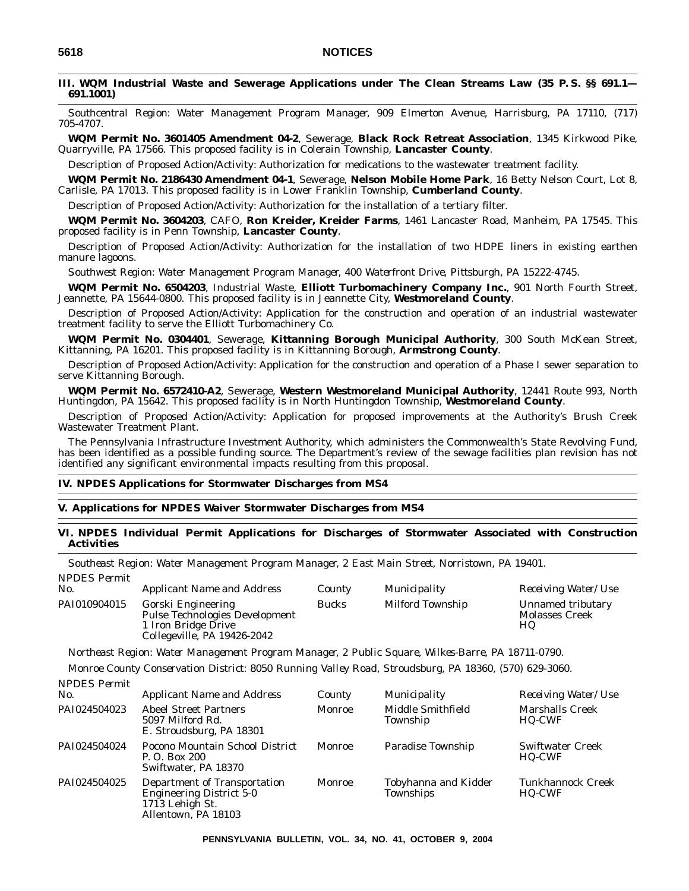### III. WQM Industrial Waste and Sewerage Applications under The Clean Streams Law (35 P. S. §§ 691.1—691.1001)

*Southcentral Region: Water Management Program Manager, 909 Elmerton Avenue, Harrisburg, PA 17110, (717) 705-4707.*

**WQM Permit No. 3601405 Amendment 04-2**, Sewerage, **Black Rock Retreat Association**, 1345 Kirkwood Pike, Quarryville, PA 17566. This proposed facility is in Colerain Township, **Lancaster County**.

Description of Proposed Action/Activity: Authorization for medications to the wastewater treatment facility.

**WQM Permit No. 2186430 Amendment 04-1**, Sewerage, **Nelson Mobile Home Park**, 16 Betty Nelson Court, Lot 8, Carlisle, PA 17013. This proposed facility is in Lower Franklin Township, **Cumberland County**.

Description of Proposed Action/Activity: Authorization for the installation of a tertiary filter.

**WQM Permit No. 3604203**, CAFO, **Ron Kreider, Kreider Farms**, 1461 Lancaster Road, Manheim, PA 17545. This proposed facility is in Penn Township, **Lancaster County**.

Description of Proposed Action/Activity: Authorization for the installation of two HDPE liners in existing earthen manure lagoons.

*Southwest Region: Water Management Program Manager, 400 Waterfront Drive, Pittsburgh, PA 15222-4745.*

**WQM Permit No. 6504203**, Industrial Waste, **Elliott Turbomachinery Company Inc.**, 901 North Fourth Street, Jeannette, PA 15644-0800. This proposed facility is in Jeannette City, **Westmoreland County**.

Description of Proposed Action/Activity: Application for the construction and operation of an industrial wastewater treatment facility to serve the Elliott Turbomachinery Co.

**WQM Permit No. 0304401**, Sewerage, **Kittanning Borough Municipal Authority**, 300 South McKean Street, Kittanning, PA 16201. This proposed facility is in Kittanning Borough, **Armstrong County**.

Description of Proposed Action/Activity: Application for the construction and operation of a Phase I sewer separation to serve Kittanning Borough.

**WQM Permit No. 6572410-A2**, Sewerage, **Western Westmoreland Municipal Authority**, 12441 Route 993, North Huntingdon, PA 15642. This proposed facility is in North Huntingdon Township, **Westmoreland County**.

Description of Proposed Action/Activity: Application for proposed improvements at the Authority's Brush Creek Wastewater Treatment Plant.

The Pennsylvania Infrastructure Investment Authority, which administers the Commonwealth's State Revolving Fund, has been identified as a possible funding source. The Department's review of the sewage facilities plan revision has not identified any significant environmental impacts resulting from this proposal.

### IV. NPDES Applications for Stormwater Discharges from MS4

### V. Applications for NPDES Waiver Stormwater Discharges from MS4

### VI. NPDES Individual Permit Applications for Discharges of Stormwater Associated with Construction Activities

*Southeast Region: Water Management Program Manager, 2 East Main Street, Norristown, PA 19401.*

| NPDES Permit No. | Applicant Name and Address | County | Municipality | Receiving Water/Use |
|---|---|---|---|---|
| PAI010904015 | Gorski Engineering<br>Pulse Technologies Development<br>1 Iron Bridge Drive<br>Collegeville, PA 19426-2042 | Bucks | Milford Township | Unnamed tributary Molasses Creek HQ |

*Northeast Region: Water Management Program Manager, 2 Public Square, Wilkes-Barre, PA 18711-0790.*

*Monroe County Conservation District: 8050 Running Valley Road, Stroudsburg, PA 18360, (570) 629-3060.*

| NPDES Permit No. | Applicant Name and Address | County | Municipality | Receiving Water/Use |
|---|---|---|---|---|
| PAI024504023 | Abeel Street Partners<br>5097 Milford Rd.<br>E. Stroudsburg, PA 18301 | Monroe | Middle Smithfield Township | Marshalls Creek HQ-CWF |
| PAI024504024 | Pocono Mountain School District<br>P. O. Box 200<br>Swiftwater, PA 18370 | Monroe | Paradise Township | Swiftwater Creek HQ-CWF |
| PAI024504025 | Department of Transportation<br>Engineering District 5-0<br>1713 Lehigh St.<br>Allentown, PA 18103 | Monroe | Tobyhanna and Kidder Townships | Tunkhannock Creek HQ-CWF |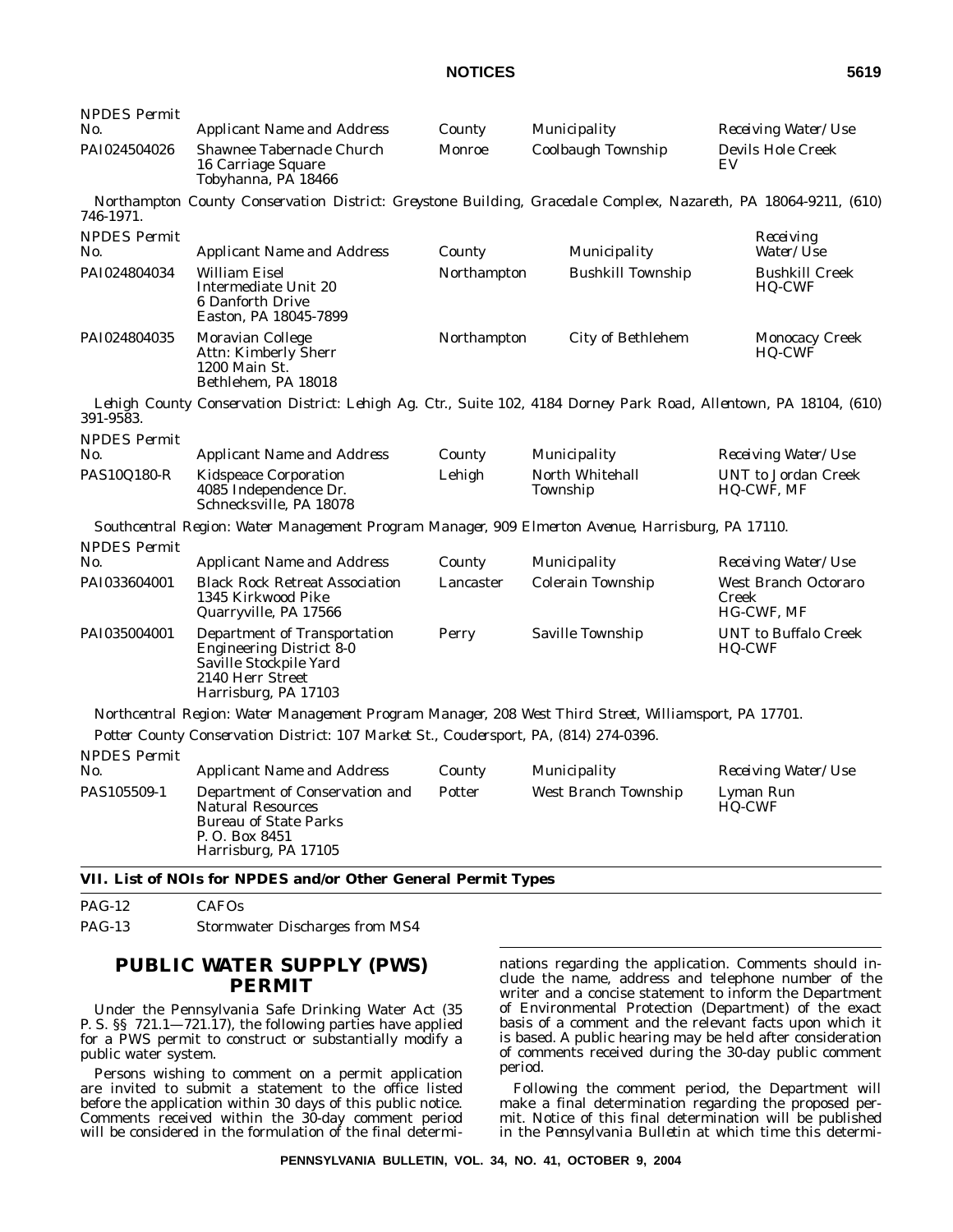| NPDES Permit No. | Applicant Name and Address | County | Municipality | Receiving Water/Use |
|---|---|---|---|---|
| PAI024504026 | Shawnee Tabernacle Church<br>16 Carriage Square<br>Tobyhanna, PA 18466 | Monroe | Coolbaugh Township | Devils Hole Creek<br>EV |

*Northampton County Conservation District: Greystone Building, Gracedale Complex, Nazareth, PA 18064-9211, (610) 746-1971.*

| NPDES Permit No. | Applicant Name and Address | County | Municipality | Receiving Water/Use |
|---|---|---|---|---|
| PAI024804034 | William Eisel<br>Intermediate Unit 20<br>6 Danforth Drive<br>Easton, PA 18045-7899 | Northampton | Bushkill Township | Bushkill Creek<br>HQ-CWF |
| PAI024804035 | Moravian College<br>Attn: Kimberly Sherr<br>1200 Main St.<br>Bethlehem, PA 18018 | Northampton | City of Bethlehem | Monocacy Creek<br>HQ-CWF |

*Lehigh County Conservation District: Lehigh Ag. Ctr., Suite 102, 4184 Dorney Park Road, Allentown, PA 18104, (610) 391-9583.*

| NPDES Permit No. | Applicant Name and Address | County | Municipality | Receiving Water/Use |
|---|---|---|---|---|
| PAS10Q180-R | Kidspeace Corporation<br>4085 Independence Dr.<br>Schnecksville, PA 18078 | Lehigh | North Whitehall Township | UNT to Jordan Creek<br>HQ-CWF, MF |

*Southcentral Region: Water Management Program Manager, 909 Elmerton Avenue, Harrisburg, PA 17110.*

| NPDES Permit No. | Applicant Name and Address | County | Municipality | Receiving Water/Use |
|---|---|---|---|---|
| PAI033604001 | Black Rock Retreat Association<br>1345 Kirkwood Pike<br>Quarryville, PA 17566 | Lancaster | Colerain Township | West Branch Octoraro Creek<br>HG-CWF, MF |
| PAI035004001 | Department of Transportation<br>Engineering District 8-0<br>Saville Stockpile Yard<br>2140 Herr Street<br>Harrisburg, PA 17103 | Perry | Saville Township | UNT to Buffalo Creek<br>HQ-CWF |

*Northcentral Region: Water Management Program Manager, 208 West Third Street, Williamsport, PA 17701.*

*Potter County Conservation District: 107 Market St., Coudersport, PA, (814) 274-0396.*

| NPDES Permit No. | Applicant Name and Address | County | Municipality | Receiving Water/Use |
|---|---|---|---|---|
| PAS105509-1 | Department of Conservation and Natural Resources<br>Bureau of State Parks<br>P. O. Box 8451<br>Harrisburg, PA 17105 | Potter | West Branch Township | Lyman Run<br>HQ-CWF |

### VII. List of NOIs for NPDES and/or Other General Permit Types

| | |
|---|---|
| PAG-12 | CAFOs |
| PAG-13 | Stormwater Discharges from MS4 |

## PUBLIC WATER SUPPLY (PWS) PERMIT

Under the Pennsylvania Safe Drinking Water Act (35 P. S. §§ 721.1—721.17), the following parties have applied for a PWS permit to construct or substantially modify a public water system.

Persons wishing to comment on a permit application are invited to submit a statement to the office listed before the application within 30 days of this public notice. Comments received within the 30-day comment period will be considered in the formulation of the final determinations regarding the application. Comments should include the name, address and telephone number of the writer and a concise statement to inform the Department of Environmental Protection (Department) of the exact basis of a comment and the relevant facts upon which it is based. A public hearing may be held after consideration of comments received during the 30-day public comment period.

Following the comment period, the Department will make a final determination regarding the proposed permit. Notice of this final determination will be published in the *Pennsylvania Bulletin* at which time this determi-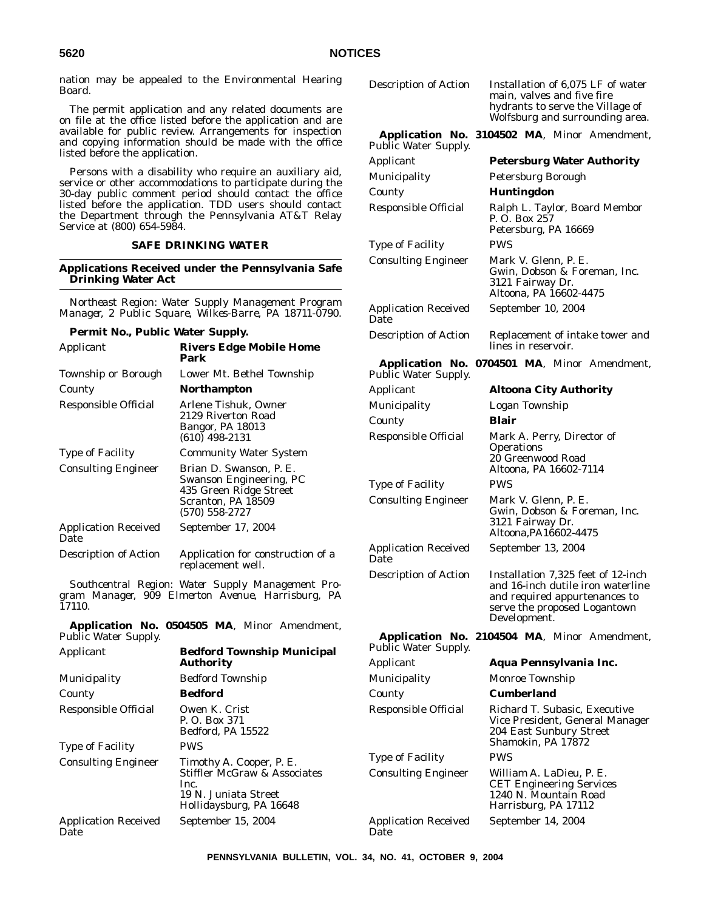nation may be appealed to the Environmental Hearing Board.

The permit application and any related documents are on file at the office listed before the application and are available for public review. Arrangements for inspection and copying information should be made with the office listed before the application.

Persons with a disability who require an auxiliary aid, service or other accommodations to participate during the 30-day public comment period should contact the office listed before the application. TDD users should contact the Department through the Pennsylvania AT&T Relay Service at (800) 654-5984.

## SAFE DRINKING WATER

### Applications Received under the Pennsylvania Safe Drinking Water Act

*Northeast Region: Water Supply Management Program Manager, 2 Public Square, Wilkes-Barre, PA 18711-0790.*

**Permit No., Public Water Supply.**

| | |
|---|---|
| Applicant | **Rivers Edge Mobile Home Park** |
| Township or Borough | Lower Mt. Bethel Township |
| County | **Northampton** |
| Responsible Official | Arlene Tishuk, Owner<br>2129 Riverton Road<br>Bangor, PA 18013<br>(610) 498-2131 |
| Type of Facility | Community Water System |
| Consulting Engineer | Brian D. Swanson, P. E.<br>Swanson Engineering, PC<br>435 Green Ridge Street<br>Scranton, PA 18509<br>(570) 558-2727 |
| Application Received Date | September 17, 2004 |
| Description of Action | Application for construction of a replacement well. |

*Southcentral Region: Water Supply Management Program Manager, 909 Elmerton Avenue, Harrisburg, PA 17110.*

**Application No. 0504505 MA**, Minor Amendment, Public Water Supply.

| | |
|---|---|
| Applicant | **Bedford Township Municipal Authority** |
| Municipality | Bedford Township |
| County | **Bedford** |
| Responsible Official | Owen K. Crist<br>P. O. Box 371<br>Bedford, PA 15522 |
| Type of Facility | PWS |
| Consulting Engineer | Timothy A. Cooper, P. E.<br>Stiffler McGraw & Associates Inc.<br>19 N. Juniata Street<br>Hollidaysburg, PA 16648 |
| Application Received Date | September 15, 2004 |
| Description of Action | Installation of 6,075 LF of water main, valves and five fire hydrants to serve the Village of Wolfsburg and surrounding area. |

**Application No. 3104502 MA**, Minor Amendment, Public Water Supply.

| | |
|---|---|
| Applicant | **Petersburg Water Authority** |
| Municipality | Petersburg Borough |
| County | **Huntingdon** |
| Responsible Official | Ralph L. Taylor, Board Member<br>P. O. Box 257<br>Petersburg, PA 16669 |
| Type of Facility | PWS |
| Consulting Engineer | Mark V. Glenn, P. E.<br>Gwin, Dobson & Foreman, Inc.<br>3121 Fairway Dr.<br>Altoona, PA 16602-4475 |
| Application Received Date | September 10, 2004 |
| Description of Action | Replacement of intake tower and lines in reservoir. |

**Application No. 0704501 MA**, Minor Amendment, Public Water Supply.

| | |
|---|---|
| Applicant | **Altoona City Authority** |
| Municipality | Logan Township |
| County | **Blair** |
| Responsible Official | Mark A. Perry, Director of Operations<br>20 Greenwood Road<br>Altoona, PA 16602-7114 |
| Type of Facility | PWS |
| Consulting Engineer | Mark V. Glenn, P. E.<br>Gwin, Dobson & Foreman, Inc.<br>3121 Fairway Dr.<br>Altoona,PA16602-4475 |
| Application Received Date | September 13, 2004 |
| Description of Action | Installation 7,325 feet of 12-inch and 16-inch dutile iron waterline and required appurtenances to serve the proposed Logantown Development. |

**Application No. 2104504 MA**, Minor Amendment, Public Water Supply.

| | |
|---|---|
| Applicant | **Aqua Pennsylvania Inc.** |
| Municipality | Monroe Township |
| County | **Cumberland** |
| Responsible Official | Richard T. Subasic, Executive Vice President, General Manager<br>204 East Sunbury Street<br>Shamokin, PA 17872 |
| Type of Facility | PWS |
| Consulting Engineer | William A. LaDieu, P. E.<br>CET Engineering Services<br>1240 N. Mountain Road<br>Harrisburg, PA 17112 |
| Application Received Date | September 14, 2004 |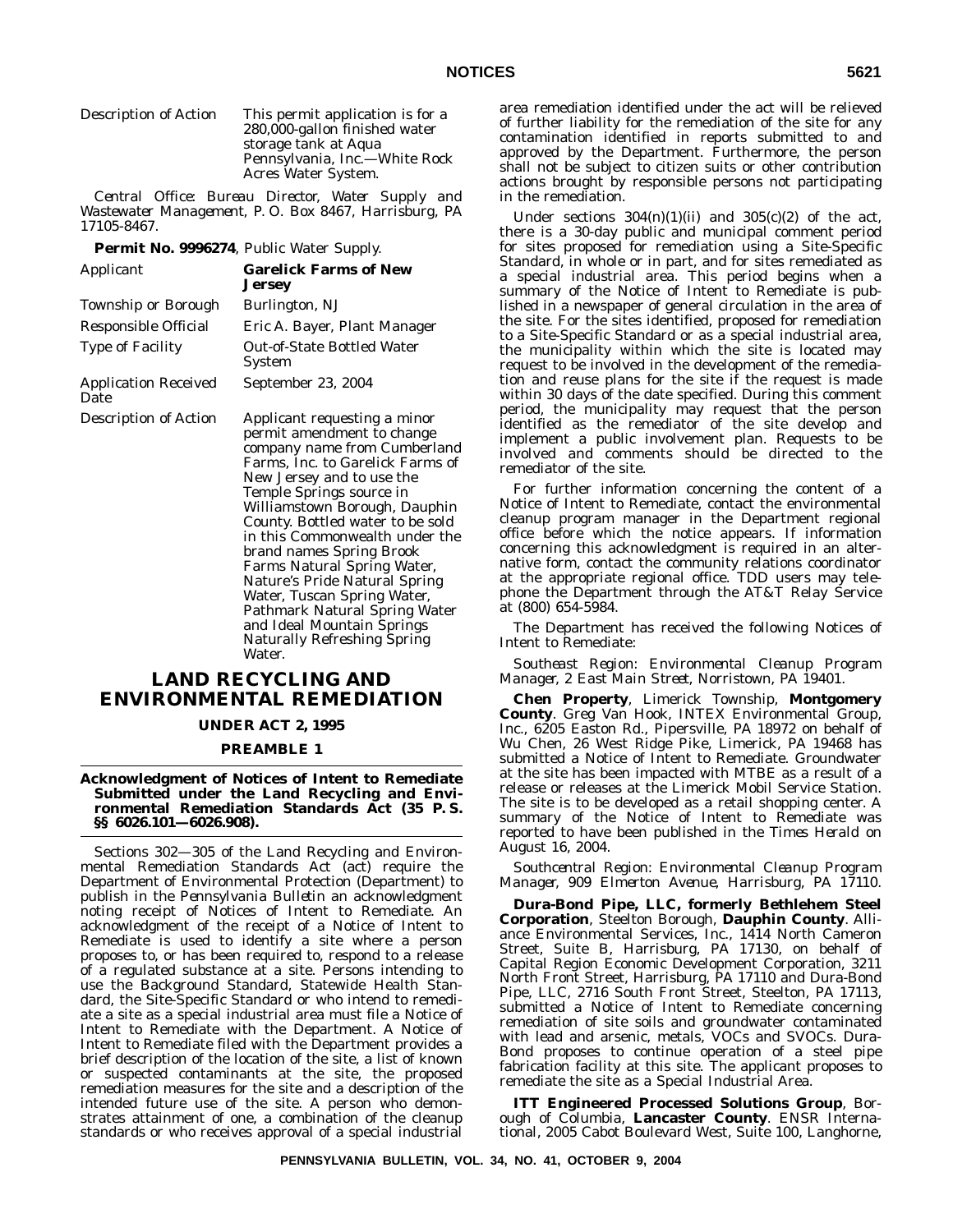| | |
|---|---|
| Description of Action | This permit application is for a 280,000-gallon finished water storage tank at Aqua Pennsylvania, Inc.—White Rock Acres Water System. |

*Central Office: Bureau Director, Water Supply and Wastewater Management, P. O. Box 8467, Harrisburg, PA 17105-8467.*

**Permit No. 9996274**, Public Water Supply.

| | |
|---|---|
| Applicant | **Garelick Farms of New Jersey** |
| Township or Borough | Burlington, NJ |
| Responsible Official | Eric A. Bayer, Plant Manager |
| Type of Facility | Out-of-State Bottled Water System |
| Application Received Date | September 23, 2004 |
| Description of Action | Applicant requesting a minor permit amendment to change company name from Cumberland Farms, Inc. to Garelick Farms of New Jersey and to use the Temple Springs source in Williamstown Borough, Dauphin County. Bottled water to be sold in this Commonwealth under the brand names Spring Brook Farms Natural Spring Water, Nature's Pride Natural Spring Water, Tuscan Spring Water, Pathmark Natural Spring Water and Ideal Mountain Springs Naturally Refreshing Spring Water. |

# LAND RECYCLING AND ENVIRONMENTAL REMEDIATION

## UNDER ACT 2, 1995

## PREAMBLE 1

### Acknowledgment of Notices of Intent to Remediate Submitted under the Land Recycling and Environmental Remediation Standards Act (35 P. S. §§ 6026.101—6026.908).

Sections 302—305 of the Land Recycling and Environmental Remediation Standards Act (act) require the Department of Environmental Protection (Department) to publish in the *Pennsylvania Bulletin* an acknowledgment noting receipt of Notices of Intent to Remediate. An acknowledgment of the receipt of a Notice of Intent to Remediate is used to identify a site where a person proposes to, or has been required to, respond to a release of a regulated substance at a site. Persons intending to use the Background Standard, Statewide Health Standard, the Site-Specific Standard or who intend to remediate a site as a special industrial area must file a Notice of Intent to Remediate with the Department. A Notice of Intent to Remediate filed with the Department provides a brief description of the location of the site, a list of known or suspected contaminants at the site, the proposed remediation measures for the site and a description of the intended future use of the site. A person who demonstrates attainment of one, a combination of the cleanup standards or who receives approval of a special industrial area remediation identified under the act will be relieved of further liability for the remediation of the site for any contamination identified in reports submitted to and approved by the Department. Furthermore, the person shall not be subject to citizen suits or other contribution actions brought by responsible persons not participating in the remediation.

Under sections 304(n)(1)(ii) and 305(c)(2) of the act, there is a 30-day public and municipal comment period for sites proposed for remediation using a Site-Specific Standard, in whole or in part, and for sites remediated as a special industrial area. This period begins when a summary of the Notice of Intent to Remediate is published in a newspaper of general circulation in the area of the site. For the sites identified, proposed for remediation to a Site-Specific Standard or as a special industrial area, the municipality within which the site is located may request to be involved in the development of the remediation and reuse plans for the site if the request is made within 30 days of the date specified. During this comment period, the municipality may request that the person identified as the remediator of the site develop and implement a public involvement plan. Requests to be involved and comments should be directed to the remediator of the site.

For further information concerning the content of a Notice of Intent to Remediate, contact the environmental cleanup program manager in the Department regional office before which the notice appears. If information concerning this acknowledgment is required in an alternative form, contact the community relations coordinator at the appropriate regional office. TDD users may telephone the Department through the AT&T Relay Service at (800) 654-5984.

The Department has received the following Notices of Intent to Remediate:

*Southeast Region: Environmental Cleanup Program Manager, 2 East Main Street, Norristown, PA 19401.*

**Chen Property**, Limerick Township, **Montgomery County**. Greg Van Hook, INTEX Environmental Group, Inc., 6205 Easton Rd., Pipersville, PA 18972 on behalf of Wu Chen, 26 West Ridge Pike, Limerick, PA 19468 has submitted a Notice of Intent to Remediate. Groundwater at the site has been impacted with MTBE as a result of a release or releases at the Limerick Mobil Service Station. The site is to be developed as a retail shopping center. A summary of the Notice of Intent to Remediate was reported to have been published in the *Times Herald* on August 16, 2004.

*Southcentral Region: Environmental Cleanup Program Manager, 909 Elmerton Avenue, Harrisburg, PA 17110.*

**Dura-Bond Pipe, LLC, formerly Bethlehem Steel Corporation**, Steelton Borough, **Dauphin County**. Alliance Environmental Services, Inc., 1414 North Cameron Street, Suite B, Harrisburg, PA 17130, on behalf of Capital Region Economic Development Corporation, 3211 North Front Street, Harrisburg, PA 17110 and Dura-Bond Pipe, LLC, 2716 South Front Street, Steelton, PA 17113, submitted a Notice of Intent to Remediate concerning remediation of site soils and groundwater contaminated with lead and arsenic, metals, VOCs and SVOCs. Dura-Bond proposes to continue operation of a steel pipe fabrication facility at this site. The applicant proposes to remediate the site as a Special Industrial Area.

**ITT Engineered Processed Solutions Group**, Borough of Columbia, **Lancaster County**. ENSR International, 2005 Cabot Boulevard West, Suite 100, Langhorne,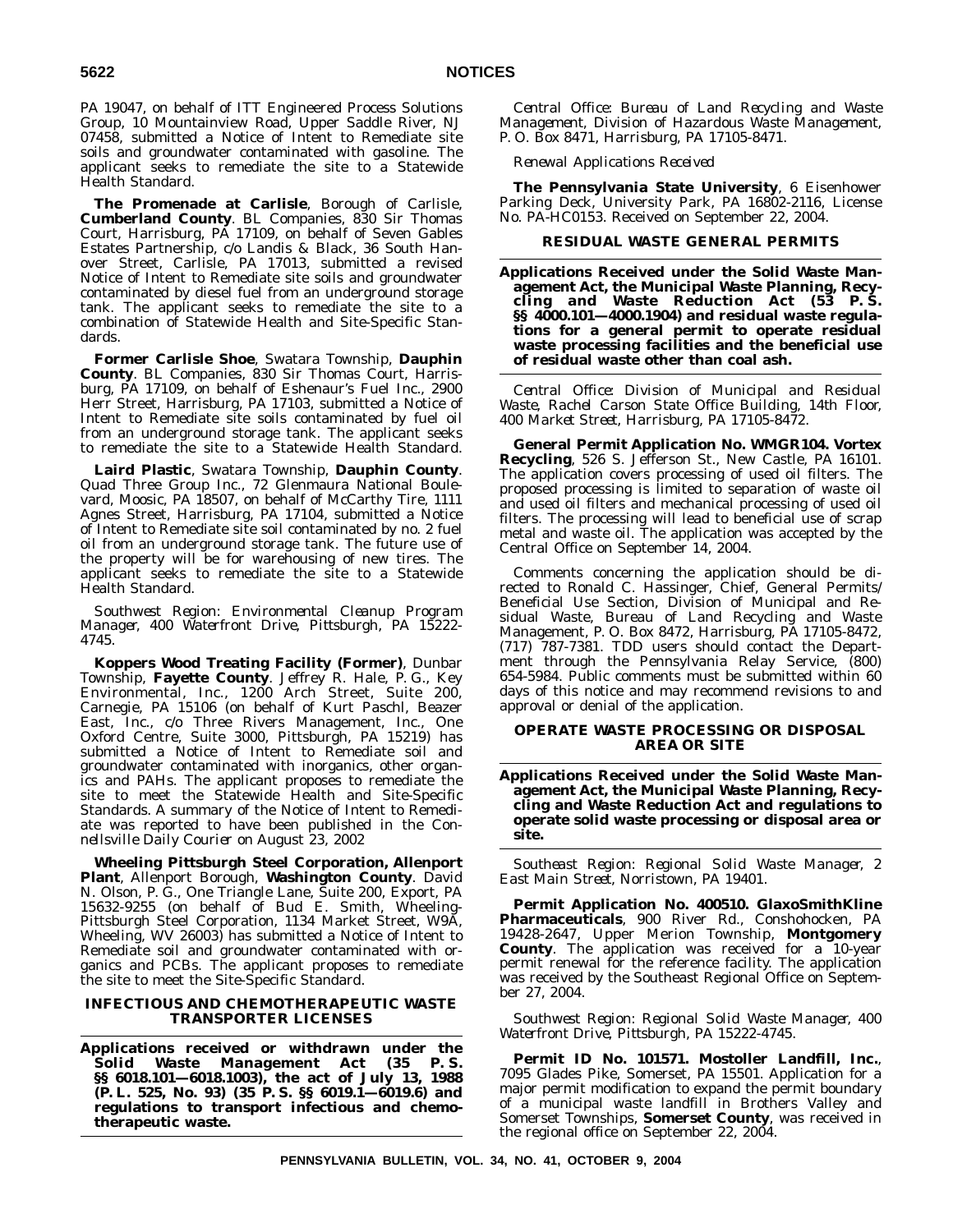PA 19047, on behalf of ITT Engineered Process Solutions Group, 10 Mountainview Road, Upper Saddle River, NJ 07458, submitted a Notice of Intent to Remediate site soils and groundwater contaminated with gasoline. The applicant seeks to remediate the site to a Statewide Health Standard.

**The Promenade at Carlisle**, Borough of Carlisle, **Cumberland County**. BL Companies, 830 Sir Thomas Court, Harrisburg, PA 17109, on behalf of Seven Gables Estates Partnership, c/o Landis & Black, 36 South Hanover Street, Carlisle, PA 17013, submitted a revised Notice of Intent to Remediate site soils and groundwater contaminated by diesel fuel from an underground storage tank. The applicant seeks to remediate the site to a combination of Statewide Health and Site-Specific Standards.

**Former Carlisle Shoe**, Swatara Township, **Dauphin County**. BL Companies, 830 Sir Thomas Court, Harrisburg, PA 17109, on behalf of Eshenaur's Fuel Inc., 2900 Herr Street, Harrisburg, PA 17103, submitted a Notice of Intent to Remediate site soils contaminated by fuel oil from an underground storage tank. The applicant seeks to remediate the site to a Statewide Health Standard.

**Laird Plastic**, Swatara Township, **Dauphin County**. Quad Three Group Inc., 72 Glenmaura National Boulevard, Moosic, PA 18507, on behalf of McCarthy Tire, 1111 Agnes Street, Harrisburg, PA 17104, submitted a Notice of Intent to Remediate site soil contaminated by no. 2 fuel oil from an underground storage tank. The future use of the property will be for warehousing of new tires. The applicant seeks to remediate the site to a Statewide Health Standard.

*Southwest Region: Environmental Cleanup Program Manager, 400 Waterfront Drive, Pittsburgh, PA 15222-4745.*

**Koppers Wood Treating Facility (Former)**, Dunbar Township, **Fayette County**. Jeffrey R. Hale, P. G., Key Environmental, Inc., 1200 Arch Street, Suite 200, Carnegie, PA 15106 (on behalf of Kurt Paschl, Beazer East, Inc., c/o Three Rivers Management, Inc., One Oxford Centre, Suite 3000, Pittsburgh, PA 15219) has submitted a Notice of Intent to Remediate soil and groundwater contaminated with inorganics, other organics and PAHs. The applicant proposes to remediate the site to meet the Statewide Health and Site-Specific Standards. A summary of the Notice of Intent to Remediate was reported to have been published in the *Connellsville Daily Courier* on August 23, 2002

**Wheeling Pittsburgh Steel Corporation, Allenport Plant**, Allenport Borough, **Washington County**. David N. Olson, P. G., One Triangle Lane, Suite 200, Export, PA 15632-9255 (on behalf of Bud E. Smith, Wheeling-Pittsburgh Steel Corporation, 1134 Market Street, W9A, Wheeling, WV 26003) has submitted a Notice of Intent to Remediate soil and groundwater contaminated with organics and PCBs. The applicant proposes to remediate the site to meet the Site-Specific Standard.

## INFECTIOUS AND CHEMOTHERAPEUTIC WASTE TRANSPORTER LICENSES

**Applications received or withdrawn under the Solid Waste Management Act (35 P. S. §§ 6018.101—6018.1003), the act of July 13, 1988 (P. L. 525, No. 93) (35 P. S. §§ 6019.1—6019.6) and regulations to transport infectious and chemotherapeutic waste.**

*Central Office: Bureau of Land Recycling and Waste Management, Division of Hazardous Waste Management, P. O. Box 8471, Harrisburg, PA 17105-8471.*

*Renewal Applications Received*

**The Pennsylvania State University**, 6 Eisenhower Parking Deck, University Park, PA 16802-2116, License No. PA-HC0153. Received on September 22, 2004.

## RESIDUAL WASTE GENERAL PERMITS

**Applications Received under the Solid Waste Management Act, the Municipal Waste Planning, Recycling and Waste Reduction Act (53 P. S. §§ 4000.101—4000.1904) and residual waste regulations for a general permit to operate residual waste processing facilities and the beneficial use of residual waste other than coal ash.**

*Central Office: Division of Municipal and Residual Waste, Rachel Carson State Office Building, 14th Floor, 400 Market Street, Harrisburg, PA 17105-8472.*

**General Permit Application No. WMGR104. Vortex Recycling**, 526 S. Jefferson St., New Castle, PA 16101. The application covers processing of used oil filters. The proposed processing is limited to separation of waste oil and used oil filters and mechanical processing of used oil filters. The processing will lead to beneficial use of scrap metal and waste oil. The application was accepted by the Central Office on September 14, 2004.

Comments concerning the application should be directed to Ronald C. Hassinger, Chief, General Permits/ Beneficial Use Section, Division of Municipal and Residual Waste, Bureau of Land Recycling and Waste Management, P. O. Box 8472, Harrisburg, PA 17105-8472, (717) 787-7381. TDD users should contact the Department through the Pennsylvania Relay Service, (800) 654-5984. Public comments must be submitted within 60 days of this notice and may recommend revisions to and approval or denial of the application.

## OPERATE WASTE PROCESSING OR DISPOSAL AREA OR SITE

**Applications Received under the Solid Waste Management Act, the Municipal Waste Planning, Recycling and Waste Reduction Act and regulations to operate solid waste processing or disposal area or site.**

*Southeast Region: Regional Solid Waste Manager, 2 East Main Street, Norristown, PA 19401.*

**Permit Application No. 400510. GlaxoSmithKline Pharmaceuticals**, 900 River Rd., Conshohocken, PA 19428-2647, Upper Merion Township, **Montgomery County**. The application was received for a 10-year permit renewal for the reference facility. The application was received by the Southeast Regional Office on September 27, 2004.

*Southwest Region: Regional Solid Waste Manager, 400 Waterfront Drive, Pittsburgh, PA 15222-4745.*

**Permit ID No. 101571. Mostoller Landfill, Inc.**, 7095 Glades Pike, Somerset, PA 15501. Application for a major permit modification to expand the permit boundary of a municipal waste landfill in Brothers Valley and Somerset Townships, **Somerset County**, was received in the regional office on September 22, 2004.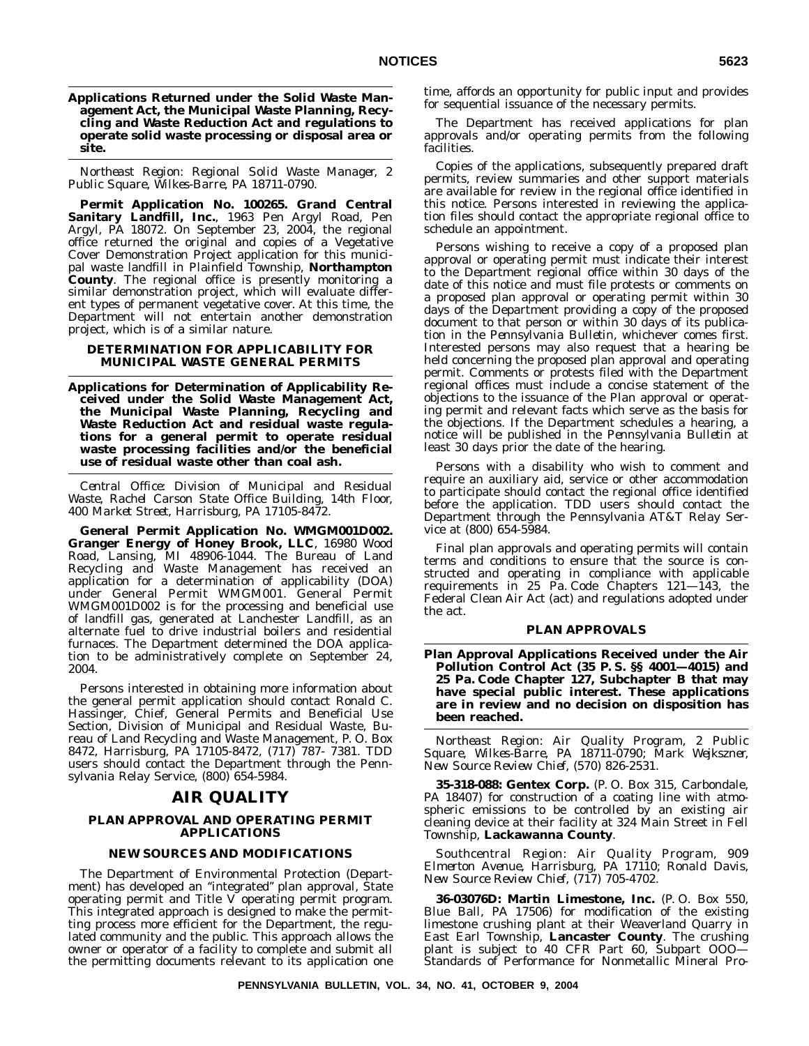**Applications Returned under the Solid Waste Management Act, the Municipal Waste Planning, Recycling and Waste Reduction Act and regulations to operate solid waste processing or disposal area or site.**

*Northeast Region: Regional Solid Waste Manager, 2 Public Square, Wilkes-Barre, PA 18711-0790.*

**Permit Application No. 100265. Grand Central Sanitary Landfill, Inc.**, 1963 Pen Argyl Road, Pen Argyl, PA 18072. On September 23, 2004, the regional office returned the original and copies of a Vegetative Cover Demonstration Project application for this municipal waste landfill in Plainfield Township, **Northampton County**. The regional office is presently monitoring a similar demonstration project, which will evaluate different types of permanent vegetative cover. At this time, the Department will not entertain another demonstration project, which is of a similar nature.

### DETERMINATION FOR APPLICABILITY FOR MUNICIPAL WASTE GENERAL PERMITS

**Applications for Determination of Applicability Received under the Solid Waste Management Act, the Municipal Waste Planning, Recycling and Waste Reduction Act and residual waste regulations for a general permit to operate residual waste processing facilities and/or the beneficial use of residual waste other than coal ash.**

*Central Office: Division of Municipal and Residual Waste, Rachel Carson State Office Building, 14th Floor, 400 Market Street, Harrisburg, PA 17105-8472.*

**General Permit Application No. WMGM001D002. Granger Energy of Honey Brook, LLC**, 16980 Wood Road, Lansing, MI 48906-1044. The Bureau of Land Recycling and Waste Management has received an application for a determination of applicability (DOA) under General Permit WMGM001. General Permit WMGM001D002 is for the processing and beneficial use of landfill gas, generated at Lanchester Landfill, as an alternate fuel to drive industrial boilers and residential furnaces. The Department determined the DOA application to be administratively complete on September 24, 2004.

Persons interested in obtaining more information about the general permit application should contact Ronald C. Hassinger, Chief, General Permits and Beneficial Use Section, Division of Municipal and Residual Waste, Bureau of Land Recycling and Waste Management, P. O. Box 8472, Harrisburg, PA 17105-8472, (717) 787- 7381. TDD users should contact the Department through the Pennsylvania Relay Service, (800) 654-5984.

## AIR QUALITY

### PLAN APPROVAL AND OPERATING PERMIT APPLICATIONS

### NEW SOURCES AND MODIFICATIONS

The Department of Environmental Protection (Department) has developed an "integrated" plan approval, State operating permit and Title V operating permit program. This integrated approach is designed to make the permitting process more efficient for the Department, the regulated community and the public. This approach allows the owner or operator of a facility to complete and submit all the permitting documents relevant to its application one time, affords an opportunity for public input and provides for sequential issuance of the necessary permits.

The Department has received applications for plan approvals and/or operating permits from the following facilities.

Copies of the applications, subsequently prepared draft permits, review summaries and other support materials are available for review in the regional office identified in this notice. Persons interested in reviewing the application files should contact the appropriate regional office to schedule an appointment.

Persons wishing to receive a copy of a proposed plan approval or operating permit must indicate their interest to the Department regional office within 30 days of the date of this notice and must file protests or comments on a proposed plan approval or operating permit within 30 days of the Department providing a copy of the proposed document to that person or within 30 days of its publication in the *Pennsylvania Bulletin*, whichever comes first. Interested persons may also request that a hearing be held concerning the proposed plan approval and operating permit. Comments or protests filed with the Department regional offices must include a concise statement of the objections to the issuance of the Plan approval or operating permit and relevant facts which serve as the basis for the objections. If the Department schedules a hearing, a notice will be published in the *Pennsylvania Bulletin* at least 30 days prior the date of the hearing.

Persons with a disability who wish to comment and require an auxiliary aid, service or other accommodation to participate should contact the regional office identified before the application. TDD users should contact the Department through the Pennsylvania AT&T Relay Service at (800) 654-5984.

Final plan approvals and operating permits will contain terms and conditions to ensure that the source is constructed and operating in compliance with applicable requirements in 25 Pa. Code Chapters 121—143, the Federal Clean Air Act (act) and regulations adopted under the act.

### PLAN APPROVALS

**Plan Approval Applications Received under the Air Pollution Control Act (35 P. S. §§ 4001—4015) and 25 Pa. Code Chapter 127, Subchapter B that may have special public interest. These applications are in review and no decision on disposition has been reached.**

*Northeast Region: Air Quality Program, 2 Public Square, Wilkes-Barre, PA 18711-0790; Mark Wejkszner, New Source Review Chief, (570) 826-2531.*

**35-318-088: Gentex Corp.** (P. O. Box 315, Carbondale, PA 18407) for construction of a coating line with atmospheric emissions to be controlled by an existing air cleaning device at their facility at 324 Main Street in Fell Township, **Lackawanna County**.

*Southcentral Region: Air Quality Program, 909 Elmerton Avenue, Harrisburg, PA 17110; Ronald Davis, New Source Review Chief, (717) 705-4702.*

**36-03076D: Martin Limestone, Inc.** (P. O. Box 550, Blue Ball, PA 17506) for modification of the existing limestone crushing plant at their Weaverland Quarry in East Earl Township, **Lancaster County**. The crushing plant is subject to 40 CFR Part 60, Subpart OOO—Standards of Performance for Nonmetallic Mineral Pro-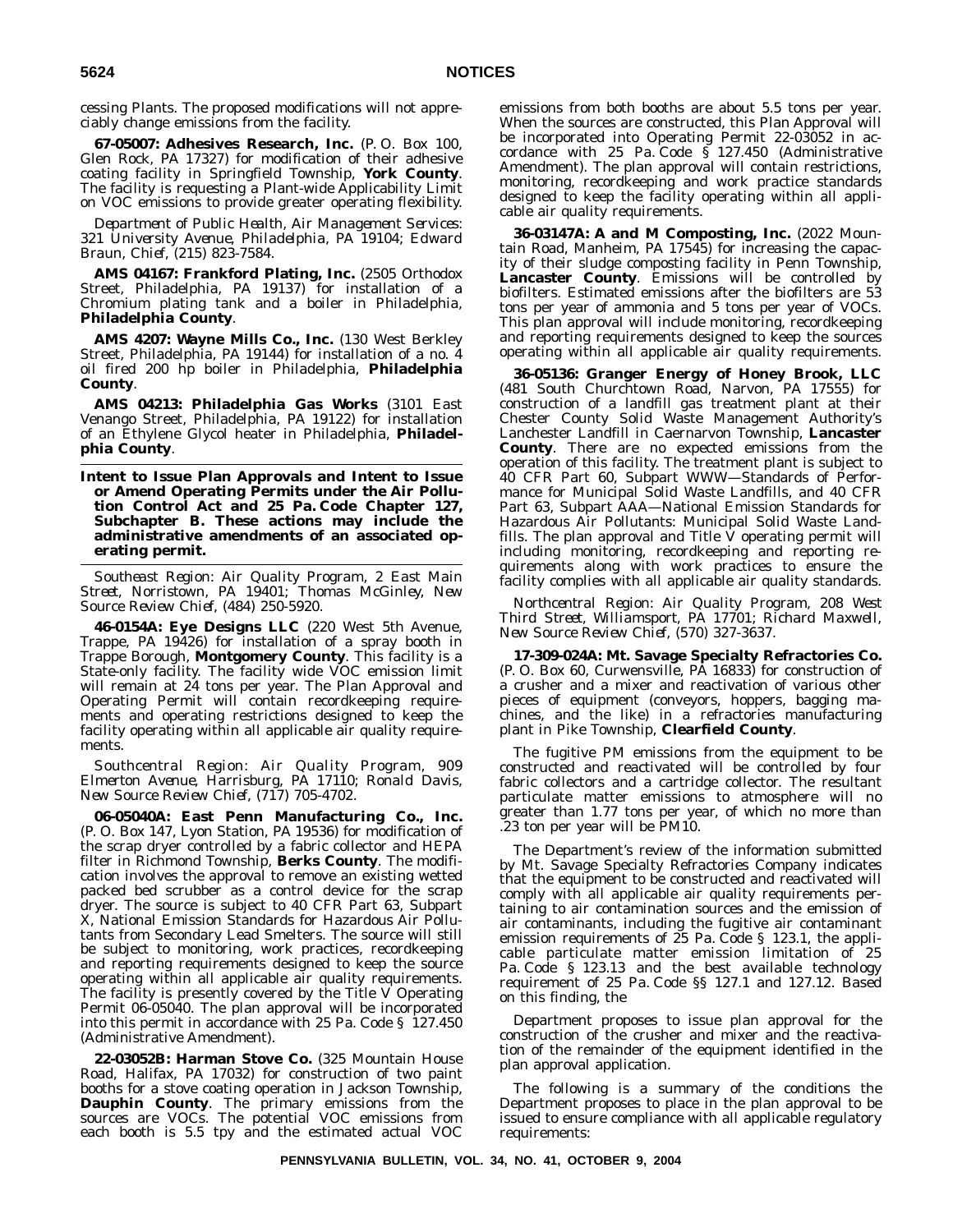cessing Plants. The proposed modifications will not appreciably change emissions from the facility.

**67-05007: Adhesives Research, Inc.** (P. O. Box 100, Glen Rock, PA 17327) for modification of their adhesive coating facility in Springfield Township, **York County**. The facility is requesting a Plant-wide Applicability Limit on VOC emissions to provide greater operating flexibility.

*Department of Public Health, Air Management Services: 321 University Avenue, Philadelphia, PA 19104; Edward Braun, Chief, (215) 823-7584.*

**AMS 04167: Frankford Plating, Inc.** (2505 Orthodox Street, Philadelphia, PA 19137) for installation of a Chromium plating tank and a boiler in Philadelphia, **Philadelphia County**.

**AMS 4207: Wayne Mills Co., Inc.** (130 West Berkley Street, Philadelphia, PA 19144) for installation of a no. 4 oil fired 200 hp boiler in Philadelphia, **Philadelphia County**.

**AMS 04213: Philadelphia Gas Works** (3101 East Venango Street, Philadelphia, PA 19122) for installation of an Ethylene Glycol heater in Philadelphia, **Philadelphia County**.

## Intent to Issue Plan Approvals and Intent to Issue or Amend Operating Permits under the Air Pollution Control Act and 25 Pa. Code Chapter 127, Subchapter B. These actions may include the administrative amendments of an associated operating permit.

*Southeast Region: Air Quality Program, 2 East Main Street, Norristown, PA 19401; Thomas McGinley, New Source Review Chief, (484) 250-5920.*

**46-0154A: Eye Designs LLC** (220 West 5th Avenue, Trappe, PA 19426) for installation of a spray booth in Trappe Borough, **Montgomery County**. This facility is a State-only facility. The facility wide VOC emission limit will remain at 24 tons per year. The Plan Approval and Operating Permit will contain recordkeeping requirements and operating restrictions designed to keep the facility operating within all applicable air quality requirements.

*Southcentral Region: Air Quality Program, 909 Elmerton Avenue, Harrisburg, PA 17110; Ronald Davis, New Source Review Chief, (717) 705-4702.*

**06-05040A: East Penn Manufacturing Co., Inc.** (P. O. Box 147, Lyon Station, PA 19536) for modification of the scrap dryer controlled by a fabric collector and HEPA filter in Richmond Township, **Berks County**. The modification involves the approval to remove an existing wetted packed bed scrubber as a control device for the scrap dryer. The source is subject to 40 CFR Part 63, Subpart X, National Emission Standards for Hazardous Air Pollutants from Secondary Lead Smelters. The source will still be subject to monitoring, work practices, recordkeeping and reporting requirements designed to keep the source operating within all applicable air quality requirements. The facility is presently covered by the Title V Operating Permit 06-05040. The plan approval will be incorporated into this permit in accordance with 25 Pa. Code § 127.450 (Administrative Amendment).

**22-03052B: Harman Stove Co.** (325 Mountain House Road, Halifax, PA 17032) for construction of two paint booths for a stove coating operation in Jackson Township, **Dauphin County**. The primary emissions from the sources are VOCs. The potential VOC emissions from each booth is 5.5 tpy and the estimated actual VOC emissions from both booths are about 5.5 tons per year. When the sources are constructed, this Plan Approval will be incorporated into Operating Permit 22-03052 in accordance with 25 Pa. Code § 127.450 (Administrative Amendment). The plan approval will contain restrictions, monitoring, recordkeeping and work practice standards designed to keep the facility operating within all applicable air quality requirements.

**36-03147A: A and M Composting, Inc.** (2022 Mountain Road, Manheim, PA 17545) for increasing the capacity of their sludge composting facility in Penn Township, **Lancaster County**. Emissions will be controlled by biofilters. Estimated emissions after the biofilters are 53 tons per year of ammonia and 5 tons per year of VOCs. This plan approval will include monitoring, recordkeeping and reporting requirements designed to keep the sources operating within all applicable air quality requirements.

**36-05136: Granger Energy of Honey Brook, LLC** (481 South Churchtown Road, Narvon, PA 17555) for construction of a landfill gas treatment plant at their Chester County Solid Waste Management Authority's Lanchester Landfill in Caernarvon Township, **Lancaster County**. There are no expected emissions from the operation of this facility. The treatment plant is subject to 40 CFR Part 60, Subpart WWW—Standards of Performance for Municipal Solid Waste Landfills, and 40 CFR Part 63, Subpart AAA—National Emission Standards for Hazardous Air Pollutants: Municipal Solid Waste Landfills. The plan approval and Title V operating permit will including monitoring, recordkeeping and reporting requirements along with work practices to ensure the facility complies with all applicable air quality standards.

*Northcentral Region: Air Quality Program, 208 West Third Street, Williamsport, PA 17701; Richard Maxwell, New Source Review Chief, (570) 327-3637.*

**17-309-024A: Mt. Savage Specialty Refractories Co.** (P. O. Box 60, Curwensville, PA 16833) for construction of a crusher and a mixer and reactivation of various other pieces of equipment (conveyors, hoppers, bagging machines, and the like) in a refractories manufacturing plant in Pike Township, **Clearfield County**.

The fugitive PM emissions from the equipment to be constructed and reactivated will be controlled by four fabric collectors and a cartridge collector. The resultant particulate matter emissions to atmosphere will no greater than 1.77 tons per year, of which no more than .23 ton per year will be PM10.

The Department's review of the information submitted by Mt. Savage Specialty Refractories Company indicates that the equipment to be constructed and reactivated will comply with all applicable air quality requirements pertaining to air contamination sources and the emission of air contaminants, including the fugitive air contaminant emission requirements of 25 Pa. Code § 123.1, the applicable particulate matter emission limitation of 25 Pa. Code § 123.13 and the best available technology requirement of 25 Pa. Code §§ 127.1 and 127.12. Based on this finding, the

Department proposes to issue plan approval for the construction of the crusher and mixer and the reactivation of the remainder of the equipment identified in the plan approval application.

The following is a summary of the conditions the Department proposes to place in the plan approval to be issued to ensure compliance with all applicable regulatory requirements: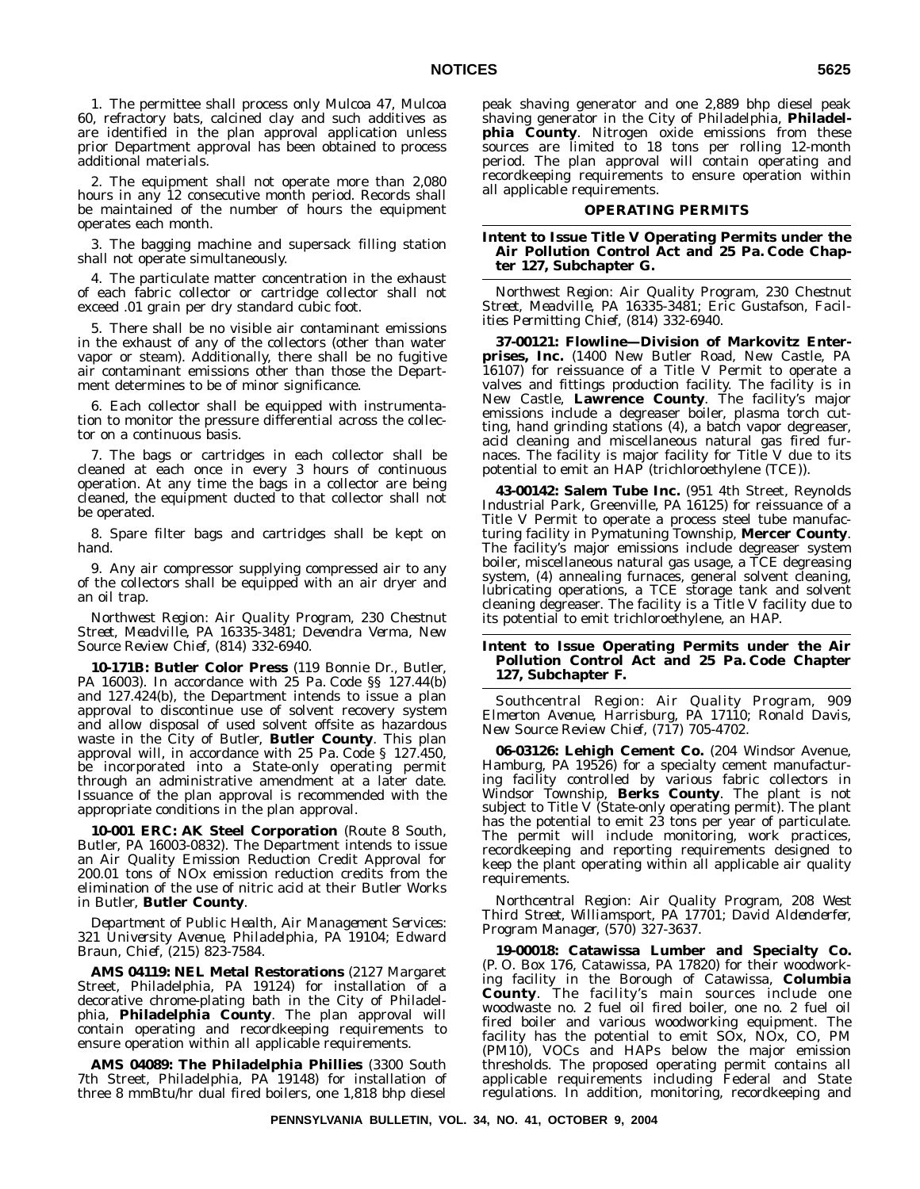1. The permittee shall process only Mulcoa 47, Mulcoa 60, refractory bats, calcined clay and such additives as are identified in the plan approval application unless prior Department approval has been obtained to process additional materials.

2. The equipment shall not operate more than 2,080 hours in any 12 consecutive month period. Records shall be maintained of the number of hours the equipment operates each month.

3. The bagging machine and supersack filling station shall not operate simultaneously.

4. The particulate matter concentration in the exhaust of each fabric collector or cartridge collector shall not exceed .01 grain per dry standard cubic foot.

5. There shall be no visible air contaminant emissions in the exhaust of any of the collectors (other than water vapor or steam). Additionally, there shall be no fugitive air contaminant emissions other than those the Department determines to be of minor significance.

6. Each collector shall be equipped with instrumentation to monitor the pressure differential across the collector on a continuous basis.

7. The bags or cartridges in each collector shall be cleaned at each once in every 3 hours of continuous operation. At any time the bags in a collector are being cleaned, the equipment ducted to that collector shall not be operated.

8. Spare filter bags and cartridges shall be kept on hand.

9. Any air compressor supplying compressed air to any of the collectors shall be equipped with an air dryer and an oil trap.

*Northwest Region: Air Quality Program, 230 Chestnut Street, Meadville, PA 16335-3481; Devendra Verma, New Source Review Chief, (814) 332-6940.*

**10-171B: Butler Color Press** (119 Bonnie Dr., Butler, PA 16003). In accordance with 25 Pa. Code §§ 127.44(b) and 127.424(b), the Department intends to issue a plan approval to discontinue use of solvent recovery system and allow disposal of used solvent offsite as hazardous waste in the City of Butler, **Butler County**. This plan approval will, in accordance with 25 Pa. Code § 127.450, be incorporated into a State-only operating permit through an administrative amendment at a later date. Issuance of the plan approval is recommended with the appropriate conditions in the plan approval.

**10-001 ERC: AK Steel Corporation** (Route 8 South, Butler, PA 16003-0832). The Department intends to issue an Air Quality Emission Reduction Credit Approval for 200.01 tons of NOx emission reduction credits from the elimination of the use of nitric acid at their Butler Works in Butler, **Butler County**.

*Department of Public Health, Air Management Services: 321 University Avenue, Philadelphia, PA 19104; Edward Braun, Chief, (215) 823-7584.*

**AMS 04119: NEL Metal Restorations** (2127 Margaret Street, Philadelphia, PA 19124) for installation of a decorative chrome-plating bath in the City of Philadelphia, **Philadelphia County**. The plan approval will contain operating and recordkeeping requirements to ensure operation within all applicable requirements.

**AMS 04089: The Philadelphia Phillies** (3300 South 7th Street, Philadelphia, PA 19148) for installation of three 8 mmBtu/hr dual fired boilers, one 1,818 bhp diesel peak shaving generator and one 2,889 bhp diesel peak shaving generator in the City of Philadelphia, **Philadelphia County**. Nitrogen oxide emissions from these sources are limited to 18 tons per rolling 12-month period. The plan approval will contain operating and recordkeeping requirements to ensure operation within all applicable requirements.

## OPERATING PERMITS

### Intent to Issue Title V Operating Permits under the Air Pollution Control Act and 25 Pa. Code Chapter 127, Subchapter G.

*Northwest Region: Air Quality Program, 230 Chestnut Street, Meadville, PA 16335-3481; Eric Gustafson, Facilities Permitting Chief, (814) 332-6940.*

**37-00121: Flowline—Division of Markovitz Enterprises, Inc.** (1400 New Butler Road, New Castle, PA 16107) for reissuance of a Title V Permit to operate a valves and fittings production facility. The facility is in New Castle, **Lawrence County**. The facility's major emissions include a degreaser boiler, plasma torch cutting, hand grinding stations (4), a batch vapor degreaser, acid cleaning and miscellaneous natural gas fired furnaces. The facility is major facility for Title V due to its potential to emit an HAP (trichloroethylene (TCE)).

**43-00142: Salem Tube Inc.** (951 4th Street, Reynolds Industrial Park, Greenville, PA 16125) for reissuance of a Title V Permit to operate a process steel tube manufacturing facility in Pymatuning Township, **Mercer County**. The facility's major emissions include degreaser system boiler, miscellaneous natural gas usage, a TCE degreasing system, (4) annealing furnaces, general solvent cleaning, lubricating operations, a TCE storage tank and solvent cleaning degreaser. The facility is a Title V facility due to its potential to emit trichloroethylene, an HAP.

### Intent to Issue Operating Permits under the Air Pollution Control Act and 25 Pa. Code Chapter 127, Subchapter F.

*Southcentral Region: Air Quality Program, 909 Elmerton Avenue, Harrisburg, PA 17110; Ronald Davis, New Source Review Chief, (717) 705-4702.*

**06-03126: Lehigh Cement Co.** (204 Windsor Avenue, Hamburg, PA 19526) for a specialty cement manufacturing facility controlled by various fabric collectors in Windsor Township, **Berks County**. The plant is not subject to Title V (State-only operating permit). The plant has the potential to emit 23 tons per year of particulate. The permit will include monitoring, work practices, recordkeeping and reporting requirements designed to keep the plant operating within all applicable air quality requirements.

*Northcentral Region: Air Quality Program, 208 West Third Street, Williamsport, PA 17701; David Aldenderfer, Program Manager, (570) 327-3637.*

**19-00018: Catawissa Lumber and Specialty Co.** (P. O. Box 176, Catawissa, PA 17820) for their woodworking facility in the Borough of Catawissa, **Columbia County**. The facility's main sources include one woodwaste no. 2 fuel oil fired boiler, one no. 2 fuel oil fired boiler and various woodworking equipment. The facility has the potential to emit SOx, NOx, CO, PM (PM10), VOCs and HAPs below the major emission thresholds. The proposed operating permit contains all applicable requirements including Federal and State regulations. In addition, monitoring, recordkeeping and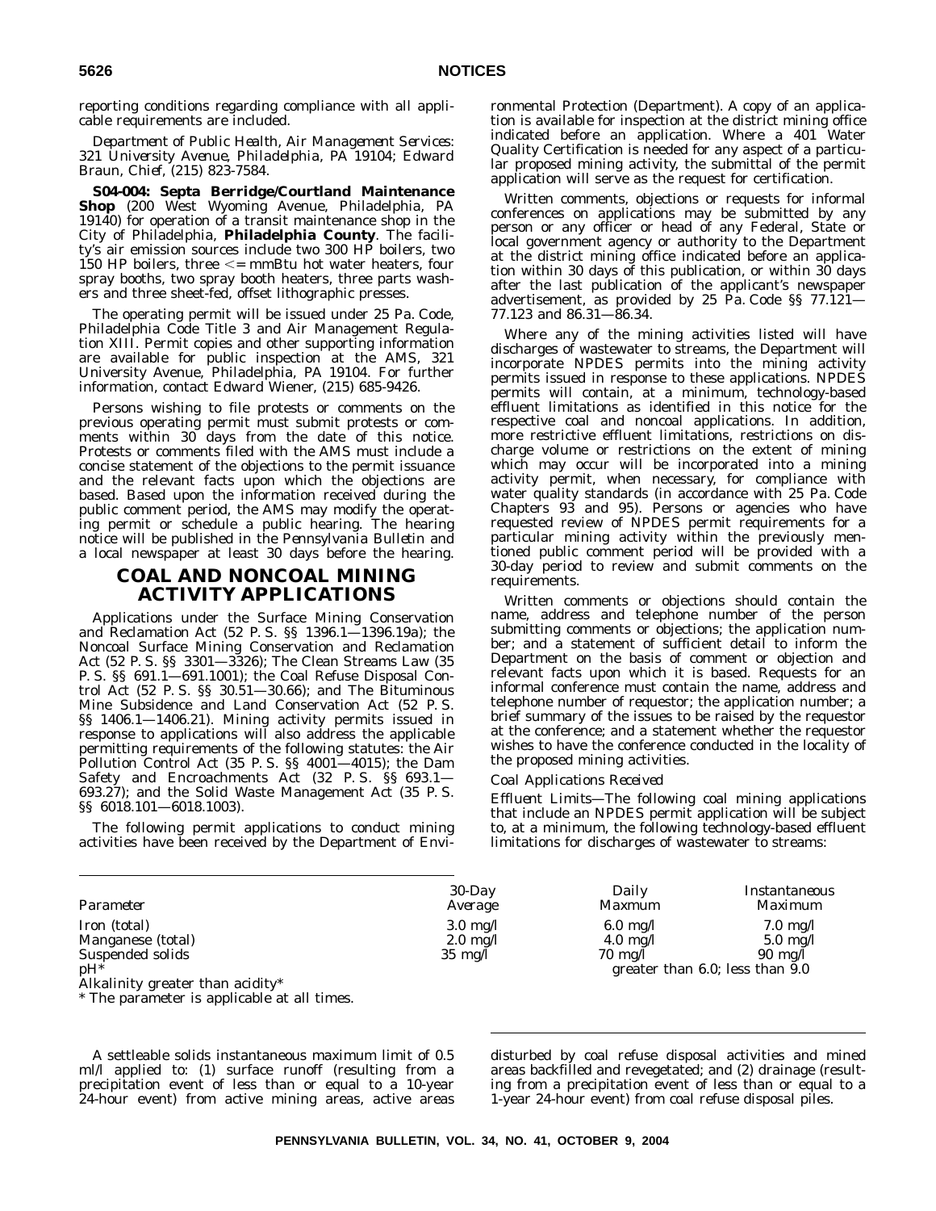reporting conditions regarding compliance with all applicable requirements are included.

*Department of Public Health, Air Management Services: 321 University Avenue, Philadelphia, PA 19104; Edward Braun, Chief, (215) 823-7584.*

**S04-004: Septa Berridge/Courtland Maintenance Shop** (200 West Wyoming Avenue, Philadelphia, PA 19140) for operation of a transit maintenance shop in the City of Philadelphia, **Philadelphia County**. The facility's air emission sources include two 300 HP boilers, two 150 HP boilers, three <= mmBtu hot water heaters, four spray booths, two spray booth heaters, three parts washers and three sheet-fed, offset lithographic presses.

The operating permit will be issued under 25 Pa. Code, Philadelphia Code Title 3 and Air Management Regulation XIII. Permit copies and other supporting information are available for public inspection at the AMS, 321 University Avenue, Philadelphia, PA 19104. For further information, contact Edward Wiener, (215) 685-9426.

Persons wishing to file protests or comments on the previous operating permit must submit protests or comments within 30 days from the date of this notice. Protests or comments filed with the AMS must include a concise statement of the objections to the permit issuance and the relevant facts upon which the objections are based. Based upon the information received during the public comment period, the AMS may modify the operating permit or schedule a public hearing. The hearing notice will be published in the *Pennsylvania Bulletin* and a local newspaper at least 30 days before the hearing.

## COAL AND NONCOAL MINING ACTIVITY APPLICATIONS

Applications under the Surface Mining Conservation and Reclamation Act (52 P. S. §§ 1396.1—1396.19a); the Noncoal Surface Mining Conservation and Reclamation Act (52 P. S. §§ 3301—3326); The Clean Streams Law (35 P. S. §§ 691.1—691.1001); the Coal Refuse Disposal Control Act (52 P. S. §§ 30.51—30.66); and The Bituminous Mine Subsidence and Land Conservation Act (52 P. S. §§ 1406.1—1406.21). Mining activity permits issued in response to applications will also address the applicable permitting requirements of the following statutes: the Air Pollution Control Act (35 P. S. §§ 4001—4015); the Dam Safety and Encroachments Act (32 P. S. §§ 693.1—693.27); and the Solid Waste Management Act (35 P. S. §§ 6018.101—6018.1003).

The following permit applications to conduct mining activities have been received by the Department of Environmental Protection (Department). A copy of an application is available for inspection at the district mining office indicated before an application. Where a 401 Water Quality Certification is needed for any aspect of a particular proposed mining activity, the submittal of the permit application will serve as the request for certification.

Written comments, objections or requests for informal conferences on applications may be submitted by any person or any officer or head of any Federal, State or local government agency or authority to the Department at the district mining office indicated before an application within 30 days of this publication, or within 30 days after the last publication of the applicant's newspaper advertisement, as provided by 25 Pa. Code §§ 77.121—77.123 and 86.31—86.34.

Where any of the mining activities listed will have discharges of wastewater to streams, the Department will incorporate NPDES permits into the mining activity permits issued in response to these applications. NPDES permits will contain, at a minimum, technology-based effluent limitations as identified in this notice for the respective coal and noncoal applications. In addition, more restrictive effluent limitations, restrictions on discharge volume or restrictions on the extent of mining which may occur will be incorporated into a mining activity permit, when necessary, for compliance with water quality standards (in accordance with 25 Pa. Code Chapters 93 and 95). Persons or agencies who have requested review of NPDES permit requirements for a particular mining activity within the previously mentioned public comment period will be provided with a 30-day period to review and submit comments on the requirements.

Written comments or objections should contain the name, address and telephone number of the person submitting comments or objections; the application number; and a statement of sufficient detail to inform the Department on the basis of comment or objection and relevant facts upon which it is based. Requests for an informal conference must contain the name, address and telephone number of requestor; the application number; a brief summary of the issues to be raised by the requestor at the conference; and a statement whether the requestor wishes to have the conference conducted in the locality of the proposed mining activities.

*Coal Applications Received*

*Effluent Limits*—The following coal mining applications that include an NPDES permit application will be subject to, at a minimum, the following technology-based effluent limitations for discharges of wastewater to streams:

| *Parameter* | *30-Day Average* | *Daily Maxmum* | *Instantaneous Maximum* |
|---|---|---|---|
| Iron (total) | 3.0 mg/l | 6.0 mg/l | 7.0 mg/l |
| Manganese (total) | 2.0 mg/l | 4.0 mg/l | 5.0 mg/l |
| Suspended solids | 35 mg/l | 70 mg/l | 90 mg/l |
| pH* | | greater than 6.0; less than 9.0 | |
| Alkalinity greater than acidity* | | | |

\* The parameter is applicable at all times.

A settleable solids instantaneous maximum limit of 0.5 ml/l applied to: (1) surface runoff (resulting from a precipitation event of less than or equal to a 10-year 24-hour event) from active mining areas, active areas disturbed by coal refuse disposal activities and mined areas backfilled and revegetated; and (2) drainage (resulting from a precipitation event of less than or equal to a 1-year 24-hour event) from coal refuse disposal piles.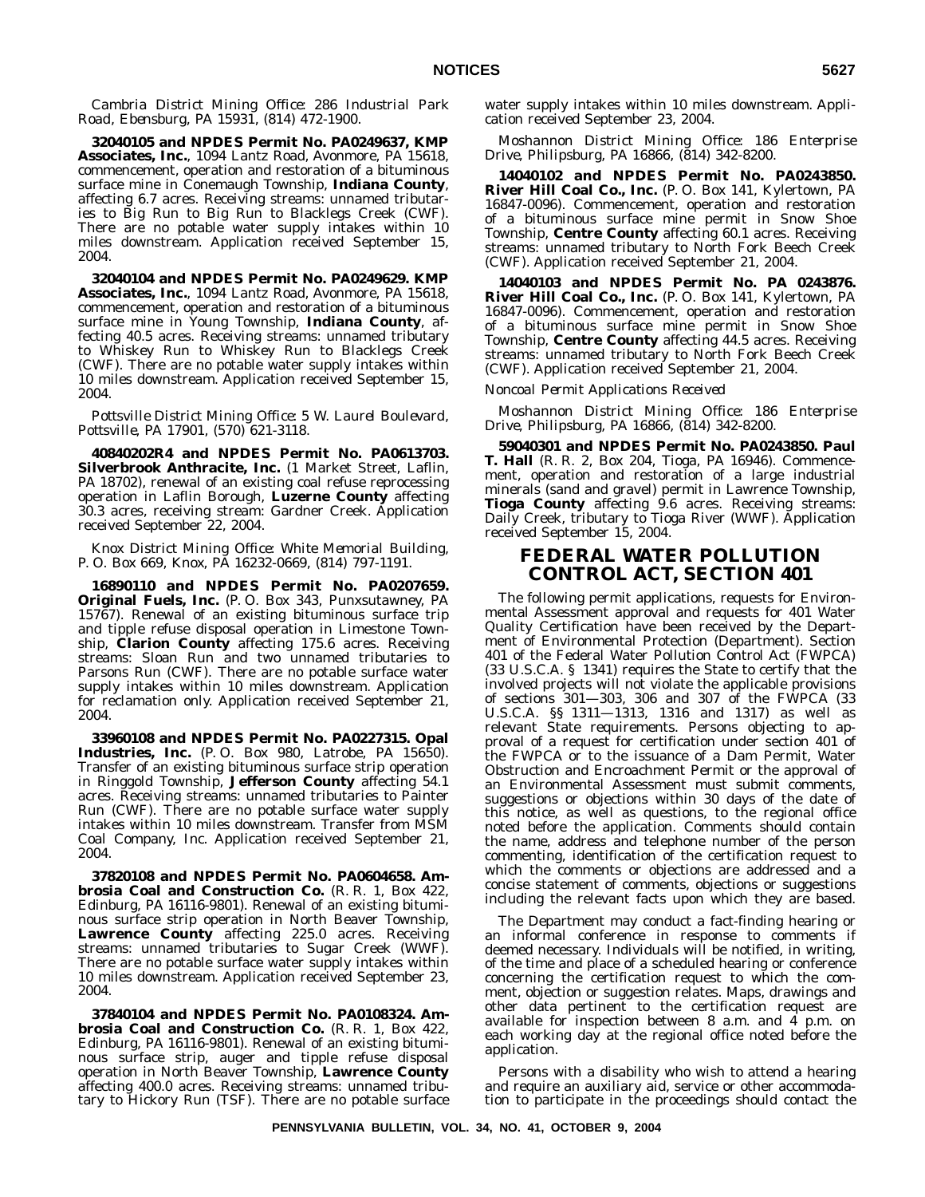*Cambria District Mining Office: 286 Industrial Park Road, Ebensburg, PA 15931, (814) 472-1900.*

**32040105 and NPDES Permit No. PA0249637, KMP Associates, Inc.**, 1094 Lantz Road, Avonmore, PA 15618, commencement, operation and restoration of a bituminous surface mine in Conemaugh Township, **Indiana County**, affecting 6.7 acres. Receiving streams: unnamed tributaries to Big Run to Big Run to Blacklegs Creek (CWF). There are no potable water supply intakes within 10 miles downstream. Application received September 15, 2004.

**32040104 and NPDES Permit No. PA0249629. KMP Associates, Inc.**, 1094 Lantz Road, Avonmore, PA 15618, commencement, operation and restoration of a bituminous surface mine in Young Township, **Indiana County**, affecting 40.5 acres. Receiving streams: unnamed tributary to Whiskey Run to Whiskey Run to Blacklegs Creek (CWF). There are no potable water supply intakes within 10 miles downstream. Application received September 15, 2004.

*Pottsville District Mining Office: 5 W. Laurel Boulevard, Pottsville, PA 17901, (570) 621-3118.*

**40840202R4 and NPDES Permit No. PA0613703. Silverbrook Anthracite, Inc.** (1 Market Street, Laflin, PA 18702), renewal of an existing coal refuse reprocessing operation in Laflin Borough, **Luzerne County** affecting 30.3 acres, receiving stream: Gardner Creek. Application received September 22, 2004.

*Knox District Mining Office: White Memorial Building, P. O. Box 669, Knox, PA 16232-0669, (814) 797-1191.*

**16890110 and NPDES Permit No. PA0207659. Original Fuels, Inc.** (P. O. Box 343, Punxsutawney, PA 15767). Renewal of an existing bituminous surface trip and tipple refuse disposal operation in Limestone Township, **Clarion County** affecting 175.6 acres. Receiving streams: Sloan Run and two unnamed tributaries to Parsons Run (CWF). There are no potable surface water supply intakes within 10 miles downstream. Application for reclamation only. Application received September 21, 2004.

**33960108 and NPDES Permit No. PA0227315. Opal Industries, Inc.** (P. O. Box 980, Latrobe, PA 15650). Transfer of an existing bituminous surface strip operation in Ringgold Township, **Jefferson County** affecting 54.1 acres. Receiving streams: unnamed tributaries to Painter Run (CWF). There are no potable surface water supply intakes within 10 miles downstream. Transfer from MSM Coal Company, Inc. Application received September 21, 2004.

**37820108 and NPDES Permit No. PA0604658. Ambrosia Coal and Construction Co.** (R. R. 1, Box 422, Edinburg, PA 16116-9801). Renewal of an existing bituminous surface strip operation in North Beaver Township, **Lawrence County** affecting 225.0 acres. Receiving streams: unnamed tributaries to Sugar Creek (WWF). There are no potable surface water supply intakes within 10 miles downstream. Application received September 23, 2004.

**37840104 and NPDES Permit No. PA0108324. Ambrosia Coal and Construction Co.** (R. R. 1, Box 422, Edinburg, PA 16116-9801). Renewal of an existing bituminous surface strip, auger and tipple refuse disposal operation in North Beaver Township, **Lawrence County** affecting 400.0 acres. Receiving streams: unnamed tributary to Hickory Run (TSF). There are no potable surface water supply intakes within 10 miles downstream. Application received September 23, 2004.

*Moshannon District Mining Office: 186 Enterprise Drive, Philipsburg, PA 16866, (814) 342-8200.*

**14040102 and NPDES Permit No. PA0243850. River Hill Coal Co., Inc.** (P. O. Box 141, Kylertown, PA 16847-0096). Commencement, operation and restoration of a bituminous surface mine permit in Snow Shoe Township, **Centre County** affecting 60.1 acres. Receiving streams: unnamed tributary to North Fork Beech Creek (CWF). Application received September 21, 2004.

**14040103 and NPDES Permit No. PA 0243876. River Hill Coal Co., Inc.** (P. O. Box 141, Kylertown, PA 16847-0096). Commencement, operation and restoration of a bituminous surface mine permit in Snow Shoe Township, **Centre County** affecting 44.5 acres. Receiving streams: unnamed tributary to North Fork Beech Creek (CWF). Application received September 21, 2004.

*Noncoal Permit Applications Received*

*Moshannon District Mining Office: 186 Enterprise Drive, Philipsburg, PA 16866, (814) 342-8200.*

**59040301 and NPDES Permit No. PA0243850. Paul T. Hall** (R. R. 2, Box 204, Tioga, PA 16946). Commencement, operation and restoration of a large industrial minerals (sand and gravel) permit in Lawrence Township, **Tioga County** affecting 9.6 acres. Receiving streams: Daily Creek, tributary to Tioga River (WWF). Application received September 15, 2004.

# FEDERAL WATER POLLUTION CONTROL ACT, SECTION 401

The following permit applications, requests for Environmental Assessment approval and requests for 401 Water Quality Certification have been received by the Department of Environmental Protection (Department). Section 401 of the Federal Water Pollution Control Act (FWPCA) (33 U.S.C.A. § 1341) requires the State to certify that the involved projects will not violate the applicable provisions of sections 301—303, 306 and 307 of the FWPCA (33 U.S.C.A. §§ 1311—1313, 1316 and 1317) as well as relevant State requirements. Persons objecting to approval of a request for certification under section 401 of the FWPCA or to the issuance of a Dam Permit, Water Obstruction and Encroachment Permit or the approval of an Environmental Assessment must submit comments, suggestions or objections within 30 days of the date of this notice, as well as questions, to the regional office noted before the application. Comments should contain the name, address and telephone number of the person commenting, identification of the certification request to which the comments or objections are addressed and a concise statement of comments, objections or suggestions including the relevant facts upon which they are based.

The Department may conduct a fact-finding hearing or an informal conference in response to comments if deemed necessary. Individuals will be notified, in writing, of the time and place of a scheduled hearing or conference concerning the certification request to which the comment, objection or suggestion relates. Maps, drawings and other data pertinent to the certification request are available for inspection between 8 a.m. and 4 p.m. on each working day at the regional office noted before the application.

Persons with a disability who wish to attend a hearing and require an auxiliary aid, service or other accommodation to participate in the proceedings should contact the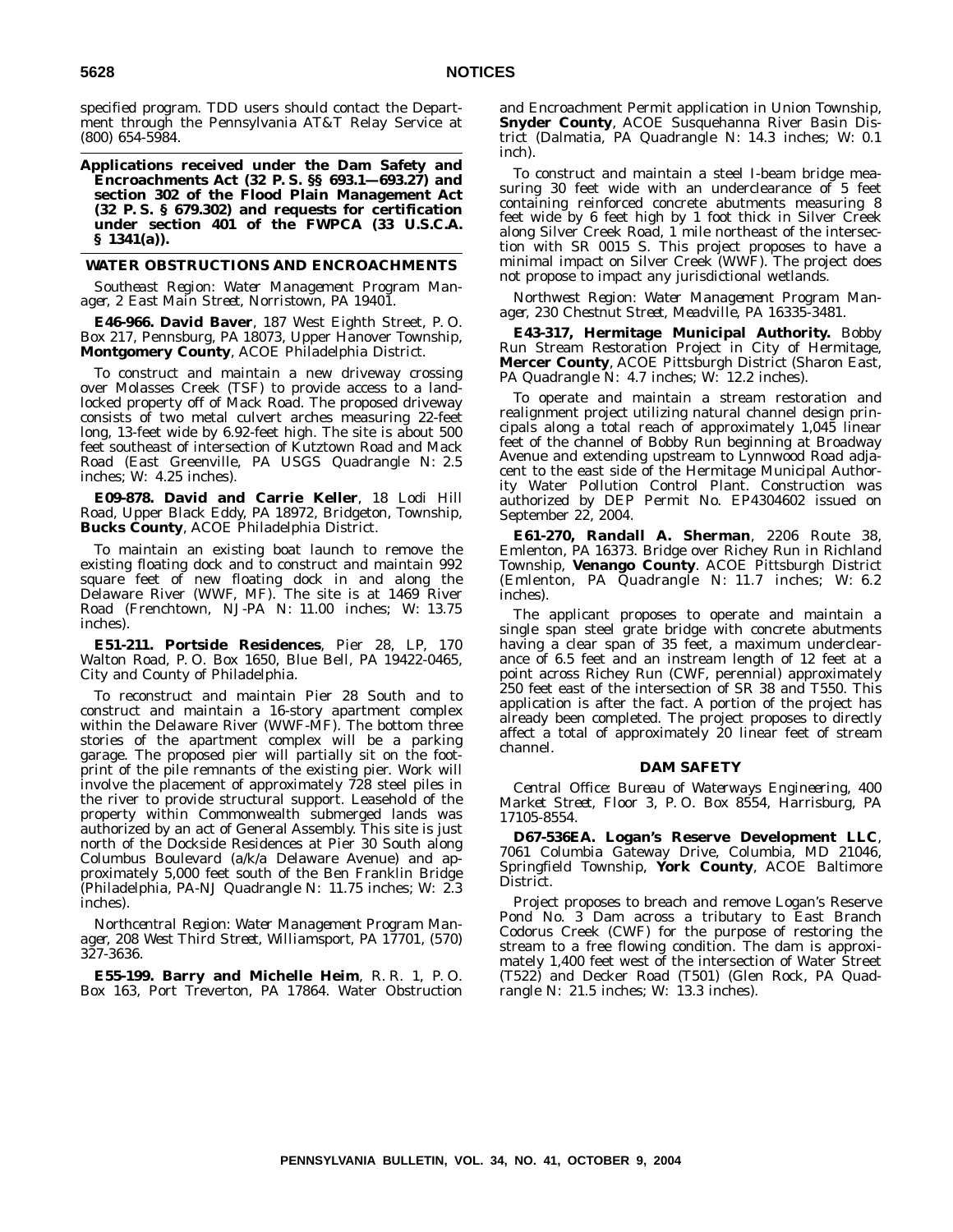specified program. TDD users should contact the Department through the Pennsylvania AT&T Relay Service at (800) 654-5984.

**Applications received under the Dam Safety and Encroachments Act (32 P. S. §§ 693.1—693.27) and section 302 of the Flood Plain Management Act (32 P. S. § 679.302) and requests for certification under section 401 of the FWPCA (33 U.S.C.A. § 1341(a)).**

## WATER OBSTRUCTIONS AND ENCROACHMENTS

*Southeast Region: Water Management Program Manager, 2 East Main Street, Norristown, PA 19401.*

**E46-966. David Baver**, 187 West Eighth Street, P. O. Box 217, Pennsburg, PA 18073, Upper Hanover Township, **Montgomery County**, ACOE Philadelphia District.

To construct and maintain a new driveway crossing over Molasses Creek (TSF) to provide access to a landlocked property off of Mack Road. The proposed driveway consists of two metal culvert arches measuring 22-feet long, 13-feet wide by 6.92-feet high. The site is about 500 feet southeast of intersection of Kutztown Road and Mack Road (East Greenville, PA USGS Quadrangle N: 2.5 inches; W: 4.25 inches).

**E09-878. David and Carrie Keller**, 18 Lodi Hill Road, Upper Black Eddy, PA 18972, Bridgeton, Township, **Bucks County**, ACOE Philadelphia District.

To maintain an existing boat launch to remove the existing floating dock and to construct and maintain 992 square feet of new floating dock in and along the Delaware River (WWF, MF). The site is at 1469 River Road (Frenchtown, NJ-PA N: 11.00 inches; W: 13.75 inches).

**E51-211. Portside Residences**, Pier 28, LP, 170 Walton Road, P. O. Box 1650, Blue Bell, PA 19422-0465, City and County of Philadelphia.

To reconstruct and maintain Pier 28 South and to construct and maintain a 16-story apartment complex within the Delaware River (WWF-MF). The bottom three stories of the apartment complex will be a parking garage. The proposed pier will partially sit on the footprint of the pile remnants of the existing pier. Work will involve the placement of approximately 728 steel piles in the river to provide structural support. Leasehold of the property within Commonwealth submerged lands was authorized by an act of General Assembly. This site is just north of the Dockside Residences at Pier 30 South along Columbus Boulevard (a/k/a Delaware Avenue) and approximately 5,000 feet south of the Ben Franklin Bridge (Philadelphia, PA-NJ Quadrangle N: 11.75 inches; W: 2.3 inches).

*Northcentral Region: Water Management Program Manager, 208 West Third Street, Williamsport, PA 17701, (570) 327-3636.*

**E55-199. Barry and Michelle Heim**, R. R. 1, P. O. Box 163, Port Treverton, PA 17864. Water Obstruction and Encroachment Permit application in Union Township, **Snyder County**, ACOE Susquehanna River Basin District (Dalmatia, PA Quadrangle N: 14.3 inches; W: 0.1 inch).

To construct and maintain a steel I-beam bridge measuring 30 feet wide with an underclearance of 5 feet containing reinforced concrete abutments measuring 8 feet wide by 6 feet high by 1 foot thick in Silver Creek along Silver Creek Road, 1 mile northeast of the intersection with SR 0015 S. This project proposes to have a minimal impact on Silver Creek (WWF). The project does not propose to impact any jurisdictional wetlands.

*Northwest Region: Water Management Program Manager, 230 Chestnut Street, Meadville, PA 16335-3481.*

**E43-317, Hermitage Municipal Authority.** Bobby Run Stream Restoration Project in City of Hermitage, **Mercer County**, ACOE Pittsburgh District (Sharon East, PA Quadrangle N: 4.7 inches; W: 12.2 inches).

To operate and maintain a stream restoration and realignment project utilizing natural channel design principals along a total reach of approximately 1,045 linear feet of the channel of Bobby Run beginning at Broadway Avenue and extending upstream to Lynnwood Road adjacent to the east side of the Hermitage Municipal Authority Water Pollution Control Plant. Construction was authorized by DEP Permit No. EP4304602 issued on September 22, 2004.

**E61-270, Randall A. Sherman**, 2206 Route 38, Emlenton, PA 16373. Bridge over Richey Run in Richland Township, **Venango County**. ACOE Pittsburgh District (Emlenton, PA Quadrangle N: 11.7 inches; W: 6.2 inches).

The applicant proposes to operate and maintain a single span steel grate bridge with concrete abutments having a clear span of 35 feet, a maximum underclearance of 6.5 feet and an instream length of 12 feet at a point across Richey Run (CWF, perennial) approximately 250 feet east of the intersection of SR 38 and T550. This application is after the fact. A portion of the project has already been completed. The project proposes to directly affect a total of approximately 20 linear feet of stream channel.

## DAM SAFETY

*Central Office: Bureau of Waterways Engineering, 400 Market Street, Floor 3, P. O. Box 8554, Harrisburg, PA 17105-8554.*

**D67-536EA. Logan's Reserve Development LLC**, 7061 Columbia Gateway Drive, Columbia, MD 21046, Springfield Township, **York County**, ACOE Baltimore District.

Project proposes to breach and remove Logan's Reserve Pond No. 3 Dam across a tributary to East Branch Codorus Creek (CWF) for the purpose of restoring the stream to a free flowing condition. The dam is approximately 1,400 feet west of the intersection of Water Street (T522) and Decker Road (T501) (Glen Rock, PA Quadrangle N: 21.5 inches; W: 13.3 inches).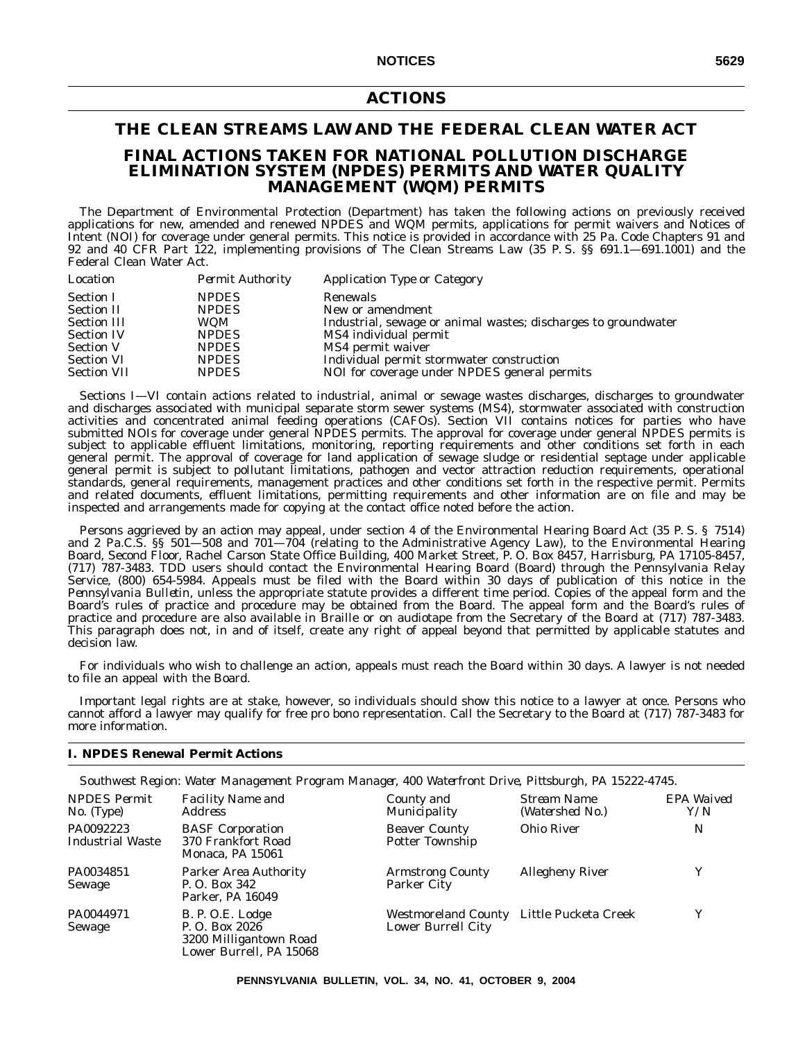# ACTIONS

## THE CLEAN STREAMS LAW AND THE FEDERAL CLEAN WATER ACT

## FINAL ACTIONS TAKEN FOR NATIONAL POLLUTION DISCHARGE ELIMINATION SYSTEM (NPDES) PERMITS AND WATER QUALITY MANAGEMENT (WQM) PERMITS

The Department of Environmental Protection (Department) has taken the following actions on previously received applications for new, amended and renewed NPDES and WQM permits, applications for permit waivers and Notices of Intent (NOI) for coverage under general permits. This notice is provided in accordance with 25 Pa. Code Chapters 91 and 92 and 40 CFR Part 122, implementing provisions of The Clean Streams Law (35 P. S. §§ 691.1—691.1001) and the Federal Clean Water Act.

| *Location* | *Permit Authority* | *Application Type or Category* |
|---|---|---|
| Section I | NPDES | Renewals |
| Section II | NPDES | New or amendment |
| Section III | WQM | Industrial, sewage or animal wastes; discharges to groundwater |
| Section IV | NPDES | MS4 individual permit |
| Section V | NPDES | MS4 permit waiver |
| Section VI | NPDES | Individual permit stormwater construction |
| Section VII | NPDES | NOI for coverage under NPDES general permits |

Sections I—VI contain actions related to industrial, animal or sewage wastes discharges, discharges to groundwater and discharges associated with municipal separate storm sewer systems (MS4), stormwater associated with construction activities and concentrated animal feeding operations (CAFOs). Section VII contains notices for parties who have submitted NOIs for coverage under general NPDES permits. The approval for coverage under general NPDES permits is subject to applicable effluent limitations, monitoring, reporting requirements and other conditions set forth in each general permit. The approval of coverage for land application of sewage sludge or residential septage under applicable general permit is subject to pollutant limitations, pathogen and vector attraction reduction requirements, operational standards, general requirements, management practices and other conditions set forth in the respective permit. Permits and related documents, effluent limitations, permitting requirements and other information are on file and may be inspected and arrangements made for copying at the contact office noted before the action.

Persons aggrieved by an action may appeal, under section 4 of the Environmental Hearing Board Act (35 P. S. § 7514) and 2 Pa.C.S. §§ 501—508 and 701—704 (relating to the Administrative Agency Law), to the Environmental Hearing Board, Second Floor, Rachel Carson State Office Building, 400 Market Street, P. O. Box 8457, Harrisburg, PA 17105-8457, (717) 787-3483. TDD users should contact the Environmental Hearing Board (Board) through the Pennsylvania Relay Service, (800) 654-5984. Appeals must be filed with the Board within 30 days of publication of this notice in the *Pennsylvania Bulletin*, unless the appropriate statute provides a different time period. Copies of the appeal form and the Board's rules of practice and procedure may be obtained from the Board. The appeal form and the Board's rules of practice and procedure are also available in Braille or on audiotape from the Secretary of the Board at (717) 787-3483. This paragraph does not, in and of itself, create any right of appeal beyond that permitted by applicable statutes and decision law.

For individuals who wish to challenge an action, appeals must reach the Board within 30 days. A lawyer is not needed to file an appeal with the Board.

Important legal rights are at stake, however, so individuals should show this notice to a lawyer at once. Persons who cannot afford a lawyer may qualify for free pro bono representation. Call the Secretary to the Board at (717) 787-3483 for more information.

### I. NPDES Renewal Permit Actions

*Southwest Region: Water Management Program Manager, 400 Waterfront Drive, Pittsburgh, PA 15222-4745.*

| *NPDES Permit No. (Type)* | *Facility Name and Address* | *County and Municipality* | *Stream Name (Watershed No.)* | *EPA Waived Y/N* |
|---|---|---|---|---|
| PA0092223 Industrial Waste | BASF Corporation 370 Frankfort Road Monaca, PA 15061 | Beaver County Potter Township | Ohio River | N |
| PA0034851 Sewage | Parker Area Authority P. O. Box 342 Parker, PA 16049 | Armstrong County Parker City | Allegheny River | Y |
| PA0044971 Sewage | B. P. O.E. Lodge P. O. Box 2026 3200 Milligantown Road Lower Burrell, PA 15068 | Westmoreland County Lower Burrell City | Little Pucketa Creek | Y |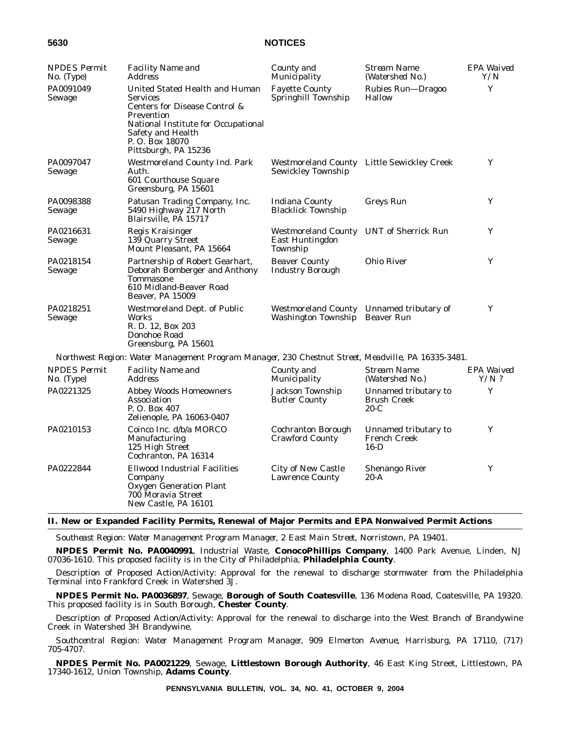| NPDES Permit No. (Type) | Facility Name and Address | County and Municipality | Stream Name (Watershed No.) | EPA Waived Y/N |
|---|---|---|---|---|
| PA0091049 Sewage | United Stated Health and Human Services Centers for Disease Control & Prevention National Institute for Occupational Safety and Health P. O. Box 18070 Pittsburgh, PA 15236 | Fayette County Springhill Township | Rubies Run—Dragoo Hallow | Y |
| PA0097047 Sewage | Westmoreland County Ind. Park Auth. 601 Courthouse Square Greensburg, PA 15601 | Westmoreland County Sewickley Township | Little Sewickley Creek | Y |
| PA0098388 Sewage | Patusan Trading Company, Inc. 5490 Highway 217 North Blairsville, PA 15717 | Indiana County Blacklick Township | Greys Run | Y |
| PA0216631 Sewage | Regis Kraisinger 139 Quarry Street Mount Pleasant, PA 15664 | Westmoreland County East Huntingdon Township | UNT of Sherrick Run | Y |
| PA0218154 Sewage | Partnership of Robert Gearhart, Deborah Bomberger and Anthony Tommasone 610 Midland-Beaver Road Beaver, PA 15009 | Beaver County Industry Borough | Ohio River | Y |
| PA0218251 Sewage | Westmoreland Dept. of Public Works R. D. 12, Box 203 Donohoe Road Greensburg, PA 15601 | Westmoreland County Washington Township | Unnamed tributary of Beaver Run | Y |

*Northwest Region: Water Management Program Manager, 230 Chestnut Street, Meadville, PA 16335-3481.*

| NPDES Permit No. (Type) | Facility Name and Address | County and Municipality | Stream Name (Watershed No.) | EPA Waived Y/N ? |
|---|---|---|---|---|
| PA0221325 | Abbey Woods Homeowners Association P. O. Box 407 Zelienople, PA 16063-0407 | Jackson Township Butler County | Unnamed tributary to Brush Creek 20-C | Y |
| PA0210153 | Coinco Inc. d/b/a MORCO Manufacturing 125 High Street Cochranton, PA 16314 | Cochranton Borough Crawford County | Unnamed tributary to French Creek 16-D | Y |
| PA0222844 | Ellwood Industrial Facilities Company Oxygen Generation Plant 700 Moravia Street New Castle, PA 16101 | City of New Castle Lawrence County | Shenango River 20-A | Y |

## II. New or Expanded Facility Permits, Renewal of Major Permits and EPA Nonwaived Permit Actions

*Southeast Region: Water Management Program Manager, 2 East Main Street, Norristown, PA 19401.*

**NPDES Permit No. PA0040991**, Industrial Waste, **ConocoPhillips Company**, 1400 Park Avenue, Linden, NJ 07036-1610. This proposed facility is in the City of Philadelphia, **Philadelphia County**.

Description of Proposed Action/Activity: Approval for the renewal to discharge stormwater from the Philadelphia Terminal into Frankford Creek in Watershed 3J.

**NPDES Permit No. PA0036897**, Sewage, **Borough of South Coatesville**, 136 Modena Road, Coatesville, PA 19320. This proposed facility is in South Borough, **Chester County**.

Description of Proposed Action/Activity: Approval for the renewal to discharge into the West Branch of Brandywine Creek in Watershed 3H Brandywine.

*Southcentral Region: Water Management Program Manager, 909 Elmerton Avenue, Harrisburg, PA 17110, (717) 705-4707.*

**NPDES Permit No. PA0021229**, Sewage, **Littlestown Borough Authority**, 46 East King Street, Littlestown, PA 17340-1612, Union Township, **Adams County**.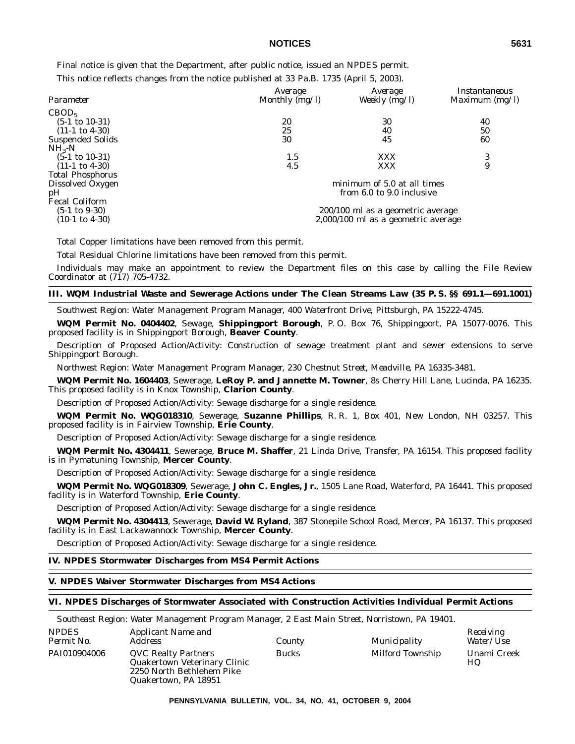Final notice is given that the Department, after public notice, issued an NPDES permit.

This notice reflects changes from the notice published at 33 Pa.B. 1735 (April 5, 2003).

| *Parameter* | *Average Monthly (mg/l)* | *Average Weekly (mg/l)* | *Instantaneous Maximum (mg/l)* |
|---|---|---|---|
| $CBOD_5$ | | | |
| (5-1 to 10-31) | 20 | 30 | 40 |
| (11-1 to 4-30) | 25 | 40 | 50 |
| Suspended Solids | 30 | 45 | 60 |
| $NH_3$-N | | | |
| (5-1 to 10-31) | 1.5 | XXX | 3 |
| (11-1 to 4-30) | 4.5 | XXX | 9 |
| Total Phosphorus | | | |
| Dissolved Oxygen | minimum of 5.0 at all times | | |
| pH | from 6.0 to 9.0 inclusive | | |
| Fecal Coliform | | | |
| (5-1 to 9-30) | 200/100 ml as a geometric average | | |
| (10-1 to 4-30) | 2,000/100 ml as a geometric average | | |

Total Copper limitations have been removed from this permit.

Total Residual Chlorine limitations have been removed from this permit.

Individuals may make an appointment to review the Department files on this case by calling the File Review Coordinator at (717) 705-4732.

## III. WQM Industrial Waste and Sewerage Actions under The Clean Streams Law (35 P. S. §§ 691.1—691.1001)

*Southwest Region: Water Management Program Manager, 400 Waterfront Drive, Pittsburgh, PA 15222-4745.*

**WQM Permit No. 0404402**, Sewage, **Shippingport Borough**, P. O. Box 76, Shippingport, PA 15077-0076. This proposed facility is in Shippingport Borough, **Beaver County**.

Description of Proposed Action/Activity: Construction of sewage treatment plant and sewer extensions to serve Shippingport Borough.

*Northwest Region: Water Management Program Manager, 230 Chestnut Street, Meadville, PA 16335-3481.*

**WQM Permit No. 1604403**, Sewerage, **LeRoy P. and Jannette M. Towner**, 8s Cherry Hill Lane, Lucinda, PA 16235. This proposed facility is in Knox Township, **Clarion County**.

Description of Proposed Action/Activity: Sewage discharge for a single residence.

**WQM Permit No. WQG018310**, Sewerage, **Suzanne Phillips**, R. R. 1, Box 401, New London, NH 03257. This proposed facility is in Fairview Township, **Erie County**.

Description of Proposed Action/Activity: Sewage discharge for a single residence.

**WQM Permit No. 4304411**, Sewerage, **Bruce M. Shaffer**, 21 Linda Drive, Transfer, PA 16154. This proposed facility is in Pymatuning Township, **Mercer County**.

Description of Proposed Action/Activity: Sewage discharge for a single residence.

**WQM Permit No. WQG018309**, Sewerage, **John C. Engles, Jr.**, 1505 Lane Road, Waterford, PA 16441. This proposed facility is in Waterford Township, **Erie County**.

Description of Proposed Action/Activity: Sewage discharge for a single residence.

**WQM Permit No. 4304413**, Sewerage, **David W. Ryland**, 387 Stonepile School Road, Mercer, PA 16137. This proposed facility is in East Lackawannock Township, **Mercer County**.

Description of Proposed Action/Activity: Sewage discharge for a single residence.

## IV. NPDES Stormwater Discharges from MS4 Permit Actions

## V. NPDES Waiver Stormwater Discharges from MS4 Actions

## VI. NPDES Discharges of Stormwater Associated with Construction Activities Individual Permit Actions

*Southeast Region: Water Management Program Manager, 2 East Main Street, Norristown, PA 19401.*

| *NPDES Permit No.* | *Applicant Name and Address* | *County* | *Municipality* | *Receiving Water/Use* |
|---|---|---|---|---|
| PAI010904006 | QVC Realty Partners<br>Quakertown Veterinary Clinic<br>2250 North Bethlehem Pike<br>Quakertown, PA 18951 | Bucks | Milford Township | Unami Creek HQ |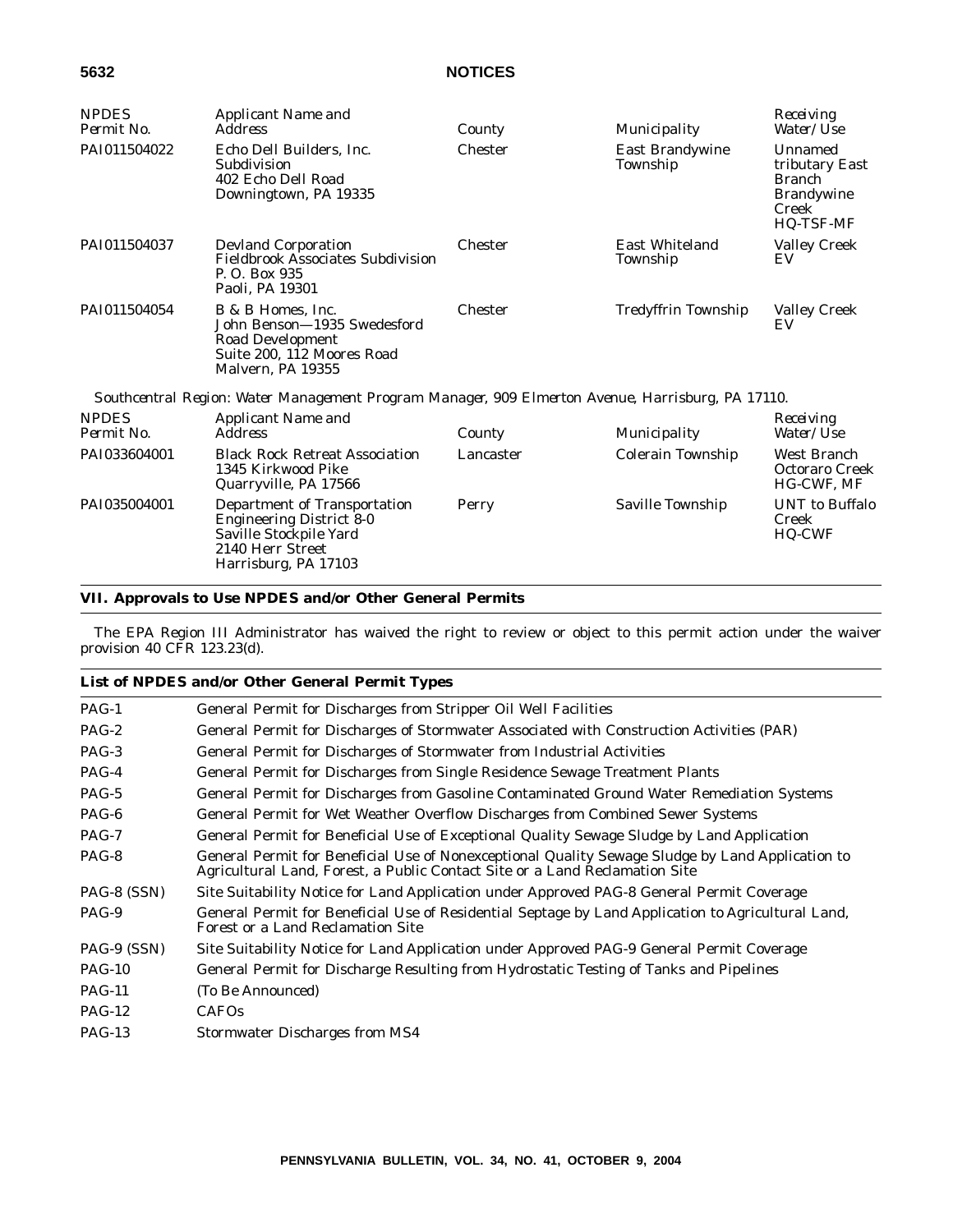| NPDES Permit No. | Applicant Name and Address | County | Municipality | Receiving Water/Use |
|---|---|---|---|---|
| PAI011504022 | Echo Dell Builders, Inc. Subdivision 402 Echo Dell Road Downingtown, PA 19335 | Chester | East Brandywine Township | Unnamed tributary East Branch Brandywine Creek HQ-TSF-MF |
| PAI011504037 | Devland Corporation Fieldbrook Associates Subdivision P. O. Box 935 Paoli, PA 19301 | Chester | East Whiteland Township | Valley Creek EV |
| PAI011504054 | B & B Homes, Inc. John Benson—1935 Swedesford Road Development Suite 200, 112 Moores Road Malvern, PA 19355 | Chester | Tredyffrin Township | Valley Creek EV |

*Southcentral Region: Water Management Program Manager, 909 Elmerton Avenue, Harrisburg, PA 17110.*

| NPDES Permit No. | Applicant Name and Address | County | Municipality | Receiving Water/Use |
|---|---|---|---|---|
| PAI033604001 | Black Rock Retreat Association 1345 Kirkwood Pike Quarryville, PA 17566 | Lancaster | Colerain Township | West Branch Octoraro Creek HG-CWF, MF |
| PAI035004001 | Department of Transportation Engineering District 8-0 Saville Stockpile Yard 2140 Herr Street Harrisburg, PA 17103 | Perry | Saville Township | UNT to Buffalo Creek HQ-CWF |

## VII. Approvals to Use NPDES and/or Other General Permits

The EPA Region III Administrator has waived the right to review or object to this permit action under the waiver provision 40 CFR 123.23(d).

### List of NPDES and/or Other General Permit Types

| | |
|---|---|
| PAG-1 | General Permit for Discharges from Stripper Oil Well Facilities |
| PAG-2 | General Permit for Discharges of Stormwater Associated with Construction Activities (PAR) |
| PAG-3 | General Permit for Discharges of Stormwater from Industrial Activities |
| PAG-4 | General Permit for Discharges from Single Residence Sewage Treatment Plants |
| PAG-5 | General Permit for Discharges from Gasoline Contaminated Ground Water Remediation Systems |
| PAG-6 | General Permit for Wet Weather Overflow Discharges from Combined Sewer Systems |
| PAG-7 | General Permit for Beneficial Use of Exceptional Quality Sewage Sludge by Land Application |
| PAG-8 | General Permit for Beneficial Use of Nonexceptional Quality Sewage Sludge by Land Application to Agricultural Land, Forest, a Public Contact Site or a Land Reclamation Site |
| PAG-8 (SSN) | Site Suitability Notice for Land Application under Approved PAG-8 General Permit Coverage |
| PAG-9 | General Permit for Beneficial Use of Residential Septage by Land Application to Agricultural Land, Forest or a Land Reclamation Site |
| PAG-9 (SSN) | Site Suitability Notice for Land Application under Approved PAG-9 General Permit Coverage |
| PAG-10 | General Permit for Discharge Resulting from Hydrostatic Testing of Tanks and Pipelines |
| PAG-11 | (To Be Announced) |
| PAG-12 | CAFOs |
| PAG-13 | Stormwater Discharges from MS4 |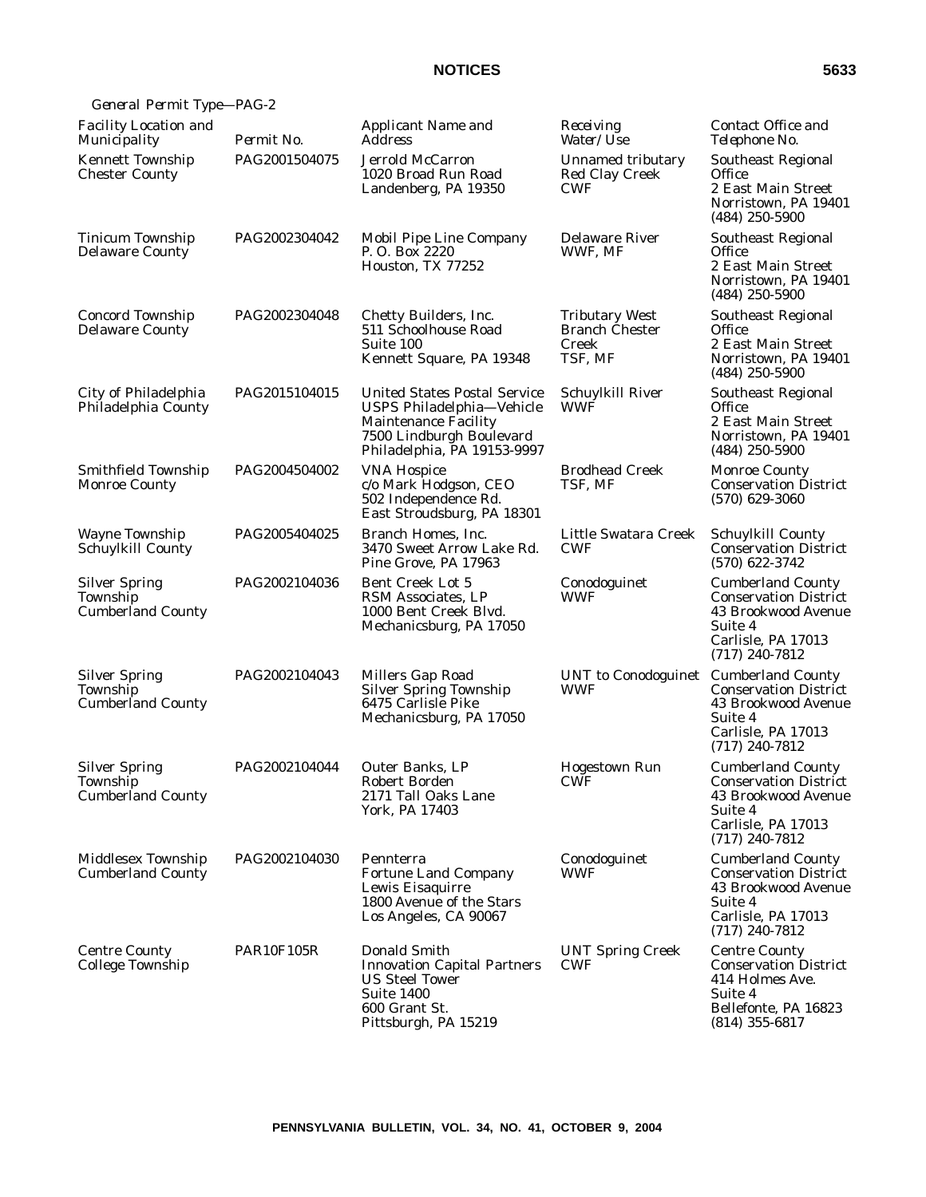*General Permit Type—PAG-2*

| *Facility Location and Municipality* | *Permit No.* | *Applicant Name and Address* | *Receiving Water/Use* | *Contact Office and Telephone No.* |
|---|---|---|---|---|
| Kennett Township Chester County | PAG2001504075 | Jerrold McCarron 1020 Broad Run Road Landenberg, PA 19350 | Unnamed tributary Red Clay Creek CWF | Southeast Regional Office 2 East Main Street Norristown, PA 19401 (484) 250-5900 |
| Tinicum Township Delaware County | PAG2002304042 | Mobil Pipe Line Company P. O. Box 2220 Houston, TX 77252 | Delaware River WWF, MF | Southeast Regional Office 2 East Main Street Norristown, PA 19401 (484) 250-5900 |
| Concord Township Delaware County | PAG2002304048 | Chetty Builders, Inc. 511 Schoolhouse Road Suite 100 Kennett Square, PA 19348 | Tributary West Branch Chester Creek TSF, MF | Southeast Regional Office 2 East Main Street Norristown, PA 19401 (484) 250-5900 |
| City of Philadelphia Philadelphia County | PAG2015104015 | United States Postal Service USPS Philadelphia—Vehicle Maintenance Facility 7500 Lindburgh Boulevard Philadelphia, PA 19153-9997 | Schuylkill River WWF | Southeast Regional Office 2 East Main Street Norristown, PA 19401 (484) 250-5900 |
| Smithfield Township Monroe County | PAG2004504002 | VNA Hospice c/o Mark Hodgson, CEO 502 Independence Rd. East Stroudsburg, PA 18301 | Brodhead Creek TSF, MF | Monroe County Conservation District (570) 629-3060 |
| Wayne Township Schuylkill County | PAG2005404025 | Branch Homes, Inc. 3470 Sweet Arrow Lake Rd. Pine Grove, PA 17963 | Little Swatara Creek CWF | Schuylkill County Conservation District (570) 622-3742 |
| Silver Spring Township Cumberland County | PAG2002104036 | Bent Creek Lot 5 RSM Associates, LP 1000 Bent Creek Blvd. Mechanicsburg, PA 17050 | Conodoguinet WWF | Cumberland County Conservation District 43 Brookwood Avenue Suite 4 Carlisle, PA 17013 (717) 240-7812 |
| Silver Spring Township Cumberland County | PAG2002104043 | Millers Gap Road Silver Spring Township 6475 Carlisle Pike Mechanicsburg, PA 17050 | UNT to Conodoguinet WWF | Cumberland County Conservation District 43 Brookwood Avenue Suite 4 Carlisle, PA 17013 (717) 240-7812 |
| Silver Spring Township Cumberland County | PAG2002104044 | Outer Banks, LP Robert Borden 2171 Tall Oaks Lane York, PA 17403 | Hogestown Run CWF | Cumberland County Conservation District 43 Brookwood Avenue Suite 4 Carlisle, PA 17013 (717) 240-7812 |
| Middlesex Township Cumberland County | PAG2002104030 | Pennterra Fortune Land Company Lewis Eisaquirre 1800 Avenue of the Stars Los Angeles, CA 90067 | Conodoguinet WWF | Cumberland County Conservation District 43 Brookwood Avenue Suite 4 Carlisle, PA 17013 (717) 240-7812 |
| Centre County College Township | PAR10F105R | Donald Smith Innovation Capital Partners US Steel Tower Suite 1400 600 Grant St. Pittsburgh, PA 15219 | UNT Spring Creek CWF | Centre County Conservation District 414 Holmes Ave. Suite 4 Bellefonte, PA 16823 (814) 355-6817 |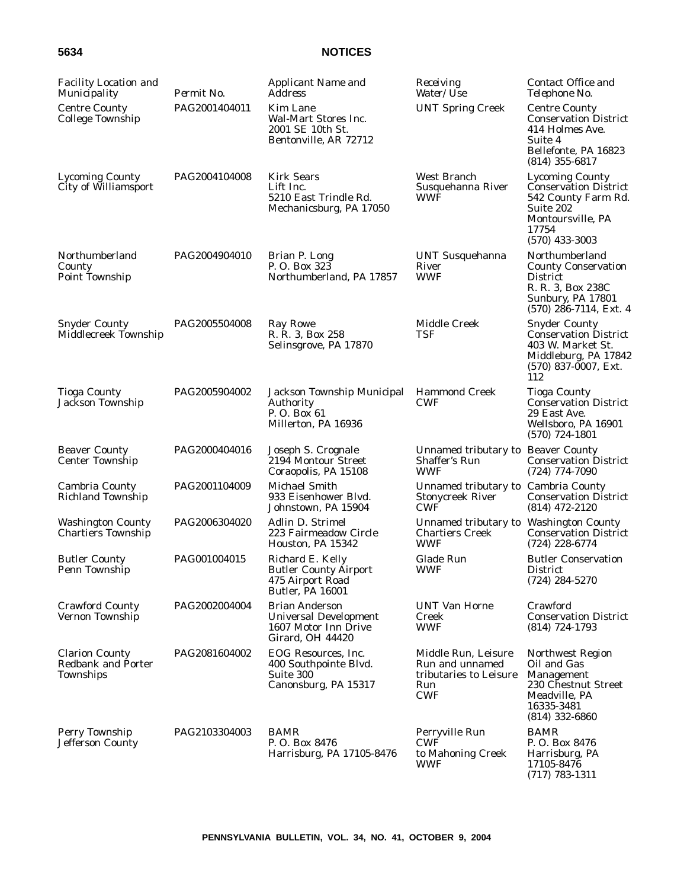| Facility Location and Municipality | Permit No. | Applicant Name and Address | Receiving Water/Use | Contact Office and Telephone No. |
|---|---|---|---|---|
| Centre County College Township | PAG2001404011 | Kim Lane Wal-Mart Stores Inc. 2001 SE 10th St. Bentonville, AR 72712 | UNT Spring Creek | Centre County Conservation District 414 Holmes Ave. Suite 4 Bellefonte, PA 16823 (814) 355-6817 |
| Lycoming County City of Williamsport | PAG2004104008 | Kirk Sears Lift Inc. 5210 East Trindle Rd. Mechanicsburg, PA 17050 | West Branch Susquehanna River WWF | Lycoming County Conservation District 542 County Farm Rd. Suite 202 Montoursville, PA 17754 (570) 433-3003 |
| Northumberland County Point Township | PAG2004904010 | Brian P. Long P. O. Box 323 Northumberland, PA 17857 | UNT Susquehanna River WWF | Northumberland County Conservation District R. R. 3, Box 238C Sunbury, PA 17801 (570) 286-7114, Ext. 4 |
| Snyder County Middlecreek Township | PAG2005504008 | Ray Rowe R. R. 3, Box 258 Selinsgrove, PA 17870 | Middle Creek TSF | Snyder County Conservation District 403 W. Market St. Middleburg, PA 17842 (570) 837-0007, Ext. 112 |
| Tioga County Jackson Township | PAG2005904002 | Jackson Township Municipal Authority P. O. Box 61 Millerton, PA 16936 | Hammond Creek CWF | Tioga County Conservation District 29 East Ave. Wellsboro, PA 16901 (570) 724-1801 |
| Beaver County Center Township | PAG2000404016 | Joseph S. Crognale 2194 Montour Street Coraopolis, PA 15108 | Unnamed tributary to Shaffer's Run WWF | Beaver County Conservation District (724) 774-7090 |
| Cambria County Richland Township | PAG2001104009 | Michael Smith 933 Eisenhower Blvd. Johnstown, PA 15904 | Unnamed tributary to Stonycreek River CWF | Cambria County Conservation District (814) 472-2120 |
| Washington County Chartiers Township | PAG2006304020 | Adlin D. Strimel 223 Fairmeadow Circle Houston, PA 15342 | Unnamed tributary to Chartiers Creek WWF | Washington County Conservation District (724) 228-6774 |
| Butler County Penn Township | PAG001004015 | Richard E. Kelly Butler County Airport 475 Airport Road Butler, PA 16001 | Glade Run WWF | Butler Conservation District (724) 284-5270 |
| Crawford County Vernon Township | PAG2002004004 | Brian Anderson Universal Development 1607 Motor Inn Drive Girard, OH 44420 | UNT Van Horne Creek WWF | Crawford Conservation District (814) 724-1793 |
| Clarion County Redbank and Porter Townships | PAG2081604002 | EOG Resources, Inc. 400 Southpointe Blvd. Suite 300 Canonsburg, PA 15317 | Middle Run, Leisure Run and unnamed tributaries to Leisure Run CWF | Northwest Region Oil and Gas Management 230 Chestnut Street Meadville, PA 16335-3481 (814) 332-6860 |
| Perry Township Jefferson County | PAG2103304003 | BAMR P. O. Box 8476 Harrisburg, PA 17105-8476 | Perryville Run CWF to Mahoning Creek WWF | BAMR P. O. Box 8476 Harrisburg, PA 17105-8476 (717) 783-1311 |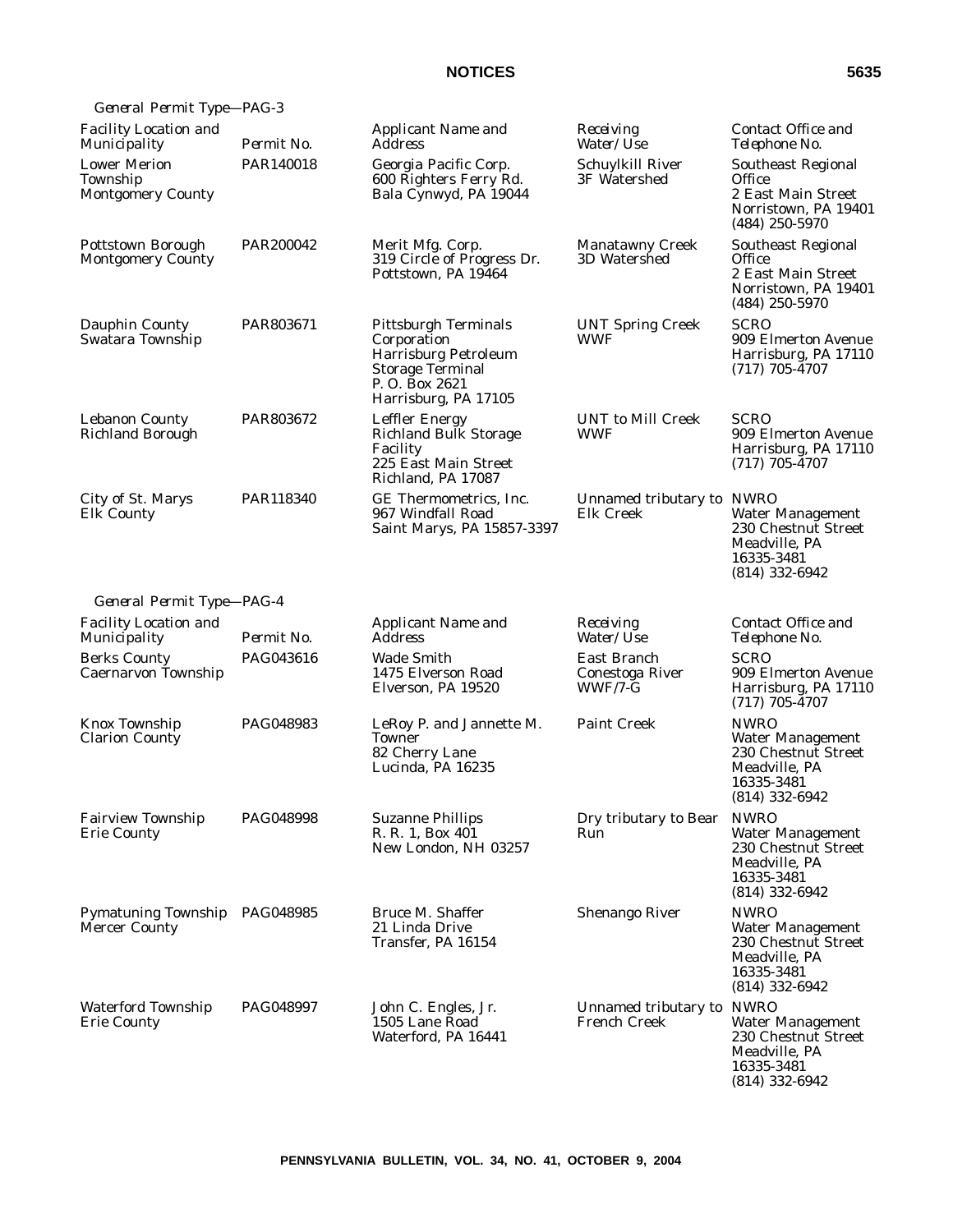*General Permit Type—PAG-3*

| *Facility Location and Municipality* | *Permit No.* | *Applicant Name and Address* | *Receiving Water/Use* | *Contact Office and Telephone No.* |
|---|---|---|---|---|
| Lower Merion Township Montgomery County | PAR140018 | Georgia Pacific Corp. 600 Righters Ferry Rd. Bala Cynwyd, PA 19044 | Schuylkill River 3F Watershed | Southeast Regional Office 2 East Main Street Norristown, PA 19401 (484) 250-5970 |
| Pottstown Borough Montgomery County | PAR200042 | Merit Mfg. Corp. 319 Circle of Progress Dr. Pottstown, PA 19464 | Manatawny Creek 3D Watershed | Southeast Regional Office 2 East Main Street Norristown, PA 19401 (484) 250-5970 |
| Dauphin County Swatara Township | PAR803671 | Pittsburgh Terminals Corporation Harrisburg Petroleum Storage Terminal P. O. Box 2621 Harrisburg, PA 17105 | UNT Spring Creek WWF | SCRO 909 Elmerton Avenue Harrisburg, PA 17110 (717) 705-4707 |
| Lebanon County Richland Borough | PAR803672 | Leffler Energy Richland Bulk Storage Facility 225 East Main Street Richland, PA 17087 | UNT to Mill Creek WWF | SCRO 909 Elmerton Avenue Harrisburg, PA 17110 (717) 705-4707 |
| City of St. Marys Elk County | PAR118340 | GE Thermometrics, Inc. 967 Windfall Road Saint Marys, PA 15857-3397 | Unnamed tributary to Elk Creek | NWRO Water Management 230 Chestnut Street Meadville, PA 16335-3481 (814) 332-6942 |

*General Permit Type—PAG-4*

| *Facility Location and Municipality* | *Permit No.* | *Applicant Name and Address* | *Receiving Water/Use* | *Contact Office and Telephone No.* |
|---|---|---|---|---|
| Berks County Caernarvon Township | PAG043616 | Wade Smith 1475 Elverson Road Elverson, PA 19520 | East Branch Conestoga River WWF/7-G | SCRO 909 Elmerton Avenue Harrisburg, PA 17110 (717) 705-4707 |
| Knox Township Clarion County | PAG048983 | LeRoy P. and Jannette M. Towner 82 Cherry Lane Lucinda, PA 16235 | Paint Creek | NWRO Water Management 230 Chestnut Street Meadville, PA 16335-3481 (814) 332-6942 |
| Fairview Township Erie County | PAG048998 | Suzanne Phillips R. R. 1, Box 401 New London, NH 03257 | Dry tributary to Bear Run | NWRO Water Management 230 Chestnut Street Meadville, PA 16335-3481 (814) 332-6942 |
| Pymatuning Township Mercer County | PAG048985 | Bruce M. Shaffer 21 Linda Drive Transfer, PA 16154 | Shenango River | NWRO Water Management 230 Chestnut Street Meadville, PA 16335-3481 (814) 332-6942 |
| Waterford Township Erie County | PAG048997 | John C. Engles, Jr. 1505 Lane Road Waterford, PA 16441 | Unnamed tributary to French Creek | NWRO Water Management 230 Chestnut Street Meadville, PA 16335-3481 (814) 332-6942 |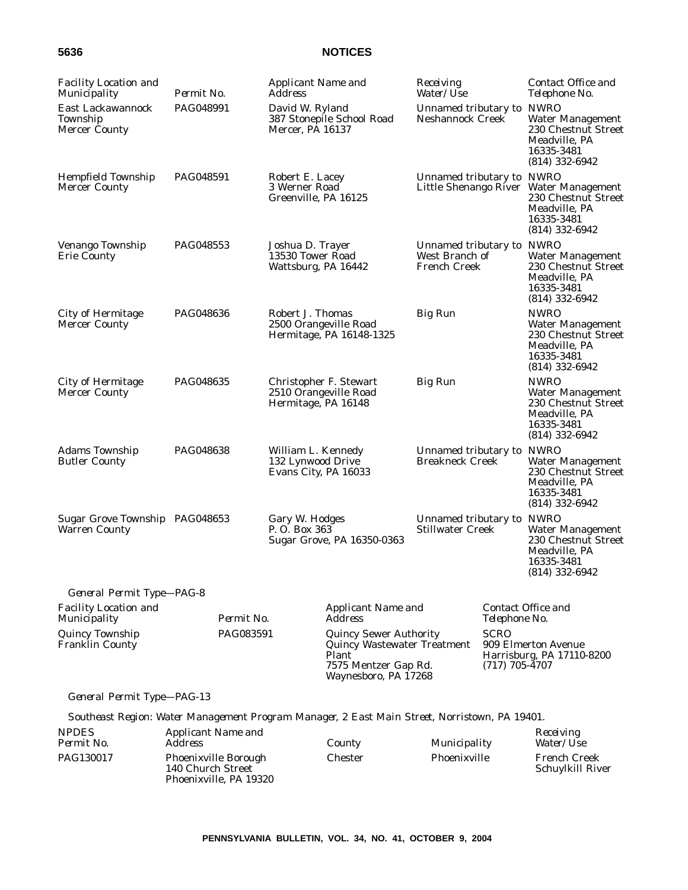| Facility Location and Municipality | Permit No. | Applicant Name and Address | Receiving Water/Use | Contact Office and Telephone No. |
|---|---|---|---|---|
| East Lackawannock Township Mercer County | PAG048991 | David W. Ryland 387 Stonepile School Road Mercer, PA 16137 | Unnamed tributary to Neshannock Creek | NWRO Water Management 230 Chestnut Street Meadville, PA 16335-3481 (814) 332-6942 |
| Hempfield Township Mercer County | PAG048591 | Robert E. Lacey 3 Werner Road Greenville, PA 16125 | Unnamed tributary to Little Shenango River | NWRO Water Management 230 Chestnut Street Meadville, PA 16335-3481 (814) 332-6942 |
| Venango Township Erie County | PAG048553 | Joshua D. Trayer 13530 Tower Road Wattsburg, PA 16442 | Unnamed tributary to West Branch of French Creek | NWRO Water Management 230 Chestnut Street Meadville, PA 16335-3481 (814) 332-6942 |
| City of Hermitage Mercer County | PAG048636 | Robert J. Thomas 2500 Orangeville Road Hermitage, PA 16148-1325 | Big Run | NWRO Water Management 230 Chestnut Street Meadville, PA 16335-3481 (814) 332-6942 |
| City of Hermitage Mercer County | PAG048635 | Christopher F. Stewart 2510 Orangeville Road Hermitage, PA 16148 | Big Run | NWRO Water Management 230 Chestnut Street Meadville, PA 16335-3481 (814) 332-6942 |
| Adams Township Butler County | PAG048638 | William L. Kennedy 132 Lynwood Drive Evans City, PA 16033 | Unnamed tributary to Breakneck Creek | NWRO Water Management 230 Chestnut Street Meadville, PA 16335-3481 (814) 332-6942 |
| Sugar Grove Township Warren County | PAG048653 | Gary W. Hodges P. O. Box 363 Sugar Grove, PA 16350-0363 | Unnamed tributary to Stillwater Creek | NWRO Water Management 230 Chestnut Street Meadville, PA 16335-3481 (814) 332-6942 |

*General Permit Type—PAG-8*

| Facility Location and Municipality | Permit No. | Applicant Name and Address | Contact Office and Telephone No. |
|---|---|---|---|
| Quincy Township Franklin County | PAG083591 | Quincy Sewer Authority Quincy Wastewater Treatment Plant 7575 Mentzer Gap Rd. Waynesboro, PA 17268 | SCRO 909 Elmerton Avenue Harrisburg, PA 17110-8200 (717) 705-4707 |

*General Permit Type—PAG-13*

*Southeast Region: Water Management Program Manager, 2 East Main Street, Norristown, PA 19401.*

| NPDES Permit No. | Applicant Name and Address | County | Municipality | Receiving Water/Use |
|---|---|---|---|---|
| PAG130017 | Phoenixville Borough 140 Church Street Phoenixville, PA 19320 | Chester | Phoenixville | French Creek Schuylkill River |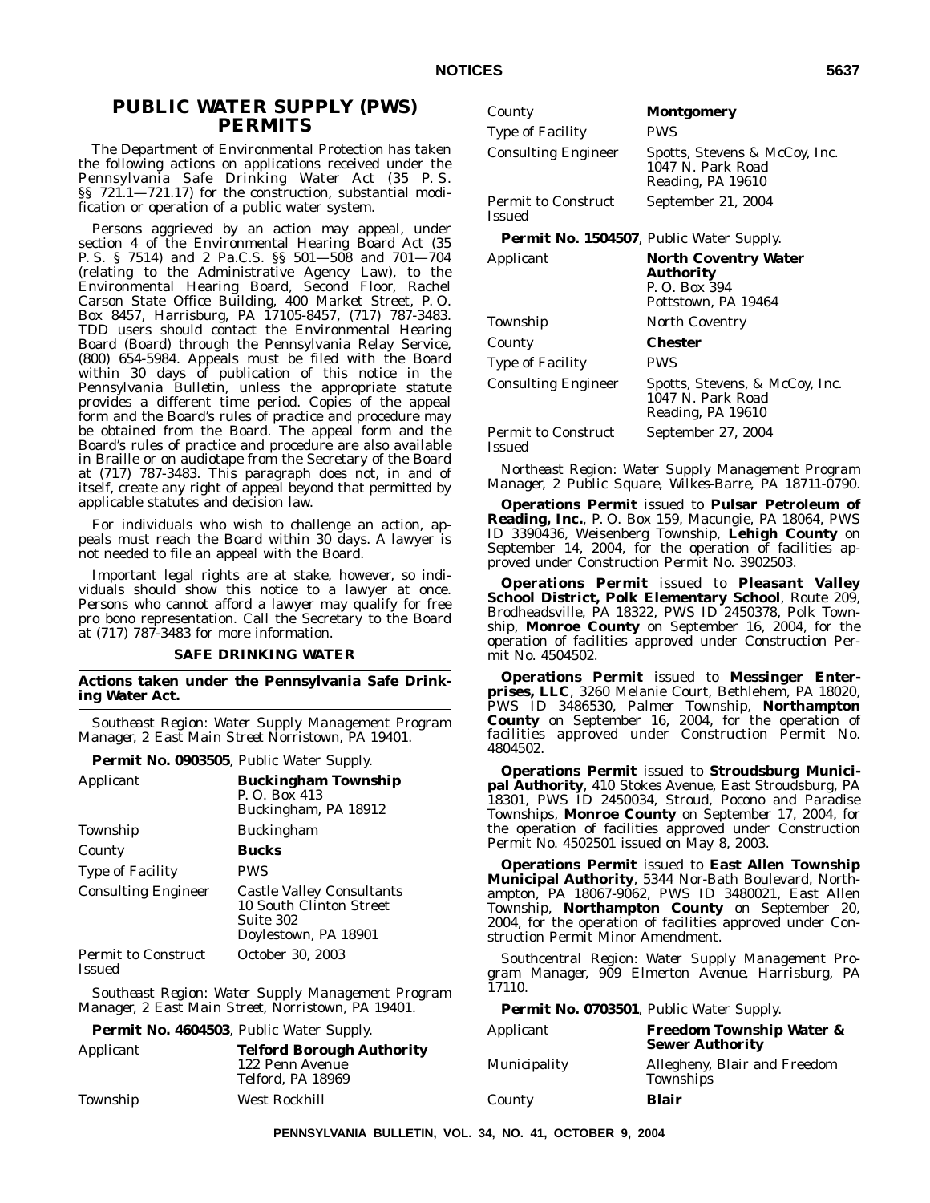# PUBLIC WATER SUPPLY (PWS) PERMITS

The Department of Environmental Protection has taken the following actions on applications received under the Pennsylvania Safe Drinking Water Act (35 P. S. §§ 721.1—721.17) for the construction, substantial modification or operation of a public water system.

Persons aggrieved by an action may appeal, under section 4 of the Environmental Hearing Board Act (35 P. S. § 7514) and 2 Pa.C.S. §§ 501—508 and 701—704 (relating to the Administrative Agency Law), to the Environmental Hearing Board, Second Floor, Rachel Carson State Office Building, 400 Market Street, P. O. Box 8457, Harrisburg, PA 17105-8457, (717) 787-3483. TDD users should contact the Environmental Hearing Board (Board) through the Pennsylvania Relay Service, (800) 654-5984. Appeals must be filed with the Board within 30 days of publication of this notice in the *Pennsylvania Bulletin*, unless the appropriate statute provides a different time period. Copies of the appeal form and the Board's rules of practice and procedure may be obtained from the Board. The appeal form and the Board's rules of practice and procedure are also available in Braille or on audiotape from the Secretary of the Board at (717) 787-3483. This paragraph does not, in and of itself, create any right of appeal beyond that permitted by applicable statutes and decision law.

For individuals who wish to challenge an action, appeals must reach the Board within 30 days. A lawyer is not needed to file an appeal with the Board.

Important legal rights are at stake, however, so individuals should show this notice to a lawyer at once. Persons who cannot afford a lawyer may qualify for free pro bono representation. Call the Secretary to the Board at (717) 787-3483 for more information.

### SAFE DRINKING WATER

**Actions taken under the Pennsylvania Safe Drinking Water Act.**

*Southeast Region: Water Supply Management Program Manager, 2 East Main Street Norristown, PA 19401.*

**Permit No. 0903505**, Public Water Supply.

| | |
|---|---|
| Applicant | **Buckingham Township**<br>P. O. Box 413<br>Buckingham, PA 18912 |
| Township | Buckingham |
| County | **Bucks** |
| Type of Facility | PWS |
| Consulting Engineer | Castle Valley Consultants<br>10 South Clinton Street<br>Suite 302<br>Doylestown, PA 18901 |
| Permit to Construct Issued | October 30, 2003 |

*Southeast Region: Water Supply Management Program Manager, 2 East Main Street, Norristown, PA 19401.*

**Permit No. 4604503**, Public Water Supply.

| | |
|---|---|
| Applicant | **Telford Borough Authority**<br>122 Penn Avenue<br>Telford, PA 18969 |
| Township | West Rockhill |
| County | **Montgomery** |
| Type of Facility | PWS |
| Consulting Engineer | Spotts, Stevens & McCoy, Inc.<br>1047 N. Park Road<br>Reading, PA 19610 |
| Permit to Construct Issued | September 21, 2004 |

**Permit No. 1504507**, Public Water Supply.

| | |
|---|---|
| Applicant | **North Coventry Water Authority**<br>P. O. Box 394<br>Pottstown, PA 19464 |
| Township | North Coventry |
| County | **Chester** |
| Type of Facility | PWS |
| Consulting Engineer | Spotts, Stevens, & McCoy, Inc.<br>1047 N. Park Road<br>Reading, PA 19610 |
| Permit to Construct Issued | September 27, 2004 |

*Northeast Region: Water Supply Management Program Manager, 2 Public Square, Wilkes-Barre, PA 18711-0790.*

**Operations Permit** issued to **Pulsar Petroleum of Reading, Inc.**, P. O. Box 159, Macungie, PA 18064, PWS ID 3390436, Weisenberg Township, **Lehigh County** on September 14, 2004, for the operation of facilities approved under Construction Permit No. 3902503.

**Operations Permit** issued to **Pleasant Valley School District, Polk Elementary School**, Route 209, Brodheadsville, PA 18322, PWS ID 2450378, Polk Township, **Monroe County** on September 16, 2004, for the operation of facilities approved under Construction Permit No. 4504502.

**Operations Permit** issued to **Messinger Enterprises, LLC**, 3260 Melanie Court, Bethlehem, PA 18020, PWS ID 3486530, Palmer Township, **Northampton County** on September 16, 2004, for the operation of facilities approved under Construction Permit No. 4804502.

**Operations Permit** issued to **Stroudsburg Municipal Authority**, 410 Stokes Avenue, East Stroudsburg, PA 18301, PWS ID 2450034, Stroud, Pocono and Paradise Townships, **Monroe County** on September 17, 2004, for the operation of facilities approved under Construction Permit No. 4502501 issued on May 8, 2003.

**Operations Permit** issued to **East Allen Township Municipal Authority**, 5344 Nor-Bath Boulevard, Northampton, PA 18067-9062, PWS ID 3480021, East Allen Township, **Northampton County** on September 20, 2004, for the operation of facilities approved under Construction Permit Minor Amendment.

*Southcentral Region: Water Supply Management Program Manager, 909 Elmerton Avenue, Harrisburg, PA 17110.*

**Permit No. 0703501**, Public Water Supply.

| | |
|---|---|
| Applicant | **Freedom Township Water & Sewer Authority** |
| Municipality | Allegheny, Blair and Freedom Townships |
| County | **Blair** |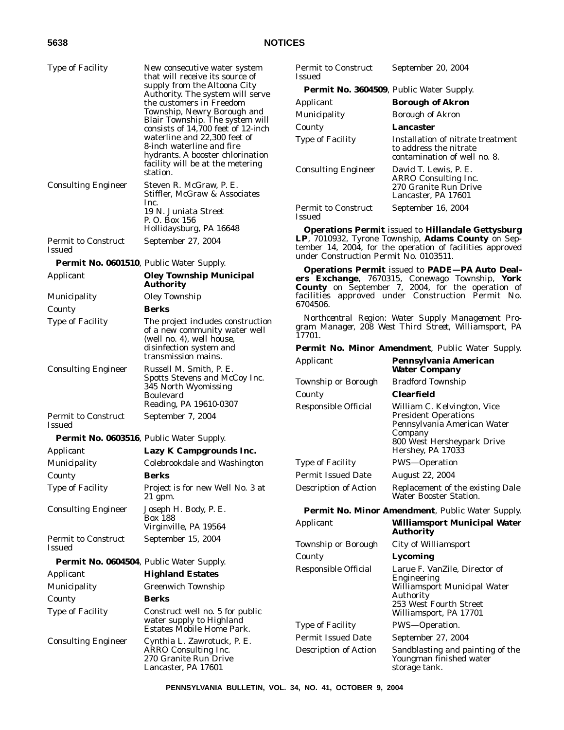| | |
|---|---|
| Type of Facility | New consecutive water system that will receive its source of supply from the Altoona City Authority. The system will serve the customers in Freedom Township, Newry Borough and Blair Township. The system will consists of 14,700 feet of 12-inch waterline and 22,300 feet of 8-inch waterline and fire hydrants. A booster chlorination facility will be at the metering station. |
| Consulting Engineer | Steven R. McGraw, P. E.<br>Stiffler, McGraw & Associates Inc.<br>19 N. Juniata Street<br>P. O. Box 156<br>Hollidaysburg, PA 16648 |
| Permit to Construct Issued | September 27, 2004 |

**Permit No. 0601510**, Public Water Supply.

| | |
|---|---|
| Applicant | **Oley Township Municipal Authority** |
| Municipality | Oley Township |
| County | **Berks** |
| Type of Facility | The project includes construction of a new community water well (well no. 4), well house, disinfection system and transmission mains. |
| Consulting Engineer | Russell M. Smith, P. E.<br>Spotts Stevens and McCoy Inc.<br>345 North Wyomissing Boulevard<br>Reading, PA 19610-0307 |
| Permit to Construct Issued | September 7, 2004 |

**Permit No. 0603516**, Public Water Supply.

| | |
|---|---|
| Applicant | **Lazy K Campgrounds Inc.** |
| Municipality | Colebrookdale and Washington |
| County | **Berks** |
| Type of Facility | Project is for new Well No. 3 at 21 gpm. |
| Consulting Engineer | Joseph H. Body, P. E.<br>Box 188<br>Virginville, PA 19564 |
| Permit to Construct Issued | September 15, 2004 |

**Permit No. 0604504**, Public Water Supply.

| | |
|---|---|
| Applicant | **Highland Estates** |
| Municipality | Greenwich Township |
| County | **Berks** |
| Type of Facility | Construct well no. 5 for public water supply to Highland Estates Mobile Home Park. |
| Consulting Engineer | Cynthia L. Zawrotuck, P. E.<br>ARRO Consulting Inc.<br>270 Granite Run Drive<br>Lancaster, PA 17601 |
| Permit to Construct Issued | September 20, 2004 |

**Permit No. 3604509**, Public Water Supply.

| | |
|---|---|
| Applicant | **Borough of Akron** |
| Municipality | Borough of Akron |
| County | **Lancaster** |
| Type of Facility | Installation of nitrate treatment to address the nitrate contamination of well no. 8. |
| Consulting Engineer | David T. Lewis, P. E.<br>ARRO Consulting Inc.<br>270 Granite Run Drive<br>Lancaster, PA 17601 |
| Permit to Construct Issued | September 16, 2004 |

**Operations Permit** issued to **Hillandale Gettysburg LP**, 7010932, Tyrone Township, **Adams County** on September 14, 2004, for the operation of facilities approved under Construction Permit No. 0103511.

**Operations Permit** issued to **PADE—PA Auto Dealers Exchange**, 7670315, Conewago Township, **York County** on September 7, 2004, for the operation of facilities approved under Construction Permit No. 6704506.

*Northcentral Region: Water Supply Management Program Manager, 208 West Third Street, Williamsport, PA 17701.*

**Permit No. Minor Amendment**, Public Water Supply.

| | |
|---|---|
| Applicant | **Pennsylvania American Water Company** |
| Township or Borough | Bradford Township |
| County | **Clearfield** |
| Responsible Official | William C. Kelvington, Vice President Operations<br>Pennsylvania American Water Company<br>800 West Hersheypark Drive<br>Hershey, PA 17033 |
| Type of Facility | PWS—Operation |
| Permit Issued Date | August 22, 2004 |
| Description of Action | Replacement of the existing Dale Water Booster Station. |

**Permit No. Minor Amendment**, Public Water Supply.

| | |
|---|---|
| Applicant | **Williamsport Municipal Water Authority** |
| Township or Borough | City of Williamsport |
| County | **Lycoming** |
| Responsible Official | Larue F. VanZile, Director of Engineering<br>Williamsport Municipal Water Authority<br>253 West Fourth Street<br>Williamsport, PA 17701 |
| Type of Facility | PWS—Operation. |
| Permit Issued Date | September 27, 2004 |
| Description of Action | Sandblasting and painting of the Youngman finished water storage tank. |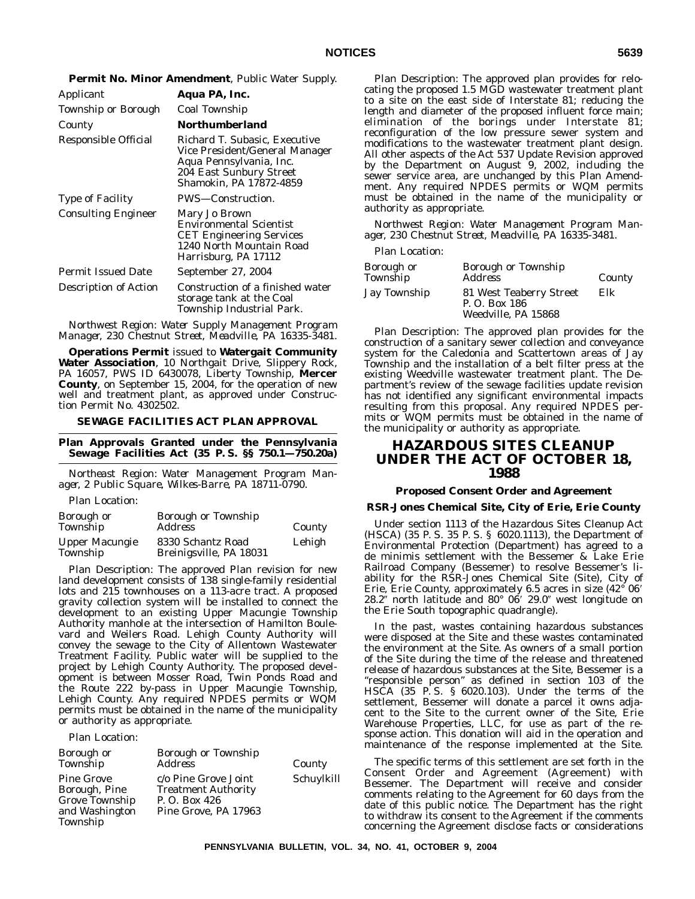**Permit No. Minor Amendment**, Public Water Supply.

| | |
|---|---|
| Applicant | **Aqua PA, Inc.** |
| Township or Borough | Coal Township |
| County | **Northumberland** |
| Responsible Official | Richard T. Subasic, Executive Vice President/General Manager Aqua Pennsylvania, Inc. 204 East Sunbury Street Shamokin, PA 17872-4859 |
| Type of Facility | PWS—Construction. |
| Consulting Engineer | Mary Jo Brown Environmental Scientist CET Engineering Services 1240 North Mountain Road Harrisburg, PA 17112 |
| Permit Issued Date | September 27, 2004 |
| Description of Action | Construction of a finished water storage tank at the Coal Township Industrial Park. |

*Northwest Region: Water Supply Management Program Manager, 230 Chestnut Street, Meadville, PA 16335-3481.*

**Operations Permit** issued to **Watergait Community Water Association**, 10 Northgait Drive, Slippery Rock, PA 16057, PWS ID 6430078, Liberty Township, **Mercer County**, on September 15, 2004, for the operation of new well and treatment plant, as approved under Construction Permit No. 4302502.

## SEWAGE FACILITIES ACT PLAN APPROVAL

### Plan Approvals Granted under the Pennsylvania Sewage Facilities Act (35 P. S. §§ 750.1—750.20a)

*Northeast Region: Water Management Program Manager, 2 Public Square, Wilkes-Barre, PA 18711-0790.*

Plan Location:

| Borough or Township | Borough or Township Address | County |
|---|---|---|
| Upper Macungie Township | 8330 Schantz Road Breinigsville, PA 18031 | Lehigh |

Plan Description: The approved Plan revision for new land development consists of 138 single-family residential lots and 215 townhouses on a 113-acre tract. A proposed gravity collection system will be installed to connect the development to an existing Upper Macungie Township Authority manhole at the intersection of Hamilton Boulevard and Weilers Road. Lehigh County Authority will convey the sewage to the City of Allentown Wastewater Treatment Facility. Public water will be supplied to the project by Lehigh County Authority. The proposed development is between Mosser Road, Twin Ponds Road and the Route 222 by-pass in Upper Macungie Township, Lehigh County. Any required NPDES permits or WQM permits must be obtained in the name of the municipality or authority as appropriate.

Plan Location:

| Borough or Township | Borough or Township Address | County |
|---|---|---|
| Pine Grove Borough, Pine Grove Township and Washington Township | c/o Pine Grove Joint Treatment Authority P. O. Box 426 Pine Grove, PA 17963 | Schuylkill |

Plan Description: The approved plan provides for relocating the proposed 1.5 MGD wastewater treatment plant to a site on the east side of Interstate 81; reducing the length and diameter of the proposed influent force main; elimination of the borings under Interstate 81; reconfiguration of the low pressure sewer system and modifications to the wastewater treatment plant design. All other aspects of the Act 537 Update Revision approved by the Department on August 9, 2002, including the sewer service area, are unchanged by this Plan Amendment. Any required NPDES permits or WQM permits must be obtained in the name of the municipality or authority as appropriate.

*Northwest Region: Water Management Program Manager, 230 Chestnut Street, Meadville, PA 16335-3481.*

Plan Location:

| Borough or Township | Borough or Township Address | County |
|---|---|---|
| Jay Township | 81 West Teaberry Street P. O. Box 186 Weedville, PA 15868 | Elk |

Plan Description: The approved plan provides for the construction of a sanitary sewer collection and conveyance system for the Caledonia and Scattertown areas of Jay Township and the installation of a belt filter press at the existing Weedville wastewater treatment plant. The Department's review of the sewage facilities update revision has not identified any significant environmental impacts resulting from this proposal. Any required NPDES permits or WQM permits must be obtained in the name of the municipality or authority as appropriate.

# HAZARDOUS SITES CLEANUP UNDER THE ACT OF OCTOBER 18, 1988

### Proposed Consent Order and Agreement

### RSR-Jones Chemical Site, City of Erie, Erie County

Under section 1113 of the Hazardous Sites Cleanup Act (HSCA) (35 P. S. 35 P. S. § 6020.1113), the Department of Environmental Protection (Department) has agreed to a de minimis settlement with the Bessemer & Lake Erie Railroad Company (Bessemer) to resolve Bessemer's liability for the RSR-Jones Chemical Site (Site), City of Erie, Erie County, approximately 6.5 acres in size (42° 06′ 28.2″ north latitude and 80° 06′ 29.0″ west longitude on the Erie South topographic quadrangle).

In the past, wastes containing hazardous substances were disposed at the Site and these wastes contaminated the environment at the Site. As owners of a small portion of the Site during the time of the release and threatened release of hazardous substances at the Site, Bessemer is a "responsible person" as defined in section 103 of the HSCA (35 P. S. § 6020.103). Under the terms of the settlement, Bessemer will donate a parcel it owns adjacent to the Site to the current owner of the Site, Erie Warehouse Properties, LLC, for use as part of the response action. This donation will aid in the operation and maintenance of the response implemented at the Site.

The specific terms of this settlement are set forth in the Consent Order and Agreement (Agreement) with Bessemer. The Department will receive and consider comments relating to the Agreement for 60 days from the date of this public notice. The Department has the right to withdraw its consent to the Agreement if the comments concerning the Agreement disclose facts or considerations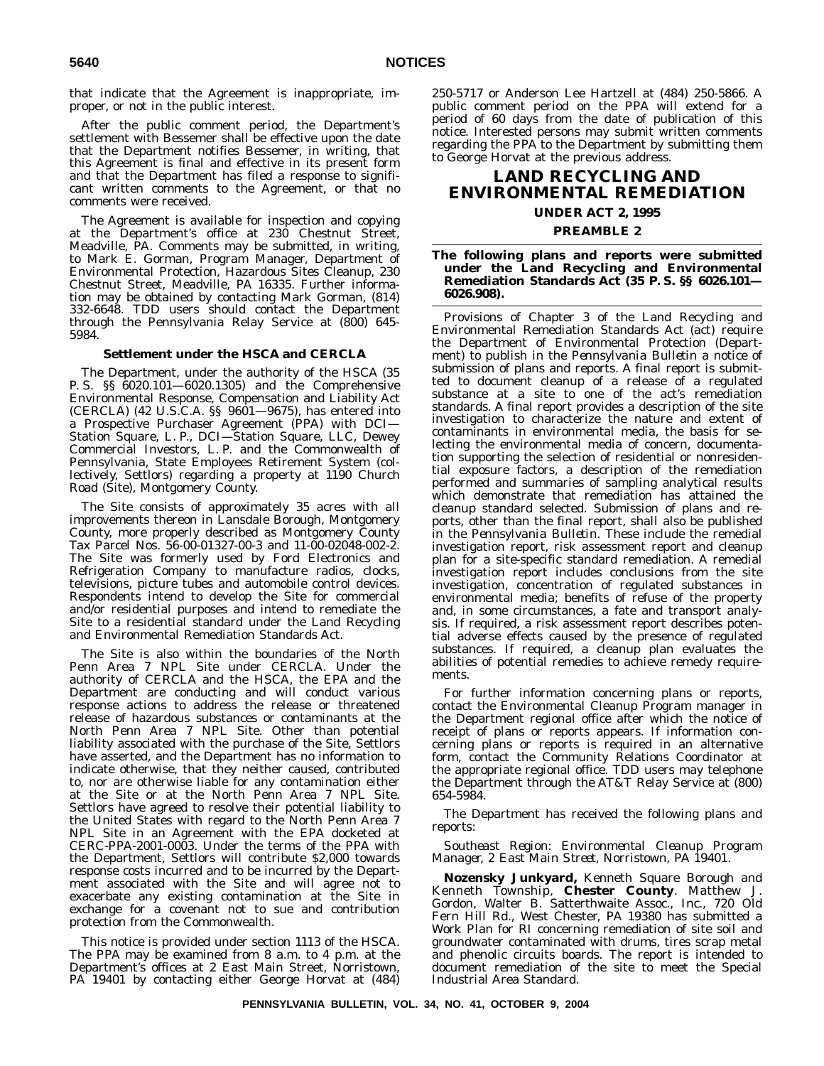that indicate that the Agreement is inappropriate, improper, or not in the public interest.

After the public comment period, the Department's settlement with Bessemer shall be effective upon the date that the Department notifies Bessemer, in writing, that this Agreement is final and effective in its present form and that the Department has filed a response to significant written comments to the Agreement, or that no comments were received.

The Agreement is available for inspection and copying at the Department's office at 230 Chestnut Street, Meadville, PA. Comments may be submitted, in writing, to Mark E. Gorman, Program Manager, Department of Environmental Protection, Hazardous Sites Cleanup, 230 Chestnut Street, Meadville, PA 16335. Further information may be obtained by contacting Mark Gorman, (814) 332-6648. TDD users should contact the Department through the Pennsylvania Relay Service at (800) 645-5984.

### Settlement under the HSCA and CERCLA

The Department, under the authority of the HSCA (35 P. S. §§ 6020.101—6020.1305) and the Comprehensive Environmental Response, Compensation and Liability Act (CERCLA) (42 U.S.C.A. §§ 9601—9675), has entered into a Prospective Purchaser Agreement (PPA) with DCI—Station Square, L. P., DCI—Station Square, LLC, Dewey Commercial Investors, L. P. and the Commonwealth of Pennsylvania, State Employees Retirement System (collectively, Settlors) regarding a property at 1190 Church Road (Site), Montgomery County.

The Site consists of approximately 35 acres with all improvements thereon in Lansdale Borough, Montgomery County, more properly described as Montgomery County Tax Parcel Nos. 56-00-01327-00-3 and 11-00-02048-002-2. The Site was formerly used by Ford Electronics and Refrigeration Company to manufacture radios, clocks, televisions, picture tubes and automobile control devices. Respondents intend to develop the Site for commercial and/or residential purposes and intend to remediate the Site to a residential standard under the Land Recycling and Environmental Remediation Standards Act.

The Site is also within the boundaries of the North Penn Area 7 NPL Site under CERCLA. Under the authority of CERCLA and the HSCA, the EPA and the Department are conducting and will conduct various response actions to address the release or threatened release of hazardous substances or contaminants at the North Penn Area 7 NPL Site. Other than potential liability associated with the purchase of the Site, Settlors have asserted, and the Department has no information to indicate otherwise, that they neither caused, contributed to, nor are otherwise liable for any contamination either at the Site or at the North Penn Area 7 NPL Site. Settlors have agreed to resolve their potential liability to the United States with regard to the North Penn Area 7 NPL Site in an Agreement with the EPA docketed at CERC-PPA-2001-0003. Under the terms of the PPA with the Department, Settlors will contribute $2,000 towards response costs incurred and to be incurred by the Department associated with the Site and will agree not to exacerbate any existing contamination at the Site in exchange for a covenant not to sue and contribution protection from the Commonwealth.

This notice is provided under section 1113 of the HSCA. The PPA may be examined from 8 a.m. to 4 p.m. at the Department's offices at 2 East Main Street, Norristown, PA 19401 by contacting either George Horvat at (484) 250-5717 or Anderson Lee Hartzell at (484) 250-5866. A public comment period on the PPA will extend for a period of 60 days from the date of publication of this notice. Interested persons may submit written comments regarding the PPA to the Department by submitting them to George Horvat at the previous address.

# LAND RECYCLING AND ENVIRONMENTAL REMEDIATION

## UNDER ACT 2, 1995

## PREAMBLE 2

**The following plans and reports were submitted under the Land Recycling and Environmental Remediation Standards Act (35 P. S. §§ 6026.101—6026.908).**

Provisions of Chapter 3 of the Land Recycling and Environmental Remediation Standards Act (act) require the Department of Environmental Protection (Department) to publish in the *Pennsylvania Bulletin* a notice of submission of plans and reports. A final report is submitted to document cleanup of a release of a regulated substance at a site to one of the act's remediation standards. A final report provides a description of the site investigation to characterize the nature and extent of contaminants in environmental media, the basis for selecting the environmental media of concern, documentation supporting the selection of residential or nonresidential exposure factors, a description of the remediation performed and summaries of sampling analytical results which demonstrate that remediation has attained the cleanup standard selected. Submission of plans and reports, other than the final report, shall also be published in the *Pennsylvania Bulletin*. These include the remedial investigation report, risk assessment report and cleanup plan for a site-specific standard remediation. A remedial investigation report includes conclusions from the site investigation, concentration of regulated substances in environmental media; benefits of refuse of the property and, in some circumstances, a fate and transport analysis. If required, a risk assessment report describes potential adverse effects caused by the presence of regulated substances. If required, a cleanup plan evaluates the abilities of potential remedies to achieve remedy requirements.

For further information concerning plans or reports, contact the Environmental Cleanup Program manager in the Department regional office after which the notice of receipt of plans or reports appears. If information concerning plans or reports is required in an alternative form, contact the Community Relations Coordinator at the appropriate regional office. TDD users may telephone the Department through the AT&T Relay Service at (800) 654-5984.

The Department has received the following plans and reports:

*Southeast Region: Environmental Cleanup Program Manager, 2 East Main Street, Norristown, PA 19401.*

**Nozensky Junkyard,** Kenneth Square Borough and Kenneth Township, **Chester County**. Matthew J. Gordon, Walter B. Satterthwaite Assoc., Inc., 720 Old Fern Hill Rd., West Chester, PA 19380 has submitted a Work Plan for RI concerning remediation of site soil and groundwater contaminated with drums, tires scrap metal and phenolic circuits boards. The report is intended to document remediation of the site to meet the Special Industrial Area Standard.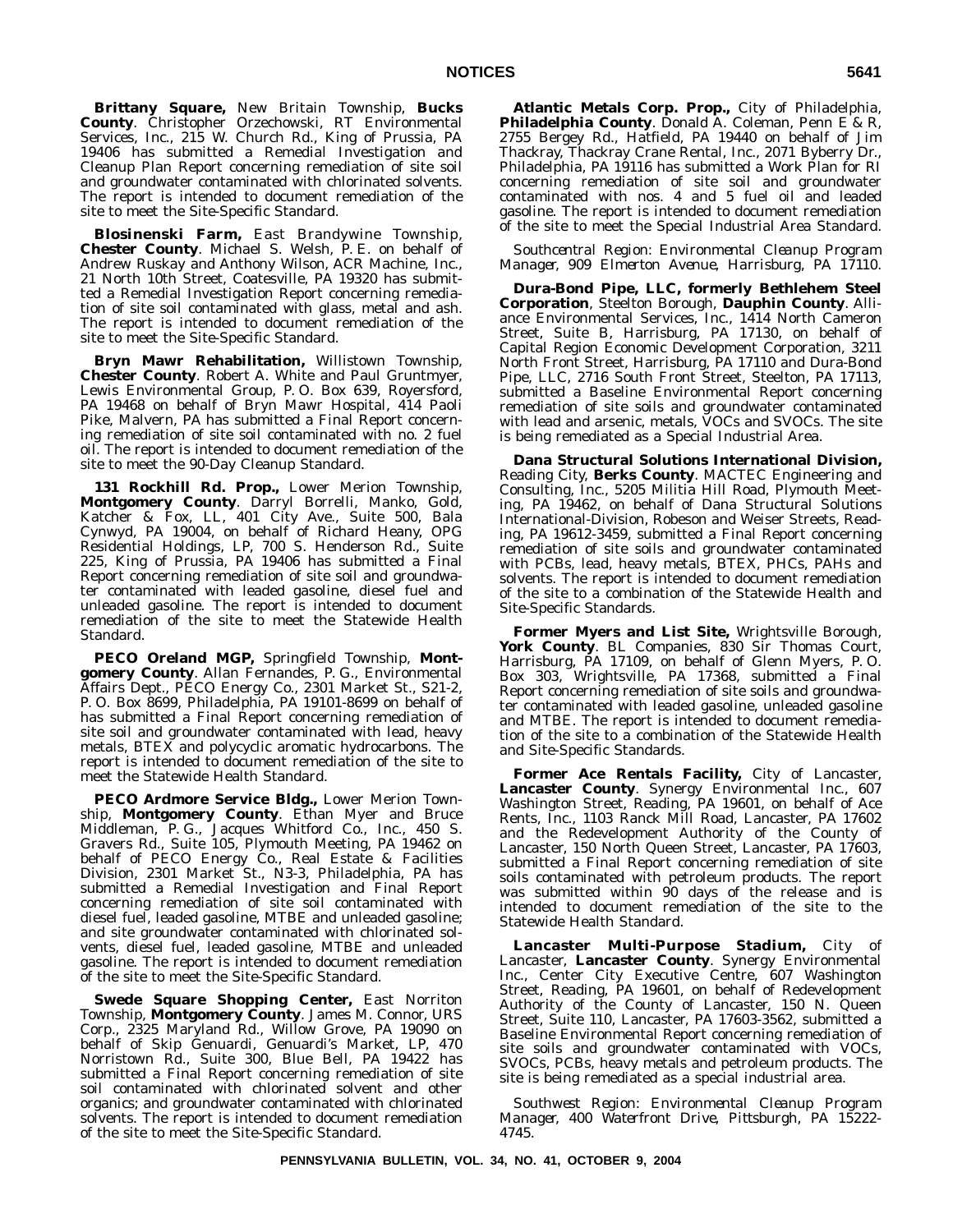**Brittany Square,** New Britain Township, **Bucks County**. Christopher Orzechowski, RT Environmental Services, Inc., 215 W. Church Rd., King of Prussia, PA 19406 has submitted a Remedial Investigation and Cleanup Plan Report concerning remediation of site soil and groundwater contaminated with chlorinated solvents. The report is intended to document remediation of the site to meet the Site-Specific Standard.

**Blosinenski Farm,** East Brandywine Township, **Chester County**. Michael S. Welsh, P. E. on behalf of Andrew Ruskay and Anthony Wilson, ACR Machine, Inc., 21 North 10th Street, Coatesville, PA 19320 has submitted a Remedial Investigation Report concerning remediation of site soil contaminated with glass, metal and ash. The report is intended to document remediation of the site to meet the Site-Specific Standard.

**Bryn Mawr Rehabilitation,** Willistown Township, **Chester County**. Robert A. White and Paul Gruntmyer, Lewis Environmental Group, P. O. Box 639, Royersford, PA 19468 on behalf of Bryn Mawr Hospital, 414 Paoli Pike, Malvern, PA has submitted a Final Report concerning remediation of site soil contaminated with no. 2 fuel oil. The report is intended to document remediation of the site to meet the 90-Day Cleanup Standard.

**131 Rockhill Rd. Prop.,** Lower Merion Township, **Montgomery County**. Darryl Borrelli, Manko, Gold, Katcher & Fox, LL, 401 City Ave., Suite 500, Bala Cynwyd, PA 19004, on behalf of Richard Heany, OPG Residential Holdings, LP, 700 S. Henderson Rd., Suite 225, King of Prussia, PA 19406 has submitted a Final Report concerning remediation of site soil and groundwater contaminated with leaded gasoline, diesel fuel and unleaded gasoline. The report is intended to document remediation of the site to meet the Statewide Health Standard.

**PECO Oreland MGP,** Springfield Township, **Montgomery County**. Allan Fernandes, P. G., Environmental Affairs Dept., PECO Energy Co., 2301 Market St., S21-2, P. O. Box 8699, Philadelphia, PA 19101-8699 on behalf of has submitted a Final Report concerning remediation of site soil and groundwater contaminated with lead, heavy metals, BTEX and polycyclic aromatic hydrocarbons. The report is intended to document remediation of the site to meet the Statewide Health Standard.

**PECO Ardmore Service Bldg.,** Lower Merion Township, **Montgomery County**. Ethan Myer and Bruce Middleman, P. G., Jacques Whitford Co., Inc., 450 S. Gravers Rd., Suite 105, Plymouth Meeting, PA 19462 on behalf of PECO Energy Co., Real Estate & Facilities Division, 2301 Market St., N3-3, Philadelphia, PA has submitted a Remedial Investigation and Final Report concerning remediation of site soil contaminated with diesel fuel, leaded gasoline, MTBE and unleaded gasoline; and site groundwater contaminated with chlorinated solvents, diesel fuel, leaded gasoline, MTBE and unleaded gasoline. The report is intended to document remediation of the site to meet the Site-Specific Standard.

**Swede Square Shopping Center,** East Norriton Township, **Montgomery County**. James M. Connor, URS Corp., 2325 Maryland Rd., Willow Grove, PA 19090 on behalf of Skip Genuardi, Genuardi's Market, LP, 470 Norristown Rd., Suite 300, Blue Bell, PA 19422 has submitted a Final Report concerning remediation of site soil contaminated with chlorinated solvent and other organics; and groundwater contaminated with chlorinated solvents. The report is intended to document remediation of the site to meet the Site-Specific Standard.

**Atlantic Metals Corp. Prop.,** City of Philadelphia, **Philadelphia County**. Donald A. Coleman, Penn E & R, 2755 Bergey Rd., Hatfield, PA 19440 on behalf of Jim Thackray, Thackray Crane Rental, Inc., 2071 Byberry Dr., Philadelphia, PA 19116 has submitted a Work Plan for RI concerning remediation of site soil and groundwater contaminated with nos. 4 and 5 fuel oil and leaded gasoline. The report is intended to document remediation of the site to meet the Special Industrial Area Standard.

*Southcentral Region: Environmental Cleanup Program Manager, 909 Elmerton Avenue, Harrisburg, PA 17110.*

**Dura-Bond Pipe, LLC, formerly Bethlehem Steel Corporation**, Steelton Borough, **Dauphin County**. Alliance Environmental Services, Inc., 1414 North Cameron Street, Suite B, Harrisburg, PA 17130, on behalf of Capital Region Economic Development Corporation, 3211 North Front Street, Harrisburg, PA 17110 and Dura-Bond Pipe, LLC, 2716 South Front Street, Steelton, PA 17113, submitted a Baseline Environmental Report concerning remediation of site soils and groundwater contaminated with lead and arsenic, metals, VOCs and SVOCs. The site is being remediated as a Special Industrial Area.

**Dana Structural Solutions International Division,** Reading City, **Berks County**. MACTEC Engineering and Consulting, Inc., 5205 Militia Hill Road, Plymouth Meeting, PA 19462, on behalf of Dana Structural Solutions International-Division, Robeson and Weiser Streets, Reading, PA 19612-3459, submitted a Final Report concerning remediation of site soils and groundwater contaminated with PCBs, lead, heavy metals, BTEX, PHCs, PAHs and solvents. The report is intended to document remediation of the site to a combination of the Statewide Health and Site-Specific Standards.

**Former Myers and List Site,** Wrightsville Borough, **York County**. BL Companies, 830 Sir Thomas Court, Harrisburg, PA 17109, on behalf of Glenn Myers, P. O. Box 303, Wrightsville, PA 17368, submitted a Final Report concerning remediation of site soils and groundwater contaminated with leaded gasoline, unleaded gasoline and MTBE. The report is intended to document remediation of the site to a combination of the Statewide Health and Site-Specific Standards.

**Former Ace Rentals Facility,** City of Lancaster, **Lancaster County**. Synergy Environmental Inc., 607 Washington Street, Reading, PA 19601, on behalf of Ace Rents, Inc., 1103 Ranck Mill Road, Lancaster, PA 17602 and the Redevelopment Authority of the County of Lancaster, 150 North Queen Street, Lancaster, PA 17603, submitted a Final Report concerning remediation of site soils contaminated with petroleum products. The report was submitted within 90 days of the release and is intended to document remediation of the site to the Statewide Health Standard.

**Lancaster Multi-Purpose Stadium,** City of Lancaster, **Lancaster County**. Synergy Environmental Inc., Center City Executive Centre, 607 Washington Street, Reading, PA 19601, on behalf of Redevelopment Authority of the County of Lancaster, 150 N. Queen Street, Suite 110, Lancaster, PA 17603-3562, submitted a Baseline Environmental Report concerning remediation of site soils and groundwater contaminated with VOCs, SVOCs, PCBs, heavy metals and petroleum products. The site is being remediated as a special industrial area.

*Southwest Region: Environmental Cleanup Program Manager, 400 Waterfront Drive, Pittsburgh, PA 15222-4745.*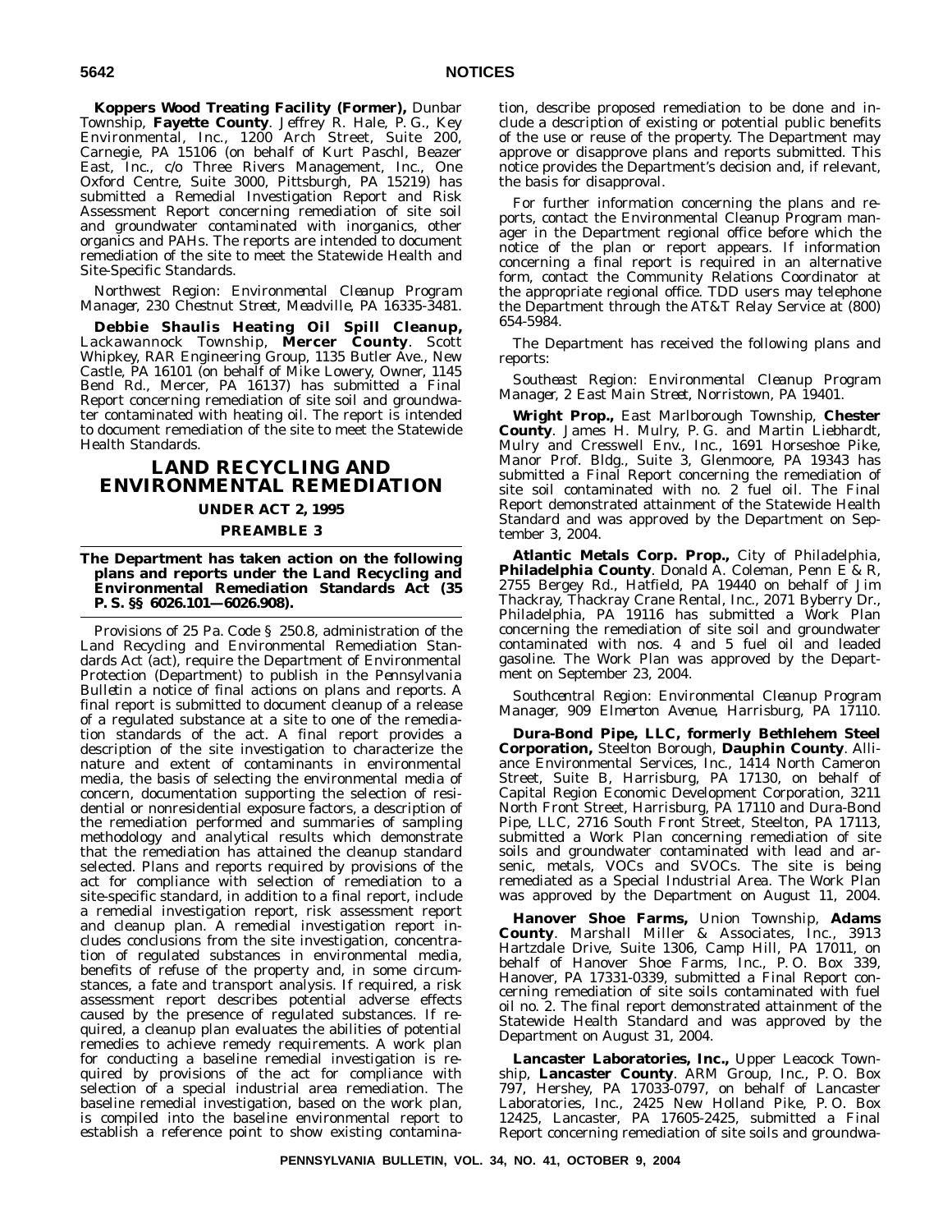**Koppers Wood Treating Facility (Former),** Dunbar Township, **Fayette County**. Jeffrey R. Hale, P. G., Key Environmental, Inc., 1200 Arch Street, Suite 200, Carnegie, PA 15106 (on behalf of Kurt Paschl, Beazer East, Inc., c/o Three Rivers Management, Inc., One Oxford Centre, Suite 3000, Pittsburgh, PA 15219) has submitted a Remedial Investigation Report and Risk Assessment Report concerning remediation of site soil and groundwater contaminated with inorganics, other organics and PAHs. The reports are intended to document remediation of the site to meet the Statewide Health and Site-Specific Standards.

*Northwest Region: Environmental Cleanup Program Manager, 230 Chestnut Street, Meadville, PA 16335-3481.*

**Debbie Shaulis Heating Oil Spill Cleanup,** Lackawannock Township, **Mercer County**. Scott Whipkey, RAR Engineering Group, 1135 Butler Ave., New Castle, PA 16101 (on behalf of Mike Lowery, Owner, 1145 Bend Rd., Mercer, PA 16137) has submitted a Final Report concerning remediation of site soil and groundwater contaminated with heating oil. The report is intended to document remediation of the site to meet the Statewide Health Standards.

# LAND RECYCLING AND ENVIRONMENTAL REMEDIATION

## UNDER ACT 2, 1995

## PREAMBLE 3

**The Department has taken action on the following plans and reports under the Land Recycling and Environmental Remediation Standards Act (35 P. S. §§ 6026.101—6026.908).**

Provisions of 25 Pa. Code § 250.8, administration of the Land Recycling and Environmental Remediation Standards Act (act), require the Department of Environmental Protection (Department) to publish in the *Pennsylvania Bulletin* a notice of final actions on plans and reports. A final report is submitted to document cleanup of a release of a regulated substance at a site to one of the remediation standards of the act. A final report provides a description of the site investigation to characterize the nature and extent of contaminants in environmental media, the basis of selecting the environmental media of concern, documentation supporting the selection of residential or nonresidential exposure factors, a description of the remediation performed and summaries of sampling methodology and analytical results which demonstrate that the remediation has attained the cleanup standard selected. Plans and reports required by provisions of the act for compliance with selection of remediation to a site-specific standard, in addition to a final report, include a remedial investigation report, risk assessment report and cleanup plan. A remedial investigation report includes conclusions from the site investigation, concentration of regulated substances in environmental media, benefits of refuse of the property and, in some circumstances, a fate and transport analysis. If required, a risk assessment report describes potential adverse effects caused by the presence of regulated substances. If required, a cleanup plan evaluates the abilities of potential remedies to achieve remedy requirements. A work plan for conducting a baseline remedial investigation is required by provisions of the act for compliance with selection of a special industrial area remediation. The baseline remedial investigation, based on the work plan, is compiled into the baseline environmental report to establish a reference point to show existing contamination, describe proposed remediation to be done and include a description of existing or potential public benefits of the use or reuse of the property. The Department may approve or disapprove plans and reports submitted. This notice provides the Department's decision and, if relevant, the basis for disapproval.

For further information concerning the plans and reports, contact the Environmental Cleanup Program manager in the Department regional office before which the notice of the plan or report appears. If information concerning a final report is required in an alternative form, contact the Community Relations Coordinator at the appropriate regional office. TDD users may telephone the Department through the AT&T Relay Service at (800) 654-5984.

The Department has received the following plans and reports:

*Southeast Region: Environmental Cleanup Program Manager, 2 East Main Street, Norristown, PA 19401.*

**Wright Prop.,** East Marlborough Township, **Chester County**. James H. Mulry, P. G. and Martin Liebhardt, Mulry and Cresswell Env., Inc., 1691 Horseshoe Pike, Manor Prof. Bldg., Suite 3, Glenmoore, PA 19343 has submitted a Final Report concerning the remediation of site soil contaminated with no. 2 fuel oil. The Final Report demonstrated attainment of the Statewide Health Standard and was approved by the Department on September 3, 2004.

**Atlantic Metals Corp. Prop.,** City of Philadelphia, **Philadelphia County**. Donald A. Coleman, Penn E & R, 2755 Bergey Rd., Hatfield, PA 19440 on behalf of Jim Thackray, Thackray Crane Rental, Inc., 2071 Byberry Dr., Philadelphia, PA 19116 has submitted a Work Plan concerning the remediation of site soil and groundwater contaminated with nos. 4 and 5 fuel oil and leaded gasoline. The Work Plan was approved by the Department on September 23, 2004.

*Southcentral Region: Environmental Cleanup Program Manager, 909 Elmerton Avenue, Harrisburg, PA 17110.*

**Dura-Bond Pipe, LLC, formerly Bethlehem Steel Corporation,** Steelton Borough, **Dauphin County**. Alliance Environmental Services, Inc., 1414 North Cameron Street, Suite B, Harrisburg, PA 17130, on behalf of Capital Region Economic Development Corporation, 3211 North Front Street, Harrisburg, PA 17110 and Dura-Bond Pipe, LLC, 2716 South Front Street, Steelton, PA 17113, submitted a Work Plan concerning remediation of site soils and groundwater contaminated with lead and arsenic, metals, VOCs and SVOCs. The site is being remediated as a Special Industrial Area. The Work Plan was approved by the Department on August 11, 2004.

**Hanover Shoe Farms,** Union Township, **Adams County**. Marshall Miller & Associates, Inc., 3913 Hartzdale Drive, Suite 1306, Camp Hill, PA 17011, on behalf of Hanover Shoe Farms, Inc., P. O. Box 339, Hanover, PA 17331-0339, submitted a Final Report concerning remediation of site soils contaminated with fuel oil no. 2. The final report demonstrated attainment of the Statewide Health Standard and was approved by the Department on August 31, 2004.

**Lancaster Laboratories, Inc.,** Upper Leacock Township, **Lancaster County**. ARM Group, Inc., P. O. Box 797, Hershey, PA 17033-0797, on behalf of Lancaster Laboratories, Inc., 2425 New Holland Pike, P. O. Box 12425, Lancaster, PA 17605-2425, submitted a Final Report concerning remediation of site soils and groundwa-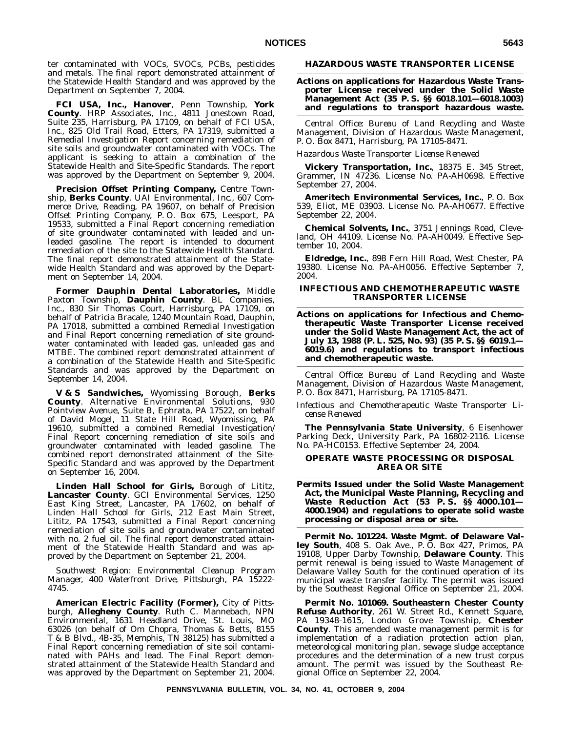ter contaminated with VOCs, SVOCs, PCBs, pesticides and metals. The final report demonstrated attainment of the Statewide Health Standard and was approved by the Department on September 7, 2004.

**FCI USA, Inc., Hanover**, Penn Township, **York County**. HRP Associates, Inc., 4811 Jonestown Road, Suite 235, Harrisburg, PA 17109, on behalf of FCI USA, Inc., 825 Old Trail Road, Etters, PA 17319, submitted a Remedial Investigation Report concerning remediation of site soils and groundwater contaminated with VOCs. The applicant is seeking to attain a combination of the Statewide Health and Site-Specific Standards. The report was approved by the Department on September 9, 2004.

**Precision Offset Printing Company,** Centre Township, **Berks County**. UAI Environmental, Inc., 607 Commerce Drive, Reading, PA 19607, on behalf of Precision Offset Printing Company, P. O. Box 675, Leesport, PA 19533, submitted a Final Report concerning remediation of site groundwater contaminated with leaded and unleaded gasoline. The report is intended to document remediation of the site to the Statewide Health Standard. The final report demonstrated attainment of the Statewide Health Standard and was approved by the Department on September 14, 2004.

**Former Dauphin Dental Laboratories,** Middle Paxton Township, **Dauphin County**. BL Companies, Inc., 830 Sir Thomas Court, Harrisburg, PA 17109, on behalf of Patricia Bracale, 1240 Mountain Road, Dauphin, PA 17018, submitted a combined Remedial Investigation and Final Report concerning remediation of site groundwater contaminated with leaded gas, unleaded gas and MTBE. The combined report demonstrated attainment of a combination of the Statewide Health and Site-Specific Standards and was approved by the Department on September 14, 2004.

**V & S Sandwiches,** Wyomissing Borough, **Berks County**. Alternative Environmental Solutions, 930 Pointview Avenue, Suite B, Ephrata, PA 17522, on behalf of David Mogel, 11 State Hill Road, Wyomissing, PA 19610, submitted a combined Remedial Investigation/Final Report concerning remediation of site soils and groundwater contaminated with leaded gasoline. The combined report demonstrated attainment of the Site-Specific Standard and was approved by the Department on September 16, 2004.

**Linden Hall School for Girls,** Borough of Lititz, **Lancaster County**. GCI Environmental Services, 1250 East King Street, Lancaster, PA 17602, on behalf of Linden Hall School for Girls, 212 East Main Street, Lititz, PA 17543, submitted a Final Report concerning remediation of site soils and groundwater contaminated with no. 2 fuel oil. The final report demonstrated attainment of the Statewide Health Standard and was approved by the Department on September 21, 2004.

*Southwest Region: Environmental Cleanup Program Manager, 400 Waterfront Drive, Pittsburgh, PA 15222-4745.*

**American Electric Facility (Former),** City of Pittsburgh, **Allegheny County**. Ruth C. Mannebach, NPN Environmental, 1631 Headland Drive, St. Louis, MO 63026 (on behalf of Om Chopra, Thomas & Betts, 8155 T & B Blvd., 4B-35, Memphis, TN 38125) has submitted a Final Report concerning remediation of site soil contaminated with PAHs and lead. The Final Report demonstrated attainment of the Statewide Health Standard and was approved by the Department on September 21, 2004.

## HAZARDOUS WASTE TRANSPORTER LICENSE

**Actions on applications for Hazardous Waste Transporter License received under the Solid Waste Management Act (35 P. S. §§ 6018.101—6018.1003) and regulations to transport hazardous waste.**

*Central Office: Bureau of Land Recycling and Waste Management, Division of Hazardous Waste Management, P. O. Box 8471, Harrisburg, PA 17105-8471.*

*Hazardous Waste Transporter License Renewed*

**Vickery Transportation, Inc.**, 18375 E. 345 Street, Grammer, IN 47236. License No. PA-AH0698. Effective September 27, 2004.

**Ameritech Environmental Services, Inc.**, P. O. Box 539, Eliot, ME 03903. License No. PA-AH0677. Effective September 22, 2004.

**Chemical Solvents, Inc.**, 3751 Jennings Road, Cleveland, OH 44109. License No. PA-AH0049. Effective September 10, 2004.

**Eldredge, Inc.**, 898 Fern Hill Road, West Chester, PA 19380. License No. PA-AH0056. Effective September 7, 2004.

## INFECTIOUS AND CHEMOTHERAPEUTIC WASTE TRANSPORTER LICENSE

**Actions on applications for Infectious and Chemotherapeutic Waste Transporter License received under the Solid Waste Management Act, the act of July 13, 1988 (P. L. 525, No. 93) (35 P. S. §§ 6019.1—6019.6) and regulations to transport infectious and chemotherapeutic waste.**

*Central Office: Bureau of Land Recycling and Waste Management, Division of Hazardous Waste Management, P. O. Box 8471, Harrisburg, PA 17105-8471.*

*Infectious and Chemotherapeutic Waste Transporter License Renewed*

**The Pennsylvania State University**, 6 Eisenhower Parking Deck, University Park, PA 16802-2116. License No. PA-HC0153. Effective September 24, 2004.

## OPERATE WASTE PROCESSING OR DISPOSAL AREA OR SITE

**Permits Issued under the Solid Waste Management Act, the Municipal Waste Planning, Recycling and Waste Reduction Act (53 P. S. §§ 4000.101—4000.1904) and regulations to operate solid waste processing or disposal area or site.**

**Permit No. 101224. Waste Mgmt. of Delaware Valley South**, 408 S. Oak Ave., P. O. Box 427, Primos, PA 19108, Upper Darby Township, **Delaware County**. This permit renewal is being issued to Waste Management of Delaware Valley South for the continued operation of its municipal waste transfer facility. The permit was issued by the Southeast Regional Office on September 21, 2004.

**Permit No. 101069. Southeastern Chester County Refuse Authority**, 261 W. Street Rd., Kennett Square, PA 19348-1615, London Grove Township, **Chester County**. This amended waste management permit is for implementation of a radiation protection action plan, meteorological monitoring plan, sewage sludge acceptance procedures and the determination of a new trust corpus amount. The permit was issued by the Southeast Regional Office on September 22, 2004.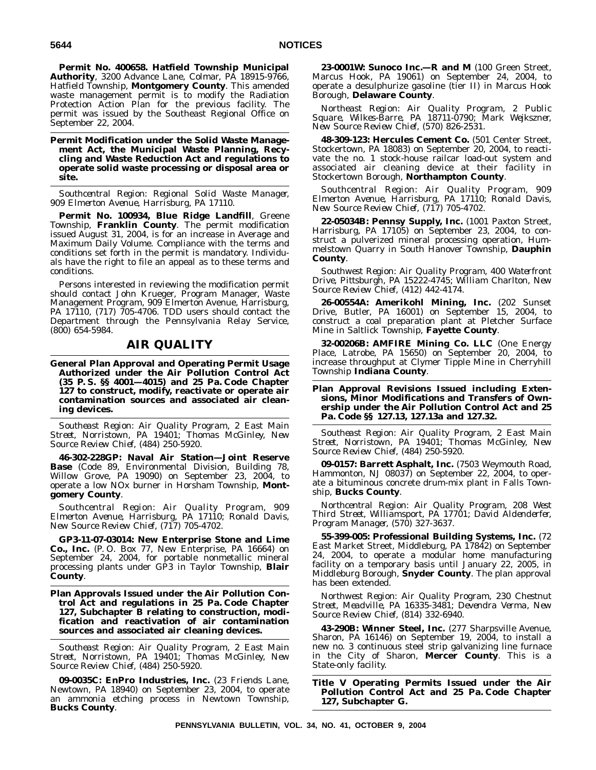**Permit No. 400658. Hatfield Township Municipal Authority**, 3200 Advance Lane, Colmar, PA 18915-9766, Hatfield Township, **Montgomery County**. This amended waste management permit is to modify the Radiation Protection Action Plan for the previous facility. The permit was issued by the Southeast Regional Office on September 22, 2004.

**Permit Modification under the Solid Waste Management Act, the Municipal Waste Planning, Recycling and Waste Reduction Act and regulations to operate solid waste processing or disposal area or site.**

*Southcentral Region: Regional Solid Waste Manager, 909 Elmerton Avenue, Harrisburg, PA 17110.*

**Permit No. 100934, Blue Ridge Landfill**, Greene Township, **Franklin County**. The permit modification issued August 31, 2004, is for an increase in Average and Maximum Daily Volume. Compliance with the terms and conditions set forth in the permit is mandatory. Individuals have the right to file an appeal as to these terms and conditions.

Persons interested in reviewing the modification permit should contact John Krueger, Program Manager, Waste Management Program, 909 Elmerton Avenue, Harrisburg, PA 17110, (717) 705-4706. TDD users should contact the Department through the Pennsylvania Relay Service, (800) 654-5984.

## AIR QUALITY

**General Plan Approval and Operating Permit Usage Authorized under the Air Pollution Control Act (35 P. S. §§ 4001—4015) and 25 Pa. Code Chapter 127 to construct, modify, reactivate or operate air contamination sources and associated air cleaning devices.**

*Southeast Region: Air Quality Program, 2 East Main Street, Norristown, PA 19401; Thomas McGinley, New Source Review Chief, (484) 250-5920.*

**46-302-228GP: Naval Air Station—Joint Reserve Base** (Code 89, Environmental Division, Building 78, Willow Grove, PA 19090) on September 23, 2004, to operate a low NOx burner in Horsham Township, **Montgomery County**.

*Southcentral Region: Air Quality Program, 909 Elmerton Avenue, Harrisburg, PA 17110; Ronald Davis, New Source Review Chief, (717) 705-4702.*

**GP3-11-07-03014: New Enterprise Stone and Lime Co., Inc.** (P. O. Box 77, New Enterprise, PA 16664) on September 24, 2004, for portable nonmetallic mineral processing plants under GP3 in Taylor Township, **Blair County**.

**Plan Approvals Issued under the Air Pollution Control Act and regulations in 25 Pa. Code Chapter 127, Subchapter B relating to construction, modification and reactivation of air contamination sources and associated air cleaning devices.**

*Southeast Region: Air Quality Program, 2 East Main Street, Norristown, PA 19401; Thomas McGinley, New Source Review Chief, (484) 250-5920.*

**09-0035C: EnPro Industries, Inc.** (23 Friends Lane, Newtown, PA 18940) on September 23, 2004, to operate an ammonia etching process in Newtown Township, **Bucks County**.

**23-0001W: Sunoco Inc.—R and M** (100 Green Street, Marcus Hook, PA 19061) on September 24, 2004, to operate a desulphurize gasoline (tier II) in Marcus Hook Borough, **Delaware County**.

*Northeast Region: Air Quality Program, 2 Public Square, Wilkes-Barre, PA 18711-0790; Mark Wejkszner, New Source Review Chief, (570) 826-2531.*

**48-309-123: Hercules Cement Co.** (501 Center Street, Stockertown, PA 18083) on September 20, 2004, to reactivate the no. 1 stock-house railcar load-out system and associated air cleaning device at their facility in Stockertown Borough, **Northampton County**.

*Southcentral Region: Air Quality Program, 909 Elmerton Avenue, Harrisburg, PA 17110; Ronald Davis, New Source Review Chief, (717) 705-4702.*

**22-05034B: Pennsy Supply, Inc.** (1001 Paxton Street, Harrisburg, PA 17105) on September 23, 2004, to construct a pulverized mineral processing operation, Hummelstown Quarry in South Hanover Township, **Dauphin County**.

*Southwest Region: Air Quality Program, 400 Waterfront Drive, Pittsburgh, PA 15222-4745; William Charlton, New Source Review Chief, (412) 442-4174.*

**26-00554A: Amerikohl Mining, Inc.** (202 Sunset Drive, Butler, PA 16001) on September 15, 2004, to construct a coal preparation plant at Pletcher Surface Mine in Saltlick Township, **Fayette County**.

**32-00206B: AMFIRE Mining Co. LLC** (One Energy Place, Latrobe, PA 15650) on September 20, 2004, to increase throughput at Clymer Tipple Mine in Cherryhill Township **Indiana County**.

**Plan Approval Revisions Issued including Extensions, Minor Modifications and Transfers of Ownership under the Air Pollution Control Act and 25 Pa. Code §§ 127.13, 127.13a and 127.32.**

*Southeast Region: Air Quality Program, 2 East Main Street, Norristown, PA 19401; Thomas McGinley, New Source Review Chief, (484) 250-5920.*

**09-0157: Barrett Asphalt, Inc.** (7503 Weymouth Road, Hammonton, NJ 08037) on September 22, 2004, to operate a bituminous concrete drum-mix plant in Falls Township, **Bucks County**.

*Northcentral Region: Air Quality Program, 208 West Third Street, Williamsport, PA 17701; David Aldenderfer, Program Manager, (570) 327-3637.*

**55-399-005: Professional Building Systems, Inc.** (72 East Market Street, Middleburg, PA 17842) on September 24, 2004, to operate a modular home manufacturing facility on a temporary basis until January 22, 2005, in Middleburg Borough, **Snyder County**. The plan approval has been extended.

*Northwest Region: Air Quality Program, 230 Chestnut Street, Meadville, PA 16335-3481; Devendra Verma, New Source Review Chief, (814) 332-6940.*

**43-290B: Winner Steel, Inc.** (277 Sharpsville Avenue, Sharon, PA 16146) on September 19, 2004, to install a new no. 3 continuous steel strip galvanizing line furnace in the City of Sharon, **Mercer County**. This is a State-only facility.

**Title V Operating Permits Issued under the Air Pollution Control Act and 25 Pa. Code Chapter 127, Subchapter G.**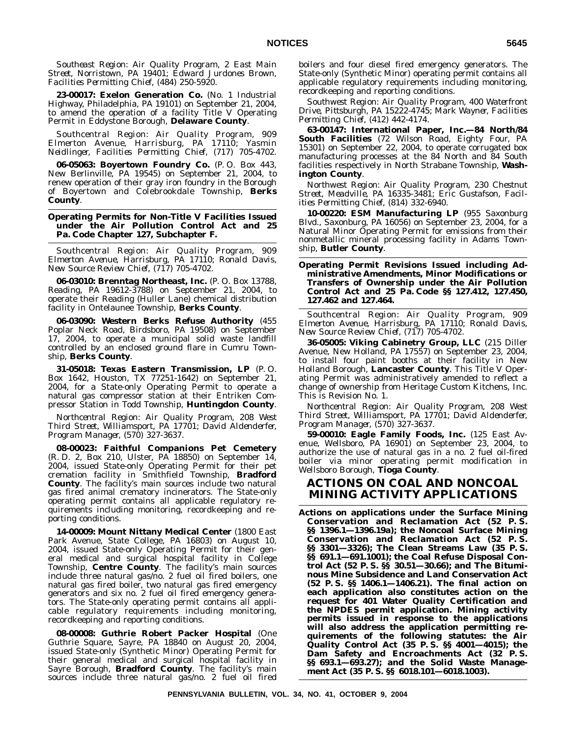*Southeast Region: Air Quality Program, 2 East Main Street, Norristown, PA 19401; Edward Jurdones Brown, Facilities Permitting Chief, (484) 250-5920.*

**23-00017: Exelon Generation Co.** (No. 1 Industrial Highway, Philadelphia, PA 19101) on September 21, 2004, to amend the operation of a facility Title V Operating Permit in Eddystone Borough, **Delaware County**.

*Southcentral Region: Air Quality Program, 909 Elmerton Avenue, Harrisburg, PA 17110; Yasmin Neidlinger, Facilities Permitting Chief, (717) 705-4702.*

**06-05063: Boyertown Foundry Co.** (P. O. Box 443, New Berlinville, PA 19545) on September 21, 2004, to renew operation of their gray iron foundry in the Borough of Boyertown and Colebrookdale Township, **Berks County**.

**Operating Permits for Non-Title V Facilities Issued under the Air Pollution Control Act and 25 Pa. Code Chapter 127, Subchapter F.**

*Southcentral Region: Air Quality Program, 909 Elmerton Avenue, Harrisburg, PA 17110; Ronald Davis, New Source Review Chief, (717) 705-4702.*

**06-03010: Brenntag Northeast, Inc.** (P. O. Box 13788, Reading, PA 19612-3788) on September 21, 2004, to operate their Reading (Huller Lane) chemical distribution facility in Ontelaunee Township, **Berks County**.

**06-03090: Western Berks Refuse Authority** (455 Poplar Neck Road, Birdsboro, PA 19508) on September 17, 2004, to operate a municipal solid waste landfill controlled by an enclosed ground flare in Cumru Township, **Berks County**.

**31-05018: Texas Eastern Transmission, LP** (P. O. Box 1642, Houston, TX 77251-1642) on September 21, 2004, for a State-only Operating Permit to operate a natural gas compressor station at their Entriken Compressor Station in Todd Township, **Huntingdon County**.

*Northcentral Region: Air Quality Program, 208 West Third Street, Williamsport, PA 17701; David Aldenderfer, Program Manager, (570) 327-3637.*

**08-00023: Faithful Companions Pet Cemetery** (R. D. 2, Box 210, Ulster, PA 18850) on September 14, 2004, issued State-only Operating Permit for their pet cremation facility in Smithfield Township, **Bradford County**. The facility's main sources include two natural gas fired animal crematory incinerators. The State-only operating permit contains all applicable regulatory requirements including monitoring, recordkeeping and reporting conditions.

**14-00009: Mount Nittany Medical Center** (1800 East Park Avenue, State College, PA 16803) on August 10, 2004, issued State-only Operating Permit for their general medical and surgical hospital facility in College Township, **Centre County**. The facility's main sources include three natural gas/no. 2 fuel oil fired boilers, one natural gas fired boiler, two natural gas fired emergency generators and six no. 2 fuel oil fired emergency generators. The State-only operating permit contains all applicable regulatory requirements including monitoring, recordkeeping and reporting conditions.

**08-00008: Guthrie Robert Packer Hospital** (One Guthrie Square, Sayre, PA 18840 on August 20, 2004, issued State-only (Synthetic Minor) Operating Permit for their general medical and surgical hospital facility in Sayre Borough, **Bradford County**. The facility's main sources include three natural gas/no. 2 fuel oil fired boilers and four diesel fired emergency generators. The State-only (Synthetic Minor) operating permit contains all applicable regulatory requirements including monitoring, recordkeeping and reporting conditions.

*Southwest Region: Air Quality Program, 400 Waterfront Drive, Pittsburgh, PA 15222-4745; Mark Wayner, Facilities Permitting Chief, (412) 442-4174.*

**63-00147: International Paper, Inc.—84 North/84 South Facilities** (72 Wilson Road, Eighty Four, PA 15301) on September 22, 2004, to operate corrugated box manufacturing processes at the 84 North and 84 South facilities respectively in North Strabane Township, **Washington County**.

*Northwest Region: Air Quality Program, 230 Chestnut Street, Meadville, PA 16335-3481; Eric Gustafson, Facilities Permitting Chief, (814) 332-6940.*

**10-00220: ESM Manufacturing LP** (955 Saxonburg Blvd., Saxonburg, PA 16056) on September 23, 2004, for a Natural Minor Operating Permit for emissions from their nonmetallic mineral processing facility in Adams Township, **Butler County**.

**Operating Permit Revisions Issued including Administrative Amendments, Minor Modifications or Transfers of Ownership under the Air Pollution Control Act and 25 Pa. Code §§ 127.412, 127.450, 127.462 and 127.464.**

*Southcentral Region: Air Quality Program, 909 Elmerton Avenue, Harrisburg, PA 17110; Ronald Davis, New Source Review Chief, (717) 705-4702.*

**36-05005: Viking Cabinetry Group, LLC** (215 Diller Avenue, New Holland, PA 17557) on September 23, 2004, to install four paint booths at their facility in New Holland Borough, **Lancaster County**. This Title V Operating Permit was administratively amended to reflect a change of ownership from Heritage Custom Kitchens, Inc. This is Revision No. 1.

*Northcentral Region: Air Quality Program, 208 West Third Street, Williamsport, PA 17701; David Aldenderfer, Program Manager, (570) 327-3637.*

**59-00010: Eagle Family Foods, Inc.** (125 East Avenue, Wellsboro, PA 16901) on September 23, 2004, to authorize the use of natural gas in a no. 2 fuel oil-fired boiler via minor operating permit modification in Wellsboro Borough, **Tioga County**.

# ACTIONS ON COAL AND NONCOAL MINING ACTIVITY APPLICATIONS

**Actions on applications under the Surface Mining Conservation and Reclamation Act (52 P. S. §§ 1396.1—1396.19a); the Noncoal Surface Mining Conservation and Reclamation Act (52 P. S. §§ 3301—3326); The Clean Streams Law (35 P. S. §§ 691.1—691.1001); the Coal Refuse Disposal Control Act (52 P. S. §§ 30.51—30.66); and The Bituminous Mine Subsidence and Land Conservation Act (52 P. S. §§ 1406.1—1406.21). The final action on each application also constitutes action on the request for 401 Water Quality Certification and the NPDES permit application. Mining activity permits issued in response to the applications will also address the application permitting requirements of the following statutes: the Air Quality Control Act (35 P. S. §§ 4001—4015); the Dam Safety and Encroachments Act (32 P. S. §§ 693.1—693.27); and the Solid Waste Management Act (35 P. S. §§ 6018.101—6018.1003).**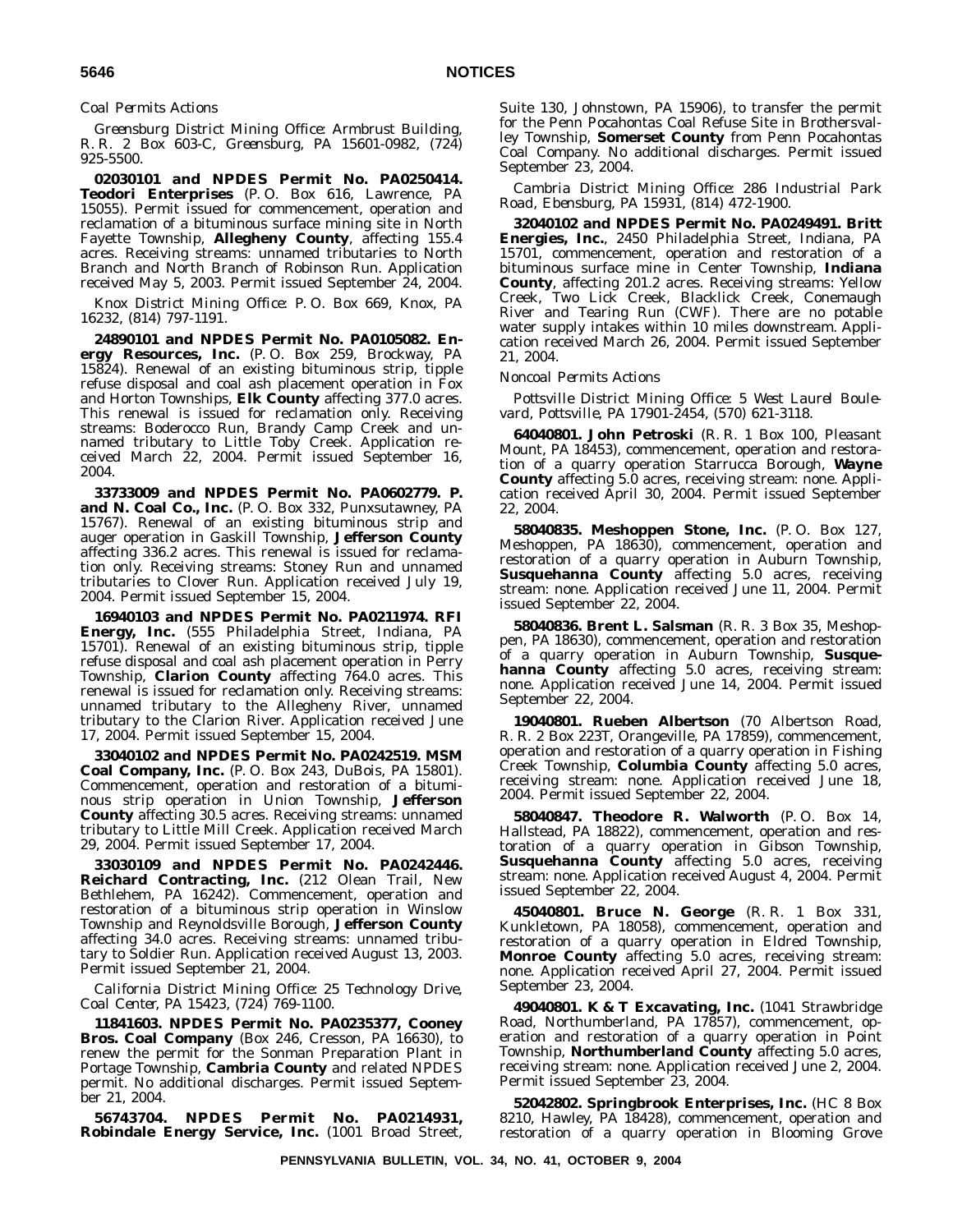*Coal Permits Actions*

*Greensburg District Mining Office: Armbrust Building, R. R. 2 Box 603-C, Greensburg, PA 15601-0982, (724) 925-5500.*

**02030101 and NPDES Permit No. PA0250414. Teodori Enterprises** (P. O. Box 616, Lawrence, PA 15055). Permit issued for commencement, operation and reclamation of a bituminous surface mining site in North Fayette Township, **Allegheny County**, affecting 155.4 acres. Receiving streams: unnamed tributaries to North Branch and North Branch of Robinson Run. Application received May 5, 2003. Permit issued September 24, 2004.

*Knox District Mining Office: P. O. Box 669, Knox, PA 16232, (814) 797-1191.*

**24890101 and NPDES Permit No. PA0105082. Energy Resources, Inc.** (P. O. Box 259, Brockway, PA 15824). Renewal of an existing bituminous strip, tipple refuse disposal and coal ash placement operation in Fox and Horton Townships, **Elk County** affecting 377.0 acres. This renewal is issued for reclamation only. Receiving streams: Boderocco Run, Brandy Camp Creek and unnamed tributary to Little Toby Creek. Application received March 22, 2004. Permit issued September 16, 2004.

**33733009 and NPDES Permit No. PA0602779. P. and N. Coal Co., Inc.** (P. O. Box 332, Punxsutawney, PA 15767). Renewal of an existing bituminous strip and auger operation in Gaskill Township, **Jefferson County** affecting 336.2 acres. This renewal is issued for reclamation only. Receiving streams: Stoney Run and unnamed tributaries to Clover Run. Application received July 19, 2004. Permit issued September 15, 2004.

**16940103 and NPDES Permit No. PA0211974. RFI Energy, Inc.** (555 Philadelphia Street, Indiana, PA 15701). Renewal of an existing bituminous strip, tipple refuse disposal and coal ash placement operation in Perry Township, **Clarion County** affecting 764.0 acres. This renewal is issued for reclamation only. Receiving streams: unnamed tributary to the Allegheny River, unnamed tributary to the Clarion River. Application received June 17, 2004. Permit issued September 15, 2004.

**33040102 and NPDES Permit No. PA0242519. MSM Coal Company, Inc.** (P. O. Box 243, DuBois, PA 15801). Commencement, operation and restoration of a bituminous strip operation in Union Township, **Jefferson County** affecting 30.5 acres. Receiving streams: unnamed tributary to Little Mill Creek. Application received March 29, 2004. Permit issued September 17, 2004.

**33030109 and NPDES Permit No. PA0242446. Reichard Contracting, Inc.** (212 Olean Trail, New Bethlehem, PA 16242). Commencement, operation and restoration of a bituminous strip operation in Winslow Township and Reynoldsville Borough, **Jefferson County** affecting 34.0 acres. Receiving streams: unnamed tributary to Soldier Run. Application received August 13, 2003. Permit issued September 21, 2004.

*California District Mining Office: 25 Technology Drive, Coal Center, PA 15423, (724) 769-1100.*

**11841603. NPDES Permit No. PA0235377, Cooney Bros. Coal Company** (Box 246, Cresson, PA 16630), to renew the permit for the Sonman Preparation Plant in Portage Township, **Cambria County** and related NPDES permit. No additional discharges. Permit issued September 21, 2004.

**56743704. NPDES Permit No. PA0214931, Robindale Energy Service, Inc.** (1001 Broad Street, Suite 130, Johnstown, PA 15906), to transfer the permit for the Penn Pocahontas Coal Refuse Site in Brothersvalley Township, **Somerset County** from Penn Pocahontas Coal Company. No additional discharges. Permit issued September 23, 2004.

*Cambria District Mining Office: 286 Industrial Park Road, Ebensburg, PA 15931, (814) 472-1900.*

**32040102 and NPDES Permit No. PA0249491. Britt Energies, Inc.**, 2450 Philadelphia Street, Indiana, PA 15701, commencement, operation and restoration of a bituminous surface mine in Center Township, **Indiana County**, affecting 201.2 acres. Receiving streams: Yellow Creek, Two Lick Creek, Blacklick Creek, Conemaugh River and Tearing Run (CWF). There are no potable water supply intakes within 10 miles downstream. Application received March 26, 2004. Permit issued September 21, 2004.

*Noncoal Permits Actions*

*Pottsville District Mining Office: 5 West Laurel Boulevard, Pottsville, PA 17901-2454, (570) 621-3118.*

**64040801. John Petroski** (R. R. 1 Box 100, Pleasant Mount, PA 18453), commencement, operation and restoration of a quarry operation Starrucca Borough, **Wayne County** affecting 5.0 acres, receiving stream: none. Application received April 30, 2004. Permit issued September 22, 2004.

**58040835. Meshoppen Stone, Inc.** (P. O. Box 127, Meshoppen, PA 18630), commencement, operation and restoration of a quarry operation in Auburn Township, **Susquehanna County** affecting 5.0 acres, receiving stream: none. Application received June 11, 2004. Permit issued September 22, 2004.

**58040836. Brent L. Salsman** (R. R. 3 Box 35, Meshoppen, PA 18630), commencement, operation and restoration of a quarry operation in Auburn Township, **Susquehanna County** affecting 5.0 acres, receiving stream: none. Application received June 14, 2004. Permit issued September 22, 2004.

**19040801. Rueben Albertson** (70 Albertson Road, R. R. 2 Box 223T, Orangeville, PA 17859), commencement, operation and restoration of a quarry operation in Fishing Creek Township, **Columbia County** affecting 5.0 acres, receiving stream: none. Application received June 18, 2004. Permit issued September 22, 2004.

**58040847. Theodore R. Walworth** (P. O. Box 14, Hallstead, PA 18822), commencement, operation and restoration of a quarry operation in Gibson Township, **Susquehanna County** affecting 5.0 acres, receiving stream: none. Application received August 4, 2004. Permit issued September 22, 2004.

**45040801. Bruce N. George** (R. R. 1 Box 331, Kunkletown, PA 18058), commencement, operation and restoration of a quarry operation in Eldred Township, **Monroe County** affecting 5.0 acres, receiving stream: none. Application received April 27, 2004. Permit issued September 23, 2004.

**49040801. K & T Excavating, Inc.** (1041 Strawbridge Road, Northumberland, PA 17857), commencement, operation and restoration of a quarry operation in Point Township, **Northumberland County** affecting 5.0 acres, receiving stream: none. Application received June 2, 2004. Permit issued September 23, 2004.

**52042802. Springbrook Enterprises, Inc.** (HC 8 Box 8210, Hawley, PA 18428), commencement, operation and restoration of a quarry operation in Blooming Grove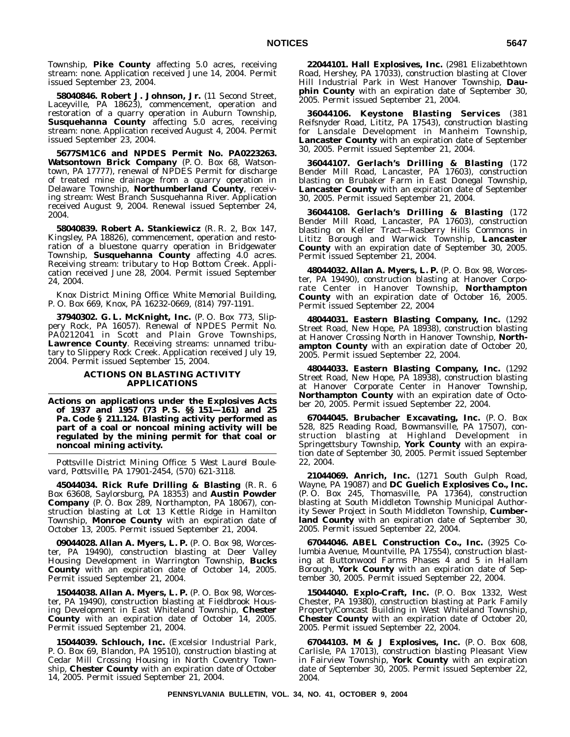Township, **Pike County** affecting 5.0 acres, receiving stream: none. Application received June 14, 2004. Permit issued September 23, 2004.

**58040846. Robert J. Johnson, Jr.** (11 Second Street, Laceyville, PA 18623), commencement, operation and restoration of a quarry operation in Auburn Township, **Susquehanna County** affecting 5.0 acres, receiving stream: none. Application received August 4, 2004. Permit issued September 23, 2004.

**5677SM1C6 and NPDES Permit No. PA0223263. Watsontown Brick Company** (P. O. Box 68, Watsontown, PA 17777), renewal of NPDES Permit for discharge of treated mine drainage from a quarry operation in Delaware Township, **Northumberland County**, receiving stream: West Branch Susquehanna River. Application received August 9, 2004. Renewal issued September 24, 2004.

**58040839. Robert A. Stankiewicz** (R. R. 2, Box 147, Kingsley, PA 18826), commencement, operation and restoration of a bluestone quarry operation in Bridgewater Township, **Susquehanna County** affecting 4.0 acres. Receiving stream: tributary to Hop Bottom Creek. Application received June 28, 2004. Permit issued September 24, 2004.

*Knox District Mining Office: White Memorial Building, P. O. Box 669, Knox, PA 16232-0669, (814) 797-1191.*

**37940302. G. L. McKnight, Inc.** (P. O. Box 773, Slippery Rock, PA 16057). Renewal of NPDES Permit No. PA0212041 in Scott and Plain Grove Townships, **Lawrence County**. Receiving streams: unnamed tributary to Slippery Rock Creek. Application received July 19, 2004. Permit issued September 15, 2004.

## ACTIONS ON BLASTING ACTIVITY APPLICATIONS

**Actions on applications under the Explosives Acts of 1937 and 1957 (73 P. S. §§ 151—161) and 25 Pa. Code § 211.124. Blasting activity performed as part of a coal or noncoal mining activity will be regulated by the mining permit for that coal or noncoal mining activity.**

*Pottsville District Mining Office: 5 West Laurel Boulevard, Pottsville, PA 17901-2454, (570) 621-3118.*

**45044034. Rick Rufe Drilling & Blasting** (R. R. 6 Box 63608, Saylorsburg, PA 18353) and **Austin Powder Company** (P. O. Box 289, Northampton, PA 18067), construction blasting at Lot 13 Kettle Ridge in Hamilton Township, **Monroe County** with an expiration date of October 13, 2005. Permit issued September 21, 2004.

**09044028. Allan A. Myers, L. P.** (P. O. Box 98, Worcester, PA 19490), construction blasting at Deer Valley Housing Development in Warrington Township, **Bucks County** with an expiration date of October 14, 2005. Permit issued September 21, 2004.

**15044038. Allan A. Myers, L. P.** (P. O. Box 98, Worcester, PA 19490), construction blasting at Fieldbrook Housing Development in East Whiteland Township, **Chester County** with an expiration date of October 14, 2005. Permit issued September 21, 2004.

**15044039. Schlouch, Inc.** (Excelsior Industrial Park, P. O. Box 69, Blandon, PA 19510), construction blasting at Cedar Mill Crossing Housing in North Coventry Township, **Chester County** with an expiration date of October 14, 2005. Permit issued September 21, 2004.

**22044101. Hall Explosives, Inc.** (2981 Elizabethtown Road, Hershey, PA 17033), construction blasting at Clover Hill Industrial Park in West Hanover Township, **Dauphin County** with an expiration date of September 30, 2005. Permit issued September 21, 2004.

**36044106. Keystone Blasting Services** (381 Reifsnyder Road, Lititz, PA 17543), construction blasting for Lansdale Development in Manheim Township, **Lancaster County** with an expiration date of September 30, 2005. Permit issued September 21, 2004.

**36044107. Gerlach's Drilling & Blasting** (172 Bender Mill Road, Lancaster, PA 17603), construction blasting on Brubaker Farm in East Donegal Township, **Lancaster County** with an expiration date of September 30, 2005. Permit issued September 21, 2004.

**36044108. Gerlach's Drilling & Blasting** (172 Bender Mill Road, Lancaster, PA 17603), construction blasting on Keller Tract—Rasberry Hills Commons in Lititz Borough and Warwick Township, **Lancaster County** with an expiration date of September 30, 2005. Permit issued September 21, 2004.

**48044032. Allan A. Myers, L. P.** (P. O. Box 98, Worcester, PA 19490), construction blasting at Hanover Corporate Center in Hanover Township, **Northampton County** with an expiration date of October 16, 2005. Permit issued September 22, 2004

**48044031. Eastern Blasting Company, Inc.** (1292 Street Road, New Hope, PA 18938), construction blasting at Hanover Crossing North in Hanover Township, **Northampton County** with an expiration date of October 20, 2005. Permit issued September 22, 2004.

**48044033. Eastern Blasting Company, Inc.** (1292 Street Road, New Hope, PA 18938), construction blasting at Hanover Corporate Center in Hanover Township, **Northampton County** with an expiration date of October 20, 2005. Permit issued September 22, 2004.

**67044045. Brubacher Excavating, Inc.** (P. O. Box 528, 825 Reading Road, Bowmansville, PA 17507), construction blasting at Highland Development in Springettsbury Township, **York County** with an expiration date of September 30, 2005. Permit issued September 22, 2004.

**21044069. Anrich, Inc.** (1271 South Gulph Road, Wayne, PA 19087) and **DC Guelich Explosives Co., Inc.** (P. O. Box 245, Thomasville, PA 17364), construction blasting at South Middleton Township Municipal Authority Sewer Project in South Middleton Township, **Cumberland County** with an expiration date of September 30, 2005. Permit issued September 22, 2004.

**67044046. ABEL Construction Co., Inc.** (3925 Columbia Avenue, Mountville, PA 17554), construction blasting at Buttonwood Farms Phases 4 and 5 in Hallam Borough, **York County** with an expiration date of September 30, 2005. Permit issued September 22, 2004.

**15044040. Explo-Craft, Inc.** (P. O. Box 1332, West Chester, PA 19380), construction blasting at Park Family Property/Comcast Building in West Whiteland Township, **Chester County** with an expiration date of October 20, 2005. Permit issued September 22, 2004.

**67044103. M & J Explosives, Inc.** (P. O. Box 608, Carlisle, PA 17013), construction blasting Pleasant View in Fairview Township, **York County** with an expiration date of September 30, 2005. Permit issued September 22, 2004.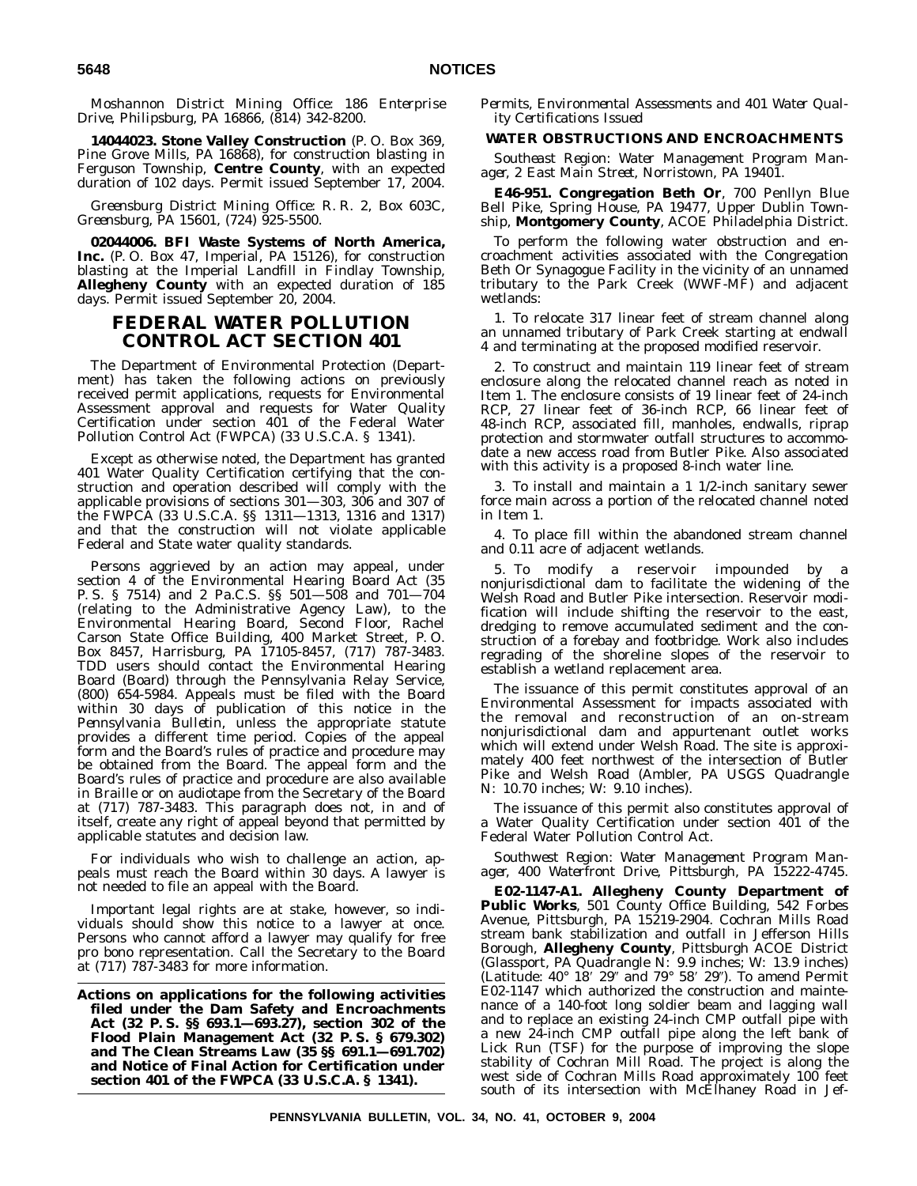*Moshannon District Mining Office: 186 Enterprise Drive, Philipsburg, PA 16866, (814) 342-8200.*

**14044023. Stone Valley Construction** (P. O. Box 369, Pine Grove Mills, PA 16868), for construction blasting in Ferguson Township, **Centre County**, with an expected duration of 102 days. Permit issued September 17, 2004.

*Greensburg District Mining Office: R. R. 2, Box 603C, Greensburg, PA 15601, (724) 925-5500.*

**02044006. BFI Waste Systems of North America, Inc.** (P. O. Box 47, Imperial, PA 15126), for construction blasting at the Imperial Landfill in Findlay Township, **Allegheny County** with an expected duration of 185 days. Permit issued September 20, 2004.

# FEDERAL WATER POLLUTION CONTROL ACT SECTION 401

The Department of Environmental Protection (Department) has taken the following actions on previously received permit applications, requests for Environmental Assessment approval and requests for Water Quality Certification under section 401 of the Federal Water Pollution Control Act (FWPCA) (33 U.S.C.A. § 1341).

Except as otherwise noted, the Department has granted 401 Water Quality Certification certifying that the construction and operation described will comply with the applicable provisions of sections 301—303, 306 and 307 of the FWPCA (33 U.S.C.A. §§ 1311—1313, 1316 and 1317) and that the construction will not violate applicable Federal and State water quality standards.

Persons aggrieved by an action may appeal, under section 4 of the Environmental Hearing Board Act (35 P. S. § 7514) and 2 Pa.C.S. §§ 501—508 and 701—704 (relating to the Administrative Agency Law), to the Environmental Hearing Board, Second Floor, Rachel Carson State Office Building, 400 Market Street, P. O. Box 8457, Harrisburg, PA 17105-8457, (717) 787-3483. TDD users should contact the Environmental Hearing Board (Board) through the Pennsylvania Relay Service, (800) 654-5984. Appeals must be filed with the Board within 30 days of publication of this notice in the *Pennsylvania Bulletin*, unless the appropriate statute provides a different time period. Copies of the appeal form and the Board's rules of practice and procedure may be obtained from the Board. The appeal form and the Board's rules of practice and procedure are also available in Braille or on audiotape from the Secretary of the Board at (717) 787-3483. This paragraph does not, in and of itself, create any right of appeal beyond that permitted by applicable statutes and decision law.

For individuals who wish to challenge an action, appeals must reach the Board within 30 days. A lawyer is not needed to file an appeal with the Board.

Important legal rights are at stake, however, so individuals should show this notice to a lawyer at once. Persons who cannot afford a lawyer may qualify for free pro bono representation. Call the Secretary to the Board at (717) 787-3483 for more information.

**Actions on applications for the following activities filed under the Dam Safety and Encroachments Act (32 P. S. §§ 693.1—693.27), section 302 of the Flood Plain Management Act (32 P. S. § 679.302) and The Clean Streams Law (35 §§ 691.1—691.702) and Notice of Final Action for Certification under section 401 of the FWPCA (33 U.S.C.A. § 1341).**

*Permits, Environmental Assessments and 401 Water Quality Certifications Issued*

**WATER OBSTRUCTIONS AND ENCROACHMENTS**

*Southeast Region: Water Management Program Manager, 2 East Main Street, Norristown, PA 19401.*

**E46-951. Congregation Beth Or**, 700 Penllyn Blue Bell Pike, Spring House, PA 19477, Upper Dublin Township, **Montgomery County**, ACOE Philadelphia District.

To perform the following water obstruction and encroachment activities associated with the Congregation Beth Or Synagogue Facility in the vicinity of an unnamed tributary to the Park Creek (WWF-MF) and adjacent wetlands:

1. To relocate 317 linear feet of stream channel along an unnamed tributary of Park Creek starting at endwall 4 and terminating at the proposed modified reservoir.

2. To construct and maintain 119 linear feet of stream enclosure along the relocated channel reach as noted in Item 1. The enclosure consists of 19 linear feet of 24-inch RCP, 27 linear feet of 36-inch RCP, 66 linear feet of 48-inch RCP, associated fill, manholes, endwalls, riprap protection and stormwater outfall structures to accommodate a new access road from Butler Pike. Also associated with this activity is a proposed 8-inch water line.

3. To install and maintain a 1 1/2-inch sanitary sewer force main across a portion of the relocated channel noted in Item 1.

4. To place fill within the abandoned stream channel and 0.11 acre of adjacent wetlands.

5. To modify a reservoir impounded by a nonjurisdictional dam to facilitate the widening of the Welsh Road and Butler Pike intersection. Reservoir modification will include shifting the reservoir to the east, dredging to remove accumulated sediment and the construction of a forebay and footbridge. Work also includes regrading of the shoreline slopes of the reservoir to establish a wetland replacement area.

The issuance of this permit constitutes approval of an Environmental Assessment for impacts associated with the removal and reconstruction of an on-stream nonjurisdictional dam and appurtenant outlet works which will extend under Welsh Road. The site is approximately 400 feet northwest of the intersection of Butler Pike and Welsh Road (Ambler, PA USGS Quadrangle N: 10.70 inches; W: 9.10 inches).

The issuance of this permit also constitutes approval of a Water Quality Certification under section 401 of the Federal Water Pollution Control Act.

*Southwest Region: Water Management Program Manager, 400 Waterfront Drive, Pittsburgh, PA 15222-4745.*

**E02-1147-A1. Allegheny County Department of Public Works**, 501 County Office Building, 542 Forbes Avenue, Pittsburgh, PA 15219-2904. Cochran Mills Road stream bank stabilization and outfall in Jefferson Hills Borough, **Allegheny County**, Pittsburgh ACOE District (Glassport, PA Quadrangle N: 9.9 inches; W: 13.9 inches) (Latitude: 40° 18′ 29″ and 79° 58′ 29″). To amend Permit E02-1147 which authorized the construction and maintenance of a 140-foot long soldier beam and lagging wall and to replace an existing 24-inch CMP outfall pipe with a new 24-inch CMP outfall pipe along the left bank of Lick Run (TSF) for the purpose of improving the slope stability of Cochran Mill Road. The project is along the west side of Cochran Mills Road approximately 100 feet south of its intersection with McElhaney Road in Jef-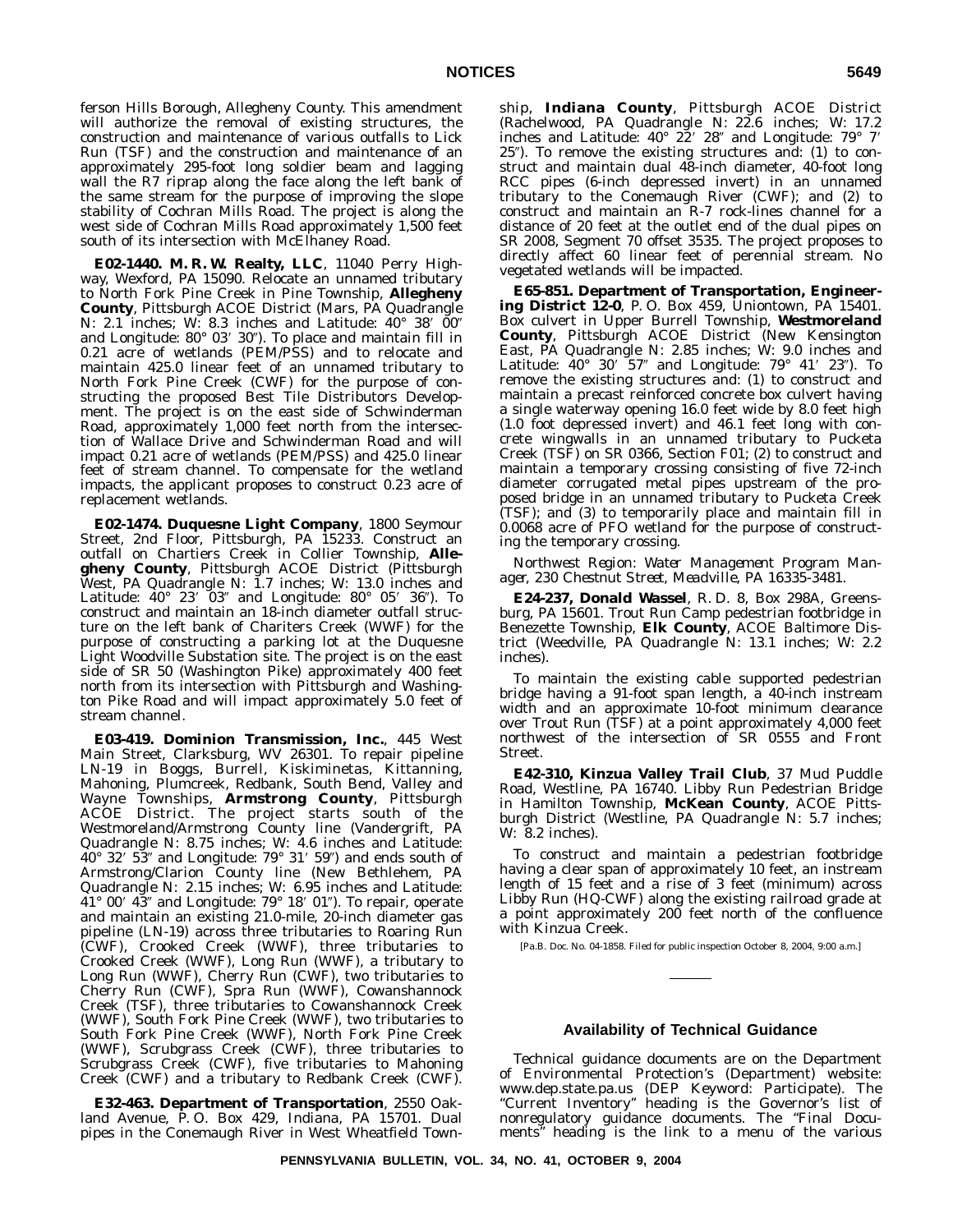ferson Hills Borough, Allegheny County. This amendment will authorize the removal of existing structures, the construction and maintenance of various outfalls to Lick Run (TSF) and the construction and maintenance of an approximately 295-foot long soldier beam and lagging wall the R7 riprap along the face along the left bank of the same stream for the purpose of improving the slope stability of Cochran Mills Road. The project is along the west side of Cochran Mills Road approximately 1,500 feet south of its intersection with McElhaney Road.

**E02-1440. M. R. W. Realty, LLC**, 11040 Perry Highway, Wexford, PA 15090. Relocate an unnamed tributary to North Fork Pine Creek in Pine Township, **Allegheny County**, Pittsburgh ACOE District (Mars, PA Quadrangle N: 2.1 inches; W: 8.3 inches and Latitude: 40° 38′ 00″ and Longitude: 80° 03′ 30″). To place and maintain fill in 0.21 acre of wetlands (PEM/PSS) and to relocate and maintain 425.0 linear feet of an unnamed tributary to North Fork Pine Creek (CWF) for the purpose of constructing the proposed Best Tile Distributors Development. The project is on the east side of Schwinderman Road, approximately 1,000 feet north from the intersection of Wallace Drive and Schwinderman Road and will impact 0.21 acre of wetlands (PEM/PSS) and 425.0 linear feet of stream channel. To compensate for the wetland impacts, the applicant proposes to construct 0.23 acre of replacement wetlands.

**E02-1474. Duquesne Light Company**, 1800 Seymour Street, 2nd Floor, Pittsburgh, PA 15233. Construct an outfall on Chartiers Creek in Collier Township, **Allegheny County**, Pittsburgh ACOE District (Pittsburgh West, PA Quadrangle N: 1.7 inches; W: 13.0 inches and Latitude: 40° 23′ 03″ and Longitude: 80° 05′ 36″). To construct and maintain an 18-inch diameter outfall structure on the left bank of Chariters Creek (WWF) for the purpose of constructing a parking lot at the Duquesne Light Woodville Substation site. The project is on the east side of SR 50 (Washington Pike) approximately 400 feet north from its intersection with Pittsburgh and Washington Pike Road and will impact approximately 5.0 feet of stream channel.

**E03-419. Dominion Transmission, Inc.**, 445 West Main Street, Clarksburg, WV 26301. To repair pipeline LN-19 in Boggs, Burrell, Kiskiminetas, Kittanning, Mahoning, Plumcreek, Redbank, South Bend, Valley and Wayne Townships, **Armstrong County**, Pittsburgh ACOE District. The project starts south of the Westmoreland/Armstrong County line (Vandergrift, PA Quadrangle N: 8.75 inches; W: 4.6 inches and Latitude: 40° 32′ 53″ and Longitude: 79° 31′ 59″) and ends south of Armstrong/Clarion County line (New Bethlehem, PA Quadrangle N: 2.15 inches; W: 6.95 inches and Latitude: 41° 00′ 43″ and Longitude: 79° 18′ 01″). To repair, operate and maintain an existing 21.0-mile, 20-inch diameter gas pipeline (LN-19) across three tributaries to Roaring Run (CWF), Crooked Creek (WWF), three tributaries to Crooked Creek (WWF), Long Run (WWF), a tributary to Long Run (WWF), Cherry Run (CWF), two tributaries to Cherry Run (CWF), Spra Run (WWF), Cowanshannock Creek (TSF), three tributaries to Cowanshannock Creek (WWF), South Fork Pine Creek (WWF), two tributaries to South Fork Pine Creek (WWF), North Fork Pine Creek (WWF), Scrubgrass Creek (CWF), three tributaries to Scrubgrass Creek (CWF), five tributaries to Mahoning Creek (CWF) and a tributary to Redbank Creek (CWF).

**E32-463. Department of Transportation**, 2550 Oakland Avenue, P. O. Box 429, Indiana, PA 15701. Dual pipes in the Conemaugh River in West Wheatfield Township, **Indiana County**, Pittsburgh ACOE District (Rachelwood, PA Quadrangle N: 22.6 inches; W: 17.2 inches and Latitude: 40° 22′ 28″ and Longitude: 79° 7′ 25″). To remove the existing structures and: (1) to construct and maintain dual 48-inch diameter, 40-foot long RCC pipes (6-inch depressed invert) in an unnamed tributary to the Conemaugh River (CWF); and (2) to construct and maintain an R-7 rock-lines channel for a distance of 20 feet at the outlet end of the dual pipes on SR 2008, Segment 70 offset 3535. The project proposes to directly affect 60 linear feet of perennial stream. No vegetated wetlands will be impacted.

**E65-851. Department of Transportation, Engineering District 12-0**, P. O. Box 459, Uniontown, PA 15401. Box culvert in Upper Burrell Township, **Westmoreland County**, Pittsburgh ACOE District (New Kensington East, PA Quadrangle N: 2.85 inches; W: 9.0 inches and Latitude: 40° 30′ 57″ and Longitude: 79° 41′ 23″). To remove the existing structures and: (1) to construct and maintain a precast reinforced concrete box culvert having a single waterway opening 16.0 feet wide by 8.0 feet high (1.0 foot depressed invert) and 46.1 feet long with concrete wingwalls in an unnamed tributary to Pucketa Creek (TSF) on SR 0366, Section F01; (2) to construct and maintain a temporary crossing consisting of five 72-inch diameter corrugated metal pipes upstream of the proposed bridge in an unnamed tributary to Pucketa Creek (TSF); and (3) to temporarily place and maintain fill in 0.0068 acre of PFO wetland for the purpose of constructing the temporary crossing.

*Northwest Region: Water Management Program Manager, 230 Chestnut Street, Meadville, PA 16335-3481.*

**E24-237, Donald Wassel**, R. D. 8, Box 298A, Greensburg, PA 15601. Trout Run Camp pedestrian footbridge in Benezette Township, **Elk County**, ACOE Baltimore District (Weedville, PA Quadrangle N: 13.1 inches; W: 2.2 inches).

To maintain the existing cable supported pedestrian bridge having a 91-foot span length, a 40-inch instream width and an approximate 10-foot minimum clearance over Trout Run (TSF) at a point approximately 4,000 feet northwest of the intersection of SR 0555 and Front Street.

**E42-310, Kinzua Valley Trail Club**, 37 Mud Puddle Road, Westline, PA 16740. Libby Run Pedestrian Bridge in Hamilton Township, **McKean County**, ACOE Pittsburgh District (Westline, PA Quadrangle N: 5.7 inches; W: 8.2 inches).

To construct and maintain a pedestrian footbridge having a clear span of approximately 10 feet, an instream length of 15 feet and a rise of 3 feet (minimum) across Libby Run (HQ-CWF) along the existing railroad grade at a point approximately 200 feet north of the confluence with Kinzua Creek.

[Pa.B. Doc. No. 04-1858. Filed for public inspection October 8, 2004, 9:00 a.m.]

---

## Availability of Technical Guidance

Technical guidance documents are on the Department of Environmental Protection's (Department) website: www.dep.state.pa.us (DEP Keyword: Participate). The "Current Inventory" heading is the Governor's list of nonregulatory guidance documents. The "Final Documents" heading is the link to a menu of the various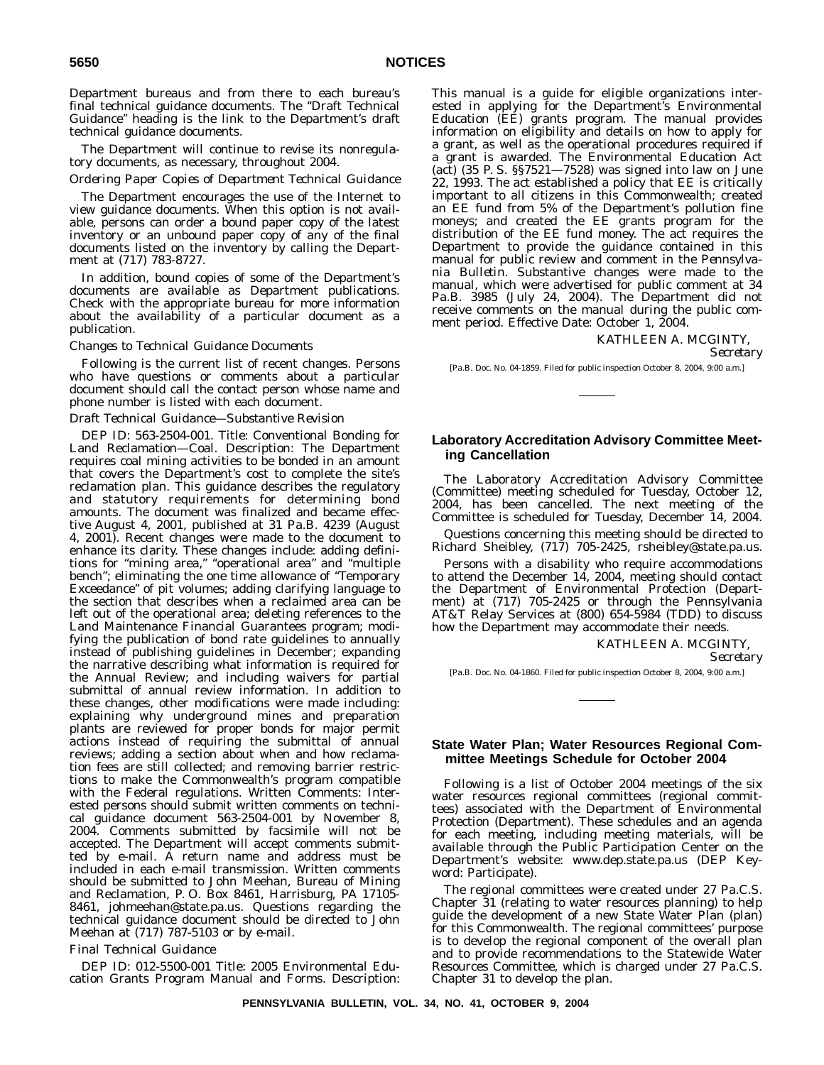Department bureaus and from there to each bureau's final technical guidance documents. The ''Draft Technical Guidance'' heading is the link to the Department's draft technical guidance documents.

The Department will continue to revise its nonregulatory documents, as necessary, throughout 2004.

*Ordering Paper Copies of Department Technical Guidance*

The Department encourages the use of the Internet to view guidance documents. When this option is not available, persons can order a bound paper copy of the latest inventory or an unbound paper copy of any of the final documents listed on the inventory by calling the Department at (717) 783-8727.

In addition, bound copies of some of the Department's documents are available as Department publications. Check with the appropriate bureau for more information about the availability of a particular document as a publication.

*Changes to Technical Guidance Documents*

Following is the current list of recent changes. Persons who have questions or comments about a particular document should call the contact person whose name and phone number is listed with each document.

*Draft Technical Guidance—Substantive Revision*

DEP ID: 563-2504-001. Title: Conventional Bonding for Land Reclamation—Coal. Description: The Department requires coal mining activities to be bonded in an amount that covers the Department's cost to complete the site's reclamation plan. This guidance describes the regulatory and statutory requirements for determining bond amounts. The document was finalized and became effective August 4, 2001, published at 31 Pa.B. 4239 (August 4, 2001). Recent changes were made to the document to enhance its clarity. These changes include: adding definitions for ''mining area,'' ''operational area'' and ''multiple bench''; eliminating the one time allowance of ''Temporary Exceedance'' of pit volumes; adding clarifying language to the section that describes when a reclaimed area can be left out of the operational area; deleting references to the Land Maintenance Financial Guarantees program; modifying the publication of bond rate guidelines to annually instead of publishing guidelines in December; expanding the narrative describing what information is required for the Annual Review; and including waivers for partial submittal of annual review information. In addition to these changes, other modifications were made including: explaining why underground mines and preparation plants are reviewed for proper bonds for major permit actions instead of requiring the submittal of annual reviews; adding a section about when and how reclamation fees are still collected; and removing barrier restrictions to make the Commonwealth's program compatible with the Federal regulations. Written Comments: Interested persons should submit written comments on technical guidance document 563-2504-001 by November 8, 2004. Comments submitted by facsimile will not be accepted. The Department will accept comments submitted by e-mail. A return name and address must be included in each e-mail transmission. Written comments should be submitted to John Meehan, Bureau of Mining and Reclamation, P. O. Box 8461, Harrisburg, PA 17105-8461, johmeehan@state.pa.us. Questions regarding the technical guidance document should be directed to John Meehan at (717) 787-5103 or by e-mail.

*Final Technical Guidance*

DEP ID: 012-5500-001 Title: 2005 Environmental Education Grants Program Manual and Forms. Description: This manual is a guide for eligible organizations interested in applying for the Department's Environmental Education (EE) grants program. The manual provides information on eligibility and details on how to apply for a grant, as well as the operational procedures required if a grant is awarded. The Environmental Education Act (act) (35 P. S. §§7521—7528) was signed into law on June 22, 1993. The act established a policy that EE is critically important to all citizens in this Commonwealth; created an EE fund from 5% of the Department's pollution fine moneys; and created the EE grants program for the distribution of the EE fund money. The act requires the Department to provide the guidance contained in this manual for public review and comment in the *Pennsylvania Bulletin*. Substantive changes were made to the manual, which were advertised for public comment at 34 Pa.B. 3985 (July 24, 2004). The Department did not receive comments on the manual during the public comment period. Effective Date: October 1, 2004.

KATHLEEN A. MCGINTY,
*Secretary*

[Pa.B. Doc. No. 04-1859. Filed for public inspection October 8, 2004, 9:00 a.m.]

## Laboratory Accreditation Advisory Committee Meeting Cancellation

The Laboratory Accreditation Advisory Committee (Committee) meeting scheduled for Tuesday, October 12, 2004, has been cancelled. The next meeting of the Committee is scheduled for Tuesday, December 14, 2004.

Questions concerning this meeting should be directed to Richard Sheibley, (717) 705-2425, rsheibley@state.pa.us.

Persons with a disability who require accommodations to attend the December 14, 2004, meeting should contact the Department of Environmental Protection (Department) at (717) 705-2425 or through the Pennsylvania AT&T Relay Services at (800) 654-5984 (TDD) to discuss how the Department may accommodate their needs.

KATHLEEN A. MCGINTY,
*Secretary*

[Pa.B. Doc. No. 04-1860. Filed for public inspection October 8, 2004, 9:00 a.m.]

## State Water Plan; Water Resources Regional Committee Meetings Schedule for October 2004

Following is a list of October 2004 meetings of the six water resources regional committees (regional committees) associated with the Department of Environmental Protection (Department). These schedules and an agenda for each meeting, including meeting materials, will be available through the Public Participation Center on the Department's website: www.dep.state.pa.us (DEP Keyword: Participate).

The regional committees were created under 27 Pa.C.S. Chapter 31 (relating to water resources planning) to help guide the development of a new State Water Plan (plan) for this Commonwealth. The regional committees' purpose is to develop the regional component of the overall plan and to provide recommendations to the Statewide Water Resources Committee, which is charged under 27 Pa.C.S. Chapter 31 to develop the plan.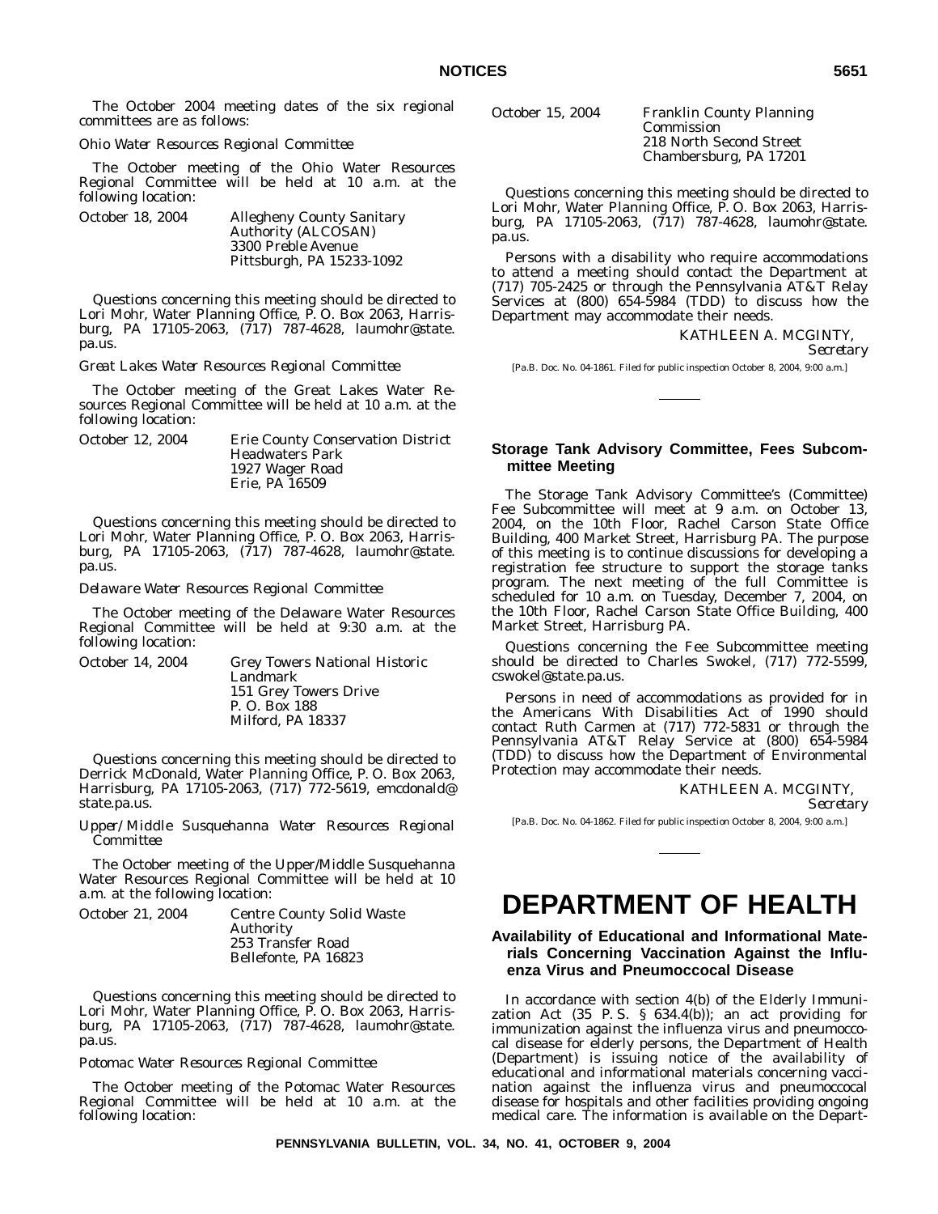The October 2004 meeting dates of the six regional committees are as follows:

*Ohio Water Resources Regional Committee*

The October meeting of the Ohio Water Resources Regional Committee will be held at 10 a.m. at the following location:

| | |
|---|---|
| October 18, 2004 | Allegheny County Sanitary Authority (ALCOSAN)<br>3300 Preble Avenue<br>Pittsburgh, PA 15233-1092 |

Questions concerning this meeting should be directed to Lori Mohr, Water Planning Office, P. O. Box 2063, Harrisburg, PA 17105-2063, (717) 787-4628, laumohr@state.pa.us.

*Great Lakes Water Resources Regional Committee*

The October meeting of the Great Lakes Water Resources Regional Committee will be held at 10 a.m. at the following location:

| | |
|---|---|
| October 12, 2004 | Erie County Conservation District<br>Headwaters Park<br>1927 Wager Road<br>Erie, PA 16509 |

Questions concerning this meeting should be directed to Lori Mohr, Water Planning Office, P. O. Box 2063, Harrisburg, PA 17105-2063, (717) 787-4628, laumohr@state.pa.us.

*Delaware Water Resources Regional Committee*

The October meeting of the Delaware Water Resources Regional Committee will be held at 9:30 a.m. at the following location:

| | |
|---|---|
| October 14, 2004 | Grey Towers National Historic Landmark<br>151 Grey Towers Drive<br>P. O. Box 188<br>Milford, PA 18337 |

Questions concerning this meeting should be directed to Derrick McDonald, Water Planning Office, P. O. Box 2063, Harrisburg, PA 17105-2063, (717) 772-5619, emcdonald@state.pa.us.

*Upper/Middle Susquehanna Water Resources Regional Committee*

The October meeting of the Upper/Middle Susquehanna Water Resources Regional Committee will be held at 10 a.m. at the following location:

| | |
|---|---|
| October 21, 2004 | Centre County Solid Waste Authority<br>253 Transfer Road<br>Bellefonte, PA 16823 |

Questions concerning this meeting should be directed to Lori Mohr, Water Planning Office, P. O. Box 2063, Harrisburg, PA 17105-2063, (717) 787-4628, laumohr@state.pa.us.

*Potomac Water Resources Regional Committee*

The October meeting of the Potomac Water Resources Regional Committee will be held at 10 a.m. at the following location:

| | |
|---|---|
| October 15, 2004 | Franklin County Planning Commission<br>218 North Second Street<br>Chambersburg, PA 17201 |

Questions concerning this meeting should be directed to Lori Mohr, Water Planning Office, P. O. Box 2063, Harrisburg, PA 17105-2063, (717) 787-4628, laumohr@state.pa.us.

Persons with a disability who require accommodations to attend a meeting should contact the Department at (717) 705-2425 or through the Pennsylvania AT&T Relay Services at (800) 654-5984 (TDD) to discuss how the Department may accommodate their needs.

KATHLEEN A. MCGINTY,
*Secretary*

[Pa.B. Doc. No. 04-1861. Filed for public inspection October 8, 2004, 9:00 a.m.]

## Storage Tank Advisory Committee, Fees Subcommittee Meeting

The Storage Tank Advisory Committee's (Committee) Fee Subcommittee will meet at 9 a.m. on October 13, 2004, on the 10th Floor, Rachel Carson State Office Building, 400 Market Street, Harrisburg PA. The purpose of this meeting is to continue discussions for developing a registration fee structure to support the storage tanks program. The next meeting of the full Committee is scheduled for 10 a.m. on Tuesday, December 7, 2004, on the 10th Floor, Rachel Carson State Office Building, 400 Market Street, Harrisburg PA.

Questions concerning the Fee Subcommittee meeting should be directed to Charles Swokel, (717) 772-5599, cswokel@state.pa.us.

Persons in need of accommodations as provided for in the Americans With Disabilities Act of 1990 should contact Ruth Carmen at (717) 772-5831 or through the Pennsylvania AT&T Relay Service at (800) 654-5984 (TDD) to discuss how the Department of Environmental Protection may accommodate their needs.

KATHLEEN A. MCGINTY,
*Secretary*

[Pa.B. Doc. No. 04-1862. Filed for public inspection October 8, 2004, 9:00 a.m.]

# DEPARTMENT OF HEALTH

## Availability of Educational and Informational Materials Concerning Vaccination Against the Influenza Virus and Pneumoccocal Disease

In accordance with section 4(b) of the Elderly Immunization Act (35 P. S. § 634.4(b)); an act providing for immunization against the influenza virus and pneumococcal disease for elderly persons, the Department of Health (Department) is issuing notice of the availability of educational and informational materials concerning vaccination against the influenza virus and pneumoccocal disease for hospitals and other facilities providing ongoing medical care. The information is available on the Depart-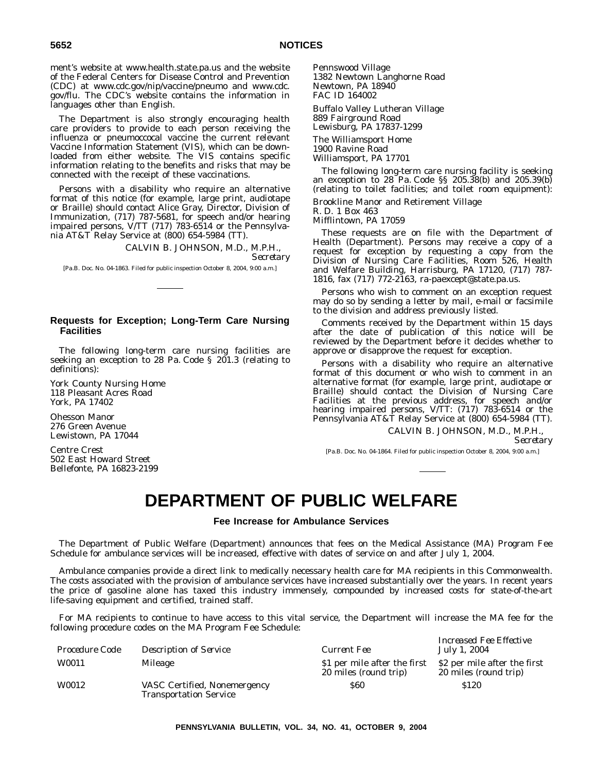ment's website at www.health.state.pa.us and the website of the Federal Centers for Disease Control and Prevention (CDC) at www.cdc.gov/nip/vaccine/pneumo and www.cdc.gov/flu. The CDC's website contains the information in languages other than English.

The Department is also strongly encouraging health care providers to provide to each person receiving the influenza or pneumoccocal vaccine the current relevant Vaccine Information Statement (VIS), which can be downloaded from either website. The VIS contains specific information relating to the benefits and risks that may be connected with the receipt of these vaccinations.

Persons with a disability who require an alternative format of this notice (for example, large print, audiotape or Braille) should contact Alice Gray, Director, Division of Immunization, (717) 787-5681, for speech and/or hearing impaired persons, V/TT (717) 783-6514 or the Pennsylvania AT&T Relay Service at (800) 654-5984 (TT).

CALVIN B. JOHNSON, M.D., M.P.H.,
*Secretary*

[Pa.B. Doc. No. 04-1863. Filed for public inspection October 8, 2004, 9:00 a.m.]

## Requests for Exception; Long-Term Care Nursing Facilities

The following long-term care nursing facilities are seeking an exception to 28 Pa. Code § 201.3 (relating to definitions):

York County Nursing Home
118 Pleasant Acres Road
York, PA 17402

Ohesson Manor
276 Green Avenue
Lewistown, PA 17044

Centre Crest
502 East Howard Street
Bellefonte, PA 16823-2199

Pennswood Village
1382 Newtown Langhorne Road
Newtown, PA 18940
FAC ID 164002

Buffalo Valley Lutheran Village
889 Fairground Road
Lewisburg, PA 17837-1299

The Williamsport Home
1900 Ravine Road
Williamsport, PA 17701

The following long-term care nursing facility is seeking an exception to 28 Pa. Code §§ 205.38(b) and 205.39(b) (relating to toilet facilities; and toilet room equipment):

Brookline Manor and Retirement Village
R. D. 1 Box 463
Mifflintown, PA 17059

These requests are on file with the Department of Health (Department). Persons may receive a copy of a request for exception by requesting a copy from the Division of Nursing Care Facilities, Room 526, Health and Welfare Building, Harrisburg, PA 17120, (717) 787-1816, fax (717) 772-2163, ra-paexcept@state.pa.us.

Persons who wish to comment on an exception request may do so by sending a letter by mail, e-mail or facsimile to the division and address previously listed.

Comments received by the Department within 15 days after the date of publication of this notice will be reviewed by the Department before it decides whether to approve or disapprove the request for exception.

Persons with a disability who require an alternative format of this document or who wish to comment in an alternative format (for example, large print, audiotape or Braille) should contact the Division of Nursing Care Facilities at the previous address, for speech and/or hearing impaired persons, V/TT: (717) 783-6514 or the Pennsylvania AT&T Relay Service at (800) 654-5984 (TT).

CALVIN B. JOHNSON, M.D., M.P.H.,
*Secretary*

[Pa.B. Doc. No. 04-1864. Filed for public inspection October 8, 2004, 9:00 a.m.]

# DEPARTMENT OF PUBLIC WELFARE

## Fee Increase for Ambulance Services

The Department of Public Welfare (Department) announces that fees on the Medical Assistance (MA) Program Fee Schedule for ambulance services will be increased, effective with dates of service on and after July 1, 2004.

Ambulance companies provide a direct link to medically necessary health care for MA recipients in this Commonwealth. The costs associated with the provision of ambulance services have increased substantially over the years. In recent years the price of gasoline alone has taxed this industry immensely, compounded by increased costs for state-of-the-art life-saving equipment and certified, trained staff.

For MA recipients to continue to have access to this vital service, the Department will increase the MA fee for the following procedure codes on the MA Program Fee Schedule:

| *Procedure Code* | *Description of Service* | *Current Fee* | *Increased Fee Effective July 1, 2004* |
|---|---|---|---|
| W0011 | Mileage | $1 per mile after the first 20 miles (round trip) | $2 per mile after the first 20 miles (round trip) |
| W0012 | VASC Certified, Nonemergency Transportation Service | $60 | $120 |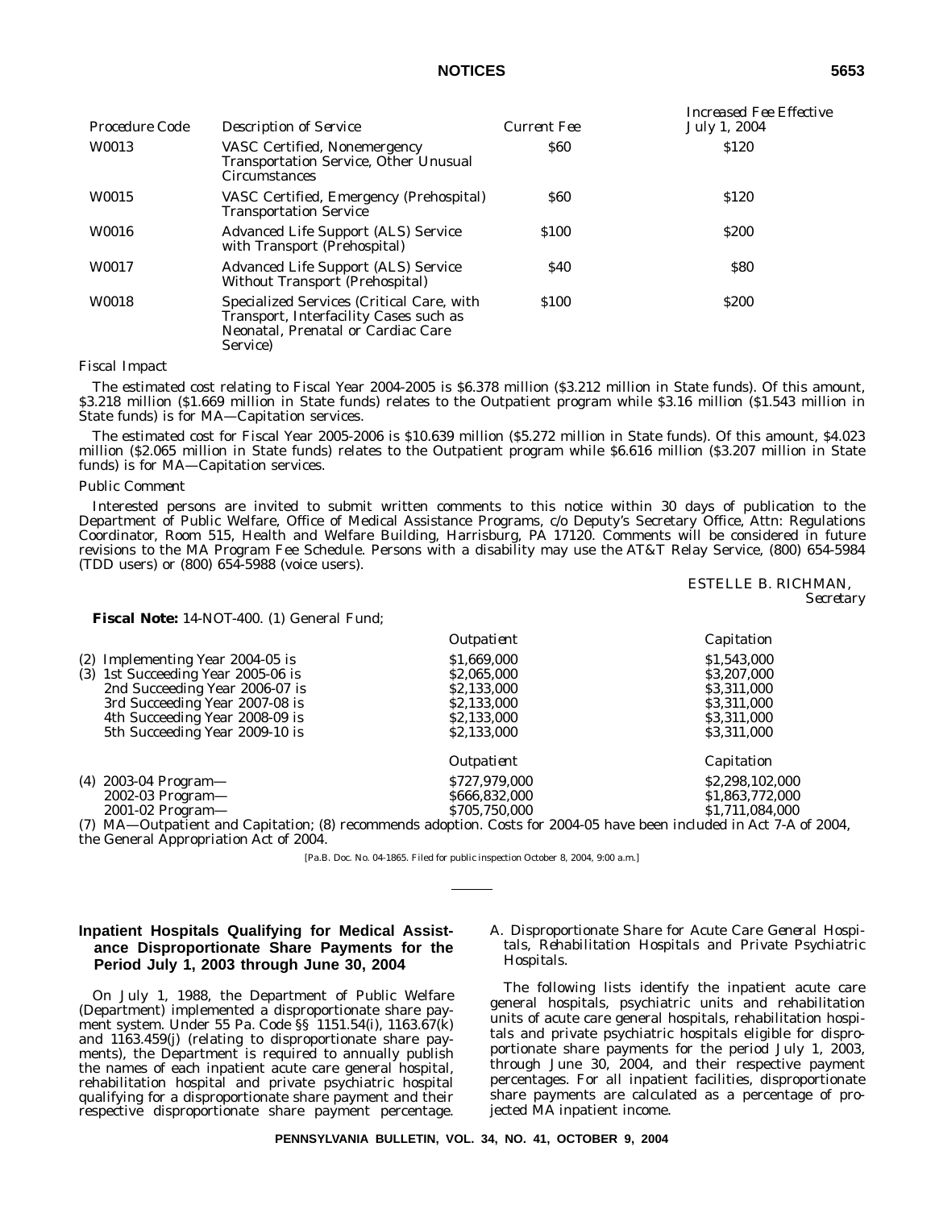| Procedure Code | Description of Service | Current Fee | Increased Fee Effective July 1, 2004 |
|---|---|---|---|
| W0013 | VASC Certified, Nonemergency Transportation Service, Other Unusual Circumstances | $60 | $120 |
| W0015 | VASC Certified, Emergency (Prehospital) Transportation Service | $60 | $120 |
| W0016 | Advanced Life Support (ALS) Service with Transport (Prehospital) | $100 | $200 |
| W0017 | Advanced Life Support (ALS) Service Without Transport (Prehospital) | $40 | $80 |
| W0018 | Specialized Services (Critical Care, with Transport, Interfacility Cases such as Neonatal, Prenatal or Cardiac Care Service) | $100 | $200 |

*Fiscal Impact*

The estimated cost relating to Fiscal Year 2004-2005 is $6.378 million ($3.212 million in State funds). Of this amount, $3.218 million ($1.669 million in State funds) relates to the Outpatient program while $3.16 million ($1.543 million in State funds) is for MA—Capitation services.

The estimated cost for Fiscal Year 2005-2006 is $10.639 million ($5.272 million in State funds). Of this amount, $4.023 million ($2.065 million in State funds) relates to the Outpatient program while $6.616 million ($3.207 million in State funds) is for MA—Capitation services.

*Public Comment*

Interested persons are invited to submit written comments to this notice within 30 days of publication to the Department of Public Welfare, Office of Medical Assistance Programs, c/o Deputy's Secretary Office, Attn: Regulations Coordinator, Room 515, Health and Welfare Building, Harrisburg, PA 17120. Comments will be considered in future revisions to the MA Program Fee Schedule. Persons with a disability may use the AT&T Relay Service, (800) 654-5984 (TDD users) or (800) 654-5988 (voice users).

ESTELLE B. RICHMAN,
*Secretary*

**Fiscal Note:** 14-NOT-400. (1) General Fund;

| | Outpatient | Capitation |
|---|---|---|
| (2) Implementing Year 2004-05 is | $1,669,000 | $1,543,000 |
| (3) 1st Succeeding Year 2005-06 is | $2,065,000 | $3,207,000 |
| 2nd Succeeding Year 2006-07 is | $2,133,000 | $3,311,000 |
| 3rd Succeeding Year 2007-08 is | $2,133,000 | $3,311,000 |
| 4th Succeeding Year 2008-09 is | $2,133,000 | $3,311,000 |
| 5th Succeeding Year 2009-10 is | $2,133,000 | $3,311,000 |

| | Outpatient | Capitation |
|---|---|---|
| (4) 2003-04 Program— | $727,979,000 | $2,298,102,000 |
| 2002-03 Program— | $666,832,000 | $1,863,772,000 |
| 2001-02 Program— | $705,750,000 | $1,711,084,000 |

(7) MA—Outpatient and Capitation; (8) recommends adoption. Costs for 2004-05 have been included in Act 7-A of 2004, the General Appropriation Act of 2004.

[Pa.B. Doc. No. 04-1865. Filed for public inspection October 8, 2004, 9:00 a.m.]

---

## Inpatient Hospitals Qualifying for Medical Assistance Disproportionate Share Payments for the Period July 1, 2003 through June 30, 2004

On July 1, 1988, the Department of Public Welfare (Department) implemented a disproportionate share payment system. Under 55 Pa. Code §§ 1151.54(i), 1163.67(k) and 1163.459(j) (relating to disproportionate share payments), the Department is required to annually publish the names of each inpatient acute care general hospital, rehabilitation hospital and private psychiatric hospital qualifying for a disproportionate share payment and their respective disproportionate share payment percentage.

*A. Disproportionate Share for Acute Care General Hospitals, Rehabilitation Hospitals and Private Psychiatric Hospitals.*

The following lists identify the inpatient acute care general hospitals, psychiatric units and rehabilitation units of acute care general hospitals, rehabilitation hospitals and private psychiatric hospitals eligible for disproportionate share payments for the period July 1, 2003, through June 30, 2004, and their respective payment percentages. For all inpatient facilities, disproportionate share payments are calculated as a percentage of projected MA inpatient income.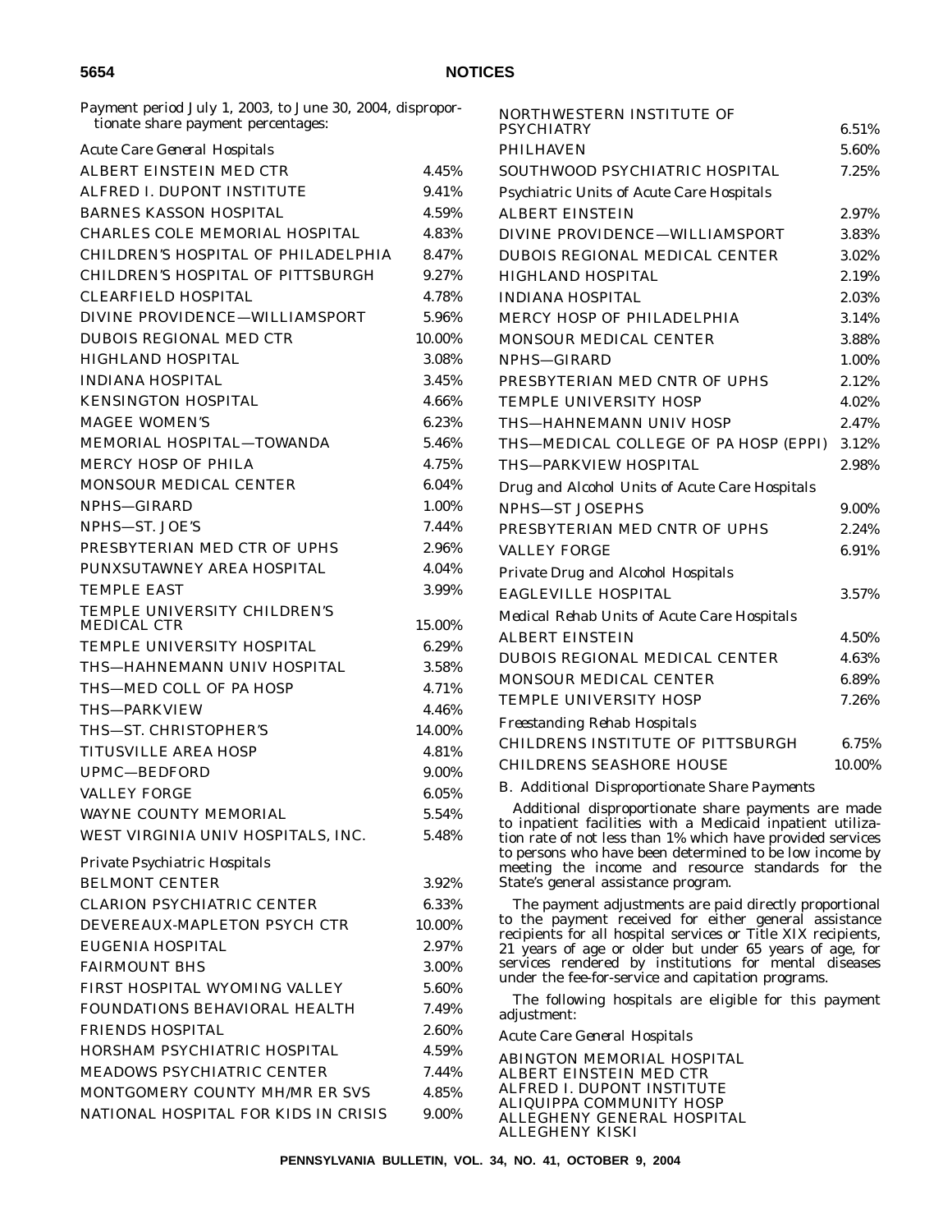Payment period July 1, 2003, to June 30, 2004, disproportionate share payment percentages:

| | |
|---|---|
| *Acute Care General Hospitals* | |
| ALBERT EINSTEIN MED CTR | 4.45% |
| ALFRED I. DUPONT INSTITUTE | 9.41% |
| BARNES KASSON HOSPITAL | 4.59% |
| CHARLES COLE MEMORIAL HOSPITAL | 4.83% |
| CHILDREN'S HOSPITAL OF PHILADELPHIA | 8.47% |
| CHILDREN'S HOSPITAL OF PITTSBURGH | 9.27% |
| CLEARFIELD HOSPITAL | 4.78% |
| DIVINE PROVIDENCE—WILLIAMSPORT | 5.96% |
| DUBOIS REGIONAL MED CTR | 10.00% |
| HIGHLAND HOSPITAL | 3.08% |
| INDIANA HOSPITAL | 3.45% |
| KENSINGTON HOSPITAL | 4.66% |
| MAGEE WOMEN'S | 6.23% |
| MEMORIAL HOSPITAL—TOWANDA | 5.46% |
| MERCY HOSP OF PHILA | 4.75% |
| MONSOUR MEDICAL CENTER | 6.04% |
| NPHS—GIRARD | 1.00% |
| NPHS—ST. JOE'S | 7.44% |
| PRESBYTERIAN MED CTR OF UPHS | 2.96% |
| PUNXSUTAWNEY AREA HOSPITAL | 4.04% |
| TEMPLE EAST | 3.99% |
| TEMPLE UNIVERSITY CHILDREN'S MEDICAL CTR | 15.00% |
| TEMPLE UNIVERSITY HOSPITAL | 6.29% |
| THS—HAHNEMANN UNIV HOSPITAL | 3.58% |
| THS—MED COLL OF PA HOSP | 4.71% |
| THS—PARKVIEW | 4.46% |
| THS—ST. CHRISTOPHER'S | 14.00% |
| TITUSVILLE AREA HOSP | 4.81% |
| UPMC—BEDFORD | 9.00% |
| VALLEY FORGE | 6.05% |
| WAYNE COUNTY MEMORIAL | 5.54% |
| WEST VIRGINIA UNIV HOSPITALS, INC. | 5.48% |
| *Private Psychiatric Hospitals* | |
| BELMONT CENTER | 3.92% |
| CLARION PSYCHIATRIC CENTER | 6.33% |
| DEVEREAUX-MAPLETON PSYCH CTR | 10.00% |
| EUGENIA HOSPITAL | 2.97% |
| FAIRMOUNT BHS | 3.00% |
| FIRST HOSPITAL WYOMING VALLEY | 5.60% |
| FOUNDATIONS BEHAVIORAL HEALTH | 7.49% |
| FRIENDS HOSPITAL | 2.60% |
| HORSHAM PSYCHIATRIC HOSPITAL | 4.59% |
| MEADOWS PSYCHIATRIC CENTER | 7.44% |
| MONTGOMERY COUNTY MH/MR ER SVS | 4.85% |
| NATIONAL HOSPITAL FOR KIDS IN CRISIS | 9.00% |
| NORTHWESTERN INSTITUTE OF PSYCHIATRY | 6.51% |
| PHILHAVEN | 5.60% |
| SOUTHWOOD PSYCHIATRIC HOSPITAL | 7.25% |
| *Psychiatric Units of Acute Care Hospitals* | |
| ALBERT EINSTEIN | 2.97% |
| DIVINE PROVIDENCE—WILLIAMSPORT | 3.83% |
| DUBOIS REGIONAL MEDICAL CENTER | 3.02% |
| HIGHLAND HOSPITAL | 2.19% |
| INDIANA HOSPITAL | 2.03% |
| MERCY HOSP OF PHILADELPHIA | 3.14% |
| MONSOUR MEDICAL CENTER | 3.88% |
| NPHS—GIRARD | 1.00% |
| PRESBYTERIAN MED CNTR OF UPHS | 2.12% |
| TEMPLE UNIVERSITY HOSP | 4.02% |
| THS—HAHNEMANN UNIV HOSP | 2.47% |
| THS—MEDICAL COLLEGE OF PA HOSP (EPPI) | 3.12% |
| THS—PARKVIEW HOSPITAL | 2.98% |
| *Drug and Alcohol Units of Acute Care Hospitals* | |
| NPHS—ST JOSEPHS | 9.00% |
| PRESBYTERIAN MED CNTR OF UPHS | 2.24% |
| VALLEY FORGE | 6.91% |
| *Private Drug and Alcohol Hospitals* | |
| EAGLEVILLE HOSPITAL | 3.57% |
| *Medical Rehab Units of Acute Care Hospitals* | |
| ALBERT EINSTEIN | 4.50% |
| DUBOIS REGIONAL MEDICAL CENTER | 4.63% |
| MONSOUR MEDICAL CENTER | 6.89% |
| TEMPLE UNIVERSITY HOSP | 7.26% |
| *Freestanding Rehab Hospitals* | |
| CHILDRENS INSTITUTE OF PITTSBURGH | 6.75% |
| CHILDRENS SEASHORE HOUSE | 10.00% |

*B. Additional Disproportionate Share Payments*

Additional disproportionate share payments are made to inpatient facilities with a Medicaid inpatient utilization rate of not less than 1% which have provided services to persons who have been determined to be low income by meeting the income and resource standards for the State's general assistance program.

The payment adjustments are paid directly proportional to the payment received for either general assistance recipients for all hospital services or Title XIX recipients, 21 years of age or older but under 65 years of age, for services rendered by institutions for mental diseases under the fee-for-service and capitation programs.

The following hospitals are eligible for this payment adjustment:

*Acute Care General Hospitals*

ABINGTON MEMORIAL HOSPITAL
ALBERT EINSTEIN MED CTR
ALFRED I. DUPONT INSTITUTE
ALIQUIPPA COMMUNITY HOSP
ALLEGHENY GENERAL HOSPITAL
ALLEGHENY KISKI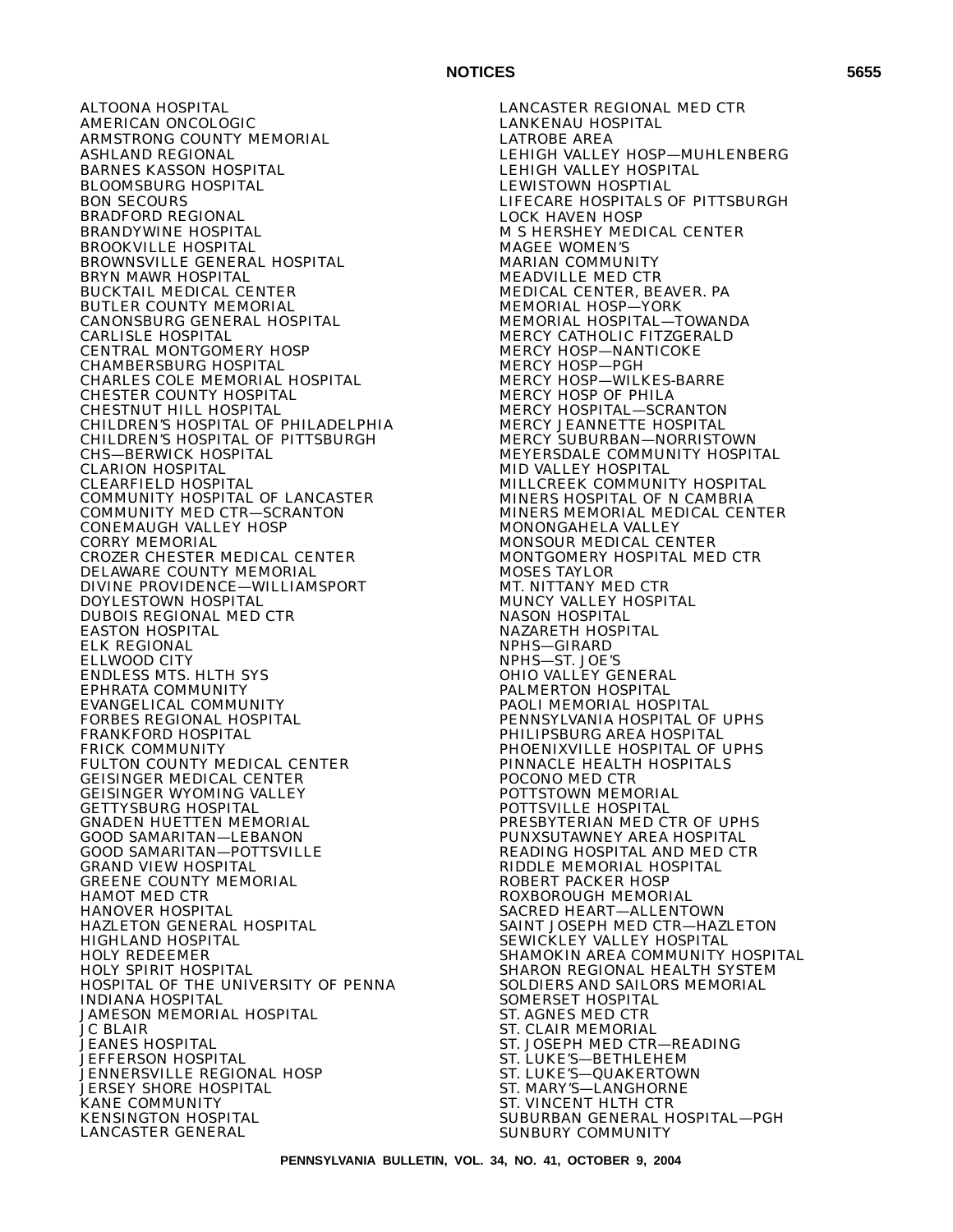ALTOONA HOSPITAL
AMERICAN ONCOLOGIC
ARMSTRONG COUNTY MEMORIAL
ASHLAND REGIONAL
BARNES KASSON HOSPITAL
BLOOMSBURG HOSPITAL
BON SECOURS
BRADFORD REGIONAL
BRANDYWINE HOSPITAL
BROOKVILLE HOSPITAL
BROWNSVILLE GENERAL HOSPITAL
BRYN MAWR HOSPITAL
BUCKTAIL MEDICAL CENTER
BUTLER COUNTY MEMORIAL
CANONSBURG GENERAL HOSPITAL
CARLISLE HOSPITAL
CENTRAL MONTGOMERY HOSP
CHAMBERSBURG HOSPITAL
CHARLES COLE MEMORIAL HOSPITAL
CHESTER COUNTY HOSPITAL
CHESTNUT HILL HOSPITAL
CHILDREN'S HOSPITAL OF PHILADELPHIA
CHILDREN'S HOSPITAL OF PITTSBURGH
CHS—BERWICK HOSPITAL
CLARION HOSPITAL
CLEARFIELD HOSPITAL
COMMUNITY HOSPITAL OF LANCASTER
COMMUNITY MED CTR—SCRANTON
CONEMAUGH VALLEY HOSP
CORRY MEMORIAL
CROZER CHESTER MEDICAL CENTER
DELAWARE COUNTY MEMORIAL
DIVINE PROVIDENCE—WILLIAMSPORT
DOYLESTOWN HOSPITAL
DUBOIS REGIONAL MED CTR
EASTON HOSPITAL
ELK REGIONAL
ELLWOOD CITY
ENDLESS MTS. HLTH SYS
EPHRATA COMMUNITY
EVANGELICAL COMMUNITY
FORBES REGIONAL HOSPITAL
FRANKFORD HOSPITAL
FRICK COMMUNITY
FULTON COUNTY MEDICAL CENTER
GEISINGER MEDICAL CENTER
GEISINGER WYOMING VALLEY
GETTYSBURG HOSPITAL
GNADEN HUETTEN MEMORIAL
GOOD SAMARITAN—LEBANON
GOOD SAMARITAN—POTTSVILLE
GRAND VIEW HOSPITAL
GREENE COUNTY MEMORIAL
HAMOT MED CTR
HANOVER HOSPITAL
HAZLETON GENERAL HOSPITAL
HIGHLAND HOSPITAL
HOLY REDEEMER
HOLY SPIRIT HOSPITAL
HOSPITAL OF THE UNIVERSITY OF PENNA
INDIANA HOSPITAL
JAMESON MEMORIAL HOSPITAL
JC BLAIR
JEANES HOSPITAL
JEFFERSON HOSPITAL
JENNERSVILLE REGIONAL HOSP
JERSEY SHORE HOSPITAL
KANE COMMUNITY
KENSINGTON HOSPITAL
LANCASTER GENERAL
LANCASTER REGIONAL MED CTR
LANKENAU HOSPITAL
LATROBE AREA
LEHIGH VALLEY HOSP—MUHLENBERG
LEHIGH VALLEY HOSPITAL
LEWISTOWN HOSPTIAL
LIFECARE HOSPITALS OF PITTSBURGH
LOCK HAVEN HOSP
M S HERSHEY MEDICAL CENTER
MAGEE WOMEN'S
MARIAN COMMUNITY
MEADVILLE MED CTR
MEDICAL CENTER, BEAVER. PA
MEMORIAL HOSP—YORK
MEMORIAL HOSPITAL—TOWANDA
MERCY CATHOLIC FITZGERALD
MERCY HOSP—NANTICOKE
MERCY HOSP—PGH
MERCY HOSP—WILKES-BARRE
MERCY HOSP OF PHILA
MERCY HOSPITAL—SCRANTON
MERCY JEANNETTE HOSPITAL
MERCY SUBURBAN—NORRISTOWN
MEYERSDALE COMMUNITY HOSPITAL
MID VALLEY HOSPITAL
MILLCREEK COMMUNITY HOSPITAL
MINERS HOSPITAL OF N CAMBRIA
MINERS MEMORIAL MEDICAL CENTER
MONONGAHELA VALLEY
MONSOUR MEDICAL CENTER
MONTGOMERY HOSPITAL MED CTR
MOSES TAYLOR
MT. NITTANY MED CTR
MUNCY VALLEY HOSPITAL
NASON HOSPITAL
NAZARETH HOSPITAL
NPHS—GIRARD
NPHS—ST. JOE'S
OHIO VALLEY GENERAL
PALMERTON HOSPITAL
PAOLI MEMORIAL HOSPITAL
PENNSYLVANIA HOSPITAL OF UPHS
PHILIPSBURG AREA HOSPITAL
PHOENIXVILLE HOSPITAL OF UPHS
PINNACLE HEALTH HOSPITALS
POCONO MED CTR
POTTSTOWN MEMORIAL
POTTSVILLE HOSPITAL
PRESBYTERIAN MED CTR OF UPHS
PUNXSUTAWNEY AREA HOSPITAL
READING HOSPITAL AND MED CTR
RIDDLE MEMORIAL HOSPITAL
ROBERT PACKER HOSP
ROXBOROUGH MEMORIAL
SACRED HEART—ALLENTOWN
SAINT JOSEPH MED CTR—HAZLETON
SEWICKLEY VALLEY HOSPITAL
SHAMOKIN AREA COMMUNITY HOSPITAL
SHARON REGIONAL HEALTH SYSTEM
SOLDIERS AND SAILORS MEMORIAL
SOMERSET HOSPITAL
ST. AGNES MED CTR
ST. CLAIR MEMORIAL
ST. JOSEPH MED CTR—READING
ST. LUKE'S—BETHLEHEM
ST. LUKE'S—QUAKERTOWN
ST. MARY'S—LANGHORNE
ST. VINCENT HLTH CTR
SUBURBAN GENERAL HOSPITAL—PGH
SUNBURY COMMUNITY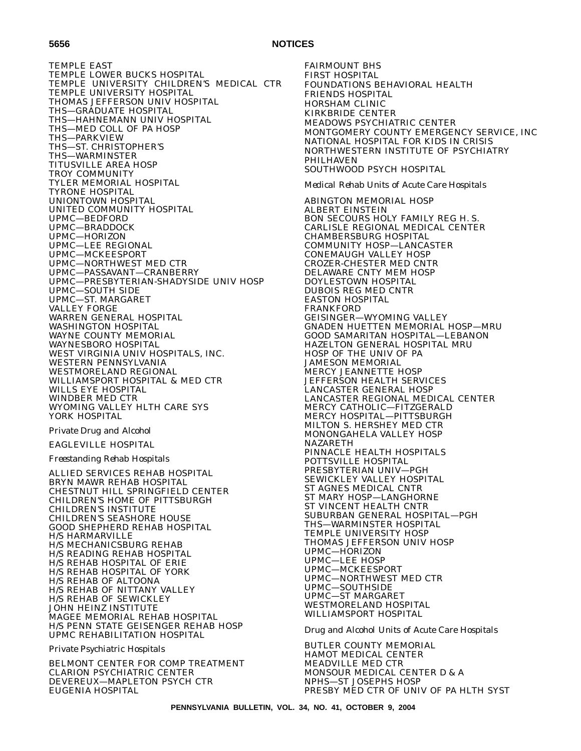TEMPLE EAST
TEMPLE LOWER BUCKS HOSPITAL
TEMPLE UNIVERSITY CHILDREN'S MEDICAL CTR
TEMPLE UNIVERSITY HOSPITAL
THOMAS JEFFERSON UNIV HOSPITAL
THS—GRADUATE HOSPITAL
THS—HAHNEMANN UNIV HOSPITAL
THS—MED COLL OF PA HOSP
THS—PARKVIEW
THS—ST. CHRISTOPHER'S
THS—WARMINSTER
TITUSVILLE AREA HOSP
TROY COMMUNITY
TYLER MEMORIAL HOSPITAL
TYRONE HOSPITAL
UNIONTOWN HOSPITAL
UNITED COMMUNITY HOSPITAL
UPMC—BEDFORD
UPMC—BRADDOCK
UPMC—HORIZON
UPMC—LEE REGIONAL
UPMC—MCKEESPORT
UPMC—NORTHWEST MED CTR
UPMC—PASSAVANT—CRANBERRY
UPMC—PRESBYTERIAN-SHADYSIDE UNIV HOSP
UPMC—SOUTH SIDE
UPMC—ST. MARGARET
VALLEY FORGE
WARREN GENERAL HOSPITAL
WASHINGTON HOSPITAL
WAYNE COUNTY MEMORIAL
WAYNESBORO HOSPITAL
WEST VIRGINIA UNIV HOSPITALS, INC.
WESTERN PENNSYLVANIA
WESTMORELAND REGIONAL
WILLIAMSPORT HOSPITAL & MED CTR
WILLS EYE HOSPITAL
WINDBER MED CTR
WYOMING VALLEY HLTH CARE SYS
YORK HOSPITAL

*Private Drug and Alcohol*

EAGLEVILLE HOSPITAL

*Freestanding Rehab Hospitals*

ALLIED SERVICES REHAB HOSPITAL
BRYN MAWR REHAB HOSPITAL
CHESTNUT HILL SPRINGFIELD CENTER
CHILDREN'S HOME OF PITTSBURGH
CHILDREN'S INSTITUTE
CHILDREN'S SEASHORE HOUSE
GOOD SHEPHERD REHAB HOSPITAL
H/S HARMARVILLE
H/S MECHANICSBURG REHAB
H/S READING REHAB HOSPITAL
H/S REHAB HOSPITAL OF ERIE
H/S REHAB HOSPITAL OF YORK
H/S REHAB OF ALTOONA
H/S REHAB OF NITTANY VALLEY
H/S REHAB OF SEWICKLEY
JOHN HEINZ INSTITUTE
MAGEE MEMORIAL REHAB HOSPITAL
H/S PENN STATE GEISENGER REHAB HOSP
UPMC REHABILITATION HOSPITAL

*Private Psychiatric Hospitals*

BELMONT CENTER FOR COMP TREATMENT
CLARION PSYCHIATRIC CENTER
DEVEREUX—MAPLETON PSYCH CTR
EUGENIA HOSPITAL
FAIRMOUNT BHS
FIRST HOSPITAL
FOUNDATIONS BEHAVIORAL HEALTH
FRIENDS HOSPITAL
HORSHAM CLINIC
KIRKBRIDE CENTER
MEADOWS PSYCHIATRIC CENTER
MONTGOMERY COUNTY EMERGENCY SERVICE, INC
NATIONAL HOSPITAL FOR KIDS IN CRISIS
NORTHWESTERN INSTITUTE OF PSYCHIATRY
PHILHAVEN
SOUTHWOOD PSYCH HOSPITAL

*Medical Rehab Units of Acute Care Hospitals*

ABINGTON MEMORIAL HOSP
ALBERT EINSTEIN
BON SECOURS HOLY FAMILY REG H. S.
CARLISLE REGIONAL MEDICAL CENTER
CHAMBERSBURG HOSPITAL
COMMUNITY HOSP—LANCASTER
CONEMAUGH VALLEY HOSP
CROZER-CHESTER MED CNTR
DELAWARE CNTY MEM HOSP
DOYLESTOWN HOSPITAL
DUBOIS REG MED CNTR
EASTON HOSPITAL
FRANKFORD
GEISINGER—WYOMING VALLEY
GNADEN HUETTEN MEMORIAL HOSP—MRU
GOOD SAMARITAN HOSPITAL—LEBANON
HAZELTON GENERAL HOSPITAL MRU
HOSP OF THE UNIV OF PA
JAMESON MEMORIAL
MERCY JEANNETTE HOSP
JEFFERSON HEALTH SERVICES
LANCASTER GENERAL HOSP
LANCASTER REGIONAL MEDICAL CENTER
MERCY CATHOLIC—FITZGERALD
MERCY HOSPITAL—PITTSBURGH
MILTON S. HERSHEY MED CTR
MONONGAHELA VALLEY HOSP
NAZARETH
PINNACLE HEALTH HOSPITALS
POTTSVILLE HOSPITAL
PRESBYTERIAN UNIV—PGH
SEWICKLEY VALLEY HOSPITAL
ST AGNES MEDICAL CNTR
ST MARY HOSP—LANGHORNE
ST VINCENT HEALTH CNTR
SUBURBAN GENERAL HOSPITAL—PGH
THS—WARMINSTER HOSPITAL
TEMPLE UNIVERSITY HOSP
THOMAS JEFFERSON UNIV HOSP
UPMC—HORIZON
UPMC—LEE HOSP
UPMC—MCKEESPORT
UPMC—NORTHWEST MED CTR
UPMC—SOUTHSIDE
UPMC—ST MARGARET
WESTMORELAND HOSPITAL
WILLIAMSPORT HOSPITAL

*Drug and Alcohol Units of Acute Care Hospitals*

BUTLER COUNTY MEMORIAL
HAMOT MEDICAL CENTER
MEADVILLE MED CTR
MONSOUR MEDICAL CENTER D & A
NPHS—ST JOSEPHS HOSP
PRESBY MED CTR OF UNIV OF PA HLTH SYST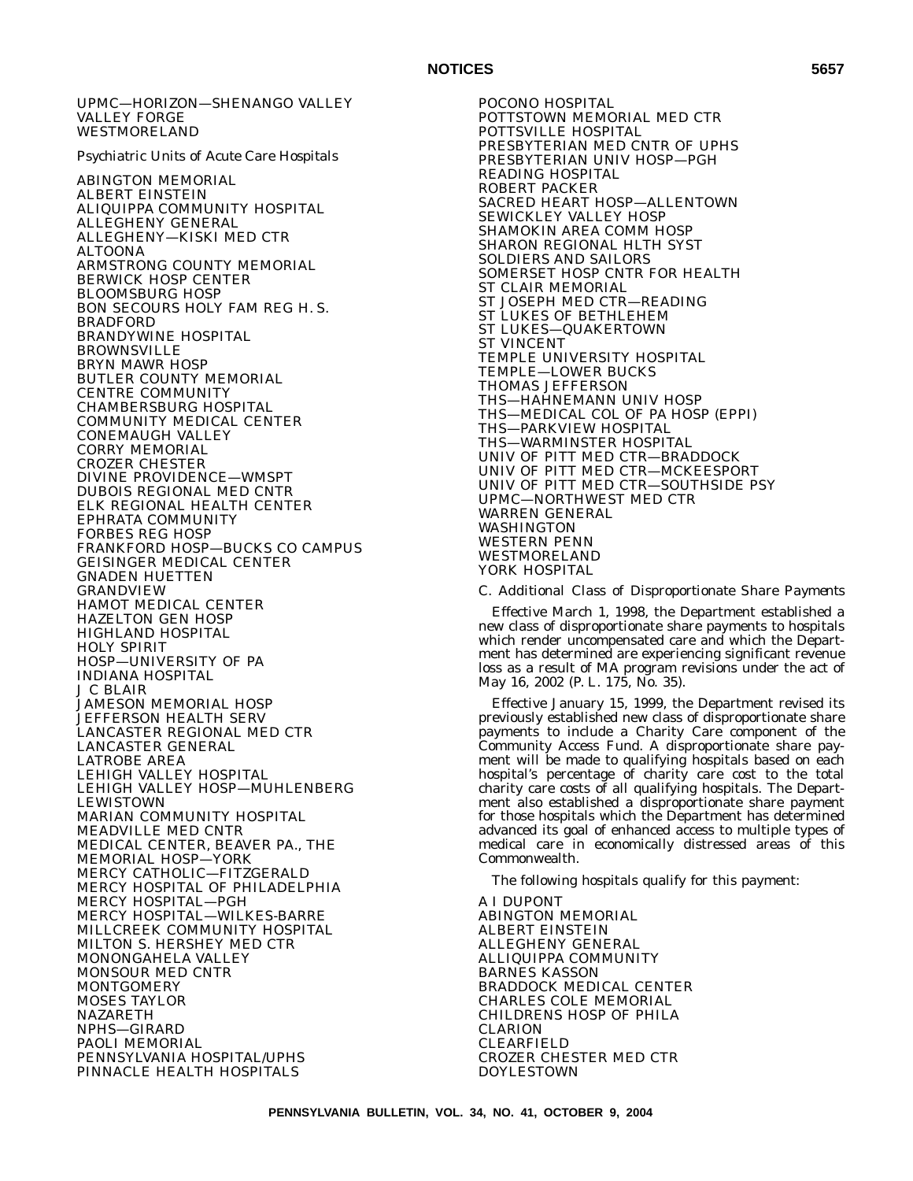UPMC—HORIZON—SHENANGO VALLEY
VALLEY FORGE
WESTMORELAND

*Psychiatric Units of Acute Care Hospitals*

ABINGTON MEMORIAL
ALBERT EINSTEIN
ALIQUIPPA COMMUNITY HOSPITAL
ALLEGHENY GENERAL
ALLEGHENY—KISKI MED CTR
ALTOONA
ARMSTRONG COUNTY MEMORIAL
BERWICK HOSP CENTER
BLOOMSBURG HOSP
BON SECOURS HOLY FAM REG H. S.
BRADFORD
BRANDYWINE HOSPITAL
BROWNSVILLE
BRYN MAWR HOSP
BUTLER COUNTY MEMORIAL
CENTRE COMMUNITY
CHAMBERSBURG HOSPITAL
COMMUNITY MEDICAL CENTER
CONEMAUGH VALLEY
CORRY MEMORIAL
CROZER CHESTER
DIVINE PROVIDENCE—WMSPT
DUBOIS REGIONAL MED CNTR
ELK REGIONAL HEALTH CENTER
EPHRATA COMMUNITY
FORBES REG HOSP
FRANKFORD HOSP—BUCKS CO CAMPUS
GEISINGER MEDICAL CENTER
GNADEN HUETTEN
GRANDVIEW
HAMOT MEDICAL CENTER
HAZELTON GEN HOSP
HIGHLAND HOSPITAL
HOLY SPIRIT
HOSP—UNIVERSITY OF PA
INDIANA HOSPITAL
J C BLAIR
JAMESON MEMORIAL HOSP
JEFFERSON HEALTH SERV
LANCASTER REGIONAL MED CTR
LANCASTER GENERAL
LATROBE AREA
LEHIGH VALLEY HOSPITAL
LEHIGH VALLEY HOSP—MUHLENBERG
LEWISTOWN
MARIAN COMMUNITY HOSPITAL
MEADVILLE MED CNTR
MEDICAL CENTER, BEAVER PA., THE
MEMORIAL HOSP—YORK
MERCY CATHOLIC—FITZGERALD
MERCY HOSPITAL OF PHILADELPHIA
MERCY HOSPITAL—PGH
MERCY HOSPITAL—WILKES-BARRE
MILLCREEK COMMUNITY HOSPITAL
MILTON S. HERSHEY MED CTR
MONONGAHELA VALLEY
MONSOUR MED CNTR
MONTGOMERY
MOSES TAYLOR
NAZARETH
NPHS—GIRARD
PAOLI MEMORIAL
PENNSYLVANIA HOSPITAL/UPHS
PINNACLE HEALTH HOSPITALS
POCONO HOSPITAL
POTTSTOWN MEMORIAL MED CTR
POTTSVILLE HOSPITAL
PRESBYTERIAN MED CNTR OF UPHS
PRESBYTERIAN UNIV HOSP—PGH
READING HOSPITAL
ROBERT PACKER
SACRED HEART HOSP—ALLENTOWN
SEWICKLEY VALLEY HOSP
SHAMOKIN AREA COMM HOSP
SHARON REGIONAL HLTH SYST
SOLDIERS AND SAILORS
SOMERSET HOSP CNTR FOR HEALTH
ST CLAIR MEMORIAL
ST JOSEPH MED CTR—READING
ST LUKES OF BETHLEHEM
ST LUKES—QUAKERTOWN
ST VINCENT
TEMPLE UNIVERSITY HOSPITAL
TEMPLE—LOWER BUCKS
THOMAS JEFFERSON
THS—HAHNEMANN UNIV HOSP
THS—MEDICAL COL OF PA HOSP (EPPI)
THS—PARKVIEW HOSPITAL
THS—WARMINSTER HOSPITAL
UNIV OF PITT MED CTR—BRADDOCK
UNIV OF PITT MED CTR—MCKEESPORT
UNIV OF PITT MED CTR—SOUTHSIDE PSY
UPMC—NORTHWEST MED CTR
WARREN GENERAL
WASHINGTON
WESTERN PENN
WESTMORELAND
YORK HOSPITAL

*C. Additional Class of Disproportionate Share Payments*

Effective March 1, 1998, the Department established a new class of disproportionate share payments to hospitals which render uncompensated care and which the Department has determined are experiencing significant revenue loss as a result of MA program revisions under the act of May 16, 2002 (P. L. 175, No. 35).

Effective January 15, 1999, the Department revised its previously established new class of disproportionate share payments to include a Charity Care component of the Community Access Fund. A disproportionate share payment will be made to qualifying hospitals based on each hospital's percentage of charity care cost to the total charity care costs of all qualifying hospitals. The Department also established a disproportionate share payment for those hospitals which the Department has determined advanced its goal of enhanced access to multiple types of medical care in economically distressed areas of this Commonwealth.

The following hospitals qualify for this payment:

A I DUPONT
ABINGTON MEMORIAL
ALBERT EINSTEIN
ALLEGHENY GENERAL
ALLIQUIPPA COMMUNITY
BARNES KASSON
BRADDOCK MEDICAL CENTER
CHARLES COLE MEMORIAL
CHILDRENS HOSP OF PHILA
CLARION
CLEARFIELD
CROZER CHESTER MED CTR
DOYLESTOWN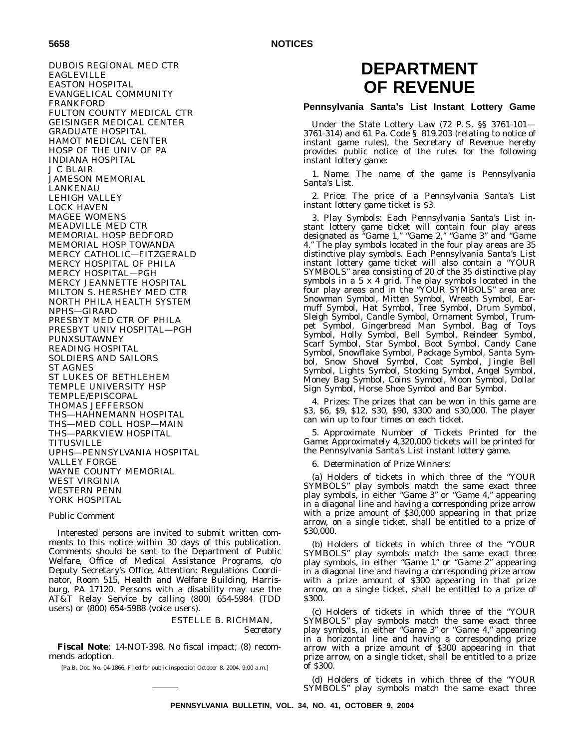DUBOIS REGIONAL MED CTR
EAGLEVILLE
EASTON HOSPITAL
EVANGELICAL COMMUNITY
FRANKFORD
FULTON COUNTY MEDICAL CTR
GEISINGER MEDICAL CENTER
GRADUATE HOSPITAL
HAMOT MEDICAL CENTER
HOSP OF THE UNIV OF PA
INDIANA HOSPITAL
J C BLAIR
JAMESON MEMORIAL
LANKENAU
LEHIGH VALLEY
LOCK HAVEN
MAGEE WOMENS
MEADVILLE MED CTR
MEMORIAL HOSP BEDFORD
MEMORIAL HOSP TOWANDA
MERCY CATHOLIC—FITZGERALD
MERCY HOSPITAL OF PHILA
MERCY HOSPITAL—PGH
MERCY JEANNETTE HOSPITAL
MILTON S. HERSHEY MED CTR
NORTH PHILA HEALTH SYSTEM
NPHS—GIRARD
PRESBYT MED CTR OF PHILA
PRESBYT UNIV HOSPITAL—PGH
PUNXSUTAWNEY
READING HOSPITAL
SOLDIERS AND SAILORS
ST AGNES
ST LUKES OF BETHLEHEM
TEMPLE UNIVERSITY HSP
TEMPLE/EPISCOPAL
THOMAS JEFFERSON
THS—HAHNEMANN HOSPITAL
THS—MED COLL HOSP—MAIN
THS—PARKVIEW HOSPITAL
TITUSVILLE
UPHS—PENNSYLVANIA HOSPITAL
VALLEY FORGE
WAYNE COUNTY MEMORIAL
WEST VIRGINIA
WESTERN PENN
YORK HOSPITAL

*Public Comment*

Interested persons are invited to submit written comments to this notice within 30 days of this publication. Comments should be sent to the Department of Public Welfare, Office of Medical Assistance Programs, c/o Deputy Secretary's Office, Attention: Regulations Coordinator, Room 515, Health and Welfare Building, Harrisburg, PA 17120. Persons with a disability may use the AT&T Relay Service by calling (800) 654-5984 (TDD users) or (800) 654-5988 (voice users).

ESTELLE B. RICHMAN,
*Secretary*

**Fiscal Note**: 14-NOT-398. No fiscal impact; (8) recommends adoption.

[Pa.B. Doc. No. 04-1866. Filed for public inspection October 8, 2004, 9:00 a.m.]

# DEPARTMENT OF REVENUE

## Pennsylvania Santa's List Instant Lottery Game

Under the State Lottery Law (72 P. S. §§ 3761-101—3761-314) and 61 Pa. Code § 819.203 (relating to notice of instant game rules), the Secretary of Revenue hereby provides public notice of the rules for the following instant lottery game:

1. *Name*: The name of the game is Pennsylvania Santa's List.

2. *Price*: The price of a Pennsylvania Santa's List instant lottery game ticket is $3.

3. *Play Symbols*: Each Pennsylvania Santa's List instant lottery game ticket will contain four play areas designated as "Game 1," "Game 2," "Game 3" and "Game 4." The play symbols located in the four play areas are 35 distinctive play symbols. Each Pennsylvania Santa's List instant lottery game ticket will also contain a "YOUR SYMBOLS" area consisting of 20 of the 35 distinctive play symbols in a 5 x 4 grid. The play symbols located in the four play areas and in the "YOUR SYMBOLS" area are: Snowman Symbol, Mitten Symbol, Wreath Symbol, Earmuff Symbol, Hat Symbol, Tree Symbol, Drum Symbol, Sleigh Symbol, Candle Symbol, Ornament Symbol, Trumpet Symbol, Gingerbread Man Symbol, Bag of Toys Symbol, Holly Symbol, Bell Symbol, Reindeer Symbol, Scarf Symbol, Star Symbol, Boot Symbol, Candy Cane Symbol, Snowflake Symbol, Package Symbol, Santa Symbol, Snow Shovel Symbol, Coat Symbol, Jingle Bell Symbol, Lights Symbol, Stocking Symbol, Angel Symbol, Money Bag Symbol, Coins Symbol, Moon Symbol, Dollar Sign Symbol, Horse Shoe Symbol and Bar Symbol.

4. *Prizes*: The prizes that can be won in this game are $3, $6, $9, $12, $30, $90, $300 and $30,000. The player can win up to four times on each ticket.

5. *Approximate Number of Tickets Printed for the Game*: Approximately 4,320,000 tickets will be printed for the Pennsylvania Santa's List instant lottery game.

6. *Determination of Prize Winners*:

(a) Holders of tickets in which three of the "YOUR SYMBOLS" play symbols match the same exact three play symbols, in either "Game 3" or "Game 4," appearing in a diagonal line and having a corresponding prize arrow with a prize amount of $30,000 appearing in that prize arrow, on a single ticket, shall be entitled to a prize of $30,000.

(b) Holders of tickets in which three of the "YOUR SYMBOLS" play symbols match the same exact three play symbols, in either "Game 1" or "Game 2" appearing in a diagonal line and having a corresponding prize arrow with a prize amount of $300 appearing in that prize arrow, on a single ticket, shall be entitled to a prize of $300.

(c) Holders of tickets in which three of the "YOUR SYMBOLS" play symbols match the same exact three play symbols, in either "Game 3" or "Game 4," appearing in a horizontal line and having a corresponding prize arrow with a prize amount of $300 appearing in that prize arrow, on a single ticket, shall be entitled to a prize of $300.

(d) Holders of tickets in which three of the "YOUR SYMBOLS" play symbols match the same exact three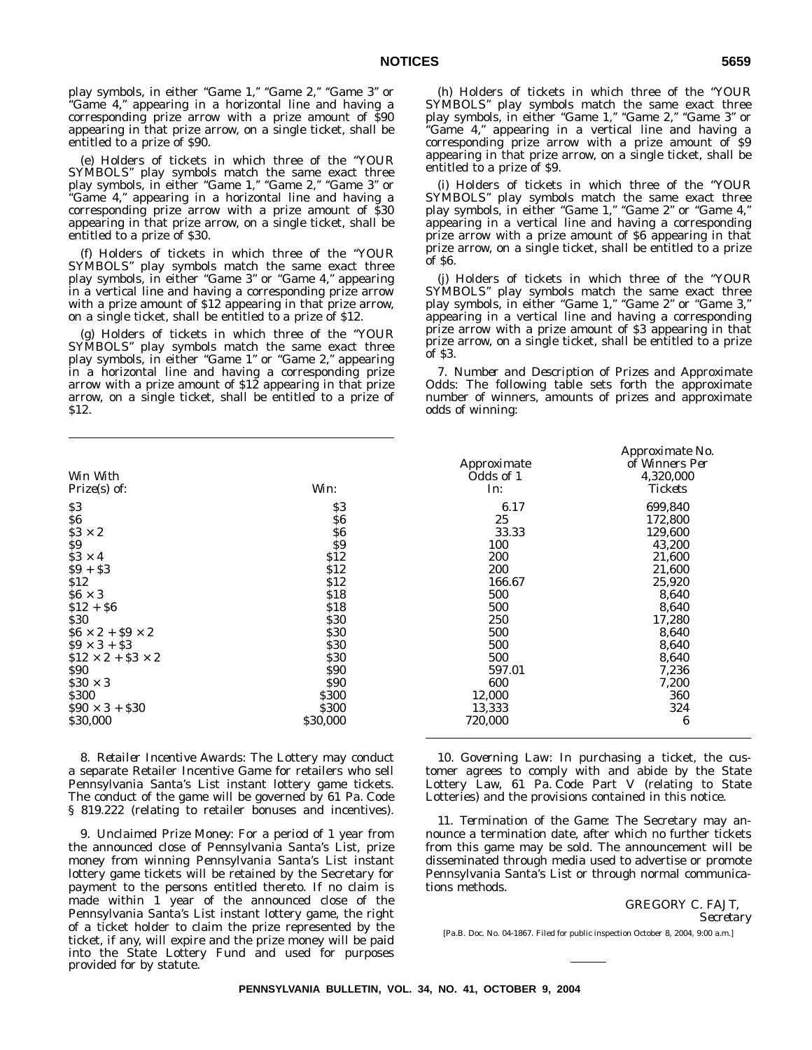play symbols, in either "Game 1," "Game 2," "Game 3" or "Game 4," appearing in a horizontal line and having a corresponding prize arrow with a prize amount of $90 appearing in that prize arrow, on a single ticket, shall be entitled to a prize of $90.

(e) Holders of tickets in which three of the "YOUR SYMBOLS" play symbols match the same exact three play symbols, in either "Game 1," "Game 2," "Game 3" or "Game 4," appearing in a horizontal line and having a corresponding prize arrow with a prize amount of $30 appearing in that prize arrow, on a single ticket, shall be entitled to a prize of $30.

(f) Holders of tickets in which three of the "YOUR SYMBOLS" play symbols match the same exact three play symbols, in either "Game 3" or "Game 4," appearing in a vertical line and having a corresponding prize arrow with a prize amount of $12 appearing in that prize arrow, on a single ticket, shall be entitled to a prize of $12.

(g) Holders of tickets in which three of the "YOUR SYMBOLS" play symbols match the same exact three play symbols, in either "Game 1" or "Game 2," appearing in a horizontal line and having a corresponding prize arrow with a prize amount of $12 appearing in that prize arrow, on a single ticket, shall be entitled to a prize of $12.

(h) Holders of tickets in which three of the "YOUR SYMBOLS" play symbols match the same exact three play symbols, in either "Game 1," "Game 2," "Game 3" or "Game 4," appearing in a vertical line and having a corresponding prize arrow with a prize amount of $9 appearing in that prize arrow, on a single ticket, shall be entitled to a prize of $9.

(i) Holders of tickets in which three of the "YOUR SYMBOLS" play symbols match the same exact three play symbols, in either "Game 1," "Game 2" or "Game 4," appearing in a vertical line and having a corresponding prize arrow with a prize amount of $6 appearing in that prize arrow, on a single ticket, shall be entitled to a prize of $6.

(j) Holders of tickets in which three of the "YOUR SYMBOLS" play symbols match the same exact three play symbols, in either "Game 1," "Game 2" or "Game 3," appearing in a vertical line and having a corresponding prize arrow with a prize amount of $3 appearing in that prize arrow, on a single ticket, shall be entitled to a prize of $3.

7. *Number and Description of Prizes and Approximate Odds*: The following table sets forth the approximate number of winners, amounts of prizes and approximate odds of winning:

| *Win With Prize(s) of:* | *Win:* | *Approximate Odds of 1 In:* | *Approximate No. of Winners Per 4,320,000 Tickets* |
|---|---|---|---|
| $3 | $3 | 6.17 | 699,840 |
| $6 | $6 | 25 | 172,800 |
| $3 × 2 | $6 | 33.33 | 129,600 |
| $9 | $9 | 100 | 43,200 |
| $3 × 4 | $12 | 200 | 21,600 |
| $9 + $3 | $12 | 200 | 21,600 |
| $12 | $12 | 166.67 | 25,920 |
| $6 × 3 | $18 | 500 | 8,640 |
| $12 + $6 | $18 | 500 | 8,640 |
| $30 | $30 | 250 | 17,280 |
| $6 × 2 + $9 × 2 | $30 | 500 | 8,640 |
| $9 × 3 + $3 | $30 | 500 | 8,640 |
| $12 × 2 + $3 × 2 | $30 | 500 | 8,640 |
| $90 | $90 | 597.01 | 7,236 |
| $30 × 3 | $90 | 600 | 7,200 |
| $300 | $300 | 12,000 | 360 |
| $90 × 3 + $30 | $300 | 13,333 | 324 |
| $30,000 | $30,000 | 720,000 | 6 |

8. *Retailer Incentive Awards*: The Lottery may conduct a separate Retailer Incentive Game for retailers who sell Pennsylvania Santa's List instant lottery game tickets. The conduct of the game will be governed by 61 Pa. Code § 819.222 (relating to retailer bonuses and incentives).

9. *Unclaimed Prize Money*: For a period of 1 year from the announced close of Pennsylvania Santa's List, prize money from winning Pennsylvania Santa's List instant lottery game tickets will be retained by the Secretary for payment to the persons entitled thereto. If no claim is made within 1 year of the announced close of the Pennsylvania Santa's List instant lottery game, the right of a ticket holder to claim the prize represented by the ticket, if any, will expire and the prize money will be paid into the State Lottery Fund and used for purposes provided for by statute.

10. *Governing Law*: In purchasing a ticket, the customer agrees to comply with and abide by the State Lottery Law, 61 Pa. Code Part V (relating to State Lotteries) and the provisions contained in this notice.

11. *Termination of the Game*: The Secretary may announce a termination date, after which no further tickets from this game may be sold. The announcement will be disseminated through media used to advertise or promote Pennsylvania Santa's List or through normal communications methods.

GREGORY C. FAJT,
*Secretary*

[Pa.B. Doc. No. 04-1867. Filed for public inspection October 8, 2004, 9:00 a.m.]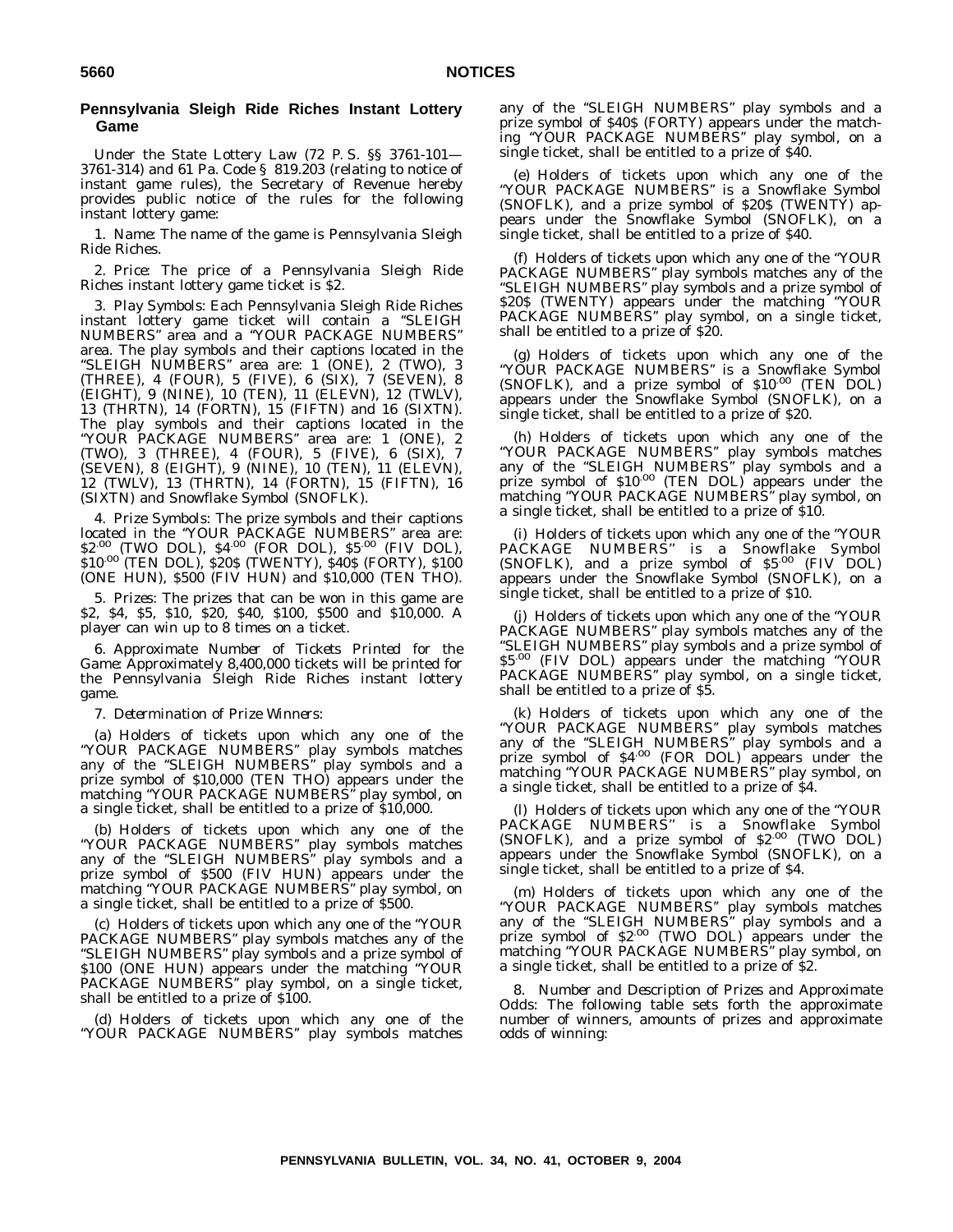## Pennsylvania Sleigh Ride Riches Instant Lottery Game

Under the State Lottery Law (72 P. S. §§ 3761-101—3761-314) and 61 Pa. Code § 819.203 (relating to notice of instant game rules), the Secretary of Revenue hereby provides public notice of the rules for the following instant lottery game:

1. *Name*: The name of the game is Pennsylvania Sleigh Ride Riches.

2. *Price*: The price of a Pennsylvania Sleigh Ride Riches instant lottery game ticket is $2.

3. *Play Symbols*: Each Pennsylvania Sleigh Ride Riches instant lottery game ticket will contain a "SLEIGH NUMBERS" area and a "YOUR PACKAGE NUMBERS" area. The play symbols and their captions located in the "SLEIGH NUMBERS" area are: 1 (ONE), 2 (TWO), 3 (THREE), 4 (FOUR), 5 (FIVE), 6 (SIX), 7 (SEVEN), 8 (EIGHT), 9 (NINE), 10 (TEN), 11 (ELEVN), 12 (TWLV), 13 (THRTN), 14 (FORTN), 15 (FIFTN) and 16 (SIXTN). The play symbols and their captions located in the "YOUR PACKAGE NUMBERS" area are: 1 (ONE), 2 (TWO), 3 (THREE), 4 (FOUR), 5 (FIVE), 6 (SIX), 7 (SEVEN), 8 (EIGHT), 9 (NINE), 10 (TEN), 11 (ELEVN), 12 (TWLV), 13 (THRTN), 14 (FORTN), 15 (FIFTN), 16 (SIXTN) and Snowflake Symbol (SNOFLK).

4. *Prize Symbols*: The prize symbols and their captions located in the "YOUR PACKAGE NUMBERS" area are: $2.00 (TWO DOL), $4.00 (FOR DOL), $5.00 (FIV DOL), $10.00 (TEN DOL), $20$ (TWENTY), $40$ (FORTY), $100 (ONE HUN), $500 (FIV HUN) and $10,000 (TEN THO).

5. *Prizes*: The prizes that can be won in this game are $2, $4, $5, $10, $20, $40, $100, $500 and $10,000. A player can win up to 8 times on a ticket.

6. *Approximate Number of Tickets Printed for the Game*: Approximately 8,400,000 tickets will be printed for the Pennsylvania Sleigh Ride Riches instant lottery game.

7. *Determination of Prize Winners*:

(a) Holders of tickets upon which any one of the "YOUR PACKAGE NUMBERS" play symbols matches any of the "SLEIGH NUMBERS" play symbols and a prize symbol of $10,000 (TEN THO) appears under the matching "YOUR PACKAGE NUMBERS" play symbol, on a single ticket, shall be entitled to a prize of $10,000.

(b) Holders of tickets upon which any one of the "YOUR PACKAGE NUMBERS" play symbols matches any of the "SLEIGH NUMBERS" play symbols and a prize symbol of $500 (FIV HUN) appears under the matching "YOUR PACKAGE NUMBERS" play symbol, on a single ticket, shall be entitled to a prize of $500.

(c) Holders of tickets upon which any one of the "YOUR PACKAGE NUMBERS" play symbols matches any of the "SLEIGH NUMBERS" play symbols and a prize symbol of $100 (ONE HUN) appears under the matching "YOUR PACKAGE NUMBERS" play symbol, on a single ticket, shall be entitled to a prize of $100.

(d) Holders of tickets upon which any one of the "YOUR PACKAGE NUMBERS" play symbols matches any of the "SLEIGH NUMBERS" play symbols and a prize symbol of $40$ (FORTY) appears under the matching "YOUR PACKAGE NUMBERS" play symbol, on a single ticket, shall be entitled to a prize of $40.

(e) Holders of tickets upon which any one of the "YOUR PACKAGE NUMBERS" is a Snowflake Symbol (SNOFLK), and a prize symbol of $20$ (TWENTY) appears under the Snowflake Symbol (SNOFLK), on a single ticket, shall be entitled to a prize of $40.

(f) Holders of tickets upon which any one of the "YOUR PACKAGE NUMBERS" play symbols matches any of the "SLEIGH NUMBERS" play symbols and a prize symbol of $20$ (TWENTY) appears under the matching "YOUR PACKAGE NUMBERS" play symbol, on a single ticket, shall be entitled to a prize of $20.

(g) Holders of tickets upon which any one of the "YOUR PACKAGE NUMBERS" is a Snowflake Symbol (SNOFLK), and a prize symbol of $10.00 (TEN DOL) appears under the Snowflake Symbol (SNOFLK), on a single ticket, shall be entitled to a prize of $20.

(h) Holders of tickets upon which any one of the "YOUR PACKAGE NUMBERS" play symbols matches any of the "SLEIGH NUMBERS" play symbols and a prize symbol of $10.00 (TEN DOL) appears under the matching "YOUR PACKAGE NUMBERS" play symbol, on a single ticket, shall be entitled to a prize of $10.

(i) Holders of tickets upon which any one of the "YOUR PACKAGE NUMBERS" is a Snowflake Symbol (SNOFLK), and a prize symbol of $5.00 (FIV DOL) appears under the Snowflake Symbol (SNOFLK), on a single ticket, shall be entitled to a prize of $10.

(j) Holders of tickets upon which any one of the "YOUR PACKAGE NUMBERS" play symbols matches any of the "SLEIGH NUMBERS" play symbols and a prize symbol of $5.00 (FIV DOL) appears under the matching "YOUR PACKAGE NUMBERS" play symbol, on a single ticket, shall be entitled to a prize of $5.

(k) Holders of tickets upon which any one of the "YOUR PACKAGE NUMBERS" play symbols matches any of the "SLEIGH NUMBERS" play symbols and a prize symbol of $4.00 (FOR DOL) appears under the matching "YOUR PACKAGE NUMBERS" play symbol, on a single ticket, shall be entitled to a prize of $4.

(l) Holders of tickets upon which any one of the "YOUR PACKAGE NUMBERS" is a Snowflake Symbol (SNOFLK), and a prize symbol of $2.00 (TWO DOL) appears under the Snowflake Symbol (SNOFLK), on a single ticket, shall be entitled to a prize of $4.

(m) Holders of tickets upon which any one of the "YOUR PACKAGE NUMBERS" play symbols matches any of the "SLEIGH NUMBERS" play symbols and a prize symbol of $2.00 (TWO DOL) appears under the matching "YOUR PACKAGE NUMBERS" play symbol, on a single ticket, shall be entitled to a prize of $2.

8. *Number and Description of Prizes and Approximate Odds*: The following table sets forth the approximate number of winners, amounts of prizes and approximate odds of winning: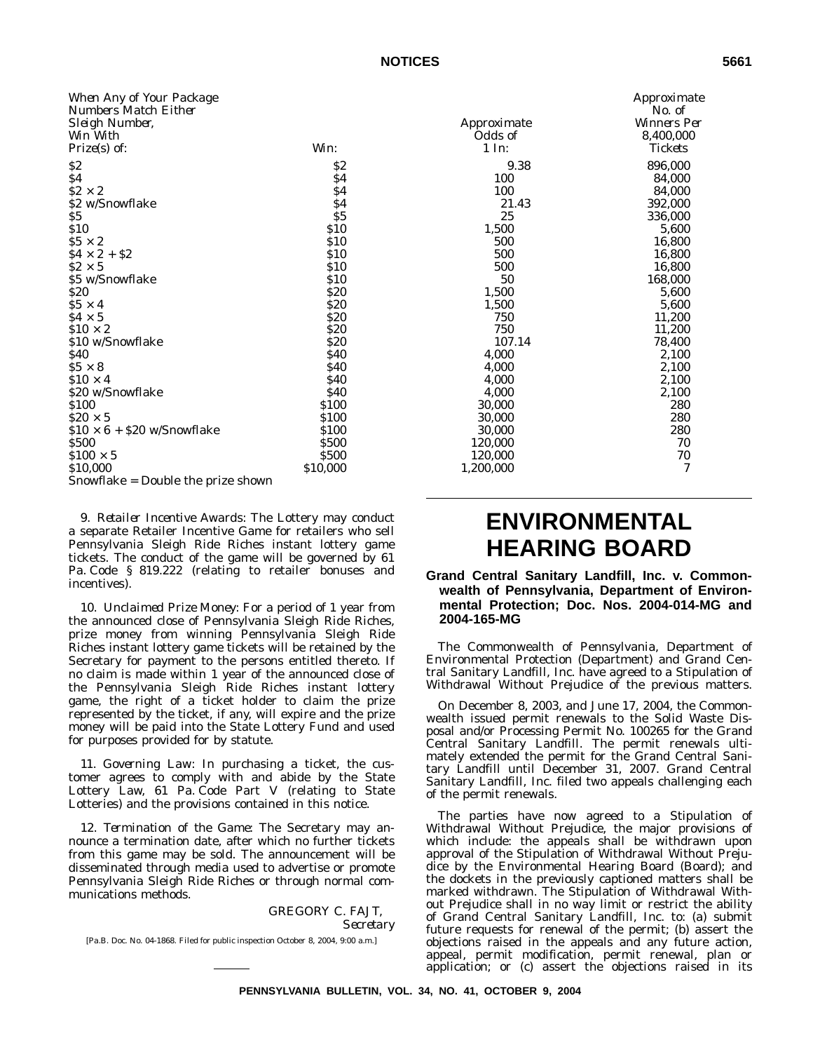| *When Any of Your Package Numbers Match Either Sleigh Number, Win With Prize(s) of:* | *Win:* | *Approximate Odds of 1 In:* | *Approximate No. of Winners Per 8,400,000 Tickets* |
|---|---|---|---|
| $2 | $2 | 9.38 | 896,000 |
| $4 | $4 | 100 | 84,000 |
| $2 × 2 | $4 | 100 | 84,000 |
| $2 w/Snowflake | $4 | 21.43 | 392,000 |
| $5 | $5 | 25 | 336,000 |
| $10 | $10 | 1,500 | 5,600 |
| $5 × 2 | $10 | 500 | 16,800 |
| $4 × 2 + $2 | $10 | 500 | 16,800 |
| $2 × 5 | $10 | 500 | 16,800 |
| $5 w/Snowflake | $10 | 50 | 168,000 |
| $20 | $20 | 1,500 | 5,600 |
| $5 × 4 | $20 | 1,500 | 5,600 |
| $4 × 5 | $20 | 750 | 11,200 |
| $10 × 2 | $20 | 750 | 11,200 |
| $10 w/Snowflake | $20 | 107.14 | 78,400 |
| $40 | $40 | 4,000 | 2,100 |
| $5 × 8 | $40 | 4,000 | 2,100 |
| $10 × 4 | $40 | 4,000 | 2,100 |
| $20 w/Snowflake | $40 | 4,000 | 2,100 |
| $100 | $100 | 30,000 | 280 |
| $20 × 5 | $100 | 30,000 | 280 |
| $10 × 6 + $20 w/Snowflake | $100 | 30,000 | 280 |
| $500 | $500 | 120,000 | 70 |
| $100 × 5 | $500 | 120,000 | 70 |
| $10,000 | $10,000 | 1,200,000 | 7 |

Snowflake = Double the prize shown

9. *Retailer Incentive Awards*: The Lottery may conduct a separate Retailer Incentive Game for retailers who sell Pennsylvania Sleigh Ride Riches instant lottery game tickets. The conduct of the game will be governed by 61 Pa. Code § 819.222 (relating to retailer bonuses and incentives).

10. *Unclaimed Prize Money*: For a period of 1 year from the announced close of Pennsylvania Sleigh Ride Riches, prize money from winning Pennsylvania Sleigh Ride Riches instant lottery game tickets will be retained by the Secretary for payment to the persons entitled thereto. If no claim is made within 1 year of the announced close of the Pennsylvania Sleigh Ride Riches instant lottery game, the right of a ticket holder to claim the prize represented by the ticket, if any, will expire and the prize money will be paid into the State Lottery Fund and used for purposes provided for by statute.

11. *Governing Law*: In purchasing a ticket, the customer agrees to comply with and abide by the State Lottery Law, 61 Pa. Code Part V (relating to State Lotteries) and the provisions contained in this notice.

12. *Termination of the Game*: The Secretary may announce a termination date, after which no further tickets from this game may be sold. The announcement will be disseminated through media used to advertise or promote Pennsylvania Sleigh Ride Riches or through normal communications methods.

GREGORY C. FAJT,
*Secretary*

[Pa.B. Doc. No. 04-1868. Filed for public inspection October 8, 2004, 9:00 a.m.]

# ENVIRONMENTAL HEARING BOARD

### Grand Central Sanitary Landfill, Inc. v. Commonwealth of Pennsylvania, Department of Environmental Protection; Doc. Nos. 2004-014-MG and 2004-165-MG

The Commonwealth of Pennsylvania, Department of Environmental Protection (Department) and Grand Central Sanitary Landfill, Inc. have agreed to a Stipulation of Withdrawal Without Prejudice of the previous matters.

On December 8, 2003, and June 17, 2004, the Commonwealth issued permit renewals to the Solid Waste Disposal and/or Processing Permit No. 100265 for the Grand Central Sanitary Landfill. The permit renewals ultimately extended the permit for the Grand Central Sanitary Landfill until December 31, 2007. Grand Central Sanitary Landfill, Inc. filed two appeals challenging each of the permit renewals.

The parties have now agreed to a Stipulation of Withdrawal Without Prejudice, the major provisions of which include: the appeals shall be withdrawn upon approval of the Stipulation of Withdrawal Without Prejudice by the Environmental Hearing Board (Board); and the dockets in the previously captioned matters shall be marked withdrawn. The Stipulation of Withdrawal Without Prejudice shall in no way limit or restrict the ability of Grand Central Sanitary Landfill, Inc. to: (a) submit future requests for renewal of the permit; (b) assert the objections raised in the appeals and any future action, appeal, permit modification, permit renewal, plan or application; or (c) assert the objections raised in its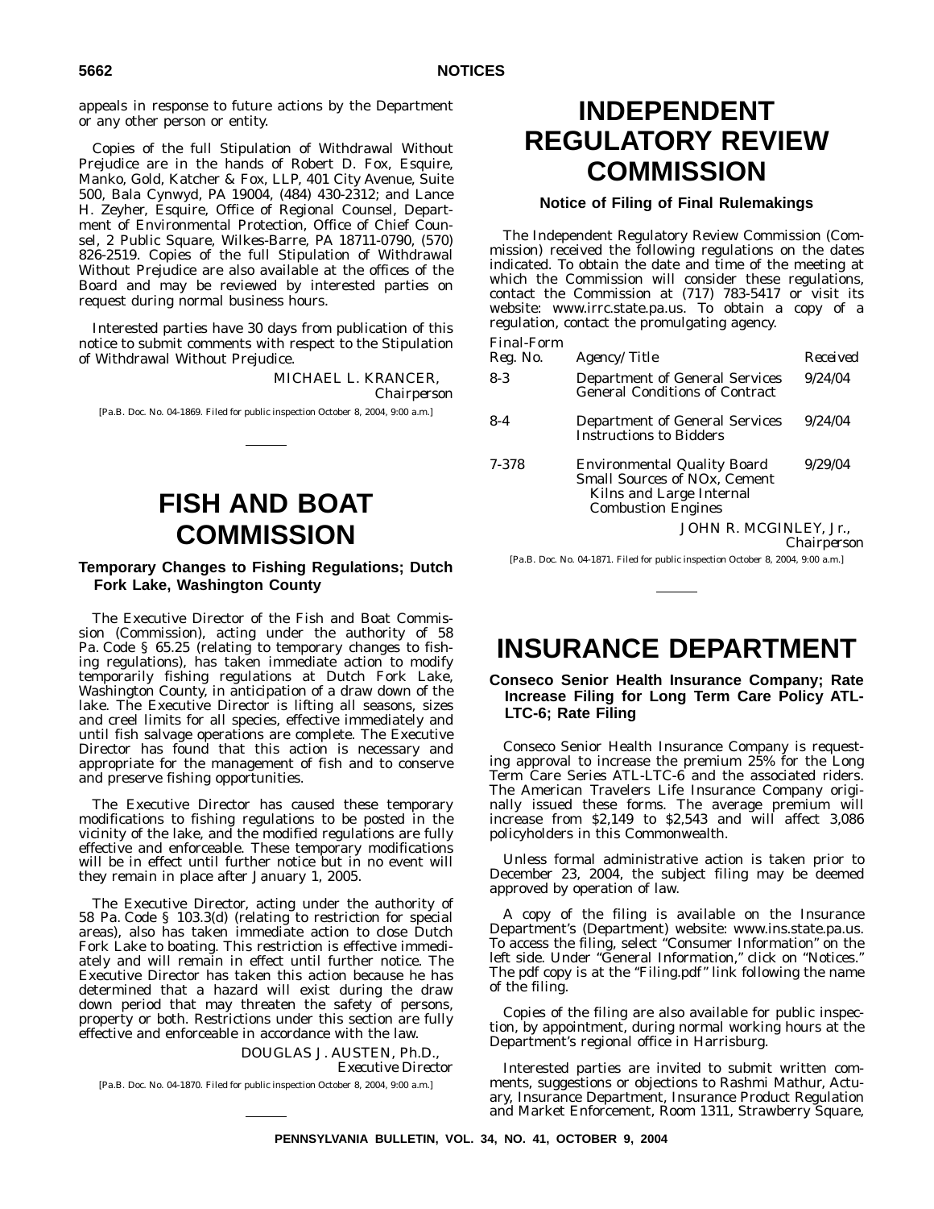appeals in response to future actions by the Department or any other person or entity.

Copies of the full Stipulation of Withdrawal Without Prejudice are in the hands of Robert D. Fox, Esquire, Manko, Gold, Katcher & Fox, LLP, 401 City Avenue, Suite 500, Bala Cynwyd, PA 19004, (484) 430-2312; and Lance H. Zeyher, Esquire, Office of Regional Counsel, Department of Environmental Protection, Office of Chief Counsel, 2 Public Square, Wilkes-Barre, PA 18711-0790, (570) 826-2519. Copies of the full Stipulation of Withdrawal Without Prejudice are also available at the offices of the Board and may be reviewed by interested parties on request during normal business hours.

Interested parties have 30 days from publication of this notice to submit comments with respect to the Stipulation of Withdrawal Without Prejudice.

MICHAEL L. KRANCER,
*Chairperson*

[Pa.B. Doc. No. 04-1869. Filed for public inspection October 8, 2004, 9:00 a.m.]

# FISH AND BOAT COMMISSION

## Temporary Changes to Fishing Regulations; Dutch Fork Lake, Washington County

The Executive Director of the Fish and Boat Commission (Commission), acting under the authority of 58 Pa. Code § 65.25 (relating to temporary changes to fishing regulations), has taken immediate action to modify temporarily fishing regulations at Dutch Fork Lake, Washington County, in anticipation of a draw down of the lake. The Executive Director is lifting all seasons, sizes and creel limits for all species, effective immediately and until fish salvage operations are complete. The Executive Director has found that this action is necessary and appropriate for the management of fish and to conserve and preserve fishing opportunities.

The Executive Director has caused these temporary modifications to fishing regulations to be posted in the vicinity of the lake, and the modified regulations are fully effective and enforceable. These temporary modifications will be in effect until further notice but in no event will they remain in place after January 1, 2005.

The Executive Director, acting under the authority of 58 Pa. Code § 103.3(d) (relating to restriction for special areas), also has taken immediate action to close Dutch Fork Lake to boating. This restriction is effective immediately and will remain in effect until further notice. The Executive Director has taken this action because he has determined that a hazard will exist during the draw down period that may threaten the safety of persons, property or both. Restrictions under this section are fully effective and enforceable in accordance with the law.

DOUGLAS J. AUSTEN, Ph.D.,
*Executive Director*

[Pa.B. Doc. No. 04-1870. Filed for public inspection October 8, 2004, 9:00 a.m.]

# INDEPENDENT REGULATORY REVIEW COMMISSION

## Notice of Filing of Final Rulemakings

The Independent Regulatory Review Commission (Commission) received the following regulations on the dates indicated. To obtain the date and time of the meeting at which the Commission will consider these regulations, contact the Commission at (717) 783-5417 or visit its website: www.irrc.state.pa.us. To obtain a copy of a regulation, contact the promulgating agency.

| *Final-Form Reg. No.* | *Agency/Title* | *Received* |
|---|---|---|
| 8-3 | Department of General Services General Conditions of Contract | 9/24/04 |
| 8-4 | Department of General Services Instructions to Bidders | 9/24/04 |
| 7-378 | Environmental Quality Board Small Sources of NOx, Cement Kilns and Large Internal Combustion Engines | 9/29/04 |

JOHN R. MCGINLEY, Jr.,
*Chairperson*

[Pa.B. Doc. No. 04-1871. Filed for public inspection October 8, 2004, 9:00 a.m.]

# INSURANCE DEPARTMENT

## Conseco Senior Health Insurance Company; Rate Increase Filing for Long Term Care Policy ATL-LTC-6; Rate Filing

Conseco Senior Health Insurance Company is requesting approval to increase the premium 25% for the Long Term Care Series ATL-LTC-6 and the associated riders. The American Travelers Life Insurance Company originally issued these forms. The average premium will increase from $2,149 to $2,543 and will affect 3,086 policyholders in this Commonwealth.

Unless formal administrative action is taken prior to December 23, 2004, the subject filing may be deemed approved by operation of law.

A copy of the filing is available on the Insurance Department's (Department) website: www.ins.state.pa.us. To access the filing, select "Consumer Information" on the left side. Under "General Information," click on "Notices." The pdf copy is at the "Filing.pdf" link following the name of the filing.

Copies of the filing are also available for public inspection, by appointment, during normal working hours at the Department's regional office in Harrisburg.

Interested parties are invited to submit written comments, suggestions or objections to Rashmi Mathur, Actuary, Insurance Department, Insurance Product Regulation and Market Enforcement, Room 1311, Strawberry Square,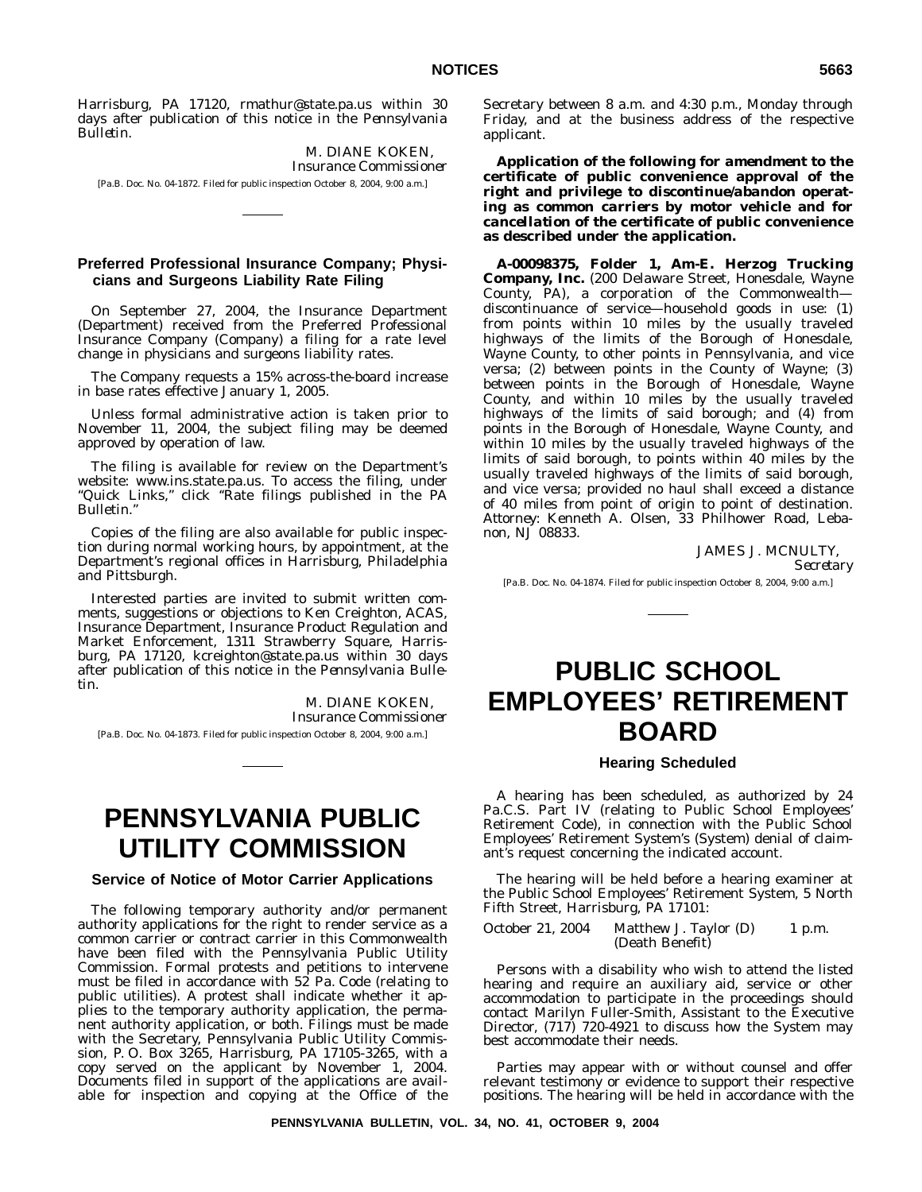Harrisburg, PA 17120, rmathur@state.pa.us within 30 days after publication of this notice in the *Pennsylvania Bulletin*.

M. DIANE KOKEN,
*Insurance Commissioner*

[Pa.B. Doc. No. 04-1872. Filed for public inspection October 8, 2004, 9:00 a.m.]

---

### Preferred Professional Insurance Company; Physicians and Surgeons Liability Rate Filing

On September 27, 2004, the Insurance Department (Department) received from the Preferred Professional Insurance Company (Company) a filing for a rate level change in physicians and surgeons liability rates.

The Company requests a 15% across-the-board increase in base rates effective January 1, 2005.

Unless formal administrative action is taken prior to November 11, 2004, the subject filing may be deemed approved by operation of law.

The filing is available for review on the Department's website: www.ins.state.pa.us. To access the filing, under "Quick Links," click "Rate filings published in the PA Bulletin."

Copies of the filing are also available for public inspection during normal working hours, by appointment, at the Department's regional offices in Harrisburg, Philadelphia and Pittsburgh.

Interested parties are invited to submit written comments, suggestions or objections to Ken Creighton, ACAS, Insurance Department, Insurance Product Regulation and Market Enforcement, 1311 Strawberry Square, Harrisburg, PA 17120, kcreighton@state.pa.us within 30 days after publication of this notice in the *Pennsylvania Bulletin*.

M. DIANE KOKEN,
*Insurance Commissioner*

[Pa.B. Doc. No. 04-1873. Filed for public inspection October 8, 2004, 9:00 a.m.]

---

# PENNSYLVANIA PUBLIC UTILITY COMMISSION

### Service of Notice of Motor Carrier Applications

The following temporary authority and/or permanent authority applications for the right to render service as a common carrier or contract carrier in this Commonwealth have been filed with the Pennsylvania Public Utility Commission. Formal protests and petitions to intervene must be filed in accordance with 52 Pa. Code (relating to public utilities). A protest shall indicate whether it applies to the temporary authority application, the permanent authority application, or both. Filings must be made with the Secretary, Pennsylvania Public Utility Commission, P. O. Box 3265, Harrisburg, PA 17105-3265, with a copy served on the applicant by November 1, 2004. Documents filed in support of the applications are available for inspection and copying at the Office of the Secretary between 8 a.m. and 4:30 p.m., Monday through Friday, and at the business address of the respective applicant.

***Application of the following for amendment to the certificate of public convenience approval of the right and privilege to discontinue/abandon operating as common carriers by motor vehicle and for cancellation of the certificate of public convenience as described under the application.***

**A-00098375, Folder 1, Am-E. Herzog Trucking Company, Inc.** (200 Delaware Street, Honesdale, Wayne County, PA), a corporation of the Commonwealth—discontinuance of service—household goods in use: (1) from points within 10 miles by the usually traveled highways of the limits of the Borough of Honesdale, Wayne County, to other points in Pennsylvania, and vice versa; (2) between points in the County of Wayne; (3) between points in the Borough of Honesdale, Wayne County, and within 10 miles by the usually traveled highways of the limits of said borough; and (4) from points in the Borough of Honesdale, Wayne County, and within 10 miles by the usually traveled highways of the limits of said borough, to points within 40 miles by the usually traveled highways of the limits of said borough, and vice versa; provided no haul shall exceed a distance of 40 miles from point of origin to point of destination. *Attorney*: Kenneth A. Olsen, 33 Philhower Road, Lebanon, NJ 08833.

JAMES J. MCNULTY,
*Secretary*

[Pa.B. Doc. No. 04-1874. Filed for public inspection October 8, 2004, 9:00 a.m.]

---

# PUBLIC SCHOOL EMPLOYEES' RETIREMENT BOARD

### Hearing Scheduled

A hearing has been scheduled, as authorized by 24 Pa.C.S. Part IV (relating to Public School Employees' Retirement Code), in connection with the Public School Employees' Retirement System's (System) denial of claimant's request concerning the indicated account.

The hearing will be held before a hearing examiner at the Public School Employees' Retirement System, 5 North Fifth Street, Harrisburg, PA 17101:

| | | |
|---|---|---|
| October 21, 2004 | Matthew J. Taylor (D) (Death Benefit) | 1 p.m. |

Persons with a disability who wish to attend the listed hearing and require an auxiliary aid, service or other accommodation to participate in the proceedings should contact Marilyn Fuller-Smith, Assistant to the Executive Director, (717) 720-4921 to discuss how the System may best accommodate their needs.

Parties may appear with or without counsel and offer relevant testimony or evidence to support their respective positions. The hearing will be held in accordance with the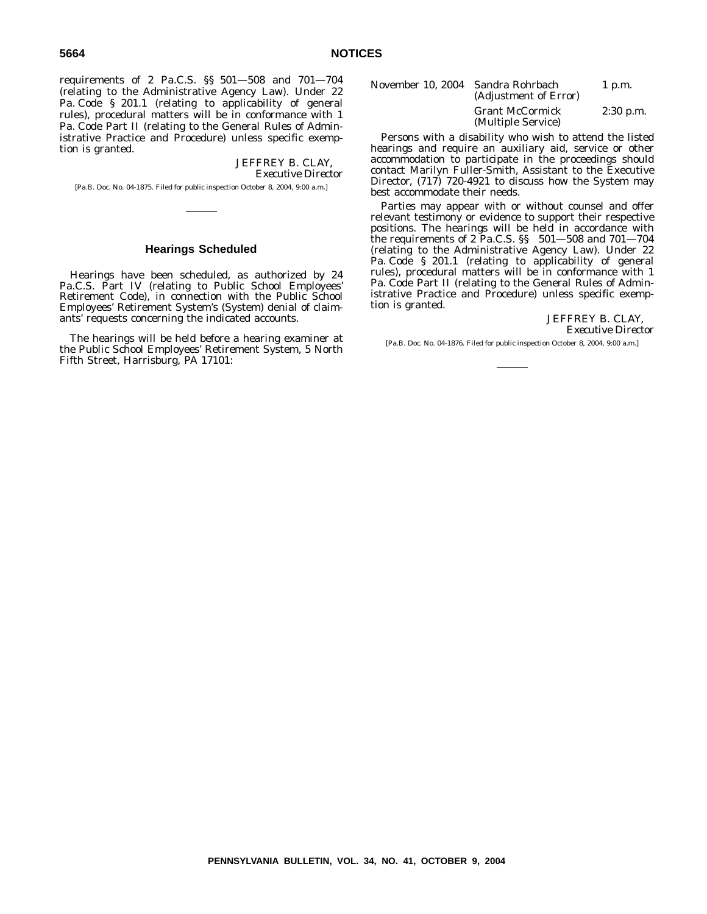requirements of 2 Pa.C.S. §§ 501—508 and 701—704 (relating to the Administrative Agency Law). Under 22 Pa. Code § 201.1 (relating to applicability of general rules), procedural matters will be in conformance with 1 Pa. Code Part II (relating to the General Rules of Administrative Practice and Procedure) unless specific exemption is granted.

JEFFREY B. CLAY,
*Executive Director*

[Pa.B. Doc. No. 04-1875. Filed for public inspection October 8, 2004, 9:00 a.m.]

---

## Hearings Scheduled

Hearings have been scheduled, as authorized by 24 Pa.C.S. Part IV (relating to Public School Employees' Retirement Code), in connection with the Public School Employees' Retirement System's (System) denial of claimants' requests concerning the indicated accounts.

The hearings will be held before a hearing examiner at the Public School Employees' Retirement System, 5 North Fifth Street, Harrisburg, PA 17101:

| | | |
|---|---|---|
| November 10, 2004 | Sandra Rohrbach (Adjustment of Error) | 1 p.m. |
| | Grant McCormick (Multiple Service) | 2:30 p.m. |

Persons with a disability who wish to attend the listed hearings and require an auxiliary aid, service or other accommodation to participate in the proceedings should contact Marilyn Fuller-Smith, Assistant to the Executive Director, (717) 720-4921 to discuss how the System may best accommodate their needs.

Parties may appear with or without counsel and offer relevant testimony or evidence to support their respective positions. The hearings will be held in accordance with the requirements of 2 Pa.C.S. §§ 501—508 and 701—704 (relating to the Administrative Agency Law). Under 22 Pa. Code § 201.1 (relating to applicability of general rules), procedural matters will be in conformance with 1 Pa. Code Part II (relating to the General Rules of Administrative Practice and Procedure) unless specific exemption is granted.

JEFFREY B. CLAY,
*Executive Director*

[Pa.B. Doc. No. 04-1876. Filed for public inspection October 8, 2004, 9:00 a.m.]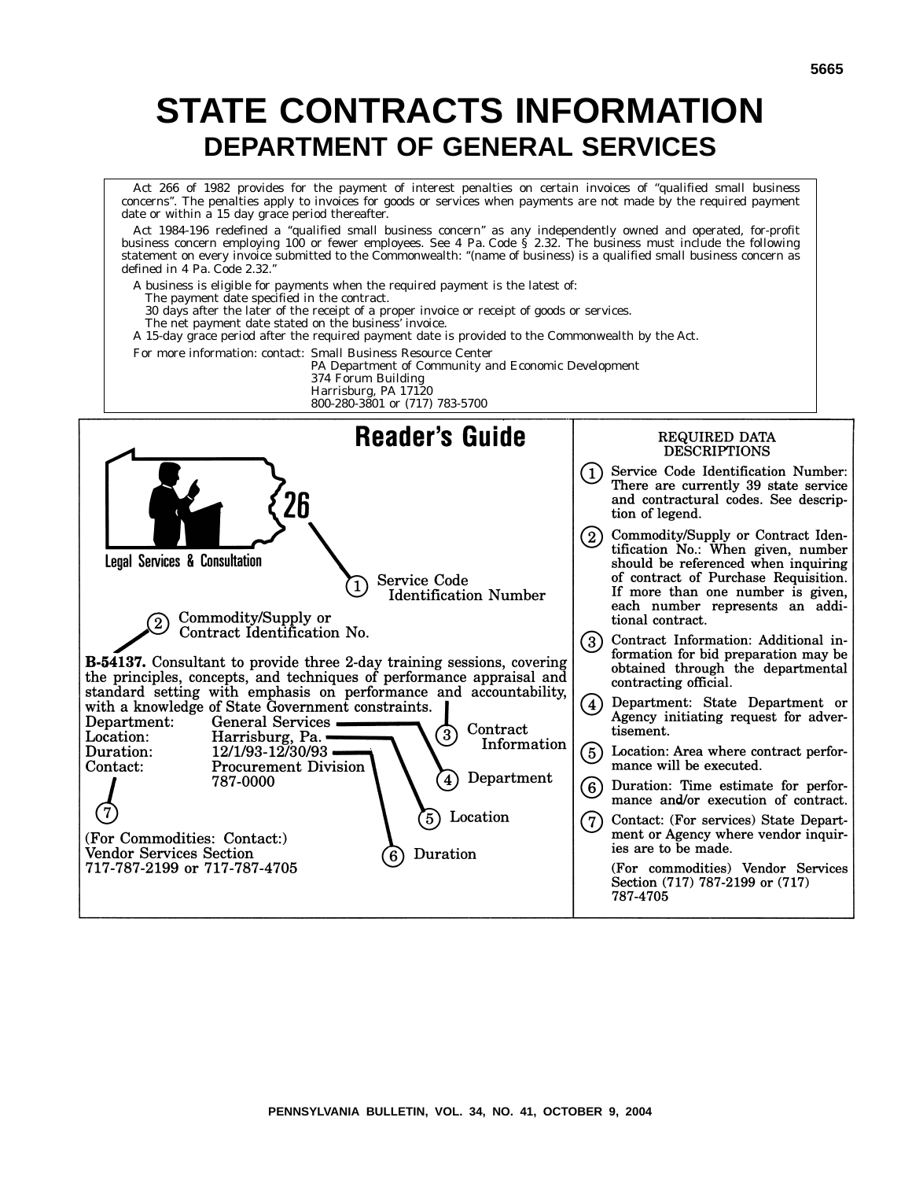# STATE CONTRACTS INFORMATION

## DEPARTMENT OF GENERAL SERVICES

Act 266 of 1982 provides for the payment of interest penalties on certain invoices of "qualified small business concerns". The penalties apply to invoices for goods or services when payments are not made by the required payment date or within a 15 day grace period thereafter.

Act 1984-196 redefined a "qualified small business concern" as any independently owned and operated, for-profit business concern employing 100 or fewer employees. See 4 Pa. Code § 2.32. The business must include the following statement on every invoice submitted to the Commonwealth: "(name of business) is a qualified small business concern as defined in 4 Pa. Code 2.32."

A business is eligible for payments when the required payment is the latest of:

- The payment date specified in the contract.
- 30 days after the later of the receipt of a proper invoice or receipt of goods or services.
- The net payment date stated on the business' invoice.

A 15-day grace period after the required payment date is provided to the Commonwealth by the Act.

For more information: contact: Small Business Resource Center
PA Department of Community and Economic Development
374 Forum Building
Harrisburg, PA 17120
800-280-3801 or (717) 783-5700

## Reader's Guide

26

Legal Services & Consultation

(1) Service Code Identification Number

(2) Commodity/Supply or Contract Identification No.

**B-54137.** Consultant to provide three 2-day training sessions, covering the principles, concepts, and techniques of performance appraisal and standard setting with emphasis on performance and accountability, with a knowledge of State Government constraints.

Department: General Services
Location: Harrisburg, Pa.
Duration: 12/1/93-12/30/93
Contact: Procurement Division
787-0000

(3) Contract Information

(4) Department

(5) Location

(6) Duration

(7)

(For Commodities: Contact:)
Vendor Services Section
717-787-2199 or 717-787-4705

### REQUIRED DATA DESCRIPTIONS

(1) Service Code Identification Number: There are currently 39 state service and contractural codes. See description of legend.

(2) Commodity/Supply or Contract Identification No.: When given, number should be referenced when inquiring of contract of Purchase Requisition. If more than one number is given, each number represents an additional contract.

(3) Contract Information: Additional information for bid preparation may be obtained through the departmental contracting official.

(4) Department: State Department or Agency initiating request for advertisement.

(5) Location: Area where contract performance will be executed.

(6) Duration: Time estimate for performance and/or execution of contract.

(7) Contact: (For services) State Department or Agency where vendor inquiries are to be made.

(For commodities) Vendor Services Section (717) 787-2199 or (717) 787-4705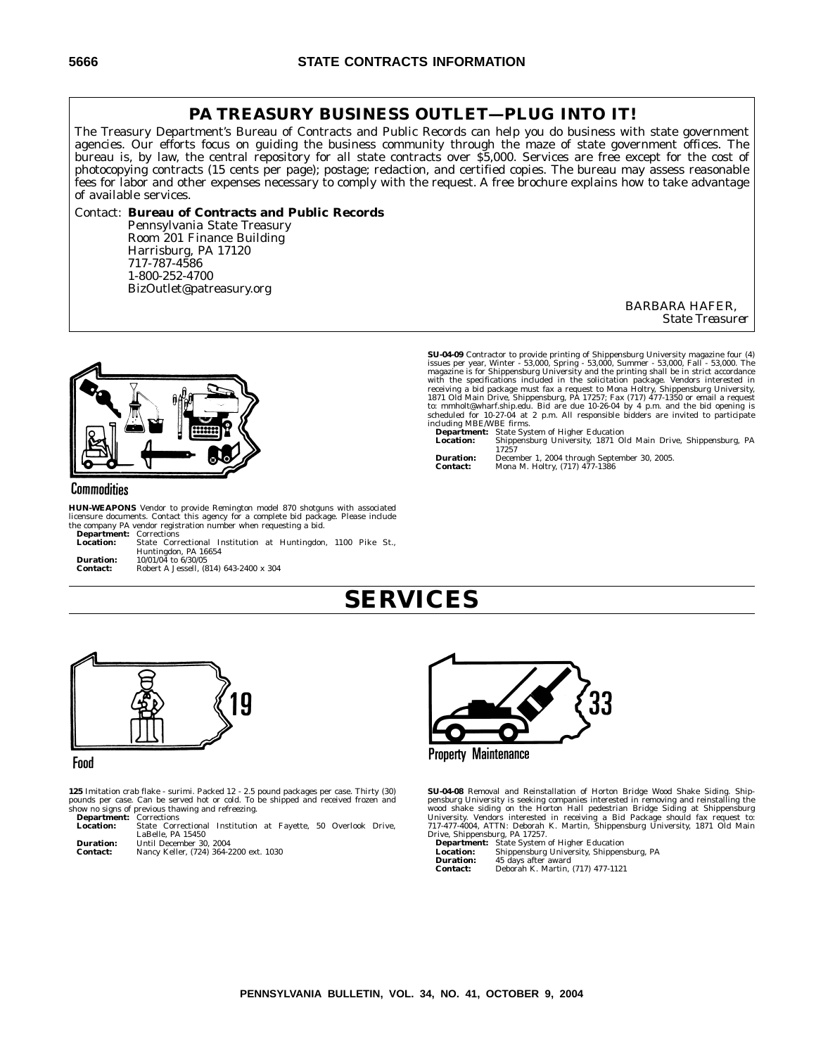## PA TREASURY BUSINESS OUTLET—PLUG INTO IT!

The Treasury Department's Bureau of Contracts and Public Records can help you do business with state government agencies. Our efforts focus on guiding the business community through the maze of state government offices. The bureau is, by law, the central repository for all state contracts over $5,000. Services are free except for the cost of photocopying contracts (15 cents per page); postage; redaction, and certified copies. The bureau may assess reasonable fees for labor and other expenses necessary to comply with the request. A free brochure explains how to take advantage of available services.

Contact: **Bureau of Contracts and Public Records**
Pennsylvania State Treasury
Room 201 Finance Building
Harrisburg, PA 17120
717-787-4586
1-800-252-4700
BizOutlet@patreasury.org

BARBARA HAFER,
*State Treasurer*

Commodities

**HUN-WEAPONS** Vendor to provide Remington model 870 shotguns with associated licensure documents. Contact this agency for a complete bid package. Please include the company PA vendor registration number when requesting a bid.

**Department:** Corrections
**Location:** State Correctional Institution at Huntingdon, 1100 Pike St., Huntingdon, PA 16654
**Duration:** 10/01/04 to 6/30/05
**Contact:** Robert A Jessell, (814) 643-2400 x 304

**SU-04-09** Contractor to provide printing of Shippensburg University magazine four (4) issues per year, Winter - 53,000, Spring - 53,000, Summer - 53,000, Fall - 53,000. The magazine is for Shippensburg University and the printing shall be in strict accordance with the specifications included in the solicitation package. Vendors interested in receiving a bid package must fax a request to Mona Holtry, Shippensburg University, 1871 Old Main Drive, Shippensburg, PA 17257; Fax (717) 477-1350 or email a request to: mmholt@wharf.ship.edu. Bid are due 10-26-04 by 4 p.m. and the bid opening is scheduled for 10-27-04 at 2 p.m. All responsible bidders are invited to participate including MBE/WBE firms.

**Department:** State System of Higher Education
**Location:** Shippensburg University, 1871 Old Main Drive, Shippensburg, PA 17257
**Duration:** December 1, 2004 through September 30, 2005.
**Contact:** Mona M. Holtry, (717) 477-1386

# SERVICES

Food 19

**125** Imitation crab flake - surimi. Packed 12 - 2.5 pound packages per case. Thirty (30) pounds per case. Can be served hot or cold. To be shipped and received frozen and show no signs of previous thawing and refreezing.

**Department:** Corrections
**Location:** State Correctional Institution at Fayette, 50 Overlook Drive, LaBelle, PA 15450
**Duration:** Until December 30, 2004
**Contact:** Nancy Keller, (724) 364-2200 ext. 1030

Property Maintenance 33

**SU-04-08** Removal and Reinstallation of Horton Bridge Wood Shake Siding. Shippensburg University is seeking companies interested in removing and reinstalling the wood shake siding on the Horton Hall pedestrian Bridge Siding at Shippensburg University. Vendors interested in receiving a Bid Package should fax request to: 717-477-4004, ATTN: Deborah K. Martin, Shippensburg University, 1871 Old Main Drive, Shippensburg, PA 17257.

**Department:** State System of Higher Education
**Location:** Shippensburg University, Shippensburg, PA
**Duration:** 45 days after award
**Contact:** Deborah K. Martin, (717) 477-1121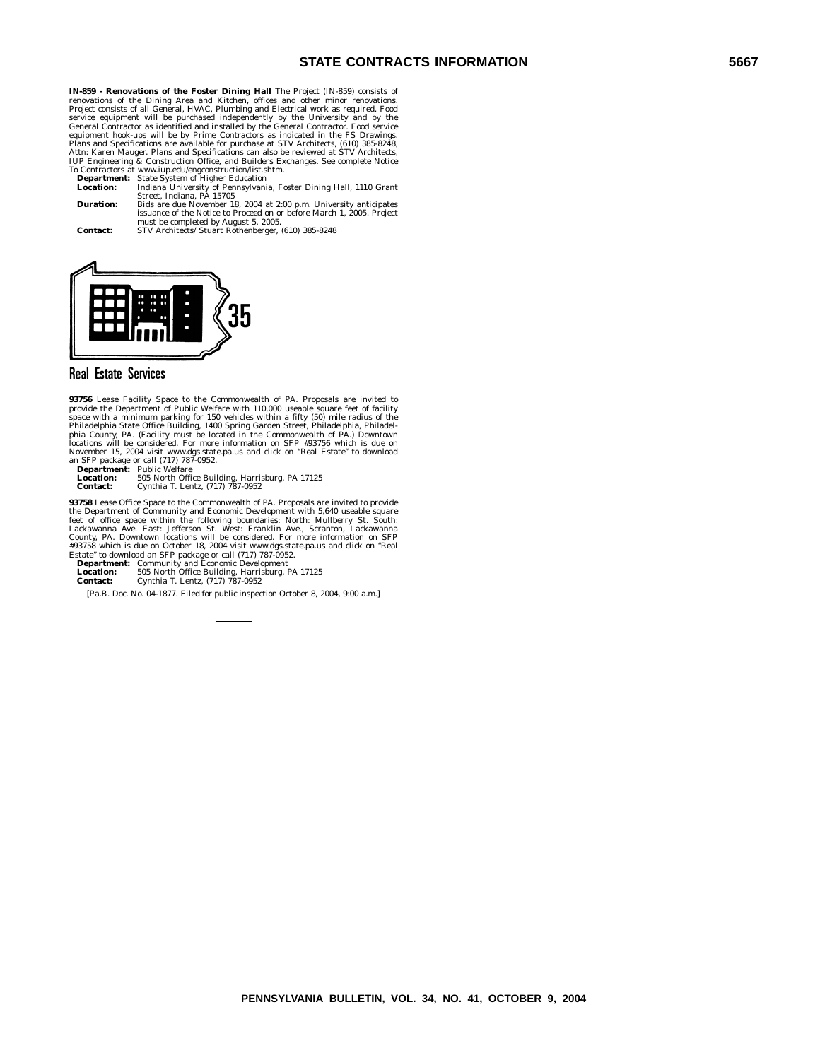**IN-859 - Renovations of the Foster Dining Hall** The Project (IN-859) consists of renovations of the Dining Area and Kitchen, offices and other minor renovations. Project consists of all General, HVAC, Plumbing and Electrical work as required. Food service equipment will be purchased independently by the University and by the General Contractor as identified and installed by the General Contractor. Food service equipment hook-ups will be by Prime Contractors as indicated in the FS Drawings. Plans and Specifications are available for purchase at STV Architects, (610) 385-8248, Attn: Karen Mauger. Plans and Specifications can also be reviewed at STV Architects, IUP Engineering & Construction Office, and Builders Exchanges. See complete Notice To Contractors at www.iup.edu/engconstruction/list.shtm.

**Department:** State System of Higher Education
**Location:** Indiana University of Pennsylvania, Foster Dining Hall, 1110 Grant Street, Indiana, PA 15705
**Duration:** Bids are due November 18, 2004 at 2:00 p.m. University anticipates issuance of the Notice to Proceed on or before March 1, 2005. Project must be completed by August 5, 2005.
**Contact:** STV Architects/Stuart Rothenberger, (610) 385-8248

---

35

## Real Estate Services

**93756** Lease Facility Space to the Commonwealth of PA. Proposals are invited to provide the Department of Public Welfare with 110,000 useable square feet of facility space with a minimum parking for 150 vehicles within a fifty (50) mile radius of the Philadelphia State Office Building, 1400 Spring Garden Street, Philadelphia, Philadelphia County, PA. (Facility must be located in the Commonwealth of PA.) Downtown locations will be considered. For more information on SFP #93756 which is due on November 15, 2004 visit www.dgs.state.pa.us and click on "Real Estate" to download an SFP package or call (717) 787-0952.

**Department:** Public Welfare
**Location:** 505 North Office Building, Harrisburg, PA 17125
**Contact:** Cynthia T. Lentz, (717) 787-0952

---

**93758** Lease Office Space to the Commonwealth of PA. Proposals are invited to provide the Department of Community and Economic Development with 5,640 useable square feet of office space within the following boundaries: North: Mullberry St. South: Lackawanna Ave. East: Jefferson St. West: Franklin Ave., Scranton, Lackawanna County, PA. Downtown locations will be considered. For more information on SFP #93758 which is due on October 18, 2004 visit www.dgs.state.pa.us and click on "Real Estate" to download an SFP package or call (717) 787-0952.

**Department:** Community and Economic Development
**Location:** 505 North Office Building, Harrisburg, PA 17125
**Contact:** Cynthia T. Lentz, (717) 787-0952

[Pa.B. Doc. No. 04-1877. Filed for public inspection October 8, 2004, 9:00 a.m.]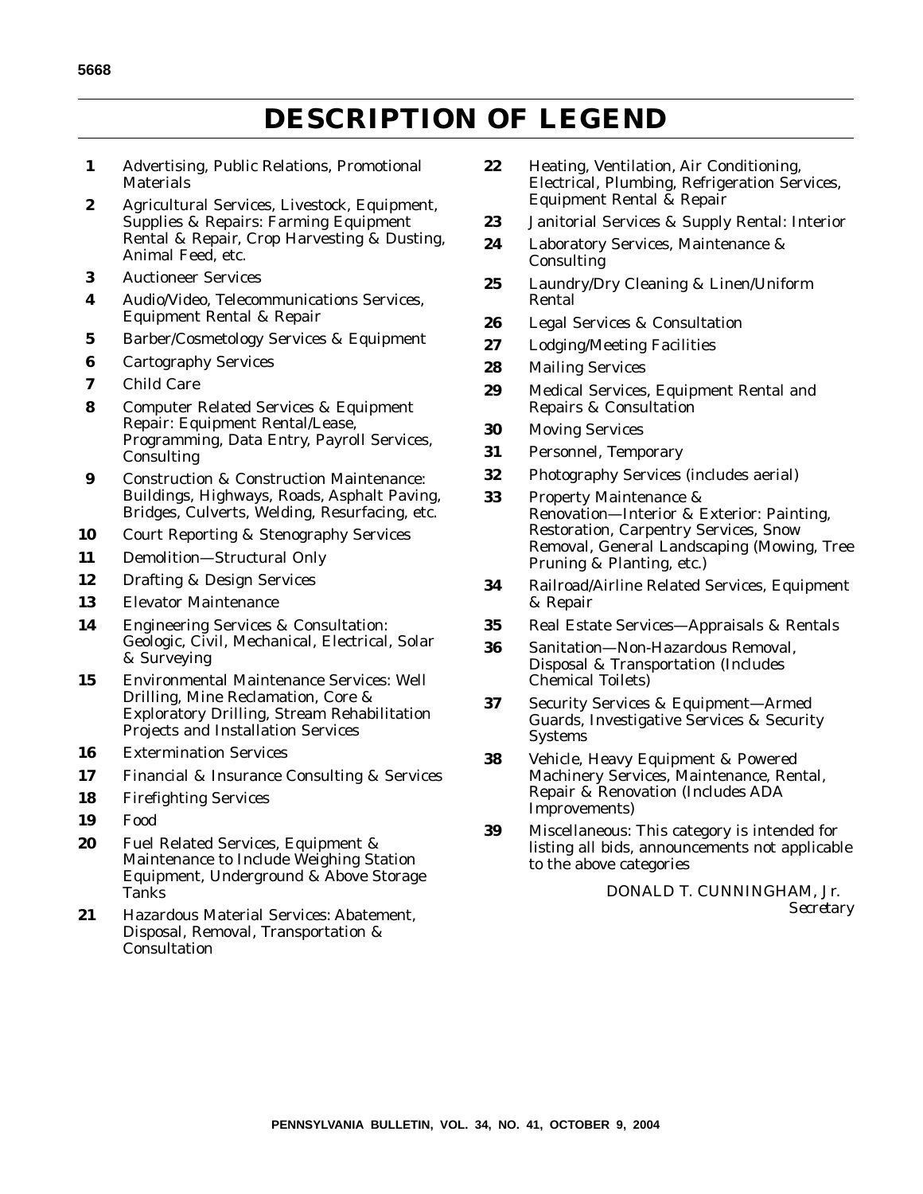# DESCRIPTION OF LEGEND

**1** Advertising, Public Relations, Promotional Materials

**2** Agricultural Services, Livestock, Equipment, Supplies & Repairs: Farming Equipment Rental & Repair, Crop Harvesting & Dusting, Animal Feed, etc.

**3** Auctioneer Services

**4** Audio/Video, Telecommunications Services, Equipment Rental & Repair

**5** Barber/Cosmetology Services & Equipment

**6** Cartography Services

**7** Child Care

**8** Computer Related Services & Equipment Repair: Equipment Rental/Lease, Programming, Data Entry, Payroll Services, Consulting

**9** Construction & Construction Maintenance: Buildings, Highways, Roads, Asphalt Paving, Bridges, Culverts, Welding, Resurfacing, etc.

**10** Court Reporting & Stenography Services

**11** Demolition—Structural Only

**12** Drafting & Design Services

**13** Elevator Maintenance

**14** Engineering Services & Consultation: Geologic, Civil, Mechanical, Electrical, Solar & Surveying

**15** Environmental Maintenance Services: Well Drilling, Mine Reclamation, Core & Exploratory Drilling, Stream Rehabilitation Projects and Installation Services

**16** Extermination Services

**17** Financial & Insurance Consulting & Services

**18** Firefighting Services

**19** Food

**20** Fuel Related Services, Equipment & Maintenance to Include Weighing Station Equipment, Underground & Above Storage Tanks

**21** Hazardous Material Services: Abatement, Disposal, Removal, Transportation & Consultation

**22** Heating, Ventilation, Air Conditioning, Electrical, Plumbing, Refrigeration Services, Equipment Rental & Repair

**23** Janitorial Services & Supply Rental: Interior

**24** Laboratory Services, Maintenance & Consulting

**25** Laundry/Dry Cleaning & Linen/Uniform Rental

**26** Legal Services & Consultation

**27** Lodging/Meeting Facilities

**28** Mailing Services

**29** Medical Services, Equipment Rental and Repairs & Consultation

**30** Moving Services

**31** Personnel, Temporary

**32** Photography Services (includes aerial)

**33** Property Maintenance & Renovation—Interior & Exterior: Painting, Restoration, Carpentry Services, Snow Removal, General Landscaping (Mowing, Tree Pruning & Planting, etc.)

**34** Railroad/Airline Related Services, Equipment & Repair

**35** Real Estate Services—Appraisals & Rentals

**36** Sanitation—Non-Hazardous Removal, Disposal & Transportation (Includes Chemical Toilets)

**37** Security Services & Equipment—Armed Guards, Investigative Services & Security Systems

**38** Vehicle, Heavy Equipment & Powered Machinery Services, Maintenance, Rental, Repair & Renovation (Includes ADA Improvements)

**39** Miscellaneous: This category is intended for listing all bids, announcements not applicable to the above categories

DONALD T. CUNNINGHAM, Jr.,
*Secretary*